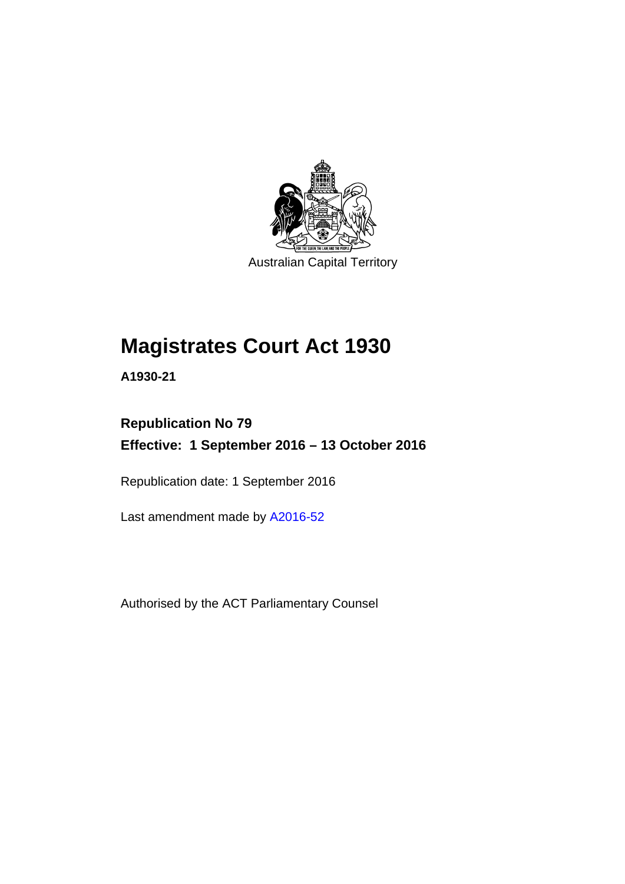Australian Capital Territory

# Magistrates Court Act 1930

**A1930-21**

**Republication No 79**

**Effective: 1 September 2016 – 13 October 2016**

Republication date: 1 September 2016

Last amendment made by A2016-52

Authorised by the ACT Parliamentary Counsel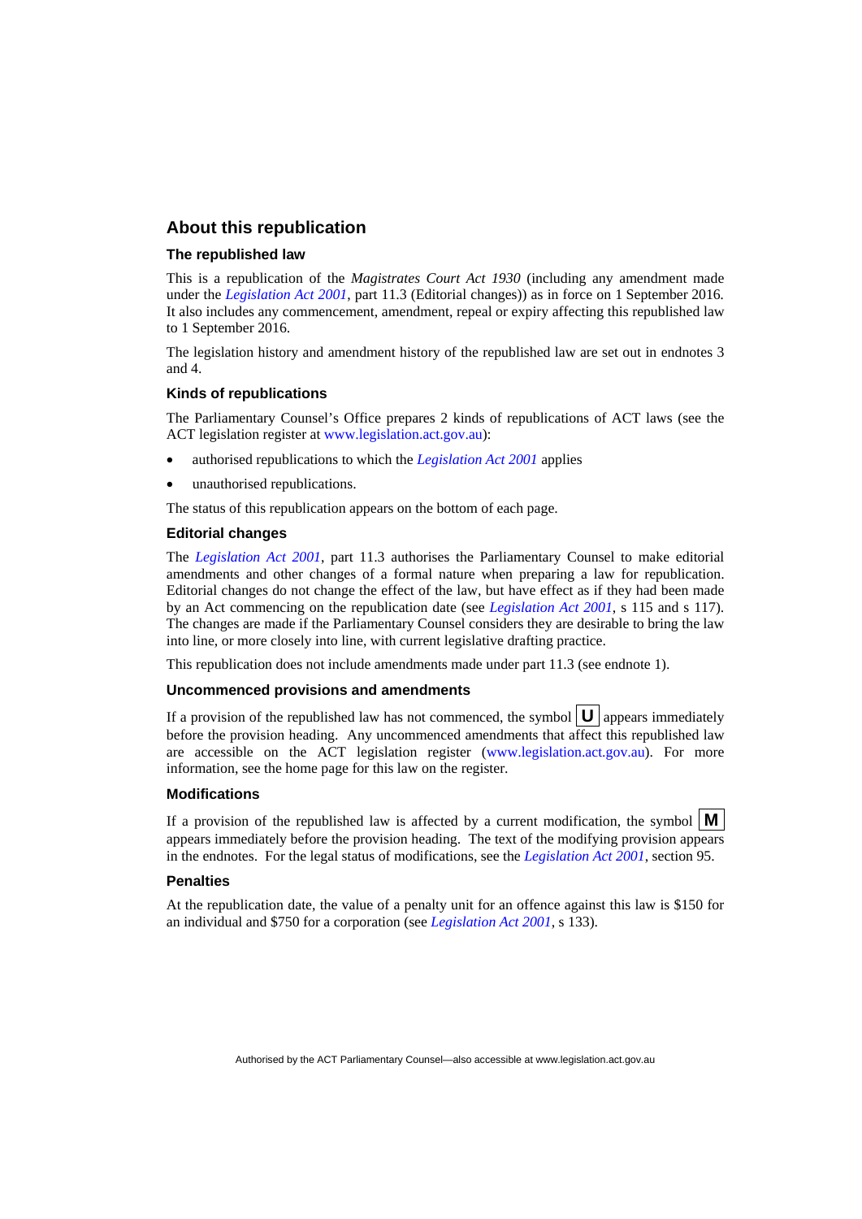## About this republication

### The republished law

This is a republication of the *Magistrates Court Act 1930* (including any amendment made under the *Legislation Act 2001*, part 11.3 (Editorial changes)) as in force on 1 September 2016. It also includes any commencement, amendment, repeal or expiry affecting this republished law to 1 September 2016.

The legislation history and amendment history of the republished law are set out in endnotes 3 and 4.

### Kinds of republications

The Parliamentary Counsel's Office prepares 2 kinds of republications of ACT laws (see the ACT legislation register at www.legislation.act.gov.au):

- authorised republications to which the *Legislation Act 2001* applies
- unauthorised republications.

The status of this republication appears on the bottom of each page.

### Editorial changes

The *Legislation Act 2001*, part 11.3 authorises the Parliamentary Counsel to make editorial amendments and other changes of a formal nature when preparing a law for republication. Editorial changes do not change the effect of the law, but have effect as if they had been made by an Act commencing on the republication date (see *Legislation Act 2001*, s 115 and s 117). The changes are made if the Parliamentary Counsel considers they are desirable to bring the law into line, or more closely into line, with current legislative drafting practice.

This republication does not include amendments made under part 11.3 (see endnote 1).

### Uncommenced provisions and amendments

If a provision of the republished law has not commenced, the symbol **U** appears immediately before the provision heading. Any uncommenced amendments that affect this republished law are accessible on the ACT legislation register (www.legislation.act.gov.au). For more information, see the home page for this law on the register.

### Modifications

If a provision of the republished law is affected by a current modification, the symbol **M** appears immediately before the provision heading. The text of the modifying provision appears in the endnotes. For the legal status of modifications, see the *Legislation Act 2001*, section 95.

### Penalties

At the republication date, the value of a penalty unit for an offence against this law is $150 for an individual and $750 for a corporation (see *Legislation Act 2001*, s 133).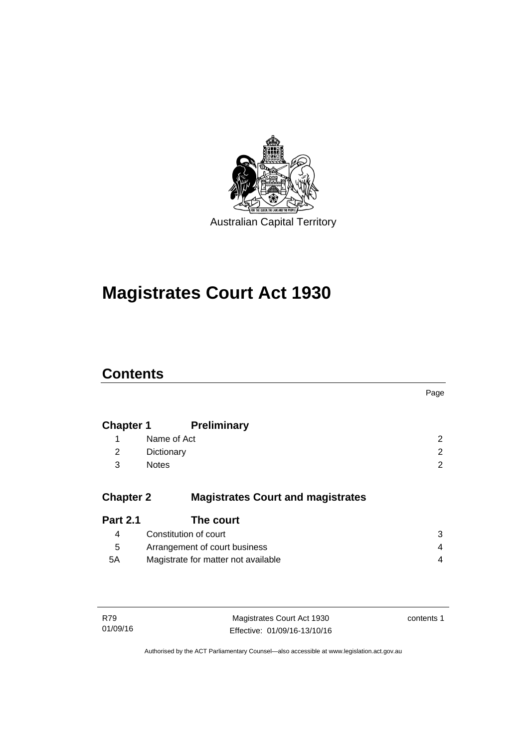Australian Capital Territory

# Magistrates Court Act 1930

## Contents

| | | Page |
|---|---|---|
| **Chapter 1** | **Preliminary** | |
| 1 | Name of Act | 2 |
| 2 | Dictionary | 2 |
| 3 | Notes | 2 |
| **Chapter 2** | **Magistrates Court and magistrates** | |
| **Part 2.1** | **The court** | |
| 4 | Constitution of court | 3 |
| 5 | Arrangement of court business | 4 |
| 5A | Magistrate for matter not available | 4 |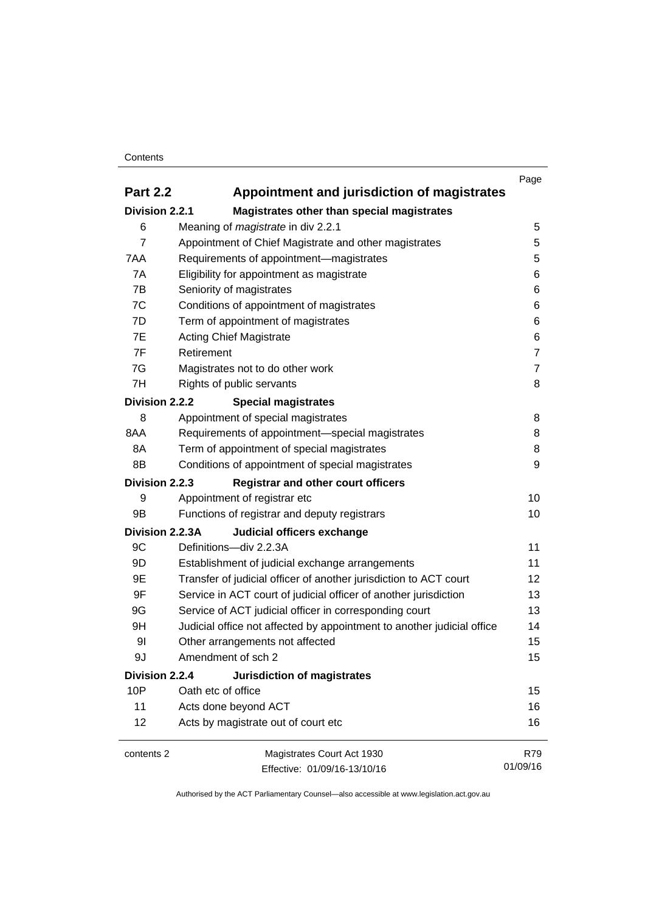| | | Page |
|---|---|---|
| **Part 2.2** | **Appointment and jurisdiction of magistrates** | |
| **Division 2.2.1** | **Magistrates other than special magistrates** | |
| 6 | Meaning of *magistrate* in div 2.2.1 | 5 |
| 7 | Appointment of Chief Magistrate and other magistrates | 5 |
| 7AA | Requirements of appointment—magistrates | 5 |
| 7A | Eligibility for appointment as magistrate | 6 |
| 7B | Seniority of magistrates | 6 |
| 7C | Conditions of appointment of magistrates | 6 |
| 7D | Term of appointment of magistrates | 6 |
| 7E | Acting Chief Magistrate | 6 |
| 7F | Retirement | 7 |
| 7G | Magistrates not to do other work | 7 |
| 7H | Rights of public servants | 8 |
| **Division 2.2.2** | **Special magistrates** | |
| 8 | Appointment of special magistrates | 8 |
| 8AA | Requirements of appointment—special magistrates | 8 |
| 8A | Term of appointment of special magistrates | 8 |
| 8B | Conditions of appointment of special magistrates | 9 |
| **Division 2.2.3** | **Registrar and other court officers** | |
| 9 | Appointment of registrar etc | 10 |
| 9B | Functions of registrar and deputy registrars | 10 |
| **Division 2.2.3A** | **Judicial officers exchange** | |
| 9C | Definitions—div 2.2.3A | 11 |
| 9D | Establishment of judicial exchange arrangements | 11 |
| 9E | Transfer of judicial officer of another jurisdiction to ACT court | 12 |
| 9F | Service in ACT court of judicial officer of another jurisdiction | 13 |
| 9G | Service of ACT judicial officer in corresponding court | 13 |
| 9H | Judicial office not affected by appointment to another judicial office | 14 |
| 9I | Other arrangements not affected | 15 |
| 9J | Amendment of sch 2 | 15 |
| **Division 2.2.4** | **Jurisdiction of magistrates** | |
| 10P | Oath etc of office | 15 |
| 11 | Acts done beyond ACT | 16 |
| 12 | Acts by magistrate out of court etc | 16 |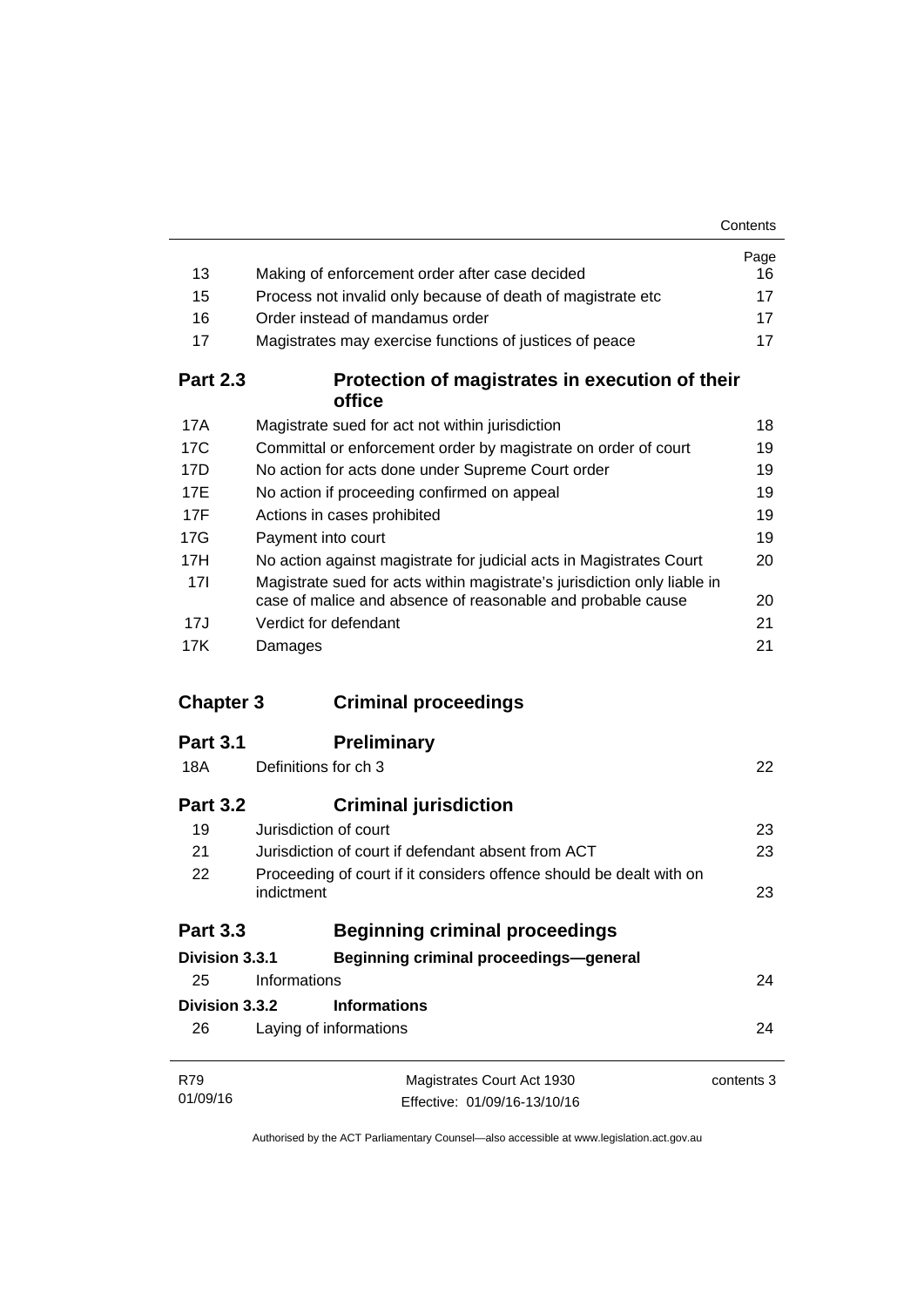| | | Page |
|---|---|---|
| 13 | Making of enforcement order after case decided | 16 |
| 15 | Process not invalid only because of death of magistrate etc | 17 |
| 16 | Order instead of mandamus order | 17 |
| 17 | Magistrates may exercise functions of justices of peace | 17 |

## Part 2.3 Protection of magistrates in execution of their office

| | | |
|---|---|---|
| 17A | Magistrate sued for act not within jurisdiction | 18 |
| 17C | Committal or enforcement order by magistrate on order of court | 19 |
| 17D | No action for acts done under Supreme Court order | 19 |
| 17E | No action if proceeding confirmed on appeal | 19 |
| 17F | Actions in cases prohibited | 19 |
| 17G | Payment into court | 19 |
| 17H | No action against magistrate for judicial acts in Magistrates Court | 20 |
| 17I | Magistrate sued for acts within magistrate's jurisdiction only liable in case of malice and absence of reasonable and probable cause | 20 |
| 17J | Verdict for defendant | 21 |
| 17K | Damages | 21 |

# Chapter 3 Criminal proceedings

## Part 3.1 Preliminary

| | | |
|---|---|---|
| 18A | Definitions for ch 3 | 22 |

## Part 3.2 Criminal jurisdiction

| | | |
|---|---|---|
| 19 | Jurisdiction of court | 23 |
| 21 | Jurisdiction of court if defendant absent from ACT | 23 |
| 22 | Proceeding of court if it considers offence should be dealt with on indictment | 23 |

## Part 3.3 Beginning criminal proceedings

### Division 3.3.1 Beginning criminal proceedings—general

| | | |
|---|---|---|
| 25 | Informations | 24 |

### Division 3.3.2 Informations

| | | |
|---|---|---|
| 26 | Laying of informations | 24 |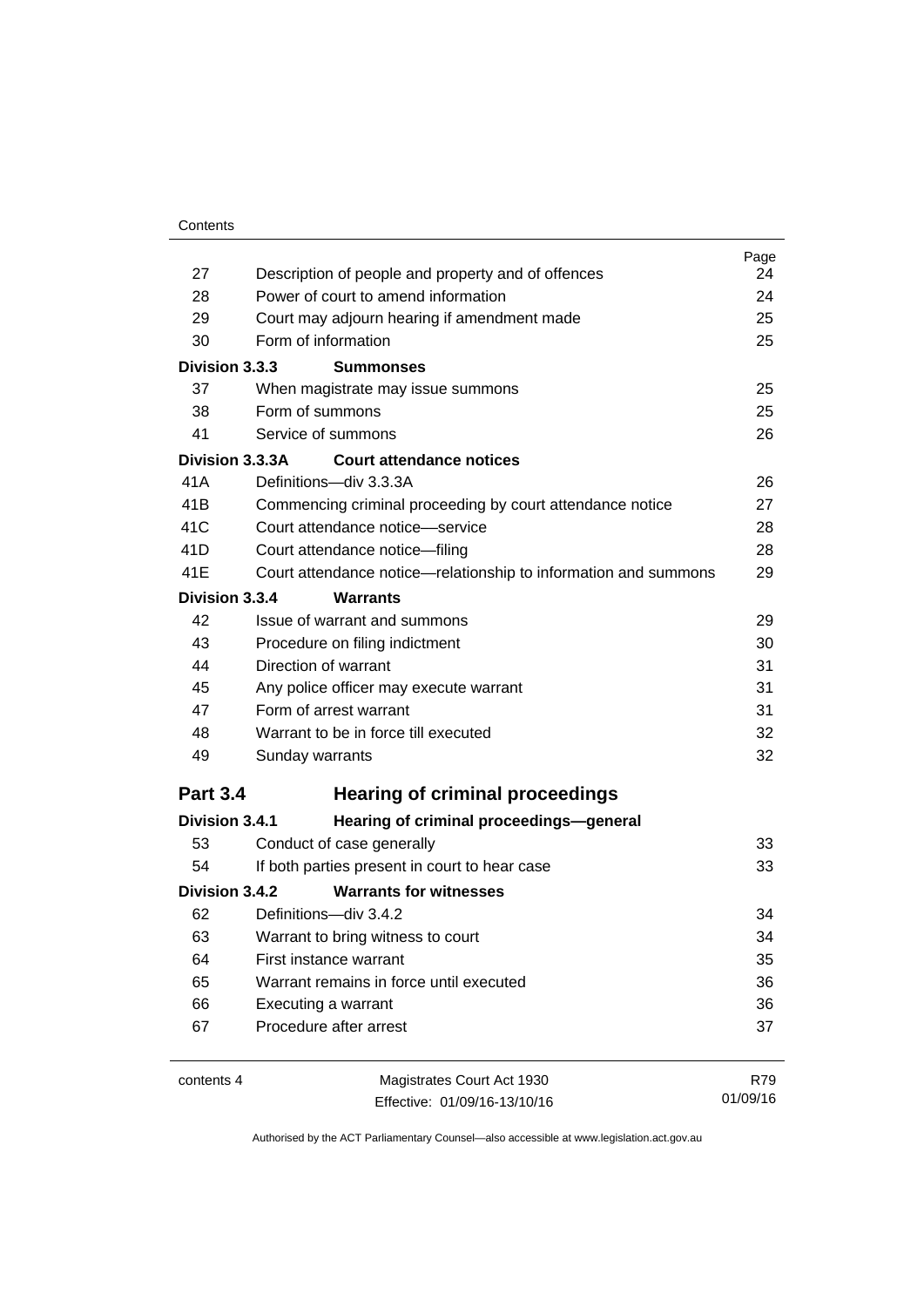| | | Page |
|---|---|---|
| 27 | Description of people and property and of offences | 24 |
| 28 | Power of court to amend information | 24 |
| 29 | Court may adjourn hearing if amendment made | 25 |
| 30 | Form of information | 25 |
| **Division 3.3.3** | **Summonses** | |
| 37 | When magistrate may issue summons | 25 |
| 38 | Form of summons | 25 |
| 41 | Service of summons | 26 |
| **Division 3.3.3A** | **Court attendance notices** | |
| 41A | Definitions—div 3.3.3A | 26 |
| 41B | Commencing criminal proceeding by court attendance notice | 27 |
| 41C | Court attendance notice—service | 28 |
| 41D | Court attendance notice—filing | 28 |
| 41E | Court attendance notice—relationship to information and summons | 29 |
| **Division 3.3.4** | **Warrants** | |
| 42 | Issue of warrant and summons | 29 |
| 43 | Procedure on filing indictment | 30 |
| 44 | Direction of warrant | 31 |
| 45 | Any police officer may execute warrant | 31 |
| 47 | Form of arrest warrant | 31 |
| 48 | Warrant to be in force till executed | 32 |
| 49 | Sunday warrants | 32 |
| **Part 3.4** | **Hearing of criminal proceedings** | |
| **Division 3.4.1** | **Hearing of criminal proceedings—general** | |
| 53 | Conduct of case generally | 33 |
| 54 | If both parties present in court to hear case | 33 |
| **Division 3.4.2** | **Warrants for witnesses** | |
| 62 | Definitions—div 3.4.2 | 34 |
| 63 | Warrant to bring witness to court | 34 |
| 64 | First instance warrant | 35 |
| 65 | Warrant remains in force until executed | 36 |
| 66 | Executing a warrant | 36 |
| 67 | Procedure after arrest | 37 |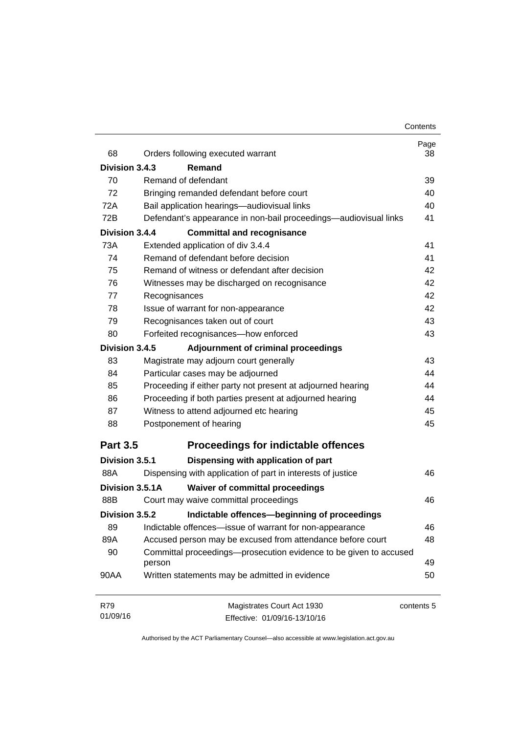| | | Page |
|---|---|---|
| 68 | Orders following executed warrant | 38 |
| **Division 3.4.3** | **Remand** | |
| 70 | Remand of defendant | 39 |
| 72 | Bringing remanded defendant before court | 40 |
| 72A | Bail application hearings—audiovisual links | 40 |
| 72B | Defendant's appearance in non-bail proceedings—audiovisual links | 41 |
| **Division 3.4.4** | **Committal and recognisance** | |
| 73A | Extended application of div 3.4.4 | 41 |
| 74 | Remand of defendant before decision | 41 |
| 75 | Remand of witness or defendant after decision | 42 |
| 76 | Witnesses may be discharged on recognisance | 42 |
| 77 | Recognisances | 42 |
| 78 | Issue of warrant for non-appearance | 42 |
| 79 | Recognisances taken out of court | 43 |
| 80 | Forfeited recognisances—how enforced | 43 |
| **Division 3.4.5** | **Adjournment of criminal proceedings** | |
| 83 | Magistrate may adjourn court generally | 43 |
| 84 | Particular cases may be adjourned | 44 |
| 85 | Proceeding if either party not present at adjourned hearing | 44 |
| 86 | Proceeding if both parties present at adjourned hearing | 44 |
| 87 | Witness to attend adjourned etc hearing | 45 |
| 88 | Postponement of hearing | 45 |
| **Part 3.5** | **Proceedings for indictable offences** | |
| **Division 3.5.1** | **Dispensing with application of part** | |
| 88A | Dispensing with application of part in interests of justice | 46 |
| **Division 3.5.1A** | **Waiver of committal proceedings** | |
| 88B | Court may waive committal proceedings | 46 |
| **Division 3.5.2** | **Indictable offences—beginning of proceedings** | |
| 89 | Indictable offences—issue of warrant for non-appearance | 46 |
| 89A | Accused person may be excused from attendance before court | 48 |
| 90 | Committal proceedings—prosecution evidence to be given to accused person | 49 |
| 90AA | Written statements may be admitted in evidence | 50 |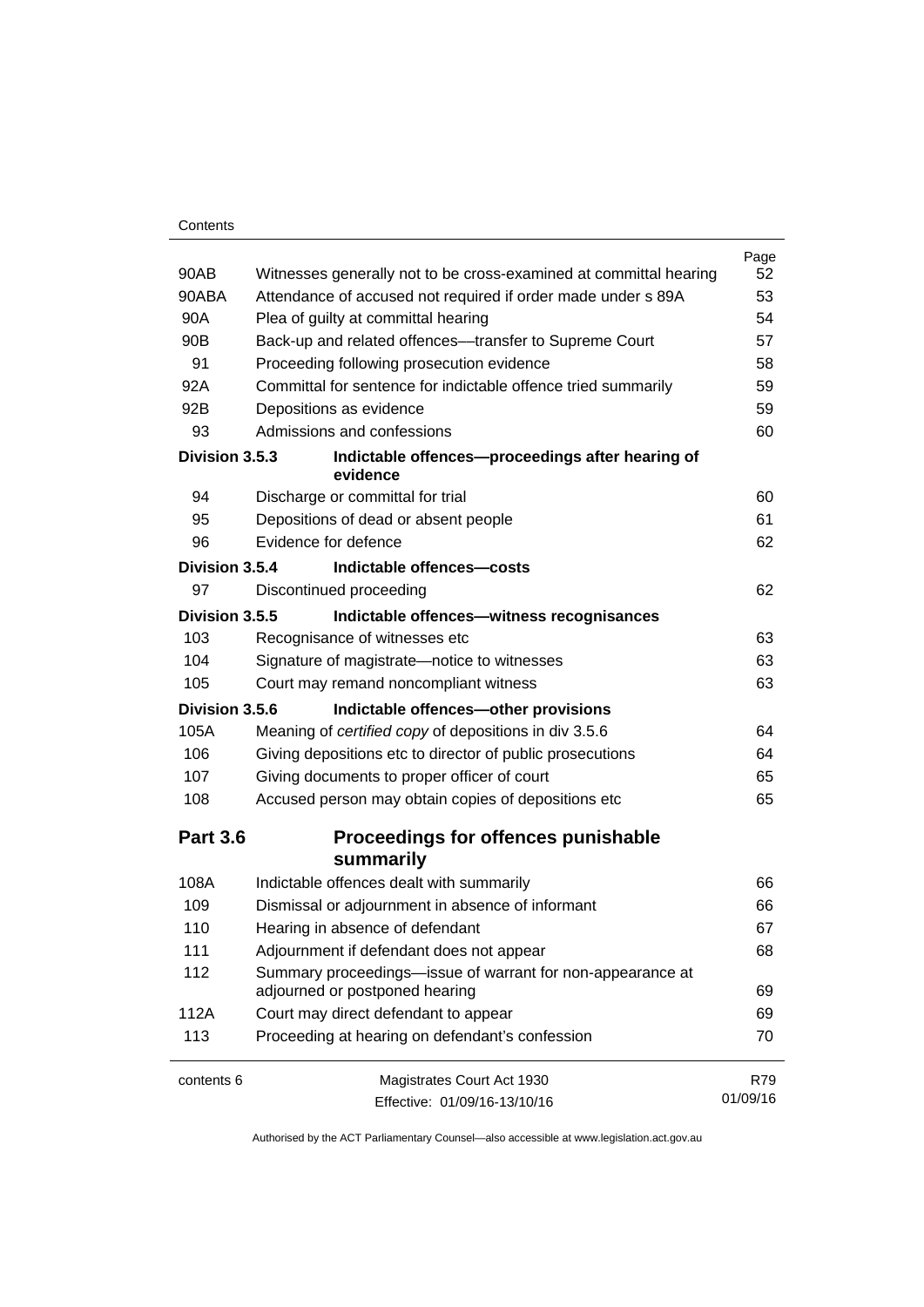| | | Page |
|---|---|---|
| 90AB | Witnesses generally not to be cross-examined at committal hearing | 52 |
| 90ABA | Attendance of accused not required if order made under s 89A | 53 |
| 90A | Plea of guilty at committal hearing | 54 |
| 90B | Back-up and related offences—transfer to Supreme Court | 57 |
| 91 | Proceeding following prosecution evidence | 58 |
| 92A | Committal for sentence for indictable offence tried summarily | 59 |
| 92B | Depositions as evidence | 59 |
| 93 | Admissions and confessions | 60 |
| **Division 3.5.3** | **Indictable offences—proceedings after hearing of evidence** | |
| 94 | Discharge or committal for trial | 60 |
| 95 | Depositions of dead or absent people | 61 |
| 96 | Evidence for defence | 62 |
| **Division 3.5.4** | **Indictable offences—costs** | |
| 97 | Discontinued proceeding | 62 |
| **Division 3.5.5** | **Indictable offences—witness recognisances** | |
| 103 | Recognisance of witnesses etc | 63 |
| 104 | Signature of magistrate—notice to witnesses | 63 |
| 105 | Court may remand noncompliant witness | 63 |
| **Division 3.5.6** | **Indictable offences—other provisions** | |
| 105A | Meaning of *certified copy* of depositions in div 3.5.6 | 64 |
| 106 | Giving depositions etc to director of public prosecutions | 64 |
| 107 | Giving documents to proper officer of court | 65 |
| 108 | Accused person may obtain copies of depositions etc | 65 |
| **Part 3.6** | **Proceedings for offences punishable summarily** | |
| 108A | Indictable offences dealt with summarily | 66 |
| 109 | Dismissal or adjournment in absence of informant | 66 |
| 110 | Hearing in absence of defendant | 67 |
| 111 | Adjournment if defendant does not appear | 68 |
| 112 | Summary proceedings—issue of warrant for non-appearance at adjourned or postponed hearing | 69 |
| 112A | Court may direct defendant to appear | 69 |
| 113 | Proceeding at hearing on defendant's confession | 70 |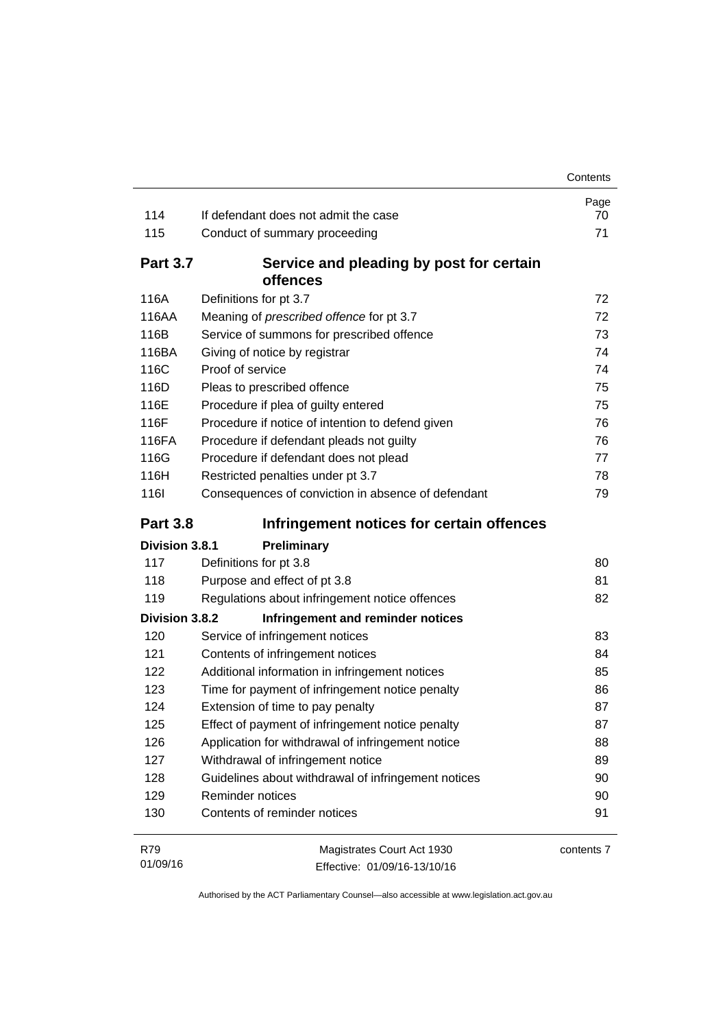| | | Page |
|---|---|---|
| 114 | If defendant does not admit the case | 70 |
| 115 | Conduct of summary proceeding | 71 |

**Part 3.7 Service and pleading by post for certain offences**

| | | |
|---|---|---|
| 116A | Definitions for pt 3.7 | 72 |
| 116AA | Meaning of *prescribed offence* for pt 3.7 | 72 |
| 116B | Service of summons for prescribed offence | 73 |
| 116BA | Giving of notice by registrar | 74 |
| 116C | Proof of service | 74 |
| 116D | Pleas to prescribed offence | 75 |
| 116E | Procedure if plea of guilty entered | 75 |
| 116F | Procedure if notice of intention to defend given | 76 |
| 116FA | Procedure if defendant pleads not guilty | 76 |
| 116G | Procedure if defendant does not plead | 77 |
| 116H | Restricted penalties under pt 3.7 | 78 |
| 116I | Consequences of conviction in absence of defendant | 79 |

**Part 3.8 Infringement notices for certain offences**

**Division 3.8.1 Preliminary**

| | | |
|---|---|---|
| 117 | Definitions for pt 3.8 | 80 |
| 118 | Purpose and effect of pt 3.8 | 81 |
| 119 | Regulations about infringement notice offences | 82 |

**Division 3.8.2 Infringement and reminder notices**

| | | |
|---|---|---|
| 120 | Service of infringement notices | 83 |
| 121 | Contents of infringement notices | 84 |
| 122 | Additional information in infringement notices | 85 |
| 123 | Time for payment of infringement notice penalty | 86 |
| 124 | Extension of time to pay penalty | 87 |
| 125 | Effect of payment of infringement notice penalty | 87 |
| 126 | Application for withdrawal of infringement notice | 88 |
| 127 | Withdrawal of infringement notice | 89 |
| 128 | Guidelines about withdrawal of infringement notices | 90 |
| 129 | Reminder notices | 90 |
| 130 | Contents of reminder notices | 91 |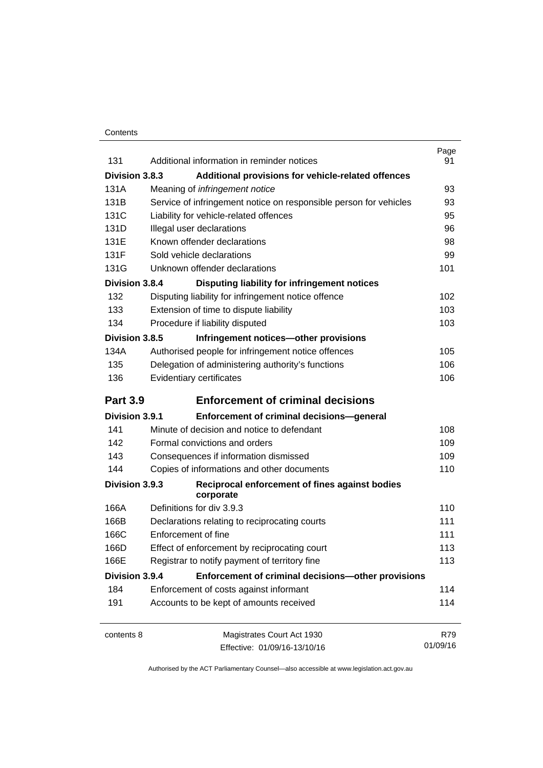| | | Page |
|---|---|---|
| 131 | Additional information in reminder notices | 91 |
| **Division 3.8.3** | **Additional provisions for vehicle-related offences** | |
| 131A | Meaning of *infringement notice* | 93 |
| 131B | Service of infringement notice on responsible person for vehicles | 93 |
| 131C | Liability for vehicle-related offences | 95 |
| 131D | Illegal user declarations | 96 |
| 131E | Known offender declarations | 98 |
| 131F | Sold vehicle declarations | 99 |
| 131G | Unknown offender declarations | 101 |
| **Division 3.8.4** | **Disputing liability for infringement notices** | |
| 132 | Disputing liability for infringement notice offence | 102 |
| 133 | Extension of time to dispute liability | 103 |
| 134 | Procedure if liability disputed | 103 |
| **Division 3.8.5** | **Infringement notices—other provisions** | |
| 134A | Authorised people for infringement notice offences | 105 |
| 135 | Delegation of administering authority's functions | 106 |
| 136 | Evidentiary certificates | 106 |
| **Part 3.9** | **Enforcement of criminal decisions** | |
| **Division 3.9.1** | **Enforcement of criminal decisions—general** | |
| 141 | Minute of decision and notice to defendant | 108 |
| 142 | Formal convictions and orders | 109 |
| 143 | Consequences if information dismissed | 109 |
| 144 | Copies of informations and other documents | 110 |
| **Division 3.9.3** | **Reciprocal enforcement of fines against bodies corporate** | |
| 166A | Definitions for div 3.9.3 | 110 |
| 166B | Declarations relating to reciprocating courts | 111 |
| 166C | Enforcement of fine | 111 |
| 166D | Effect of enforcement by reciprocating court | 113 |
| 166E | Registrar to notify payment of territory fine | 113 |
| **Division 3.9.4** | **Enforcement of criminal decisions—other provisions** | |
| 184 | Enforcement of costs against informant | 114 |
| 191 | Accounts to be kept of amounts received | 114 |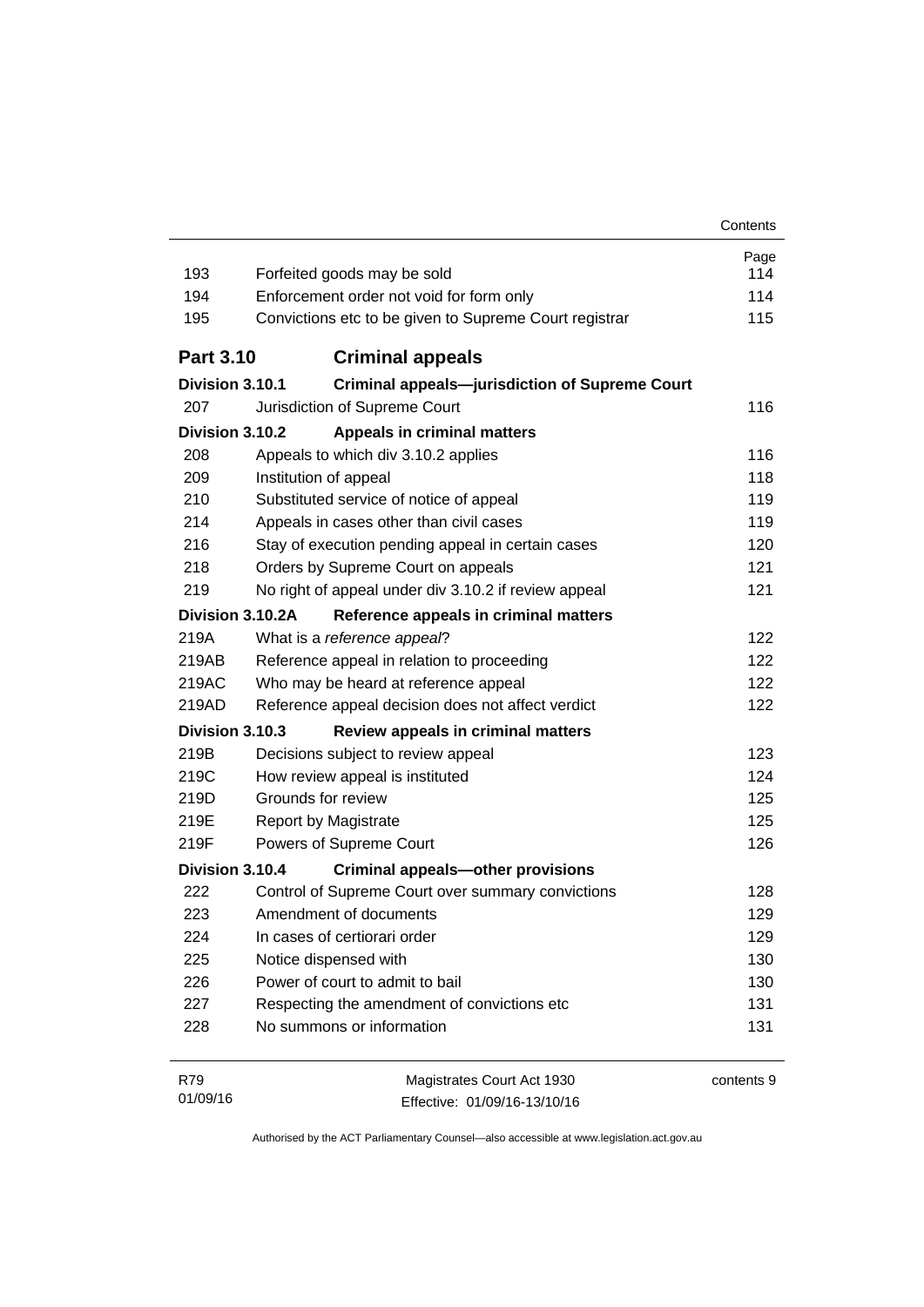| | | Page |
|---|---|---|
| 193 | Forfeited goods may be sold | 114 |
| 194 | Enforcement order not void for form only | 114 |
| 195 | Convictions etc to be given to Supreme Court registrar | 115 |
| **Part 3.10** | **Criminal appeals** | |
| **Division 3.10.1** | **Criminal appeals—jurisdiction of Supreme Court** | |
| 207 | Jurisdiction of Supreme Court | 116 |
| **Division 3.10.2** | **Appeals in criminal matters** | |
| 208 | Appeals to which div 3.10.2 applies | 116 |
| 209 | Institution of appeal | 118 |
| 210 | Substituted service of notice of appeal | 119 |
| 214 | Appeals in cases other than civil cases | 119 |
| 216 | Stay of execution pending appeal in certain cases | 120 |
| 218 | Orders by Supreme Court on appeals | 121 |
| 219 | No right of appeal under div 3.10.2 if review appeal | 121 |
| **Division 3.10.2A** | **Reference appeals in criminal matters** | |
| 219A | What is a *reference appeal*? | 122 |
| 219AB | Reference appeal in relation to proceeding | 122 |
| 219AC | Who may be heard at reference appeal | 122 |
| 219AD | Reference appeal decision does not affect verdict | 122 |
| **Division 3.10.3** | **Review appeals in criminal matters** | |
| 219B | Decisions subject to review appeal | 123 |
| 219C | How review appeal is instituted | 124 |
| 219D | Grounds for review | 125 |
| 219E | Report by Magistrate | 125 |
| 219F | Powers of Supreme Court | 126 |
| **Division 3.10.4** | **Criminal appeals—other provisions** | |
| 222 | Control of Supreme Court over summary convictions | 128 |
| 223 | Amendment of documents | 129 |
| 224 | In cases of certiorari order | 129 |
| 225 | Notice dispensed with | 130 |
| 226 | Power of court to admit to bail | 130 |
| 227 | Respecting the amendment of convictions etc | 131 |
| 228 | No summons or information | 131 |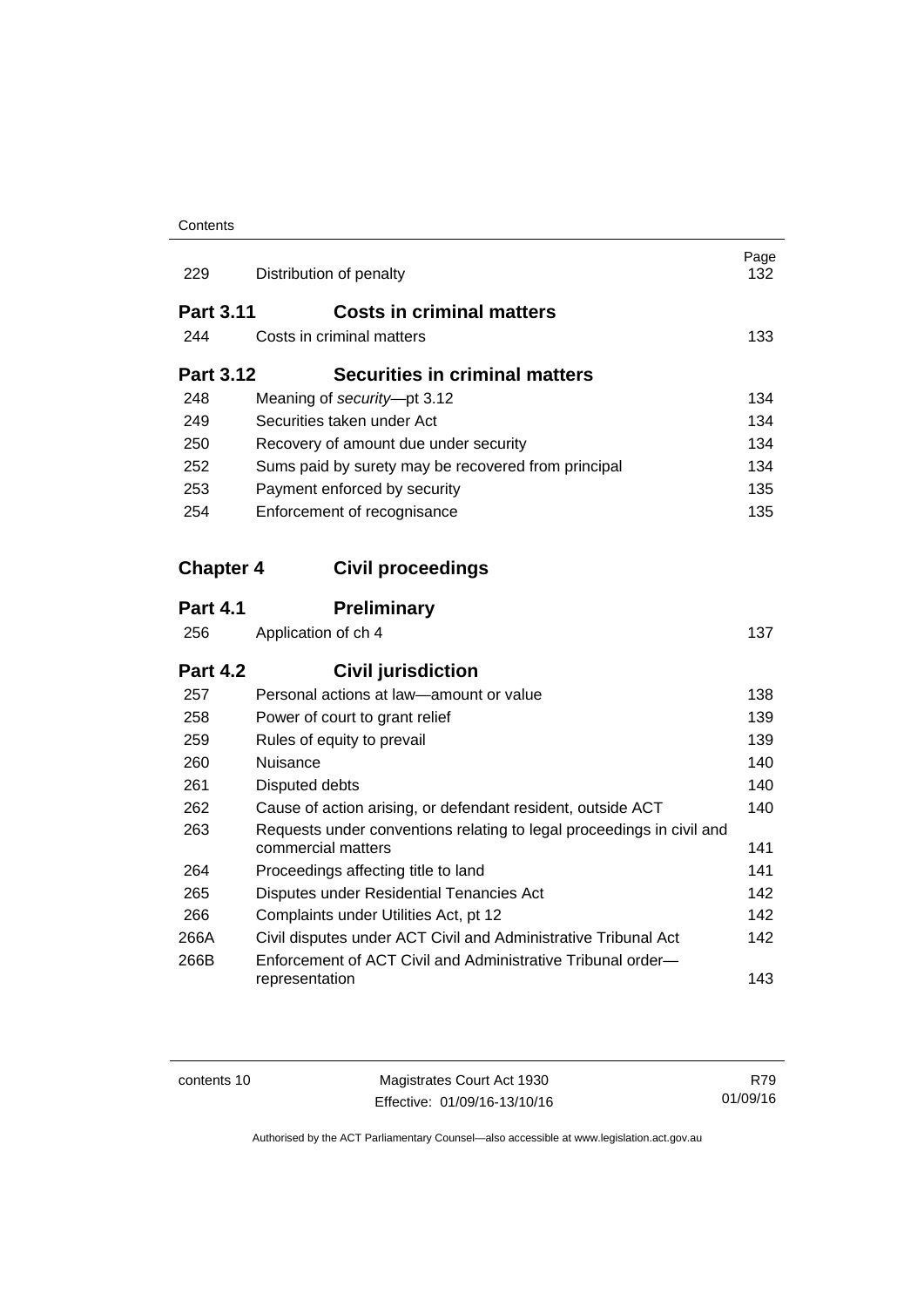| | | Page |
|---|---|---|
| 229 | Distribution of penalty | 132 |
| **Part 3.11** | **Costs in criminal matters** | |
| 244 | Costs in criminal matters | 133 |
| **Part 3.12** | **Securities in criminal matters** | |
| 248 | Meaning of *security*—pt 3.12 | 134 |
| 249 | Securities taken under Act | 134 |
| 250 | Recovery of amount due under security | 134 |
| 252 | Sums paid by surety may be recovered from principal | 134 |
| 253 | Payment enforced by security | 135 |
| 254 | Enforcement of recognisance | 135 |
| **Chapter 4** | **Civil proceedings** | |
| **Part 4.1** | **Preliminary** | |
| 256 | Application of ch 4 | 137 |
| **Part 4.2** | **Civil jurisdiction** | |
| 257 | Personal actions at law—amount or value | 138 |
| 258 | Power of court to grant relief | 139 |
| 259 | Rules of equity to prevail | 139 |
| 260 | Nuisance | 140 |
| 261 | Disputed debts | 140 |
| 262 | Cause of action arising, or defendant resident, outside ACT | 140 |
| 263 | Requests under conventions relating to legal proceedings in civil and commercial matters | 141 |
| 264 | Proceedings affecting title to land | 141 |
| 265 | Disputes under Residential Tenancies Act | 142 |
| 266 | Complaints under Utilities Act, pt 12 | 142 |
| 266A | Civil disputes under ACT Civil and Administrative Tribunal Act | 142 |
| 266B | Enforcement of ACT Civil and Administrative Tribunal order—representation | 143 |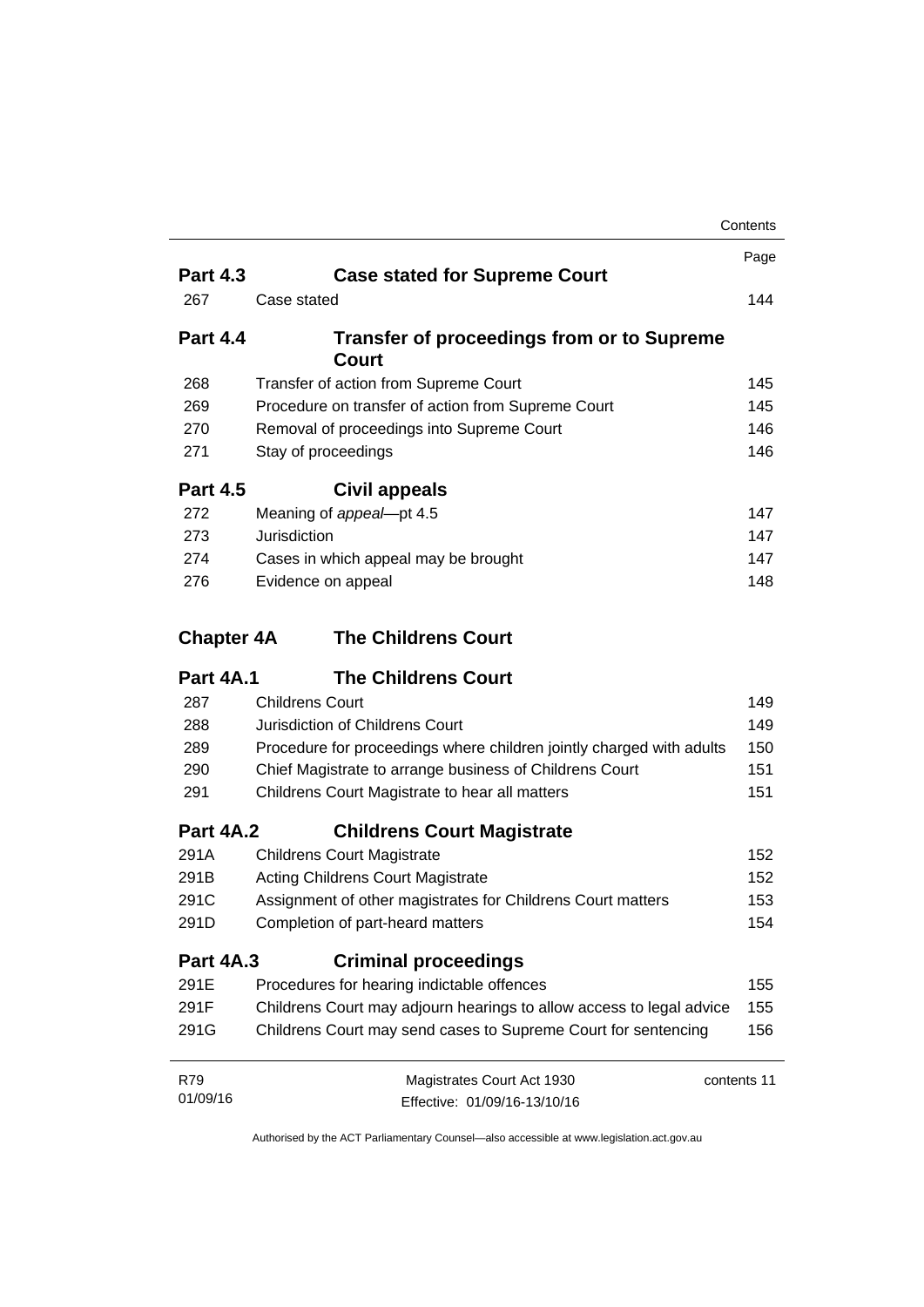| | | Page |
|---|---|---|
| **Part 4.3** | **Case stated for Supreme Court** | |
| 267 | Case stated | 144 |
| **Part 4.4** | **Transfer of proceedings from or to Supreme Court** | |
| 268 | Transfer of action from Supreme Court | 145 |
| 269 | Procedure on transfer of action from Supreme Court | 145 |
| 270 | Removal of proceedings into Supreme Court | 146 |
| 271 | Stay of proceedings | 146 |
| **Part 4.5** | **Civil appeals** | |
| 272 | Meaning of *appeal*—pt 4.5 | 147 |
| 273 | Jurisdiction | 147 |
| 274 | Cases in which appeal may be brought | 147 |
| 276 | Evidence on appeal | 148 |
| **Chapter 4A** | **The Childrens Court** | |
| **Part 4A.1** | **The Childrens Court** | |
| 287 | Childrens Court | 149 |
| 288 | Jurisdiction of Childrens Court | 149 |
| 289 | Procedure for proceedings where children jointly charged with adults | 150 |
| 290 | Chief Magistrate to arrange business of Childrens Court | 151 |
| 291 | Childrens Court Magistrate to hear all matters | 151 |
| **Part 4A.2** | **Childrens Court Magistrate** | |
| 291A | Childrens Court Magistrate | 152 |
| 291B | Acting Childrens Court Magistrate | 152 |
| 291C | Assignment of other magistrates for Childrens Court matters | 153 |
| 291D | Completion of part-heard matters | 154 |
| **Part 4A.3** | **Criminal proceedings** | |
| 291E | Procedures for hearing indictable offences | 155 |
| 291F | Childrens Court may adjourn hearings to allow access to legal advice | 155 |
| 291G | Childrens Court may send cases to Supreme Court for sentencing | 156 |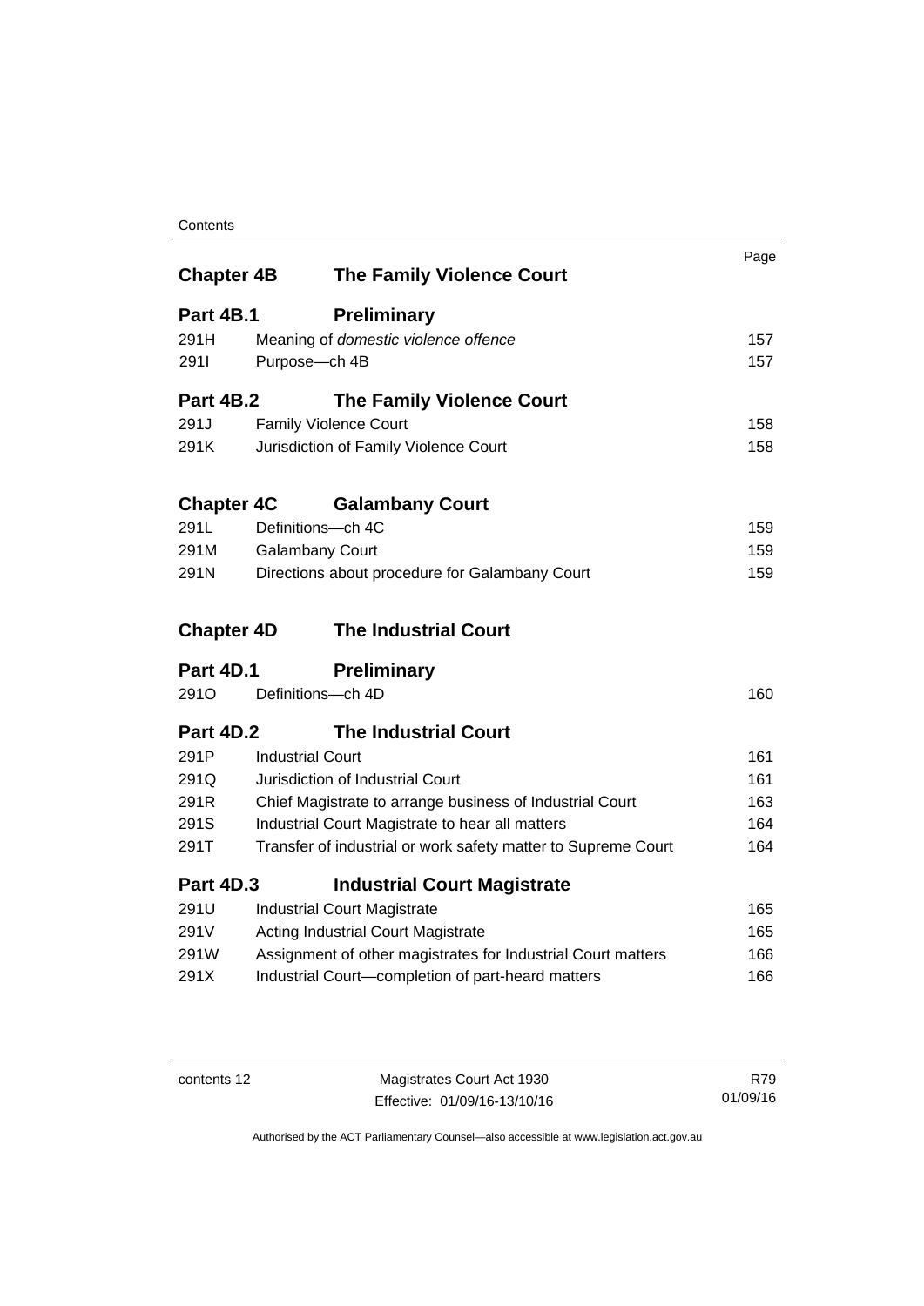| | | Page |
|---|---|---|
| **Chapter 4B** | **The Family Violence Court** | |
| **Part 4B.1** | **Preliminary** | |
| 291H | Meaning of *domestic violence offence* | 157 |
| 291I | Purpose—ch 4B | 157 |
| **Part 4B.2** | **The Family Violence Court** | |
| 291J | Family Violence Court | 158 |
| 291K | Jurisdiction of Family Violence Court | 158 |
| **Chapter 4C** | **Galambany Court** | |
| 291L | Definitions—ch 4C | 159 |
| 291M | Galambany Court | 159 |
| 291N | Directions about procedure for Galambany Court | 159 |
| **Chapter 4D** | **The Industrial Court** | |
| **Part 4D.1** | **Preliminary** | |
| 291O | Definitions—ch 4D | 160 |
| **Part 4D.2** | **The Industrial Court** | |
| 291P | Industrial Court | 161 |
| 291Q | Jurisdiction of Industrial Court | 161 |
| 291R | Chief Magistrate to arrange business of Industrial Court | 163 |
| 291S | Industrial Court Magistrate to hear all matters | 164 |
| 291T | Transfer of industrial or work safety matter to Supreme Court | 164 |
| **Part 4D.3** | **Industrial Court Magistrate** | |
| 291U | Industrial Court Magistrate | 165 |
| 291V | Acting Industrial Court Magistrate | 165 |
| 291W | Assignment of other magistrates for Industrial Court matters | 166 |
| 291X | Industrial Court—completion of part-heard matters | 166 |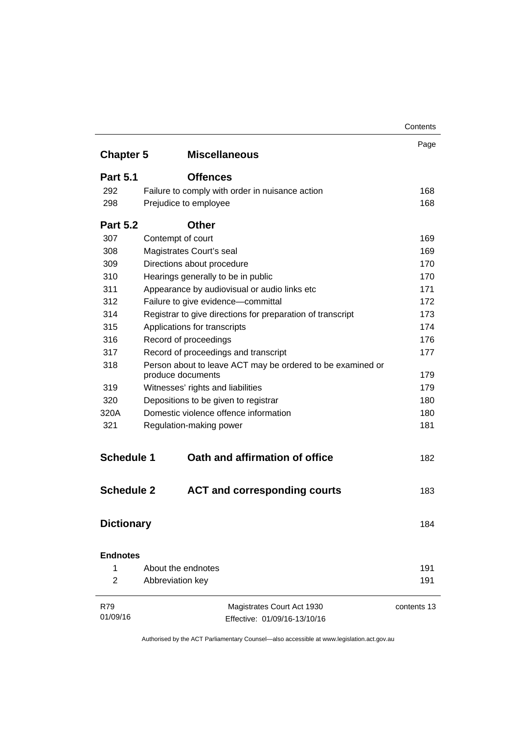| | | Page |
|---|---|---|
| **Chapter 5** | **Miscellaneous** | |
| **Part 5.1** | **Offences** | |
| 292 | Failure to comply with order in nuisance action | 168 |
| 298 | Prejudice to employee | 168 |
| **Part 5.2** | **Other** | |
| 307 | Contempt of court | 169 |
| 308 | Magistrates Court's seal | 169 |
| 309 | Directions about procedure | 170 |
| 310 | Hearings generally to be in public | 170 |
| 311 | Appearance by audiovisual or audio links etc | 171 |
| 312 | Failure to give evidence—committal | 172 |
| 314 | Registrar to give directions for preparation of transcript | 173 |
| 315 | Applications for transcripts | 174 |
| 316 | Record of proceedings | 176 |
| 317 | Record of proceedings and transcript | 177 |
| 318 | Person about to leave ACT may be ordered to be examined or produce documents | 179 |
| 319 | Witnesses' rights and liabilities | 179 |
| 320 | Depositions to be given to registrar | 180 |
| 320A | Domestic violence offence information | 180 |
| 321 | Regulation-making power | 181 |
| **Schedule 1** | **Oath and affirmation of office** | 182 |
| **Schedule 2** | **ACT and corresponding courts** | 183 |
| **Dictionary** | | 184 |
| **Endnotes** | | |
| 1 | About the endnotes | 191 |
| 2 | Abbreviation key | 191 |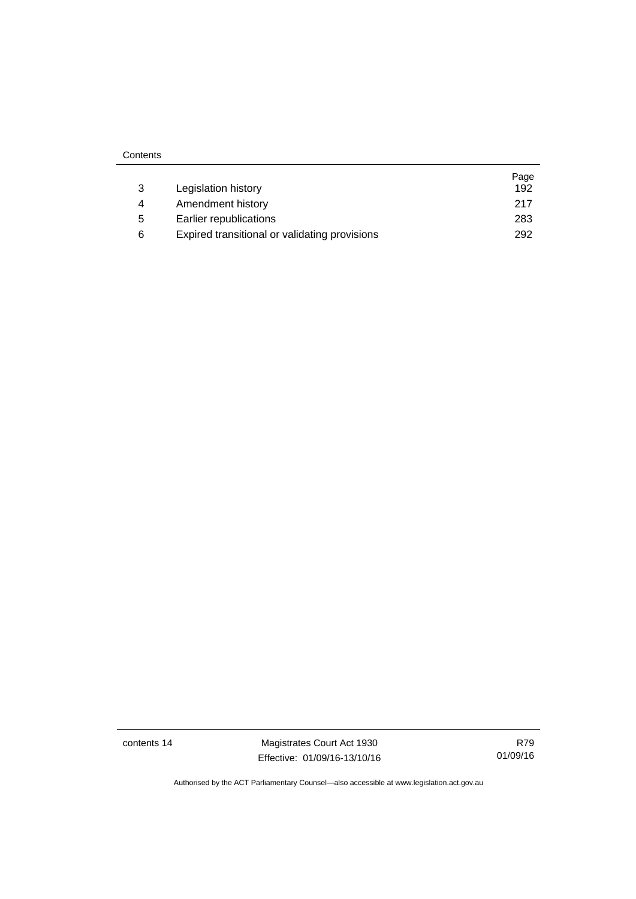|   |   | Page |
|---|---|---|
| 3 | Legislation history | 192 |
| 4 | Amendment history | 217 |
| 5 | Earlier republications | 283 |
| 6 | Expired transitional or validating provisions | 292 |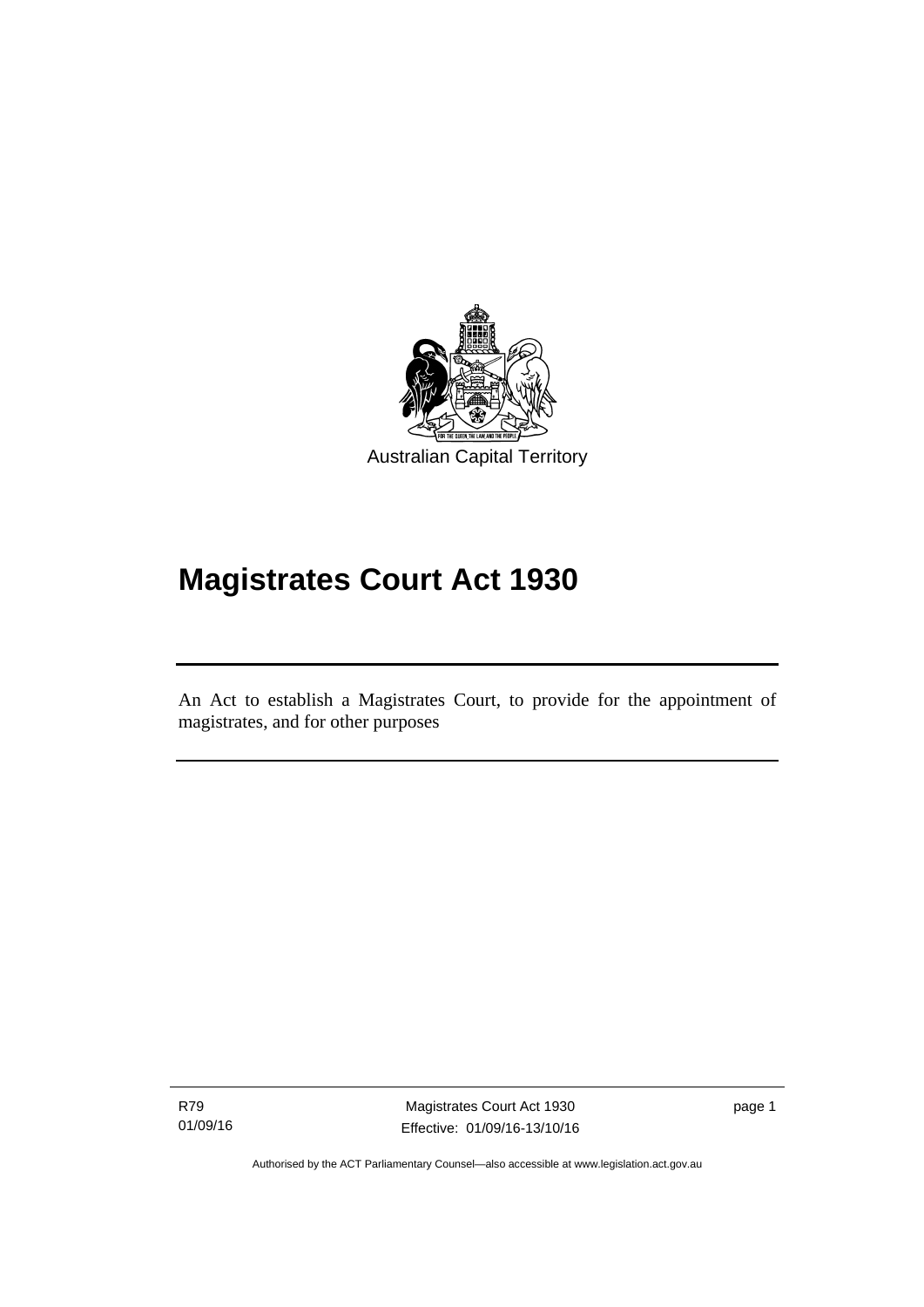Australian Capital Territory

# Magistrates Court Act 1930

An Act to establish a Magistrates Court, to provide for the appointment of magistrates, and for other purposes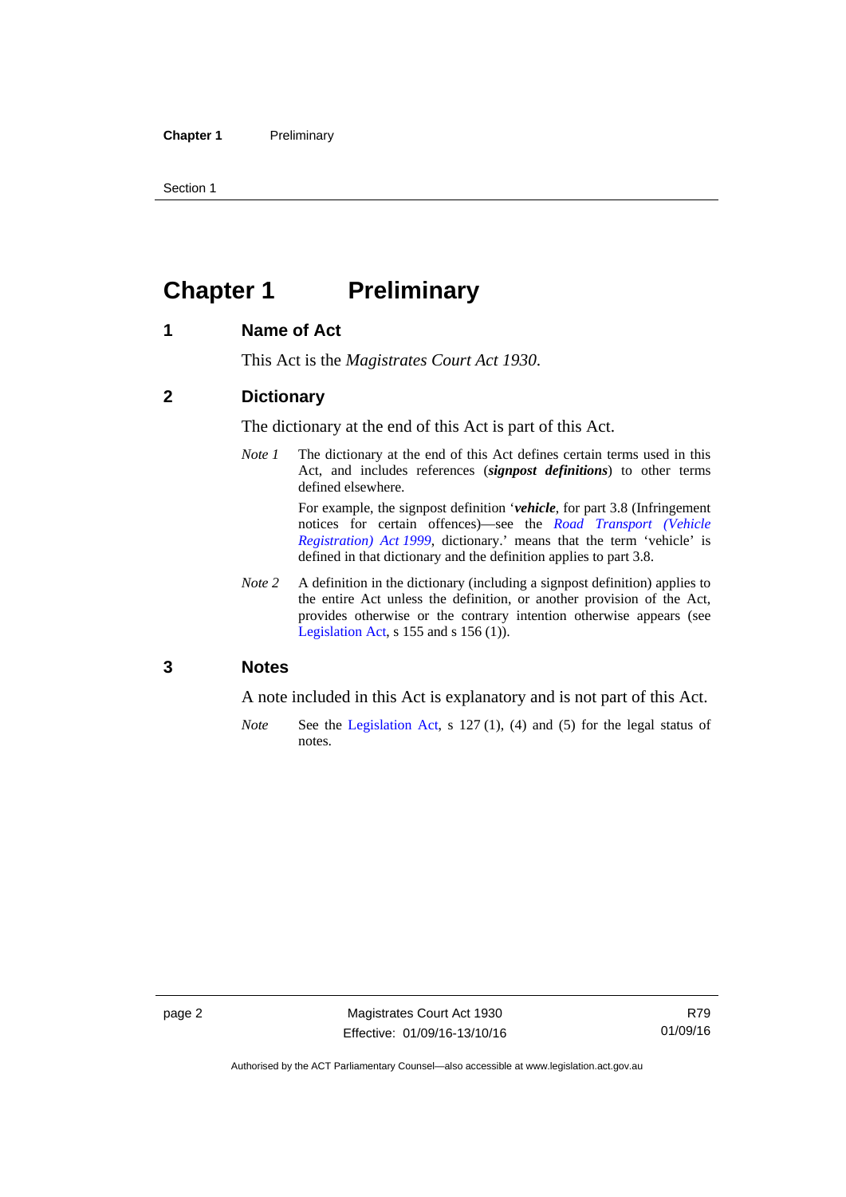# Chapter 1 Preliminary

## 1 Name of Act

This Act is the *Magistrates Court Act 1930*.

## 2 Dictionary

The dictionary at the end of this Act is part of this Act.

*Note 1* The dictionary at the end of this Act defines certain terms used in this Act, and includes references (***signpost definitions***) to other terms defined elsewhere.

For example, the signpost definition '***vehicle***, for part 3.8 (Infringement notices for certain offences)—see the *Road Transport (Vehicle Registration) Act 1999*, dictionary.' means that the term 'vehicle' is defined in that dictionary and the definition applies to part 3.8.

*Note 2* A definition in the dictionary (including a signpost definition) applies to the entire Act unless the definition, or another provision of the Act, provides otherwise or the contrary intention otherwise appears (see Legislation Act, s 155 and s 156 (1)).

## 3 Notes

A note included in this Act is explanatory and is not part of this Act.

*Note* See the Legislation Act, s 127 (1), (4) and (5) for the legal status of notes.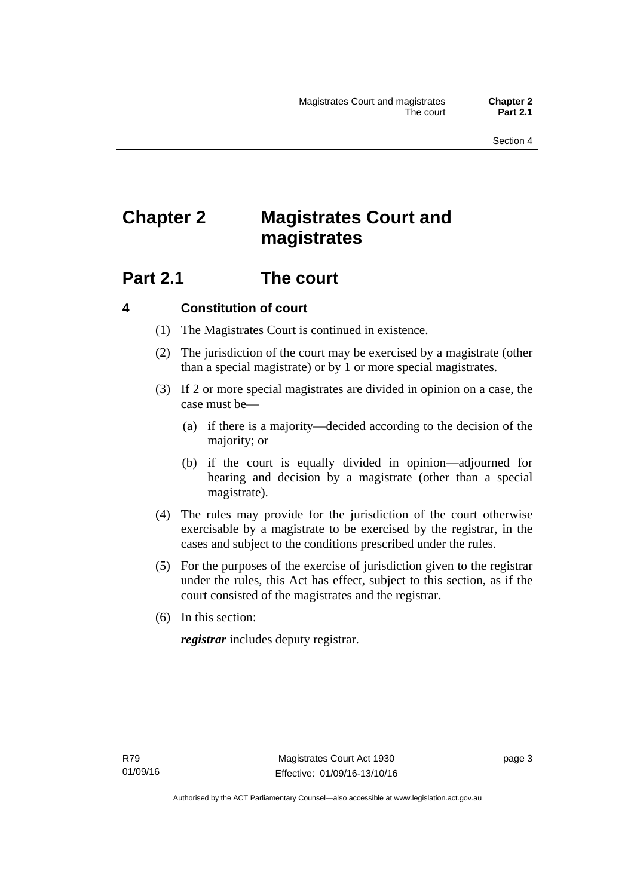# Chapter 2 Magistrates Court and magistrates

## Part 2.1 The court

### 4 Constitution of court

(1) The Magistrates Court is continued in existence.

(2) The jurisdiction of the court may be exercised by a magistrate (other than a special magistrate) or by 1 or more special magistrates.

(3) If 2 or more special magistrates are divided in opinion on a case, the case must be—

(a) if there is a majority—decided according to the decision of the majority; or

(b) if the court is equally divided in opinion—adjourned for hearing and decision by a magistrate (other than a special magistrate).

(4) The rules may provide for the jurisdiction of the court otherwise exercisable by a magistrate to be exercised by the registrar, in the cases and subject to the conditions prescribed under the rules.

(5) For the purposes of the exercise of jurisdiction given to the registrar under the rules, this Act has effect, subject to this section, as if the court consisted of the magistrates and the registrar.

(6) In this section:

***registrar*** includes deputy registrar.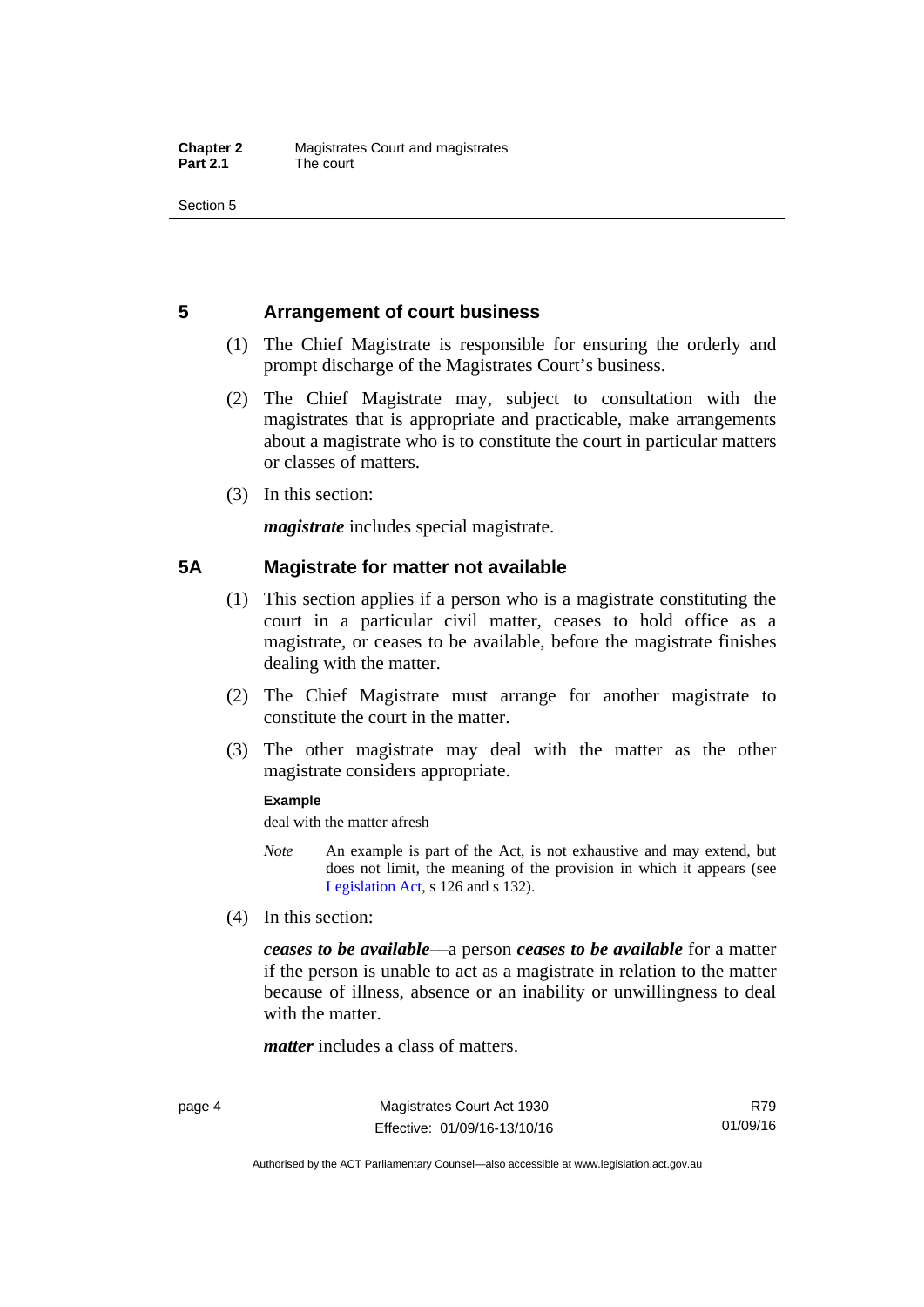## 5 Arrangement of court business

(1) The Chief Magistrate is responsible for ensuring the orderly and prompt discharge of the Magistrates Court's business.

(2) The Chief Magistrate may, subject to consultation with the magistrates that is appropriate and practicable, make arrangements about a magistrate who is to constitute the court in particular matters or classes of matters.

(3) In this section:

***magistrate*** includes special magistrate.

## 5A Magistrate for matter not available

(1) This section applies if a person who is a magistrate constituting the court in a particular civil matter, ceases to hold office as a magistrate, or ceases to be available, before the magistrate finishes dealing with the matter.

(2) The Chief Magistrate must arrange for another magistrate to constitute the court in the matter.

(3) The other magistrate may deal with the matter as the other magistrate considers appropriate.

**Example**

deal with the matter afresh

*Note* An example is part of the Act, is not exhaustive and may extend, but does not limit, the meaning of the provision in which it appears (see Legislation Act, s 126 and s 132).

(4) In this section:

***ceases to be available***—a person ***ceases to be available*** for a matter if the person is unable to act as a magistrate in relation to the matter because of illness, absence or an inability or unwillingness to deal with the matter.

***matter*** includes a class of matters.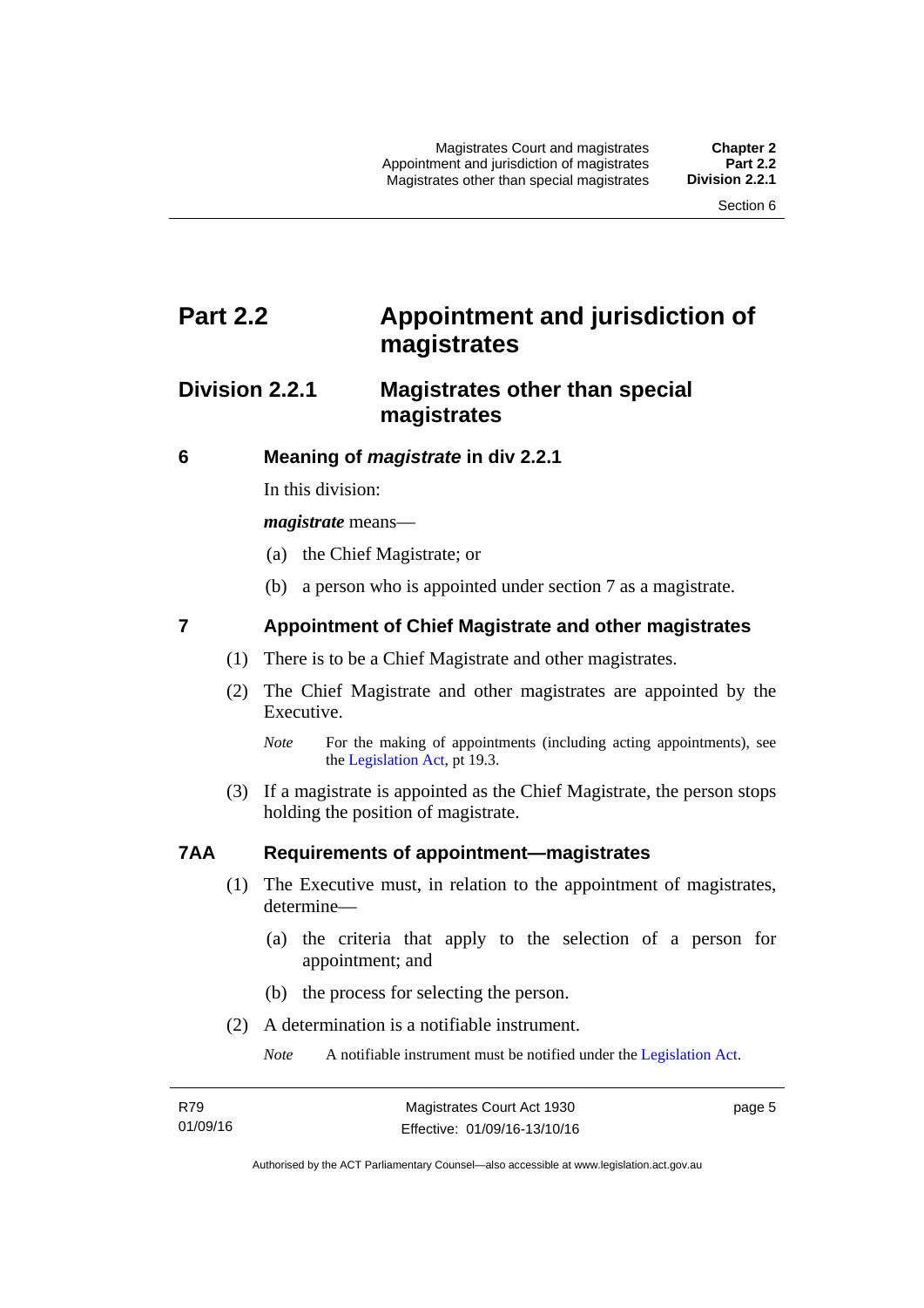# Part 2.2 Appointment and jurisdiction of magistrates

## Division 2.2.1 Magistrates other than special magistrates

### 6 Meaning of *magistrate* in div 2.2.1

In this division:

***magistrate*** means—

(a) the Chief Magistrate; or

(b) a person who is appointed under section 7 as a magistrate.

### 7 Appointment of Chief Magistrate and other magistrates

(1) There is to be a Chief Magistrate and other magistrates.

(2) The Chief Magistrate and other magistrates are appointed by the Executive.

*Note* For the making of appointments (including acting appointments), see the Legislation Act, pt 19.3.

(3) If a magistrate is appointed as the Chief Magistrate, the person stops holding the position of magistrate.

### 7AA Requirements of appointment—magistrates

(1) The Executive must, in relation to the appointment of magistrates, determine—

(a) the criteria that apply to the selection of a person for appointment; and

(b) the process for selecting the person.

(2) A determination is a notifiable instrument.

*Note* A notifiable instrument must be notified under the Legislation Act.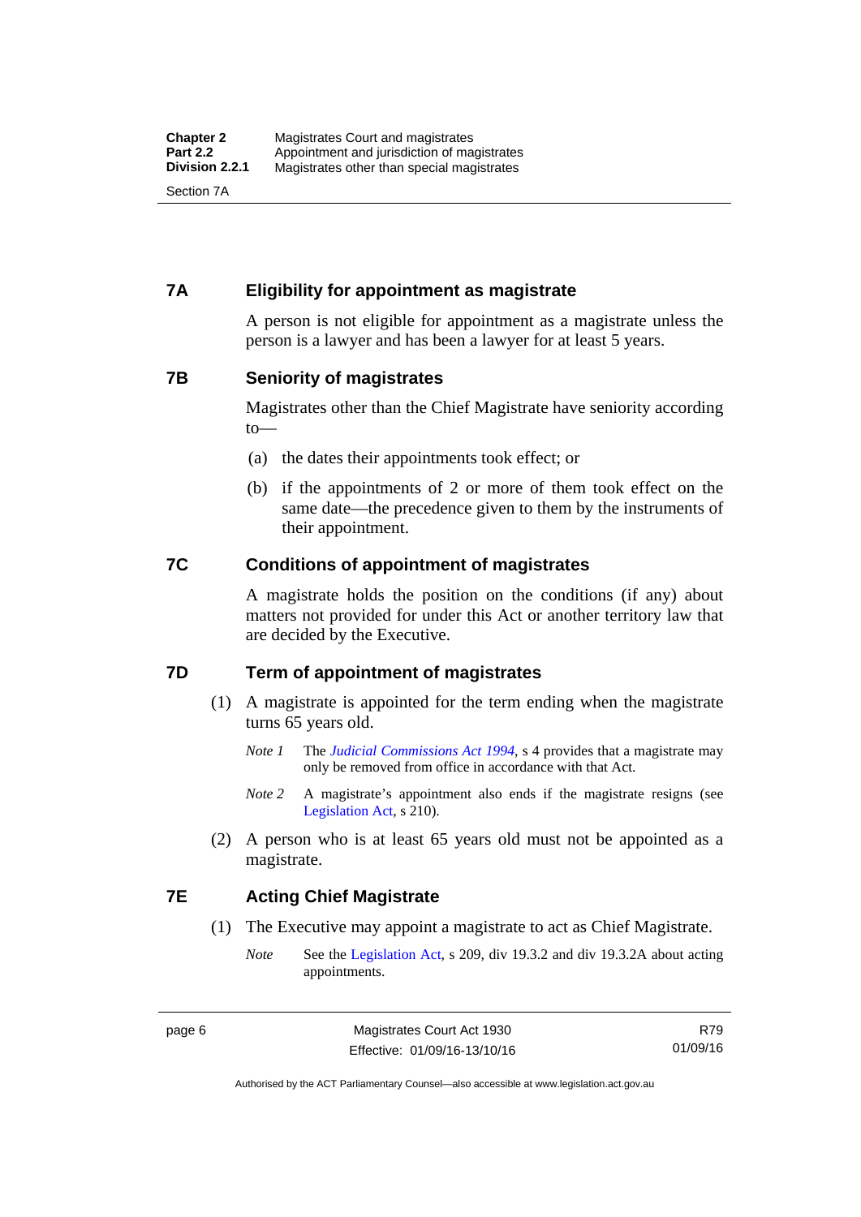## 7A Eligibility for appointment as magistrate

A person is not eligible for appointment as a magistrate unless the person is a lawyer and has been a lawyer for at least 5 years.

## 7B Seniority of magistrates

Magistrates other than the Chief Magistrate have seniority according to—

(a) the dates their appointments took effect; or

(b) if the appointments of 2 or more of them took effect on the same date—the precedence given to them by the instruments of their appointment.

## 7C Conditions of appointment of magistrates

A magistrate holds the position on the conditions (if any) about matters not provided for under this Act or another territory law that are decided by the Executive.

## 7D Term of appointment of magistrates

(1) A magistrate is appointed for the term ending when the magistrate turns 65 years old.

*Note 1* The *Judicial Commissions Act 1994*, s 4 provides that a magistrate may only be removed from office in accordance with that Act.

*Note 2* A magistrate's appointment also ends if the magistrate resigns (see Legislation Act, s 210).

(2) A person who is at least 65 years old must not be appointed as a magistrate.

## 7E Acting Chief Magistrate

(1) The Executive may appoint a magistrate to act as Chief Magistrate.

*Note* See the Legislation Act, s 209, div 19.3.2 and div 19.3.2A about acting appointments.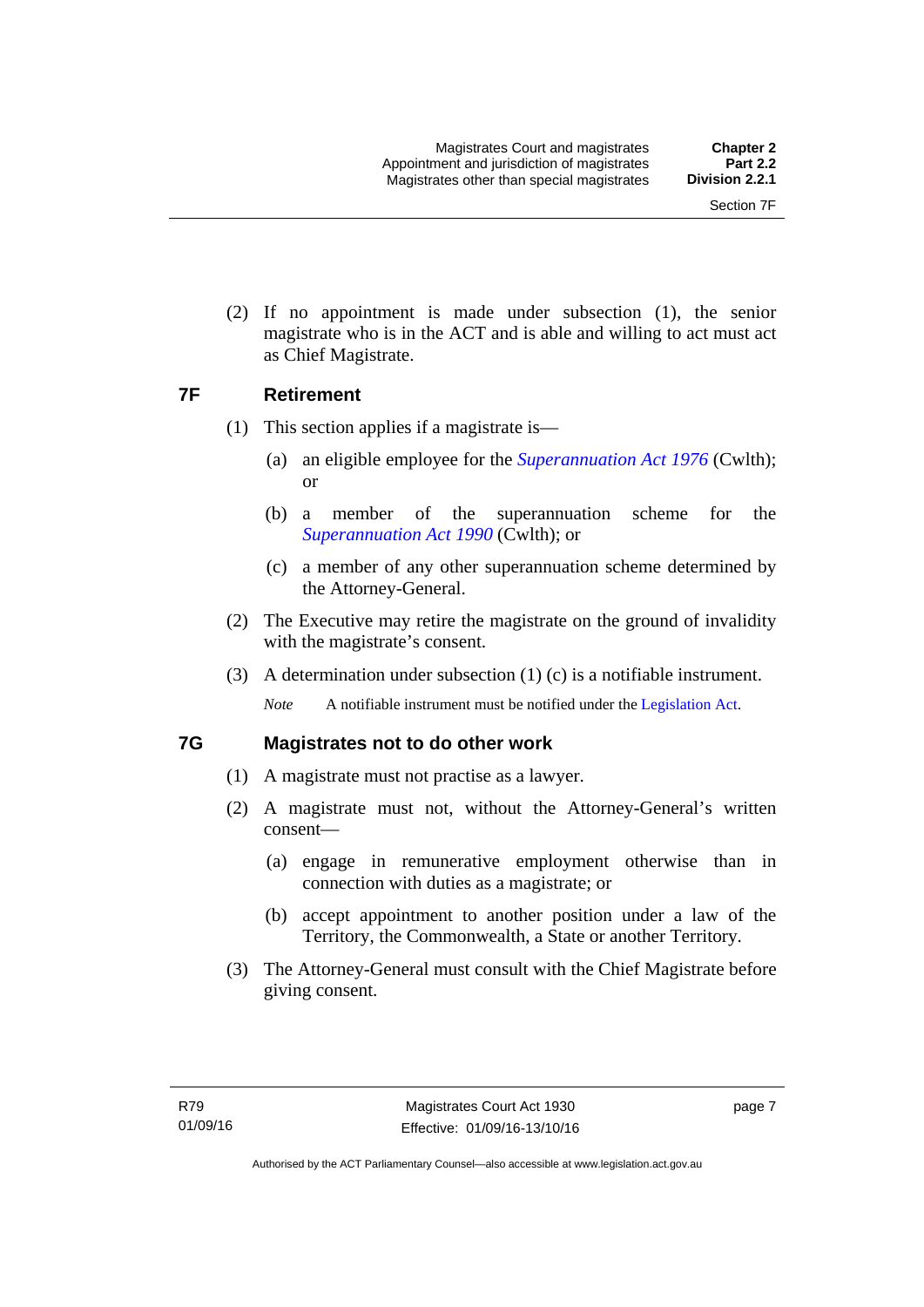(2) If no appointment is made under subsection (1), the senior magistrate who is in the ACT and is able and willing to act must act as Chief Magistrate.

### 7F Retirement

(1) This section applies if a magistrate is—

(a) an eligible employee for the *Superannuation Act 1976* (Cwlth); or

(b) a member of the superannuation scheme for the *Superannuation Act 1990* (Cwlth); or

(c) a member of any other superannuation scheme determined by the Attorney-General.

(2) The Executive may retire the magistrate on the ground of invalidity with the magistrate's consent.

(3) A determination under subsection (1) (c) is a notifiable instrument.

*Note* A notifiable instrument must be notified under the Legislation Act.

### 7G Magistrates not to do other work

(1) A magistrate must not practise as a lawyer.

(2) A magistrate must not, without the Attorney-General's written consent—

(a) engage in remunerative employment otherwise than in connection with duties as a magistrate; or

(b) accept appointment to another position under a law of the Territory, the Commonwealth, a State or another Territory.

(3) The Attorney-General must consult with the Chief Magistrate before giving consent.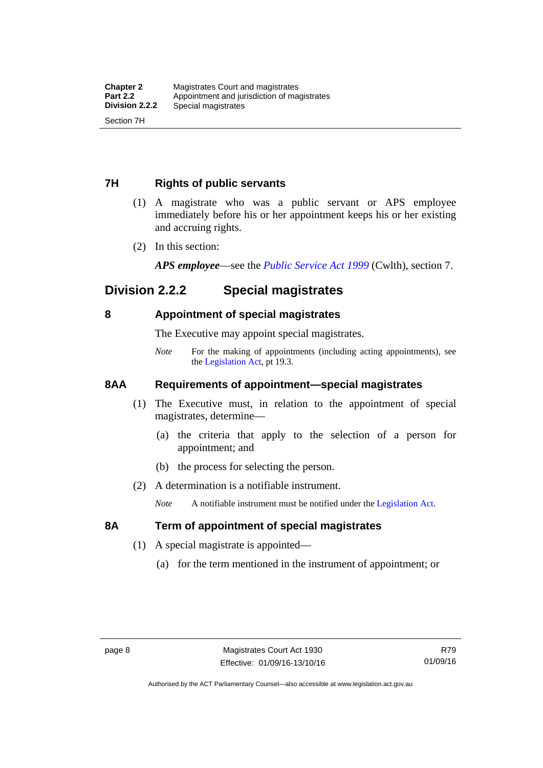### 7H Rights of public servants

(1) A magistrate who was a public servant or APS employee immediately before his or her appointment keeps his or her existing and accruing rights.

(2) In this section:

***APS employee***—see the *Public Service Act 1999* (Cwlth), section 7.

## Division 2.2.2 Special magistrates

### 8 Appointment of special magistrates

The Executive may appoint special magistrates.

*Note* For the making of appointments (including acting appointments), see the Legislation Act, pt 19.3.

### 8AA Requirements of appointment—special magistrates

(1) The Executive must, in relation to the appointment of special magistrates, determine—

(a) the criteria that apply to the selection of a person for appointment; and

(b) the process for selecting the person.

(2) A determination is a notifiable instrument.

*Note* A notifiable instrument must be notified under the Legislation Act.

### 8A Term of appointment of special magistrates

(1) A special magistrate is appointed—

(a) for the term mentioned in the instrument of appointment; or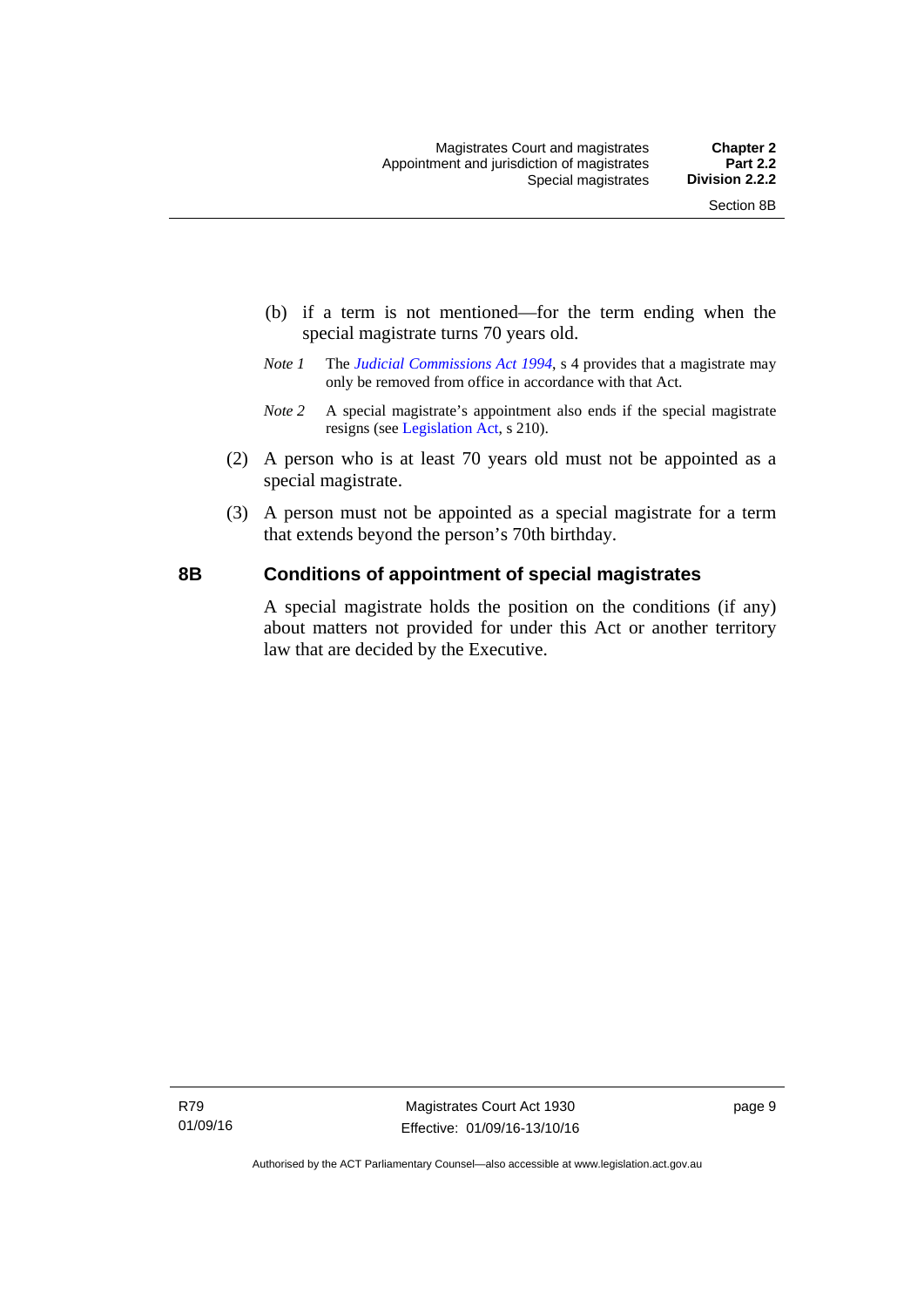(b) if a term is not mentioned—for the term ending when the special magistrate turns 70 years old.

*Note 1* The *Judicial Commissions Act 1994*, s 4 provides that a magistrate may only be removed from office in accordance with that Act.

*Note 2* A special magistrate's appointment also ends if the special magistrate resigns (see Legislation Act, s 210).

(2) A person who is at least 70 years old must not be appointed as a special magistrate.

(3) A person must not be appointed as a special magistrate for a term that extends beyond the person's 70th birthday.

### 8B Conditions of appointment of special magistrates

A special magistrate holds the position on the conditions (if any) about matters not provided for under this Act or another territory law that are decided by the Executive.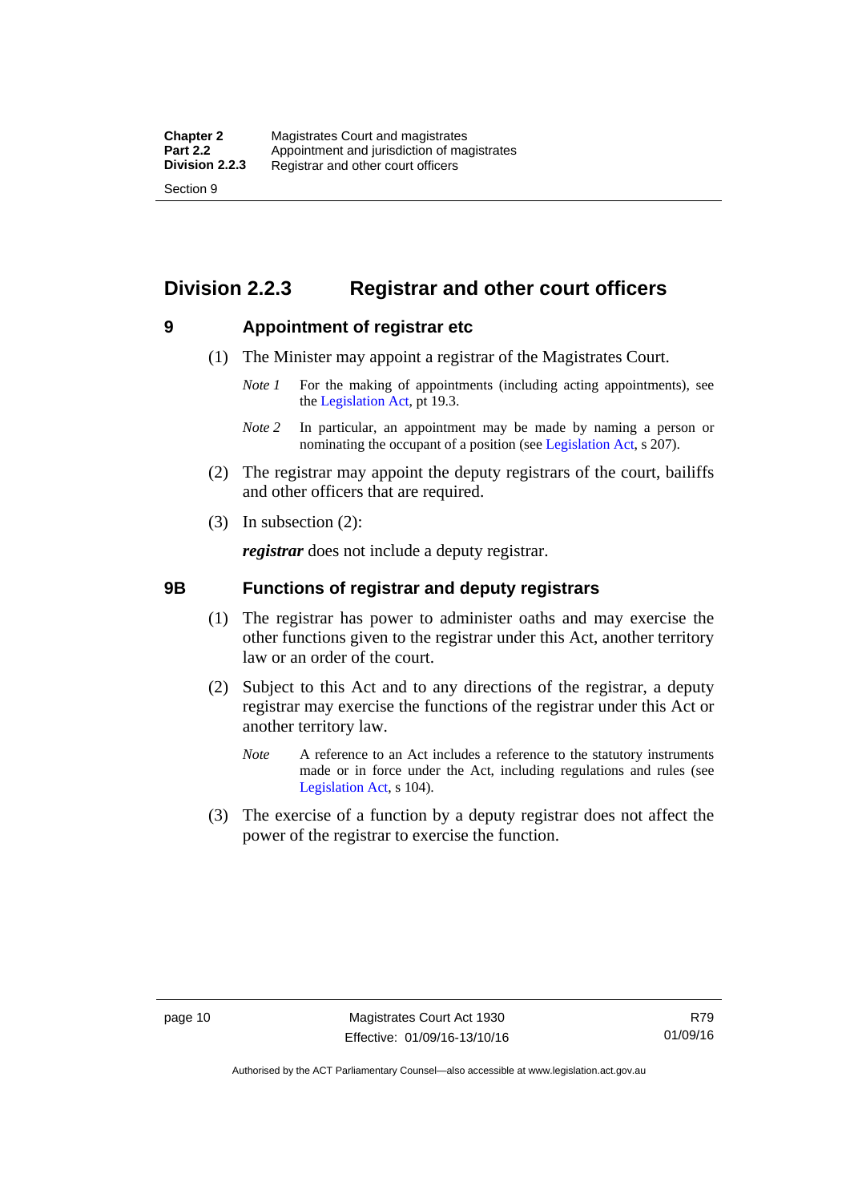## Division 2.2.3 Registrar and other court officers

### 9 Appointment of registrar etc

(1) The Minister may appoint a registrar of the Magistrates Court.

*Note 1* For the making of appointments (including acting appointments), see the Legislation Act, pt 19.3.

*Note 2* In particular, an appointment may be made by naming a person or nominating the occupant of a position (see Legislation Act, s 207).

(2) The registrar may appoint the deputy registrars of the court, bailiffs and other officers that are required.

(3) In subsection (2):

***registrar*** does not include a deputy registrar.

### 9B Functions of registrar and deputy registrars

(1) The registrar has power to administer oaths and may exercise the other functions given to the registrar under this Act, another territory law or an order of the court.

(2) Subject to this Act and to any directions of the registrar, a deputy registrar may exercise the functions of the registrar under this Act or another territory law.

*Note* A reference to an Act includes a reference to the statutory instruments made or in force under the Act, including regulations and rules (see Legislation Act, s 104).

(3) The exercise of a function by a deputy registrar does not affect the power of the registrar to exercise the function.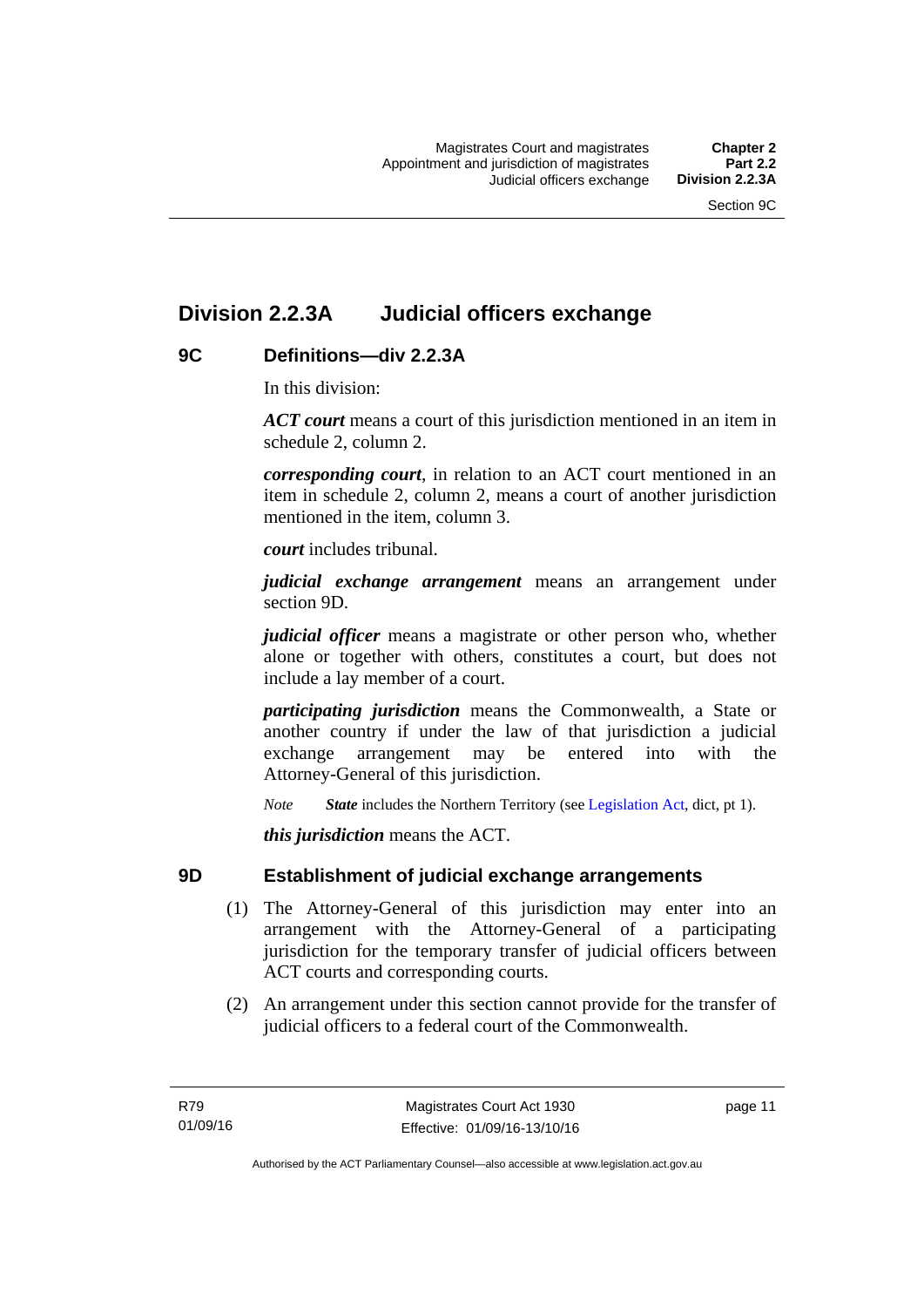## Division 2.2.3A Judicial officers exchange

### 9C Definitions—div 2.2.3A

In this division:

***ACT court*** means a court of this jurisdiction mentioned in an item in schedule 2, column 2.

***corresponding court***, in relation to an ACT court mentioned in an item in schedule 2, column 2, means a court of another jurisdiction mentioned in the item, column 3.

***court*** includes tribunal.

***judicial exchange arrangement*** means an arrangement under section 9D.

***judicial officer*** means a magistrate or other person who, whether alone or together with others, constitutes a court, but does not include a lay member of a court.

***participating jurisdiction*** means the Commonwealth, a State or another country if under the law of that jurisdiction a judicial exchange arrangement may be entered into with the Attorney-General of this jurisdiction.

*Note* ***State*** includes the Northern Territory (see Legislation Act, dict, pt 1).

***this jurisdiction*** means the ACT.

### 9D Establishment of judicial exchange arrangements

(1) The Attorney-General of this jurisdiction may enter into an arrangement with the Attorney-General of a participating jurisdiction for the temporary transfer of judicial officers between ACT courts and corresponding courts.

(2) An arrangement under this section cannot provide for the transfer of judicial officers to a federal court of the Commonwealth.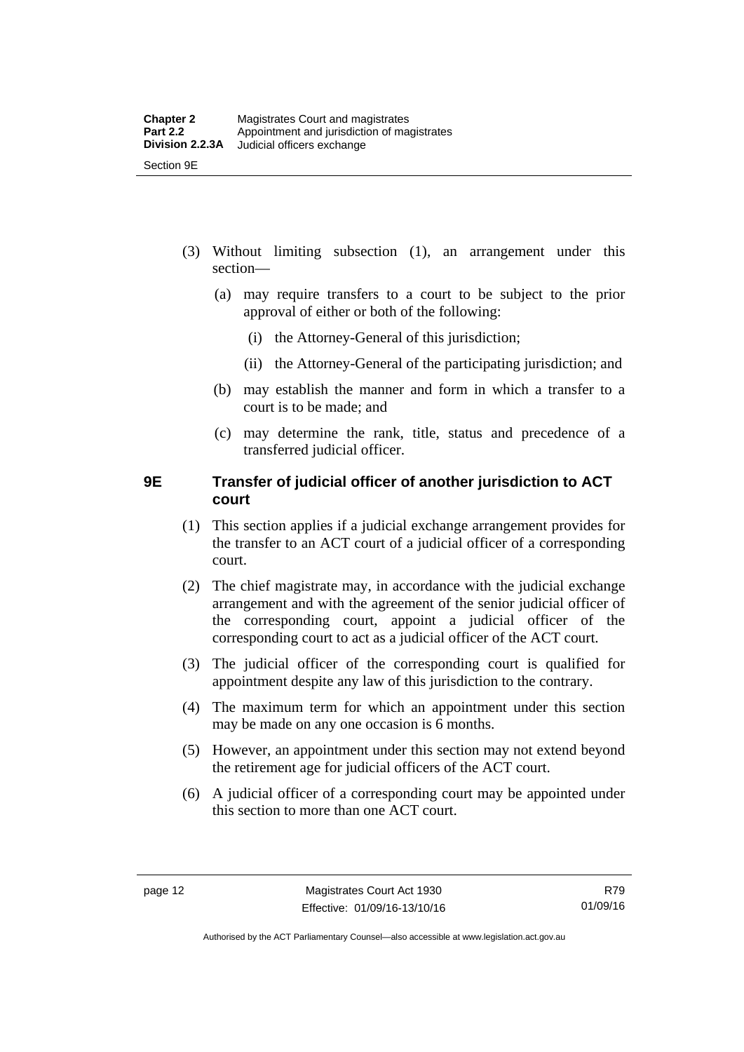(3) Without limiting subsection (1), an arrangement under this section—

  (a) may require transfers to a court to be subject to the prior approval of either or both of the following:

    (i) the Attorney-General of this jurisdiction;

    (ii) the Attorney-General of the participating jurisdiction; and

  (b) may establish the manner and form in which a transfer to a court is to be made; and

  (c) may determine the rank, title, status and precedence of a transferred judicial officer.

### 9E Transfer of judicial officer of another jurisdiction to ACT court

(1) This section applies if a judicial exchange arrangement provides for the transfer to an ACT court of a judicial officer of a corresponding court.

(2) The chief magistrate may, in accordance with the judicial exchange arrangement and with the agreement of the senior judicial officer of the corresponding court, appoint a judicial officer of the corresponding court to act as a judicial officer of the ACT court.

(3) The judicial officer of the corresponding court is qualified for appointment despite any law of this jurisdiction to the contrary.

(4) The maximum term for which an appointment under this section may be made on any one occasion is 6 months.

(5) However, an appointment under this section may not extend beyond the retirement age for judicial officers of the ACT court.

(6) A judicial officer of a corresponding court may be appointed under this section to more than one ACT court.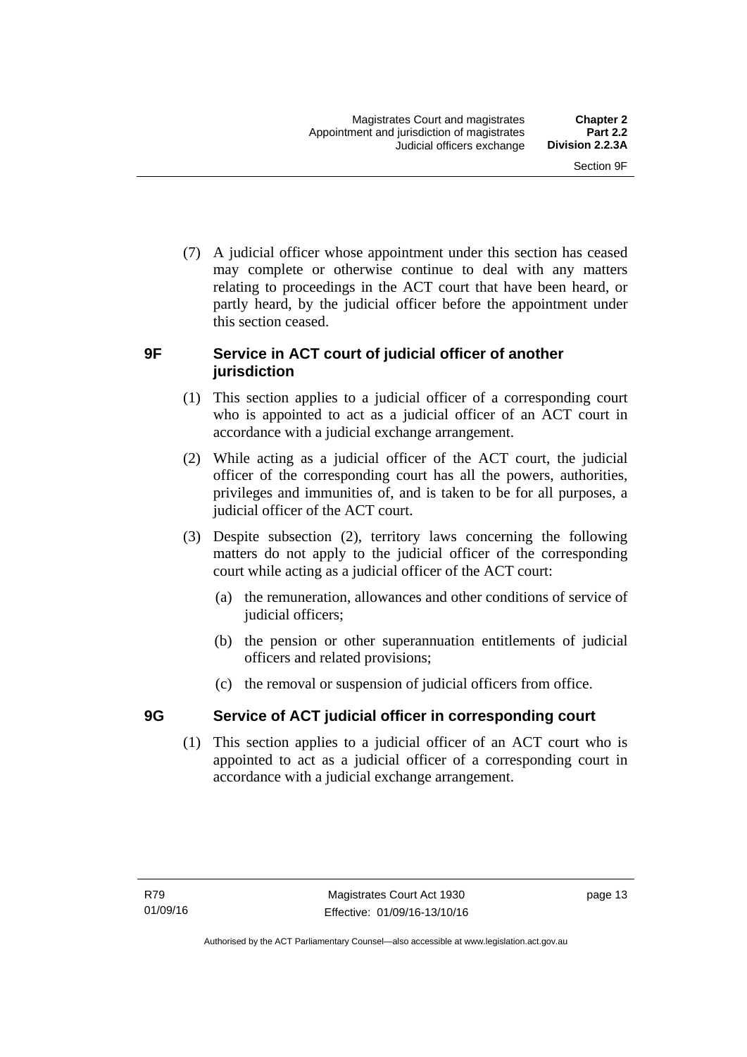(7) A judicial officer whose appointment under this section has ceased may complete or otherwise continue to deal with any matters relating to proceedings in the ACT court that have been heard, or partly heard, by the judicial officer before the appointment under this section ceased.

### 9F Service in ACT court of judicial officer of another jurisdiction

(1) This section applies to a judicial officer of a corresponding court who is appointed to act as a judicial officer of an ACT court in accordance with a judicial exchange arrangement.

(2) While acting as a judicial officer of the ACT court, the judicial officer of the corresponding court has all the powers, authorities, privileges and immunities of, and is taken to be for all purposes, a judicial officer of the ACT court.

(3) Despite subsection (2), territory laws concerning the following matters do not apply to the judicial officer of the corresponding court while acting as a judicial officer of the ACT court:

(a) the remuneration, allowances and other conditions of service of judicial officers;

(b) the pension or other superannuation entitlements of judicial officers and related provisions;

(c) the removal or suspension of judicial officers from office.

### 9G Service of ACT judicial officer in corresponding court

(1) This section applies to a judicial officer of an ACT court who is appointed to act as a judicial officer of a corresponding court in accordance with a judicial exchange arrangement.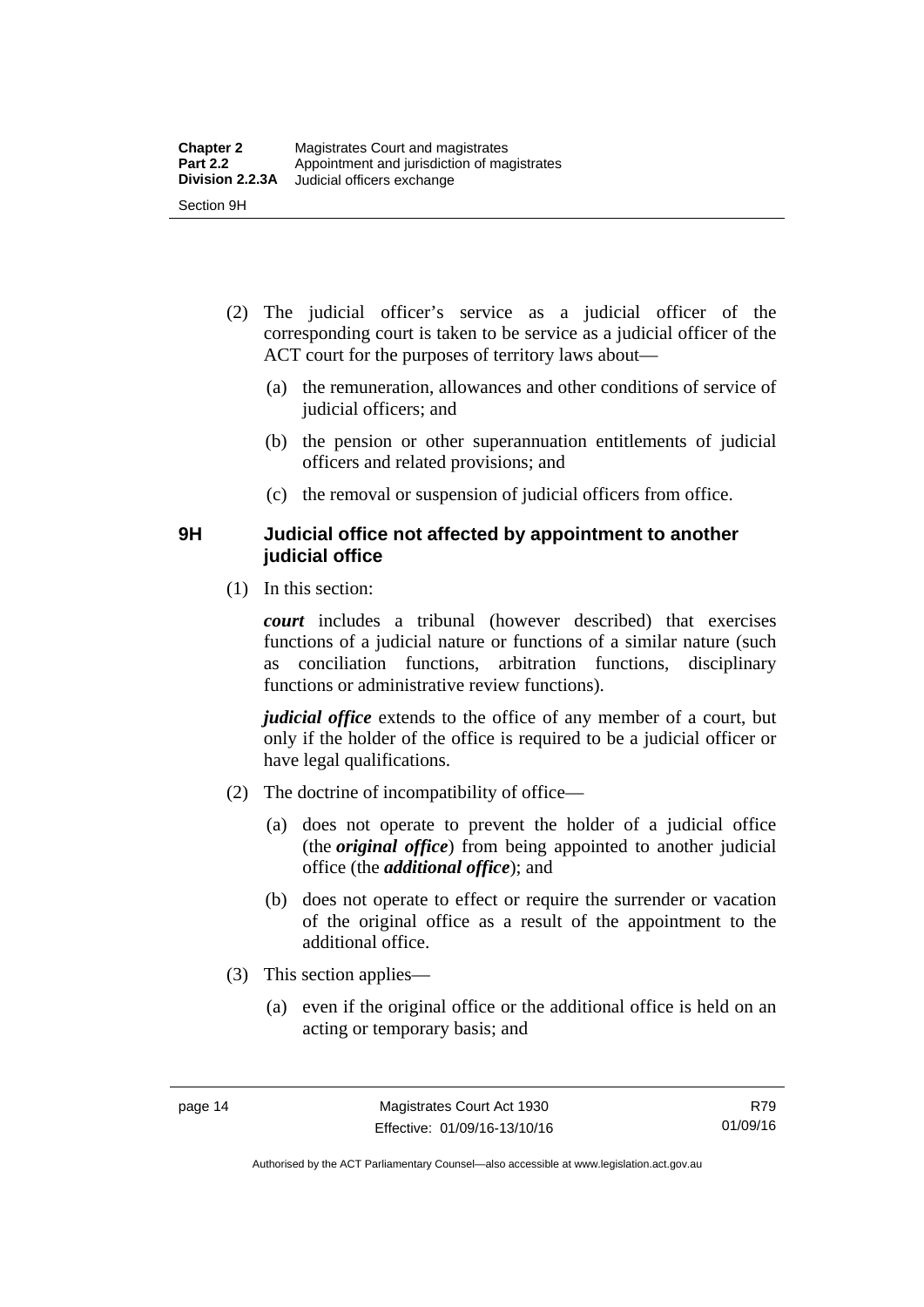(2) The judicial officer's service as a judicial officer of the corresponding court is taken to be service as a judicial officer of the ACT court for the purposes of territory laws about—

(a) the remuneration, allowances and other conditions of service of judicial officers; and

(b) the pension or other superannuation entitlements of judicial officers and related provisions; and

(c) the removal or suspension of judicial officers from office.

### 9H Judicial office not affected by appointment to another judicial office

(1) In this section:

***court*** includes a tribunal (however described) that exercises functions of a judicial nature or functions of a similar nature (such as conciliation functions, arbitration functions, disciplinary functions or administrative review functions).

***judicial office*** extends to the office of any member of a court, but only if the holder of the office is required to be a judicial officer or have legal qualifications.

(2) The doctrine of incompatibility of office—

(a) does not operate to prevent the holder of a judicial office (the ***original office***) from being appointed to another judicial office (the ***additional office***); and

(b) does not operate to effect or require the surrender or vacation of the original office as a result of the appointment to the additional office.

(3) This section applies—

(a) even if the original office or the additional office is held on an acting or temporary basis; and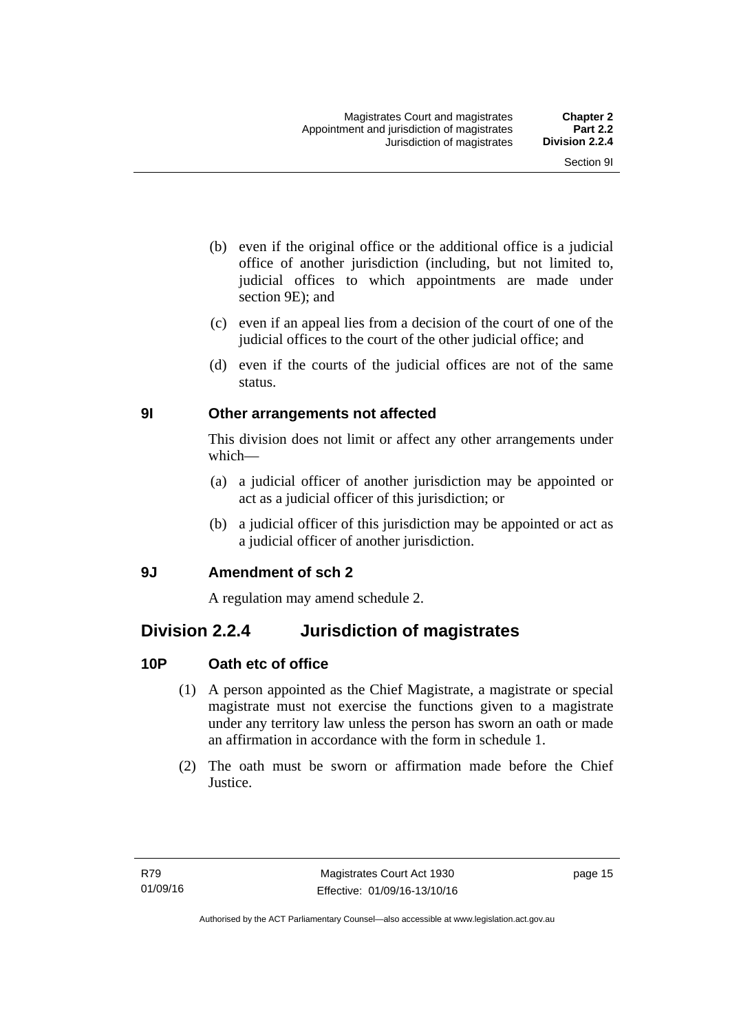(b) even if the original office or the additional office is a judicial office of another jurisdiction (including, but not limited to, judicial offices to which appointments are made under section 9E); and

(c) even if an appeal lies from a decision of the court of one of the judicial offices to the court of the other judicial office; and

(d) even if the courts of the judicial offices are not of the same status.

### 9I Other arrangements not affected

This division does not limit or affect any other arrangements under which—

(a) a judicial officer of another jurisdiction may be appointed or act as a judicial officer of this jurisdiction; or

(b) a judicial officer of this jurisdiction may be appointed or act as a judicial officer of another jurisdiction.

### 9J Amendment of sch 2

A regulation may amend schedule 2.

## Division 2.2.4 Jurisdiction of magistrates

### 10P Oath etc of office

(1) A person appointed as the Chief Magistrate, a magistrate or special magistrate must not exercise the functions given to a magistrate under any territory law unless the person has sworn an oath or made an affirmation in accordance with the form in schedule 1.

(2) The oath must be sworn or affirmation made before the Chief Justice.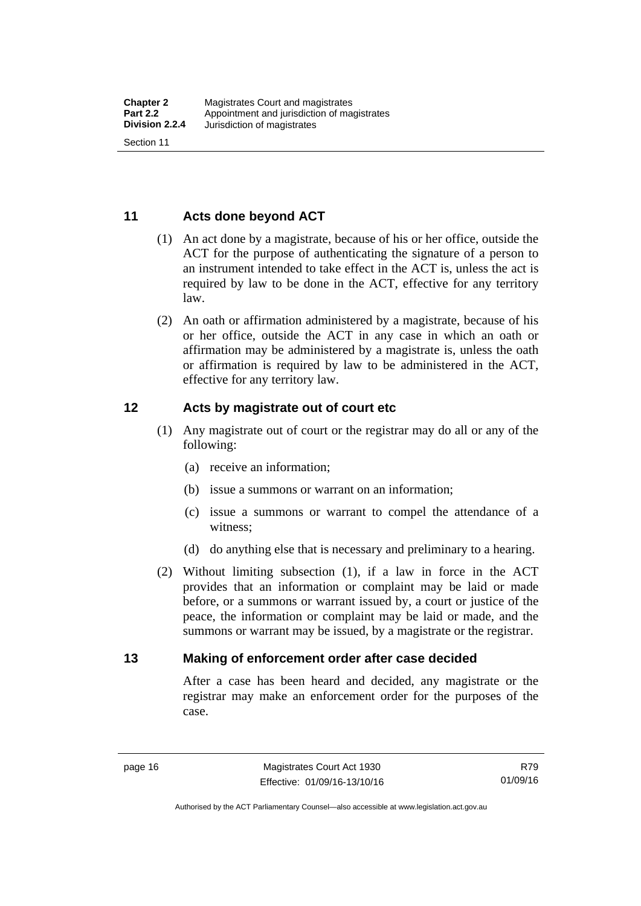## 11 Acts done beyond ACT

(1) An act done by a magistrate, because of his or her office, outside the ACT for the purpose of authenticating the signature of a person to an instrument intended to take effect in the ACT is, unless the act is required by law to be done in the ACT, effective for any territory law.

(2) An oath or affirmation administered by a magistrate, because of his or her office, outside the ACT in any case in which an oath or affirmation may be administered by a magistrate is, unless the oath or affirmation is required by law to be administered in the ACT, effective for any territory law.

## 12 Acts by magistrate out of court etc

(1) Any magistrate out of court or the registrar may do all or any of the following:

(a) receive an information;

(b) issue a summons or warrant on an information;

(c) issue a summons or warrant to compel the attendance of a witness;

(d) do anything else that is necessary and preliminary to a hearing.

(2) Without limiting subsection (1), if a law in force in the ACT provides that an information or complaint may be laid or made before, or a summons or warrant issued by, a court or justice of the peace, the information or complaint may be laid or made, and the summons or warrant may be issued, by a magistrate or the registrar.

## 13 Making of enforcement order after case decided

After a case has been heard and decided, any magistrate or the registrar may make an enforcement order for the purposes of the case.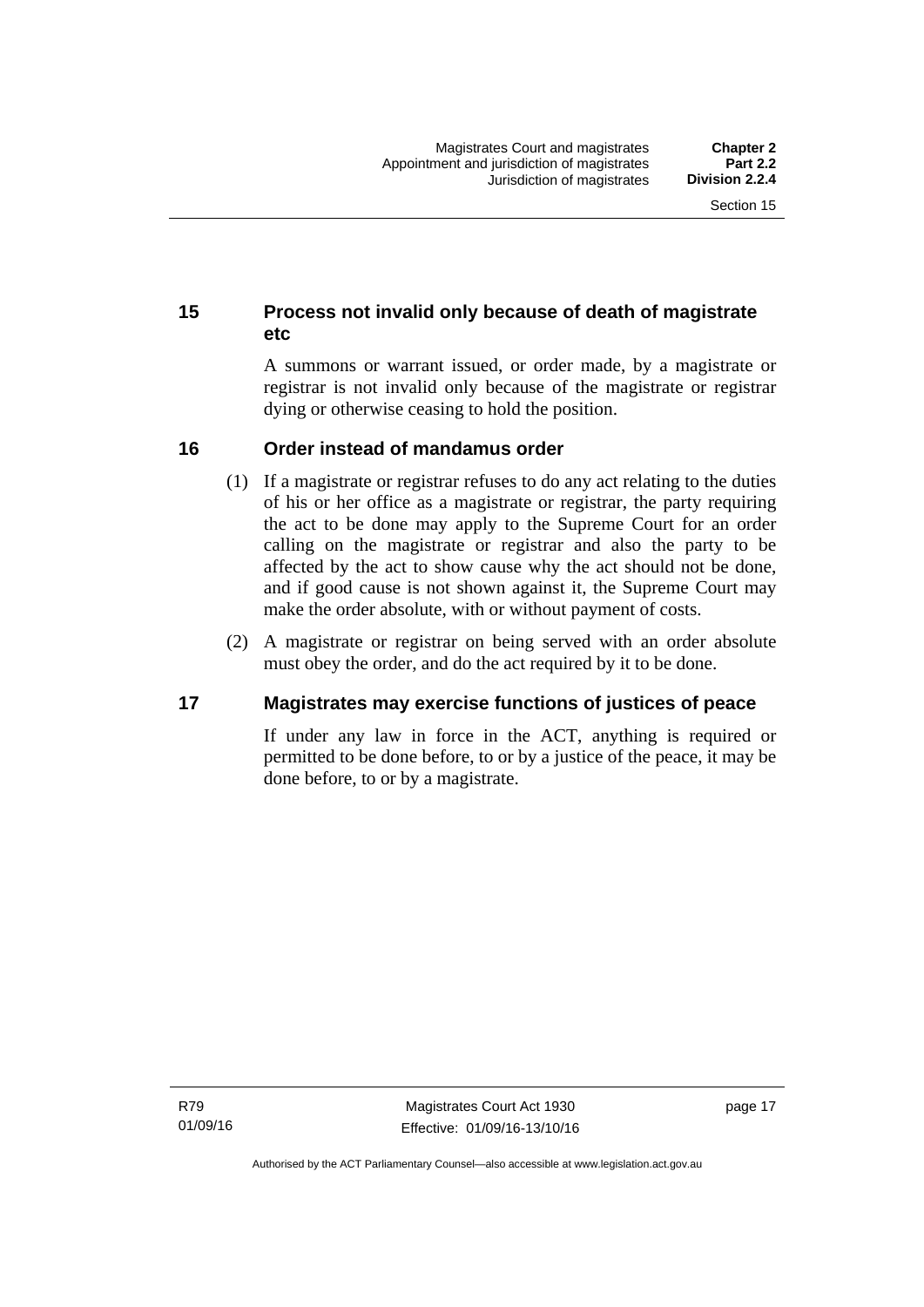## 15 Process not invalid only because of death of magistrate etc

A summons or warrant issued, or order made, by a magistrate or registrar is not invalid only because of the magistrate or registrar dying or otherwise ceasing to hold the position.

## 16 Order instead of mandamus order

(1) If a magistrate or registrar refuses to do any act relating to the duties of his or her office as a magistrate or registrar, the party requiring the act to be done may apply to the Supreme Court for an order calling on the magistrate or registrar and also the party to be affected by the act to show cause why the act should not be done, and if good cause is not shown against it, the Supreme Court may make the order absolute, with or without payment of costs.

(2) A magistrate or registrar on being served with an order absolute must obey the order, and do the act required by it to be done.

## 17 Magistrates may exercise functions of justices of peace

If under any law in force in the ACT, anything is required or permitted to be done before, to or by a justice of the peace, it may be done before, to or by a magistrate.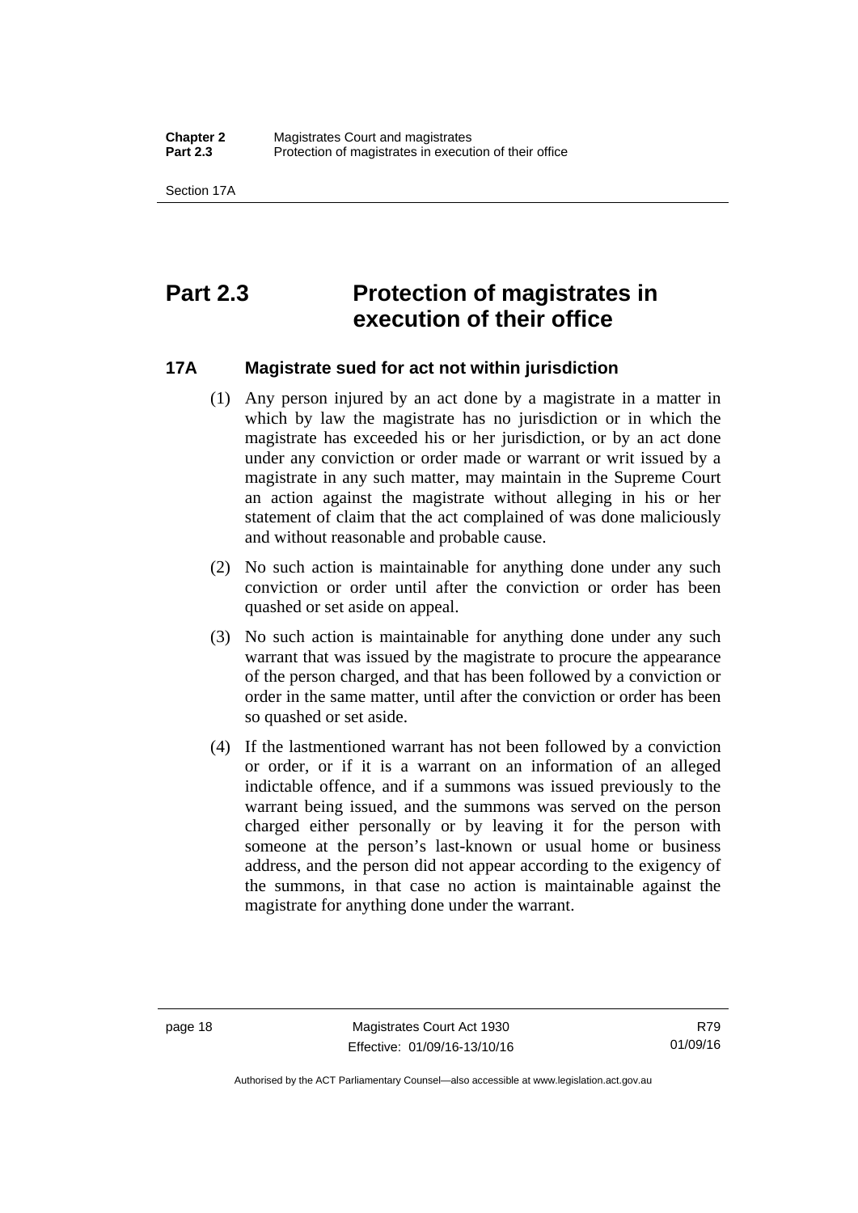# Part 2.3 Protection of magistrates in execution of their office

### 17A Magistrate sued for act not within jurisdiction

(1) Any person injured by an act done by a magistrate in a matter in which by law the magistrate has no jurisdiction or in which the magistrate has exceeded his or her jurisdiction, or by an act done under any conviction or order made or warrant or writ issued by a magistrate in any such matter, may maintain in the Supreme Court an action against the magistrate without alleging in his or her statement of claim that the act complained of was done maliciously and without reasonable and probable cause.

(2) No such action is maintainable for anything done under any such conviction or order until after the conviction or order has been quashed or set aside on appeal.

(3) No such action is maintainable for anything done under any such warrant that was issued by the magistrate to procure the appearance of the person charged, and that has been followed by a conviction or order in the same matter, until after the conviction or order has been so quashed or set aside.

(4) If the lastmentioned warrant has not been followed by a conviction or order, or if it is a warrant on an information of an alleged indictable offence, and if a summons was issued previously to the warrant being issued, and the summons was served on the person charged either personally or by leaving it for the person with someone at the person's last-known or usual home or business address, and the person did not appear according to the exigency of the summons, in that case no action is maintainable against the magistrate for anything done under the warrant.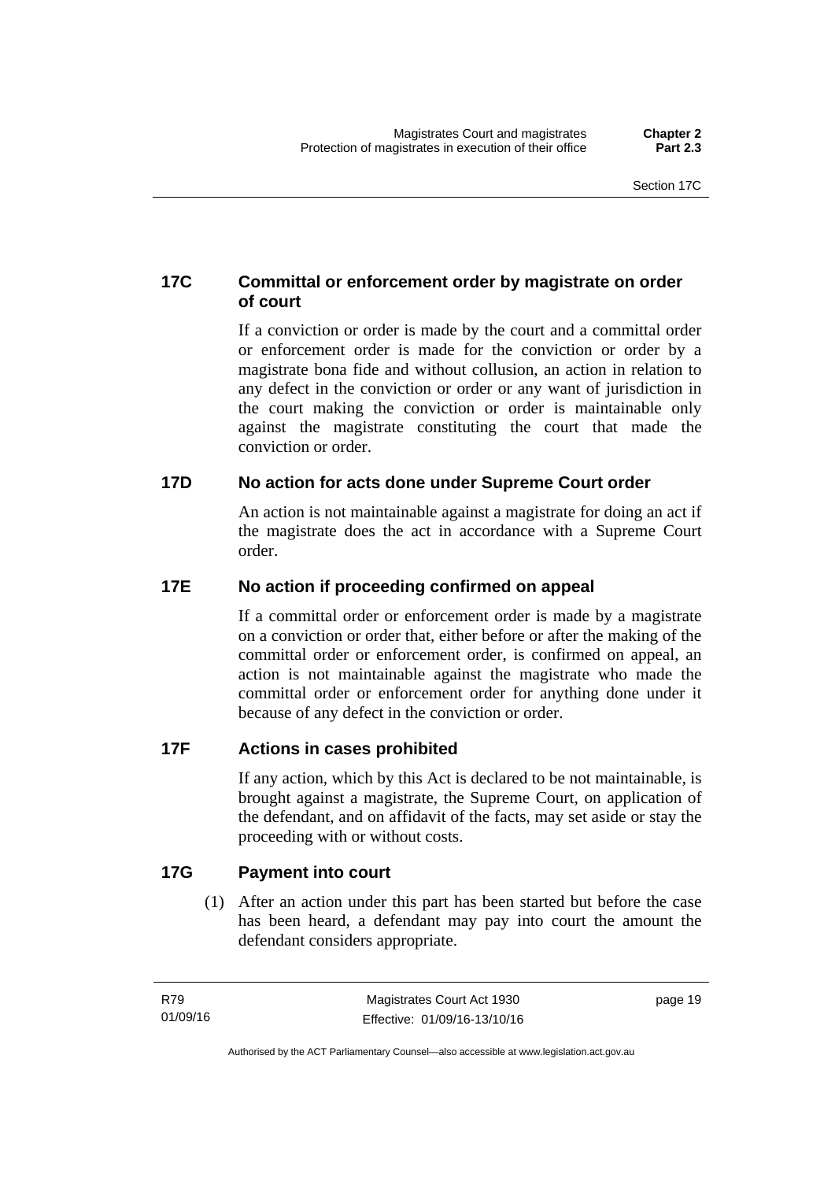### 17C Committal or enforcement order by magistrate on order of court

If a conviction or order is made by the court and a committal order or enforcement order is made for the conviction or order by a magistrate bona fide and without collusion, an action in relation to any defect in the conviction or order or any want of jurisdiction in the court making the conviction or order is maintainable only against the magistrate constituting the court that made the conviction or order.

### 17D No action for acts done under Supreme Court order

An action is not maintainable against a magistrate for doing an act if the magistrate does the act in accordance with a Supreme Court order.

### 17E No action if proceeding confirmed on appeal

If a committal order or enforcement order is made by a magistrate on a conviction or order that, either before or after the making of the committal order or enforcement order, is confirmed on appeal, an action is not maintainable against the magistrate who made the committal order or enforcement order for anything done under it because of any defect in the conviction or order.

### 17F Actions in cases prohibited

If any action, which by this Act is declared to be not maintainable, is brought against a magistrate, the Supreme Court, on application of the defendant, and on affidavit of the facts, may set aside or stay the proceeding with or without costs.

### 17G Payment into court

(1) After an action under this part has been started but before the case has been heard, a defendant may pay into court the amount the defendant considers appropriate.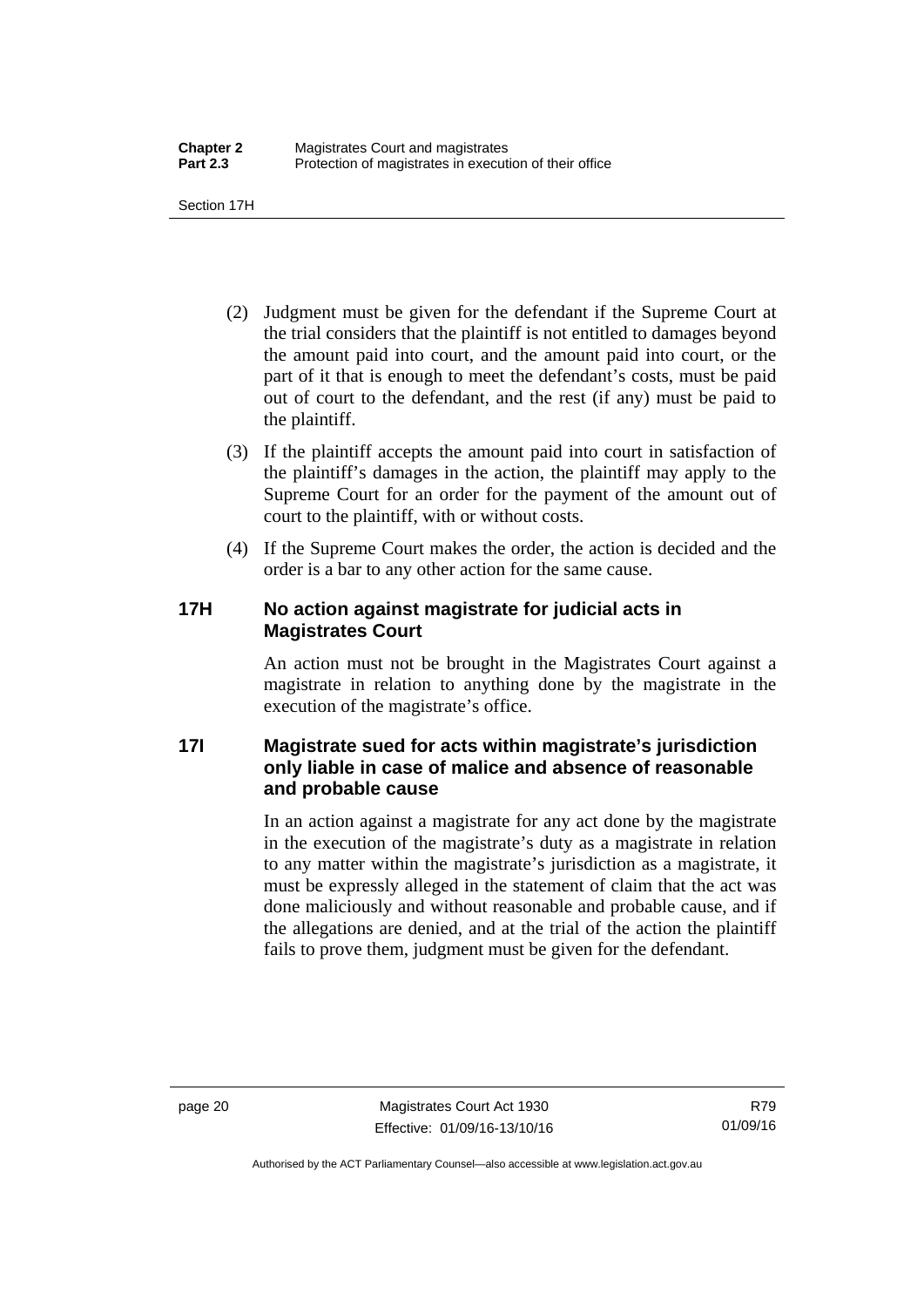(2) Judgment must be given for the defendant if the Supreme Court at the trial considers that the plaintiff is not entitled to damages beyond the amount paid into court, and the amount paid into court, or the part of it that is enough to meet the defendant's costs, must be paid out of court to the defendant, and the rest (if any) must be paid to the plaintiff.

(3) If the plaintiff accepts the amount paid into court in satisfaction of the plaintiff's damages in the action, the plaintiff may apply to the Supreme Court for an order for the payment of the amount out of court to the plaintiff, with or without costs.

(4) If the Supreme Court makes the order, the action is decided and the order is a bar to any other action for the same cause.

### 17H No action against magistrate for judicial acts in Magistrates Court

An action must not be brought in the Magistrates Court against a magistrate in relation to anything done by the magistrate in the execution of the magistrate's office.

### 17I Magistrate sued for acts within magistrate's jurisdiction only liable in case of malice and absence of reasonable and probable cause

In an action against a magistrate for any act done by the magistrate in the execution of the magistrate's duty as a magistrate in relation to any matter within the magistrate's jurisdiction as a magistrate, it must be expressly alleged in the statement of claim that the act was done maliciously and without reasonable and probable cause, and if the allegations are denied, and at the trial of the action the plaintiff fails to prove them, judgment must be given for the defendant.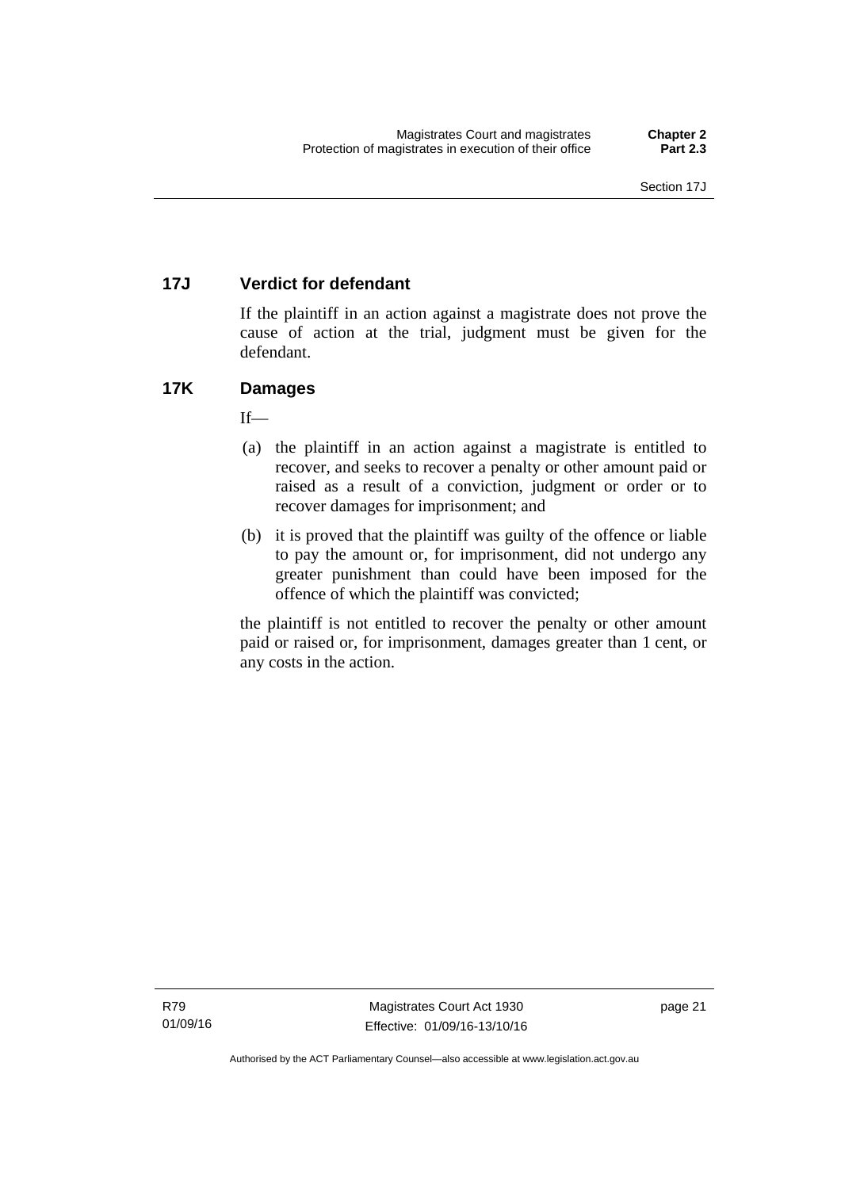### 17J Verdict for defendant

If the plaintiff in an action against a magistrate does not prove the cause of action at the trial, judgment must be given for the defendant.

### 17K Damages

If—

(a) the plaintiff in an action against a magistrate is entitled to recover, and seeks to recover a penalty or other amount paid or raised as a result of a conviction, judgment or order or to recover damages for imprisonment; and

(b) it is proved that the plaintiff was guilty of the offence or liable to pay the amount or, for imprisonment, did not undergo any greater punishment than could have been imposed for the offence of which the plaintiff was convicted;

the plaintiff is not entitled to recover the penalty or other amount paid or raised or, for imprisonment, damages greater than 1 cent, or any costs in the action.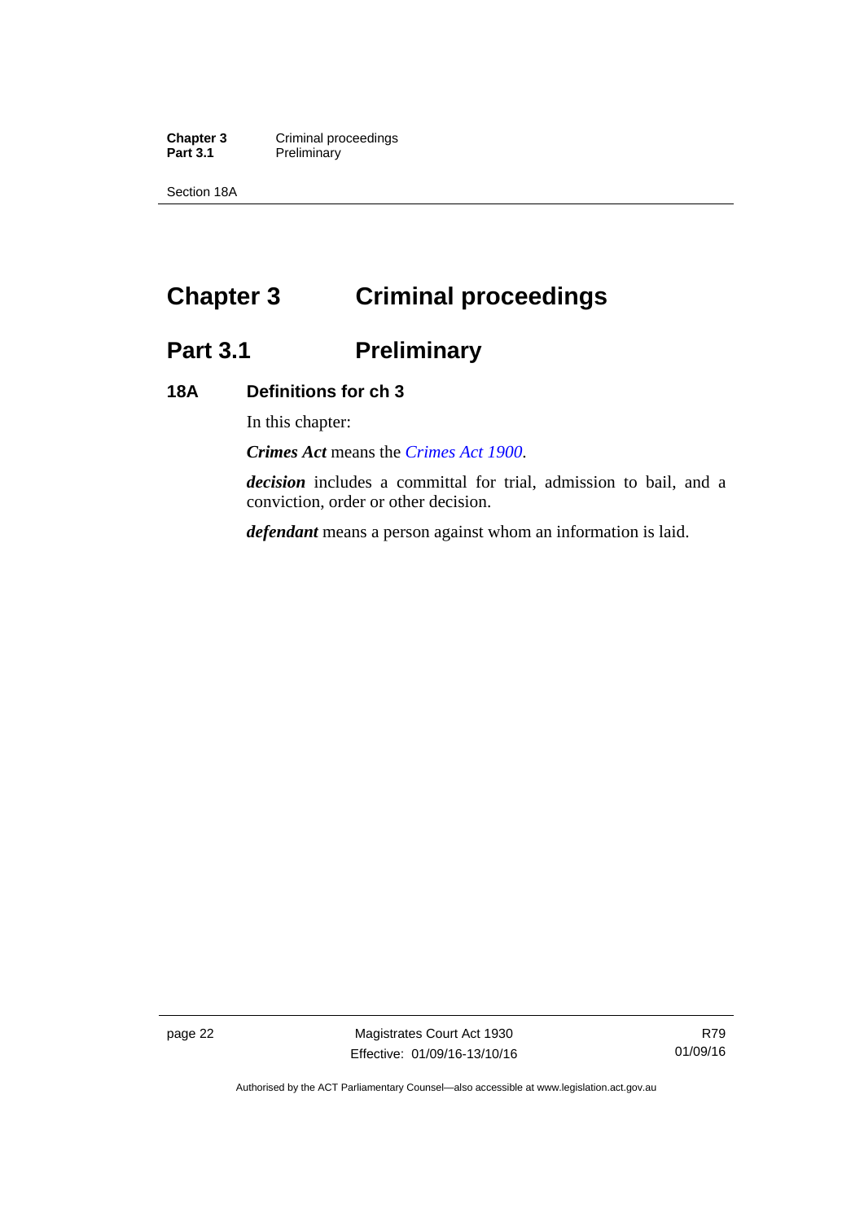# Chapter 3 Criminal proceedings

## Part 3.1 Preliminary

### 18A Definitions for ch 3

In this chapter:

***Crimes Act*** means the *Crimes Act 1900*.

***decision*** includes a committal for trial, admission to bail, and a conviction, order or other decision.

***defendant*** means a person against whom an information is laid.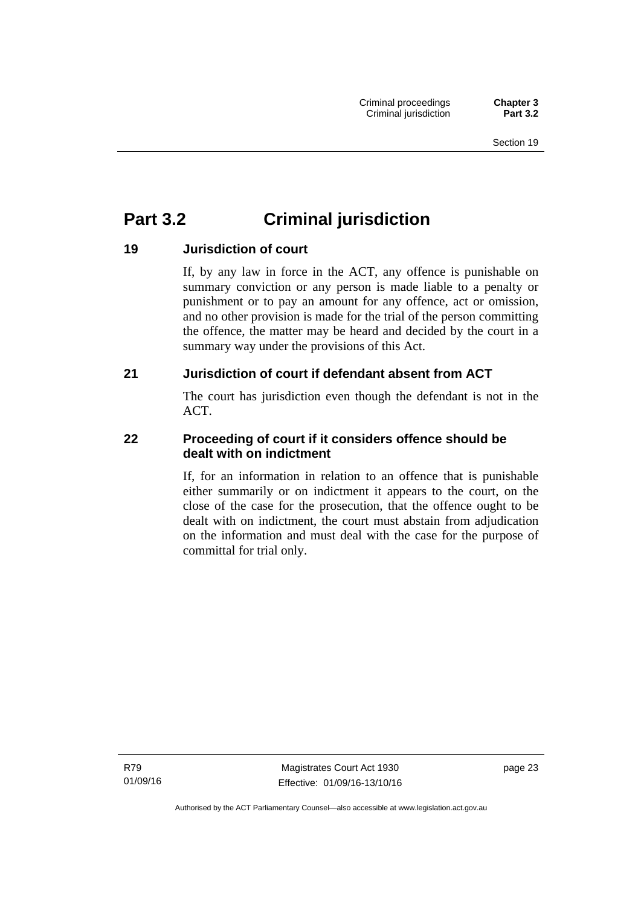# Part 3.2 Criminal jurisdiction

## 19 Jurisdiction of court

If, by any law in force in the ACT, any offence is punishable on summary conviction or any person is made liable to a penalty or punishment or to pay an amount for any offence, act or omission, and no other provision is made for the trial of the person committing the offence, the matter may be heard and decided by the court in a summary way under the provisions of this Act.

## 21 Jurisdiction of court if defendant absent from ACT

The court has jurisdiction even though the defendant is not in the ACT.

## 22 Proceeding of court if it considers offence should be dealt with on indictment

If, for an information in relation to an offence that is punishable either summarily or on indictment it appears to the court, on the close of the case for the prosecution, that the offence ought to be dealt with on indictment, the court must abstain from adjudication on the information and must deal with the case for the purpose of committal for trial only.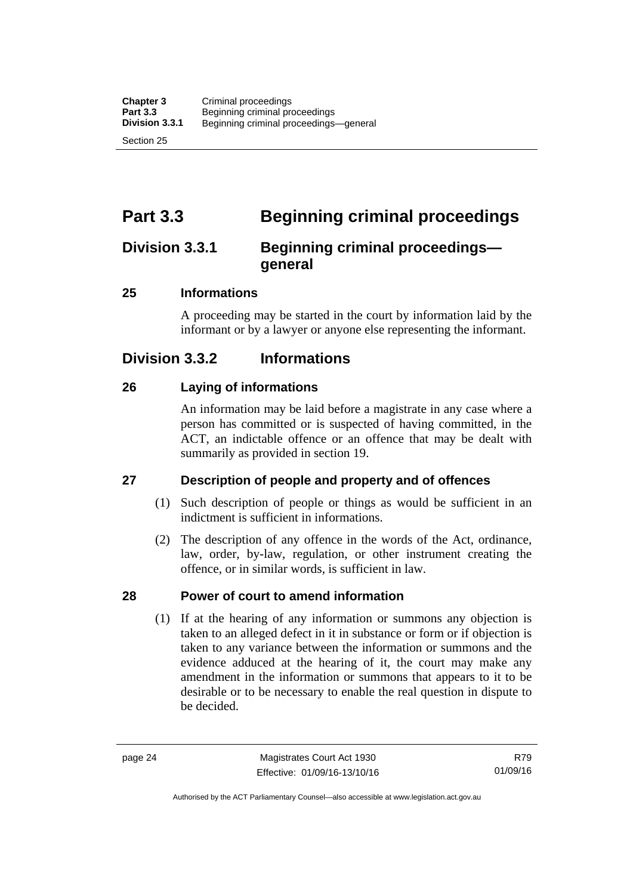# Part 3.3 Beginning criminal proceedings

## Division 3.3.1 Beginning criminal proceedings—general

### 25 Informations

A proceeding may be started in the court by information laid by the informant or by a lawyer or anyone else representing the informant.

## Division 3.3.2 Informations

### 26 Laying of informations

An information may be laid before a magistrate in any case where a person has committed or is suspected of having committed, in the ACT, an indictable offence or an offence that may be dealt with summarily as provided in section 19.

### 27 Description of people and property and of offences

(1) Such description of people or things as would be sufficient in an indictment is sufficient in informations.

(2) The description of any offence in the words of the Act, ordinance, law, order, by-law, regulation, or other instrument creating the offence, or in similar words, is sufficient in law.

### 28 Power of court to amend information

(1) If at the hearing of any information or summons any objection is taken to an alleged defect in it in substance or form or if objection is taken to any variance between the information or summons and the evidence adduced at the hearing of it, the court may make any amendment in the information or summons that appears to it to be desirable or to be necessary to enable the real question in dispute to be decided.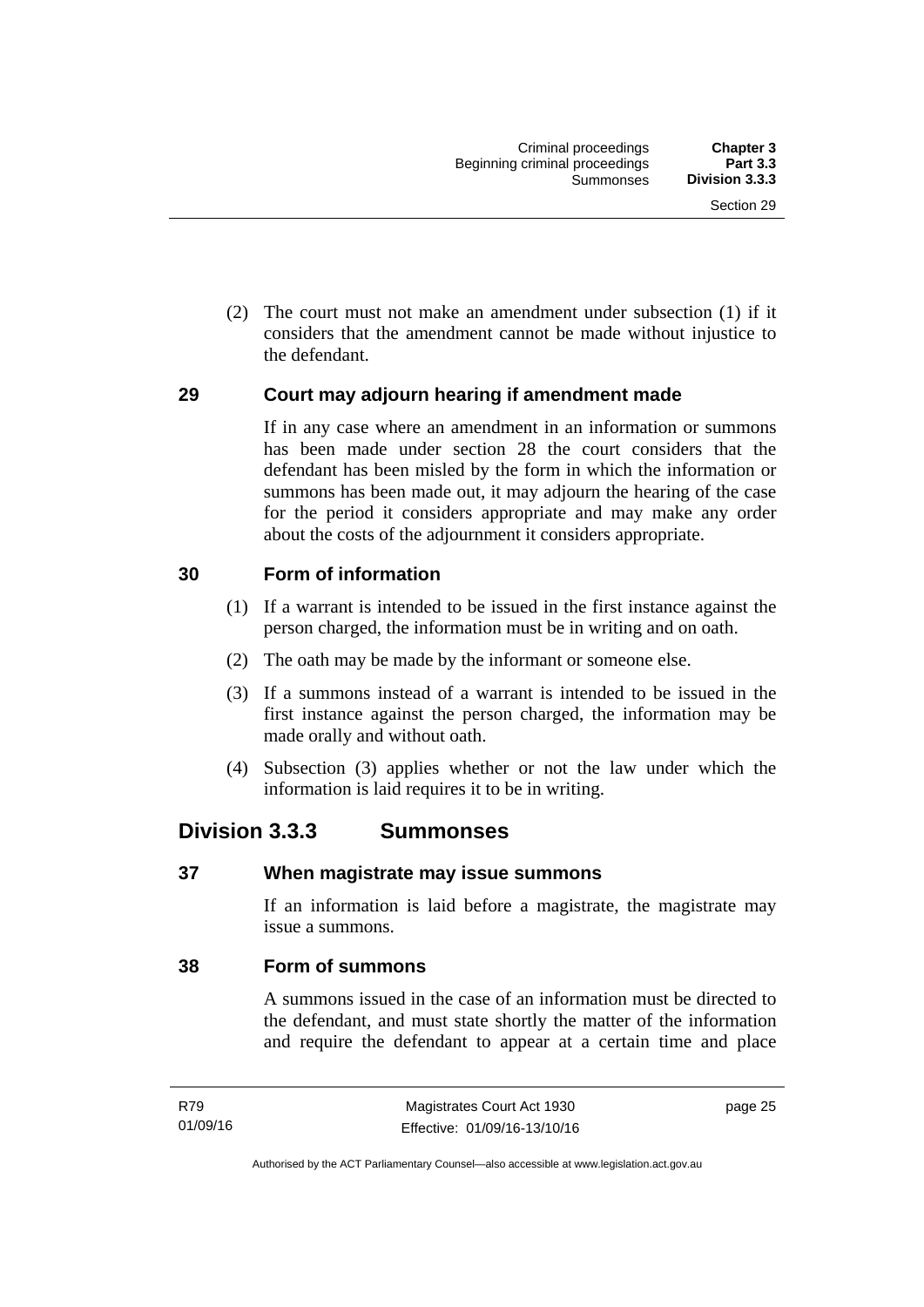(2) The court must not make an amendment under subsection (1) if it considers that the amendment cannot be made without injustice to the defendant.

### 29 Court may adjourn hearing if amendment made

If in any case where an amendment in an information or summons has been made under section 28 the court considers that the defendant has been misled by the form in which the information or summons has been made out, it may adjourn the hearing of the case for the period it considers appropriate and may make any order about the costs of the adjournment it considers appropriate.

### 30 Form of information

(1) If a warrant is intended to be issued in the first instance against the person charged, the information must be in writing and on oath.

(2) The oath may be made by the informant or someone else.

(3) If a summons instead of a warrant is intended to be issued in the first instance against the person charged, the information may be made orally and without oath.

(4) Subsection (3) applies whether or not the law under which the information is laid requires it to be in writing.

## Division 3.3.3 Summonses

### 37 When magistrate may issue summons

If an information is laid before a magistrate, the magistrate may issue a summons.

### 38 Form of summons

A summons issued in the case of an information must be directed to the defendant, and must state shortly the matter of the information and require the defendant to appear at a certain time and place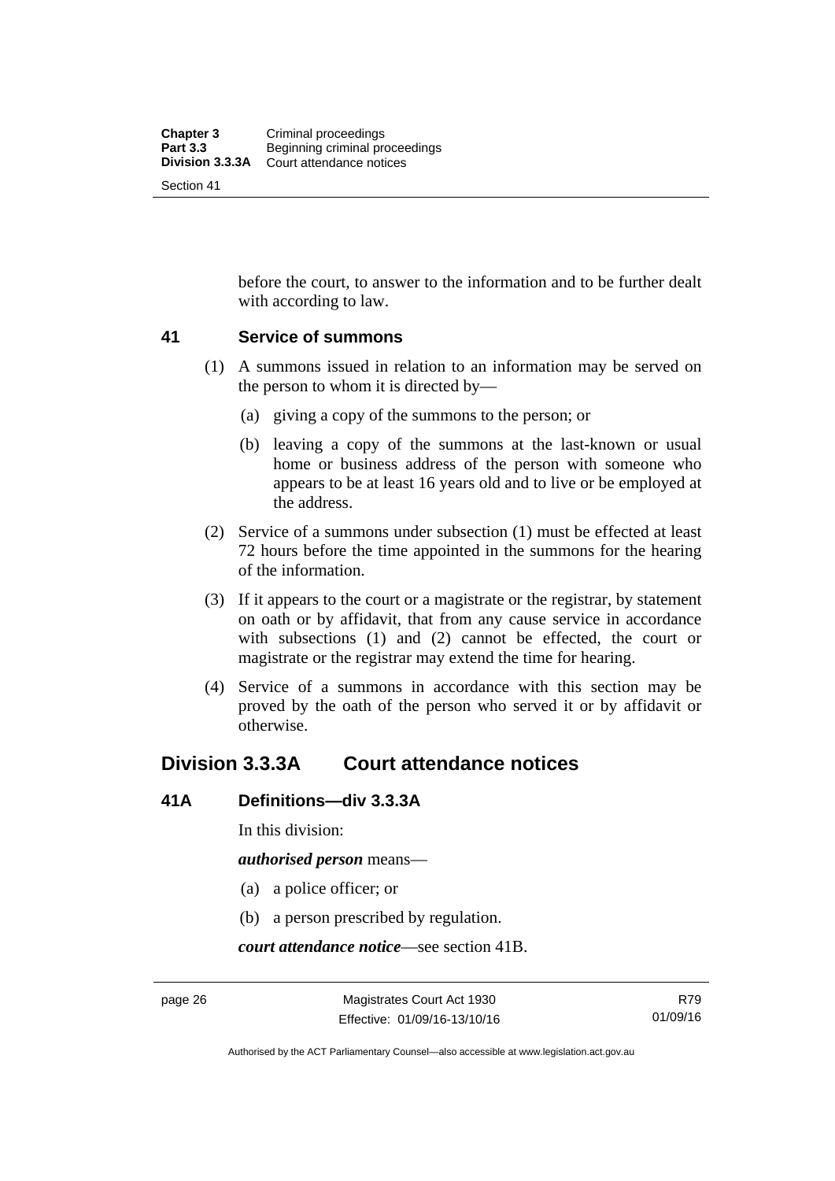before the court, to answer to the information and to be further dealt with according to law.

### 41 Service of summons

(1) A summons issued in relation to an information may be served on the person to whom it is directed by—

(a) giving a copy of the summons to the person; or

(b) leaving a copy of the summons at the last-known or usual home or business address of the person with someone who appears to be at least 16 years old and to live or be employed at the address.

(2) Service of a summons under subsection (1) must be effected at least 72 hours before the time appointed in the summons for the hearing of the information.

(3) If it appears to the court or a magistrate or the registrar, by statement on oath or by affidavit, that from any cause service in accordance with subsections (1) and (2) cannot be effected, the court or magistrate or the registrar may extend the time for hearing.

(4) Service of a summons in accordance with this section may be proved by the oath of the person who served it or by affidavit or otherwise.

## Division 3.3.3A Court attendance notices

### 41A Definitions—div 3.3.3A

In this division:

***authorised person*** means—

(a) a police officer; or

(b) a person prescribed by regulation.

***court attendance notice***—see section 41B.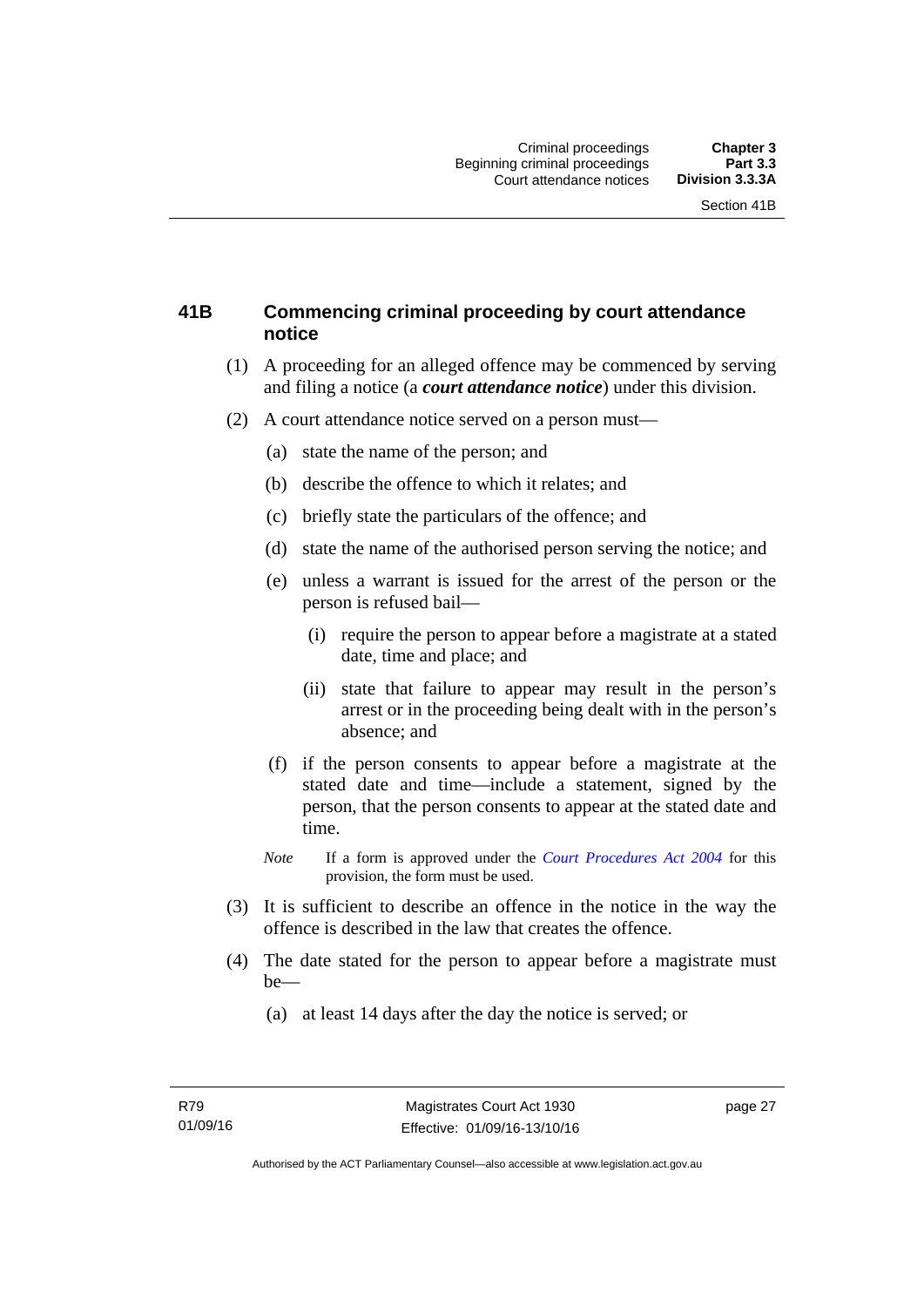## 41B Commencing criminal proceeding by court attendance notice

(1) A proceeding for an alleged offence may be commenced by serving and filing a notice (a ***court attendance notice***) under this division.

(2) A court attendance notice served on a person must—

(a) state the name of the person; and

(b) describe the offence to which it relates; and

(c) briefly state the particulars of the offence; and

(d) state the name of the authorised person serving the notice; and

(e) unless a warrant is issued for the arrest of the person or the person is refused bail—

(i) require the person to appear before a magistrate at a stated date, time and place; and

(ii) state that failure to appear may result in the person's arrest or in the proceeding being dealt with in the person's absence; and

(f) if the person consents to appear before a magistrate at the stated date and time—include a statement, signed by the person, that the person consents to appear at the stated date and time.

*Note* If a form is approved under the *Court Procedures Act 2004* for this provision, the form must be used.

(3) It is sufficient to describe an offence in the notice in the way the offence is described in the law that creates the offence.

(4) The date stated for the person to appear before a magistrate must be—

(a) at least 14 days after the day the notice is served; or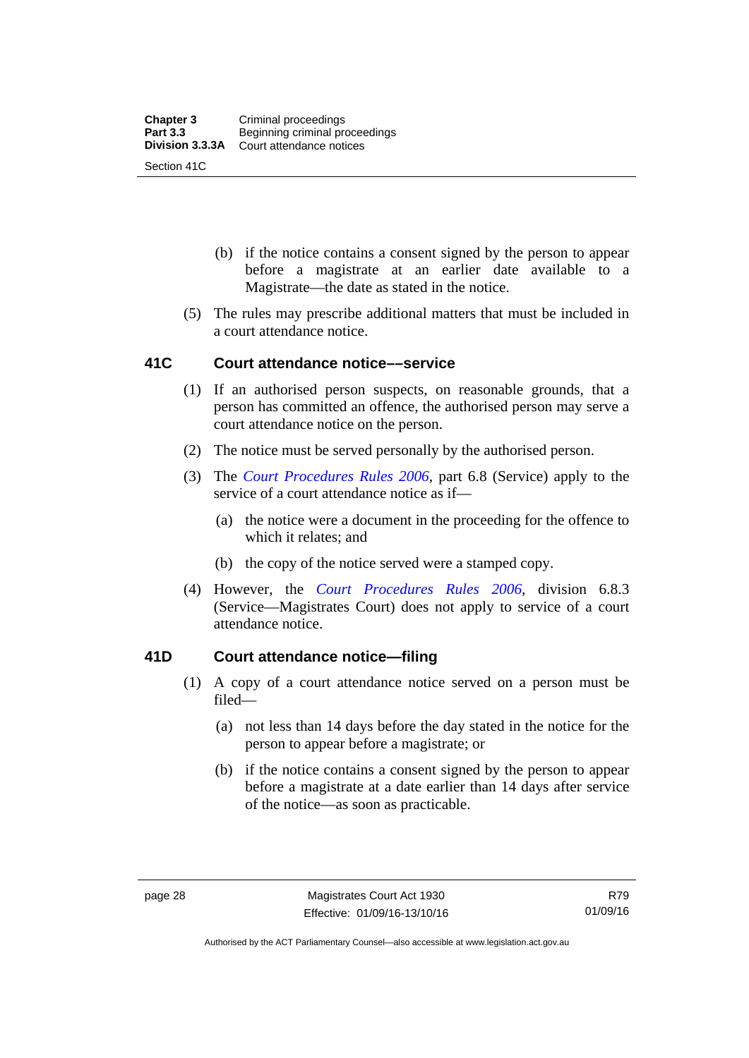(b) if the notice contains a consent signed by the person to appear before a magistrate at an earlier date available to a Magistrate—the date as stated in the notice.

(5) The rules may prescribe additional matters that must be included in a court attendance notice.

### 41C Court attendance notice––service

(1) If an authorised person suspects, on reasonable grounds, that a person has committed an offence, the authorised person may serve a court attendance notice on the person.

(2) The notice must be served personally by the authorised person.

(3) The *Court Procedures Rules 2006*, part 6.8 (Service) apply to the service of a court attendance notice as if—

(a) the notice were a document in the proceeding for the offence to which it relates; and

(b) the copy of the notice served were a stamped copy.

(4) However, the *Court Procedures Rules 2006*, division 6.8.3 (Service—Magistrates Court) does not apply to service of a court attendance notice.

### 41D Court attendance notice—filing

(1) A copy of a court attendance notice served on a person must be filed—

(a) not less than 14 days before the day stated in the notice for the person to appear before a magistrate; or

(b) if the notice contains a consent signed by the person to appear before a magistrate at a date earlier than 14 days after service of the notice—as soon as practicable.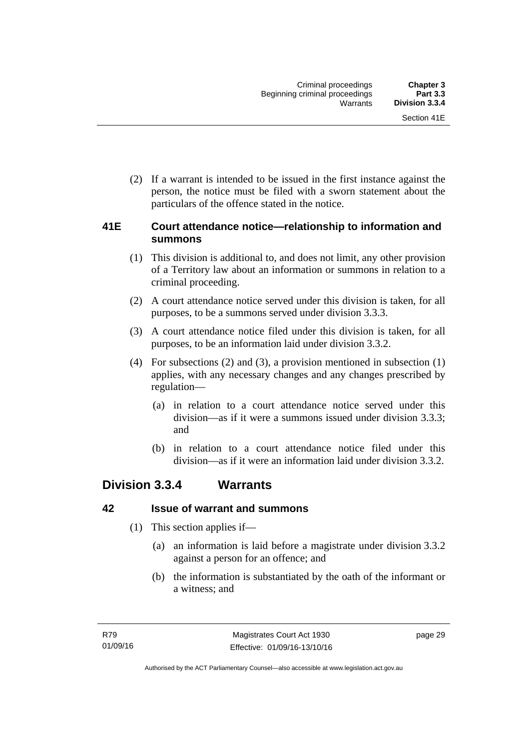(2) If a warrant is intended to be issued in the first instance against the person, the notice must be filed with a sworn statement about the particulars of the offence stated in the notice.

### 41E Court attendance notice—relationship to information and summons

(1) This division is additional to, and does not limit, any other provision of a Territory law about an information or summons in relation to a criminal proceeding.

(2) A court attendance notice served under this division is taken, for all purposes, to be a summons served under division 3.3.3.

(3) A court attendance notice filed under this division is taken, for all purposes, to be an information laid under division 3.3.2.

(4) For subsections (2) and (3), a provision mentioned in subsection (1) applies, with any necessary changes and any changes prescribed by regulation—

(a) in relation to a court attendance notice served under this division—as if it were a summons issued under division 3.3.3; and

(b) in relation to a court attendance notice filed under this division—as if it were an information laid under division 3.3.2.

## Division 3.3.4 Warrants

### 42 Issue of warrant and summons

(1) This section applies if—

(a) an information is laid before a magistrate under division 3.3.2 against a person for an offence; and

(b) the information is substantiated by the oath of the informant or a witness; and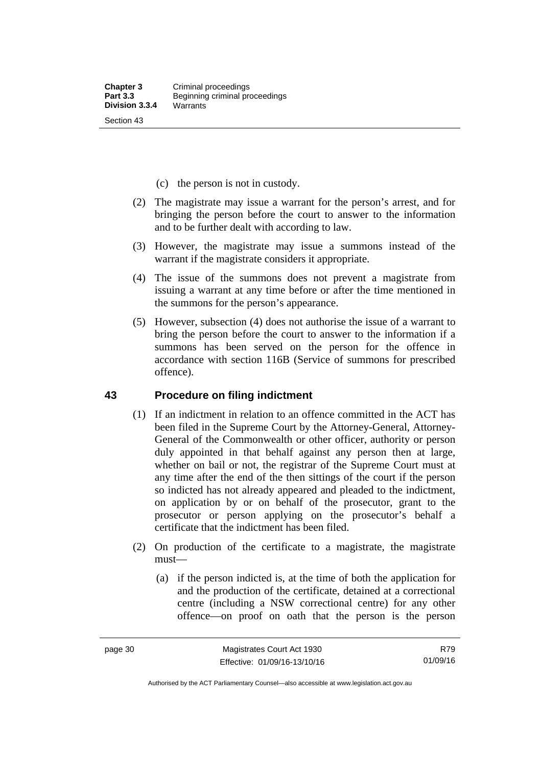(c) the person is not in custody.

(2) The magistrate may issue a warrant for the person's arrest, and for bringing the person before the court to answer to the information and to be further dealt with according to law.

(3) However, the magistrate may issue a summons instead of the warrant if the magistrate considers it appropriate.

(4) The issue of the summons does not prevent a magistrate from issuing a warrant at any time before or after the time mentioned in the summons for the person's appearance.

(5) However, subsection (4) does not authorise the issue of a warrant to bring the person before the court to answer to the information if a summons has been served on the person for the offence in accordance with section 116B (Service of summons for prescribed offence).

## 43 Procedure on filing indictment

(1) If an indictment in relation to an offence committed in the ACT has been filed in the Supreme Court by the Attorney-General, Attorney-General of the Commonwealth or other officer, authority or person duly appointed in that behalf against any person then at large, whether on bail or not, the registrar of the Supreme Court must at any time after the end of the then sittings of the court if the person so indicted has not already appeared and pleaded to the indictment, on application by or on behalf of the prosecutor, grant to the prosecutor or person applying on the prosecutor's behalf a certificate that the indictment has been filed.

(2) On production of the certificate to a magistrate, the magistrate must—

(a) if the person indicted is, at the time of both the application for and the production of the certificate, detained at a correctional centre (including a NSW correctional centre) for any other offence—on proof on oath that the person is the person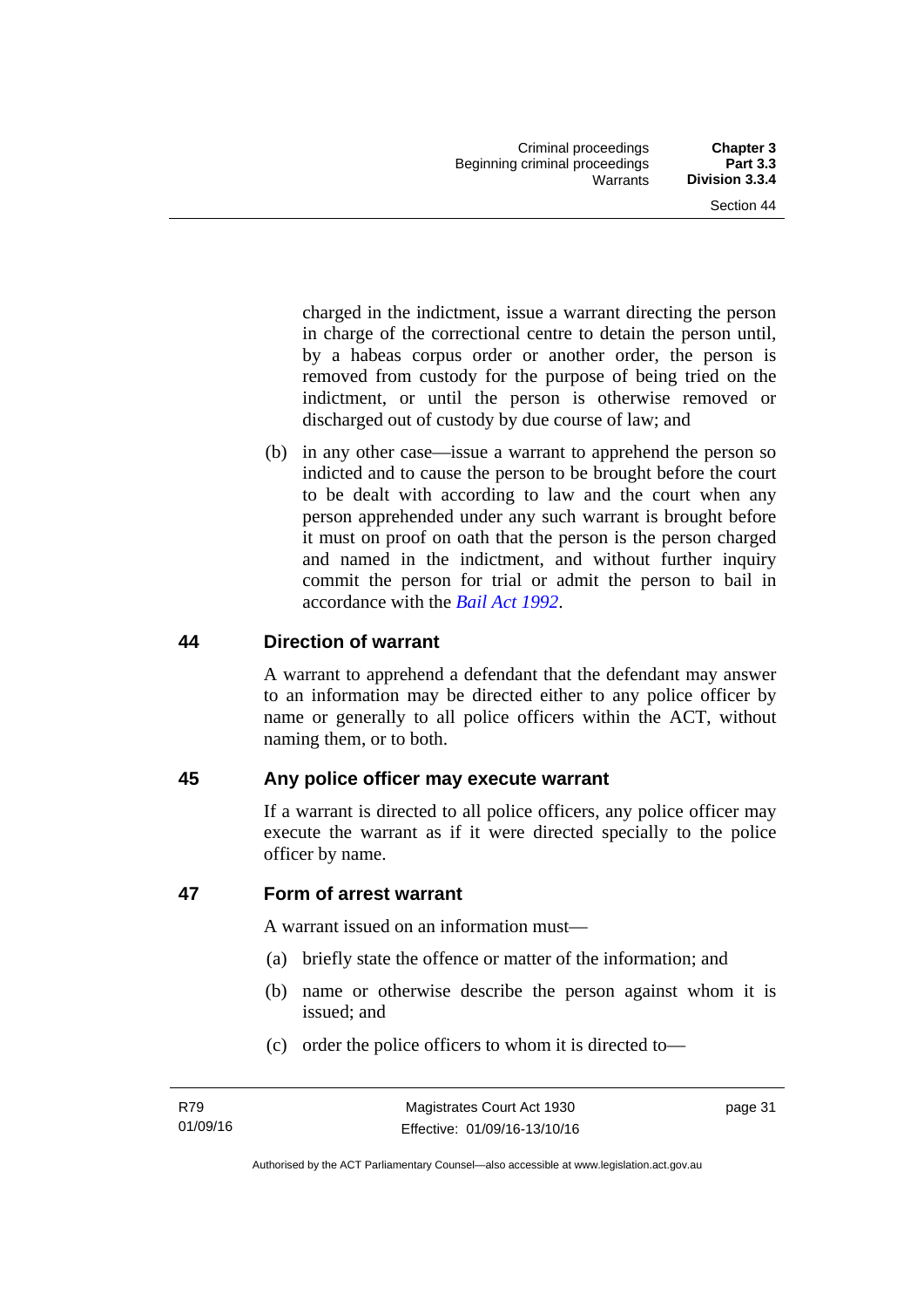charged in the indictment, issue a warrant directing the person in charge of the correctional centre to detain the person until, by a habeas corpus order or another order, the person is removed from custody for the purpose of being tried on the indictment, or until the person is otherwise removed or discharged out of custody by due course of law; and

(b) in any other case—issue a warrant to apprehend the person so indicted and to cause the person to be brought before the court to be dealt with according to law and the court when any person apprehended under any such warrant is brought before it must on proof on oath that the person is the person charged and named in the indictment, and without further inquiry commit the person for trial or admit the person to bail in accordance with the *Bail Act 1992*.

## 44 Direction of warrant

A warrant to apprehend a defendant that the defendant may answer to an information may be directed either to any police officer by name or generally to all police officers within the ACT, without naming them, or to both.

## 45 Any police officer may execute warrant

If a warrant is directed to all police officers, any police officer may execute the warrant as if it were directed specially to the police officer by name.

## 47 Form of arrest warrant

A warrant issued on an information must—

(a) briefly state the offence or matter of the information; and

(b) name or otherwise describe the person against whom it is issued; and

(c) order the police officers to whom it is directed to—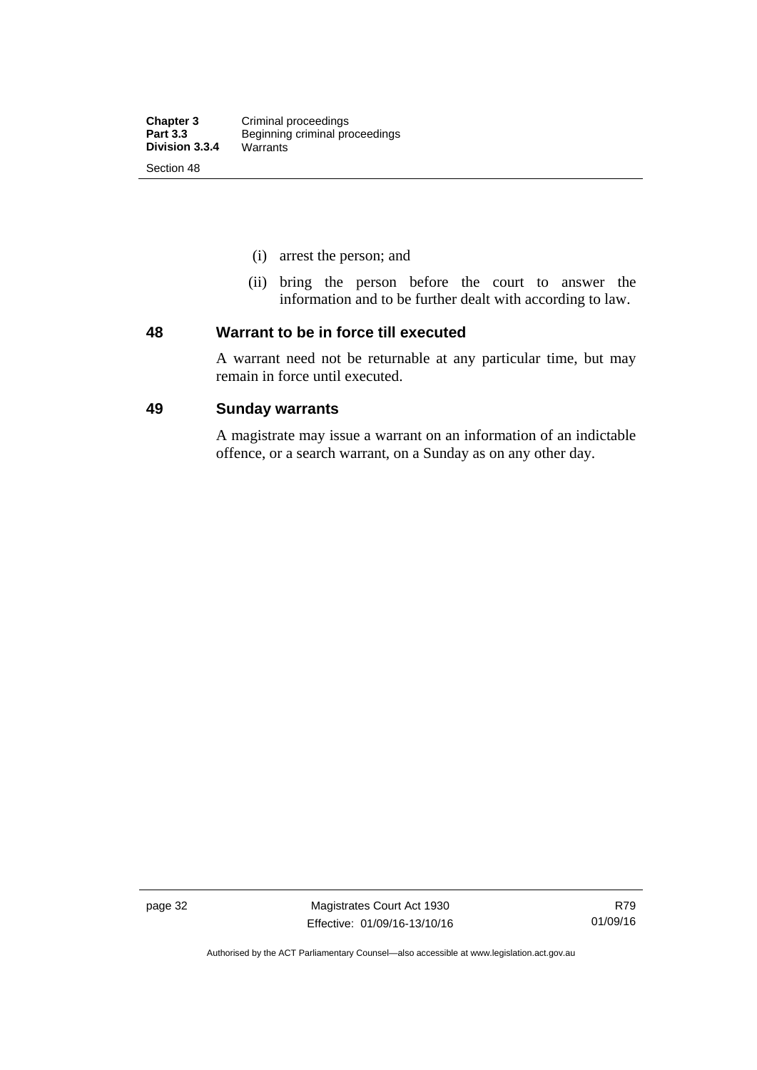(i) arrest the person; and

(ii) bring the person before the court to answer the information and to be further dealt with according to law.

## 48 Warrant to be in force till executed

A warrant need not be returnable at any particular time, but may remain in force until executed.

## 49 Sunday warrants

A magistrate may issue a warrant on an information of an indictable offence, or a search warrant, on a Sunday as on any other day.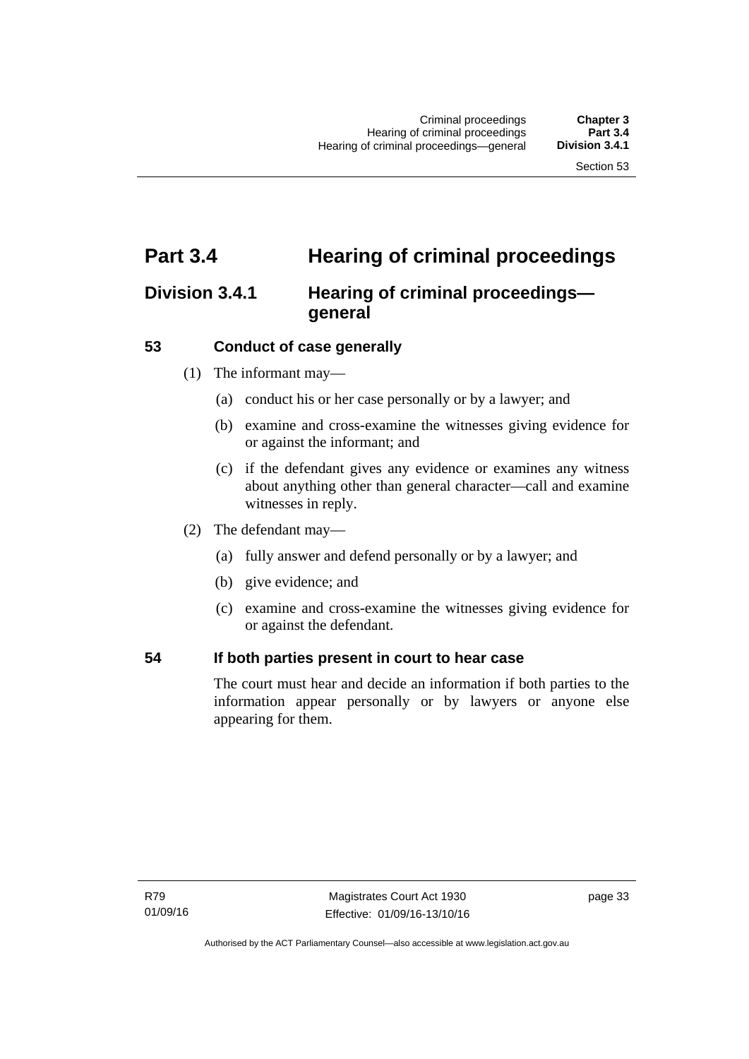# Part 3.4 Hearing of criminal proceedings

## Division 3.4.1 Hearing of criminal proceedings—general

### 53 Conduct of case generally

(1) The informant may—

(a) conduct his or her case personally or by a lawyer; and

(b) examine and cross-examine the witnesses giving evidence for or against the informant; and

(c) if the defendant gives any evidence or examines any witness about anything other than general character—call and examine witnesses in reply.

(2) The defendant may—

(a) fully answer and defend personally or by a lawyer; and

(b) give evidence; and

(c) examine and cross-examine the witnesses giving evidence for or against the defendant.

### 54 If both parties present in court to hear case

The court must hear and decide an information if both parties to the information appear personally or by lawyers or anyone else appearing for them.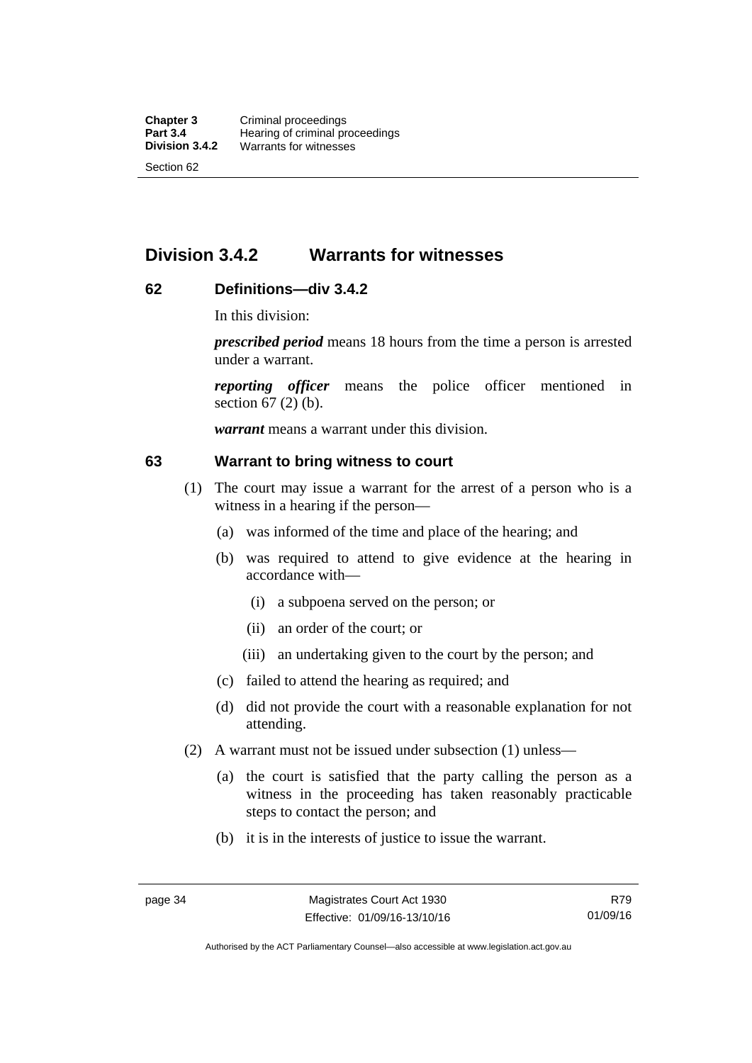## Division 3.4.2 Warrants for witnesses

### 62 Definitions—div 3.4.2

In this division:

***prescribed period*** means 18 hours from the time a person is arrested under a warrant.

***reporting officer*** means the police officer mentioned in section 67 (2) (b).

***warrant*** means a warrant under this division.

### 63 Warrant to bring witness to court

(1) The court may issue a warrant for the arrest of a person who is a witness in a hearing if the person—

  (a) was informed of the time and place of the hearing; and

  (b) was required to attend to give evidence at the hearing in accordance with—

    (i) a subpoena served on the person; or

    (ii) an order of the court; or

    (iii) an undertaking given to the court by the person; and

  (c) failed to attend the hearing as required; and

  (d) did not provide the court with a reasonable explanation for not attending.

(2) A warrant must not be issued under subsection (1) unless—

  (a) the court is satisfied that the party calling the person as a witness in the proceeding has taken reasonably practicable steps to contact the person; and

  (b) it is in the interests of justice to issue the warrant.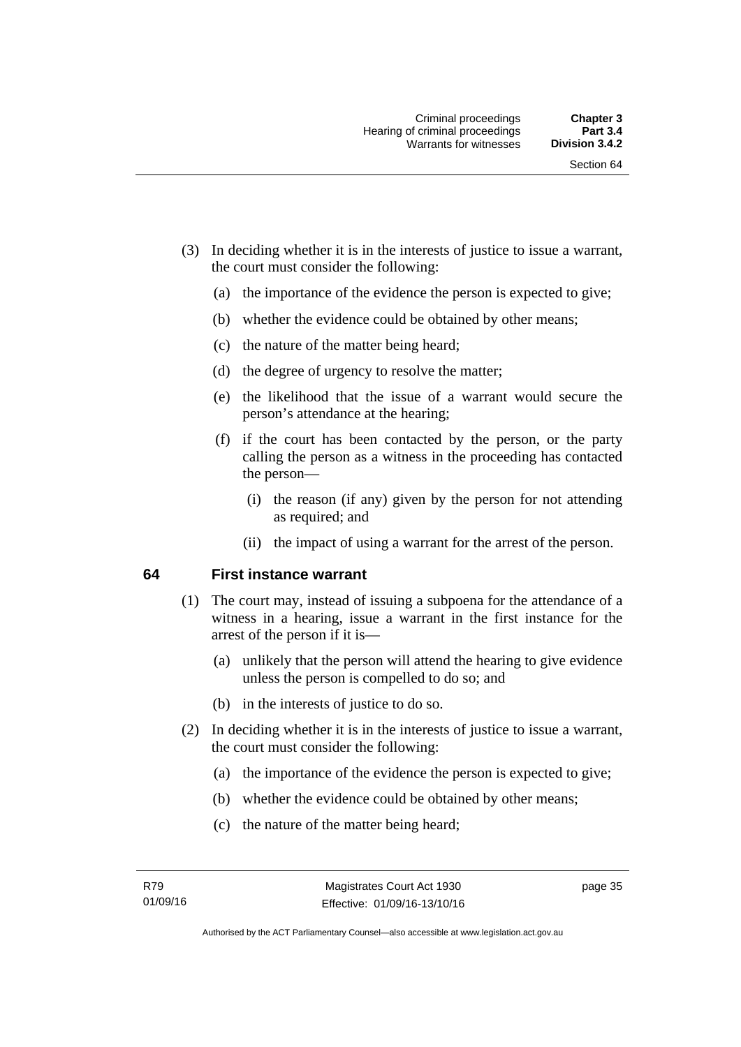(3) In deciding whether it is in the interests of justice to issue a warrant, the court must consider the following:

(a) the importance of the evidence the person is expected to give;

(b) whether the evidence could be obtained by other means;

(c) the nature of the matter being heard;

(d) the degree of urgency to resolve the matter;

(e) the likelihood that the issue of a warrant would secure the person's attendance at the hearing;

(f) if the court has been contacted by the person, or the party calling the person as a witness in the proceeding has contacted the person—

(i) the reason (if any) given by the person for not attending as required; and

(ii) the impact of using a warrant for the arrest of the person.

## 64 First instance warrant

(1) The court may, instead of issuing a subpoena for the attendance of a witness in a hearing, issue a warrant in the first instance for the arrest of the person if it is—

(a) unlikely that the person will attend the hearing to give evidence unless the person is compelled to do so; and

(b) in the interests of justice to do so.

(2) In deciding whether it is in the interests of justice to issue a warrant, the court must consider the following:

(a) the importance of the evidence the person is expected to give;

(b) whether the evidence could be obtained by other means;

(c) the nature of the matter being heard;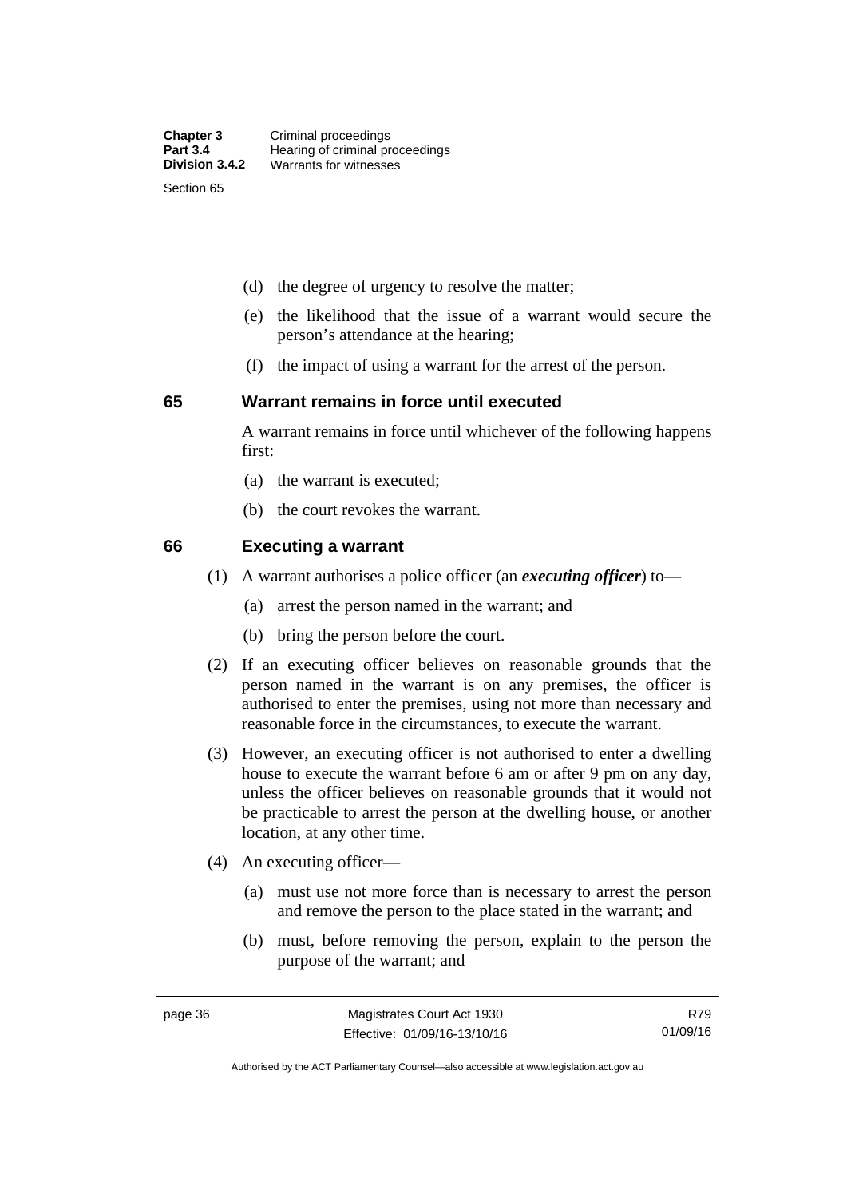(d) the degree of urgency to resolve the matter;

(e) the likelihood that the issue of a warrant would secure the person's attendance at the hearing;

(f) the impact of using a warrant for the arrest of the person.

## 65 Warrant remains in force until executed

A warrant remains in force until whichever of the following happens first:

(a) the warrant is executed;

(b) the court revokes the warrant.

## 66 Executing a warrant

(1) A warrant authorises a police officer (an ***executing officer***) to—

(a) arrest the person named in the warrant; and

(b) bring the person before the court.

(2) If an executing officer believes on reasonable grounds that the person named in the warrant is on any premises, the officer is authorised to enter the premises, using not more than necessary and reasonable force in the circumstances, to execute the warrant.

(3) However, an executing officer is not authorised to enter a dwelling house to execute the warrant before 6 am or after 9 pm on any day, unless the officer believes on reasonable grounds that it would not be practicable to arrest the person at the dwelling house, or another location, at any other time.

(4) An executing officer—

(a) must use not more force than is necessary to arrest the person and remove the person to the place stated in the warrant; and

(b) must, before removing the person, explain to the person the purpose of the warrant; and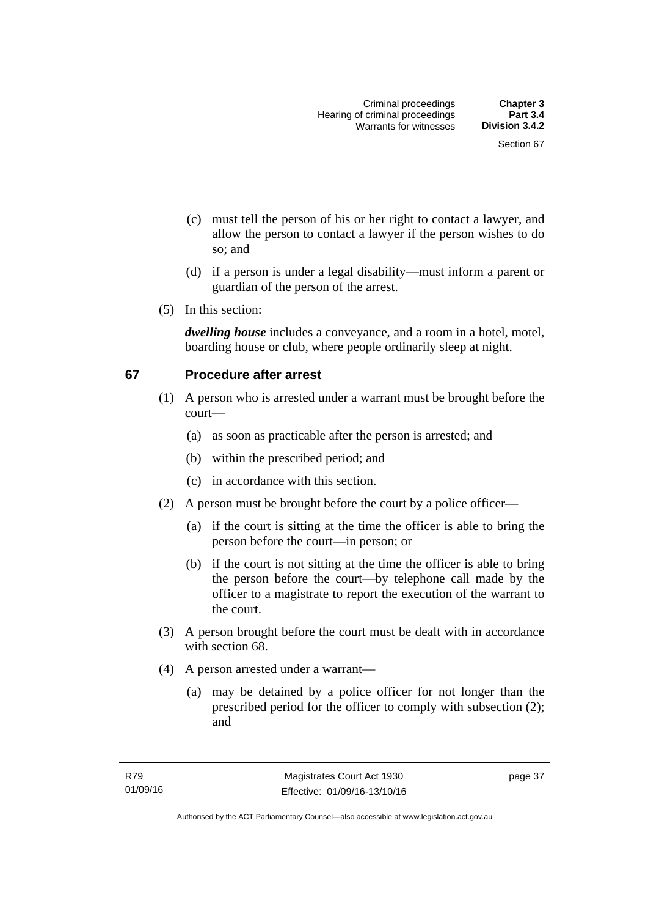(c) must tell the person of his or her right to contact a lawyer, and allow the person to contact a lawyer if the person wishes to do so; and

(d) if a person is under a legal disability—must inform a parent or guardian of the person of the arrest.

(5) In this section:

***dwelling house*** includes a conveyance, and a room in a hotel, motel, boarding house or club, where people ordinarily sleep at night.

## 67 Procedure after arrest

(1) A person who is arrested under a warrant must be brought before the court—

(a) as soon as practicable after the person is arrested; and

(b) within the prescribed period; and

(c) in accordance with this section.

(2) A person must be brought before the court by a police officer—

(a) if the court is sitting at the time the officer is able to bring the person before the court—in person; or

(b) if the court is not sitting at the time the officer is able to bring the person before the court—by telephone call made by the officer to a magistrate to report the execution of the warrant to the court.

(3) A person brought before the court must be dealt with in accordance with section 68.

(4) A person arrested under a warrant—

(a) may be detained by a police officer for not longer than the prescribed period for the officer to comply with subsection (2); and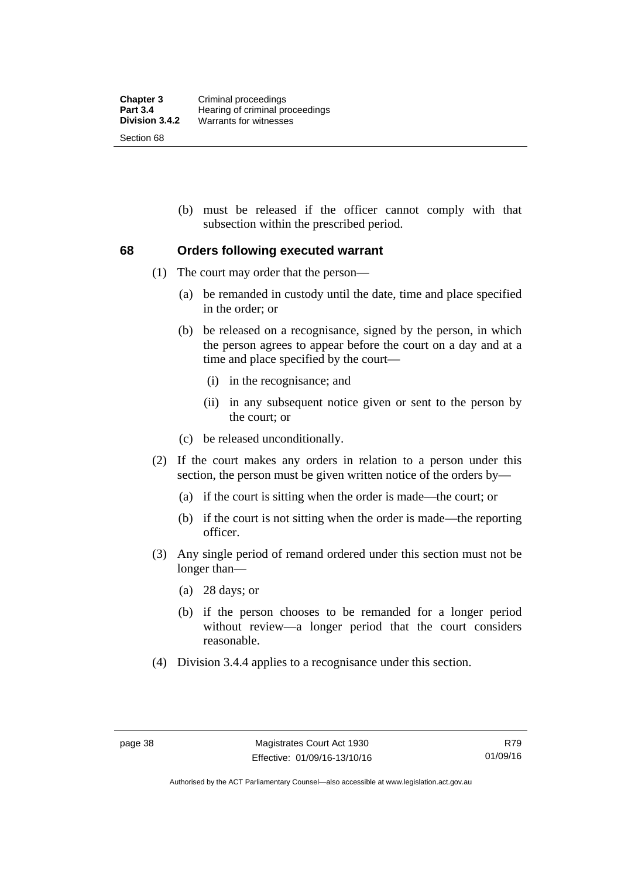(b) must be released if the officer cannot comply with that subsection within the prescribed period.

## 68 Orders following executed warrant

(1) The court may order that the person—

(a) be remanded in custody until the date, time and place specified in the order; or

(b) be released on a recognisance, signed by the person, in which the person agrees to appear before the court on a day and at a time and place specified by the court—

(i) in the recognisance; and

(ii) in any subsequent notice given or sent to the person by the court; or

(c) be released unconditionally.

(2) If the court makes any orders in relation to a person under this section, the person must be given written notice of the orders by—

(a) if the court is sitting when the order is made—the court; or

(b) if the court is not sitting when the order is made—the reporting officer.

(3) Any single period of remand ordered under this section must not be longer than—

(a) 28 days; or

(b) if the person chooses to be remanded for a longer period without review—a longer period that the court considers reasonable.

(4) Division 3.4.4 applies to a recognisance under this section.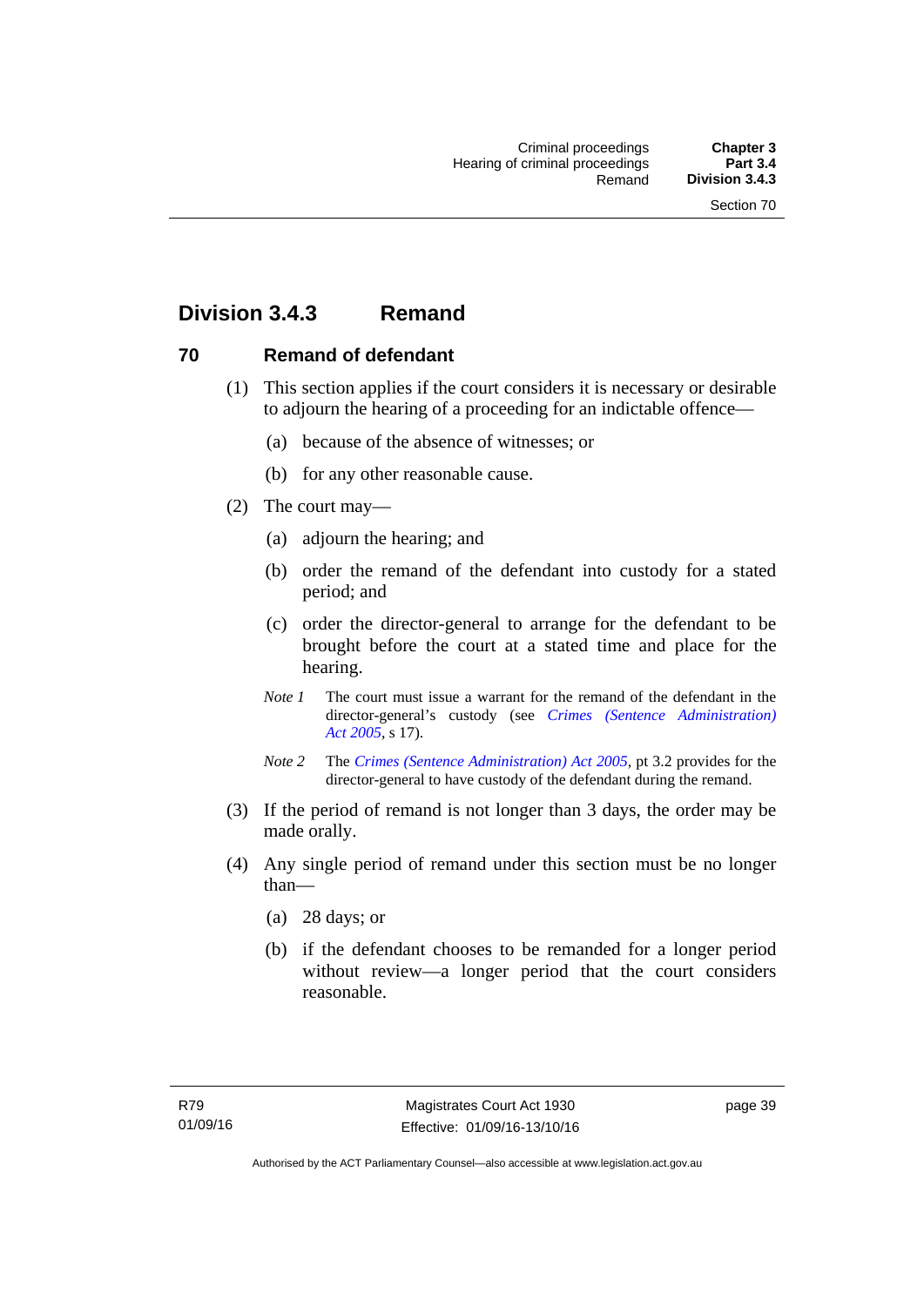## Division 3.4.3 Remand

### 70 Remand of defendant

(1) This section applies if the court considers it is necessary or desirable to adjourn the hearing of a proceeding for an indictable offence—

(a) because of the absence of witnesses; or

(b) for any other reasonable cause.

(2) The court may—

(a) adjourn the hearing; and

(b) order the remand of the defendant into custody for a stated period; and

(c) order the director-general to arrange for the defendant to be brought before the court at a stated time and place for the hearing.

*Note 1* The court must issue a warrant for the remand of the defendant in the director-general's custody (see *Crimes (Sentence Administration) Act 2005*, s 17).

*Note 2* The *Crimes (Sentence Administration) Act 2005*, pt 3.2 provides for the director-general to have custody of the defendant during the remand.

(3) If the period of remand is not longer than 3 days, the order may be made orally.

(4) Any single period of remand under this section must be no longer than—

(a) 28 days; or

(b) if the defendant chooses to be remanded for a longer period without review—a longer period that the court considers reasonable.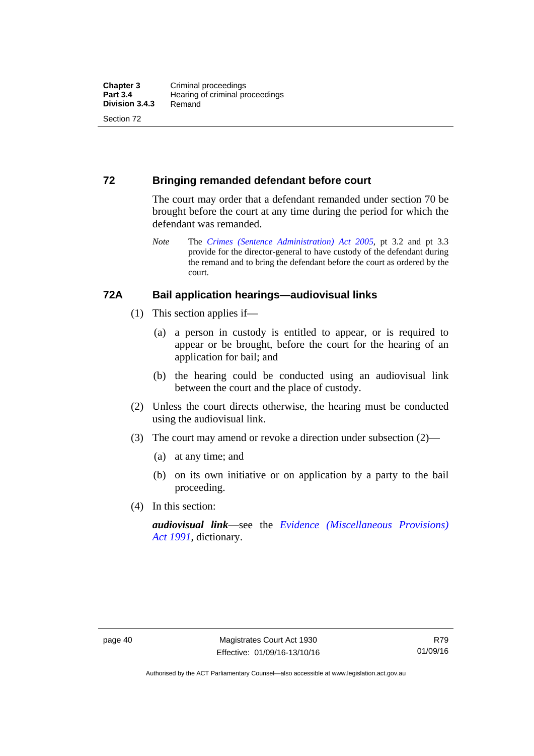## 72 Bringing remanded defendant before court

The court may order that a defendant remanded under section 70 be brought before the court at any time during the period for which the defendant was remanded.

*Note* The *Crimes (Sentence Administration) Act 2005*, pt 3.2 and pt 3.3 provide for the director-general to have custody of the defendant during the remand and to bring the defendant before the court as ordered by the court.

## 72A Bail application hearings—audiovisual links

(1) This section applies if—

(a) a person in custody is entitled to appear, or is required to appear or be brought, before the court for the hearing of an application for bail; and

(b) the hearing could be conducted using an audiovisual link between the court and the place of custody.

(2) Unless the court directs otherwise, the hearing must be conducted using the audiovisual link.

(3) The court may amend or revoke a direction under subsection (2)—

(a) at any time; and

(b) on its own initiative or on application by a party to the bail proceeding.

(4) In this section:

***audiovisual link***—see the *Evidence (Miscellaneous Provisions) Act 1991*, dictionary.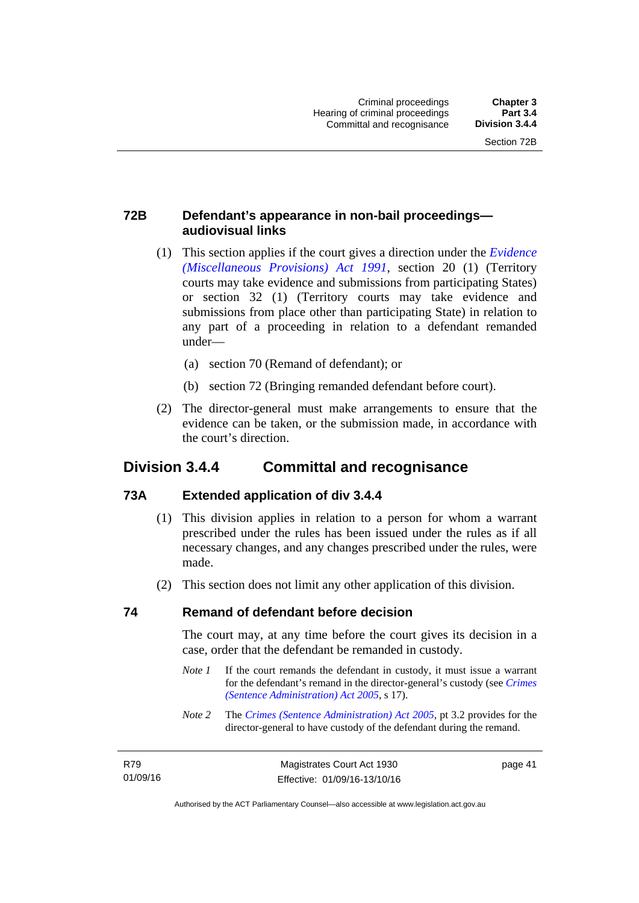### 72B Defendant's appearance in non-bail proceedings—audiovisual links

(1) This section applies if the court gives a direction under the *Evidence (Miscellaneous Provisions) Act 1991*, section 20 (1) (Territory courts may take evidence and submissions from participating States) or section 32 (1) (Territory courts may take evidence and submissions from place other than participating State) in relation to any part of a proceeding in relation to a defendant remanded under—

(a) section 70 (Remand of defendant); or

(b) section 72 (Bringing remanded defendant before court).

(2) The director-general must make arrangements to ensure that the evidence can be taken, or the submission made, in accordance with the court's direction.

## Division 3.4.4 Committal and recognisance

### 73A Extended application of div 3.4.4

(1) This division applies in relation to a person for whom a warrant prescribed under the rules has been issued under the rules as if all necessary changes, and any changes prescribed under the rules, were made.

(2) This section does not limit any other application of this division.

### 74 Remand of defendant before decision

The court may, at any time before the court gives its decision in a case, order that the defendant be remanded in custody.

*Note 1* If the court remands the defendant in custody, it must issue a warrant for the defendant's remand in the director-general's custody (see *Crimes (Sentence Administration) Act 2005*, s 17).

*Note 2* The *Crimes (Sentence Administration) Act 2005*, pt 3.2 provides for the director-general to have custody of the defendant during the remand.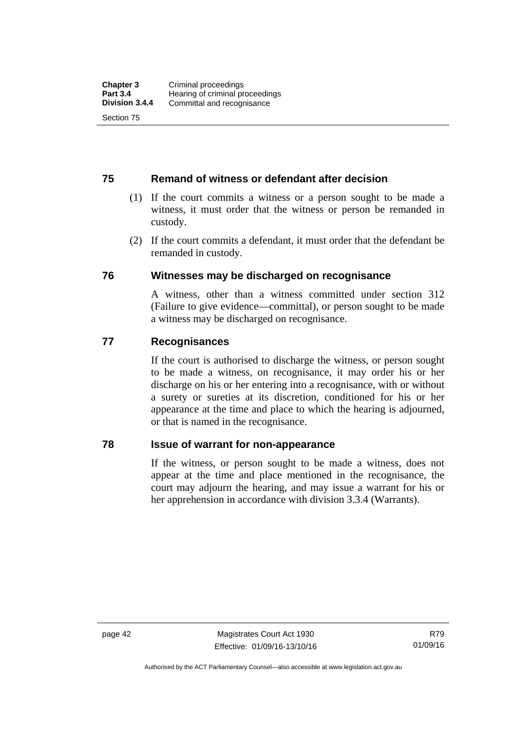## 75 Remand of witness or defendant after decision

(1) If the court commits a witness or a person sought to be made a witness, it must order that the witness or person be remanded in custody.

(2) If the court commits a defendant, it must order that the defendant be remanded in custody.

## 76 Witnesses may be discharged on recognisance

A witness, other than a witness committed under section 312 (Failure to give evidence—committal), or person sought to be made a witness may be discharged on recognisance.

## 77 Recognisances

If the court is authorised to discharge the witness, or person sought to be made a witness, on recognisance, it may order his or her discharge on his or her entering into a recognisance, with or without a surety or sureties at its discretion, conditioned for his or her appearance at the time and place to which the hearing is adjourned, or that is named in the recognisance.

## 78 Issue of warrant for non-appearance

If the witness, or person sought to be made a witness, does not appear at the time and place mentioned in the recognisance, the court may adjourn the hearing, and may issue a warrant for his or her apprehension in accordance with division 3.3.4 (Warrants).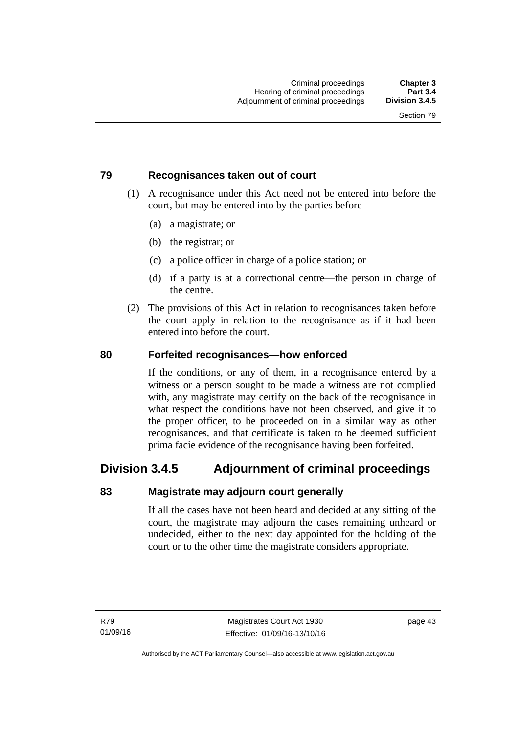### 79 Recognisances taken out of court

(1) A recognisance under this Act need not be entered into before the court, but may be entered into by the parties before—

(a) a magistrate; or

(b) the registrar; or

(c) a police officer in charge of a police station; or

(d) if a party is at a correctional centre—the person in charge of the centre.

(2) The provisions of this Act in relation to recognisances taken before the court apply in relation to the recognisance as if it had been entered into before the court.

### 80 Forfeited recognisances—how enforced

If the conditions, or any of them, in a recognisance entered by a witness or a person sought to be made a witness are not complied with, any magistrate may certify on the back of the recognisance in what respect the conditions have not been observed, and give it to the proper officer, to be proceeded on in a similar way as other recognisances, and that certificate is taken to be deemed sufficient prima facie evidence of the recognisance having been forfeited.

## Division 3.4.5 Adjournment of criminal proceedings

### 83 Magistrate may adjourn court generally

If all the cases have not been heard and decided at any sitting of the court, the magistrate may adjourn the cases remaining unheard or undecided, either to the next day appointed for the holding of the court or to the other time the magistrate considers appropriate.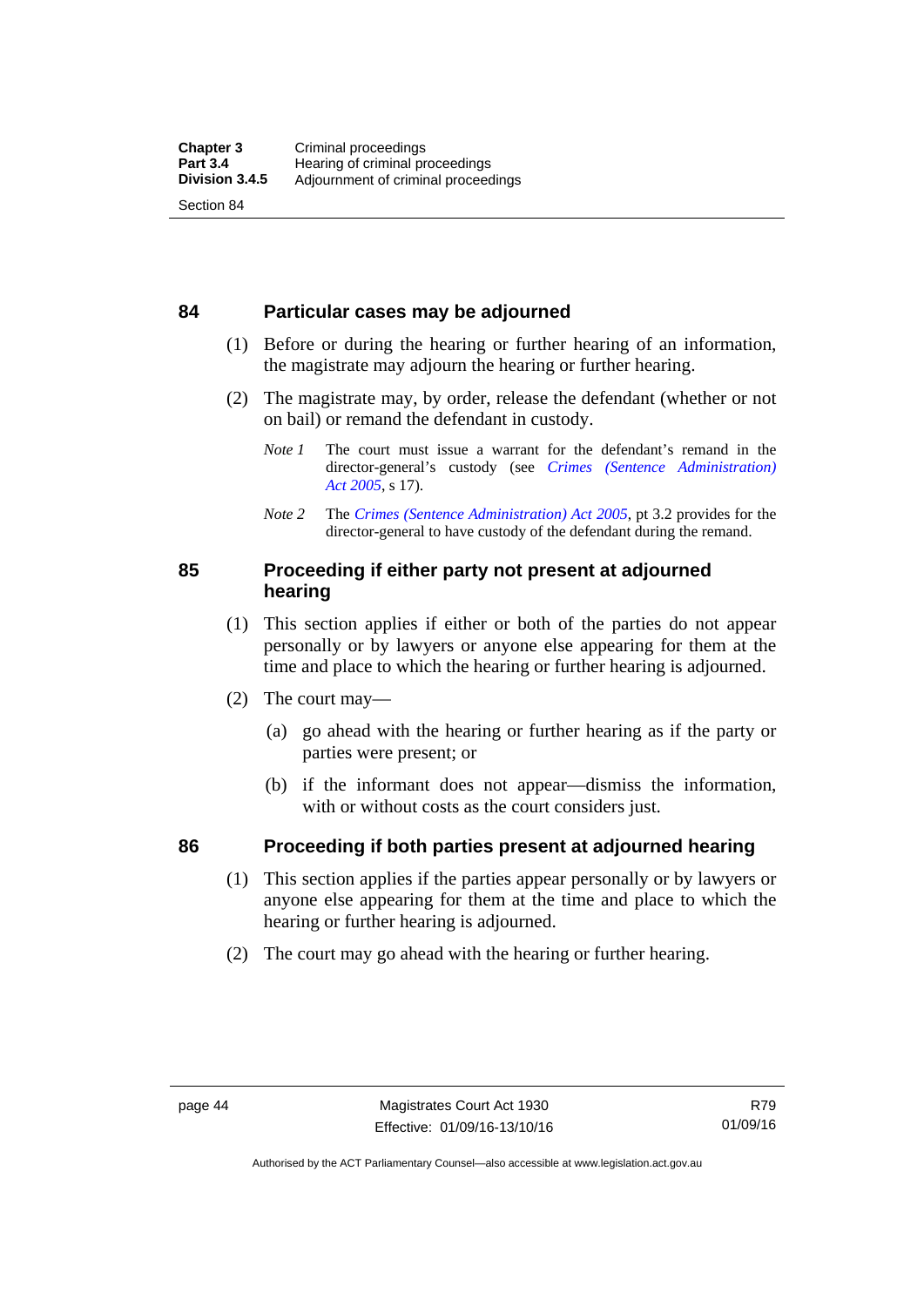## 84 Particular cases may be adjourned

(1) Before or during the hearing or further hearing of an information, the magistrate may adjourn the hearing or further hearing.

(2) The magistrate may, by order, release the defendant (whether or not on bail) or remand the defendant in custody.

*Note 1* The court must issue a warrant for the defendant's remand in the director-general's custody (see *Crimes (Sentence Administration) Act 2005*, s 17).

*Note 2* The *Crimes (Sentence Administration) Act 2005*, pt 3.2 provides for the director-general to have custody of the defendant during the remand.

## 85 Proceeding if either party not present at adjourned hearing

(1) This section applies if either or both of the parties do not appear personally or by lawyers or anyone else appearing for them at the time and place to which the hearing or further hearing is adjourned.

(2) The court may—

(a) go ahead with the hearing or further hearing as if the party or parties were present; or

(b) if the informant does not appear—dismiss the information, with or without costs as the court considers just.

## 86 Proceeding if both parties present at adjourned hearing

(1) This section applies if the parties appear personally or by lawyers or anyone else appearing for them at the time and place to which the hearing or further hearing is adjourned.

(2) The court may go ahead with the hearing or further hearing.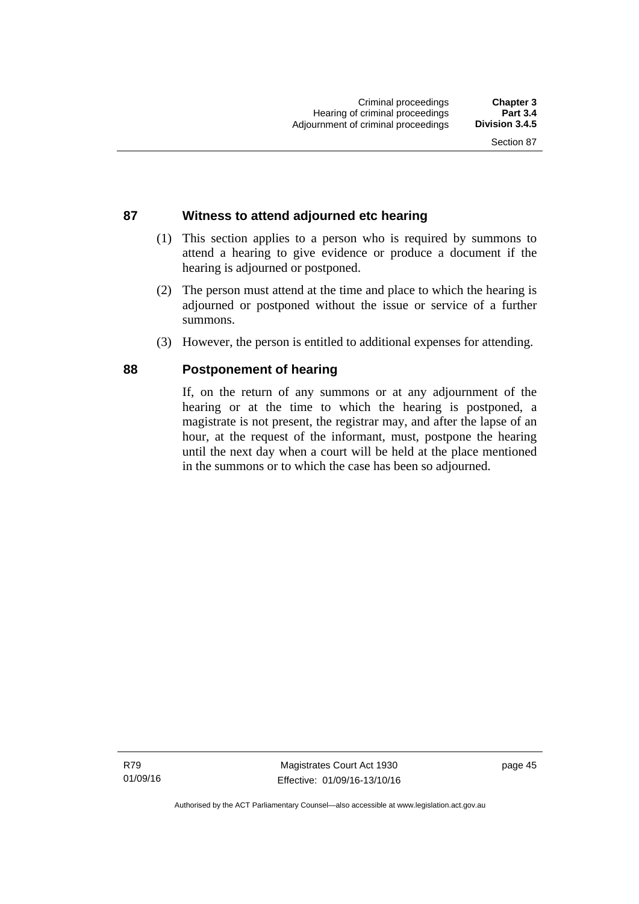## 87 Witness to attend adjourned etc hearing

(1) This section applies to a person who is required by summons to attend a hearing to give evidence or produce a document if the hearing is adjourned or postponed.

(2) The person must attend at the time and place to which the hearing is adjourned or postponed without the issue or service of a further summons.

(3) However, the person is entitled to additional expenses for attending.

## 88 Postponement of hearing

If, on the return of any summons or at any adjournment of the hearing or at the time to which the hearing is postponed, a magistrate is not present, the registrar may, and after the lapse of an hour, at the request of the informant, must, postpone the hearing until the next day when a court will be held at the place mentioned in the summons or to which the case has been so adjourned.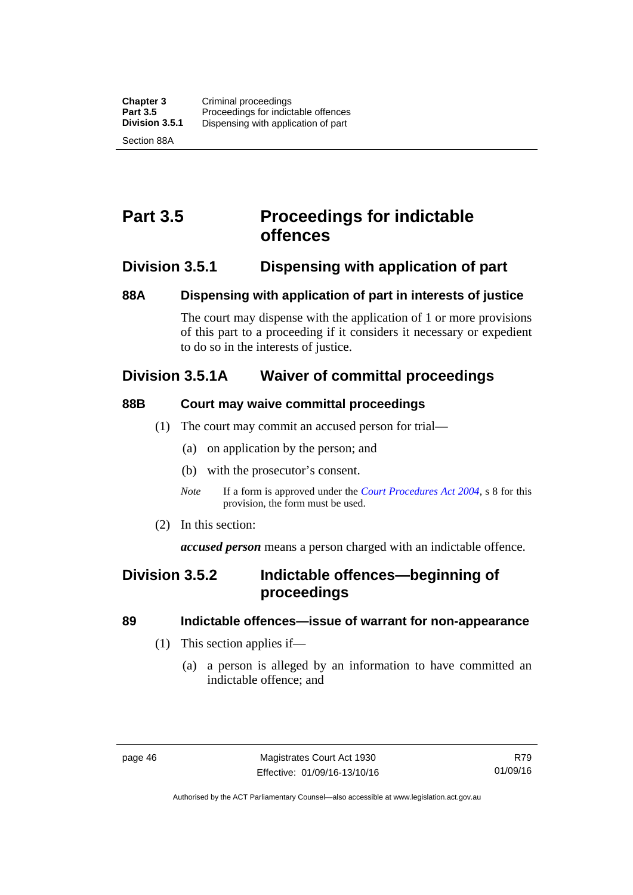# Part 3.5 Proceedings for indictable offences

## Division 3.5.1 Dispensing with application of part

### 88A Dispensing with application of part in interests of justice

The court may dispense with the application of 1 or more provisions of this part to a proceeding if it considers it necessary or expedient to do so in the interests of justice.

## Division 3.5.1A Waiver of committal proceedings

### 88B Court may waive committal proceedings

(1) The court may commit an accused person for trial—

(a) on application by the person; and

(b) with the prosecutor's consent.

*Note* If a form is approved under the *Court Procedures Act 2004*, s 8 for this provision, the form must be used.

(2) In this section:

***accused person*** means a person charged with an indictable offence.

## Division 3.5.2 Indictable offences—beginning of proceedings

### 89 Indictable offences—issue of warrant for non-appearance

(1) This section applies if—

(a) a person is alleged by an information to have committed an indictable offence; and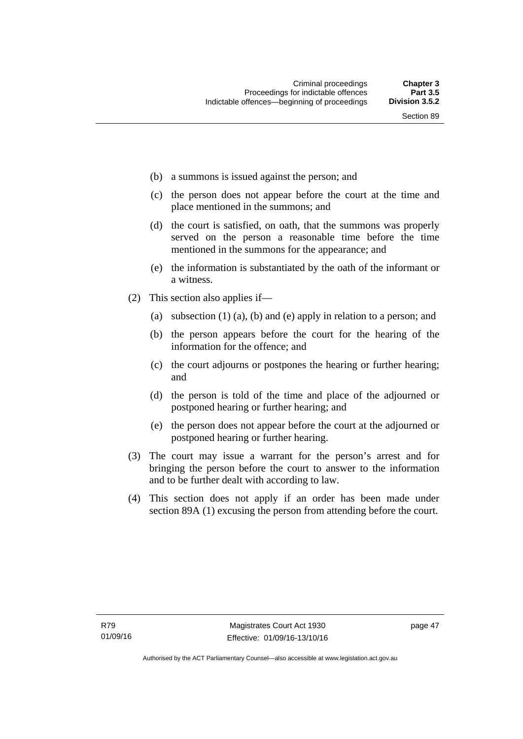- (b) a summons is issued against the person; and
- (c) the person does not appear before the court at the time and place mentioned in the summons; and
- (d) the court is satisfied, on oath, that the summons was properly served on the person a reasonable time before the time mentioned in the summons for the appearance; and
- (e) the information is substantiated by the oath of the informant or a witness.

(2) This section also applies if—

- (a) subsection (1) (a), (b) and (e) apply in relation to a person; and
- (b) the person appears before the court for the hearing of the information for the offence; and
- (c) the court adjourns or postpones the hearing or further hearing; and
- (d) the person is told of the time and place of the adjourned or postponed hearing or further hearing; and
- (e) the person does not appear before the court at the adjourned or postponed hearing or further hearing.

(3) The court may issue a warrant for the person's arrest and for bringing the person before the court to answer to the information and to be further dealt with according to law.

(4) This section does not apply if an order has been made under section 89A (1) excusing the person from attending before the court.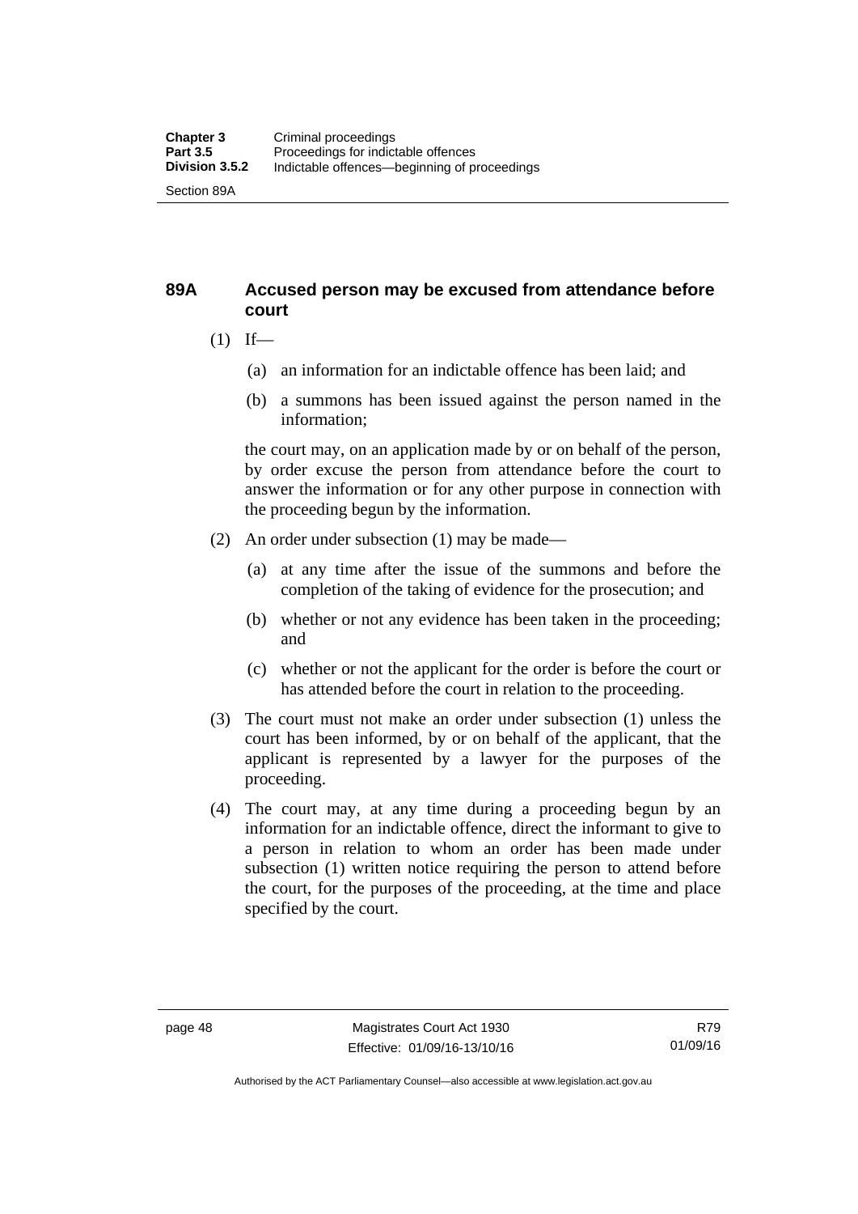## 89A Accused person may be excused from attendance before court

(1) If—

(a) an information for an indictable offence has been laid; and

(b) a summons has been issued against the person named in the information;

the court may, on an application made by or on behalf of the person, by order excuse the person from attendance before the court to answer the information or for any other purpose in connection with the proceeding begun by the information.

(2) An order under subsection (1) may be made—

(a) at any time after the issue of the summons and before the completion of the taking of evidence for the prosecution; and

(b) whether or not any evidence has been taken in the proceeding; and

(c) whether or not the applicant for the order is before the court or has attended before the court in relation to the proceeding.

(3) The court must not make an order under subsection (1) unless the court has been informed, by or on behalf of the applicant, that the applicant is represented by a lawyer for the purposes of the proceeding.

(4) The court may, at any time during a proceeding begun by an information for an indictable offence, direct the informant to give to a person in relation to whom an order has been made under subsection (1) written notice requiring the person to attend before the court, for the purposes of the proceeding, at the time and place specified by the court.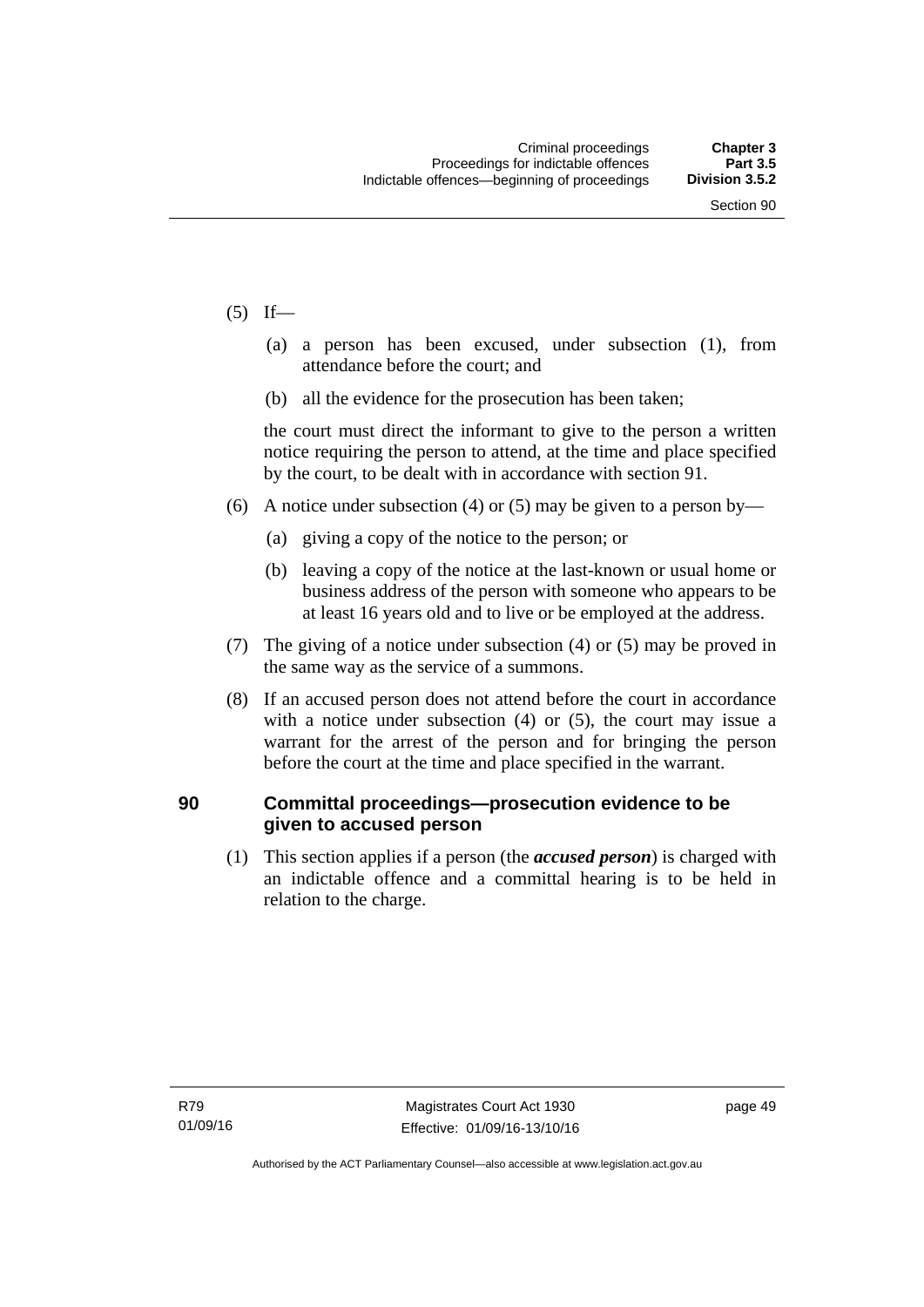(5) If—

  (a) a person has been excused, under subsection (1), from attendance before the court; and

  (b) all the evidence for the prosecution has been taken;

the court must direct the informant to give to the person a written notice requiring the person to attend, at the time and place specified by the court, to be dealt with in accordance with section 91.

(6) A notice under subsection (4) or (5) may be given to a person by—

  (a) giving a copy of the notice to the person; or

  (b) leaving a copy of the notice at the last-known or usual home or business address of the person with someone who appears to be at least 16 years old and to live or be employed at the address.

(7) The giving of a notice under subsection (4) or (5) may be proved in the same way as the service of a summons.

(8) If an accused person does not attend before the court in accordance with a notice under subsection (4) or (5), the court may issue a warrant for the arrest of the person and for bringing the person before the court at the time and place specified in the warrant.

## 90 Committal proceedings—prosecution evidence to be given to accused person

(1) This section applies if a person (the ***accused person***) is charged with an indictable offence and a committal hearing is to be held in relation to the charge.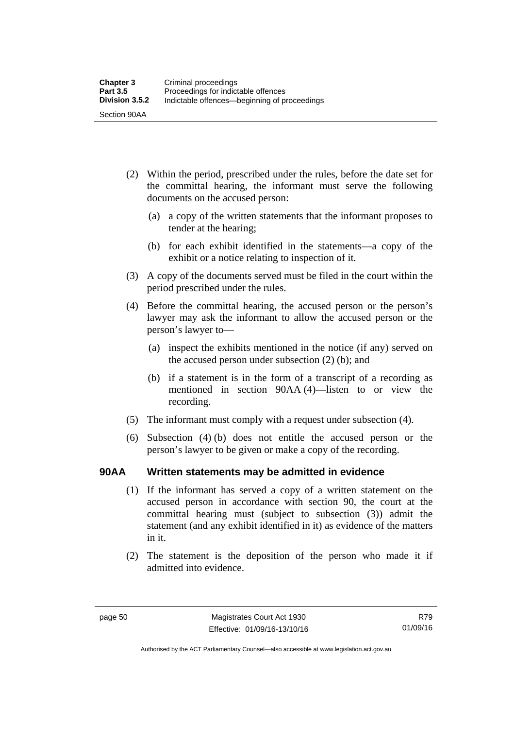(2) Within the period, prescribed under the rules, before the date set for the committal hearing, the informant must serve the following documents on the accused person:

(a) a copy of the written statements that the informant proposes to tender at the hearing;

(b) for each exhibit identified in the statements—a copy of the exhibit or a notice relating to inspection of it.

(3) A copy of the documents served must be filed in the court within the period prescribed under the rules.

(4) Before the committal hearing, the accused person or the person's lawyer may ask the informant to allow the accused person or the person's lawyer to—

(a) inspect the exhibits mentioned in the notice (if any) served on the accused person under subsection (2) (b); and

(b) if a statement is in the form of a transcript of a recording as mentioned in section 90AA (4)—listen to or view the recording.

(5) The informant must comply with a request under subsection (4).

(6) Subsection (4) (b) does not entitle the accused person or the person's lawyer to be given or make a copy of the recording.

## 90AA Written statements may be admitted in evidence

(1) If the informant has served a copy of a written statement on the accused person in accordance with section 90, the court at the committal hearing must (subject to subsection (3)) admit the statement (and any exhibit identified in it) as evidence of the matters in it.

(2) The statement is the deposition of the person who made it if admitted into evidence.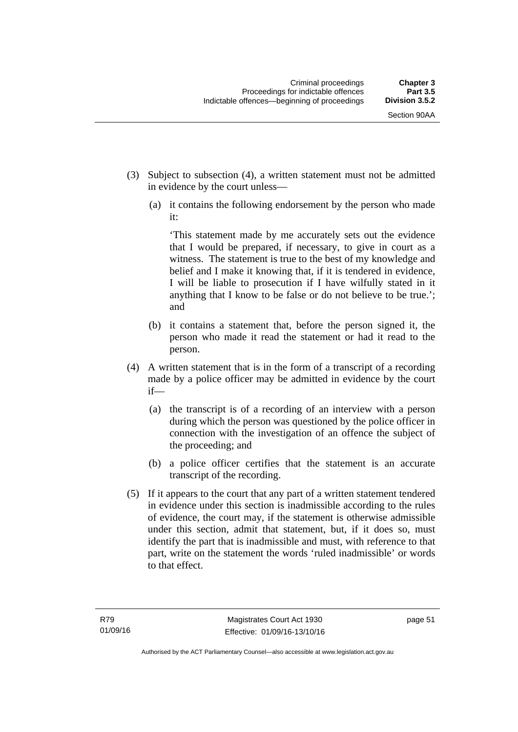(3) Subject to subsection (4), a written statement must not be admitted in evidence by the court unless—

  (a) it contains the following endorsement by the person who made it:

    'This statement made by me accurately sets out the evidence that I would be prepared, if necessary, to give in court as a witness. The statement is true to the best of my knowledge and belief and I make it knowing that, if it is tendered in evidence, I will be liable to prosecution if I have wilfully stated in it anything that I know to be false or do not believe to be true.'; and

  (b) it contains a statement that, before the person signed it, the person who made it read the statement or had it read to the person.

(4) A written statement that is in the form of a transcript of a recording made by a police officer may be admitted in evidence by the court if—

  (a) the transcript is of a recording of an interview with a person during which the person was questioned by the police officer in connection with the investigation of an offence the subject of the proceeding; and

  (b) a police officer certifies that the statement is an accurate transcript of the recording.

(5) If it appears to the court that any part of a written statement tendered in evidence under this section is inadmissible according to the rules of evidence, the court may, if the statement is otherwise admissible under this section, admit that statement, but, if it does so, must identify the part that is inadmissible and must, with reference to that part, write on the statement the words 'ruled inadmissible' or words to that effect.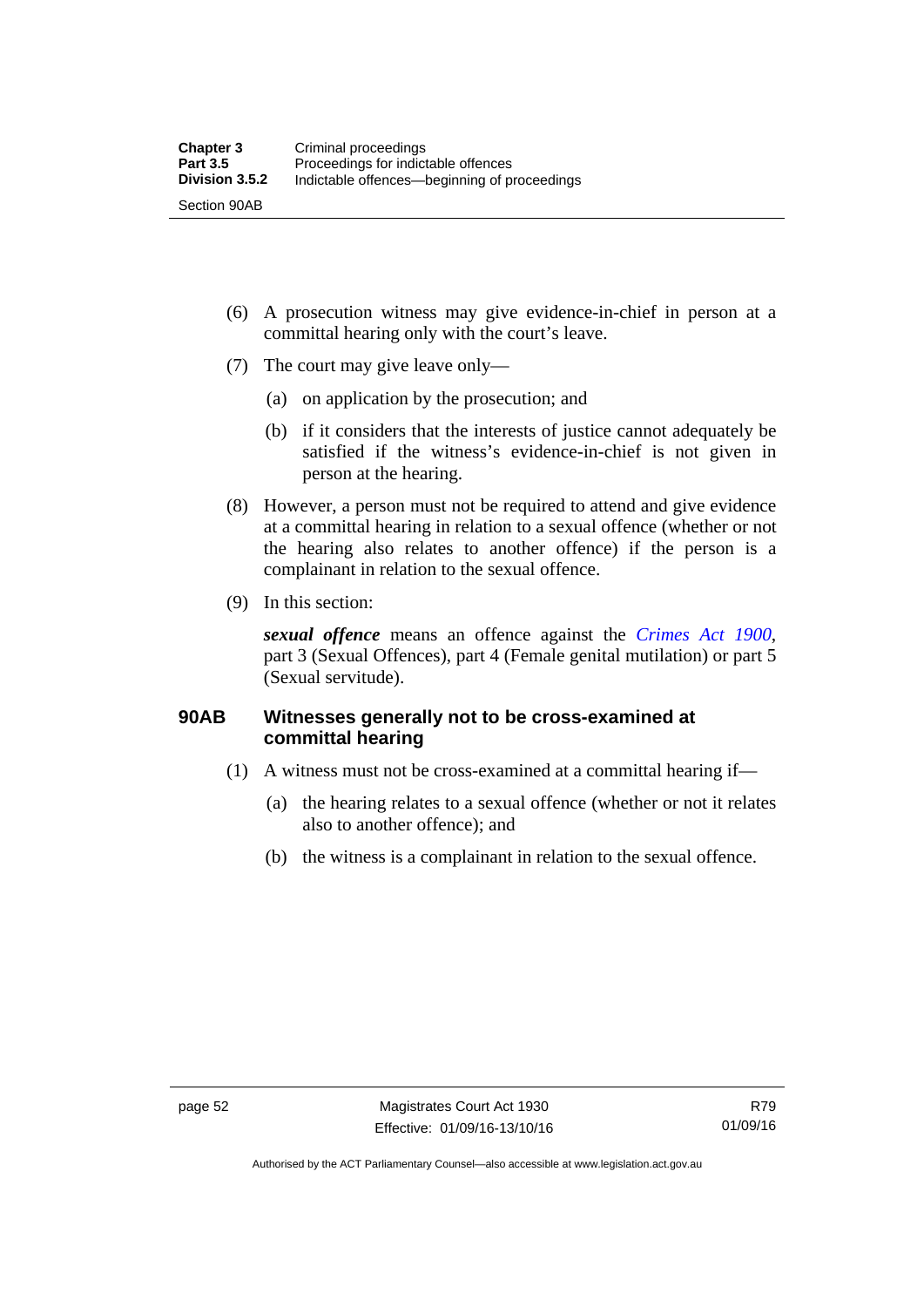(6) A prosecution witness may give evidence-in-chief in person at a committal hearing only with the court's leave.

(7) The court may give leave only—

(a) on application by the prosecution; and

(b) if it considers that the interests of justice cannot adequately be satisfied if the witness's evidence-in-chief is not given in person at the hearing.

(8) However, a person must not be required to attend and give evidence at a committal hearing in relation to a sexual offence (whether or not the hearing also relates to another offence) if the person is a complainant in relation to the sexual offence.

(9) In this section:

***sexual offence*** means an offence against the *Crimes Act 1900*, part 3 (Sexual Offences), part 4 (Female genital mutilation) or part 5 (Sexual servitude).

### 90AB Witnesses generally not to be cross-examined at committal hearing

(1) A witness must not be cross-examined at a committal hearing if—

(a) the hearing relates to a sexual offence (whether or not it relates also to another offence); and

(b) the witness is a complainant in relation to the sexual offence.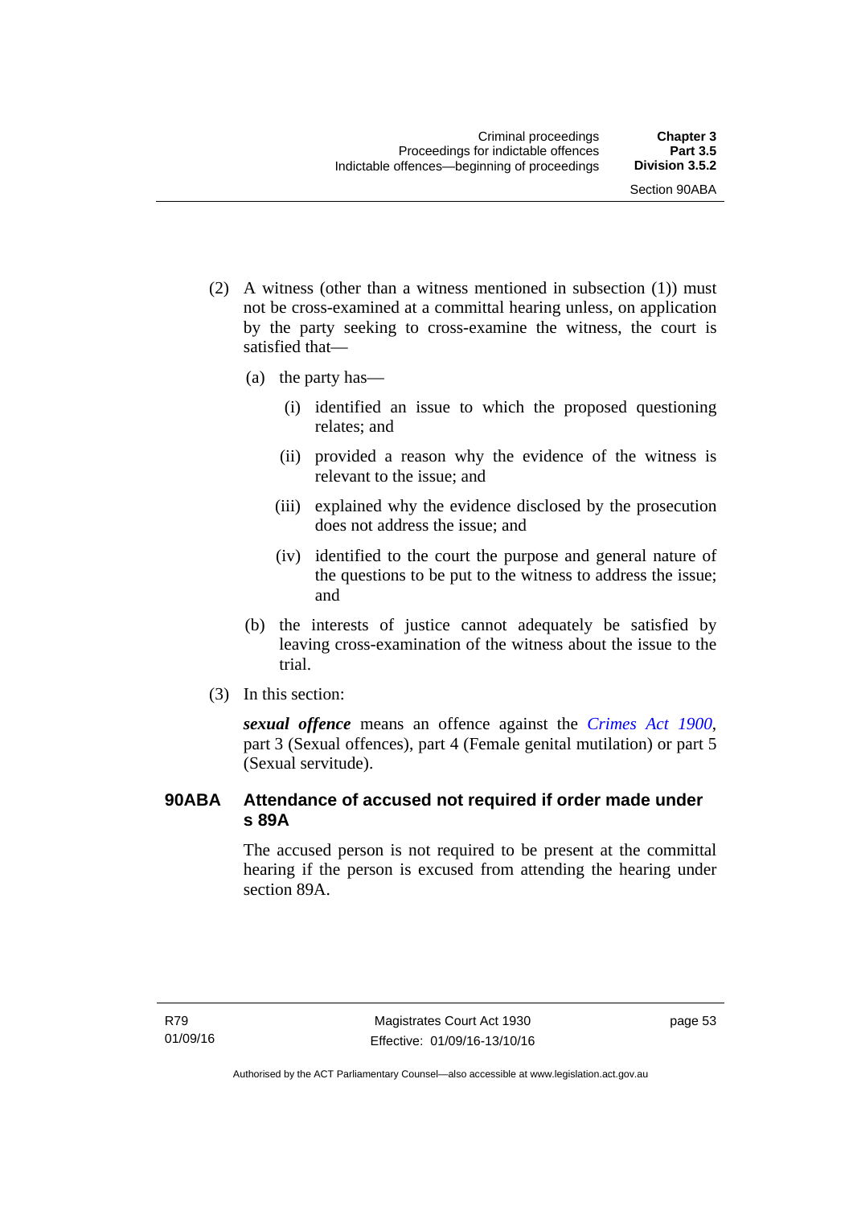(2) A witness (other than a witness mentioned in subsection (1)) must not be cross-examined at a committal hearing unless, on application by the party seeking to cross-examine the witness, the court is satisfied that—

(a) the party has—

(i) identified an issue to which the proposed questioning relates; and

(ii) provided a reason why the evidence of the witness is relevant to the issue; and

(iii) explained why the evidence disclosed by the prosecution does not address the issue; and

(iv) identified to the court the purpose and general nature of the questions to be put to the witness to address the issue; and

(b) the interests of justice cannot adequately be satisfied by leaving cross-examination of the witness about the issue to the trial.

(3) In this section:

***sexual offence*** means an offence against the *Crimes Act 1900*, part 3 (Sexual offences), part 4 (Female genital mutilation) or part 5 (Sexual servitude).

## 90ABA Attendance of accused not required if order made under s 89A

The accused person is not required to be present at the committal hearing if the person is excused from attending the hearing under section 89A.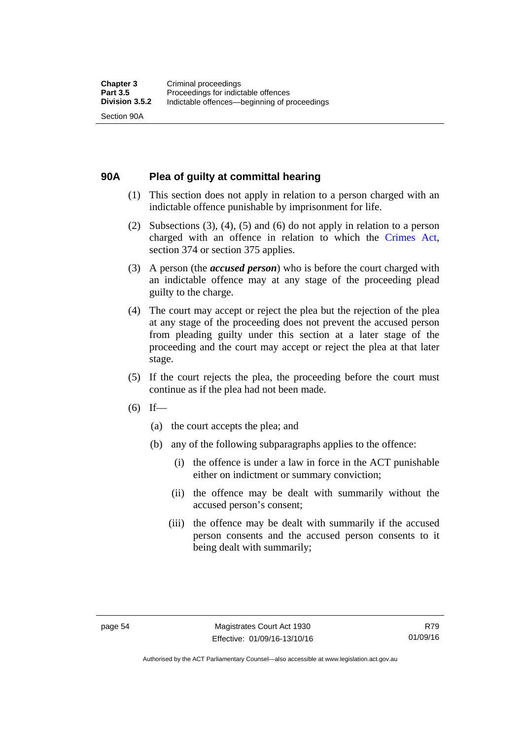## 90A Plea of guilty at committal hearing

(1) This section does not apply in relation to a person charged with an indictable offence punishable by imprisonment for life.

(2) Subsections (3), (4), (5) and (6) do not apply in relation to a person charged with an offence in relation to which the Crimes Act, section 374 or section 375 applies.

(3) A person (the ***accused person***) who is before the court charged with an indictable offence may at any stage of the proceeding plead guilty to the charge.

(4) The court may accept or reject the plea but the rejection of the plea at any stage of the proceeding does not prevent the accused person from pleading guilty under this section at a later stage of the proceeding and the court may accept or reject the plea at that later stage.

(5) If the court rejects the plea, the proceeding before the court must continue as if the plea had not been made.

(6) If—

(a) the court accepts the plea; and

(b) any of the following subparagraphs applies to the offence:

(i) the offence is under a law in force in the ACT punishable either on indictment or summary conviction;

(ii) the offence may be dealt with summarily without the accused person's consent;

(iii) the offence may be dealt with summarily if the accused person consents and the accused person consents to it being dealt with summarily;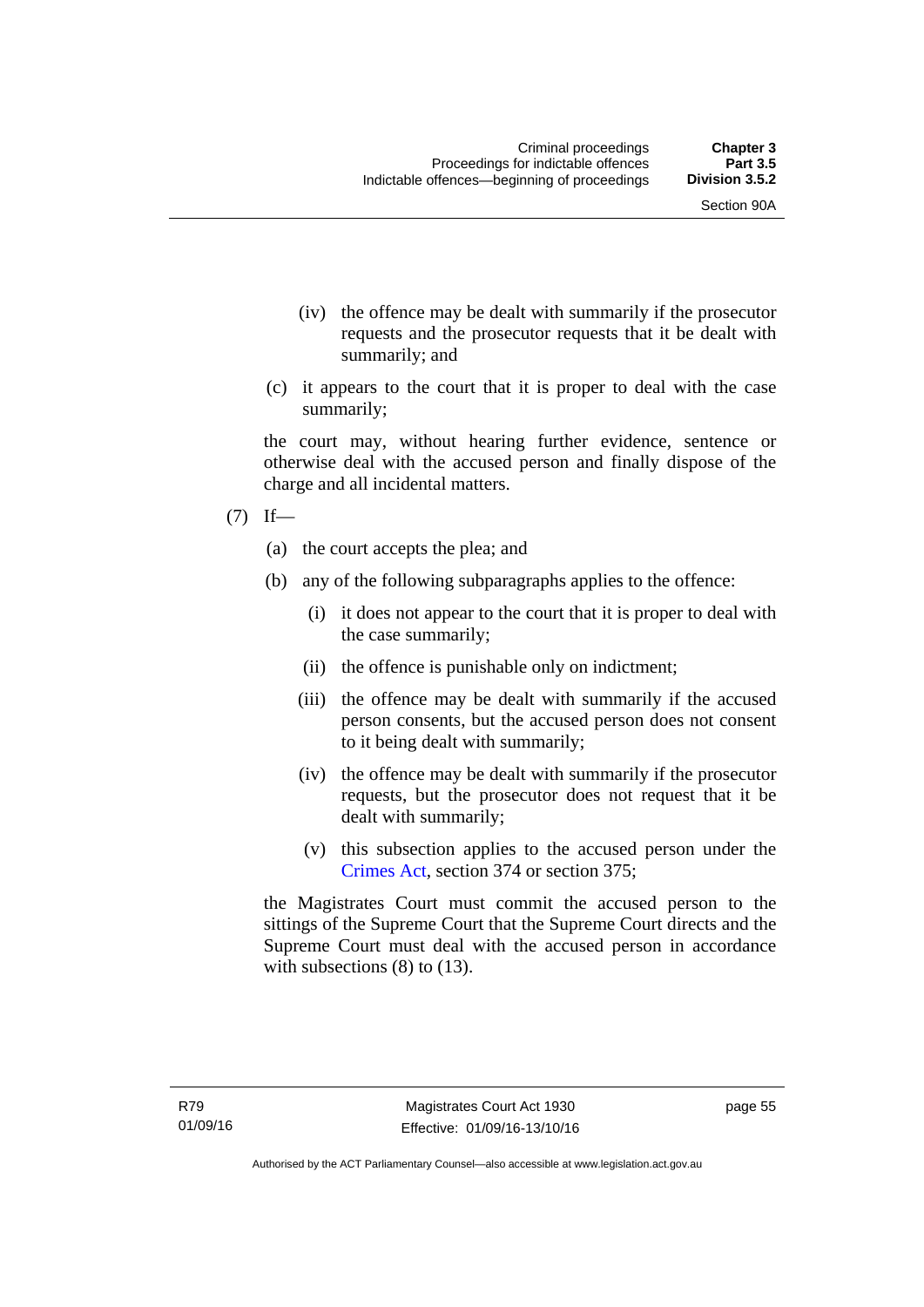(iv) the offence may be dealt with summarily if the prosecutor requests and the prosecutor requests that it be dealt with summarily; and

(c) it appears to the court that it is proper to deal with the case summarily;

the court may, without hearing further evidence, sentence or otherwise deal with the accused person and finally dispose of the charge and all incidental matters.

(7) If—

(a) the court accepts the plea; and

(b) any of the following subparagraphs applies to the offence:

(i) it does not appear to the court that it is proper to deal with the case summarily;

(ii) the offence is punishable only on indictment;

(iii) the offence may be dealt with summarily if the accused person consents, but the accused person does not consent to it being dealt with summarily;

(iv) the offence may be dealt with summarily if the prosecutor requests, but the prosecutor does not request that it be dealt with summarily;

(v) this subsection applies to the accused person under the Crimes Act, section 374 or section 375;

the Magistrates Court must commit the accused person to the sittings of the Supreme Court that the Supreme Court directs and the Supreme Court must deal with the accused person in accordance with subsections (8) to (13).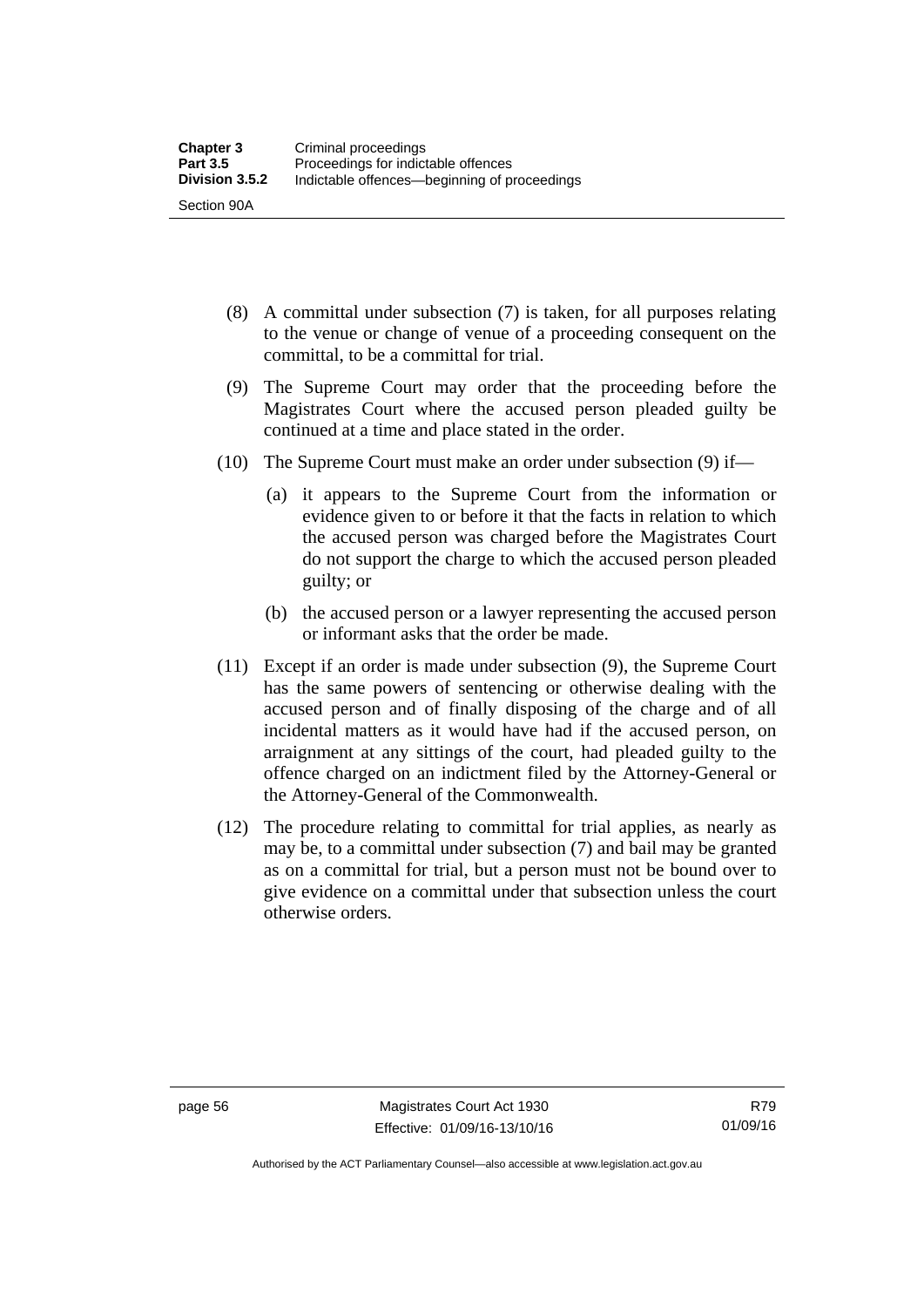(8) A committal under subsection (7) is taken, for all purposes relating to the venue or change of venue of a proceeding consequent on the committal, to be a committal for trial.

(9) The Supreme Court may order that the proceeding before the Magistrates Court where the accused person pleaded guilty be continued at a time and place stated in the order.

(10) The Supreme Court must make an order under subsection (9) if—

(a) it appears to the Supreme Court from the information or evidence given to or before it that the facts in relation to which the accused person was charged before the Magistrates Court do not support the charge to which the accused person pleaded guilty; or

(b) the accused person or a lawyer representing the accused person or informant asks that the order be made.

(11) Except if an order is made under subsection (9), the Supreme Court has the same powers of sentencing or otherwise dealing with the accused person and of finally disposing of the charge and of all incidental matters as it would have had if the accused person, on arraignment at any sittings of the court, had pleaded guilty to the offence charged on an indictment filed by the Attorney-General or the Attorney-General of the Commonwealth.

(12) The procedure relating to committal for trial applies, as nearly as may be, to a committal under subsection (7) and bail may be granted as on a committal for trial, but a person must not be bound over to give evidence on a committal under that subsection unless the court otherwise orders.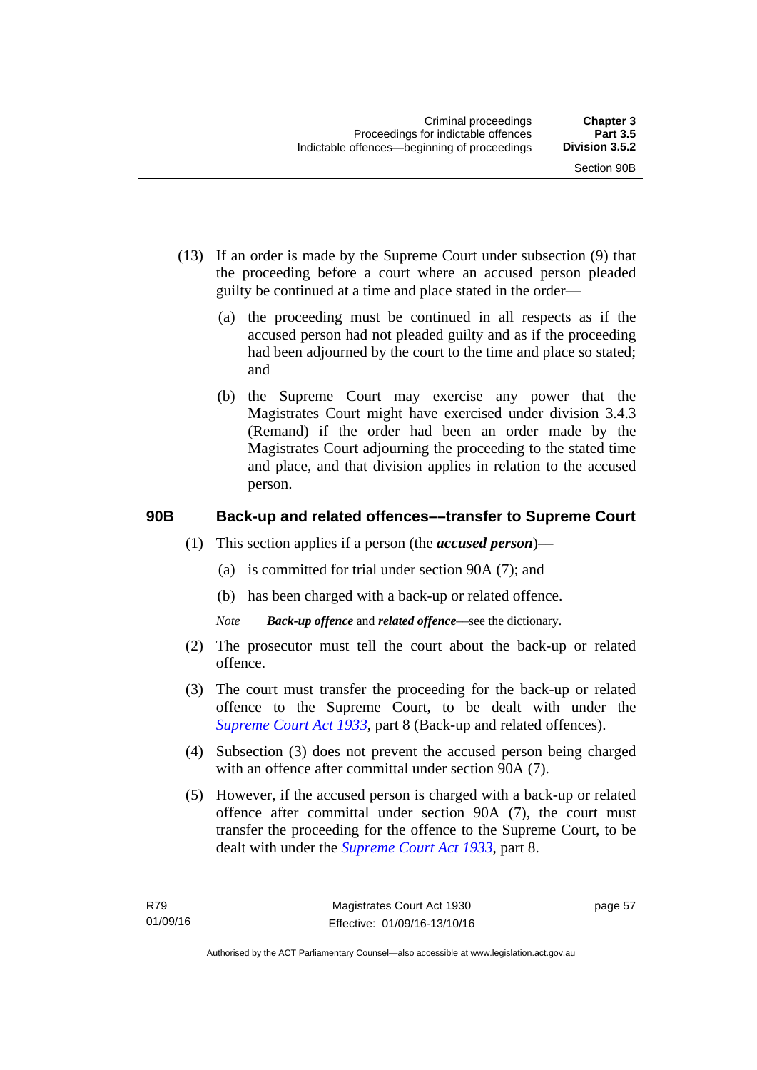(13) If an order is made by the Supreme Court under subsection (9) that the proceeding before a court where an accused person pleaded guilty be continued at a time and place stated in the order—

(a) the proceeding must be continued in all respects as if the accused person had not pleaded guilty and as if the proceeding had been adjourned by the court to the time and place so stated; and

(b) the Supreme Court may exercise any power that the Magistrates Court might have exercised under division 3.4.3 (Remand) if the order had been an order made by the Magistrates Court adjourning the proceeding to the stated time and place, and that division applies in relation to the accused person.

### 90B Back-up and related offences––transfer to Supreme Court

(1) This section applies if a person (the ***accused person***)—

(a) is committed for trial under section 90A (7); and

(b) has been charged with a back-up or related offence.

*Note* ***Back-up offence*** and ***related offence***—see the dictionary.

(2) The prosecutor must tell the court about the back-up or related offence.

(3) The court must transfer the proceeding for the back-up or related offence to the Supreme Court, to be dealt with under the *Supreme Court Act 1933*, part 8 (Back-up and related offences).

(4) Subsection (3) does not prevent the accused person being charged with an offence after committal under section 90A (7).

(5) However, if the accused person is charged with a back-up or related offence after committal under section 90A (7), the court must transfer the proceeding for the offence to the Supreme Court, to be dealt with under the *Supreme Court Act 1933*, part 8.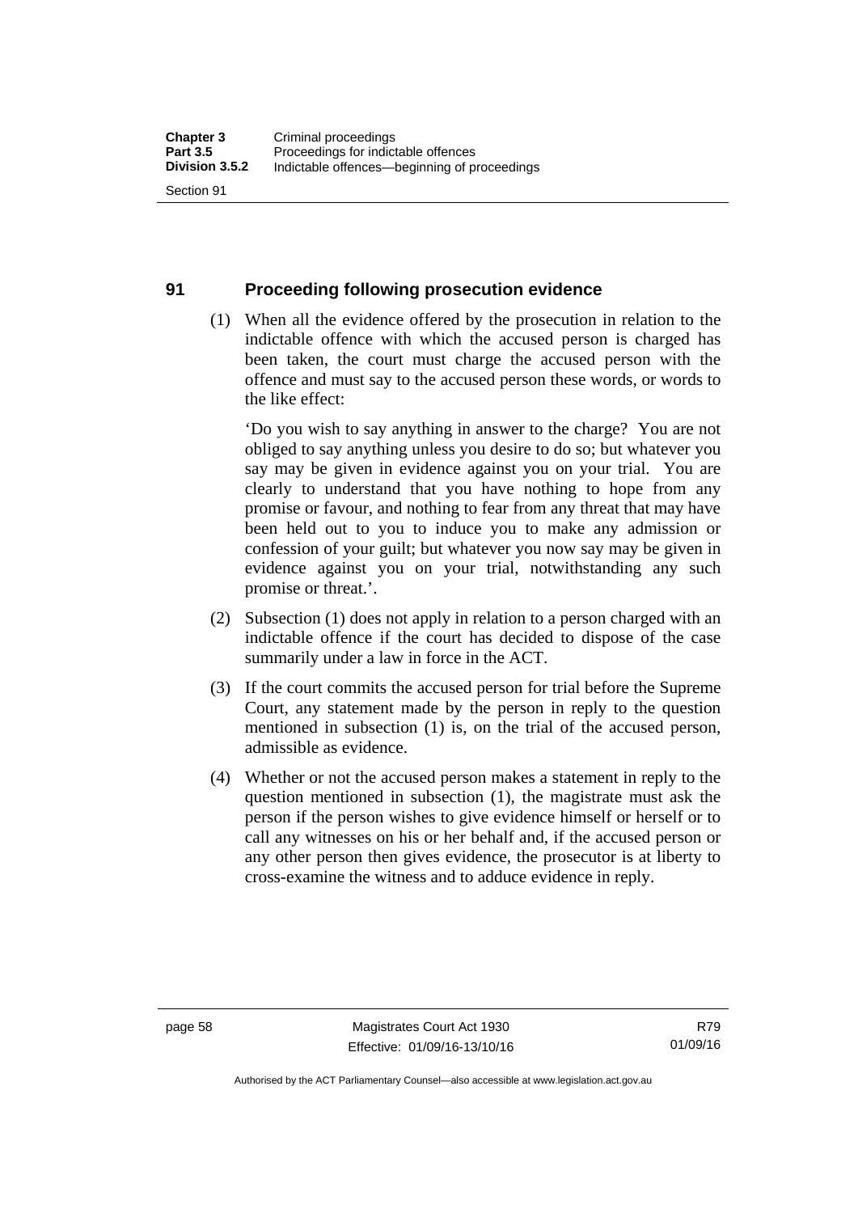## 91 Proceeding following prosecution evidence

(1) When all the evidence offered by the prosecution in relation to the indictable offence with which the accused person is charged has been taken, the court must charge the accused person with the offence and must say to the accused person these words, or words to the like effect:

'Do you wish to say anything in answer to the charge? You are not obliged to say anything unless you desire to do so; but whatever you say may be given in evidence against you on your trial. You are clearly to understand that you have nothing to hope from any promise or favour, and nothing to fear from any threat that may have been held out to you to induce you to make any admission or confession of your guilt; but whatever you now say may be given in evidence against you on your trial, notwithstanding any such promise or threat.'.

(2) Subsection (1) does not apply in relation to a person charged with an indictable offence if the court has decided to dispose of the case summarily under a law in force in the ACT.

(3) If the court commits the accused person for trial before the Supreme Court, any statement made by the person in reply to the question mentioned in subsection (1) is, on the trial of the accused person, admissible as evidence.

(4) Whether or not the accused person makes a statement in reply to the question mentioned in subsection (1), the magistrate must ask the person if the person wishes to give evidence himself or herself or to call any witnesses on his or her behalf and, if the accused person or any other person then gives evidence, the prosecutor is at liberty to cross-examine the witness and to adduce evidence in reply.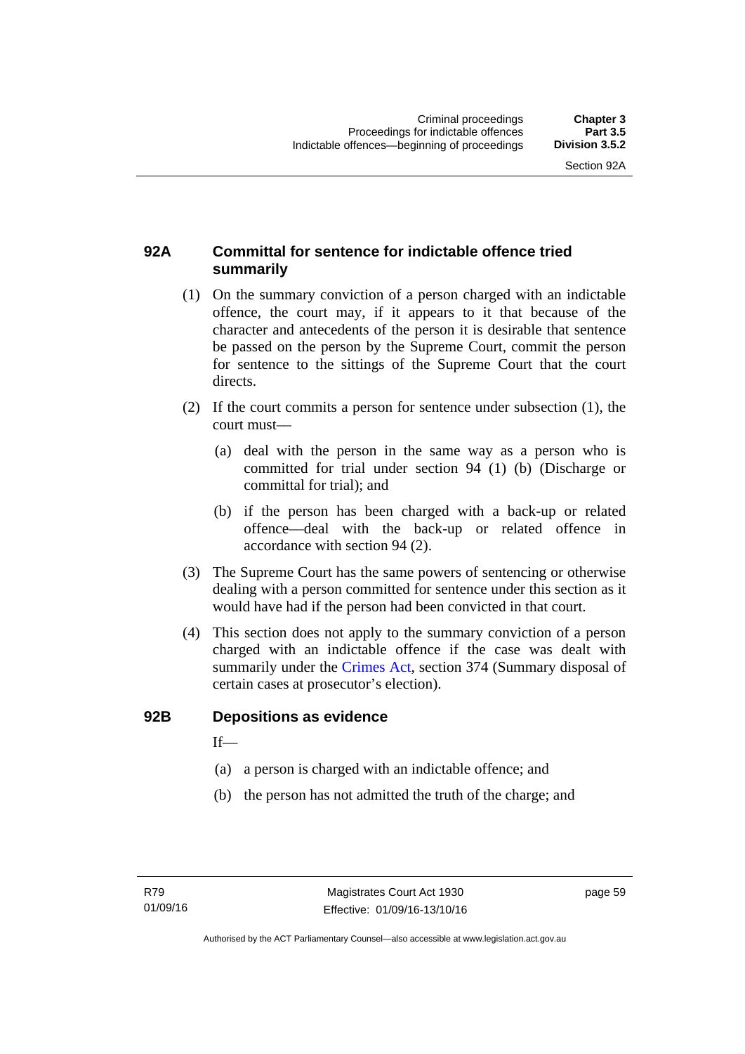## 92A Committal for sentence for indictable offence tried summarily

(1) On the summary conviction of a person charged with an indictable offence, the court may, if it appears to it that because of the character and antecedents of the person it is desirable that sentence be passed on the person by the Supreme Court, commit the person for sentence to the sittings of the Supreme Court that the court directs.

(2) If the court commits a person for sentence under subsection (1), the court must—

(a) deal with the person in the same way as a person who is committed for trial under section 94 (1) (b) (Discharge or committal for trial); and

(b) if the person has been charged with a back-up or related offence—deal with the back-up or related offence in accordance with section 94 (2).

(3) The Supreme Court has the same powers of sentencing or otherwise dealing with a person committed for sentence under this section as it would have had if the person had been convicted in that court.

(4) This section does not apply to the summary conviction of a person charged with an indictable offence if the case was dealt with summarily under the Crimes Act, section 374 (Summary disposal of certain cases at prosecutor's election).

## 92B Depositions as evidence

If—

(a) a person is charged with an indictable offence; and

(b) the person has not admitted the truth of the charge; and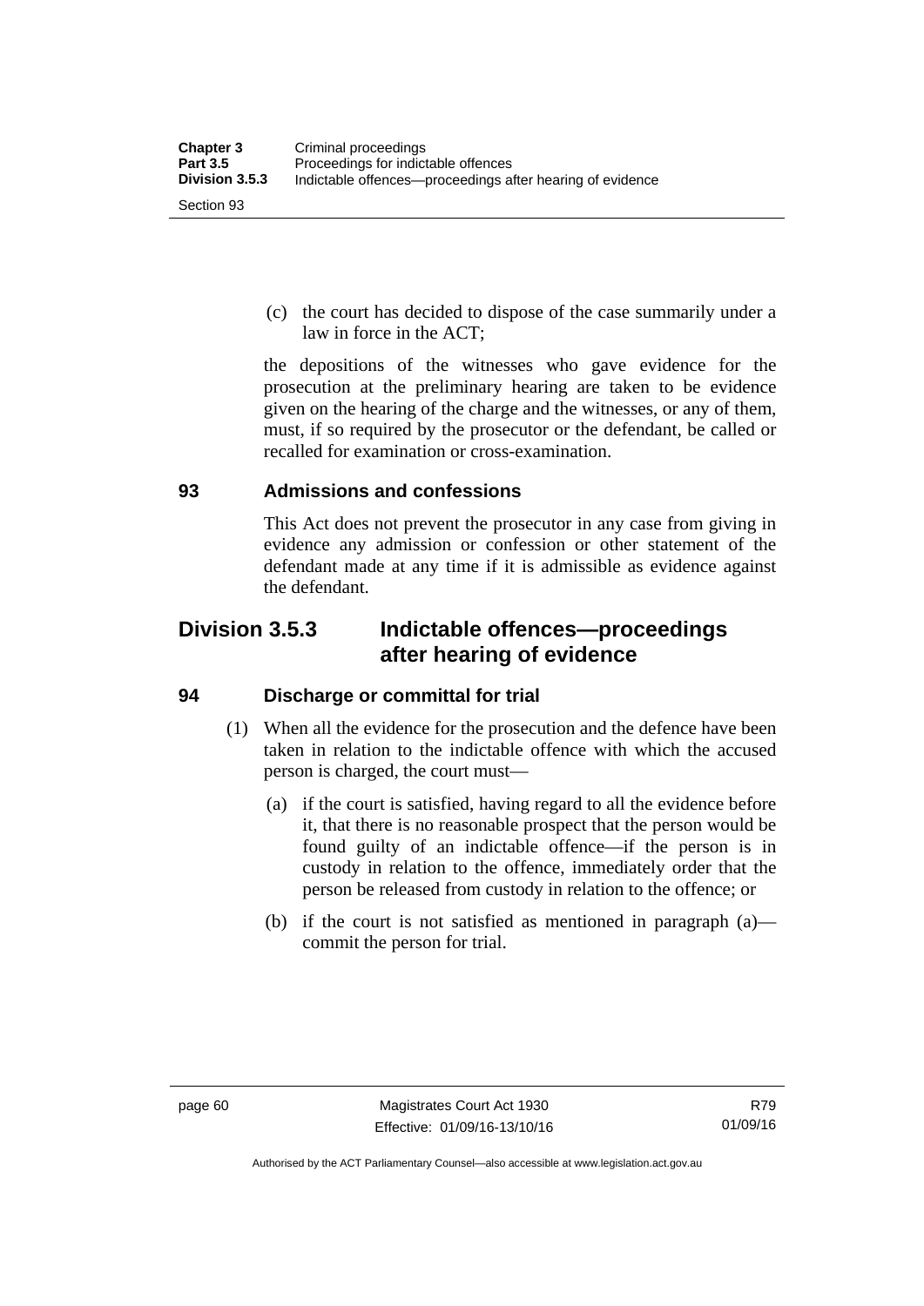(c) the court has decided to dispose of the case summarily under a law in force in the ACT;

the depositions of the witnesses who gave evidence for the prosecution at the preliminary hearing are taken to be evidence given on the hearing of the charge and the witnesses, or any of them, must, if so required by the prosecutor or the defendant, be called or recalled for examination or cross-examination.

### 93 Admissions and confessions

This Act does not prevent the prosecutor in any case from giving in evidence any admission or confession or other statement of the defendant made at any time if it is admissible as evidence against the defendant.

## Division 3.5.3 Indictable offences—proceedings after hearing of evidence

### 94 Discharge or committal for trial

(1) When all the evidence for the prosecution and the defence have been taken in relation to the indictable offence with which the accused person is charged, the court must—

(a) if the court is satisfied, having regard to all the evidence before it, that there is no reasonable prospect that the person would be found guilty of an indictable offence—if the person is in custody in relation to the offence, immediately order that the person be released from custody in relation to the offence; or

(b) if the court is not satisfied as mentioned in paragraph (a)—commit the person for trial.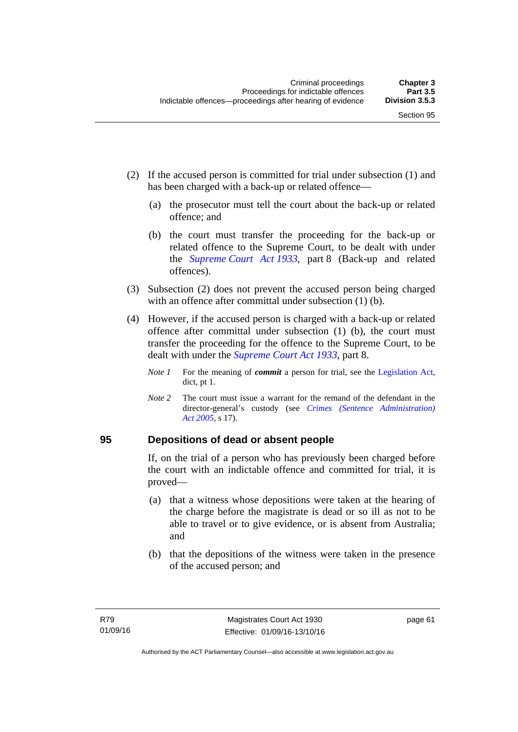(2) If the accused person is committed for trial under subsection (1) and has been charged with a back-up or related offence—

(a) the prosecutor must tell the court about the back-up or related offence; and

(b) the court must transfer the proceeding for the back-up or related offence to the Supreme Court, to be dealt with under the *Supreme Court Act 1933*, part 8 (Back-up and related offences).

(3) Subsection (2) does not prevent the accused person being charged with an offence after committal under subsection (1) (b).

(4) However, if the accused person is charged with a back-up or related offence after committal under subsection (1) (b), the court must transfer the proceeding for the offence to the Supreme Court, to be dealt with under the *Supreme Court Act 1933*, part 8.

*Note 1* For the meaning of ***commit*** a person for trial, see the Legislation Act, dict, pt 1.

*Note 2* The court must issue a warrant for the remand of the defendant in the director-general's custody (see *Crimes (Sentence Administration) Act 2005*, s 17).

## 95 Depositions of dead or absent people

If, on the trial of a person who has previously been charged before the court with an indictable offence and committed for trial, it is proved—

(a) that a witness whose depositions were taken at the hearing of the charge before the magistrate is dead or so ill as not to be able to travel or to give evidence, or is absent from Australia; and

(b) that the depositions of the witness were taken in the presence of the accused person; and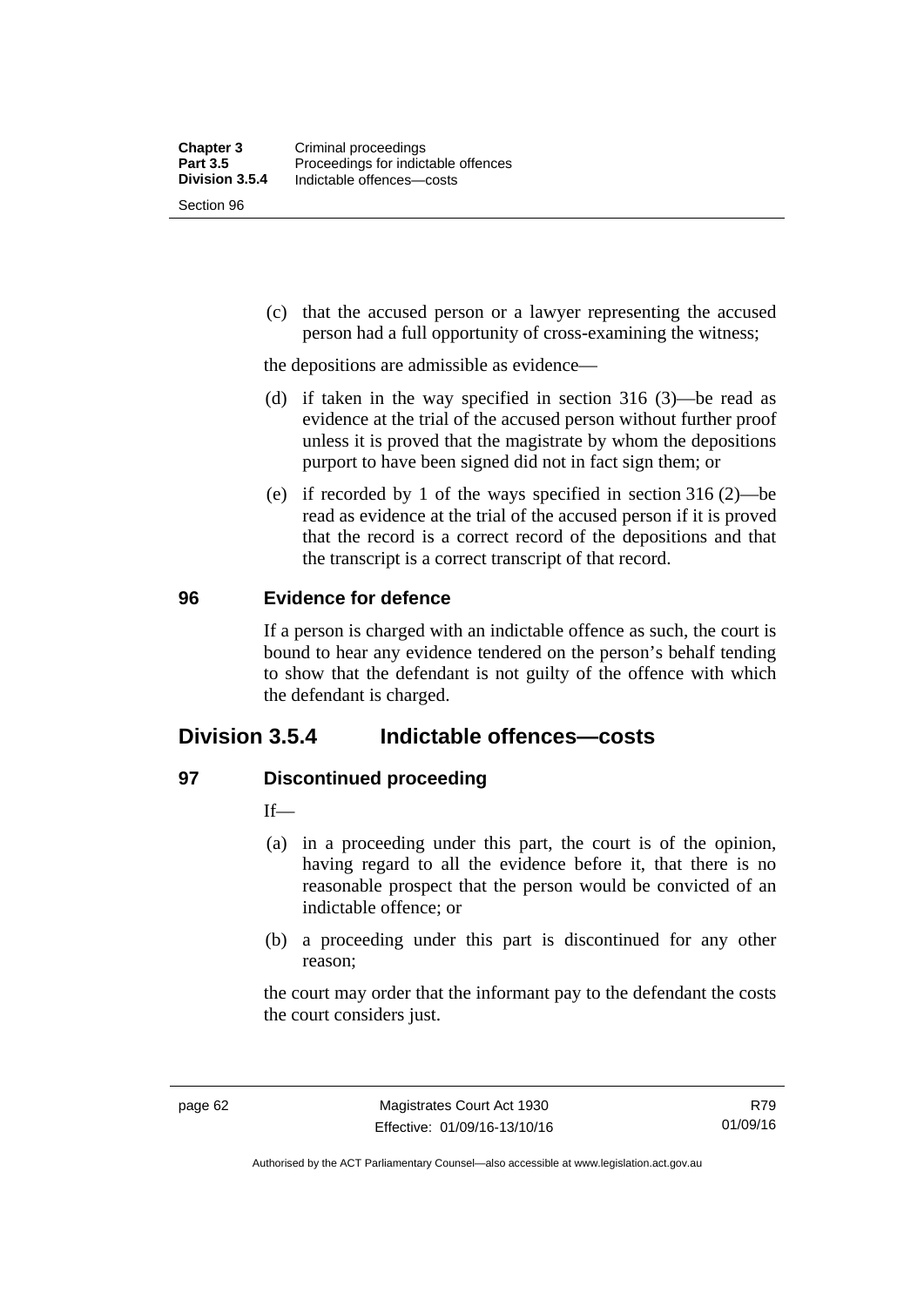(c) that the accused person or a lawyer representing the accused person had a full opportunity of cross-examining the witness;

the depositions are admissible as evidence—

(d) if taken in the way specified in section 316 (3)—be read as evidence at the trial of the accused person without further proof unless it is proved that the magistrate by whom the depositions purport to have been signed did not in fact sign them; or

(e) if recorded by 1 of the ways specified in section 316 (2)—be read as evidence at the trial of the accused person if it is proved that the record is a correct record of the depositions and that the transcript is a correct transcript of that record.

### 96 Evidence for defence

If a person is charged with an indictable offence as such, the court is bound to hear any evidence tendered on the person's behalf tending to show that the defendant is not guilty of the offence with which the defendant is charged.

## Division 3.5.4 Indictable offences—costs

### 97 Discontinued proceeding

If—

(a) in a proceeding under this part, the court is of the opinion, having regard to all the evidence before it, that there is no reasonable prospect that the person would be convicted of an indictable offence; or

(b) a proceeding under this part is discontinued for any other reason;

the court may order that the informant pay to the defendant the costs the court considers just.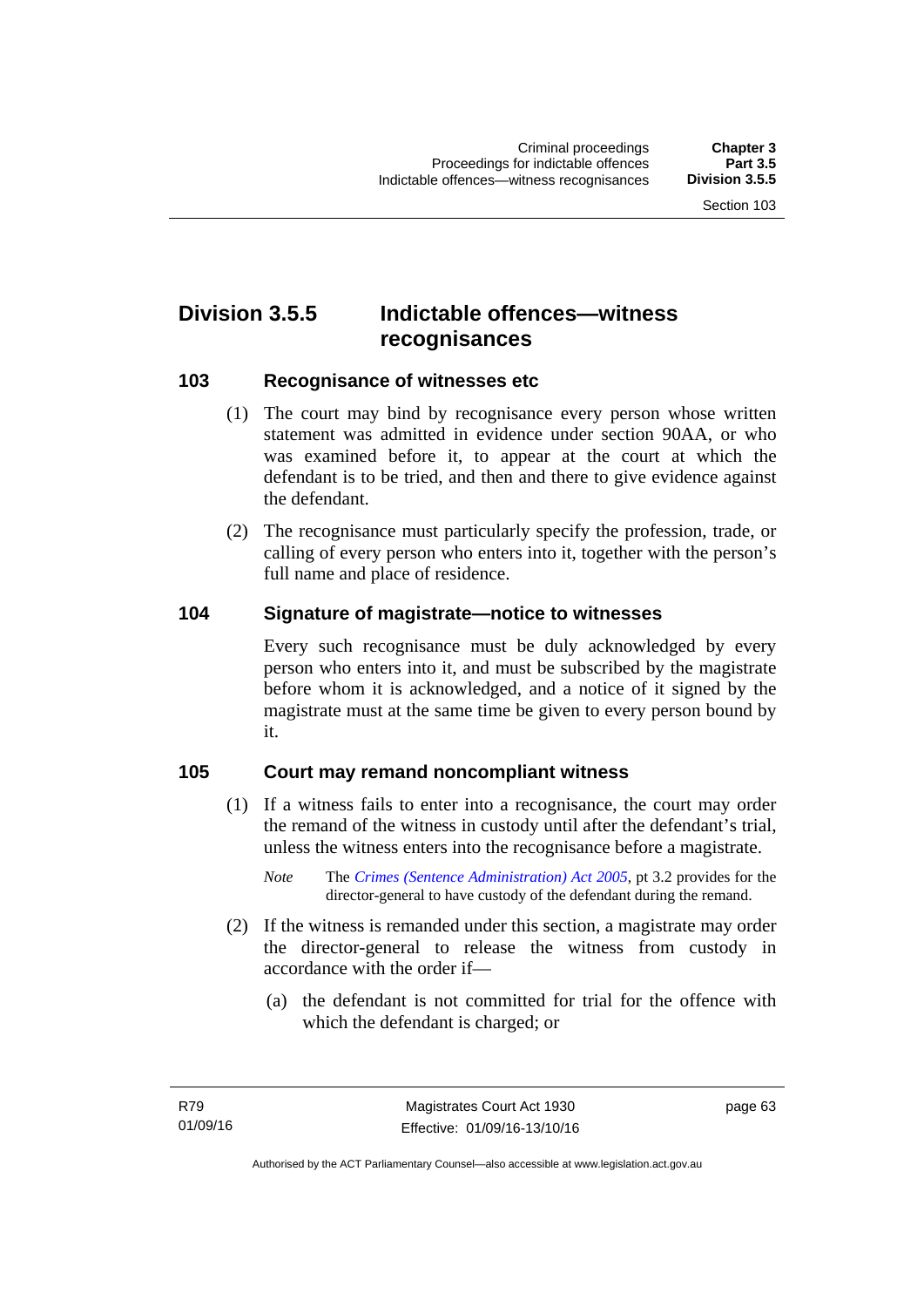## Division 3.5.5 Indictable offences—witness recognisances

### 103 Recognisance of witnesses etc

(1) The court may bind by recognisance every person whose written statement was admitted in evidence under section 90AA, or who was examined before it, to appear at the court at which the defendant is to be tried, and then and there to give evidence against the defendant.

(2) The recognisance must particularly specify the profession, trade, or calling of every person who enters into it, together with the person's full name and place of residence.

### 104 Signature of magistrate—notice to witnesses

Every such recognisance must be duly acknowledged by every person who enters into it, and must be subscribed by the magistrate before whom it is acknowledged, and a notice of it signed by the magistrate must at the same time be given to every person bound by it.

### 105 Court may remand noncompliant witness

(1) If a witness fails to enter into a recognisance, the court may order the remand of the witness in custody until after the defendant's trial, unless the witness enters into the recognisance before a magistrate.

*Note* The *Crimes (Sentence Administration) Act 2005*, pt 3.2 provides for the director-general to have custody of the defendant during the remand.

(2) If the witness is remanded under this section, a magistrate may order the director-general to release the witness from custody in accordance with the order if—

(a) the defendant is not committed for trial for the offence with which the defendant is charged; or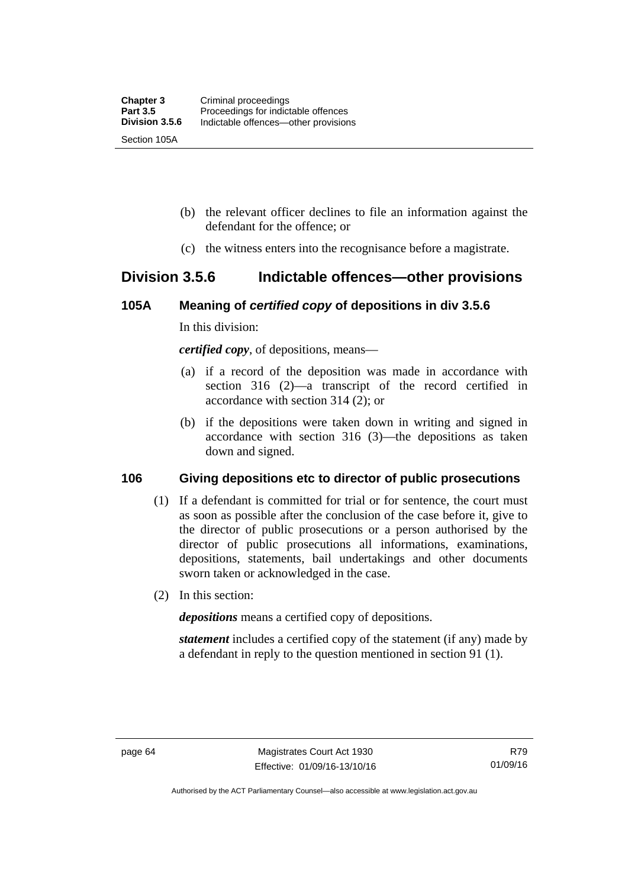(b) the relevant officer declines to file an information against the defendant for the offence; or

(c) the witness enters into the recognisance before a magistrate.

## Division 3.5.6 Indictable offences—other provisions

### 105A Meaning of *certified copy* of depositions in div 3.5.6

In this division:

***certified copy***, of depositions, means—

(a) if a record of the deposition was made in accordance with section 316 (2)—a transcript of the record certified in accordance with section 314 (2); or

(b) if the depositions were taken down in writing and signed in accordance with section 316 (3)—the depositions as taken down and signed.

### 106 Giving depositions etc to director of public prosecutions

(1) If a defendant is committed for trial or for sentence, the court must as soon as possible after the conclusion of the case before it, give to the director of public prosecutions or a person authorised by the director of public prosecutions all informations, examinations, depositions, statements, bail undertakings and other documents sworn taken or acknowledged in the case.

(2) In this section:

***depositions*** means a certified copy of depositions.

***statement*** includes a certified copy of the statement (if any) made by a defendant in reply to the question mentioned in section 91 (1).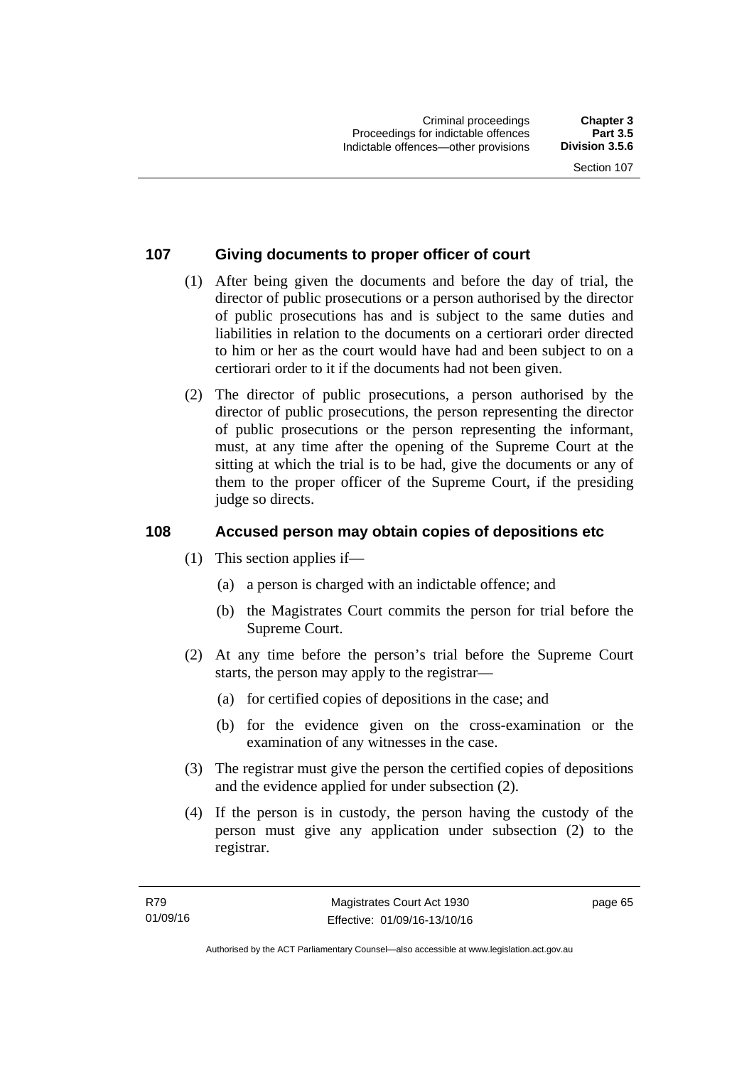## 107 Giving documents to proper officer of court

(1) After being given the documents and before the day of trial, the director of public prosecutions or a person authorised by the director of public prosecutions has and is subject to the same duties and liabilities in relation to the documents on a certiorari order directed to him or her as the court would have had and been subject to on a certiorari order to it if the documents had not been given.

(2) The director of public prosecutions, a person authorised by the director of public prosecutions, the person representing the director of public prosecutions or the person representing the informant, must, at any time after the opening of the Supreme Court at the sitting at which the trial is to be had, give the documents or any of them to the proper officer of the Supreme Court, if the presiding judge so directs.

## 108 Accused person may obtain copies of depositions etc

(1) This section applies if—

(a) a person is charged with an indictable offence; and

(b) the Magistrates Court commits the person for trial before the Supreme Court.

(2) At any time before the person's trial before the Supreme Court starts, the person may apply to the registrar—

(a) for certified copies of depositions in the case; and

(b) for the evidence given on the cross-examination or the examination of any witnesses in the case.

(3) The registrar must give the person the certified copies of depositions and the evidence applied for under subsection (2).

(4) If the person is in custody, the person having the custody of the person must give any application under subsection (2) to the registrar.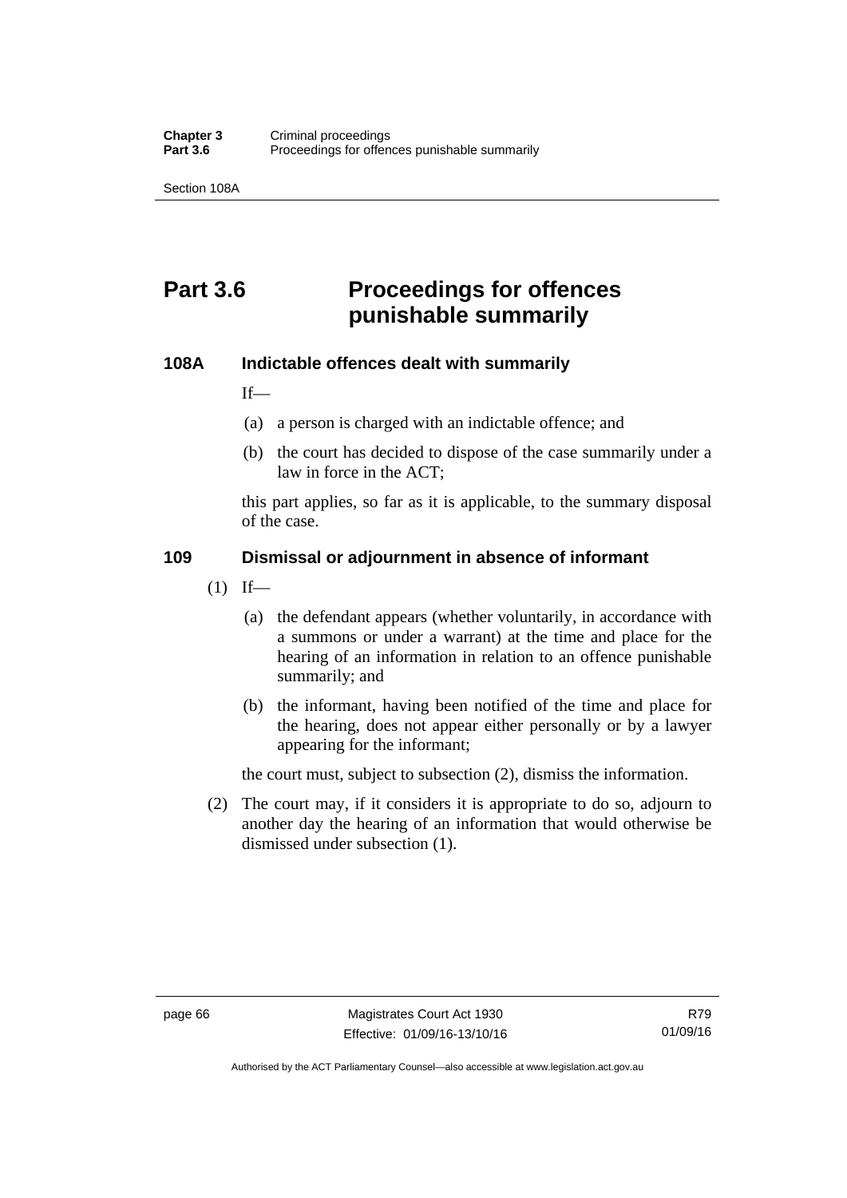# Part 3.6 Proceedings for offences punishable summarily

## 108A Indictable offences dealt with summarily

If—

(a) a person is charged with an indictable offence; and

(b) the court has decided to dispose of the case summarily under a law in force in the ACT;

this part applies, so far as it is applicable, to the summary disposal of the case.

## 109 Dismissal or adjournment in absence of informant

(1) If—

(a) the defendant appears (whether voluntarily, in accordance with a summons or under a warrant) at the time and place for the hearing of an information in relation to an offence punishable summarily; and

(b) the informant, having been notified of the time and place for the hearing, does not appear either personally or by a lawyer appearing for the informant;

the court must, subject to subsection (2), dismiss the information.

(2) The court may, if it considers it is appropriate to do so, adjourn to another day the hearing of an information that would otherwise be dismissed under subsection (1).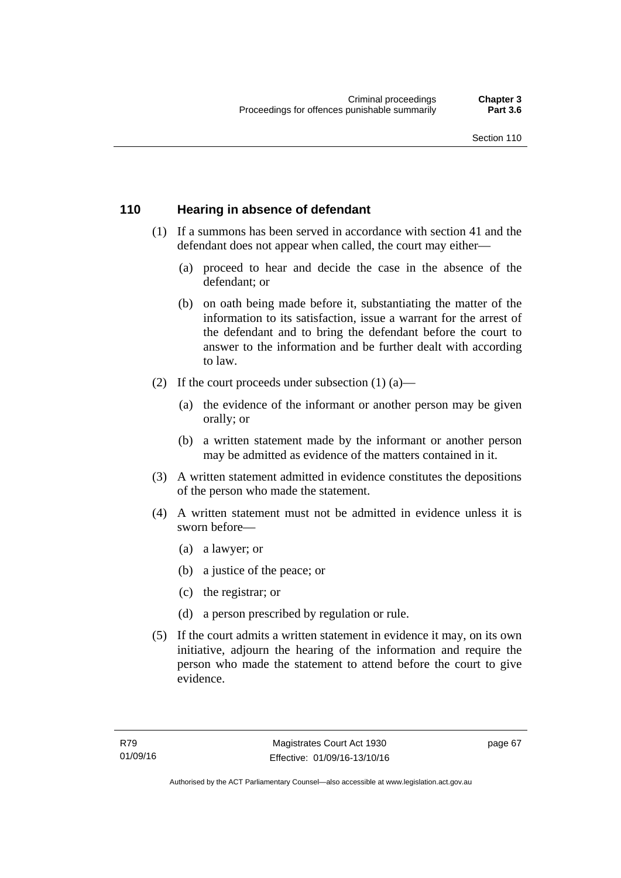## 110 Hearing in absence of defendant

(1) If a summons has been served in accordance with section 41 and the defendant does not appear when called, the court may either—

(a) proceed to hear and decide the case in the absence of the defendant; or

(b) on oath being made before it, substantiating the matter of the information to its satisfaction, issue a warrant for the arrest of the defendant and to bring the defendant before the court to answer to the information and be further dealt with according to law.

(2) If the court proceeds under subsection (1) (a)—

(a) the evidence of the informant or another person may be given orally; or

(b) a written statement made by the informant or another person may be admitted as evidence of the matters contained in it.

(3) A written statement admitted in evidence constitutes the depositions of the person who made the statement.

(4) A written statement must not be admitted in evidence unless it is sworn before—

(a) a lawyer; or

(b) a justice of the peace; or

(c) the registrar; or

(d) a person prescribed by regulation or rule.

(5) If the court admits a written statement in evidence it may, on its own initiative, adjourn the hearing of the information and require the person who made the statement to attend before the court to give evidence.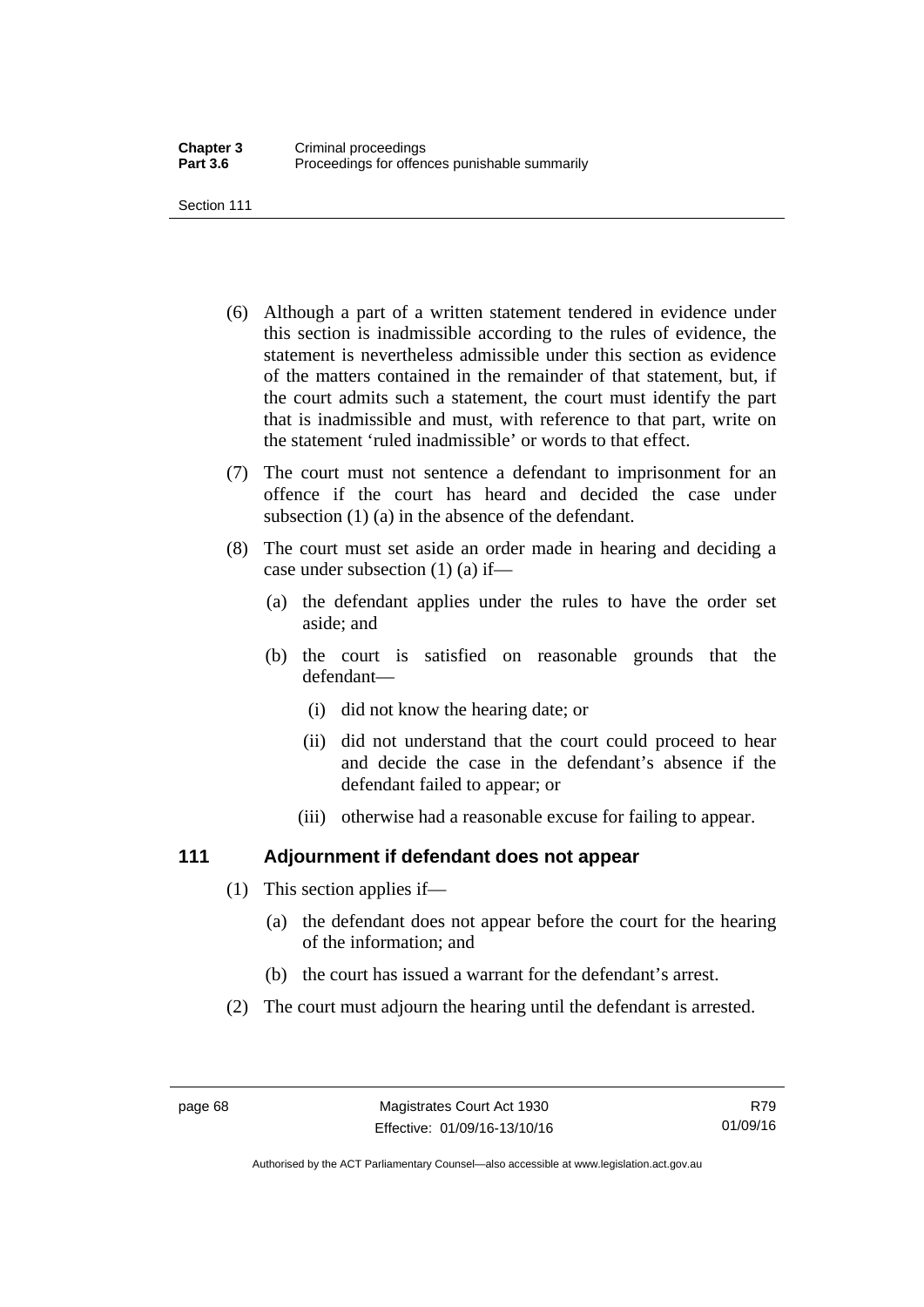(6) Although a part of a written statement tendered in evidence under this section is inadmissible according to the rules of evidence, the statement is nevertheless admissible under this section as evidence of the matters contained in the remainder of that statement, but, if the court admits such a statement, the court must identify the part that is inadmissible and must, with reference to that part, write on the statement 'ruled inadmissible' or words to that effect.

(7) The court must not sentence a defendant to imprisonment for an offence if the court has heard and decided the case under subsection (1) (a) in the absence of the defendant.

(8) The court must set aside an order made in hearing and deciding a case under subsection (1) (a) if—

- (a) the defendant applies under the rules to have the order set aside; and
- (b) the court is satisfied on reasonable grounds that the defendant—
  - (i) did not know the hearing date; or
  - (ii) did not understand that the court could proceed to hear and decide the case in the defendant's absence if the defendant failed to appear; or
  - (iii) otherwise had a reasonable excuse for failing to appear.

### 111 Adjournment if defendant does not appear

(1) This section applies if—

- (a) the defendant does not appear before the court for the hearing of the information; and
- (b) the court has issued a warrant for the defendant's arrest.

(2) The court must adjourn the hearing until the defendant is arrested.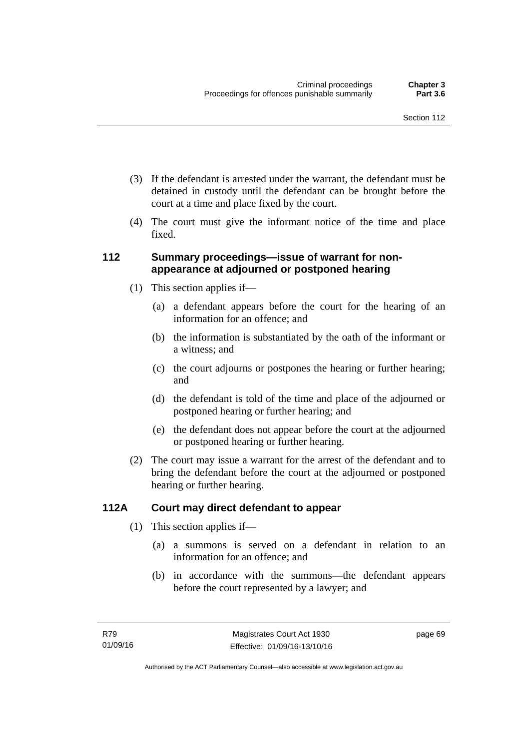(3) If the defendant is arrested under the warrant, the defendant must be detained in custody until the defendant can be brought before the court at a time and place fixed by the court.

(4) The court must give the informant notice of the time and place fixed.

### 112 Summary proceedings—issue of warrant for non-appearance at adjourned or postponed hearing

(1) This section applies if—

(a) a defendant appears before the court for the hearing of an information for an offence; and

(b) the information is substantiated by the oath of the informant or a witness; and

(c) the court adjourns or postpones the hearing or further hearing; and

(d) the defendant is told of the time and place of the adjourned or postponed hearing or further hearing; and

(e) the defendant does not appear before the court at the adjourned or postponed hearing or further hearing.

(2) The court may issue a warrant for the arrest of the defendant and to bring the defendant before the court at the adjourned or postponed hearing or further hearing.

### 112A Court may direct defendant to appear

(1) This section applies if—

(a) a summons is served on a defendant in relation to an information for an offence; and

(b) in accordance with the summons—the defendant appears before the court represented by a lawyer; and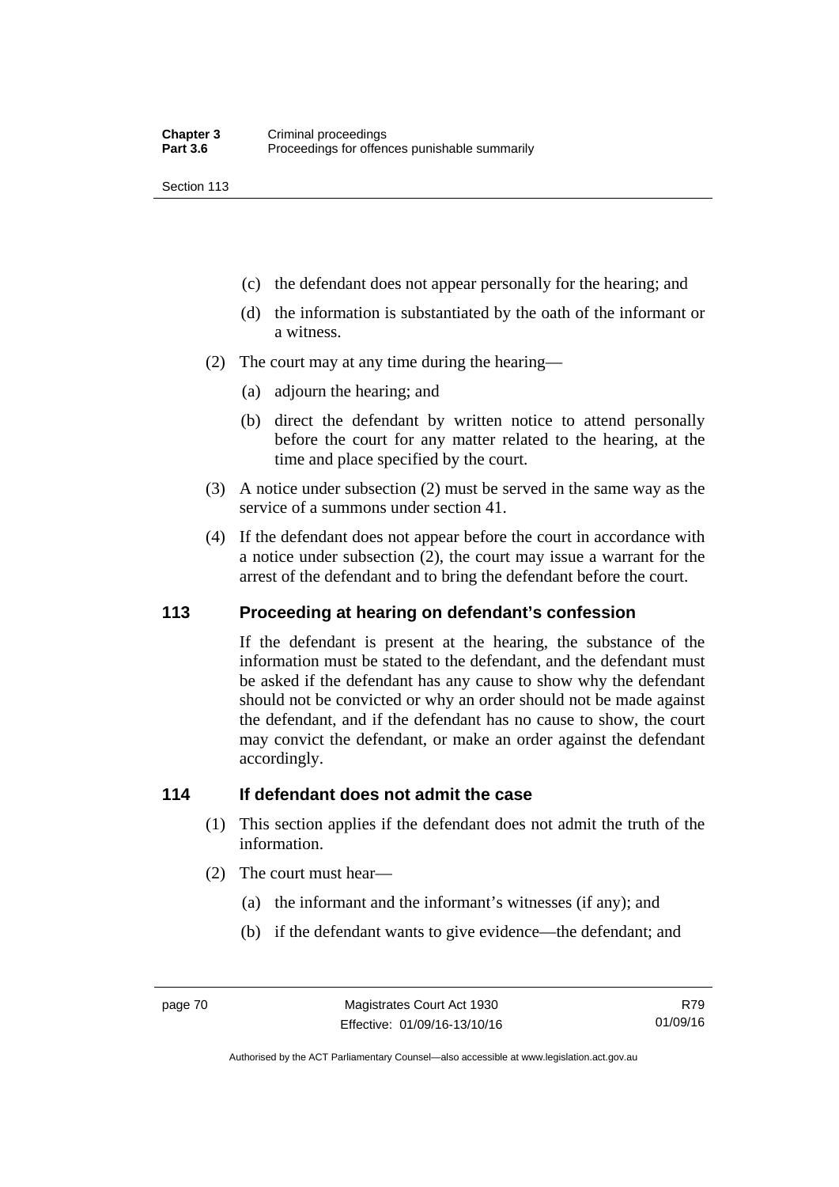(c) the defendant does not appear personally for the hearing; and

(d) the information is substantiated by the oath of the informant or a witness.

(2) The court may at any time during the hearing—

(a) adjourn the hearing; and

(b) direct the defendant by written notice to attend personally before the court for any matter related to the hearing, at the time and place specified by the court.

(3) A notice under subsection (2) must be served in the same way as the service of a summons under section 41.

(4) If the defendant does not appear before the court in accordance with a notice under subsection (2), the court may issue a warrant for the arrest of the defendant and to bring the defendant before the court.

## 113 Proceeding at hearing on defendant's confession

If the defendant is present at the hearing, the substance of the information must be stated to the defendant, and the defendant must be asked if the defendant has any cause to show why the defendant should not be convicted or why an order should not be made against the defendant, and if the defendant has no cause to show, the court may convict the defendant, or make an order against the defendant accordingly.

## 114 If defendant does not admit the case

(1) This section applies if the defendant does not admit the truth of the information.

(2) The court must hear—

(a) the informant and the informant's witnesses (if any); and

(b) if the defendant wants to give evidence—the defendant; and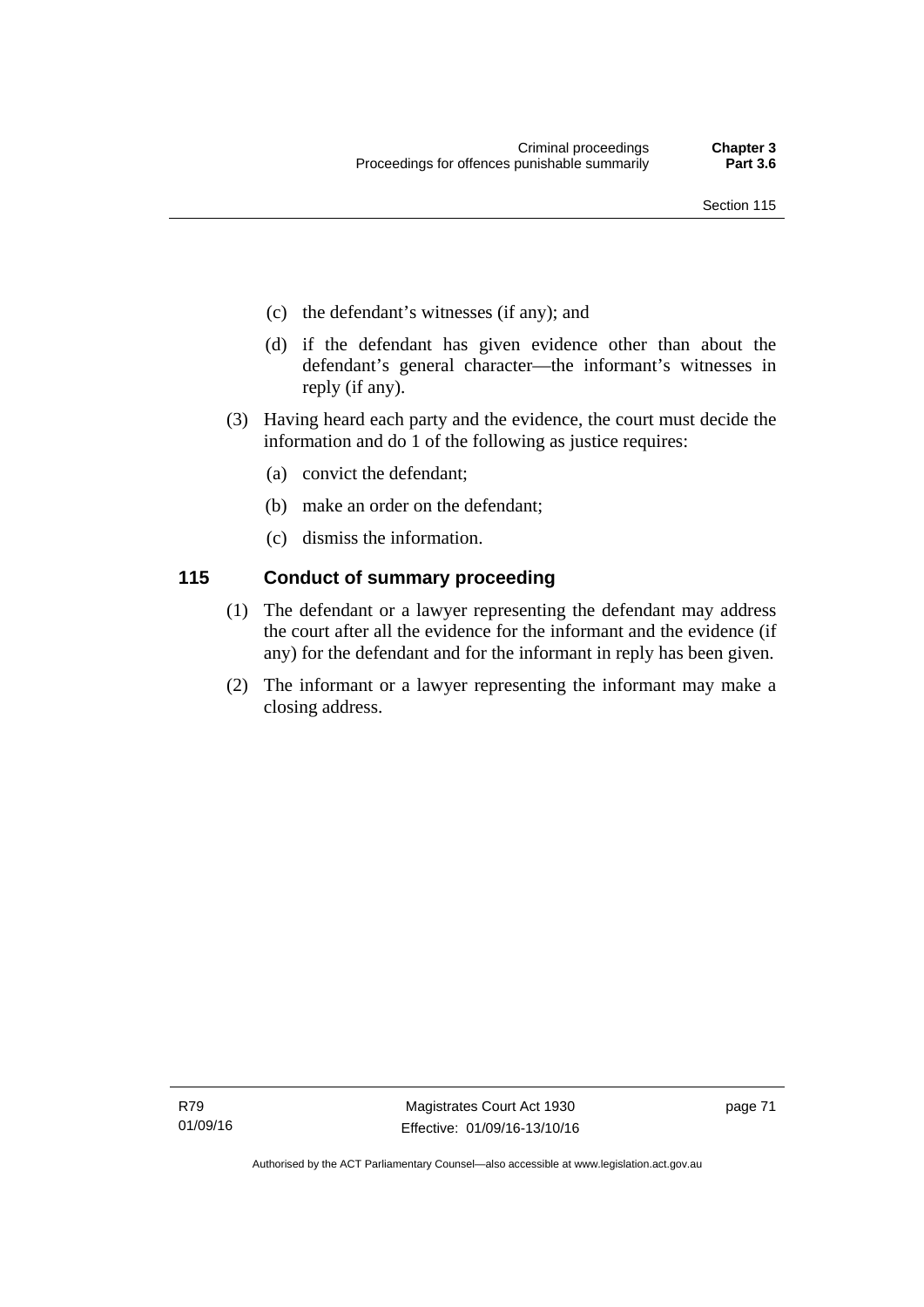(c) the defendant's witnesses (if any); and

(d) if the defendant has given evidence other than about the defendant's general character—the informant's witnesses in reply (if any).

(3) Having heard each party and the evidence, the court must decide the information and do 1 of the following as justice requires:

(a) convict the defendant;

(b) make an order on the defendant;

(c) dismiss the information.

## 115 Conduct of summary proceeding

(1) The defendant or a lawyer representing the defendant may address the court after all the evidence for the informant and the evidence (if any) for the defendant and for the informant in reply has been given.

(2) The informant or a lawyer representing the informant may make a closing address.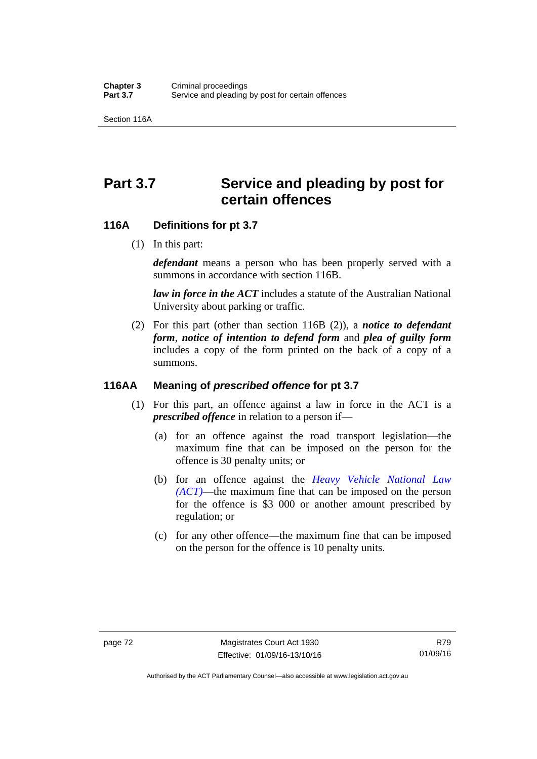# Part 3.7 Service and pleading by post for certain offences

## 116A Definitions for pt 3.7

(1) In this part:

***defendant*** means a person who has been properly served with a summons in accordance with section 116B.

***law in force in the ACT*** includes a statute of the Australian National University about parking or traffic.

(2) For this part (other than section 116B (2)), a ***notice to defendant form***, ***notice of intention to defend form*** and ***plea of guilty form*** includes a copy of the form printed on the back of a copy of a summons.

## 116AA Meaning of *prescribed offence* for pt 3.7

(1) For this part, an offence against a law in force in the ACT is a ***prescribed offence*** in relation to a person if—

(a) for an offence against the road transport legislation—the maximum fine that can be imposed on the person for the offence is 30 penalty units; or

(b) for an offence against the *Heavy Vehicle National Law (ACT)*—the maximum fine that can be imposed on the person for the offence is $3 000 or another amount prescribed by regulation; or

(c) for any other offence—the maximum fine that can be imposed on the person for the offence is 10 penalty units.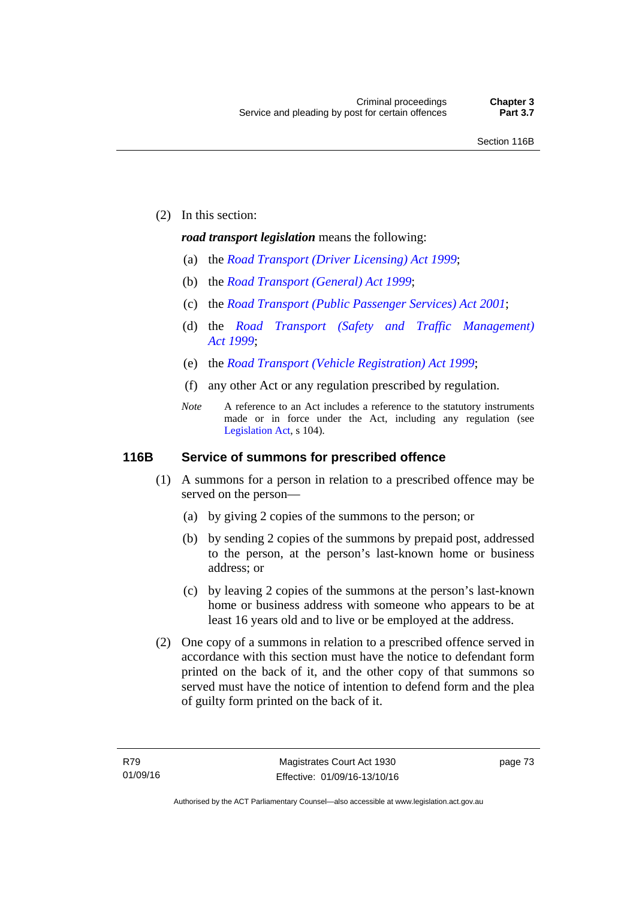(2) In this section:

***road transport legislation*** means the following:

(a) the *Road Transport (Driver Licensing) Act 1999*;

(b) the *Road Transport (General) Act 1999*;

(c) the *Road Transport (Public Passenger Services) Act 2001*;

(d) the *Road Transport (Safety and Traffic Management) Act 1999*;

(e) the *Road Transport (Vehicle Registration) Act 1999*;

(f) any other Act or any regulation prescribed by regulation.

*Note* A reference to an Act includes a reference to the statutory instruments made or in force under the Act, including any regulation (see Legislation Act, s 104).

## 116B Service of summons for prescribed offence

(1) A summons for a person in relation to a prescribed offence may be served on the person—

(a) by giving 2 copies of the summons to the person; or

(b) by sending 2 copies of the summons by prepaid post, addressed to the person, at the person's last-known home or business address; or

(c) by leaving 2 copies of the summons at the person's last-known home or business address with someone who appears to be at least 16 years old and to live or be employed at the address.

(2) One copy of a summons in relation to a prescribed offence served in accordance with this section must have the notice to defendant form printed on the back of it, and the other copy of that summons so served must have the notice of intention to defend form and the plea of guilty form printed on the back of it.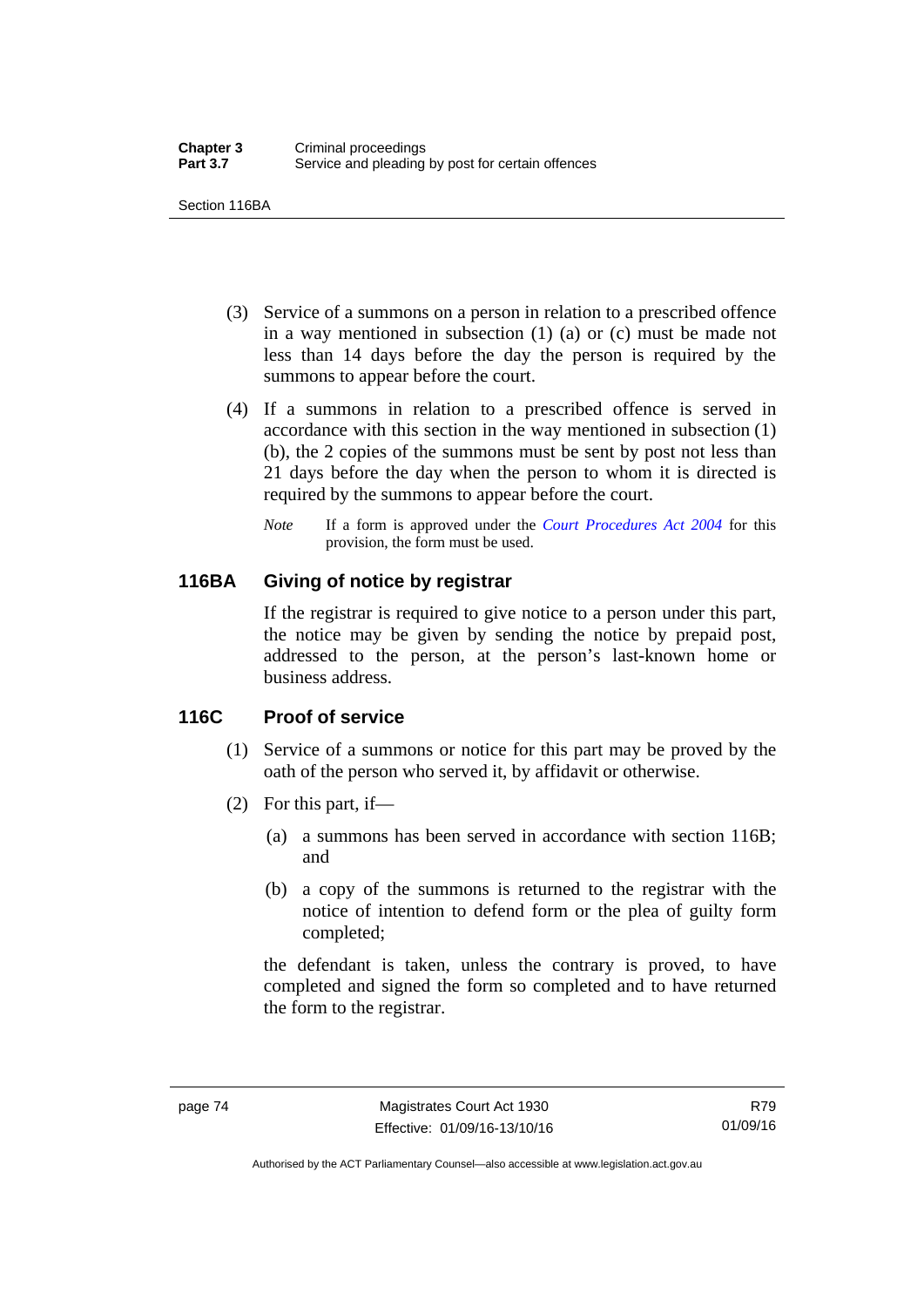(3) Service of a summons on a person in relation to a prescribed offence in a way mentioned in subsection (1) (a) or (c) must be made not less than 14 days before the day the person is required by the summons to appear before the court.

(4) If a summons in relation to a prescribed offence is served in accordance with this section in the way mentioned in subsection (1) (b), the 2 copies of the summons must be sent by post not less than 21 days before the day when the person to whom it is directed is required by the summons to appear before the court.

*Note* If a form is approved under the *Court Procedures Act 2004* for this provision, the form must be used.

### 116BA Giving of notice by registrar

If the registrar is required to give notice to a person under this part, the notice may be given by sending the notice by prepaid post, addressed to the person, at the person's last-known home or business address.

### 116C Proof of service

(1) Service of a summons or notice for this part may be proved by the oath of the person who served it, by affidavit or otherwise.

(2) For this part, if—

(a) a summons has been served in accordance with section 116B; and

(b) a copy of the summons is returned to the registrar with the notice of intention to defend form or the plea of guilty form completed;

the defendant is taken, unless the contrary is proved, to have completed and signed the form so completed and to have returned the form to the registrar.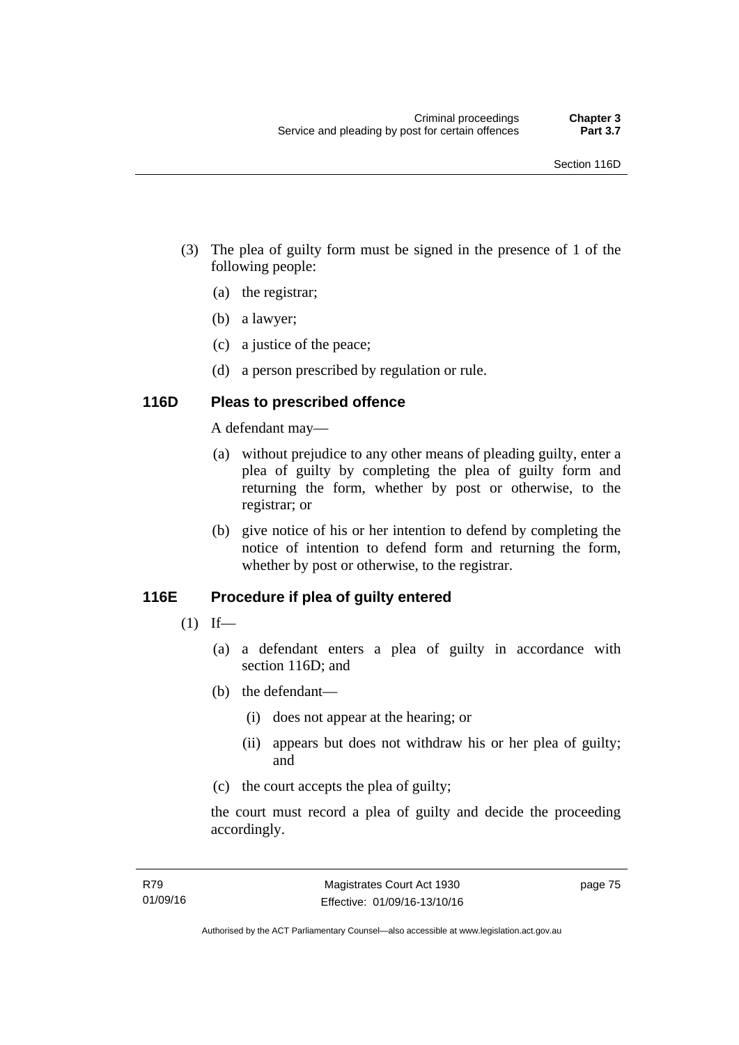(3) The plea of guilty form must be signed in the presence of 1 of the following people:

(a) the registrar;

(b) a lawyer;

(c) a justice of the peace;

(d) a person prescribed by regulation or rule.

## 116D Pleas to prescribed offence

A defendant may—

(a) without prejudice to any other means of pleading guilty, enter a plea of guilty by completing the plea of guilty form and returning the form, whether by post or otherwise, to the registrar; or

(b) give notice of his or her intention to defend by completing the notice of intention to defend form and returning the form, whether by post or otherwise, to the registrar.

## 116E Procedure if plea of guilty entered

(1) If—

(a) a defendant enters a plea of guilty in accordance with section 116D; and

(b) the defendant—

(i) does not appear at the hearing; or

(ii) appears but does not withdraw his or her plea of guilty; and

(c) the court accepts the plea of guilty;

the court must record a plea of guilty and decide the proceeding accordingly.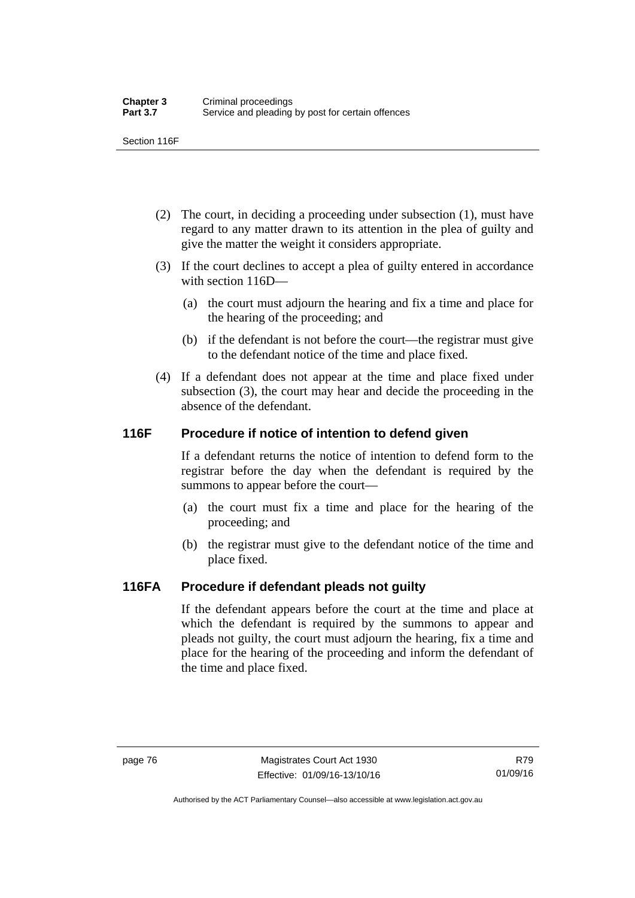(2) The court, in deciding a proceeding under subsection (1), must have regard to any matter drawn to its attention in the plea of guilty and give the matter the weight it considers appropriate.

(3) If the court declines to accept a plea of guilty entered in accordance with section 116D—

(a) the court must adjourn the hearing and fix a time and place for the hearing of the proceeding; and

(b) if the defendant is not before the court—the registrar must give to the defendant notice of the time and place fixed.

(4) If a defendant does not appear at the time and place fixed under subsection (3), the court may hear and decide the proceeding in the absence of the defendant.

## 116F Procedure if notice of intention to defend given

If a defendant returns the notice of intention to defend form to the registrar before the day when the defendant is required by the summons to appear before the court—

(a) the court must fix a time and place for the hearing of the proceeding; and

(b) the registrar must give to the defendant notice of the time and place fixed.

## 116FA Procedure if defendant pleads not guilty

If the defendant appears before the court at the time and place at which the defendant is required by the summons to appear and pleads not guilty, the court must adjourn the hearing, fix a time and place for the hearing of the proceeding and inform the defendant of the time and place fixed.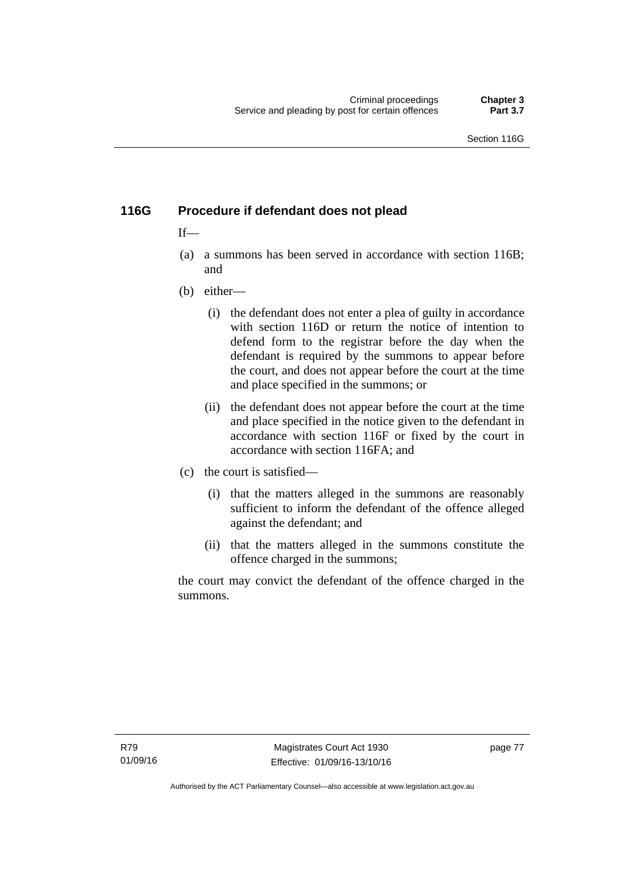### 116G Procedure if defendant does not plead

If—

(a) a summons has been served in accordance with section 116B; and

(b) either—

  (i) the defendant does not enter a plea of guilty in accordance with section 116D or return the notice of intention to defend form to the registrar before the day when the defendant is required by the summons to appear before the court, and does not appear before the court at the time and place specified in the summons; or

  (ii) the defendant does not appear before the court at the time and place specified in the notice given to the defendant in accordance with section 116F or fixed by the court in accordance with section 116FA; and

(c) the court is satisfied—

  (i) that the matters alleged in the summons are reasonably sufficient to inform the defendant of the offence alleged against the defendant; and

  (ii) that the matters alleged in the summons constitute the offence charged in the summons;

the court may convict the defendant of the offence charged in the summons.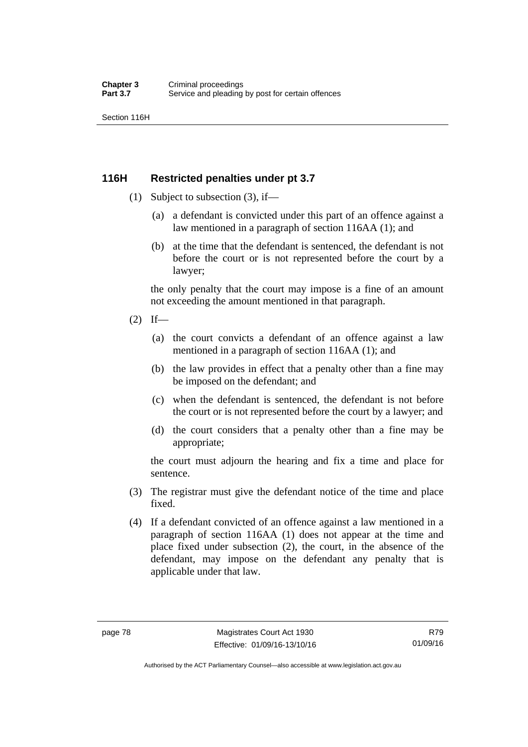## 116H Restricted penalties under pt 3.7

(1) Subject to subsection (3), if—

(a) a defendant is convicted under this part of an offence against a law mentioned in a paragraph of section 116AA (1); and

(b) at the time that the defendant is sentenced, the defendant is not before the court or is not represented before the court by a lawyer;

the only penalty that the court may impose is a fine of an amount not exceeding the amount mentioned in that paragraph.

(2) If—

(a) the court convicts a defendant of an offence against a law mentioned in a paragraph of section 116AA (1); and

(b) the law provides in effect that a penalty other than a fine may be imposed on the defendant; and

(c) when the defendant is sentenced, the defendant is not before the court or is not represented before the court by a lawyer; and

(d) the court considers that a penalty other than a fine may be appropriate;

the court must adjourn the hearing and fix a time and place for sentence.

(3) The registrar must give the defendant notice of the time and place fixed.

(4) If a defendant convicted of an offence against a law mentioned in a paragraph of section 116AA (1) does not appear at the time and place fixed under subsection (2), the court, in the absence of the defendant, may impose on the defendant any penalty that is applicable under that law.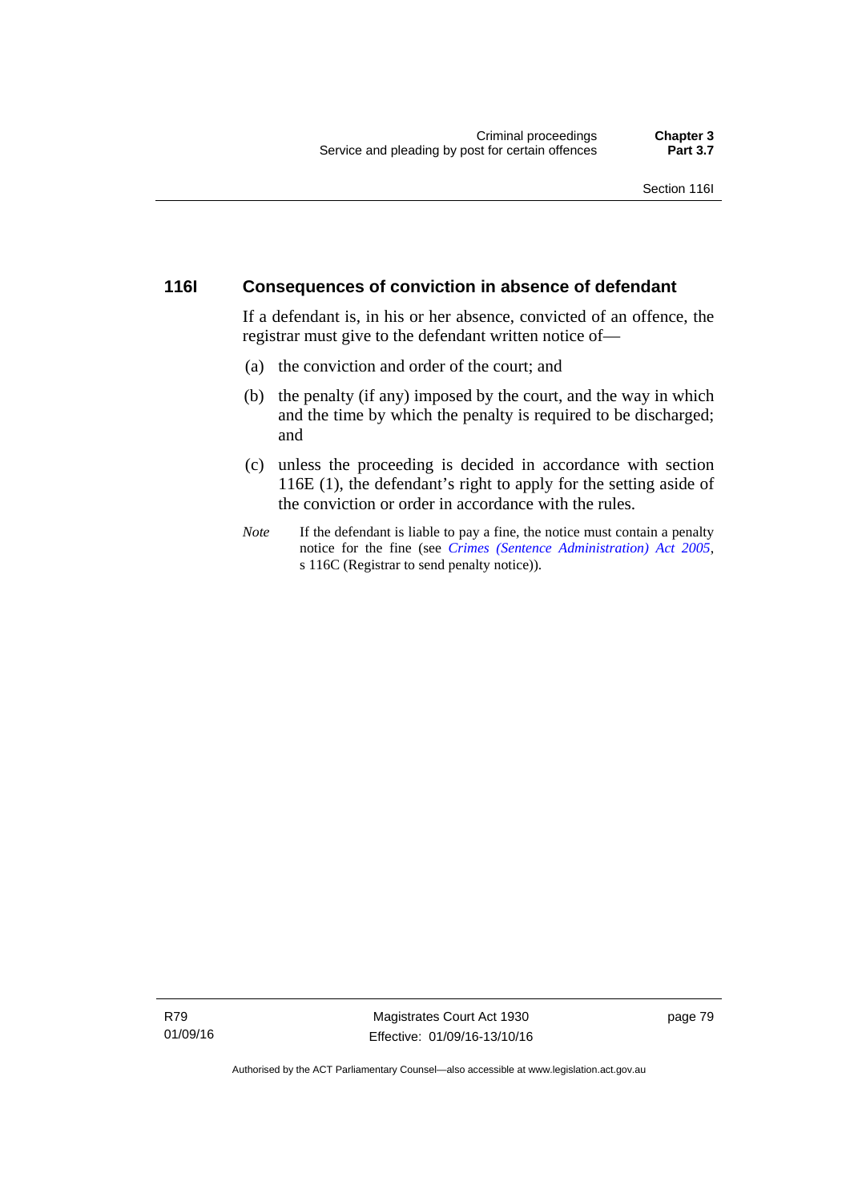### 116I Consequences of conviction in absence of defendant

If a defendant is, in his or her absence, convicted of an offence, the registrar must give to the defendant written notice of—

(a) the conviction and order of the court; and

(b) the penalty (if any) imposed by the court, and the way in which and the time by which the penalty is required to be discharged; and

(c) unless the proceeding is decided in accordance with section 116E (1), the defendant's right to apply for the setting aside of the conviction or order in accordance with the rules.

*Note* If the defendant is liable to pay a fine, the notice must contain a penalty notice for the fine (see *Crimes (Sentence Administration) Act 2005*, s 116C (Registrar to send penalty notice)).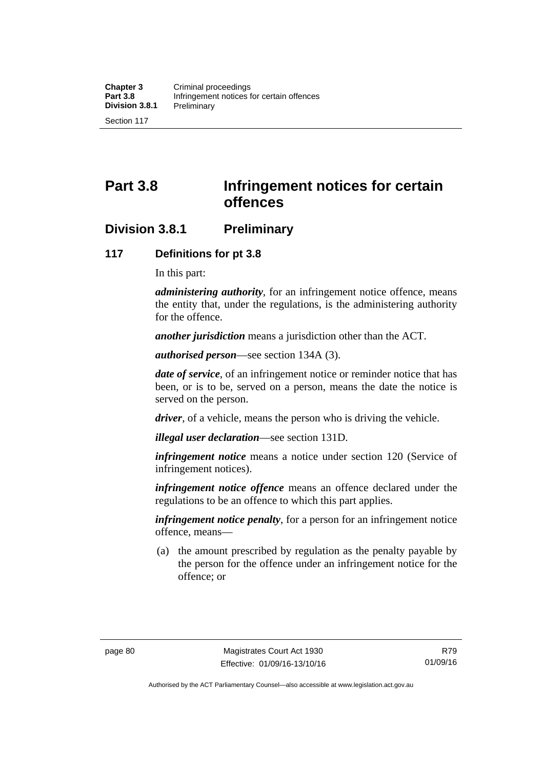# Part 3.8 Infringement notices for certain offences

## Division 3.8.1 Preliminary

### 117 Definitions for pt 3.8

In this part:

***administering authority***, for an infringement notice offence, means the entity that, under the regulations, is the administering authority for the offence.

***another jurisdiction*** means a jurisdiction other than the ACT.

***authorised person***—see section 134A (3).

***date of service***, of an infringement notice or reminder notice that has been, or is to be, served on a person, means the date the notice is served on the person.

***driver***, of a vehicle, means the person who is driving the vehicle.

***illegal user declaration***—see section 131D.

***infringement notice*** means a notice under section 120 (Service of infringement notices).

***infringement notice offence*** means an offence declared under the regulations to be an offence to which this part applies.

***infringement notice penalty***, for a person for an infringement notice offence, means—

(a) the amount prescribed by regulation as the penalty payable by the person for the offence under an infringement notice for the offence; or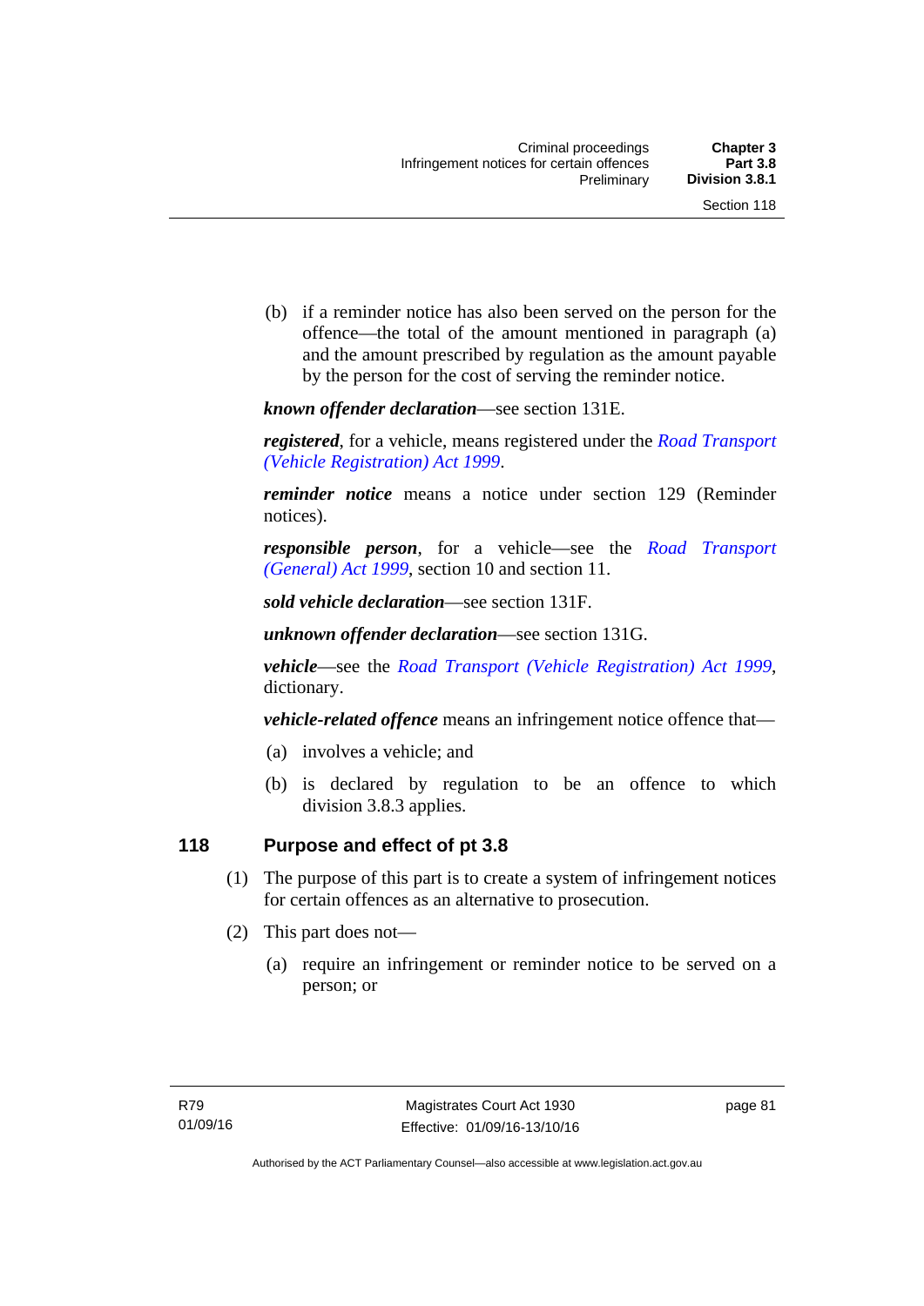(b) if a reminder notice has also been served on the person for the offence—the total of the amount mentioned in paragraph (a) and the amount prescribed by regulation as the amount payable by the person for the cost of serving the reminder notice.

***known offender declaration***—see section 131E.

***registered***, for a vehicle, means registered under the *Road Transport (Vehicle Registration) Act 1999*.

***reminder notice*** means a notice under section 129 (Reminder notices).

***responsible person***, for a vehicle—see the *Road Transport (General) Act 1999*, section 10 and section 11.

***sold vehicle declaration***—see section 131F.

***unknown offender declaration***—see section 131G.

***vehicle***—see the *Road Transport (Vehicle Registration) Act 1999*, dictionary.

***vehicle-related offence*** means an infringement notice offence that—

(a) involves a vehicle; and

(b) is declared by regulation to be an offence to which division 3.8.3 applies.

## 118 Purpose and effect of pt 3.8

(1) The purpose of this part is to create a system of infringement notices for certain offences as an alternative to prosecution.

(2) This part does not—

(a) require an infringement or reminder notice to be served on a person; or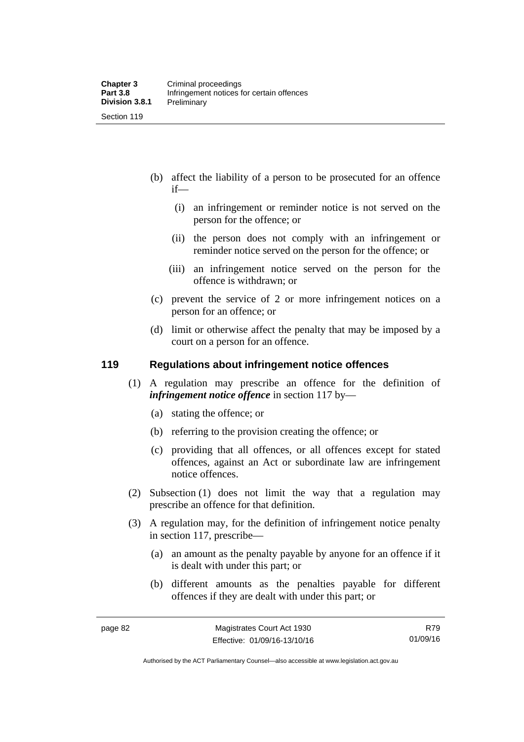(b) affect the liability of a person to be prosecuted for an offence if—

  (i) an infringement or reminder notice is not served on the person for the offence; or

  (ii) the person does not comply with an infringement or reminder notice served on the person for the offence; or

  (iii) an infringement notice served on the person for the offence is withdrawn; or

(c) prevent the service of 2 or more infringement notices on a person for an offence; or

(d) limit or otherwise affect the penalty that may be imposed by a court on a person for an offence.

## 119 Regulations about infringement notice offences

(1) A regulation may prescribe an offence for the definition of ***infringement notice offence*** in section 117 by—

  (a) stating the offence; or

  (b) referring to the provision creating the offence; or

  (c) providing that all offences, or all offences except for stated offences, against an Act or subordinate law are infringement notice offences.

(2) Subsection (1) does not limit the way that a regulation may prescribe an offence for that definition.

(3) A regulation may, for the definition of infringement notice penalty in section 117, prescribe—

  (a) an amount as the penalty payable by anyone for an offence if it is dealt with under this part; or

  (b) different amounts as the penalties payable for different offences if they are dealt with under this part; or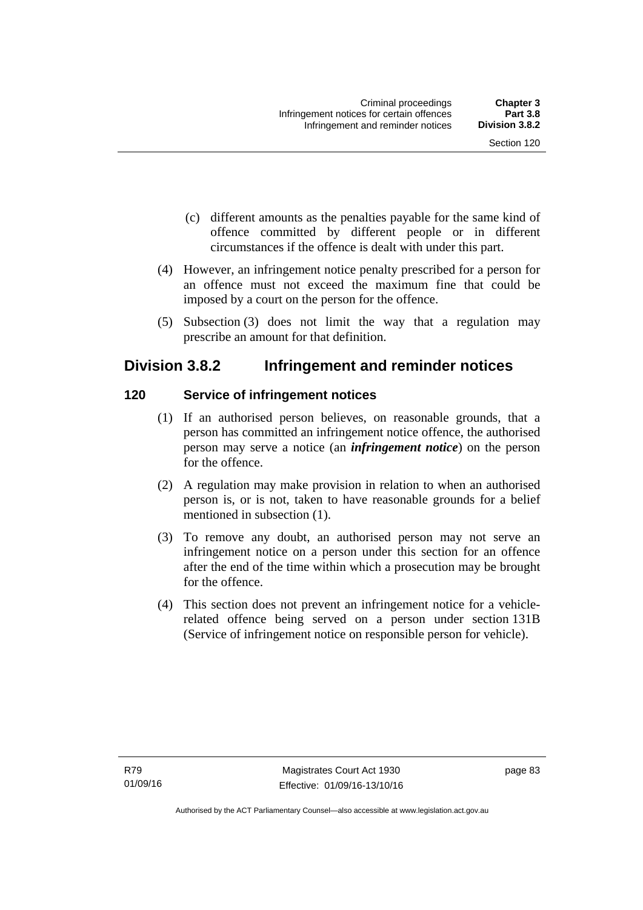(c) different amounts as the penalties payable for the same kind of offence committed by different people or in different circumstances if the offence is dealt with under this part.

(4) However, an infringement notice penalty prescribed for a person for an offence must not exceed the maximum fine that could be imposed by a court on the person for the offence.

(5) Subsection (3) does not limit the way that a regulation may prescribe an amount for that definition.

## Division 3.8.2 Infringement and reminder notices

### 120 Service of infringement notices

(1) If an authorised person believes, on reasonable grounds, that a person has committed an infringement notice offence, the authorised person may serve a notice (an ***infringement notice***) on the person for the offence.

(2) A regulation may make provision in relation to when an authorised person is, or is not, taken to have reasonable grounds for a belief mentioned in subsection (1).

(3) To remove any doubt, an authorised person may not serve an infringement notice on a person under this section for an offence after the end of the time within which a prosecution may be brought for the offence.

(4) This section does not prevent an infringement notice for a vehicle-related offence being served on a person under section 131B (Service of infringement notice on responsible person for vehicle).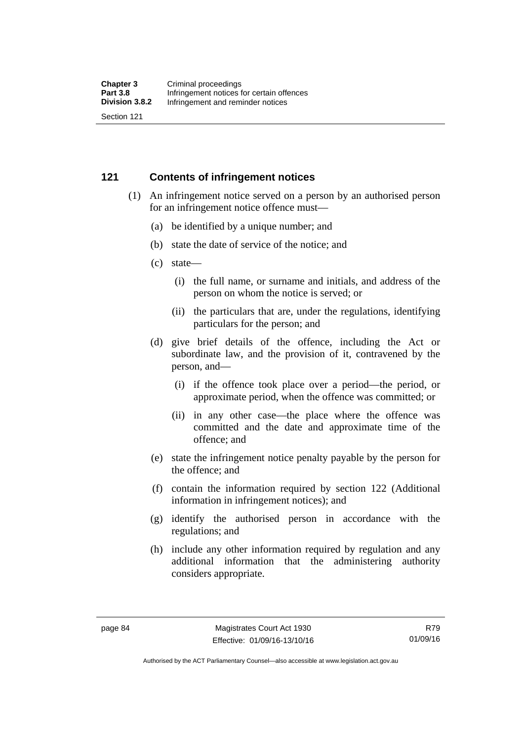## 121 Contents of infringement notices

(1) An infringement notice served on a person by an authorised person for an infringement notice offence must—

(a) be identified by a unique number; and

(b) state the date of service of the notice; and

(c) state—

(i) the full name, or surname and initials, and address of the person on whom the notice is served; or

(ii) the particulars that are, under the regulations, identifying particulars for the person; and

(d) give brief details of the offence, including the Act or subordinate law, and the provision of it, contravened by the person, and—

(i) if the offence took place over a period—the period, or approximate period, when the offence was committed; or

(ii) in any other case—the place where the offence was committed and the date and approximate time of the offence; and

(e) state the infringement notice penalty payable by the person for the offence; and

(f) contain the information required by section 122 (Additional information in infringement notices); and

(g) identify the authorised person in accordance with the regulations; and

(h) include any other information required by regulation and any additional information that the administering authority considers appropriate.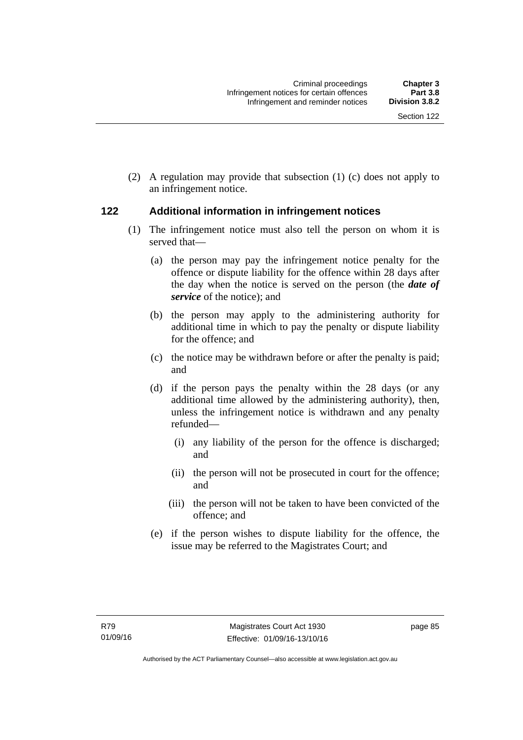(2) A regulation may provide that subsection (1) (c) does not apply to an infringement notice.

## 122 Additional information in infringement notices

(1) The infringement notice must also tell the person on whom it is served that—

(a) the person may pay the infringement notice penalty for the offence or dispute liability for the offence within 28 days after the day when the notice is served on the person (the ***date of service*** of the notice); and

(b) the person may apply to the administering authority for additional time in which to pay the penalty or dispute liability for the offence; and

(c) the notice may be withdrawn before or after the penalty is paid; and

(d) if the person pays the penalty within the 28 days (or any additional time allowed by the administering authority), then, unless the infringement notice is withdrawn and any penalty refunded—

(i) any liability of the person for the offence is discharged; and

(ii) the person will not be prosecuted in court for the offence; and

(iii) the person will not be taken to have been convicted of the offence; and

(e) if the person wishes to dispute liability for the offence, the issue may be referred to the Magistrates Court; and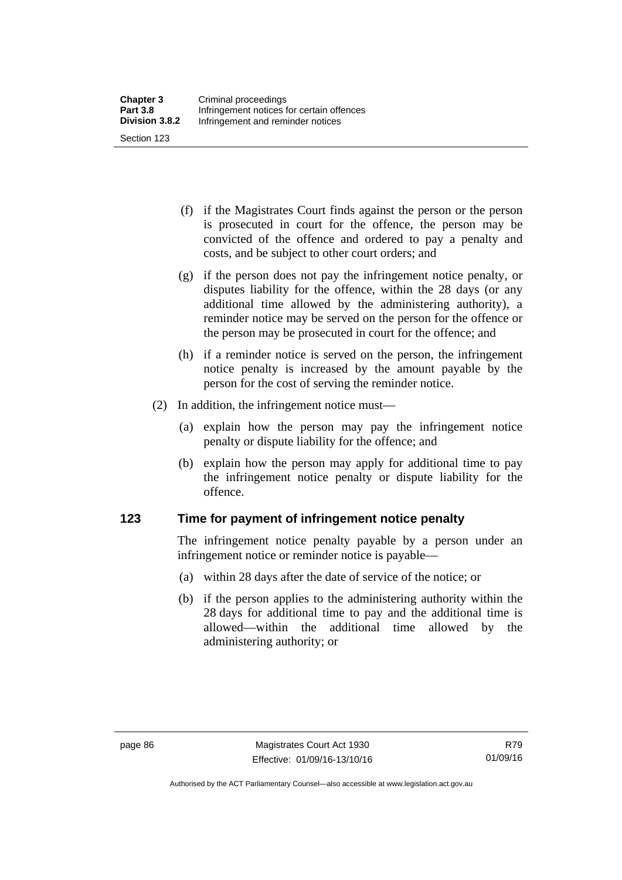(f) if the Magistrates Court finds against the person or the person is prosecuted in court for the offence, the person may be convicted of the offence and ordered to pay a penalty and costs, and be subject to other court orders; and

(g) if the person does not pay the infringement notice penalty, or disputes liability for the offence, within the 28 days (or any additional time allowed by the administering authority), a reminder notice may be served on the person for the offence or the person may be prosecuted in court for the offence; and

(h) if a reminder notice is served on the person, the infringement notice penalty is increased by the amount payable by the person for the cost of serving the reminder notice.

(2) In addition, the infringement notice must—

(a) explain how the person may pay the infringement notice penalty or dispute liability for the offence; and

(b) explain how the person may apply for additional time to pay the infringement notice penalty or dispute liability for the offence.

## 123 Time for payment of infringement notice penalty

The infringement notice penalty payable by a person under an infringement notice or reminder notice is payable—

(a) within 28 days after the date of service of the notice; or

(b) if the person applies to the administering authority within the 28 days for additional time to pay and the additional time is allowed—within the additional time allowed by the administering authority; or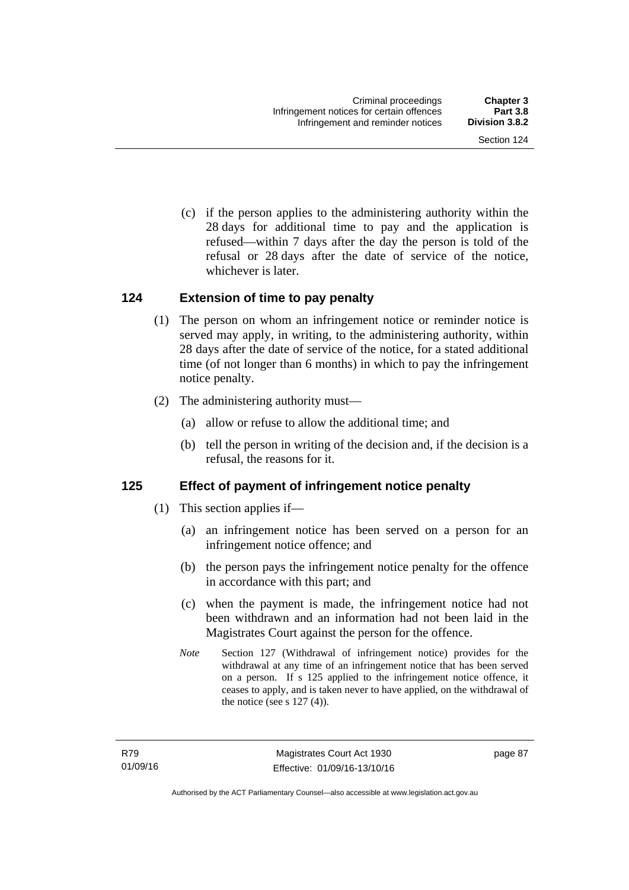(c) if the person applies to the administering authority within the 28 days for additional time to pay and the application is refused—within 7 days after the day the person is told of the refusal or 28 days after the date of service of the notice, whichever is later.

## 124 Extension of time to pay penalty

(1) The person on whom an infringement notice or reminder notice is served may apply, in writing, to the administering authority, within 28 days after the date of service of the notice, for a stated additional time (of not longer than 6 months) in which to pay the infringement notice penalty.

(2) The administering authority must—

(a) allow or refuse to allow the additional time; and

(b) tell the person in writing of the decision and, if the decision is a refusal, the reasons for it.

## 125 Effect of payment of infringement notice penalty

(1) This section applies if—

(a) an infringement notice has been served on a person for an infringement notice offence; and

(b) the person pays the infringement notice penalty for the offence in accordance with this part; and

(c) when the payment is made, the infringement notice had not been withdrawn and an information had not been laid in the Magistrates Court against the person for the offence.

*Note* Section 127 (Withdrawal of infringement notice) provides for the withdrawal at any time of an infringement notice that has been served on a person. If s 125 applied to the infringement notice offence, it ceases to apply, and is taken never to have applied, on the withdrawal of the notice (see s 127 (4)).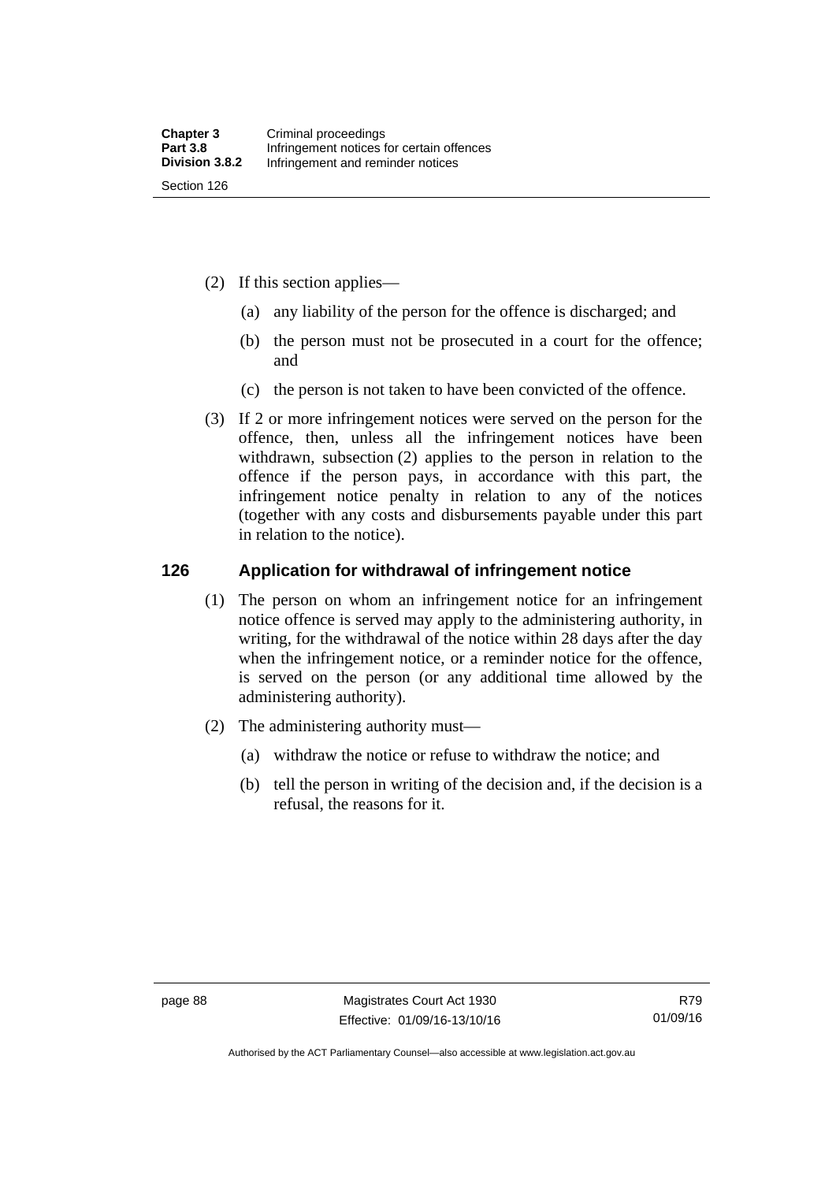(2) If this section applies—

(a) any liability of the person for the offence is discharged; and

(b) the person must not be prosecuted in a court for the offence; and

(c) the person is not taken to have been convicted of the offence.

(3) If 2 or more infringement notices were served on the person for the offence, then, unless all the infringement notices have been withdrawn, subsection (2) applies to the person in relation to the offence if the person pays, in accordance with this part, the infringement notice penalty in relation to any of the notices (together with any costs and disbursements payable under this part in relation to the notice).

## 126 Application for withdrawal of infringement notice

(1) The person on whom an infringement notice for an infringement notice offence is served may apply to the administering authority, in writing, for the withdrawal of the notice within 28 days after the day when the infringement notice, or a reminder notice for the offence, is served on the person (or any additional time allowed by the administering authority).

(2) The administering authority must—

(a) withdraw the notice or refuse to withdraw the notice; and

(b) tell the person in writing of the decision and, if the decision is a refusal, the reasons for it.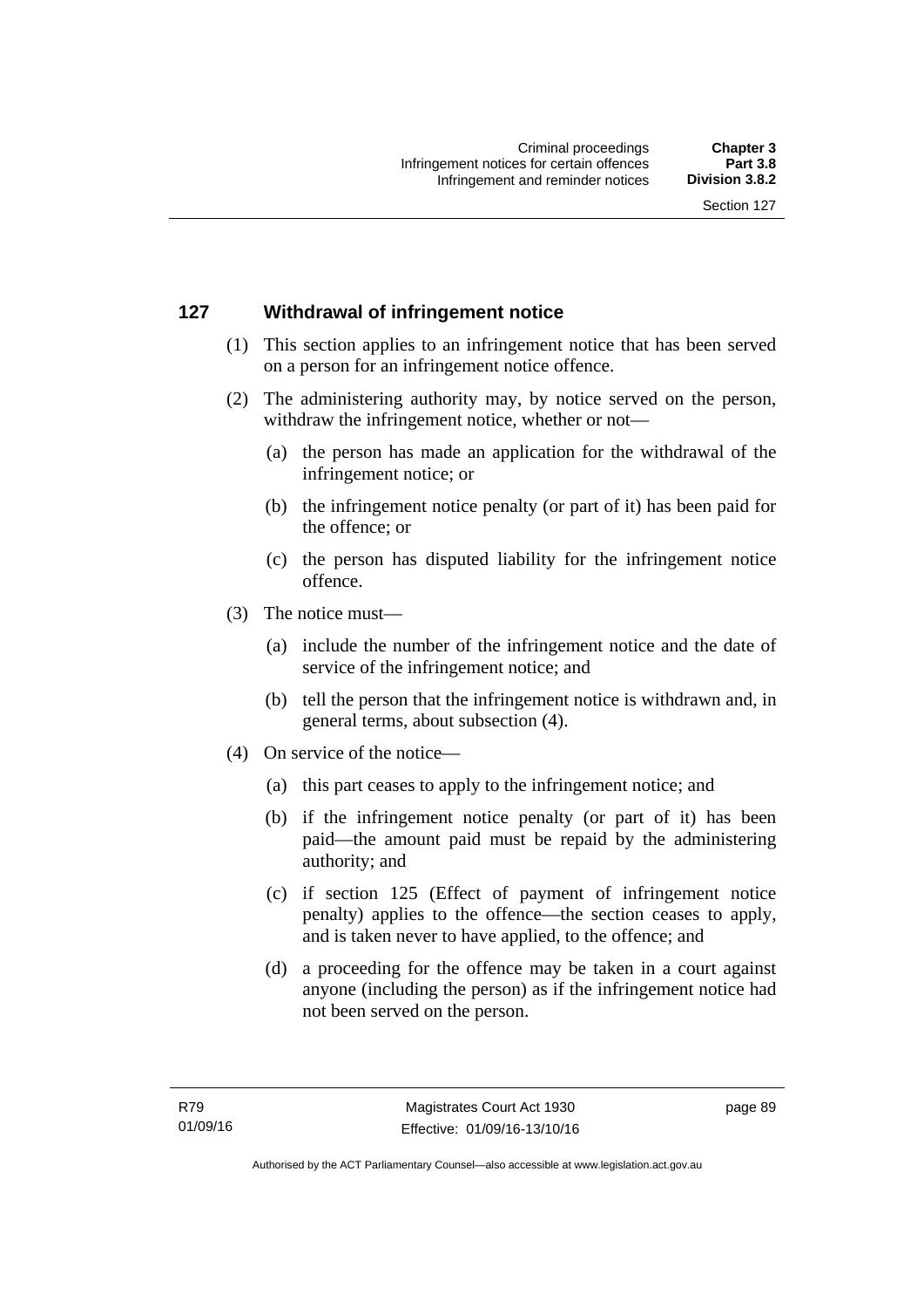## 127 Withdrawal of infringement notice

(1) This section applies to an infringement notice that has been served on a person for an infringement notice offence.

(2) The administering authority may, by notice served on the person, withdraw the infringement notice, whether or not—

(a) the person has made an application for the withdrawal of the infringement notice; or

(b) the infringement notice penalty (or part of it) has been paid for the offence; or

(c) the person has disputed liability for the infringement notice offence.

(3) The notice must—

(a) include the number of the infringement notice and the date of service of the infringement notice; and

(b) tell the person that the infringement notice is withdrawn and, in general terms, about subsection (4).

(4) On service of the notice—

(a) this part ceases to apply to the infringement notice; and

(b) if the infringement notice penalty (or part of it) has been paid—the amount paid must be repaid by the administering authority; and

(c) if section 125 (Effect of payment of infringement notice penalty) applies to the offence—the section ceases to apply, and is taken never to have applied, to the offence; and

(d) a proceeding for the offence may be taken in a court against anyone (including the person) as if the infringement notice had not been served on the person.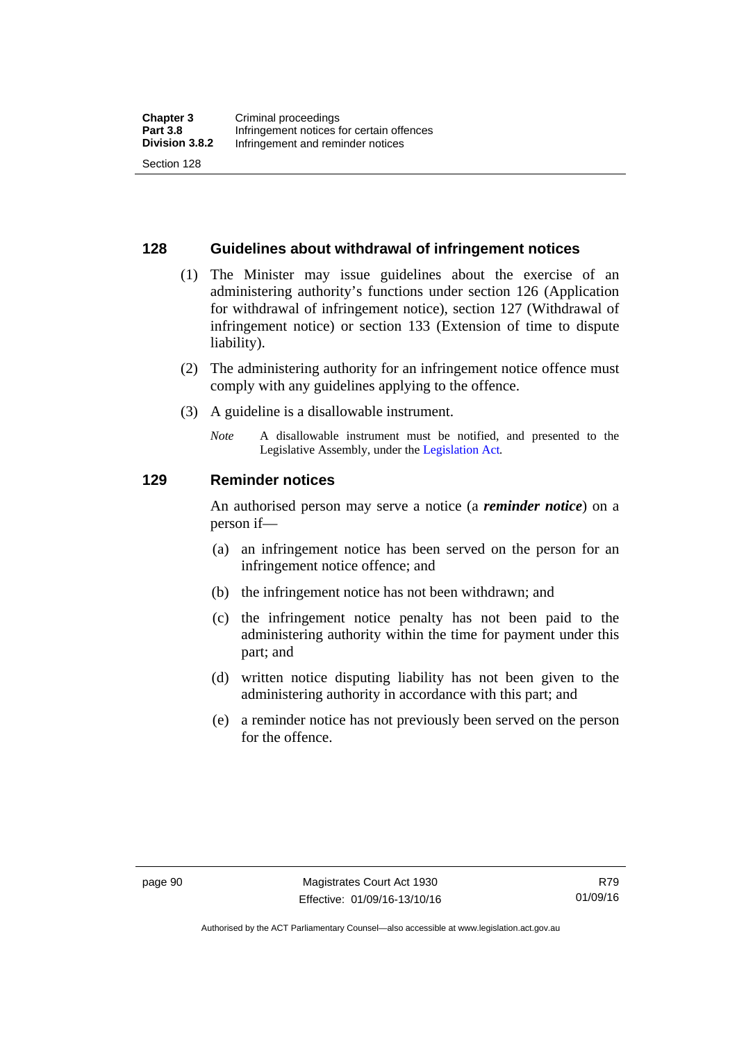## 128 Guidelines about withdrawal of infringement notices

(1) The Minister may issue guidelines about the exercise of an administering authority's functions under section 126 (Application for withdrawal of infringement notice), section 127 (Withdrawal of infringement notice) or section 133 (Extension of time to dispute liability).

(2) The administering authority for an infringement notice offence must comply with any guidelines applying to the offence.

(3) A guideline is a disallowable instrument.

*Note* A disallowable instrument must be notified, and presented to the Legislative Assembly, under the Legislation Act.

## 129 Reminder notices

An authorised person may serve a notice (a ***reminder notice***) on a person if—

(a) an infringement notice has been served on the person for an infringement notice offence; and

(b) the infringement notice has not been withdrawn; and

(c) the infringement notice penalty has not been paid to the administering authority within the time for payment under this part; and

(d) written notice disputing liability has not been given to the administering authority in accordance with this part; and

(e) a reminder notice has not previously been served on the person for the offence.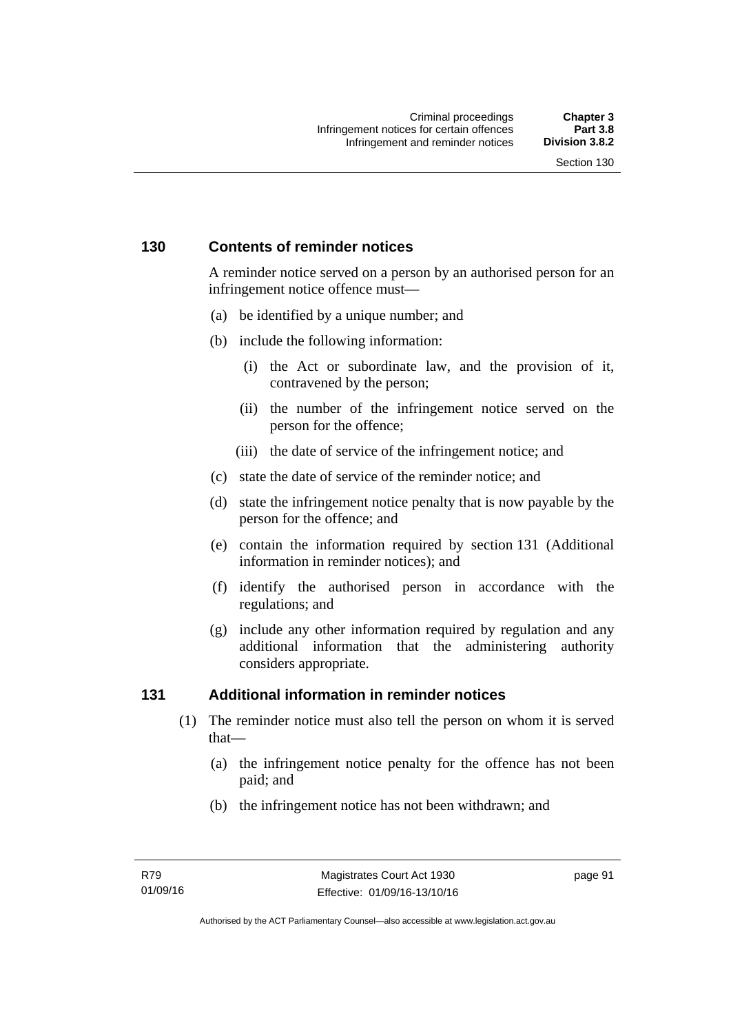## 130 Contents of reminder notices

A reminder notice served on a person by an authorised person for an infringement notice offence must—

(a) be identified by a unique number; and

(b) include the following information:

  (i) the Act or subordinate law, and the provision of it, contravened by the person;

  (ii) the number of the infringement notice served on the person for the offence;

  (iii) the date of service of the infringement notice; and

(c) state the date of service of the reminder notice; and

(d) state the infringement notice penalty that is now payable by the person for the offence; and

(e) contain the information required by section 131 (Additional information in reminder notices); and

(f) identify the authorised person in accordance with the regulations; and

(g) include any other information required by regulation and any additional information that the administering authority considers appropriate.

## 131 Additional information in reminder notices

(1) The reminder notice must also tell the person on whom it is served that—

  (a) the infringement notice penalty for the offence has not been paid; and

  (b) the infringement notice has not been withdrawn; and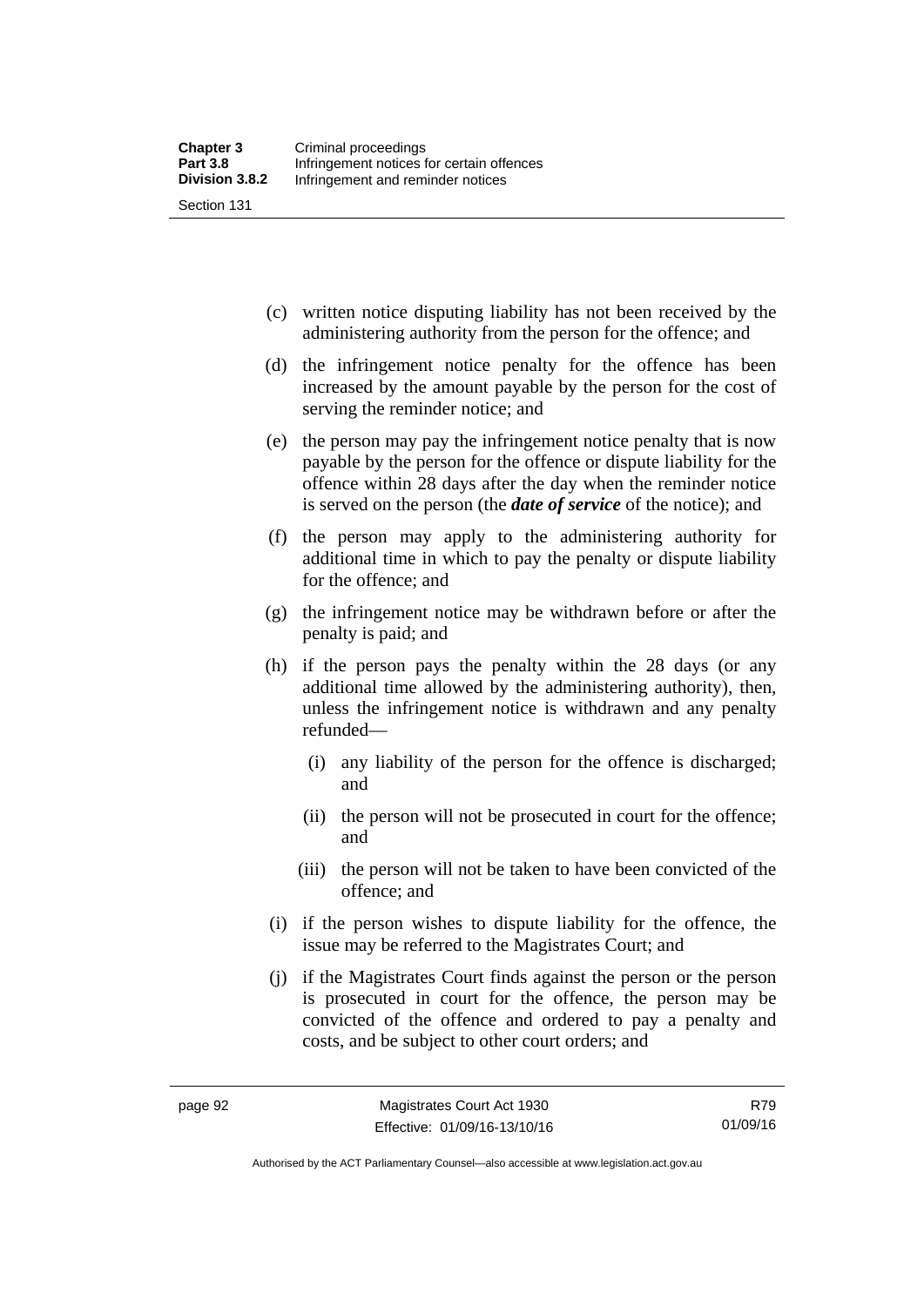(c) written notice disputing liability has not been received by the administering authority from the person for the offence; and

(d) the infringement notice penalty for the offence has been increased by the amount payable by the person for the cost of serving the reminder notice; and

(e) the person may pay the infringement notice penalty that is now payable by the person for the offence or dispute liability for the offence within 28 days after the day when the reminder notice is served on the person (the ***date of service*** of the notice); and

(f) the person may apply to the administering authority for additional time in which to pay the penalty or dispute liability for the offence; and

(g) the infringement notice may be withdrawn before or after the penalty is paid; and

(h) if the person pays the penalty within the 28 days (or any additional time allowed by the administering authority), then, unless the infringement notice is withdrawn and any penalty refunded—

  (i) any liability of the person for the offence is discharged; and

  (ii) the person will not be prosecuted in court for the offence; and

  (iii) the person will not be taken to have been convicted of the offence; and

(i) if the person wishes to dispute liability for the offence, the issue may be referred to the Magistrates Court; and

(j) if the Magistrates Court finds against the person or the person is prosecuted in court for the offence, the person may be convicted of the offence and ordered to pay a penalty and costs, and be subject to other court orders; and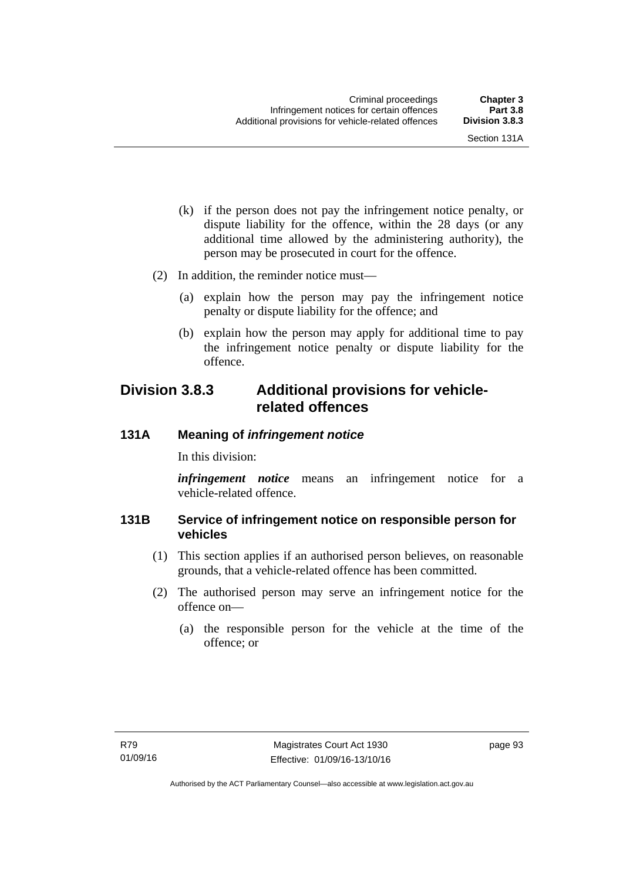(k) if the person does not pay the infringement notice penalty, or dispute liability for the offence, within the 28 days (or any additional time allowed by the administering authority), the person may be prosecuted in court for the offence.

(2) In addition, the reminder notice must—

(a) explain how the person may pay the infringement notice penalty or dispute liability for the offence; and

(b) explain how the person may apply for additional time to pay the infringement notice penalty or dispute liability for the offence.

## Division 3.8.3 Additional provisions for vehicle-related offences

### 131A Meaning of *infringement notice*

In this division:

***infringement notice*** means an infringement notice for a vehicle-related offence.

### 131B Service of infringement notice on responsible person for vehicles

(1) This section applies if an authorised person believes, on reasonable grounds, that a vehicle-related offence has been committed.

(2) The authorised person may serve an infringement notice for the offence on—

(a) the responsible person for the vehicle at the time of the offence; or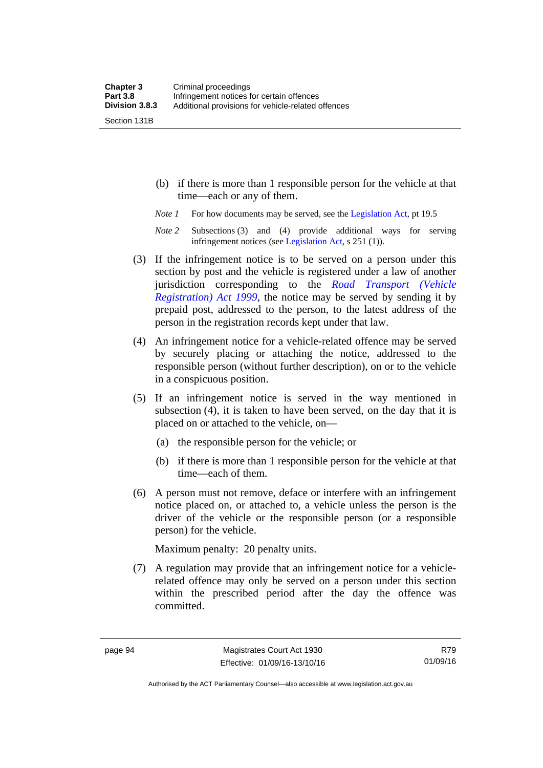(b) if there is more than 1 responsible person for the vehicle at that time—each or any of them.

*Note 1* For how documents may be served, see the Legislation Act, pt 19.5

*Note 2* Subsections (3) and (4) provide additional ways for serving infringement notices (see Legislation Act, s 251 (1)).

(3) If the infringement notice is to be served on a person under this section by post and the vehicle is registered under a law of another jurisdiction corresponding to the *Road Transport (Vehicle Registration) Act 1999*, the notice may be served by sending it by prepaid post, addressed to the person, to the latest address of the person in the registration records kept under that law.

(4) An infringement notice for a vehicle-related offence may be served by securely placing or attaching the notice, addressed to the responsible person (without further description), on or to the vehicle in a conspicuous position.

(5) If an infringement notice is served in the way mentioned in subsection (4), it is taken to have been served, on the day that it is placed on or attached to the vehicle, on—

(a) the responsible person for the vehicle; or

(b) if there is more than 1 responsible person for the vehicle at that time—each of them.

(6) A person must not remove, deface or interfere with an infringement notice placed on, or attached to, a vehicle unless the person is the driver of the vehicle or the responsible person (or a responsible person) for the vehicle.

Maximum penalty: 20 penalty units.

(7) A regulation may provide that an infringement notice for a vehicle-related offence may only be served on a person under this section within the prescribed period after the day the offence was committed.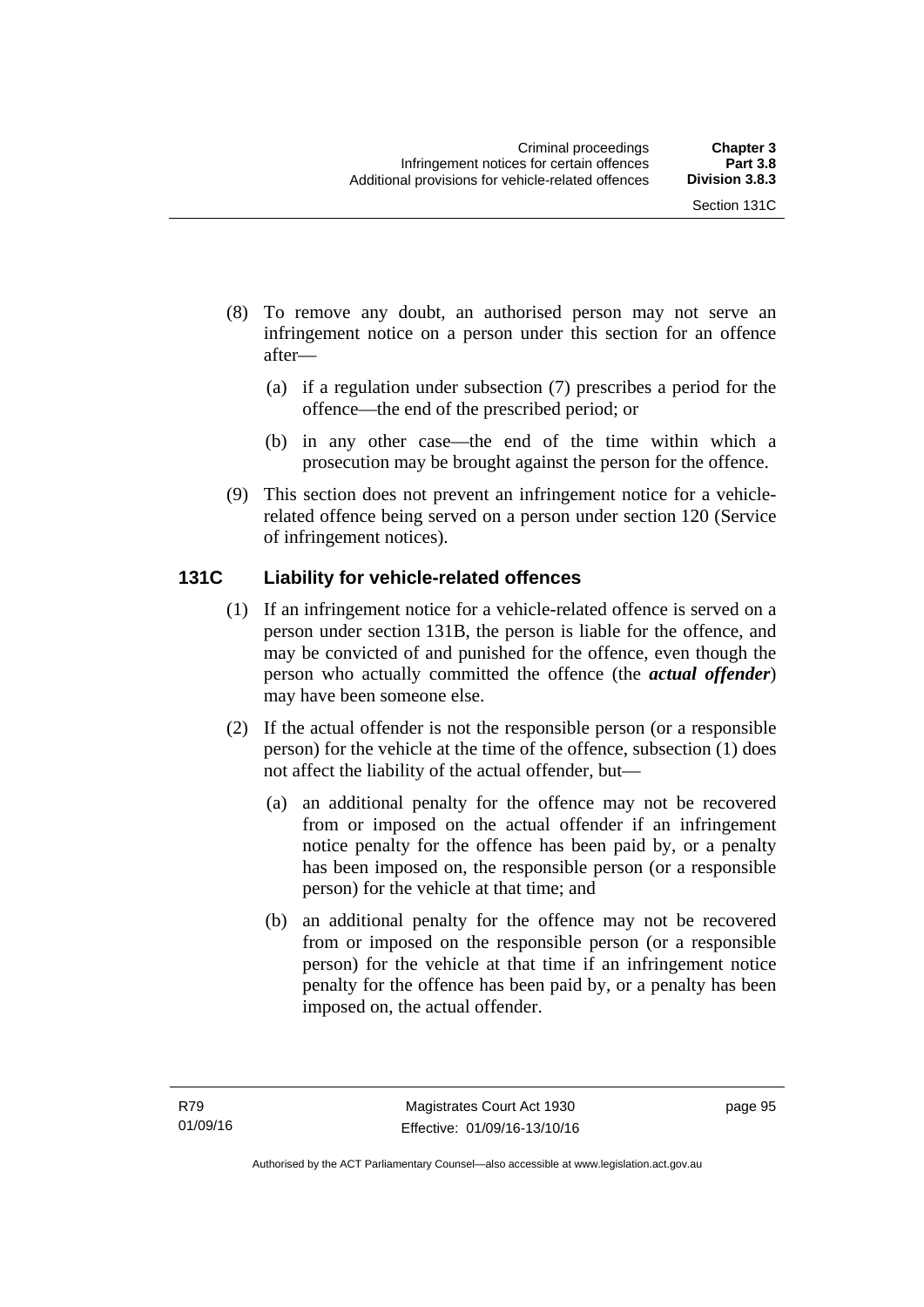(8) To remove any doubt, an authorised person may not serve an infringement notice on a person under this section for an offence after—

   (a) if a regulation under subsection (7) prescribes a period for the offence—the end of the prescribed period; or

   (b) in any other case—the end of the time within which a prosecution may be brought against the person for the offence.

(9) This section does not prevent an infringement notice for a vehicle-related offence being served on a person under section 120 (Service of infringement notices).

## 131C Liability for vehicle-related offences

(1) If an infringement notice for a vehicle-related offence is served on a person under section 131B, the person is liable for the offence, and may be convicted of and punished for the offence, even though the person who actually committed the offence (the ***actual offender***) may have been someone else.

(2) If the actual offender is not the responsible person (or a responsible person) for the vehicle at the time of the offence, subsection (1) does not affect the liability of the actual offender, but—

   (a) an additional penalty for the offence may not be recovered from or imposed on the actual offender if an infringement notice penalty for the offence has been paid by, or a penalty has been imposed on, the responsible person (or a responsible person) for the vehicle at that time; and

   (b) an additional penalty for the offence may not be recovered from or imposed on the responsible person (or a responsible person) for the vehicle at that time if an infringement notice penalty for the offence has been paid by, or a penalty has been imposed on, the actual offender.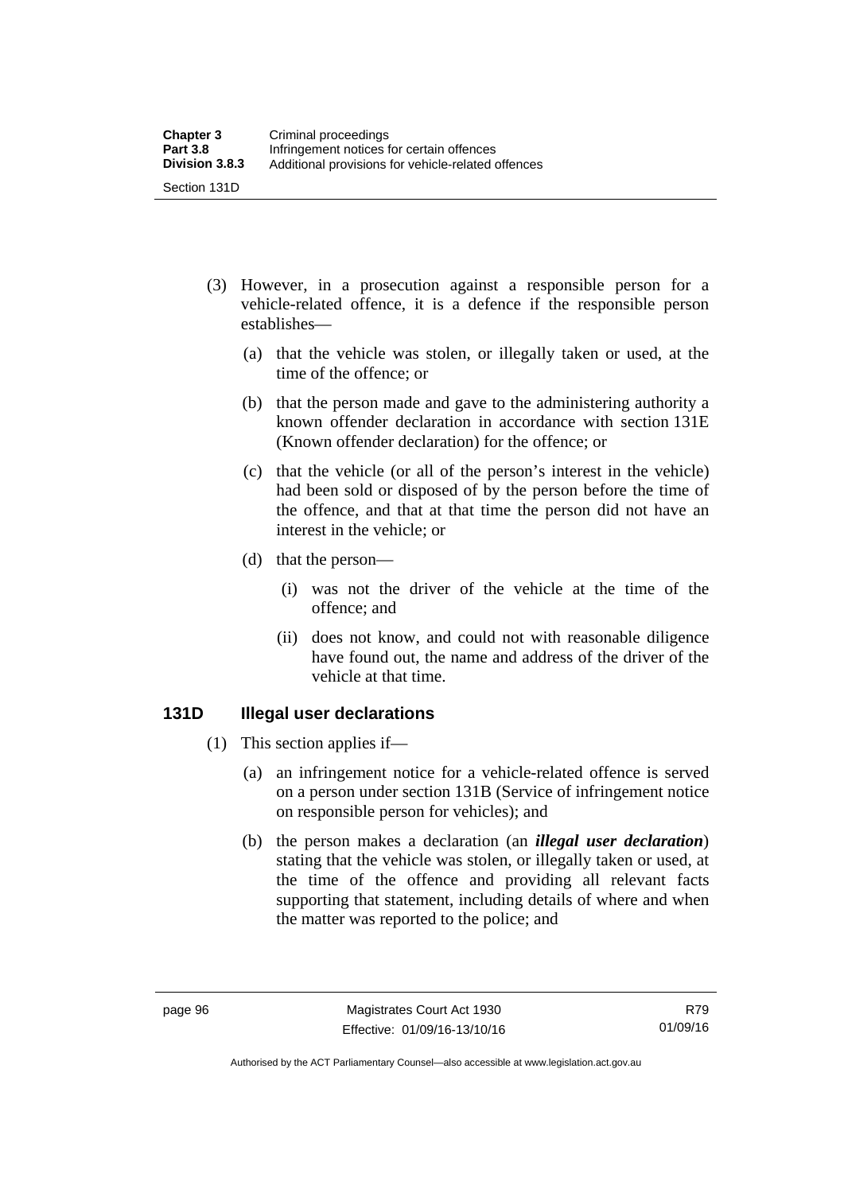(3) However, in a prosecution against a responsible person for a vehicle-related offence, it is a defence if the responsible person establishes—

(a) that the vehicle was stolen, or illegally taken or used, at the time of the offence; or

(b) that the person made and gave to the administering authority a known offender declaration in accordance with section 131E (Known offender declaration) for the offence; or

(c) that the vehicle (or all of the person's interest in the vehicle) had been sold or disposed of by the person before the time of the offence, and that at that time the person did not have an interest in the vehicle; or

(d) that the person—

(i) was not the driver of the vehicle at the time of the offence; and

(ii) does not know, and could not with reasonable diligence have found out, the name and address of the driver of the vehicle at that time.

### 131D Illegal user declarations

(1) This section applies if—

(a) an infringement notice for a vehicle-related offence is served on a person under section 131B (Service of infringement notice on responsible person for vehicles); and

(b) the person makes a declaration (an ***illegal user declaration***) stating that the vehicle was stolen, or illegally taken or used, at the time of the offence and providing all relevant facts supporting that statement, including details of where and when the matter was reported to the police; and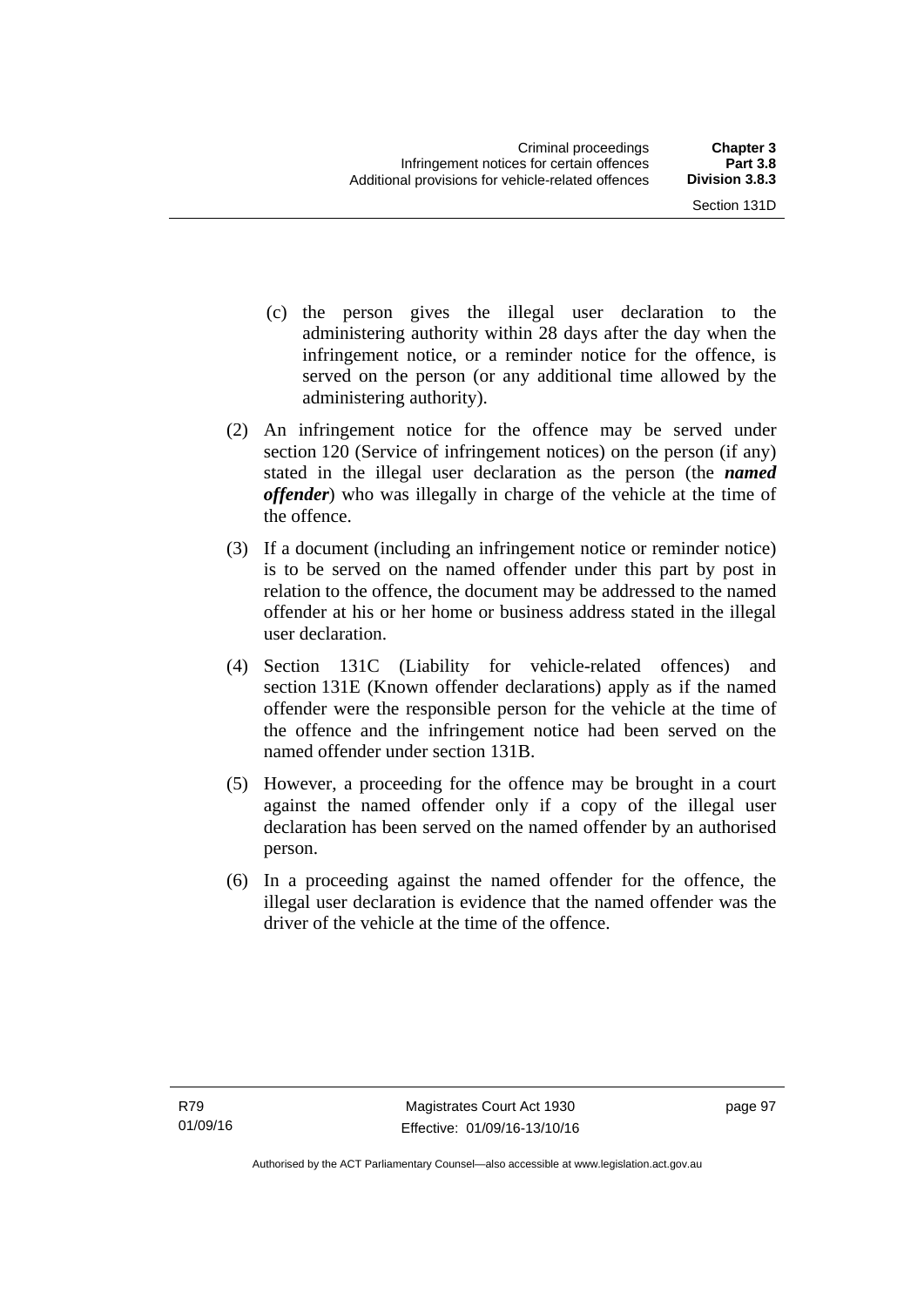(c) the person gives the illegal user declaration to the administering authority within 28 days after the day when the infringement notice, or a reminder notice for the offence, is served on the person (or any additional time allowed by the administering authority).

(2) An infringement notice for the offence may be served under section 120 (Service of infringement notices) on the person (if any) stated in the illegal user declaration as the person (the ***named offender***) who was illegally in charge of the vehicle at the time of the offence.

(3) If a document (including an infringement notice or reminder notice) is to be served on the named offender under this part by post in relation to the offence, the document may be addressed to the named offender at his or her home or business address stated in the illegal user declaration.

(4) Section 131C (Liability for vehicle-related offences) and section 131E (Known offender declarations) apply as if the named offender were the responsible person for the vehicle at the time of the offence and the infringement notice had been served on the named offender under section 131B.

(5) However, a proceeding for the offence may be brought in a court against the named offender only if a copy of the illegal user declaration has been served on the named offender by an authorised person.

(6) In a proceeding against the named offender for the offence, the illegal user declaration is evidence that the named offender was the driver of the vehicle at the time of the offence.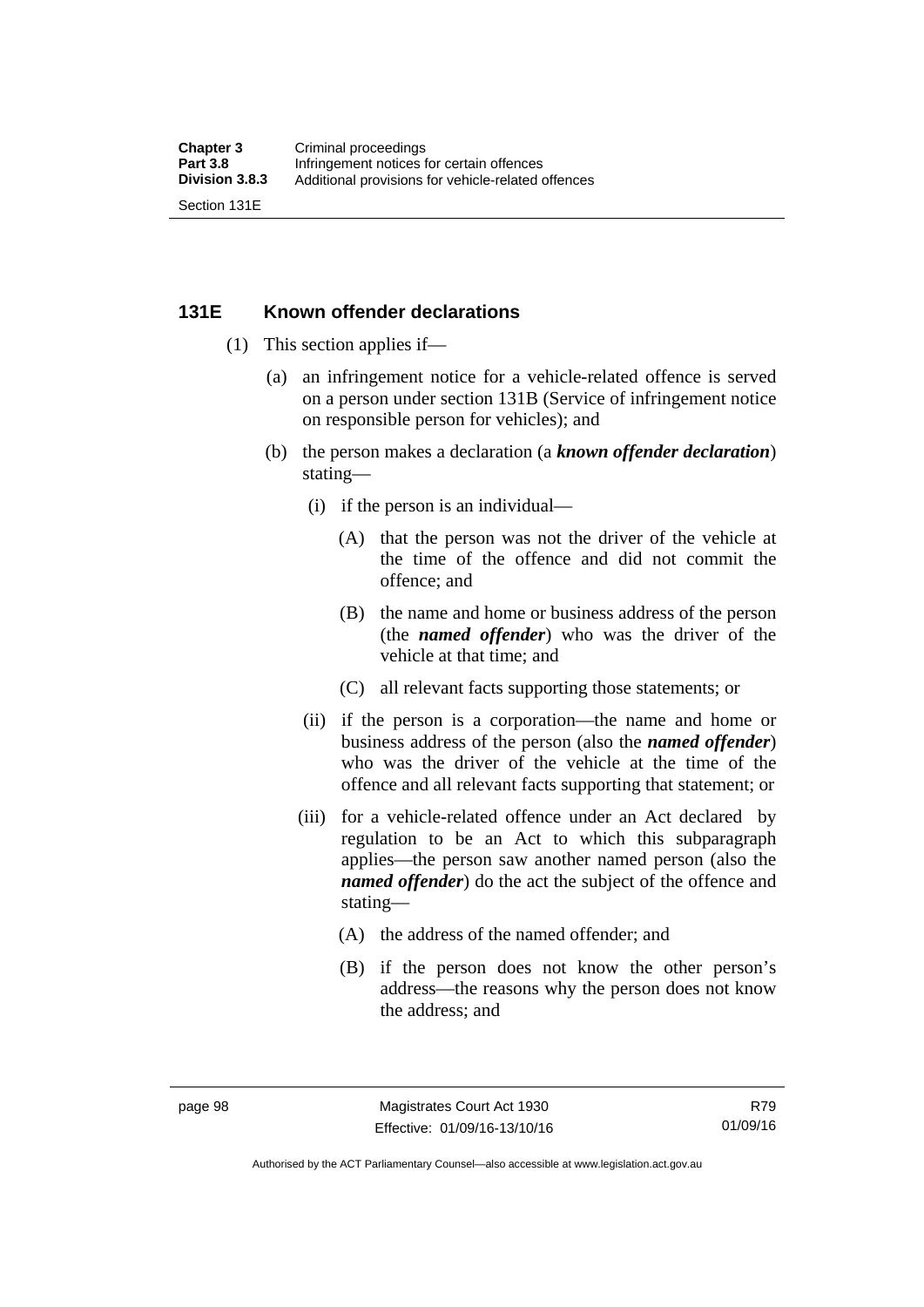## 131E Known offender declarations

(1) This section applies if—

(a) an infringement notice for a vehicle-related offence is served on a person under section 131B (Service of infringement notice on responsible person for vehicles); and

(b) the person makes a declaration (a ***known offender declaration***) stating—

(i) if the person is an individual—

(A) that the person was not the driver of the vehicle at the time of the offence and did not commit the offence; and

(B) the name and home or business address of the person (the ***named offender***) who was the driver of the vehicle at that time; and

(C) all relevant facts supporting those statements; or

(ii) if the person is a corporation—the name and home or business address of the person (also the ***named offender***) who was the driver of the vehicle at the time of the offence and all relevant facts supporting that statement; or

(iii) for a vehicle-related offence under an Act declared by regulation to be an Act to which this subparagraph applies—the person saw another named person (also the ***named offender***) do the act the subject of the offence and stating—

(A) the address of the named offender; and

(B) if the person does not know the other person's address—the reasons why the person does not know the address; and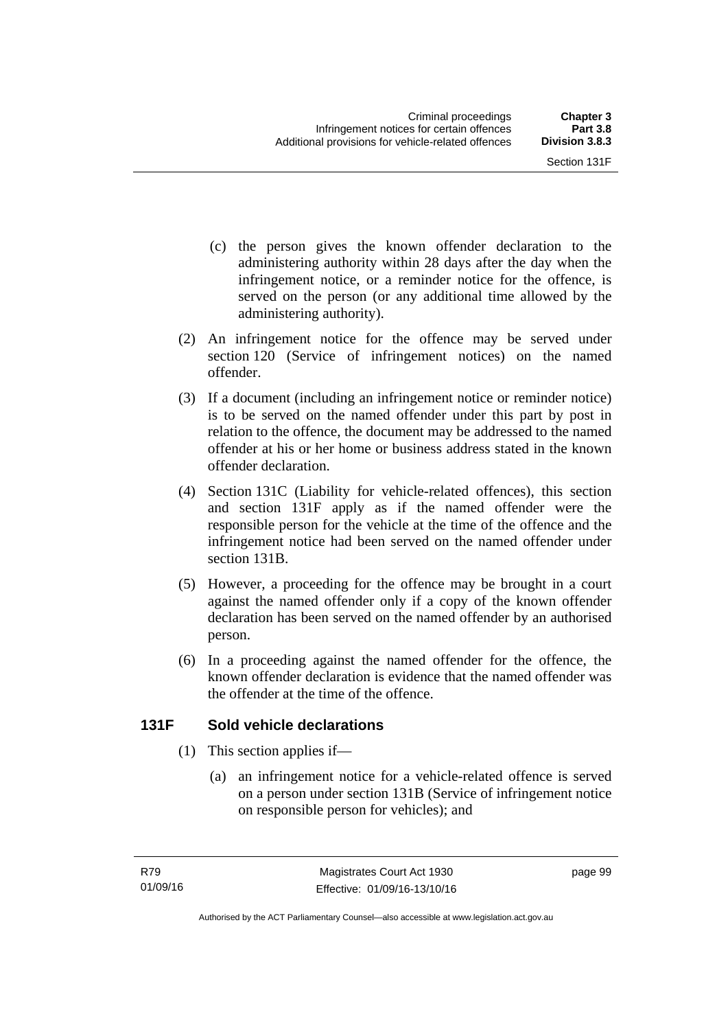(c) the person gives the known offender declaration to the administering authority within 28 days after the day when the infringement notice, or a reminder notice for the offence, is served on the person (or any additional time allowed by the administering authority).

(2) An infringement notice for the offence may be served under section 120 (Service of infringement notices) on the named offender.

(3) If a document (including an infringement notice or reminder notice) is to be served on the named offender under this part by post in relation to the offence, the document may be addressed to the named offender at his or her home or business address stated in the known offender declaration.

(4) Section 131C (Liability for vehicle-related offences), this section and section 131F apply as if the named offender were the responsible person for the vehicle at the time of the offence and the infringement notice had been served on the named offender under section 131B.

(5) However, a proceeding for the offence may be brought in a court against the named offender only if a copy of the known offender declaration has been served on the named offender by an authorised person.

(6) In a proceeding against the named offender for the offence, the known offender declaration is evidence that the named offender was the offender at the time of the offence.

### 131F Sold vehicle declarations

(1) This section applies if—

(a) an infringement notice for a vehicle-related offence is served on a person under section 131B (Service of infringement notice on responsible person for vehicles); and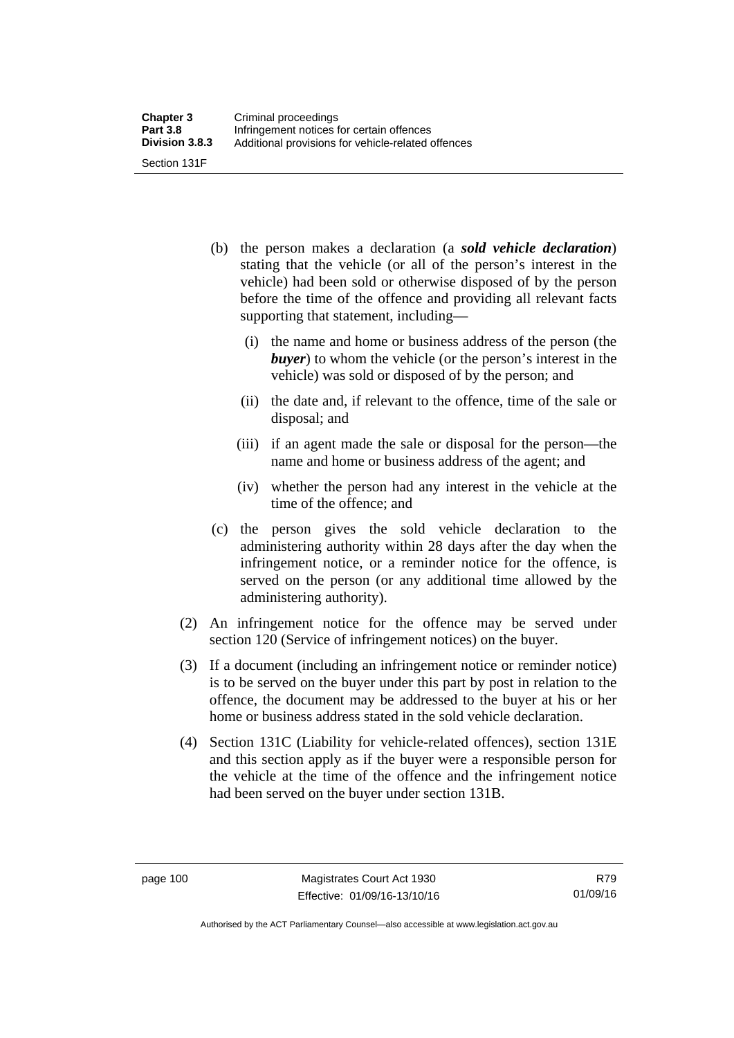(b) the person makes a declaration (a ***sold vehicle declaration***) stating that the vehicle (or all of the person's interest in the vehicle) had been sold or otherwise disposed of by the person before the time of the offence and providing all relevant facts supporting that statement, including—

   (i) the name and home or business address of the person (the ***buyer***) to whom the vehicle (or the person's interest in the vehicle) was sold or disposed of by the person; and

   (ii) the date and, if relevant to the offence, time of the sale or disposal; and

   (iii) if an agent made the sale or disposal for the person—the name and home or business address of the agent; and

   (iv) whether the person had any interest in the vehicle at the time of the offence; and

(c) the person gives the sold vehicle declaration to the administering authority within 28 days after the day when the infringement notice, or a reminder notice for the offence, is served on the person (or any additional time allowed by the administering authority).

(2) An infringement notice for the offence may be served under section 120 (Service of infringement notices) on the buyer.

(3) If a document (including an infringement notice or reminder notice) is to be served on the buyer under this part by post in relation to the offence, the document may be addressed to the buyer at his or her home or business address stated in the sold vehicle declaration.

(4) Section 131C (Liability for vehicle-related offences), section 131E and this section apply as if the buyer were a responsible person for the vehicle at the time of the offence and the infringement notice had been served on the buyer under section 131B.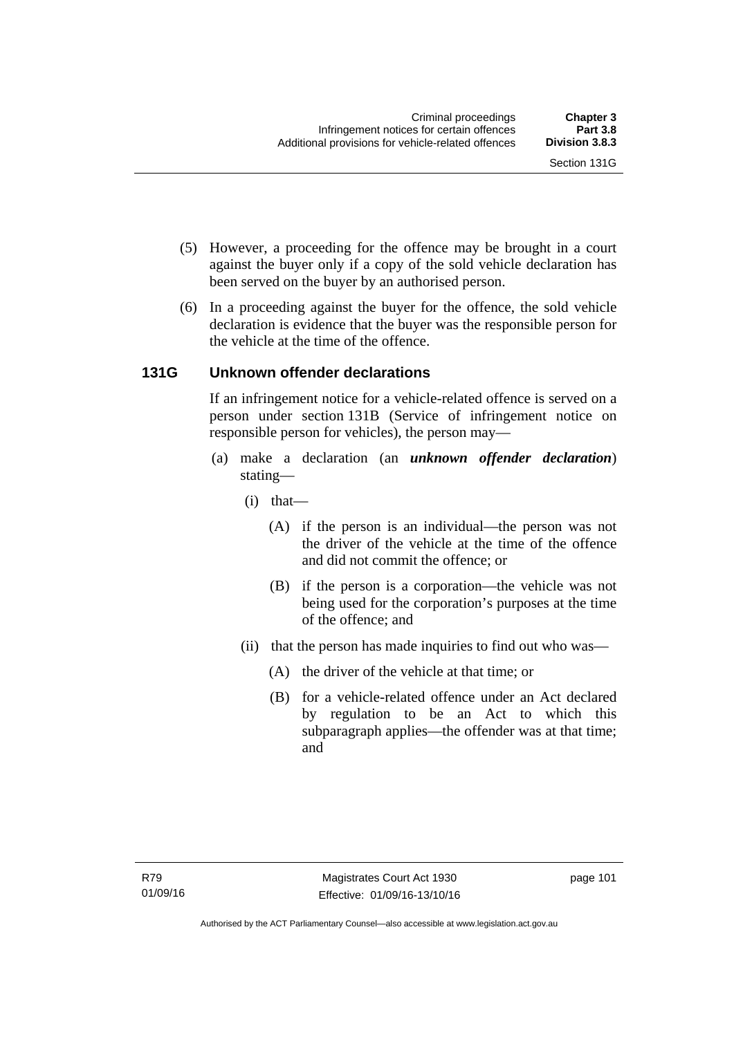(5) However, a proceeding for the offence may be brought in a court against the buyer only if a copy of the sold vehicle declaration has been served on the buyer by an authorised person.

(6) In a proceeding against the buyer for the offence, the sold vehicle declaration is evidence that the buyer was the responsible person for the vehicle at the time of the offence.

### 131G Unknown offender declarations

If an infringement notice for a vehicle-related offence is served on a person under section 131B (Service of infringement notice on responsible person for vehicles), the person may—

(a) make a declaration (an ***unknown offender declaration***) stating—

(i) that—

(A) if the person is an individual—the person was not the driver of the vehicle at the time of the offence and did not commit the offence; or

(B) if the person is a corporation—the vehicle was not being used for the corporation's purposes at the time of the offence; and

(ii) that the person has made inquiries to find out who was—

(A) the driver of the vehicle at that time; or

(B) for a vehicle-related offence under an Act declared by regulation to be an Act to which this subparagraph applies—the offender was at that time; and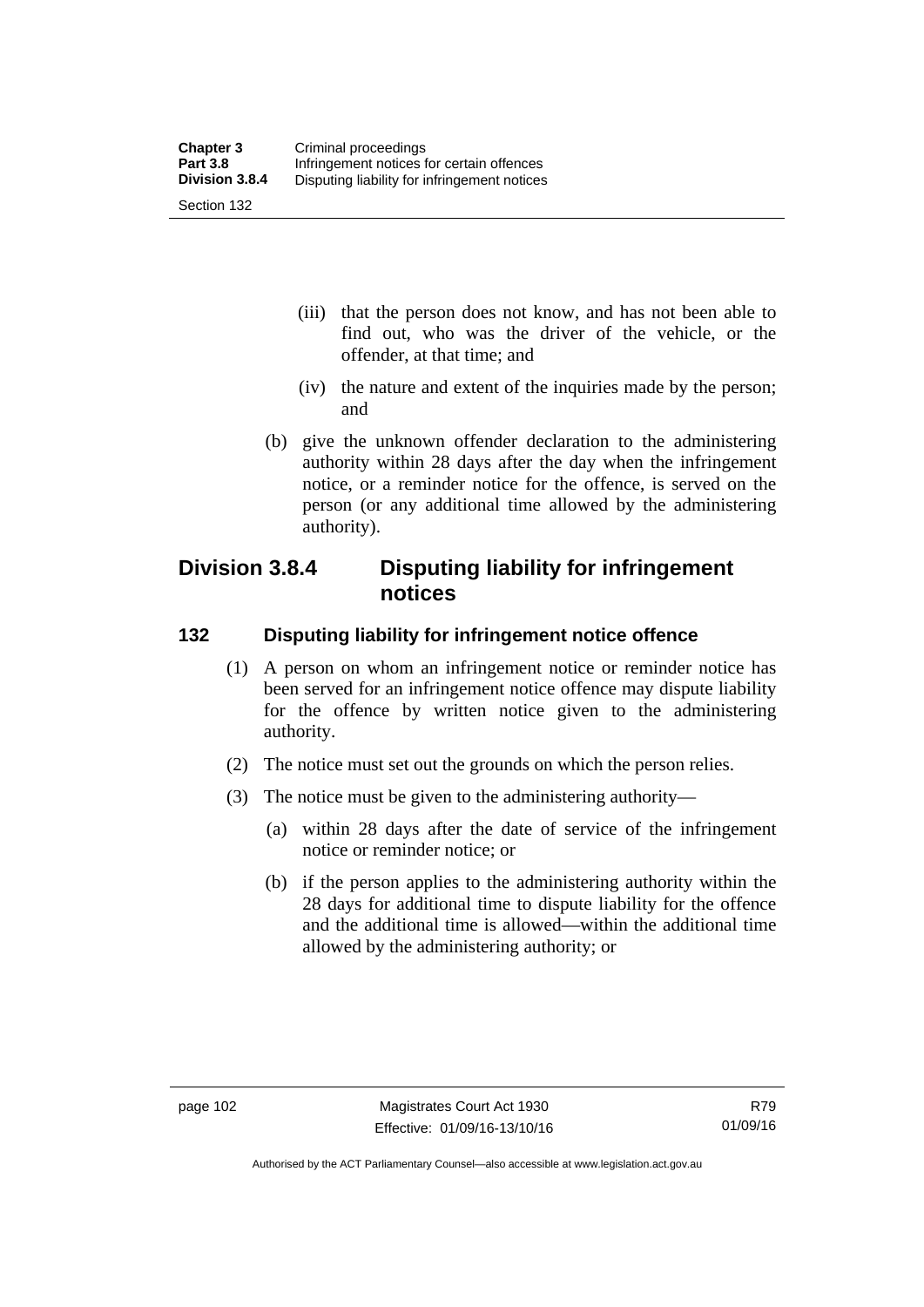(iii) that the person does not know, and has not been able to find out, who was the driver of the vehicle, or the offender, at that time; and

(iv) the nature and extent of the inquiries made by the person; and

(b) give the unknown offender declaration to the administering authority within 28 days after the day when the infringement notice, or a reminder notice for the offence, is served on the person (or any additional time allowed by the administering authority).

## Division 3.8.4 Disputing liability for infringement notices

### 132 Disputing liability for infringement notice offence

(1) A person on whom an infringement notice or reminder notice has been served for an infringement notice offence may dispute liability for the offence by written notice given to the administering authority.

(2) The notice must set out the grounds on which the person relies.

(3) The notice must be given to the administering authority—

(a) within 28 days after the date of service of the infringement notice or reminder notice; or

(b) if the person applies to the administering authority within the 28 days for additional time to dispute liability for the offence and the additional time is allowed—within the additional time allowed by the administering authority; or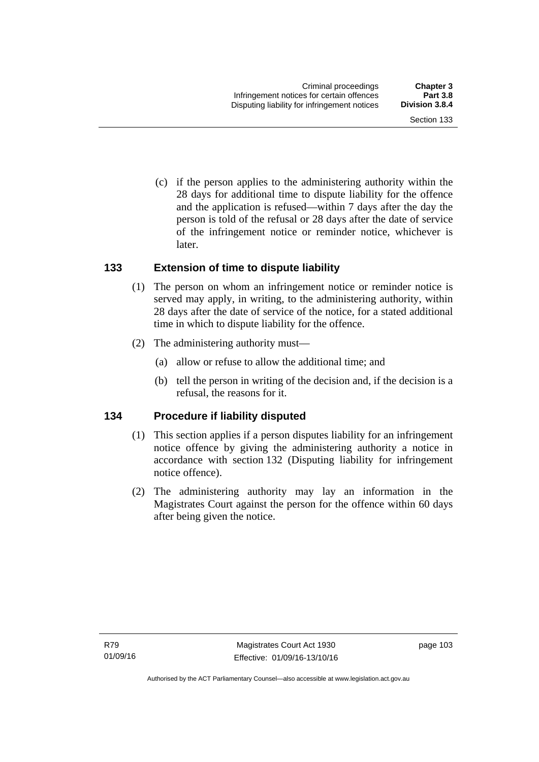(c) if the person applies to the administering authority within the 28 days for additional time to dispute liability for the offence and the application is refused—within 7 days after the day the person is told of the refusal or 28 days after the date of service of the infringement notice or reminder notice, whichever is later.

## 133 Extension of time to dispute liability

(1) The person on whom an infringement notice or reminder notice is served may apply, in writing, to the administering authority, within 28 days after the date of service of the notice, for a stated additional time in which to dispute liability for the offence.

(2) The administering authority must—

(a) allow or refuse to allow the additional time; and

(b) tell the person in writing of the decision and, if the decision is a refusal, the reasons for it.

## 134 Procedure if liability disputed

(1) This section applies if a person disputes liability for an infringement notice offence by giving the administering authority a notice in accordance with section 132 (Disputing liability for infringement notice offence).

(2) The administering authority may lay an information in the Magistrates Court against the person for the offence within 60 days after being given the notice.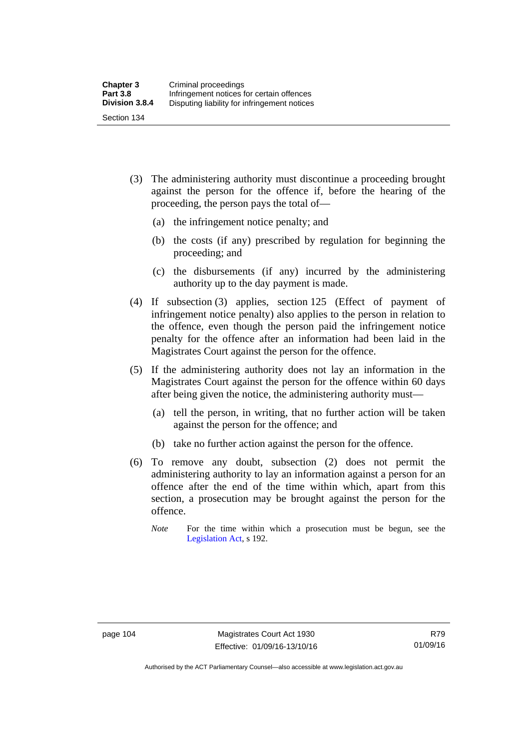(3) The administering authority must discontinue a proceeding brought against the person for the offence if, before the hearing of the proceeding, the person pays the total of—

(a) the infringement notice penalty; and

(b) the costs (if any) prescribed by regulation for beginning the proceeding; and

(c) the disbursements (if any) incurred by the administering authority up to the day payment is made.

(4) If subsection (3) applies, section 125 (Effect of payment of infringement notice penalty) also applies to the person in relation to the offence, even though the person paid the infringement notice penalty for the offence after an information had been laid in the Magistrates Court against the person for the offence.

(5) If the administering authority does not lay an information in the Magistrates Court against the person for the offence within 60 days after being given the notice, the administering authority must—

(a) tell the person, in writing, that no further action will be taken against the person for the offence; and

(b) take no further action against the person for the offence.

(6) To remove any doubt, subsection (2) does not permit the administering authority to lay an information against a person for an offence after the end of the time within which, apart from this section, a prosecution may be brought against the person for the offence.

*Note* For the time within which a prosecution must be begun, see the Legislation Act, s 192.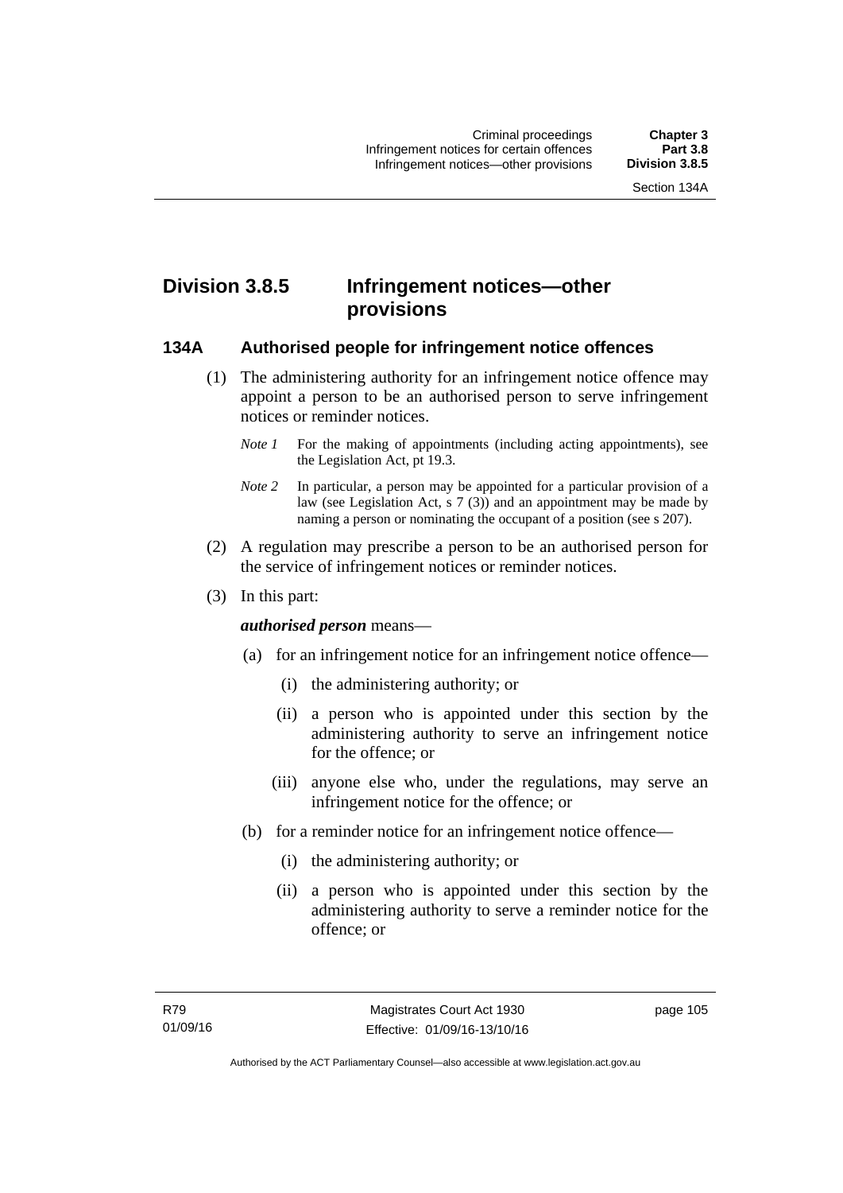## Division 3.8.5 Infringement notices—other provisions

### 134A Authorised people for infringement notice offences

(1) The administering authority for an infringement notice offence may appoint a person to be an authorised person to serve infringement notices or reminder notices.

*Note 1* For the making of appointments (including acting appointments), see the Legislation Act, pt 19.3.

*Note 2* In particular, a person may be appointed for a particular provision of a law (see Legislation Act, s 7 (3)) and an appointment may be made by naming a person or nominating the occupant of a position (see s 207).

(2) A regulation may prescribe a person to be an authorised person for the service of infringement notices or reminder notices.

(3) In this part:

***authorised person*** means—

(a) for an infringement notice for an infringement notice offence—

(i) the administering authority; or

(ii) a person who is appointed under this section by the administering authority to serve an infringement notice for the offence; or

(iii) anyone else who, under the regulations, may serve an infringement notice for the offence; or

(b) for a reminder notice for an infringement notice offence—

(i) the administering authority; or

(ii) a person who is appointed under this section by the administering authority to serve a reminder notice for the offence; or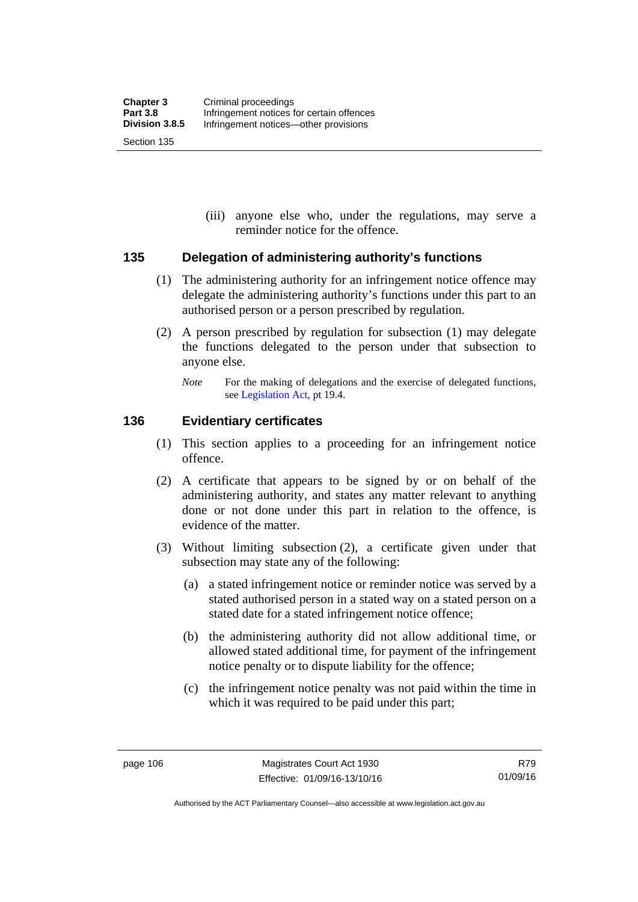(iii) anyone else who, under the regulations, may serve a reminder notice for the offence.

## 135 Delegation of administering authority's functions

(1) The administering authority for an infringement notice offence may delegate the administering authority's functions under this part to an authorised person or a person prescribed by regulation.

(2) A person prescribed by regulation for subsection (1) may delegate the functions delegated to the person under that subsection to anyone else.

*Note* For the making of delegations and the exercise of delegated functions, see Legislation Act, pt 19.4.

## 136 Evidentiary certificates

(1) This section applies to a proceeding for an infringement notice offence.

(2) A certificate that appears to be signed by or on behalf of the administering authority, and states any matter relevant to anything done or not done under this part in relation to the offence, is evidence of the matter.

(3) Without limiting subsection (2), a certificate given under that subsection may state any of the following:

(a) a stated infringement notice or reminder notice was served by a stated authorised person in a stated way on a stated person on a stated date for a stated infringement notice offence;

(b) the administering authority did not allow additional time, or allowed stated additional time, for payment of the infringement notice penalty or to dispute liability for the offence;

(c) the infringement notice penalty was not paid within the time in which it was required to be paid under this part;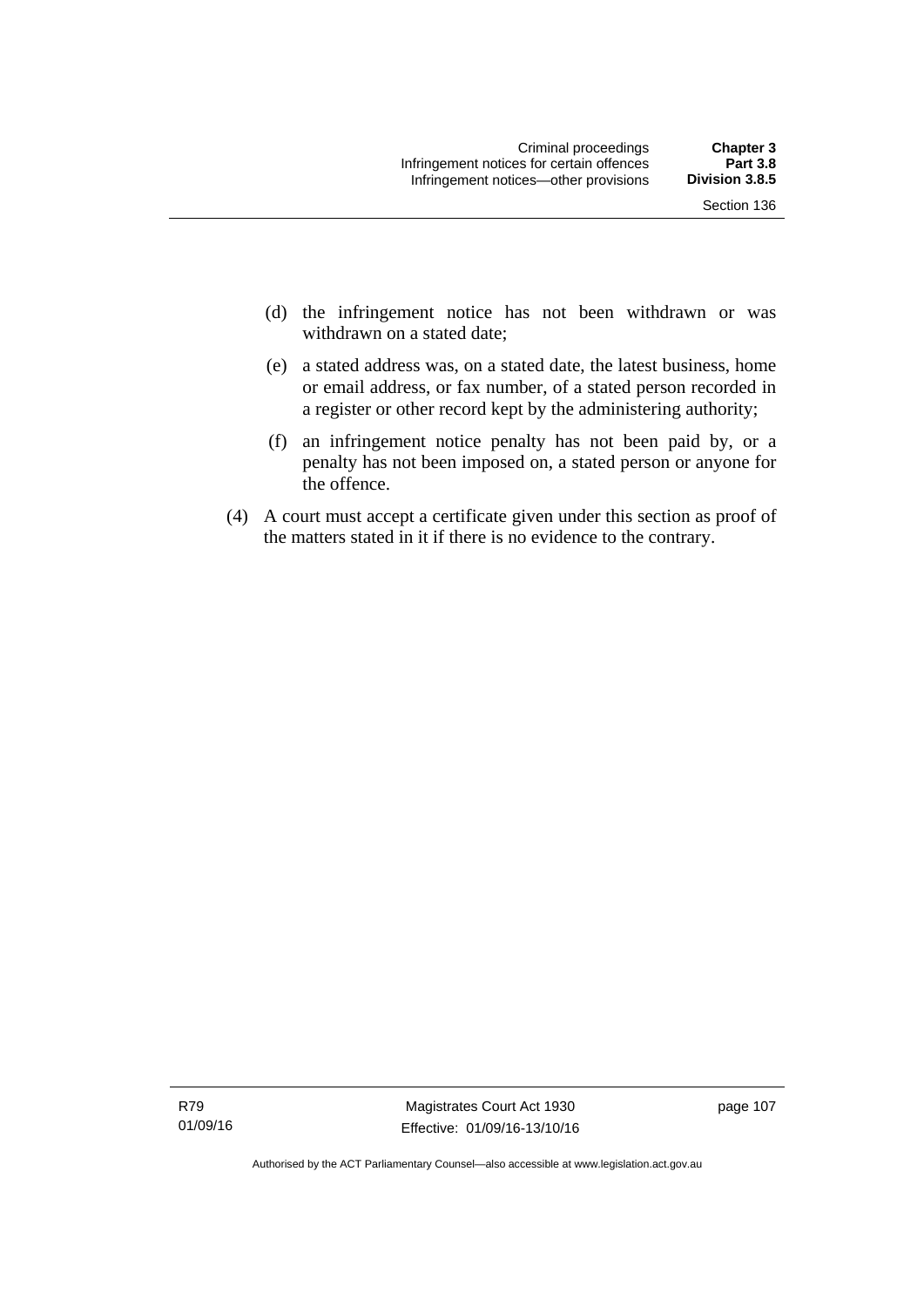(d) the infringement notice has not been withdrawn or was withdrawn on a stated date;

(e) a stated address was, on a stated date, the latest business, home or email address, or fax number, of a stated person recorded in a register or other record kept by the administering authority;

(f) an infringement notice penalty has not been paid by, or a penalty has not been imposed on, a stated person or anyone for the offence.

(4) A court must accept a certificate given under this section as proof of the matters stated in it if there is no evidence to the contrary.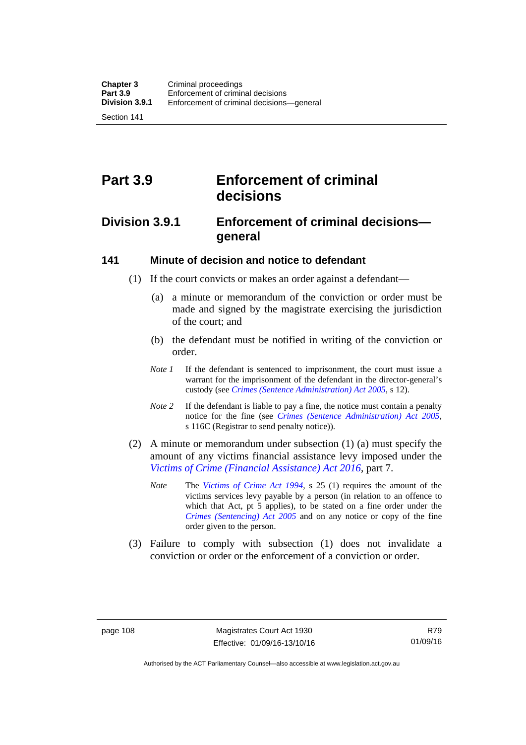# Part 3.9 Enforcement of criminal decisions

## Division 3.9.1 Enforcement of criminal decisions—general

### 141 Minute of decision and notice to defendant

(1) If the court convicts or makes an order against a defendant—

(a) a minute or memorandum of the conviction or order must be made and signed by the magistrate exercising the jurisdiction of the court; and

(b) the defendant must be notified in writing of the conviction or order.

*Note 1* If the defendant is sentenced to imprisonment, the court must issue a warrant for the imprisonment of the defendant in the director-general's custody (see *Crimes (Sentence Administration) Act 2005*, s 12).

*Note 2* If the defendant is liable to pay a fine, the notice must contain a penalty notice for the fine (see *Crimes (Sentence Administration) Act 2005*, s 116C (Registrar to send penalty notice)).

(2) A minute or memorandum under subsection (1) (a) must specify the amount of any victims financial assistance levy imposed under the *Victims of Crime (Financial Assistance) Act 2016*, part 7.

*Note* The *Victims of Crime Act 1994*, s 25 (1) requires the amount of the victims services levy payable by a person (in relation to an offence to which that Act, pt 5 applies), to be stated on a fine order under the *Crimes (Sentencing) Act 2005* and on any notice or copy of the fine order given to the person.

(3) Failure to comply with subsection (1) does not invalidate a conviction or order or the enforcement of a conviction or order.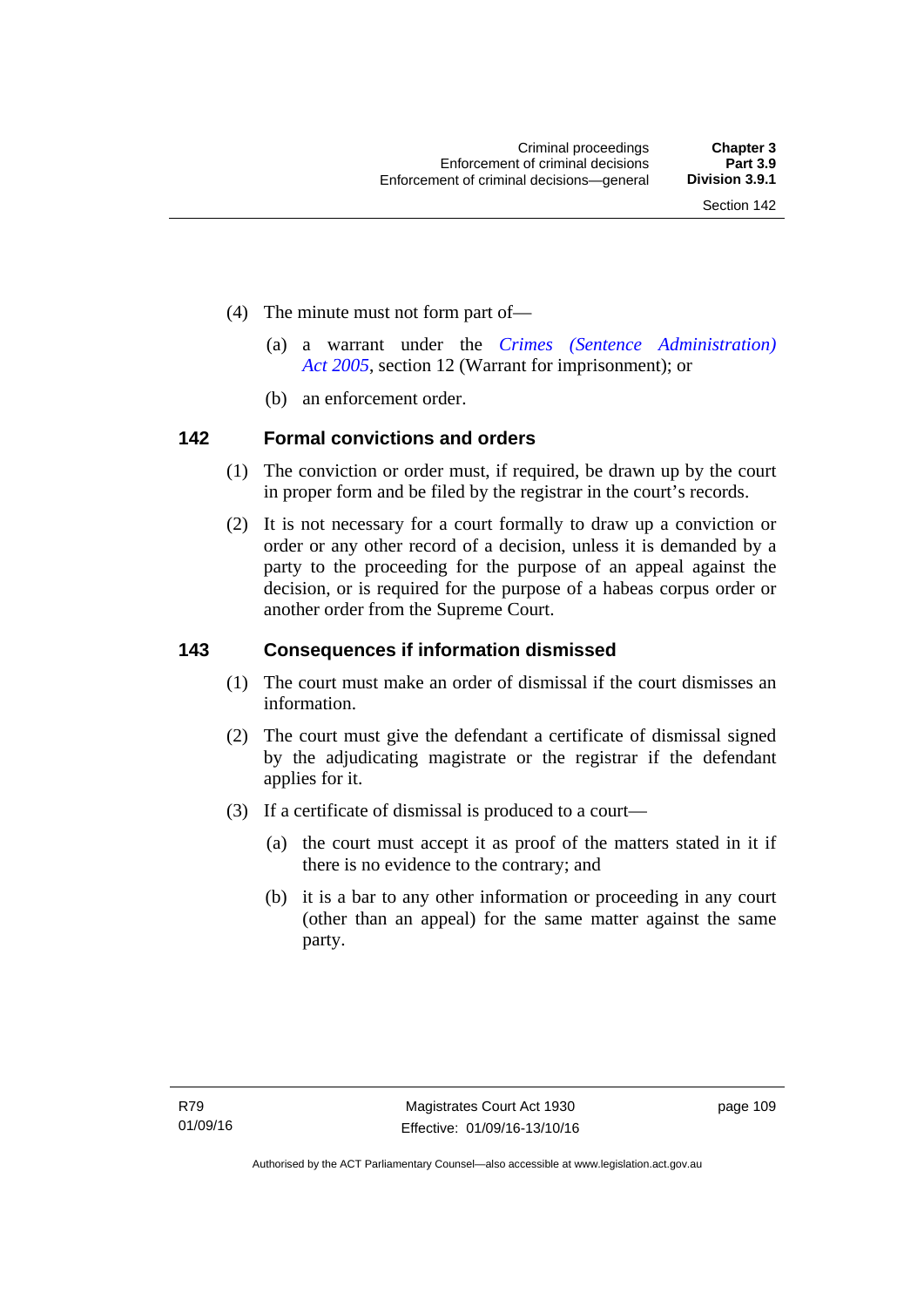(4) The minute must not form part of—

(a) a warrant under the *Crimes (Sentence Administration) Act 2005*, section 12 (Warrant for imprisonment); or

(b) an enforcement order.

## 142 Formal convictions and orders

(1) The conviction or order must, if required, be drawn up by the court in proper form and be filed by the registrar in the court's records.

(2) It is not necessary for a court formally to draw up a conviction or order or any other record of a decision, unless it is demanded by a party to the proceeding for the purpose of an appeal against the decision, or is required for the purpose of a habeas corpus order or another order from the Supreme Court.

## 143 Consequences if information dismissed

(1) The court must make an order of dismissal if the court dismisses an information.

(2) The court must give the defendant a certificate of dismissal signed by the adjudicating magistrate or the registrar if the defendant applies for it.

(3) If a certificate of dismissal is produced to a court—

(a) the court must accept it as proof of the matters stated in it if there is no evidence to the contrary; and

(b) it is a bar to any other information or proceeding in any court (other than an appeal) for the same matter against the same party.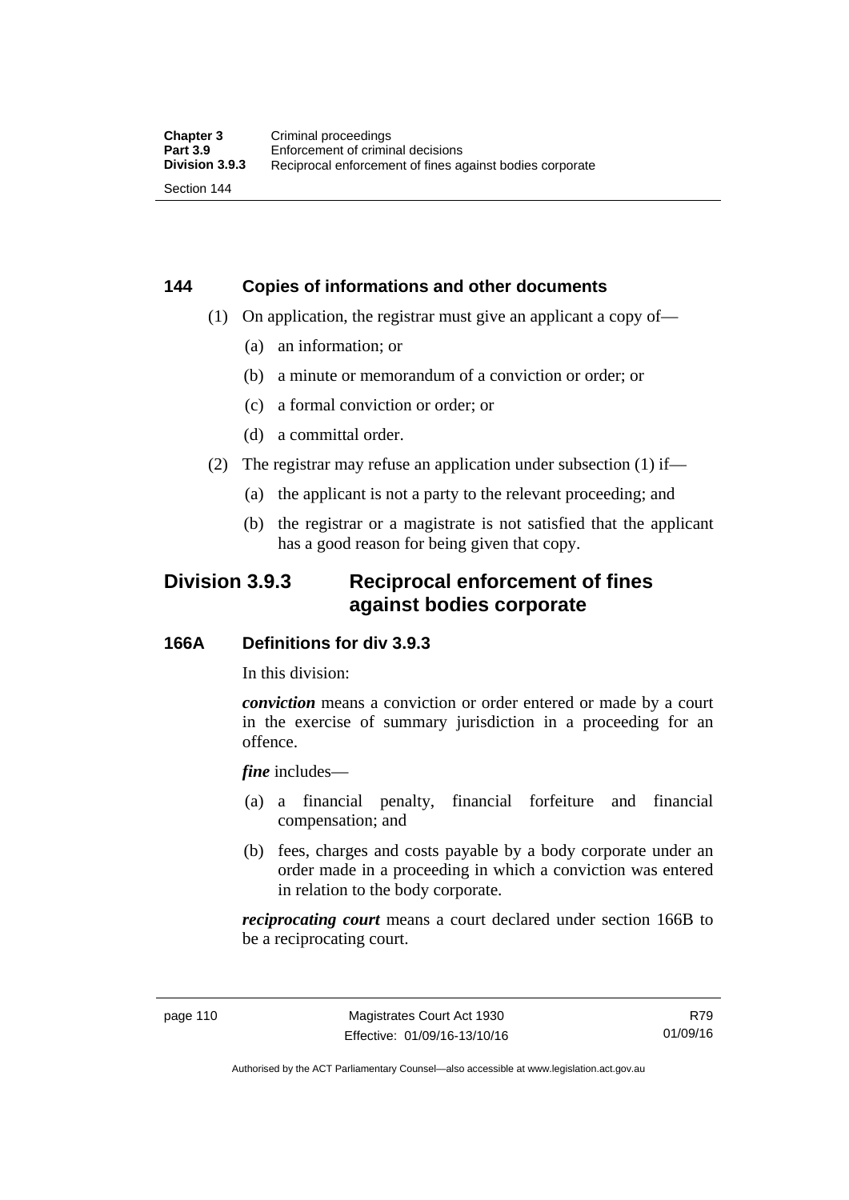### 144 Copies of informations and other documents

(1) On application, the registrar must give an applicant a copy of—

(a) an information; or

(b) a minute or memorandum of a conviction or order; or

(c) a formal conviction or order; or

(d) a committal order.

(2) The registrar may refuse an application under subsection (1) if—

(a) the applicant is not a party to the relevant proceeding; and

(b) the registrar or a magistrate is not satisfied that the applicant has a good reason for being given that copy.

## Division 3.9.3 Reciprocal enforcement of fines against bodies corporate

### 166A Definitions for div 3.9.3

In this division:

***conviction*** means a conviction or order entered or made by a court in the exercise of summary jurisdiction in a proceeding for an offence.

***fine*** includes—

(a) a financial penalty, financial forfeiture and financial compensation; and

(b) fees, charges and costs payable by a body corporate under an order made in a proceeding in which a conviction was entered in relation to the body corporate.

***reciprocating court*** means a court declared under section 166B to be a reciprocating court.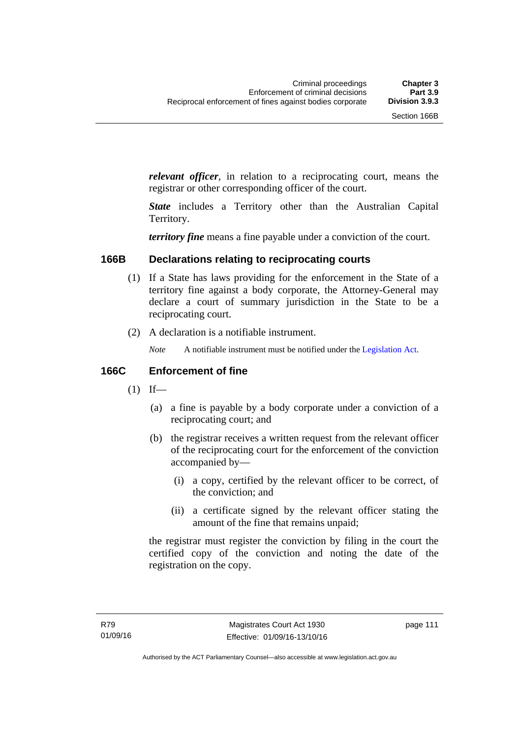***relevant officer***, in relation to a reciprocating court, means the registrar or other corresponding officer of the court.

***State*** includes a Territory other than the Australian Capital Territory.

***territory fine*** means a fine payable under a conviction of the court.

### 166B Declarations relating to reciprocating courts

(1) If a State has laws providing for the enforcement in the State of a territory fine against a body corporate, the Attorney-General may declare a court of summary jurisdiction in the State to be a reciprocating court.

(2) A declaration is a notifiable instrument.

*Note* A notifiable instrument must be notified under the Legislation Act.

### 166C Enforcement of fine

(1) If—

(a) a fine is payable by a body corporate under a conviction of a reciprocating court; and

(b) the registrar receives a written request from the relevant officer of the reciprocating court for the enforcement of the conviction accompanied by—

(i) a copy, certified by the relevant officer to be correct, of the conviction; and

(ii) a certificate signed by the relevant officer stating the amount of the fine that remains unpaid;

the registrar must register the conviction by filing in the court the certified copy of the conviction and noting the date of the registration on the copy.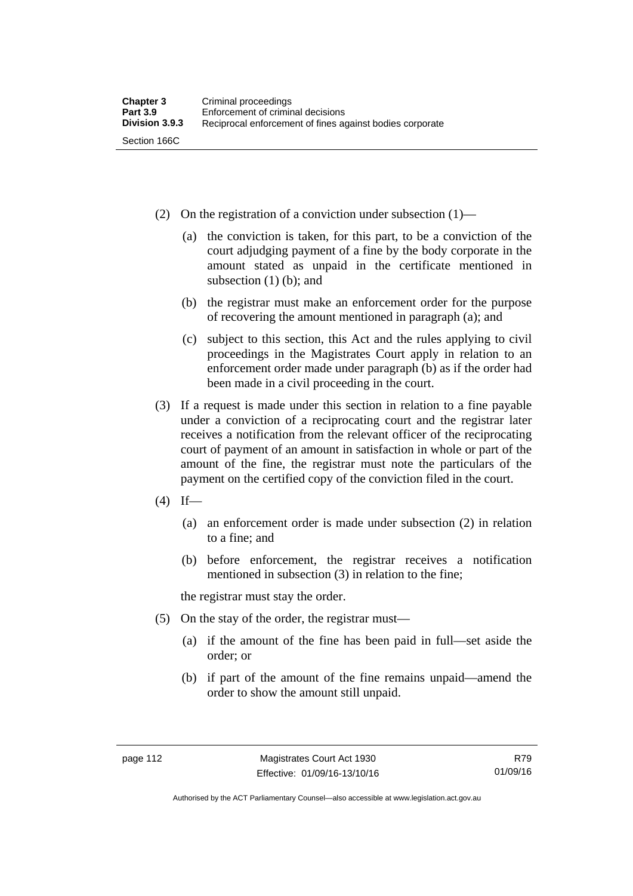(2) On the registration of a conviction under subsection (1)—

(a) the conviction is taken, for this part, to be a conviction of the court adjudging payment of a fine by the body corporate in the amount stated as unpaid in the certificate mentioned in subsection (1) (b); and

(b) the registrar must make an enforcement order for the purpose of recovering the amount mentioned in paragraph (a); and

(c) subject to this section, this Act and the rules applying to civil proceedings in the Magistrates Court apply in relation to an enforcement order made under paragraph (b) as if the order had been made in a civil proceeding in the court.

(3) If a request is made under this section in relation to a fine payable under a conviction of a reciprocating court and the registrar later receives a notification from the relevant officer of the reciprocating court of payment of an amount in satisfaction in whole or part of the amount of the fine, the registrar must note the particulars of the payment on the certified copy of the conviction filed in the court.

(4) If—

(a) an enforcement order is made under subsection (2) in relation to a fine; and

(b) before enforcement, the registrar receives a notification mentioned in subsection (3) in relation to the fine;

the registrar must stay the order.

(5) On the stay of the order, the registrar must—

(a) if the amount of the fine has been paid in full—set aside the order; or

(b) if part of the amount of the fine remains unpaid—amend the order to show the amount still unpaid.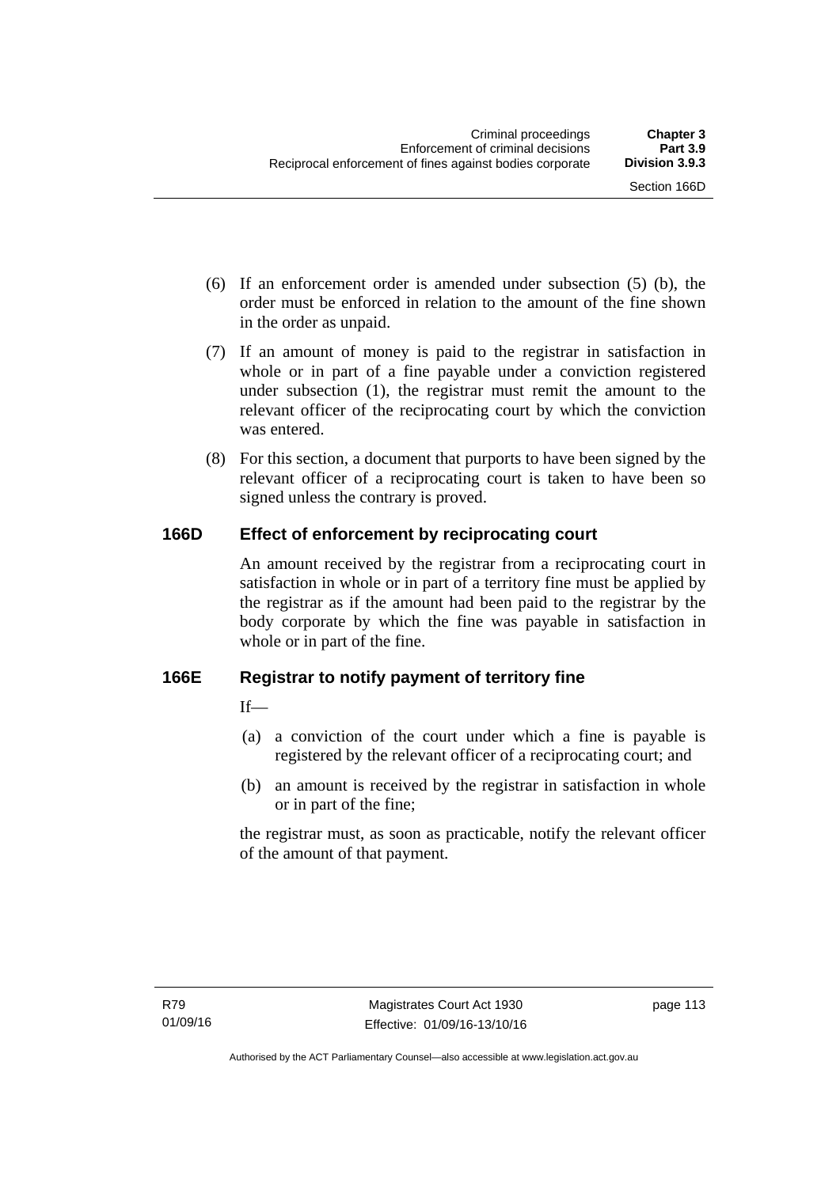(6) If an enforcement order is amended under subsection (5) (b), the order must be enforced in relation to the amount of the fine shown in the order as unpaid.

(7) If an amount of money is paid to the registrar in satisfaction in whole or in part of a fine payable under a conviction registered under subsection (1), the registrar must remit the amount to the relevant officer of the reciprocating court by which the conviction was entered.

(8) For this section, a document that purports to have been signed by the relevant officer of a reciprocating court is taken to have been so signed unless the contrary is proved.

## 166D Effect of enforcement by reciprocating court

An amount received by the registrar from a reciprocating court in satisfaction in whole or in part of a territory fine must be applied by the registrar as if the amount had been paid to the registrar by the body corporate by which the fine was payable in satisfaction in whole or in part of the fine.

## 166E Registrar to notify payment of territory fine

If—

(a) a conviction of the court under which a fine is payable is registered by the relevant officer of a reciprocating court; and

(b) an amount is received by the registrar in satisfaction in whole or in part of the fine;

the registrar must, as soon as practicable, notify the relevant officer of the amount of that payment.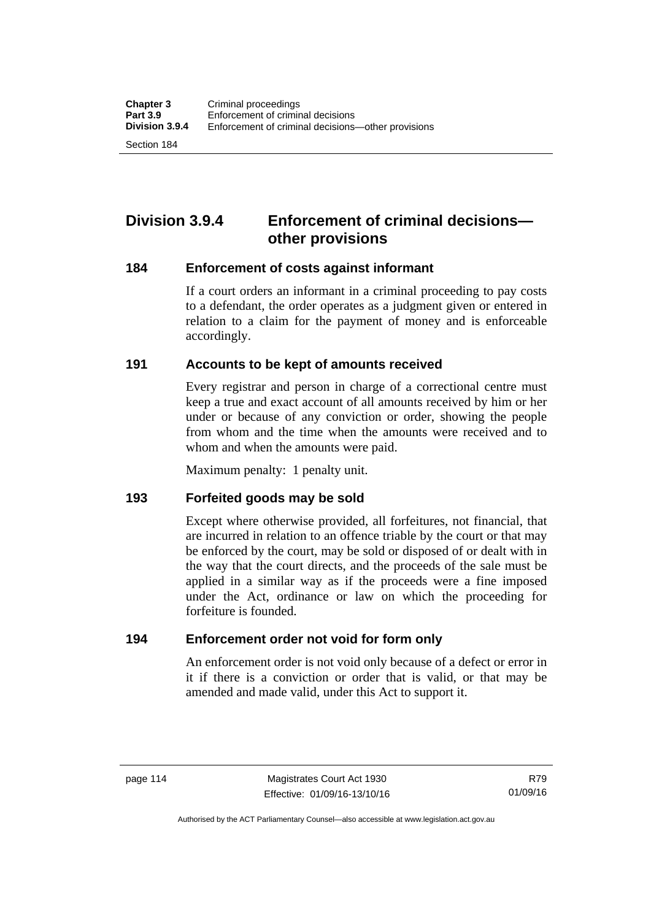## Division 3.9.4 Enforcement of criminal decisions—other provisions

### 184 Enforcement of costs against informant

If a court orders an informant in a criminal proceeding to pay costs to a defendant, the order operates as a judgment given or entered in relation to a claim for the payment of money and is enforceable accordingly.

### 191 Accounts to be kept of amounts received

Every registrar and person in charge of a correctional centre must keep a true and exact account of all amounts received by him or her under or because of any conviction or order, showing the people from whom and the time when the amounts were received and to whom and when the amounts were paid.

Maximum penalty: 1 penalty unit.

### 193 Forfeited goods may be sold

Except where otherwise provided, all forfeitures, not financial, that are incurred in relation to an offence triable by the court or that may be enforced by the court, may be sold or disposed of or dealt with in the way that the court directs, and the proceeds of the sale must be applied in a similar way as if the proceeds were a fine imposed under the Act, ordinance or law on which the proceeding for forfeiture is founded.

### 194 Enforcement order not void for form only

An enforcement order is not void only because of a defect or error in it if there is a conviction or order that is valid, or that may be amended and made valid, under this Act to support it.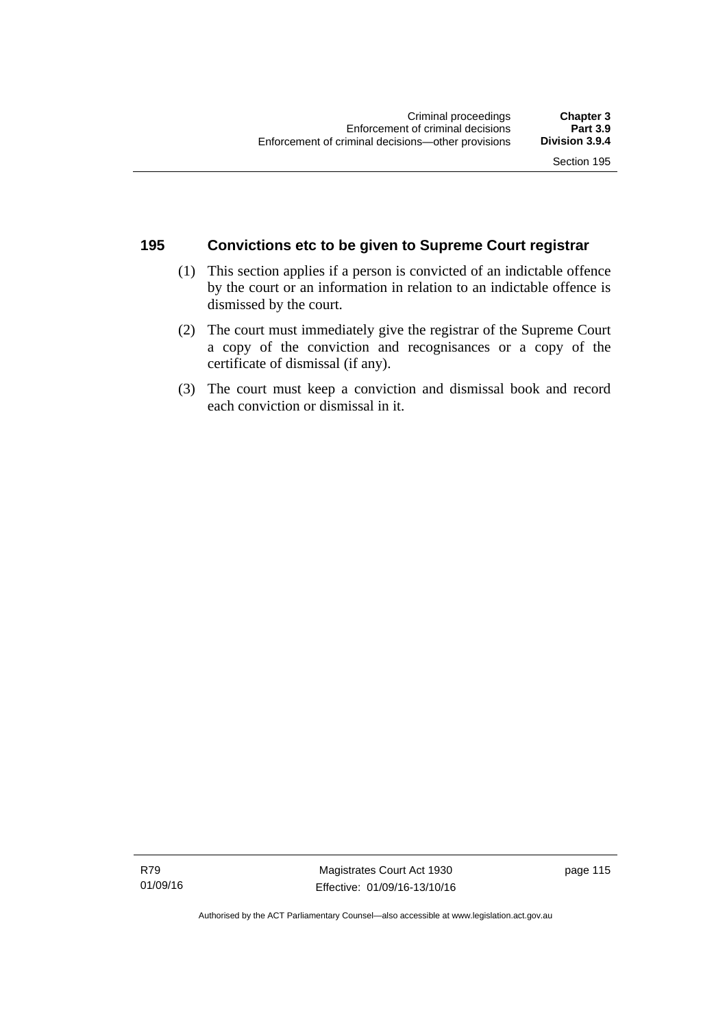## 195 Convictions etc to be given to Supreme Court registrar

(1) This section applies if a person is convicted of an indictable offence by the court or an information in relation to an indictable offence is dismissed by the court.

(2) The court must immediately give the registrar of the Supreme Court a copy of the conviction and recognisances or a copy of the certificate of dismissal (if any).

(3) The court must keep a conviction and dismissal book and record each conviction or dismissal in it.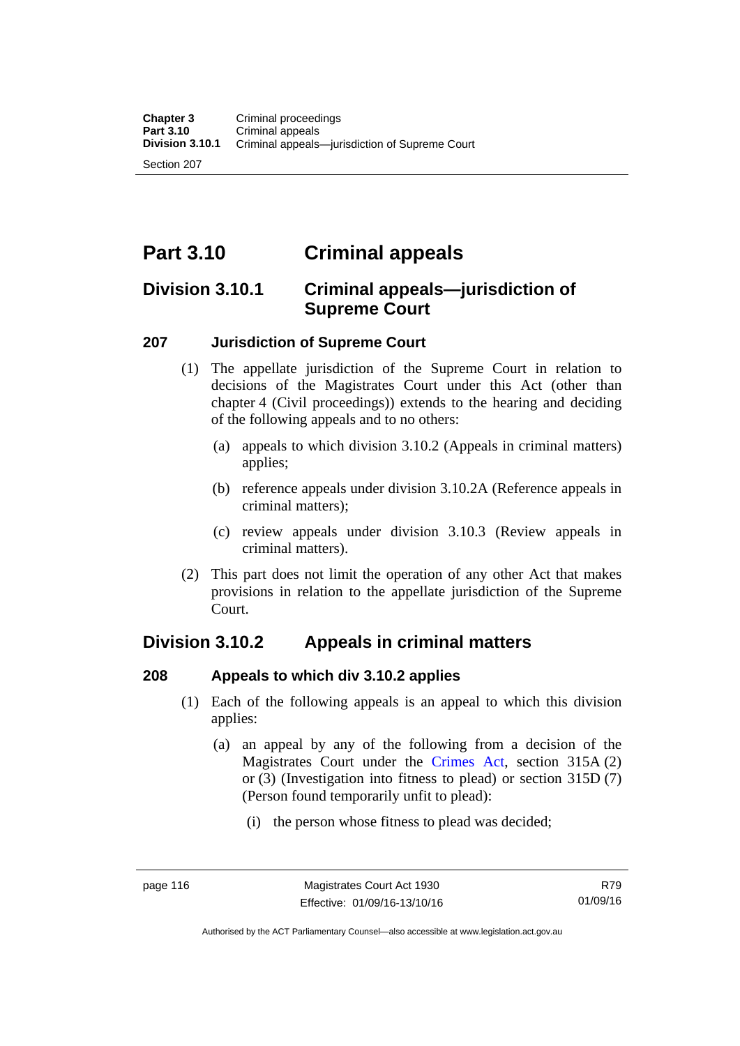# Part 3.10 Criminal appeals

## Division 3.10.1 Criminal appeals—jurisdiction of Supreme Court

### 207 Jurisdiction of Supreme Court

(1) The appellate jurisdiction of the Supreme Court in relation to decisions of the Magistrates Court under this Act (other than chapter 4 (Civil proceedings)) extends to the hearing and deciding of the following appeals and to no others:

(a) appeals to which division 3.10.2 (Appeals in criminal matters) applies;

(b) reference appeals under division 3.10.2A (Reference appeals in criminal matters);

(c) review appeals under division 3.10.3 (Review appeals in criminal matters).

(2) This part does not limit the operation of any other Act that makes provisions in relation to the appellate jurisdiction of the Supreme Court.

## Division 3.10.2 Appeals in criminal matters

### 208 Appeals to which div 3.10.2 applies

(1) Each of the following appeals is an appeal to which this division applies:

(a) an appeal by any of the following from a decision of the Magistrates Court under the Crimes Act, section 315A (2) or (3) (Investigation into fitness to plead) or section 315D (7) (Person found temporarily unfit to plead):

(i) the person whose fitness to plead was decided;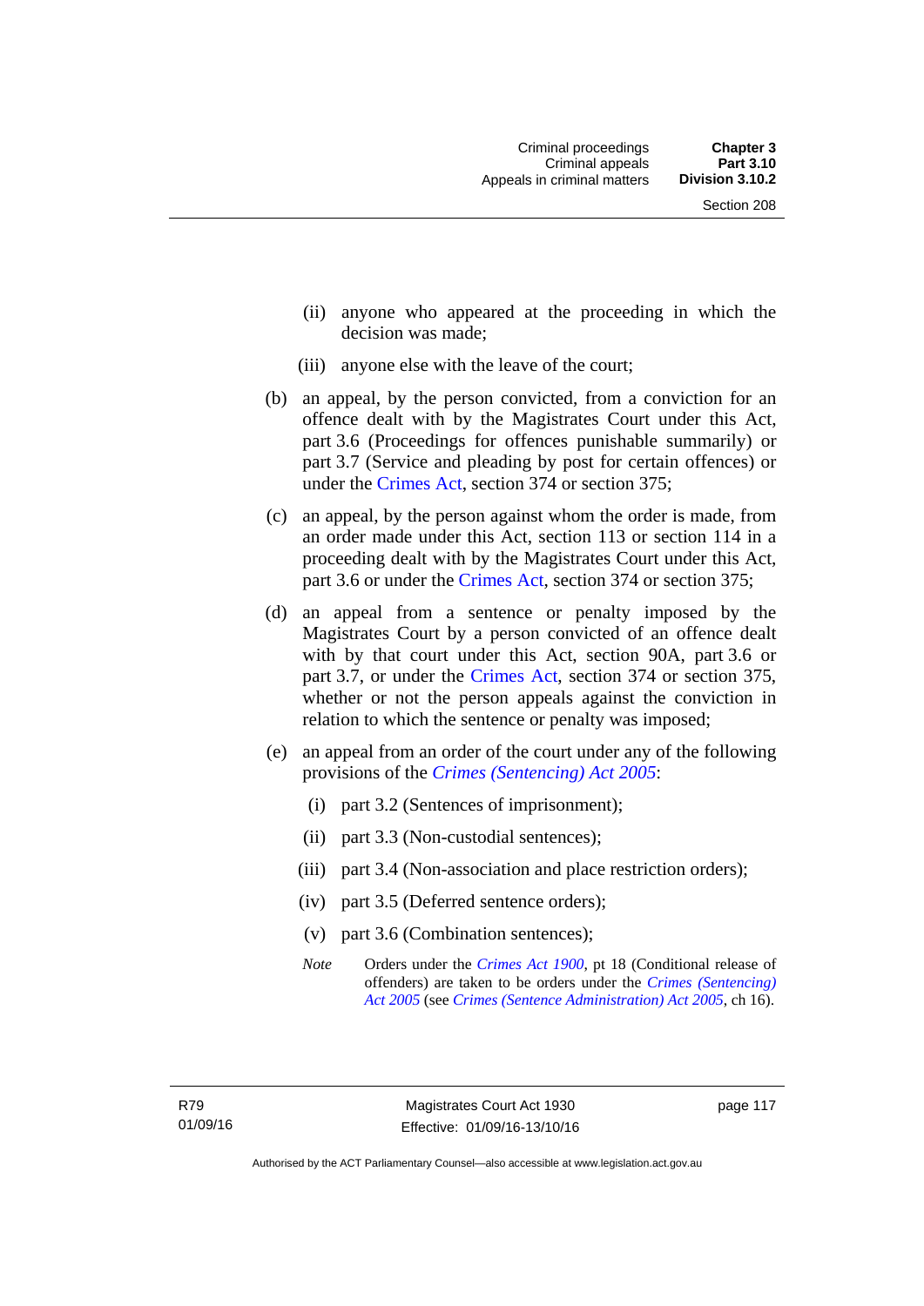(ii) anyone who appeared at the proceeding in which the decision was made;

(iii) anyone else with the leave of the court;

(b) an appeal, by the person convicted, from a conviction for an offence dealt with by the Magistrates Court under this Act, part 3.6 (Proceedings for offences punishable summarily) or part 3.7 (Service and pleading by post for certain offences) or under the Crimes Act, section 374 or section 375;

(c) an appeal, by the person against whom the order is made, from an order made under this Act, section 113 or section 114 in a proceeding dealt with by the Magistrates Court under this Act, part 3.6 or under the Crimes Act, section 374 or section 375;

(d) an appeal from a sentence or penalty imposed by the Magistrates Court by a person convicted of an offence dealt with by that court under this Act, section 90A, part 3.6 or part 3.7, or under the Crimes Act, section 374 or section 375, whether or not the person appeals against the conviction in relation to which the sentence or penalty was imposed;

(e) an appeal from an order of the court under any of the following provisions of the *Crimes (Sentencing) Act 2005*:

(i) part 3.2 (Sentences of imprisonment);

(ii) part 3.3 (Non-custodial sentences);

(iii) part 3.4 (Non-association and place restriction orders);

(iv) part 3.5 (Deferred sentence orders);

(v) part 3.6 (Combination sentences);

*Note* Orders under the *Crimes Act 1900*, pt 18 (Conditional release of offenders) are taken to be orders under the *Crimes (Sentencing) Act 2005* (see *Crimes (Sentence Administration) Act 2005*, ch 16).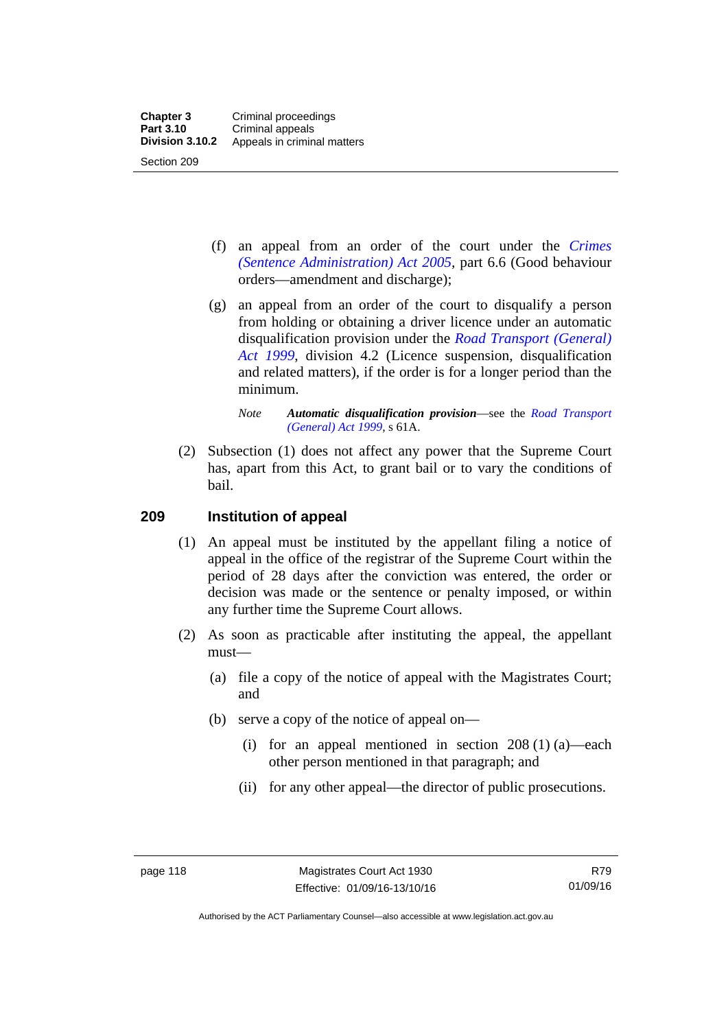(f) an appeal from an order of the court under the *Crimes (Sentence Administration) Act 2005*, part 6.6 (Good behaviour orders—amendment and discharge);

(g) an appeal from an order of the court to disqualify a person from holding or obtaining a driver licence under an automatic disqualification provision under the *Road Transport (General) Act 1999*, division 4.2 (Licence suspension, disqualification and related matters), if the order is for a longer period than the minimum.

*Note* ***Automatic disqualification provision***—see the *Road Transport (General) Act 1999*, s 61A.

(2) Subsection (1) does not affect any power that the Supreme Court has, apart from this Act, to grant bail or to vary the conditions of bail.

## 209 Institution of appeal

(1) An appeal must be instituted by the appellant filing a notice of appeal in the office of the registrar of the Supreme Court within the period of 28 days after the conviction was entered, the order or decision was made or the sentence or penalty imposed, or within any further time the Supreme Court allows.

(2) As soon as practicable after instituting the appeal, the appellant must—

(a) file a copy of the notice of appeal with the Magistrates Court; and

(b) serve a copy of the notice of appeal on—

(i) for an appeal mentioned in section 208 (1) (a)—each other person mentioned in that paragraph; and

(ii) for any other appeal—the director of public prosecutions.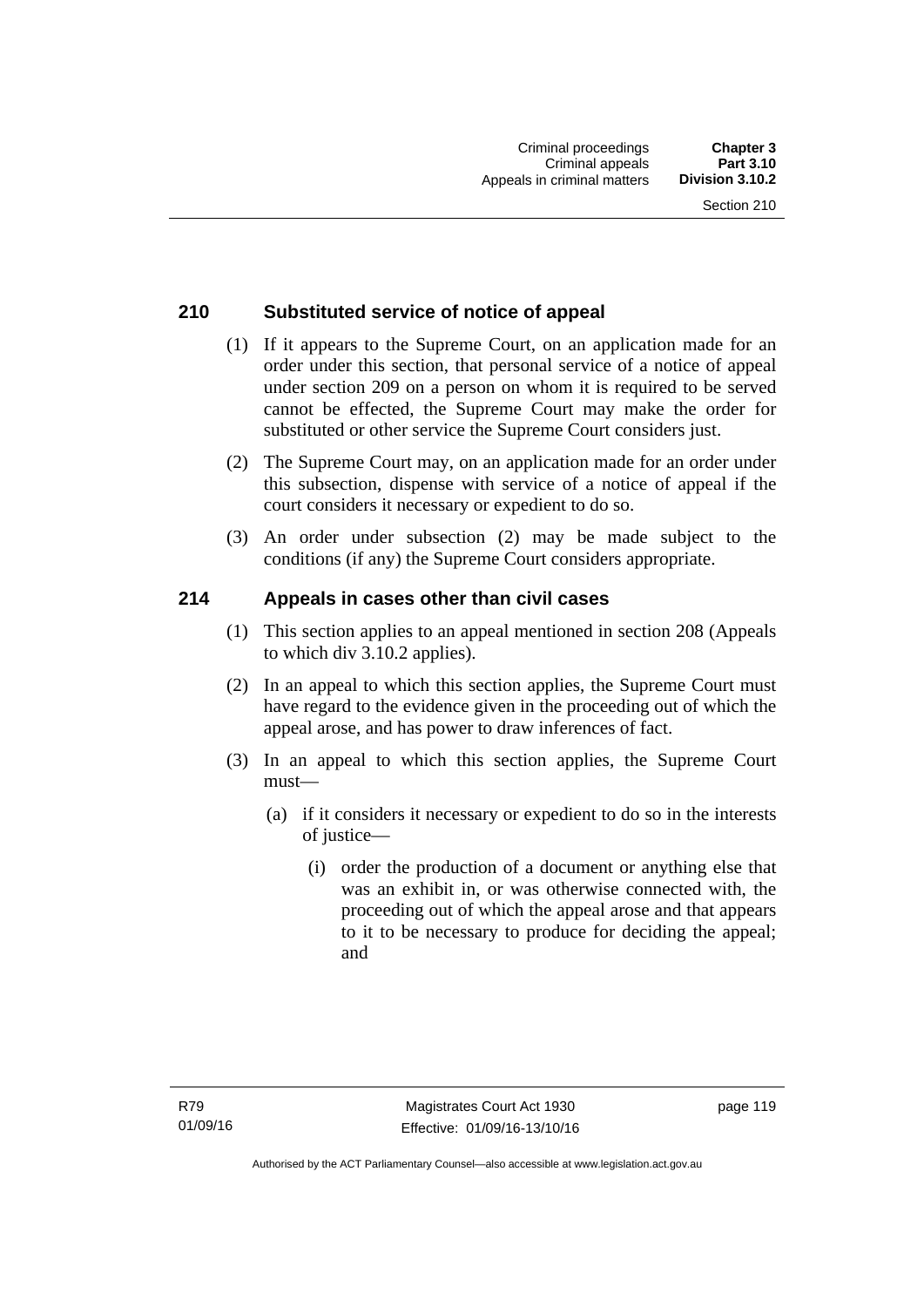### 210 Substituted service of notice of appeal

(1) If it appears to the Supreme Court, on an application made for an order under this section, that personal service of a notice of appeal under section 209 on a person on whom it is required to be served cannot be effected, the Supreme Court may make the order for substituted or other service the Supreme Court considers just.

(2) The Supreme Court may, on an application made for an order under this subsection, dispense with service of a notice of appeal if the court considers it necessary or expedient to do so.

(3) An order under subsection (2) may be made subject to the conditions (if any) the Supreme Court considers appropriate.

### 214 Appeals in cases other than civil cases

(1) This section applies to an appeal mentioned in section 208 (Appeals to which div 3.10.2 applies).

(2) In an appeal to which this section applies, the Supreme Court must have regard to the evidence given in the proceeding out of which the appeal arose, and has power to draw inferences of fact.

(3) In an appeal to which this section applies, the Supreme Court must—

(a) if it considers it necessary or expedient to do so in the interests of justice—

(i) order the production of a document or anything else that was an exhibit in, or was otherwise connected with, the proceeding out of which the appeal arose and that appears to it to be necessary to produce for deciding the appeal; and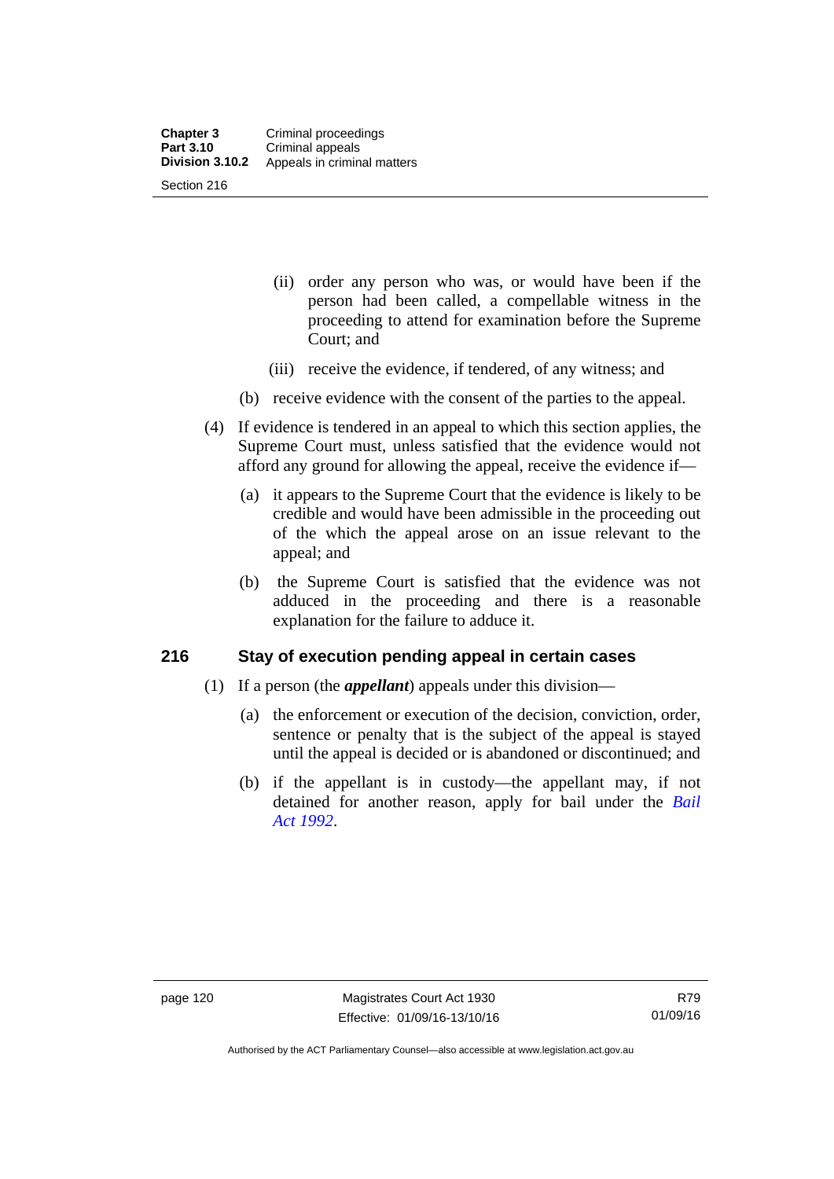(ii) order any person who was, or would have been if the person had been called, a compellable witness in the proceeding to attend for examination before the Supreme Court; and

(iii) receive the evidence, if tendered, of any witness; and

(b) receive evidence with the consent of the parties to the appeal.

(4) If evidence is tendered in an appeal to which this section applies, the Supreme Court must, unless satisfied that the evidence would not afford any ground for allowing the appeal, receive the evidence if—

(a) it appears to the Supreme Court that the evidence is likely to be credible and would have been admissible in the proceeding out of the which the appeal arose on an issue relevant to the appeal; and

(b) the Supreme Court is satisfied that the evidence was not adduced in the proceeding and there is a reasonable explanation for the failure to adduce it.

### 216 Stay of execution pending appeal in certain cases

(1) If a person (the ***appellant***) appeals under this division—

(a) the enforcement or execution of the decision, conviction, order, sentence or penalty that is the subject of the appeal is stayed until the appeal is decided or is abandoned or discontinued; and

(b) if the appellant is in custody—the appellant may, if not detained for another reason, apply for bail under the *Bail Act 1992*.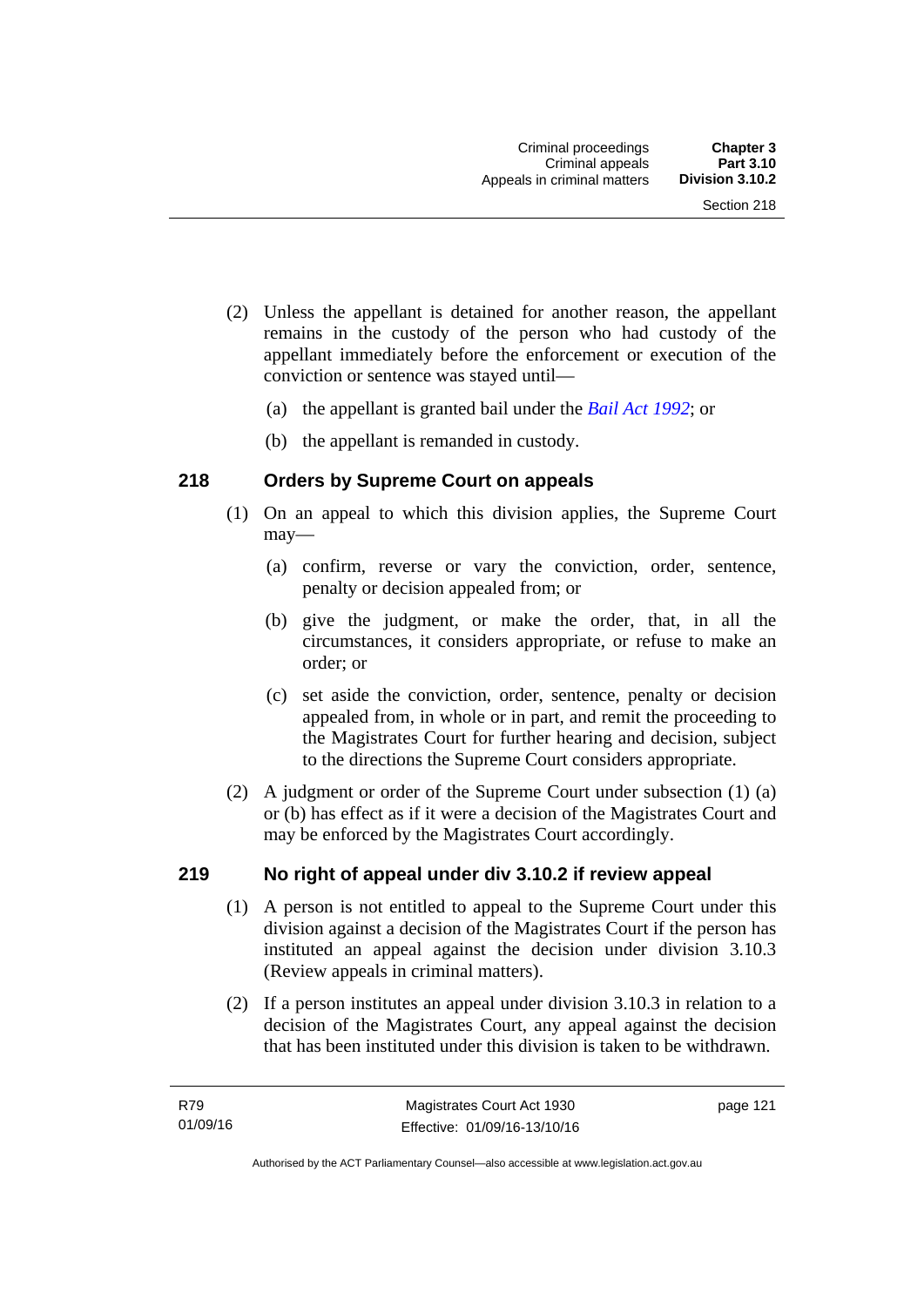(2) Unless the appellant is detained for another reason, the appellant remains in the custody of the person who had custody of the appellant immediately before the enforcement or execution of the conviction or sentence was stayed until—

(a) the appellant is granted bail under the *Bail Act 1992*; or

(b) the appellant is remanded in custody.

### 218 Orders by Supreme Court on appeals

(1) On an appeal to which this division applies, the Supreme Court may—

(a) confirm, reverse or vary the conviction, order, sentence, penalty or decision appealed from; or

(b) give the judgment, or make the order, that, in all the circumstances, it considers appropriate, or refuse to make an order; or

(c) set aside the conviction, order, sentence, penalty or decision appealed from, in whole or in part, and remit the proceeding to the Magistrates Court for further hearing and decision, subject to the directions the Supreme Court considers appropriate.

(2) A judgment or order of the Supreme Court under subsection (1) (a) or (b) has effect as if it were a decision of the Magistrates Court and may be enforced by the Magistrates Court accordingly.

### 219 No right of appeal under div 3.10.2 if review appeal

(1) A person is not entitled to appeal to the Supreme Court under this division against a decision of the Magistrates Court if the person has instituted an appeal against the decision under division 3.10.3 (Review appeals in criminal matters).

(2) If a person institutes an appeal under division 3.10.3 in relation to a decision of the Magistrates Court, any appeal against the decision that has been instituted under this division is taken to be withdrawn.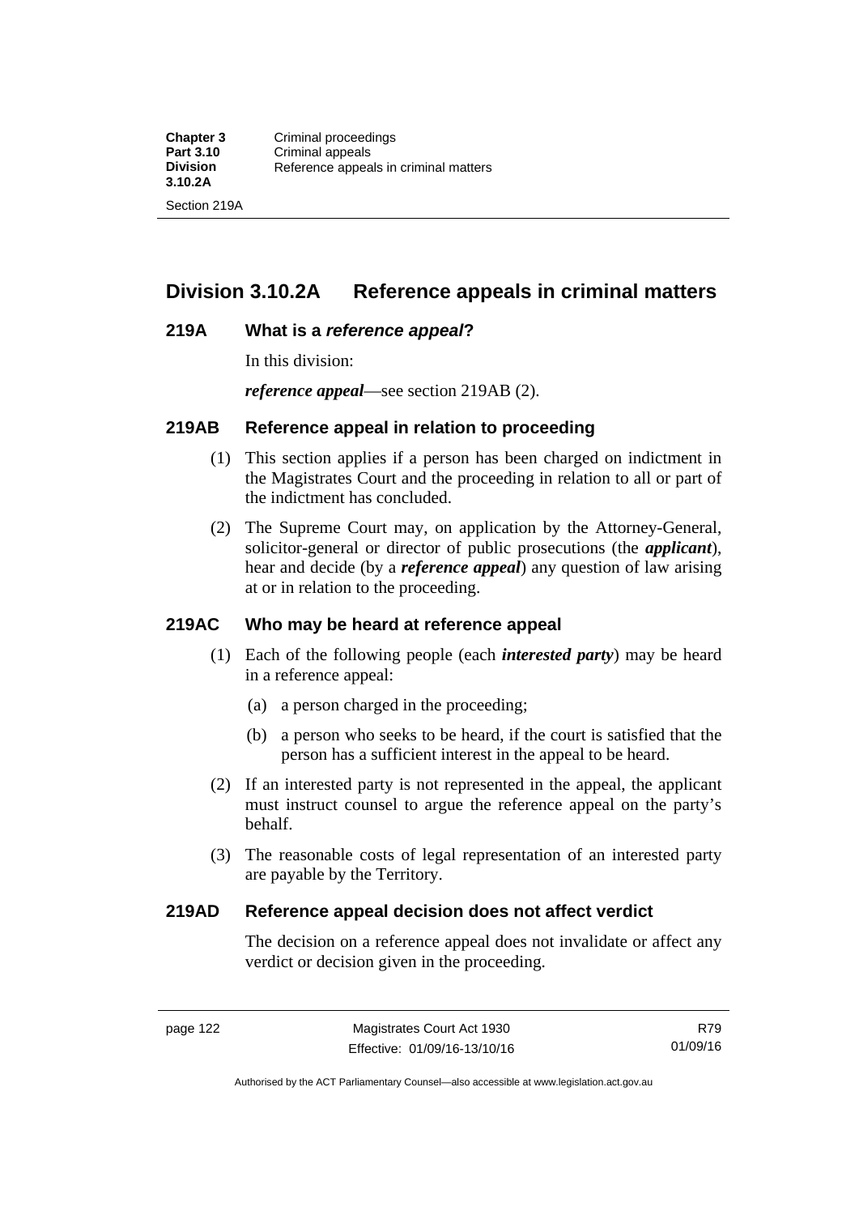## Division 3.10.2A Reference appeals in criminal matters

### 219A What is a *reference appeal*?

In this division:

***reference appeal***—see section 219AB (2).

### 219AB Reference appeal in relation to proceeding

(1) This section applies if a person has been charged on indictment in the Magistrates Court and the proceeding in relation to all or part of the indictment has concluded.

(2) The Supreme Court may, on application by the Attorney-General, solicitor-general or director of public prosecutions (the ***applicant***), hear and decide (by a ***reference appeal***) any question of law arising at or in relation to the proceeding.

### 219AC Who may be heard at reference appeal

(1) Each of the following people (each ***interested party***) may be heard in a reference appeal:

  (a) a person charged in the proceeding;

  (b) a person who seeks to be heard, if the court is satisfied that the person has a sufficient interest in the appeal to be heard.

(2) If an interested party is not represented in the appeal, the applicant must instruct counsel to argue the reference appeal on the party's behalf.

(3) The reasonable costs of legal representation of an interested party are payable by the Territory.

### 219AD Reference appeal decision does not affect verdict

The decision on a reference appeal does not invalidate or affect any verdict or decision given in the proceeding.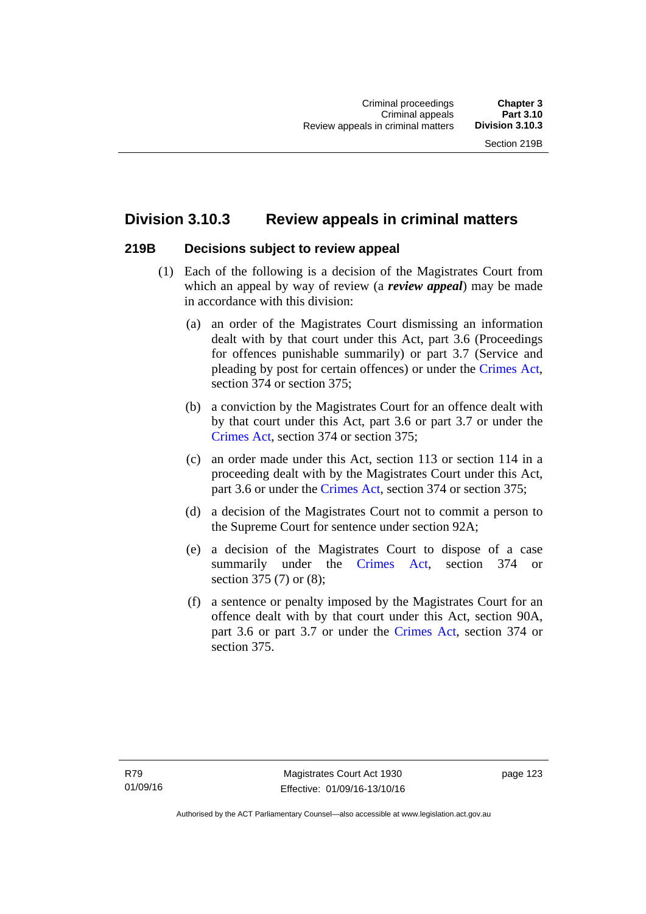## Division 3.10.3 Review appeals in criminal matters

### 219B Decisions subject to review appeal

(1) Each of the following is a decision of the Magistrates Court from which an appeal by way of review (a ***review appeal***) may be made in accordance with this division:

(a) an order of the Magistrates Court dismissing an information dealt with by that court under this Act, part 3.6 (Proceedings for offences punishable summarily) or part 3.7 (Service and pleading by post for certain offences) or under the Crimes Act, section 374 or section 375;

(b) a conviction by the Magistrates Court for an offence dealt with by that court under this Act, part 3.6 or part 3.7 or under the Crimes Act, section 374 or section 375;

(c) an order made under this Act, section 113 or section 114 in a proceeding dealt with by the Magistrates Court under this Act, part 3.6 or under the Crimes Act, section 374 or section 375;

(d) a decision of the Magistrates Court not to commit a person to the Supreme Court for sentence under section 92A;

(e) a decision of the Magistrates Court to dispose of a case summarily under the Crimes Act, section 374 or section 375 (7) or (8);

(f) a sentence or penalty imposed by the Magistrates Court for an offence dealt with by that court under this Act, section 90A, part 3.6 or part 3.7 or under the Crimes Act, section 374 or section 375.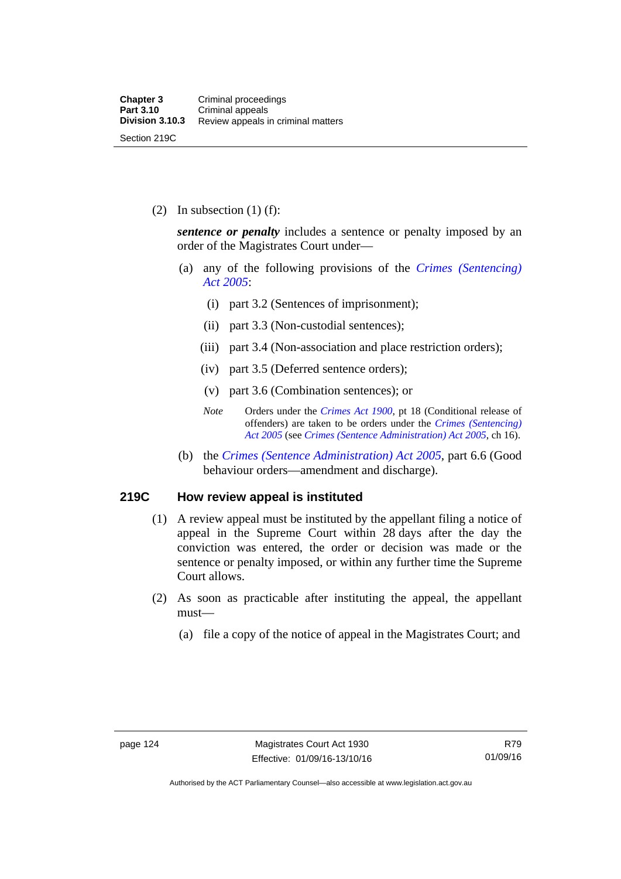(2) In subsection (1) (f):

***sentence or penalty*** includes a sentence or penalty imposed by an order of the Magistrates Court under—

(a) any of the following provisions of the *Crimes (Sentencing) Act 2005*:

(i) part 3.2 (Sentences of imprisonment);

(ii) part 3.3 (Non-custodial sentences);

(iii) part 3.4 (Non-association and place restriction orders);

(iv) part 3.5 (Deferred sentence orders);

(v) part 3.6 (Combination sentences); or

*Note* Orders under the *Crimes Act 1900*, pt 18 (Conditional release of offenders) are taken to be orders under the *Crimes (Sentencing) Act 2005* (see *Crimes (Sentence Administration) Act 2005*, ch 16).

(b) the *Crimes (Sentence Administration) Act 2005*, part 6.6 (Good behaviour orders—amendment and discharge).

## 219C How review appeal is instituted

(1) A review appeal must be instituted by the appellant filing a notice of appeal in the Supreme Court within 28 days after the day the conviction was entered, the order or decision was made or the sentence or penalty imposed, or within any further time the Supreme Court allows.

(2) As soon as practicable after instituting the appeal, the appellant must—

(a) file a copy of the notice of appeal in the Magistrates Court; and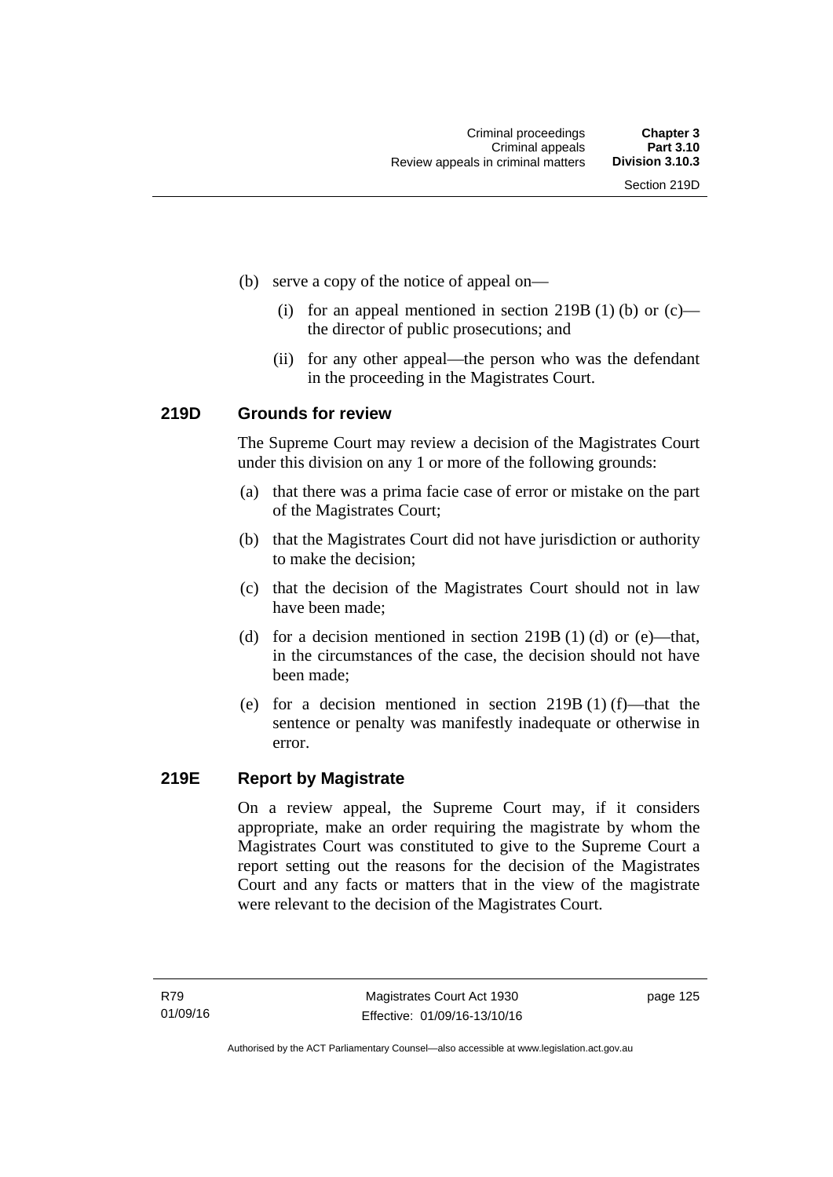(b) serve a copy of the notice of appeal on—

   (i) for an appeal mentioned in section 219B (1) (b) or (c)—the director of public prosecutions; and

   (ii) for any other appeal—the person who was the defendant in the proceeding in the Magistrates Court.

### 219D Grounds for review

The Supreme Court may review a decision of the Magistrates Court under this division on any 1 or more of the following grounds:

(a) that there was a prima facie case of error or mistake on the part of the Magistrates Court;

(b) that the Magistrates Court did not have jurisdiction or authority to make the decision;

(c) that the decision of the Magistrates Court should not in law have been made;

(d) for a decision mentioned in section 219B (1) (d) or (e)—that, in the circumstances of the case, the decision should not have been made;

(e) for a decision mentioned in section 219B (1) (f)—that the sentence or penalty was manifestly inadequate or otherwise in error.

### 219E Report by Magistrate

On a review appeal, the Supreme Court may, if it considers appropriate, make an order requiring the magistrate by whom the Magistrates Court was constituted to give to the Supreme Court a report setting out the reasons for the decision of the Magistrates Court and any facts or matters that in the view of the magistrate were relevant to the decision of the Magistrates Court.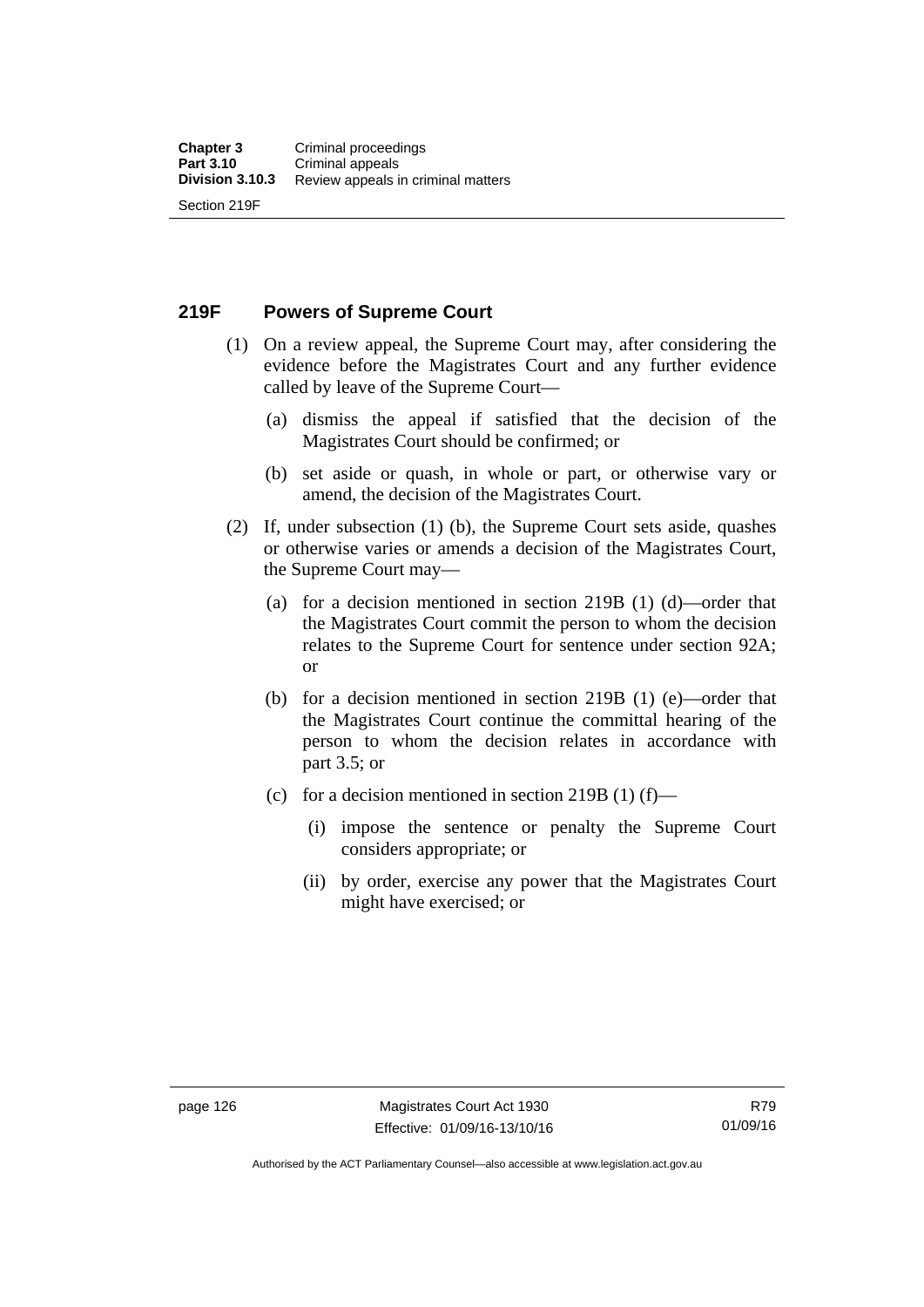## 219F Powers of Supreme Court

(1) On a review appeal, the Supreme Court may, after considering the evidence before the Magistrates Court and any further evidence called by leave of the Supreme Court—

(a) dismiss the appeal if satisfied that the decision of the Magistrates Court should be confirmed; or

(b) set aside or quash, in whole or part, or otherwise vary or amend, the decision of the Magistrates Court.

(2) If, under subsection (1) (b), the Supreme Court sets aside, quashes or otherwise varies or amends a decision of the Magistrates Court, the Supreme Court may—

(a) for a decision mentioned in section 219B (1) (d)—order that the Magistrates Court commit the person to whom the decision relates to the Supreme Court for sentence under section 92A; or

(b) for a decision mentioned in section 219B (1) (e)—order that the Magistrates Court continue the committal hearing of the person to whom the decision relates in accordance with part 3.5; or

(c) for a decision mentioned in section 219B (1) (f)—

(i) impose the sentence or penalty the Supreme Court considers appropriate; or

(ii) by order, exercise any power that the Magistrates Court might have exercised; or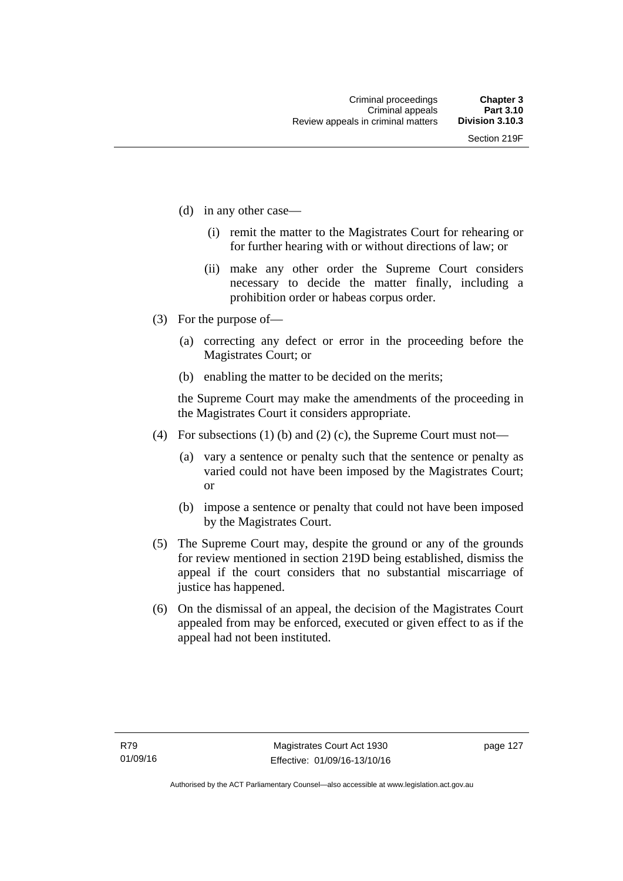(d) in any other case—

(i) remit the matter to the Magistrates Court for rehearing or for further hearing with or without directions of law; or

(ii) make any other order the Supreme Court considers necessary to decide the matter finally, including a prohibition order or habeas corpus order.

(3) For the purpose of—

(a) correcting any defect or error in the proceeding before the Magistrates Court; or

(b) enabling the matter to be decided on the merits;

the Supreme Court may make the amendments of the proceeding in the Magistrates Court it considers appropriate.

(4) For subsections (1) (b) and (2) (c), the Supreme Court must not—

(a) vary a sentence or penalty such that the sentence or penalty as varied could not have been imposed by the Magistrates Court; or

(b) impose a sentence or penalty that could not have been imposed by the Magistrates Court.

(5) The Supreme Court may, despite the ground or any of the grounds for review mentioned in section 219D being established, dismiss the appeal if the court considers that no substantial miscarriage of justice has happened.

(6) On the dismissal of an appeal, the decision of the Magistrates Court appealed from may be enforced, executed or given effect to as if the appeal had not been instituted.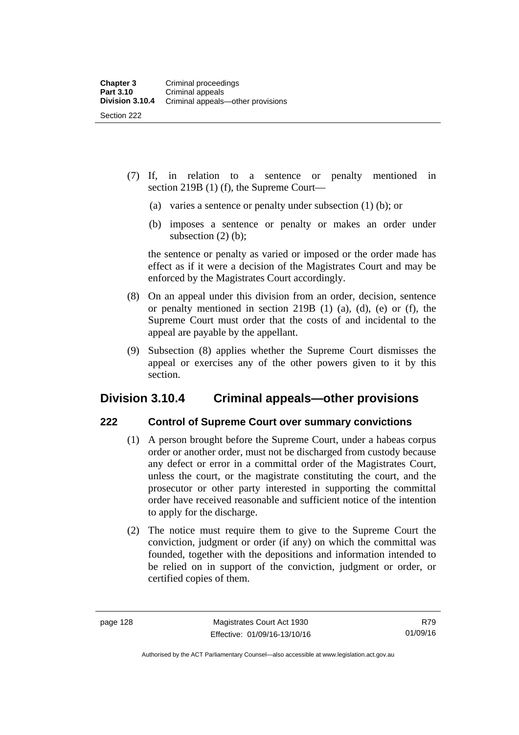(7) If, in relation to a sentence or penalty mentioned in section 219B (1) (f), the Supreme Court—

  (a) varies a sentence or penalty under subsection (1) (b); or

  (b) imposes a sentence or penalty or makes an order under subsection (2) (b);

the sentence or penalty as varied or imposed or the order made has effect as if it were a decision of the Magistrates Court and may be enforced by the Magistrates Court accordingly.

(8) On an appeal under this division from an order, decision, sentence or penalty mentioned in section 219B (1) (a), (d), (e) or (f), the Supreme Court must order that the costs of and incidental to the appeal are payable by the appellant.

(9) Subsection (8) applies whether the Supreme Court dismisses the appeal or exercises any of the other powers given to it by this section.

## Division 3.10.4 Criminal appeals—other provisions

### 222 Control of Supreme Court over summary convictions

(1) A person brought before the Supreme Court, under a habeas corpus order or another order, must not be discharged from custody because any defect or error in a committal order of the Magistrates Court, unless the court, or the magistrate constituting the court, and the prosecutor or other party interested in supporting the committal order have received reasonable and sufficient notice of the intention to apply for the discharge.

(2) The notice must require them to give to the Supreme Court the conviction, judgment or order (if any) on which the committal was founded, together with the depositions and information intended to be relied on in support of the conviction, judgment or order, or certified copies of them.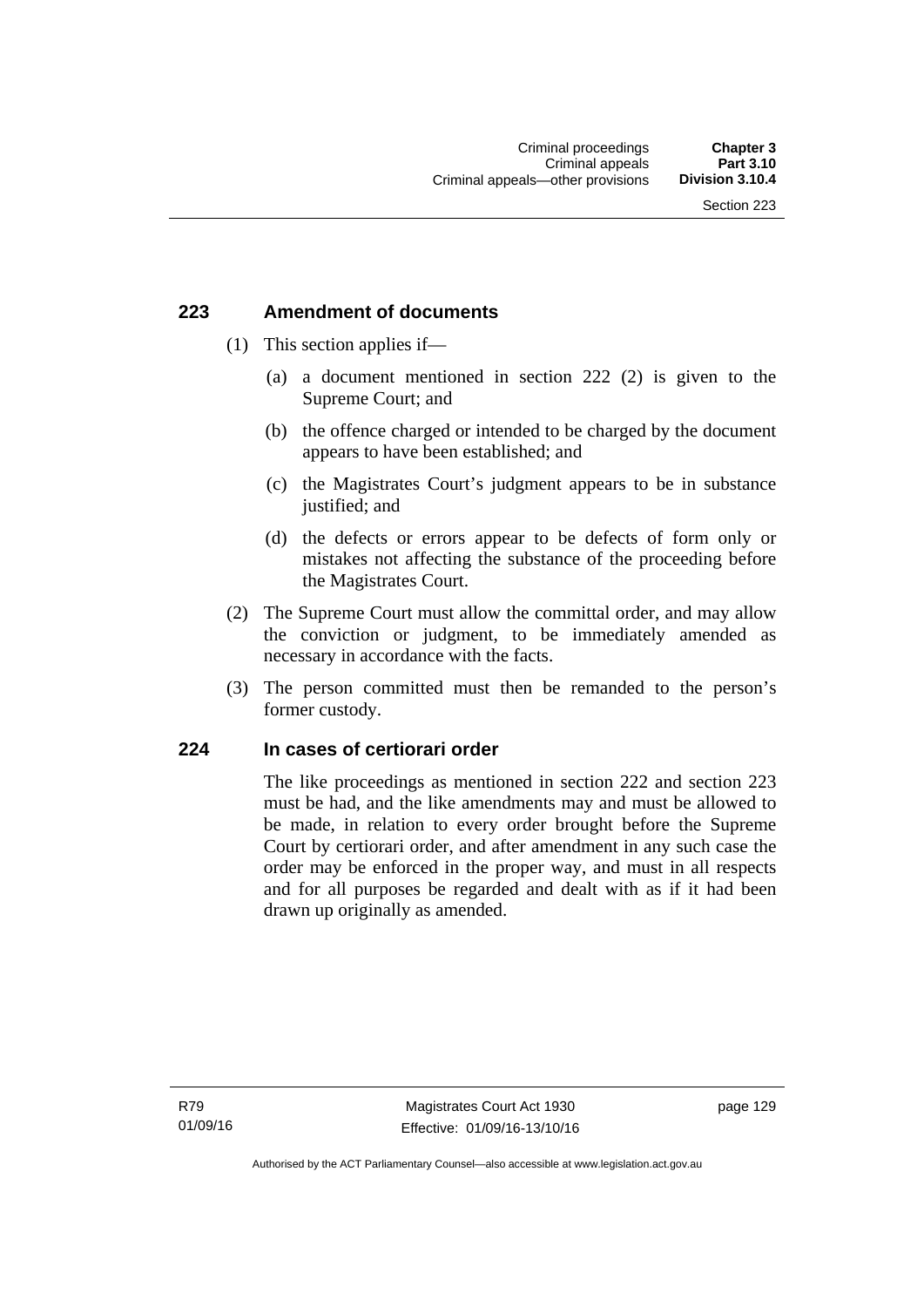### 223 Amendment of documents

(1) This section applies if—

   (a) a document mentioned in section 222 (2) is given to the Supreme Court; and

   (b) the offence charged or intended to be charged by the document appears to have been established; and

   (c) the Magistrates Court's judgment appears to be in substance justified; and

   (d) the defects or errors appear to be defects of form only or mistakes not affecting the substance of the proceeding before the Magistrates Court.

(2) The Supreme Court must allow the committal order, and may allow the conviction or judgment, to be immediately amended as necessary in accordance with the facts.

(3) The person committed must then be remanded to the person's former custody.

### 224 In cases of certiorari order

The like proceedings as mentioned in section 222 and section 223 must be had, and the like amendments may and must be allowed to be made, in relation to every order brought before the Supreme Court by certiorari order, and after amendment in any such case the order may be enforced in the proper way, and must in all respects and for all purposes be regarded and dealt with as if it had been drawn up originally as amended.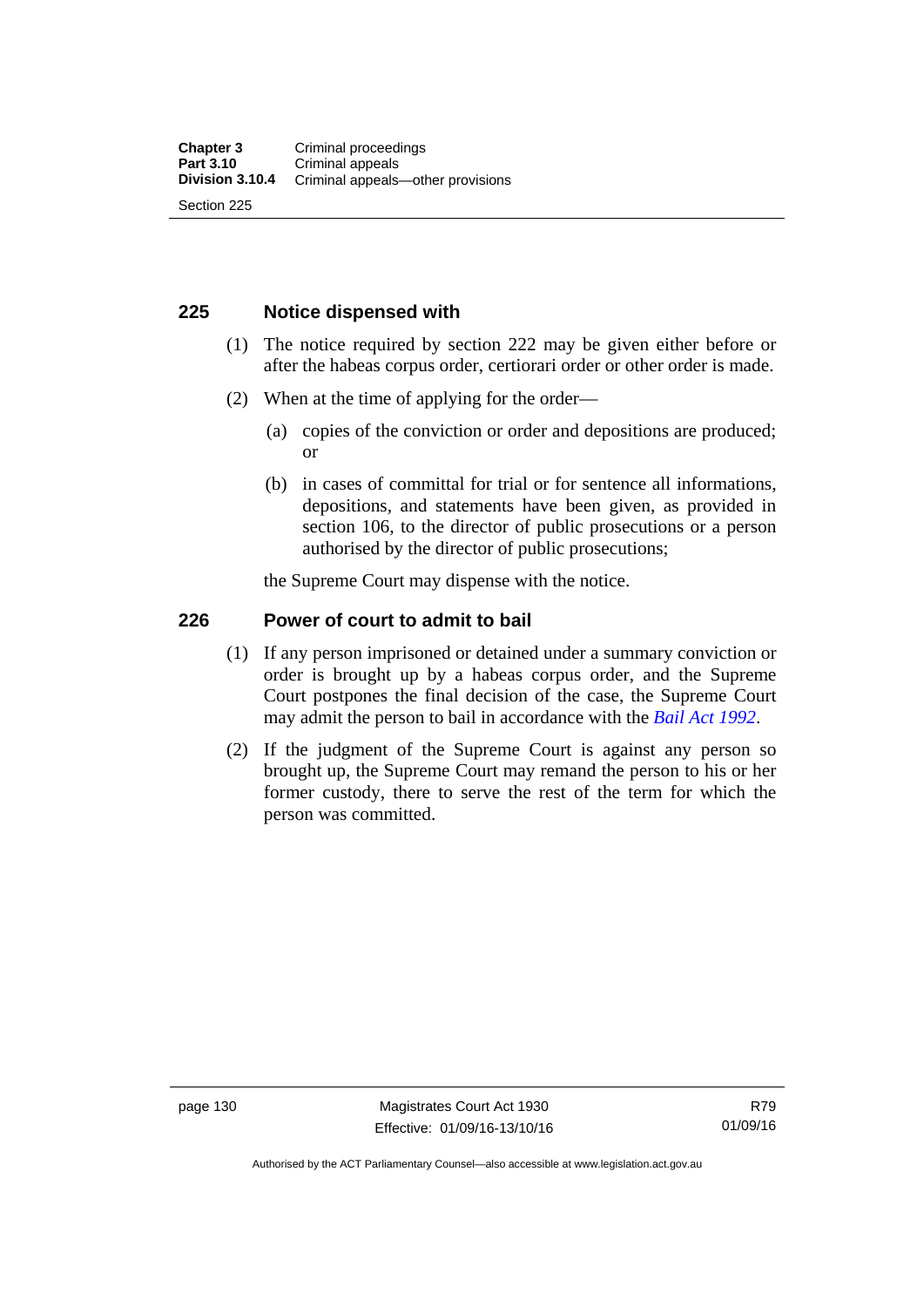## 225 Notice dispensed with

(1) The notice required by section 222 may be given either before or after the habeas corpus order, certiorari order or other order is made.

(2) When at the time of applying for the order—

(a) copies of the conviction or order and depositions are produced; or

(b) in cases of committal for trial or for sentence all informations, depositions, and statements have been given, as provided in section 106, to the director of public prosecutions or a person authorised by the director of public prosecutions;

the Supreme Court may dispense with the notice.

## 226 Power of court to admit to bail

(1) If any person imprisoned or detained under a summary conviction or order is brought up by a habeas corpus order, and the Supreme Court postpones the final decision of the case, the Supreme Court may admit the person to bail in accordance with the *Bail Act 1992*.

(2) If the judgment of the Supreme Court is against any person so brought up, the Supreme Court may remand the person to his or her former custody, there to serve the rest of the term for which the person was committed.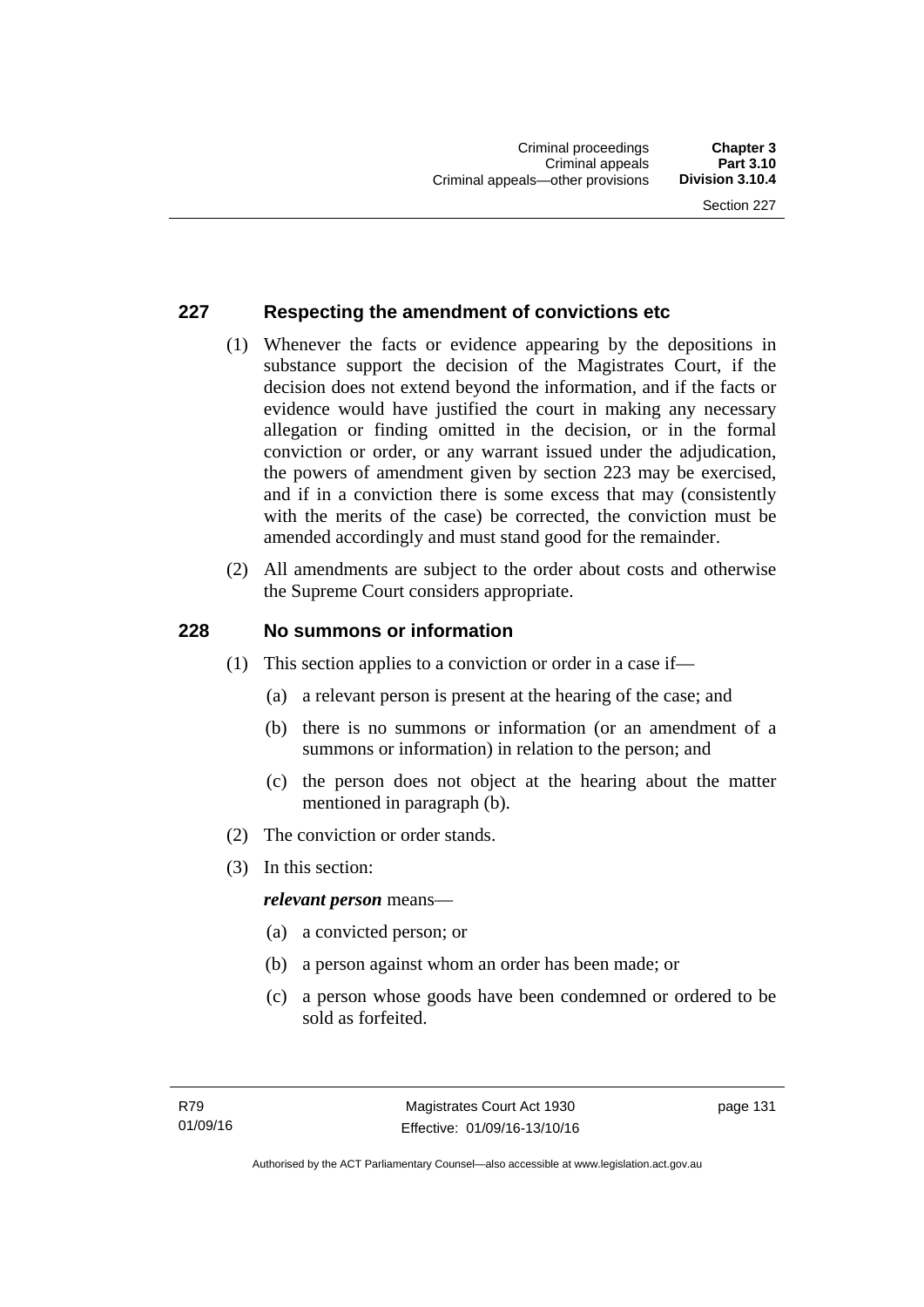## 227 Respecting the amendment of convictions etc

(1) Whenever the facts or evidence appearing by the depositions in substance support the decision of the Magistrates Court, if the decision does not extend beyond the information, and if the facts or evidence would have justified the court in making any necessary allegation or finding omitted in the decision, or in the formal conviction or order, or any warrant issued under the adjudication, the powers of amendment given by section 223 may be exercised, and if in a conviction there is some excess that may (consistently with the merits of the case) be corrected, the conviction must be amended accordingly and must stand good for the remainder.

(2) All amendments are subject to the order about costs and otherwise the Supreme Court considers appropriate.

## 228 No summons or information

(1) This section applies to a conviction or order in a case if—

(a) a relevant person is present at the hearing of the case; and

(b) there is no summons or information (or an amendment of a summons or information) in relation to the person; and

(c) the person does not object at the hearing about the matter mentioned in paragraph (b).

(2) The conviction or order stands.

(3) In this section:

***relevant person*** means—

(a) a convicted person; or

(b) a person against whom an order has been made; or

(c) a person whose goods have been condemned or ordered to be sold as forfeited.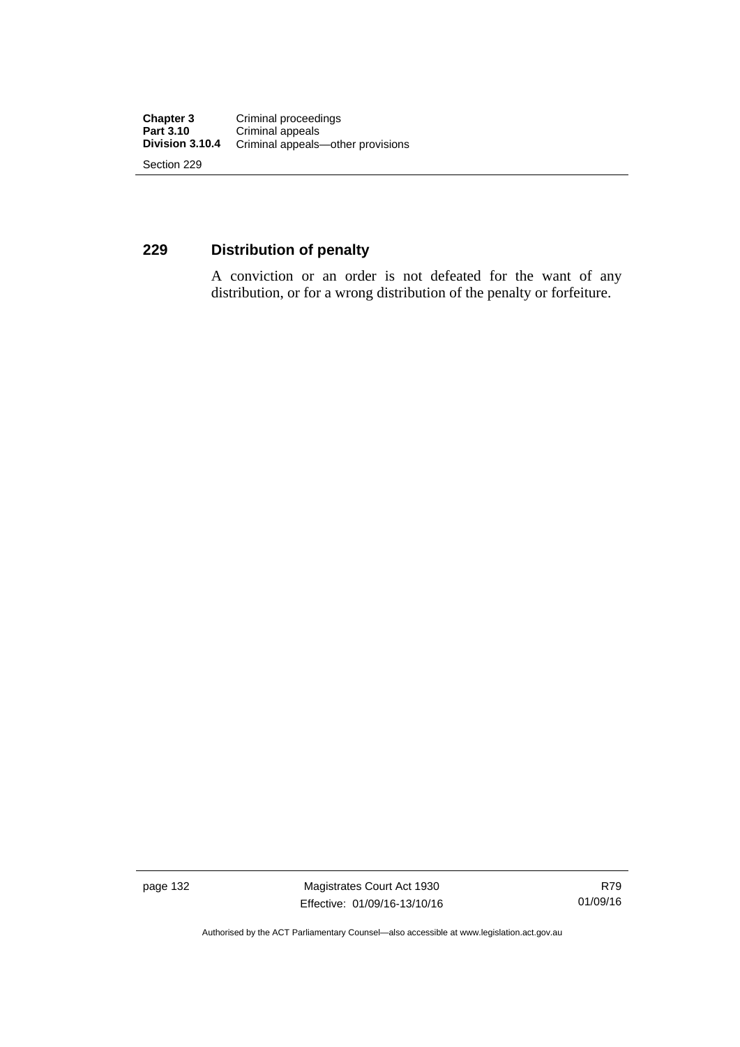## 229 Distribution of penalty

A conviction or an order is not defeated for the want of any distribution, or for a wrong distribution of the penalty or forfeiture.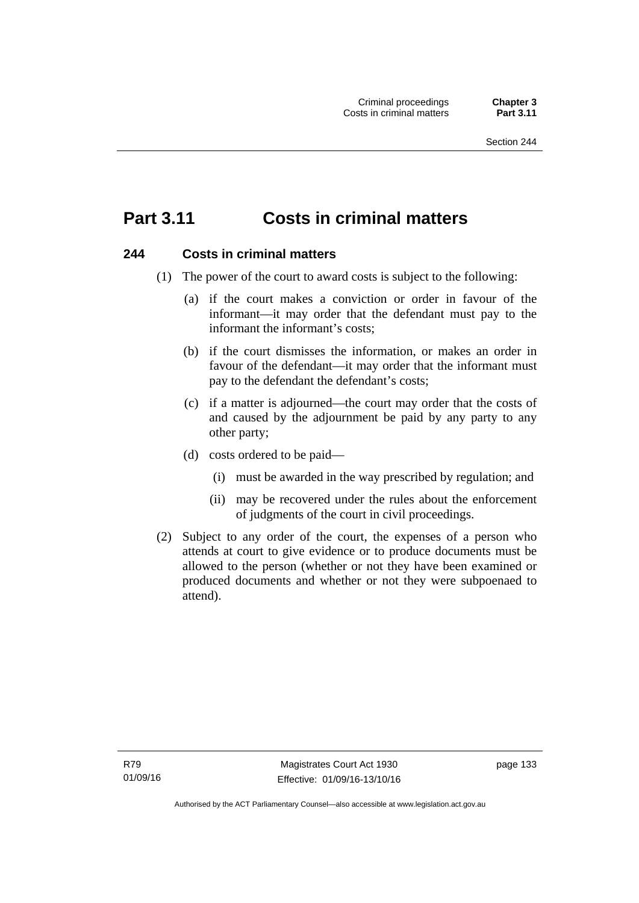# Part 3.11 Costs in criminal matters

## 244 Costs in criminal matters

(1) The power of the court to award costs is subject to the following:

(a) if the court makes a conviction or order in favour of the informant—it may order that the defendant must pay to the informant the informant's costs;

(b) if the court dismisses the information, or makes an order in favour of the defendant—it may order that the informant must pay to the defendant the defendant's costs;

(c) if a matter is adjourned—the court may order that the costs of and caused by the adjournment be paid by any party to any other party;

(d) costs ordered to be paid—

(i) must be awarded in the way prescribed by regulation; and

(ii) may be recovered under the rules about the enforcement of judgments of the court in civil proceedings.

(2) Subject to any order of the court, the expenses of a person who attends at court to give evidence or to produce documents must be allowed to the person (whether or not they have been examined or produced documents and whether or not they were subpoenaed to attend).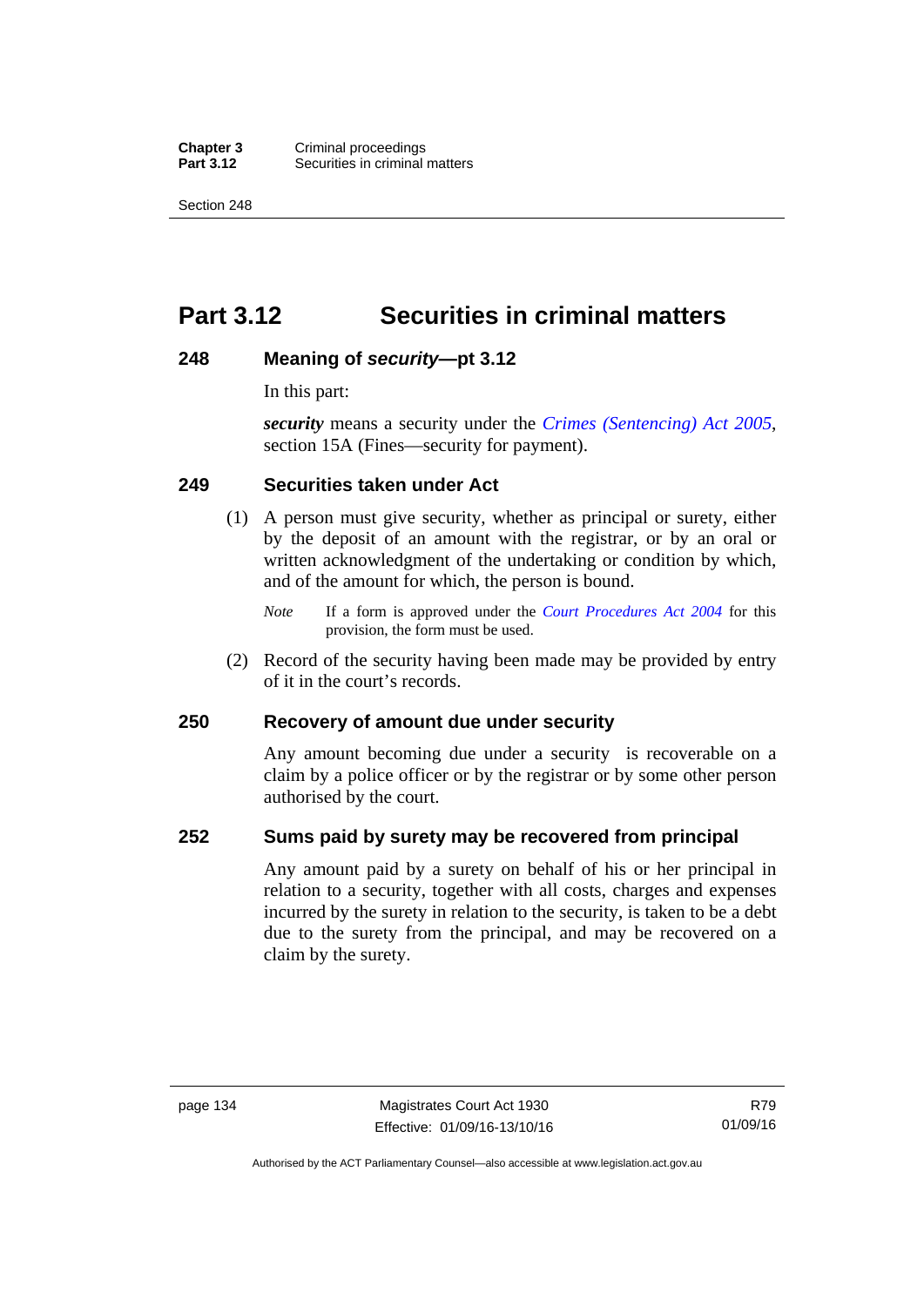# Part 3.12 Securities in criminal matters

## 248 Meaning of *security*—pt 3.12

In this part:

***security*** means a security under the *Crimes (Sentencing) Act 2005*, section 15A (Fines—security for payment).

## 249 Securities taken under Act

(1) A person must give security, whether as principal or surety, either by the deposit of an amount with the registrar, or by an oral or written acknowledgment of the undertaking or condition by which, and of the amount for which, the person is bound.

*Note* If a form is approved under the *Court Procedures Act 2004* for this provision, the form must be used.

(2) Record of the security having been made may be provided by entry of it in the court's records.

## 250 Recovery of amount due under security

Any amount becoming due under a security is recoverable on a claim by a police officer or by the registrar or by some other person authorised by the court.

## 252 Sums paid by surety may be recovered from principal

Any amount paid by a surety on behalf of his or her principal in relation to a security, together with all costs, charges and expenses incurred by the surety in relation to the security, is taken to be a debt due to the surety from the principal, and may be recovered on a claim by the surety.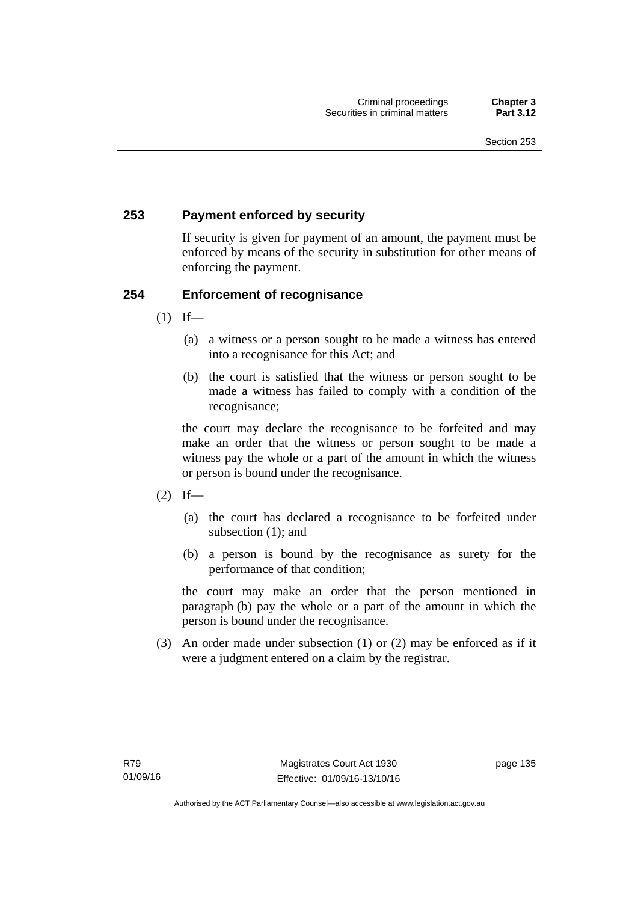## 253 Payment enforced by security

If security is given for payment of an amount, the payment must be enforced by means of the security in substitution for other means of enforcing the payment.

## 254 Enforcement of recognisance

(1) If—

(a) a witness or a person sought to be made a witness has entered into a recognisance for this Act; and

(b) the court is satisfied that the witness or person sought to be made a witness has failed to comply with a condition of the recognisance;

the court may declare the recognisance to be forfeited and may make an order that the witness or person sought to be made a witness pay the whole or a part of the amount in which the witness or person is bound under the recognisance.

(2) If—

(a) the court has declared a recognisance to be forfeited under subsection (1); and

(b) a person is bound by the recognisance as surety for the performance of that condition;

the court may make an order that the person mentioned in paragraph (b) pay the whole or a part of the amount in which the person is bound under the recognisance.

(3) An order made under subsection (1) or (2) may be enforced as if it were a judgment entered on a claim by the registrar.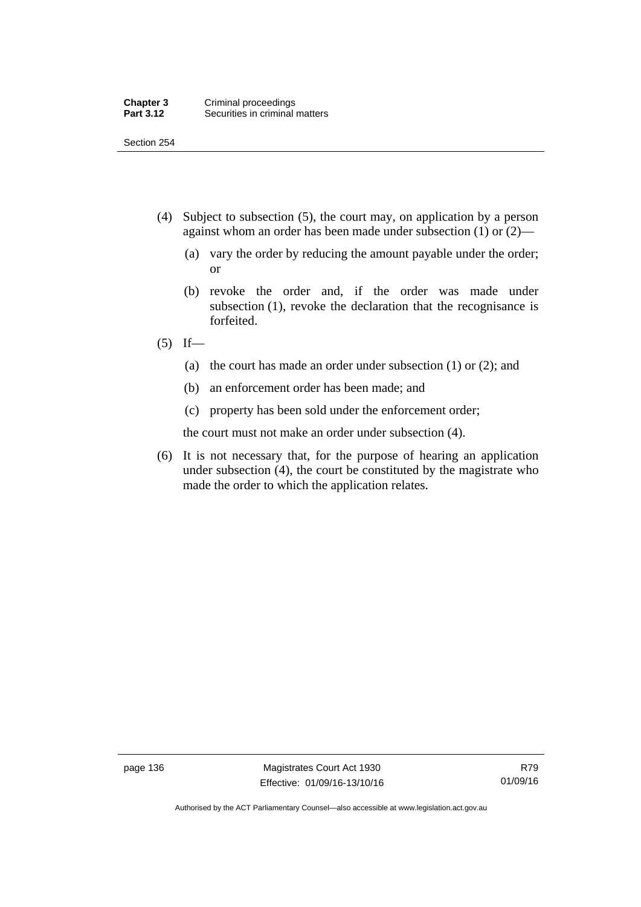(4) Subject to subsection (5), the court may, on application by a person against whom an order has been made under subsection (1) or (2)—

  (a) vary the order by reducing the amount payable under the order; or

  (b) revoke the order and, if the order was made under subsection (1), revoke the declaration that the recognisance is forfeited.

(5) If—

  (a) the court has made an order under subsection (1) or (2); and

  (b) an enforcement order has been made; and

  (c) property has been sold under the enforcement order;

  the court must not make an order under subsection (4).

(6) It is not necessary that, for the purpose of hearing an application under subsection (4), the court be constituted by the magistrate who made the order to which the application relates.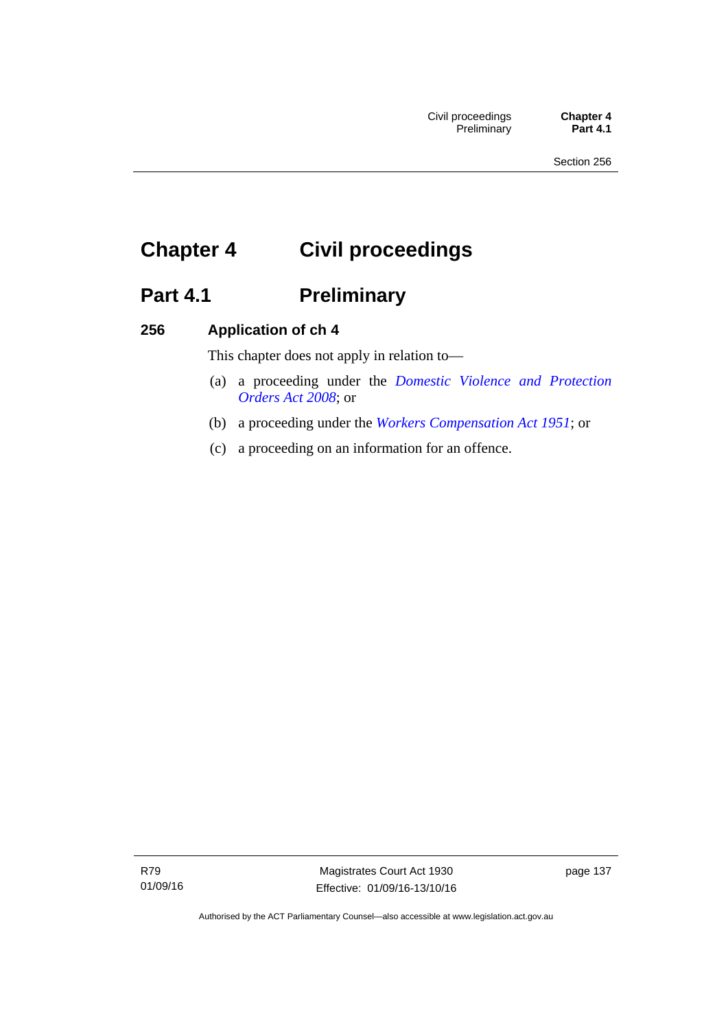# Chapter 4 Civil proceedings

## Part 4.1 Preliminary

### 256 Application of ch 4

This chapter does not apply in relation to—

(a) a proceeding under the *Domestic Violence and Protection Orders Act 2008*; or

(b) a proceeding under the *Workers Compensation Act 1951*; or

(c) a proceeding on an information for an offence.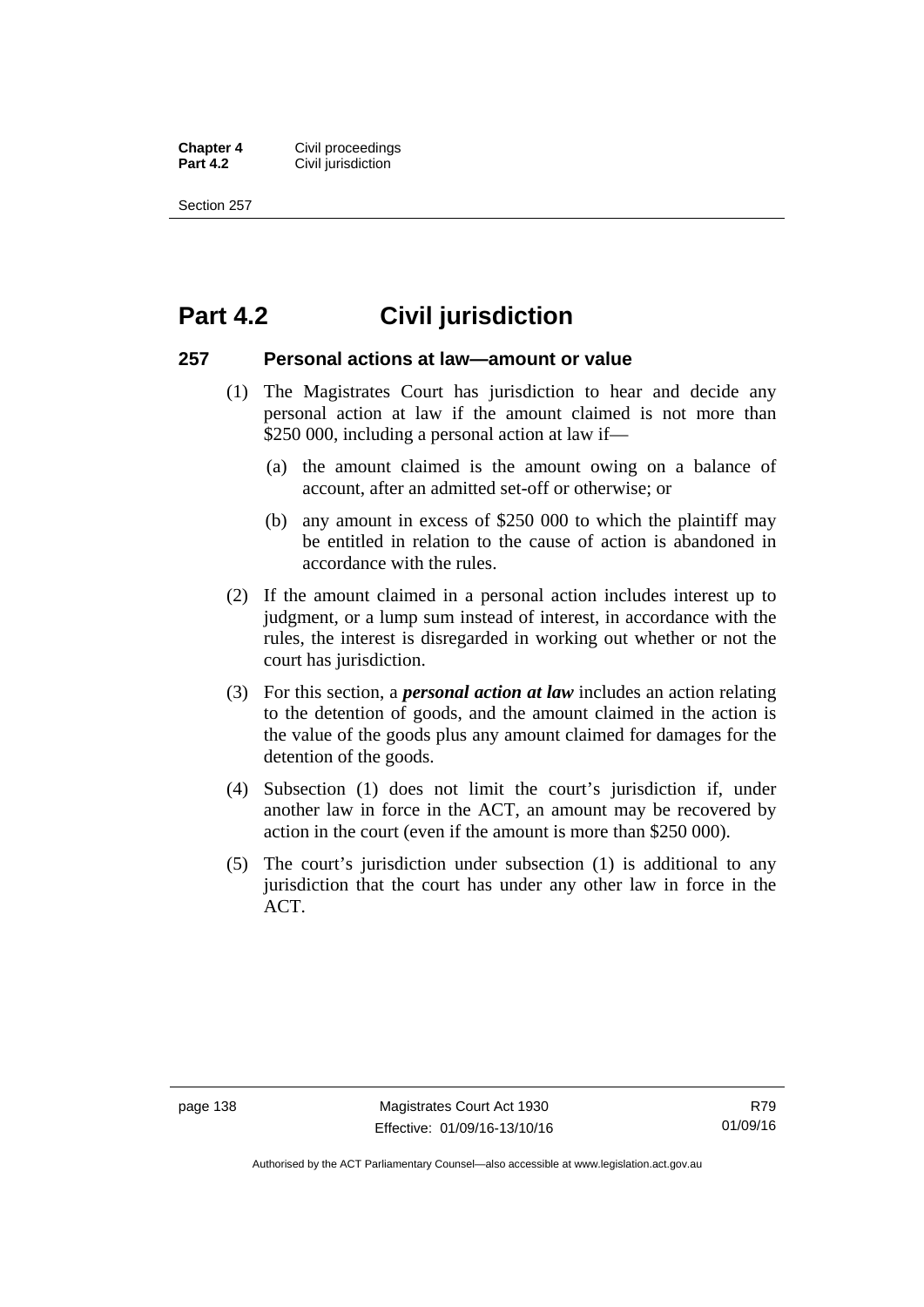# Part 4.2 Civil jurisdiction

## 257 Personal actions at law—amount or value

(1) The Magistrates Court has jurisdiction to hear and decide any personal action at law if the amount claimed is not more than $250 000, including a personal action at law if—

(a) the amount claimed is the amount owing on a balance of account, after an admitted set-off or otherwise; or

(b) any amount in excess of $250 000 to which the plaintiff may be entitled in relation to the cause of action is abandoned in accordance with the rules.

(2) If the amount claimed in a personal action includes interest up to judgment, or a lump sum instead of interest, in accordance with the rules, the interest is disregarded in working out whether or not the court has jurisdiction.

(3) For this section, a ***personal action at law*** includes an action relating to the detention of goods, and the amount claimed in the action is the value of the goods plus any amount claimed for damages for the detention of the goods.

(4) Subsection (1) does not limit the court's jurisdiction if, under another law in force in the ACT, an amount may be recovered by action in the court (even if the amount is more than $250 000).

(5) The court's jurisdiction under subsection (1) is additional to any jurisdiction that the court has under any other law in force in the ACT.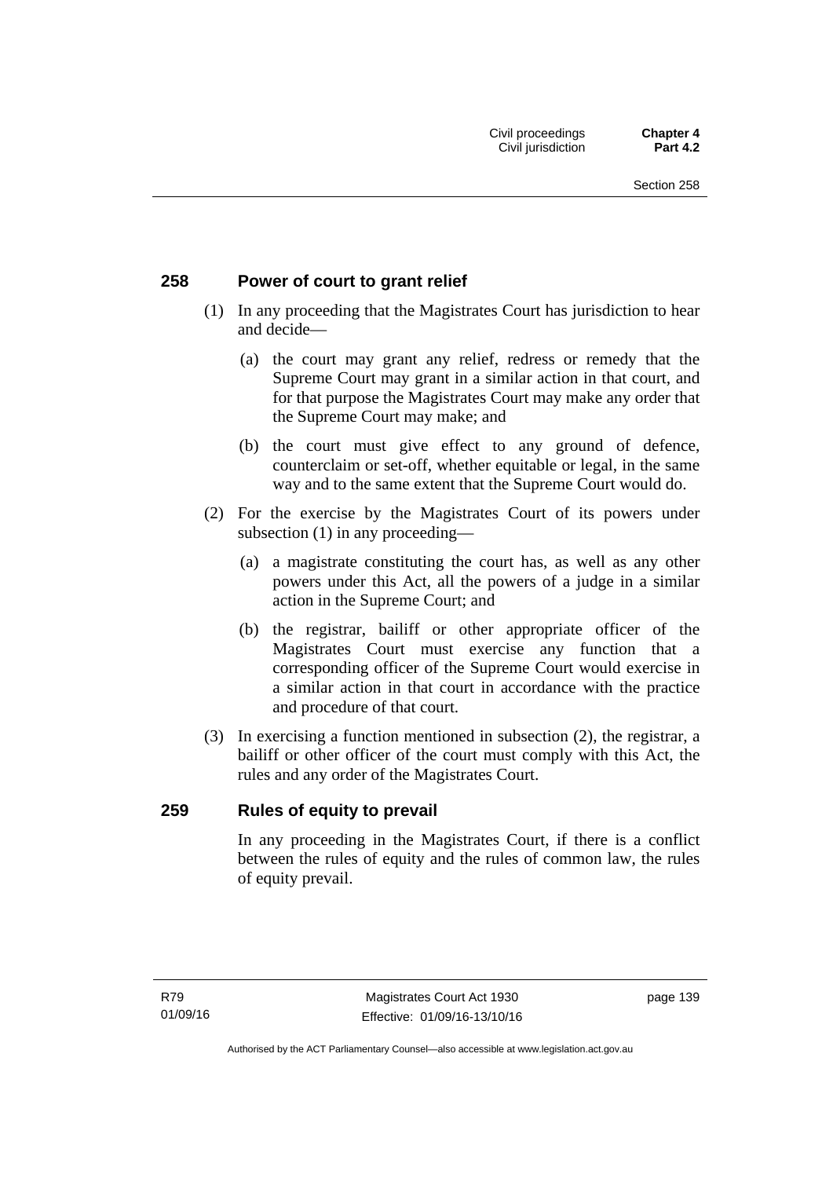### 258 Power of court to grant relief

(1) In any proceeding that the Magistrates Court has jurisdiction to hear and decide—

(a) the court may grant any relief, redress or remedy that the Supreme Court may grant in a similar action in that court, and for that purpose the Magistrates Court may make any order that the Supreme Court may make; and

(b) the court must give effect to any ground of defence, counterclaim or set-off, whether equitable or legal, in the same way and to the same extent that the Supreme Court would do.

(2) For the exercise by the Magistrates Court of its powers under subsection (1) in any proceeding—

(a) a magistrate constituting the court has, as well as any other powers under this Act, all the powers of a judge in a similar action in the Supreme Court; and

(b) the registrar, bailiff or other appropriate officer of the Magistrates Court must exercise any function that a corresponding officer of the Supreme Court would exercise in a similar action in that court in accordance with the practice and procedure of that court.

(3) In exercising a function mentioned in subsection (2), the registrar, a bailiff or other officer of the court must comply with this Act, the rules and any order of the Magistrates Court.

### 259 Rules of equity to prevail

In any proceeding in the Magistrates Court, if there is a conflict between the rules of equity and the rules of common law, the rules of equity prevail.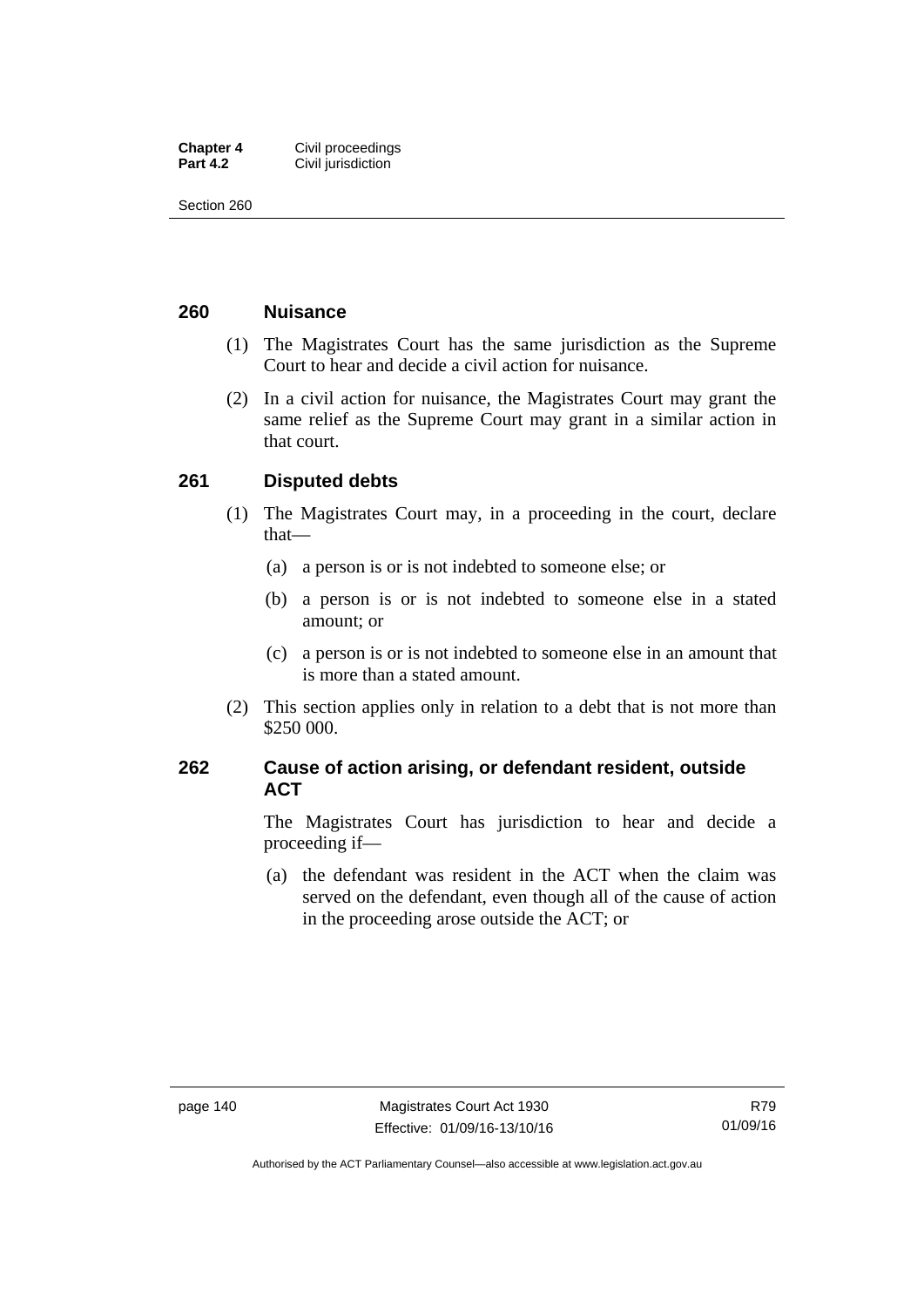## 260 Nuisance

(1) The Magistrates Court has the same jurisdiction as the Supreme Court to hear and decide a civil action for nuisance.

(2) In a civil action for nuisance, the Magistrates Court may grant the same relief as the Supreme Court may grant in a similar action in that court.

## 261 Disputed debts

(1) The Magistrates Court may, in a proceeding in the court, declare that—

(a) a person is or is not indebted to someone else; or

(b) a person is or is not indebted to someone else in a stated amount; or

(c) a person is or is not indebted to someone else in an amount that is more than a stated amount.

(2) This section applies only in relation to a debt that is not more than $250 000.

## 262 Cause of action arising, or defendant resident, outside ACT

The Magistrates Court has jurisdiction to hear and decide a proceeding if—

(a) the defendant was resident in the ACT when the claim was served on the defendant, even though all of the cause of action in the proceeding arose outside the ACT; or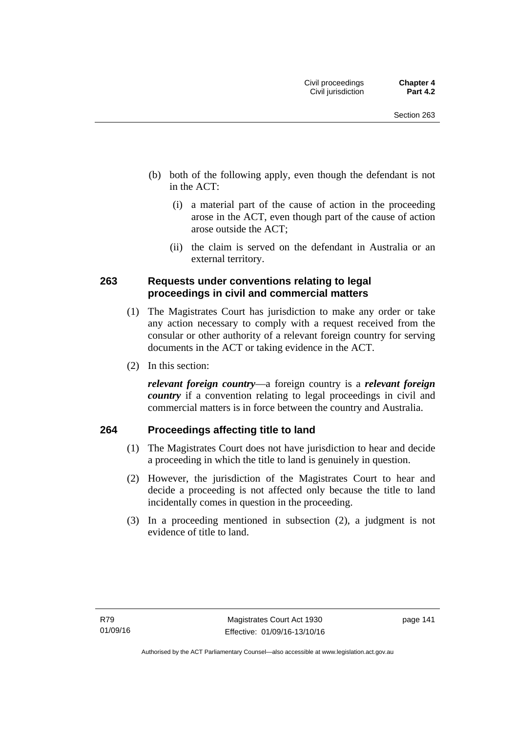(b) both of the following apply, even though the defendant is not in the ACT:

  (i) a material part of the cause of action in the proceeding arose in the ACT, even though part of the cause of action arose outside the ACT;

  (ii) the claim is served on the defendant in Australia or an external territory.

## 263 Requests under conventions relating to legal proceedings in civil and commercial matters

(1) The Magistrates Court has jurisdiction to make any order or take any action necessary to comply with a request received from the consular or other authority of a relevant foreign country for serving documents in the ACT or taking evidence in the ACT.

(2) In this section:

***relevant foreign country***—a foreign country is a ***relevant foreign country*** if a convention relating to legal proceedings in civil and commercial matters is in force between the country and Australia.

## 264 Proceedings affecting title to land

(1) The Magistrates Court does not have jurisdiction to hear and decide a proceeding in which the title to land is genuinely in question.

(2) However, the jurisdiction of the Magistrates Court to hear and decide a proceeding is not affected only because the title to land incidentally comes in question in the proceeding.

(3) In a proceeding mentioned in subsection (2), a judgment is not evidence of title to land.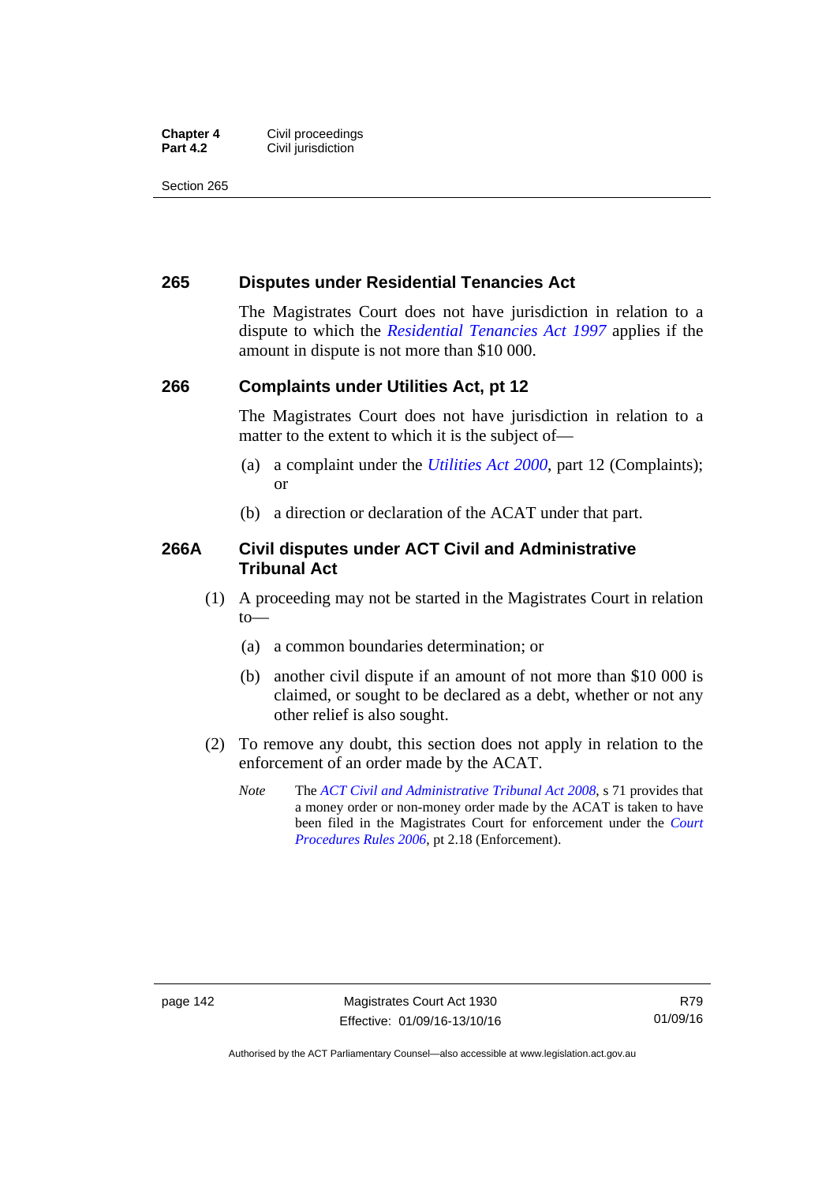## 265 Disputes under Residential Tenancies Act

The Magistrates Court does not have jurisdiction in relation to a dispute to which the *Residential Tenancies Act 1997* applies if the amount in dispute is not more than $10 000.

## 266 Complaints under Utilities Act, pt 12

The Magistrates Court does not have jurisdiction in relation to a matter to the extent to which it is the subject of—

(a) a complaint under the *Utilities Act 2000*, part 12 (Complaints); or

(b) a direction or declaration of the ACAT under that part.

## 266A Civil disputes under ACT Civil and Administrative Tribunal Act

(1) A proceeding may not be started in the Magistrates Court in relation to—

(a) a common boundaries determination; or

(b) another civil dispute if an amount of not more than $10 000 is claimed, or sought to be declared as a debt, whether or not any other relief is also sought.

(2) To remove any doubt, this section does not apply in relation to the enforcement of an order made by the ACAT.

*Note* The *ACT Civil and Administrative Tribunal Act 2008*, s 71 provides that a money order or non-money order made by the ACAT is taken to have been filed in the Magistrates Court for enforcement under the *Court Procedures Rules 2006*, pt 2.18 (Enforcement).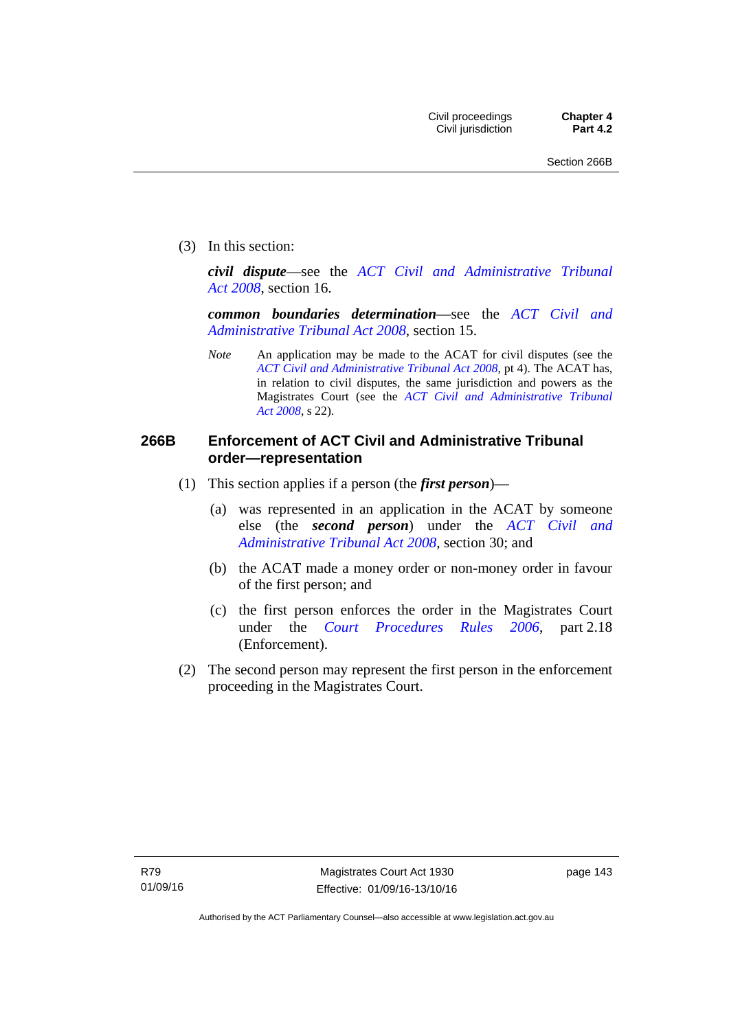(3) In this section:

***civil dispute***—see the *ACT Civil and Administrative Tribunal Act 2008*, section 16.

***common boundaries determination***—see the *ACT Civil and Administrative Tribunal Act 2008*, section 15.

*Note* An application may be made to the ACAT for civil disputes (see the *ACT Civil and Administrative Tribunal Act 2008*, pt 4). The ACAT has, in relation to civil disputes, the same jurisdiction and powers as the Magistrates Court (see the *ACT Civil and Administrative Tribunal Act 2008*, s 22).

### 266B Enforcement of ACT Civil and Administrative Tribunal order—representation

(1) This section applies if a person (the ***first person***)—

(a) was represented in an application in the ACAT by someone else (the ***second person***) under the *ACT Civil and Administrative Tribunal Act 2008*, section 30; and

(b) the ACAT made a money order or non-money order in favour of the first person; and

(c) the first person enforces the order in the Magistrates Court under the *Court Procedures Rules 2006*, part 2.18 (Enforcement).

(2) The second person may represent the first person in the enforcement proceeding in the Magistrates Court.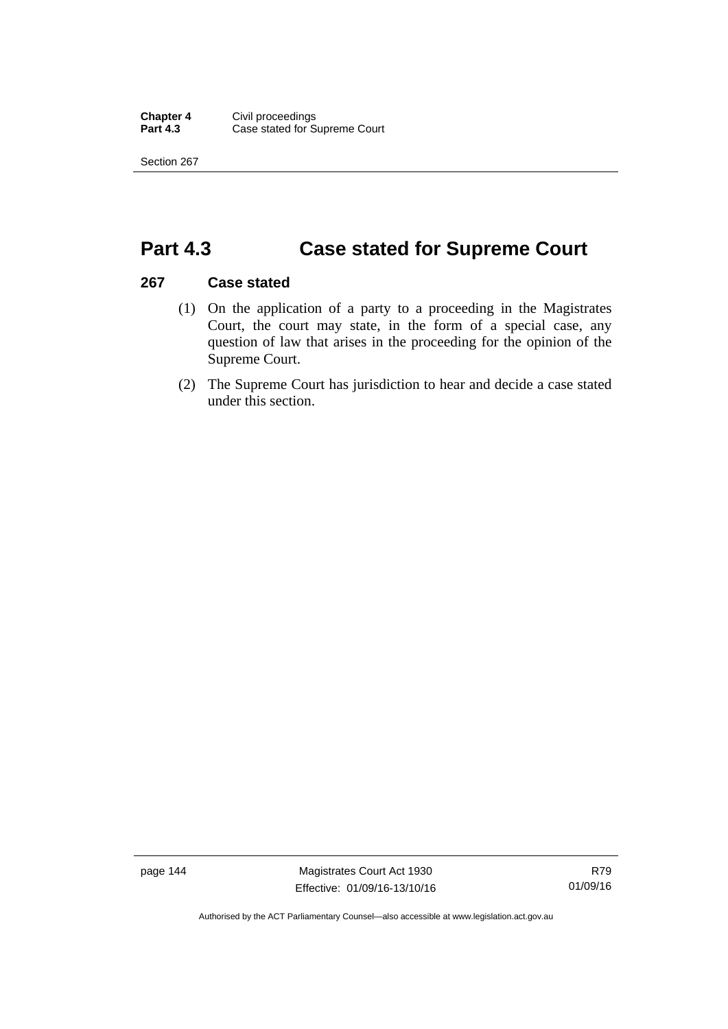# Part 4.3 Case stated for Supreme Court

## 267 Case stated

(1) On the application of a party to a proceeding in the Magistrates Court, the court may state, in the form of a special case, any question of law that arises in the proceeding for the opinion of the Supreme Court.

(2) The Supreme Court has jurisdiction to hear and decide a case stated under this section.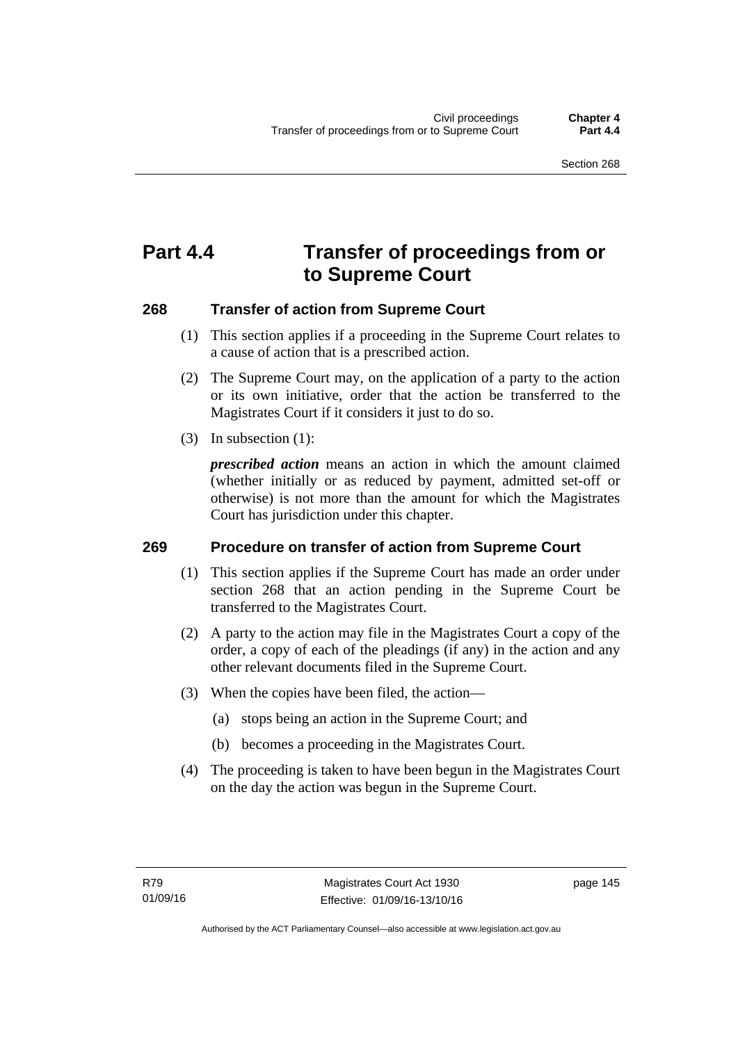# Part 4.4 Transfer of proceedings from or to Supreme Court

## 268 Transfer of action from Supreme Court

(1) This section applies if a proceeding in the Supreme Court relates to a cause of action that is a prescribed action.

(2) The Supreme Court may, on the application of a party to the action or its own initiative, order that the action be transferred to the Magistrates Court if it considers it just to do so.

(3) In subsection (1):

***prescribed action*** means an action in which the amount claimed (whether initially or as reduced by payment, admitted set-off or otherwise) is not more than the amount for which the Magistrates Court has jurisdiction under this chapter.

## 269 Procedure on transfer of action from Supreme Court

(1) This section applies if the Supreme Court has made an order under section 268 that an action pending in the Supreme Court be transferred to the Magistrates Court.

(2) A party to the action may file in the Magistrates Court a copy of the order, a copy of each of the pleadings (if any) in the action and any other relevant documents filed in the Supreme Court.

(3) When the copies have been filed, the action—

(a) stops being an action in the Supreme Court; and

(b) becomes a proceeding in the Magistrates Court.

(4) The proceeding is taken to have been begun in the Magistrates Court on the day the action was begun in the Supreme Court.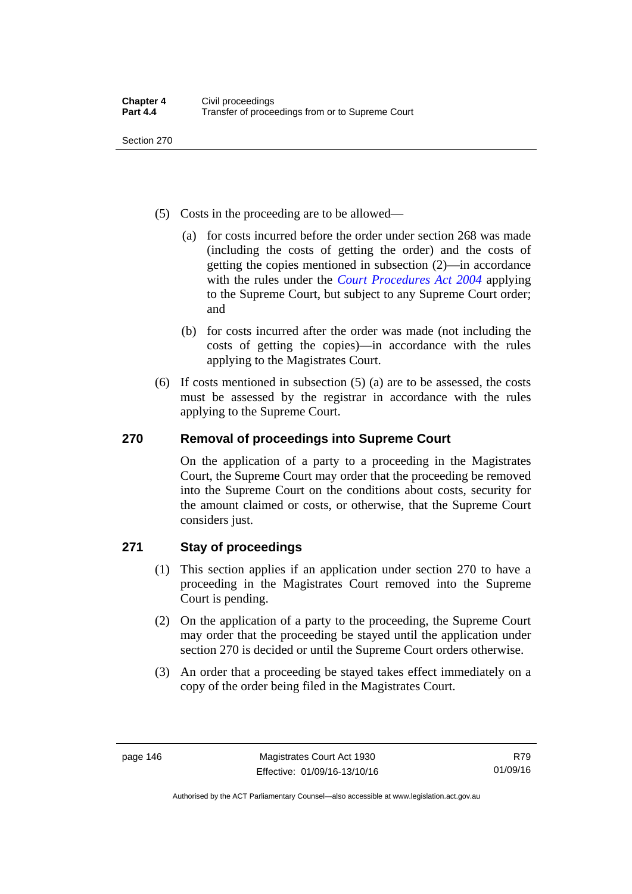(5) Costs in the proceeding are to be allowed—

(a) for costs incurred before the order under section 268 was made (including the costs of getting the order) and the costs of getting the copies mentioned in subsection (2)—in accordance with the rules under the *Court Procedures Act 2004* applying to the Supreme Court, but subject to any Supreme Court order; and

(b) for costs incurred after the order was made (not including the costs of getting the copies)—in accordance with the rules applying to the Magistrates Court.

(6) If costs mentioned in subsection (5) (a) are to be assessed, the costs must be assessed by the registrar in accordance with the rules applying to the Supreme Court.

## 270 Removal of proceedings into Supreme Court

On the application of a party to a proceeding in the Magistrates Court, the Supreme Court may order that the proceeding be removed into the Supreme Court on the conditions about costs, security for the amount claimed or costs, or otherwise, that the Supreme Court considers just.

## 271 Stay of proceedings

(1) This section applies if an application under section 270 to have a proceeding in the Magistrates Court removed into the Supreme Court is pending.

(2) On the application of a party to the proceeding, the Supreme Court may order that the proceeding be stayed until the application under section 270 is decided or until the Supreme Court orders otherwise.

(3) An order that a proceeding be stayed takes effect immediately on a copy of the order being filed in the Magistrates Court.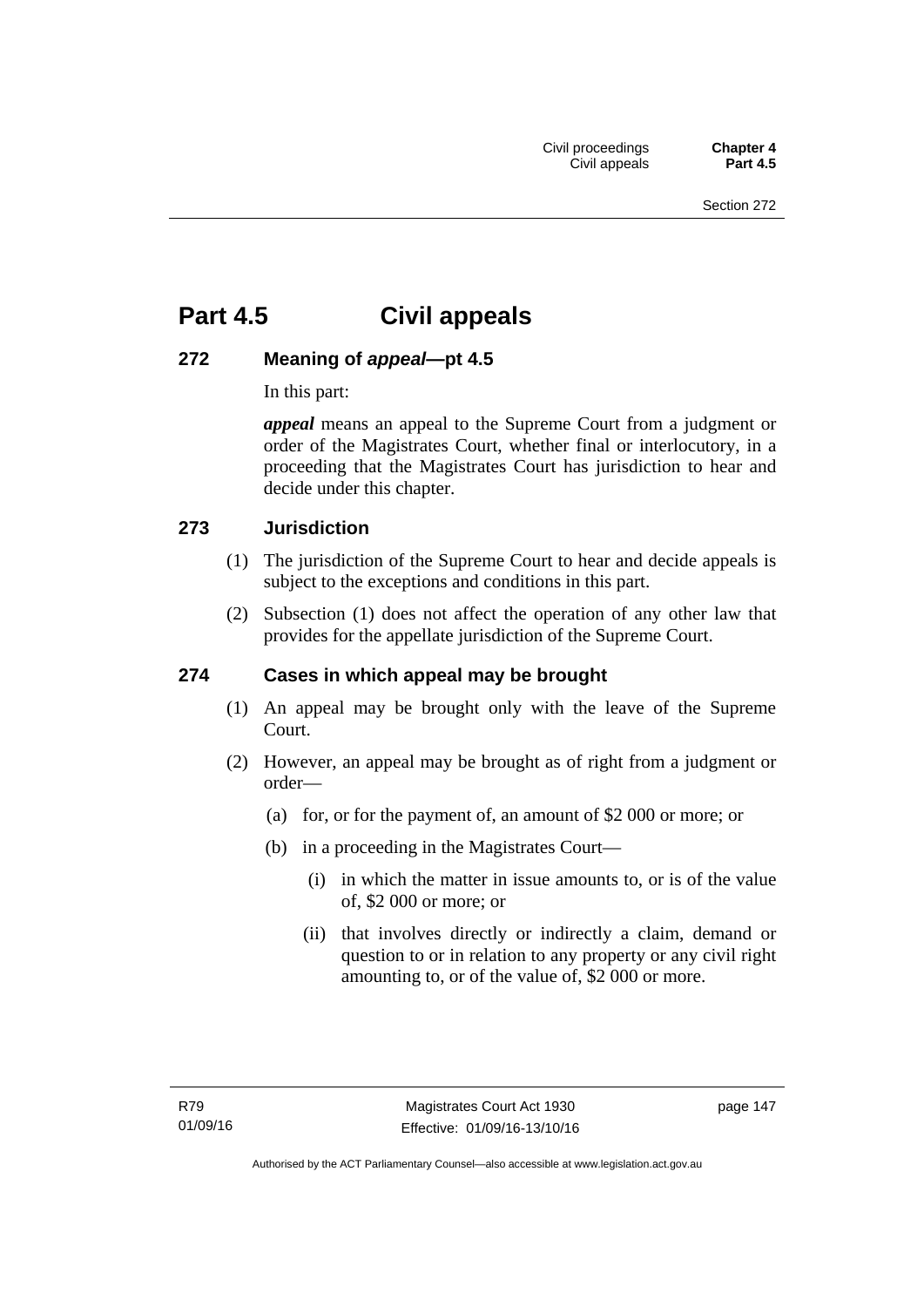# Part 4.5 Civil appeals

## 272 Meaning of *appeal*—pt 4.5

In this part:

***appeal*** means an appeal to the Supreme Court from a judgment or order of the Magistrates Court, whether final or interlocutory, in a proceeding that the Magistrates Court has jurisdiction to hear and decide under this chapter.

## 273 Jurisdiction

(1) The jurisdiction of the Supreme Court to hear and decide appeals is subject to the exceptions and conditions in this part.

(2) Subsection (1) does not affect the operation of any other law that provides for the appellate jurisdiction of the Supreme Court.

## 274 Cases in which appeal may be brought

(1) An appeal may be brought only with the leave of the Supreme Court.

(2) However, an appeal may be brought as of right from a judgment or order—

- (a) for, or for the payment of, an amount of $2 000 or more; or
- (b) in a proceeding in the Magistrates Court—
  - (i) in which the matter in issue amounts to, or is of the value of, $2 000 or more; or
  - (ii) that involves directly or indirectly a claim, demand or question to or in relation to any property or any civil right amounting to, or of the value of, $2 000 or more.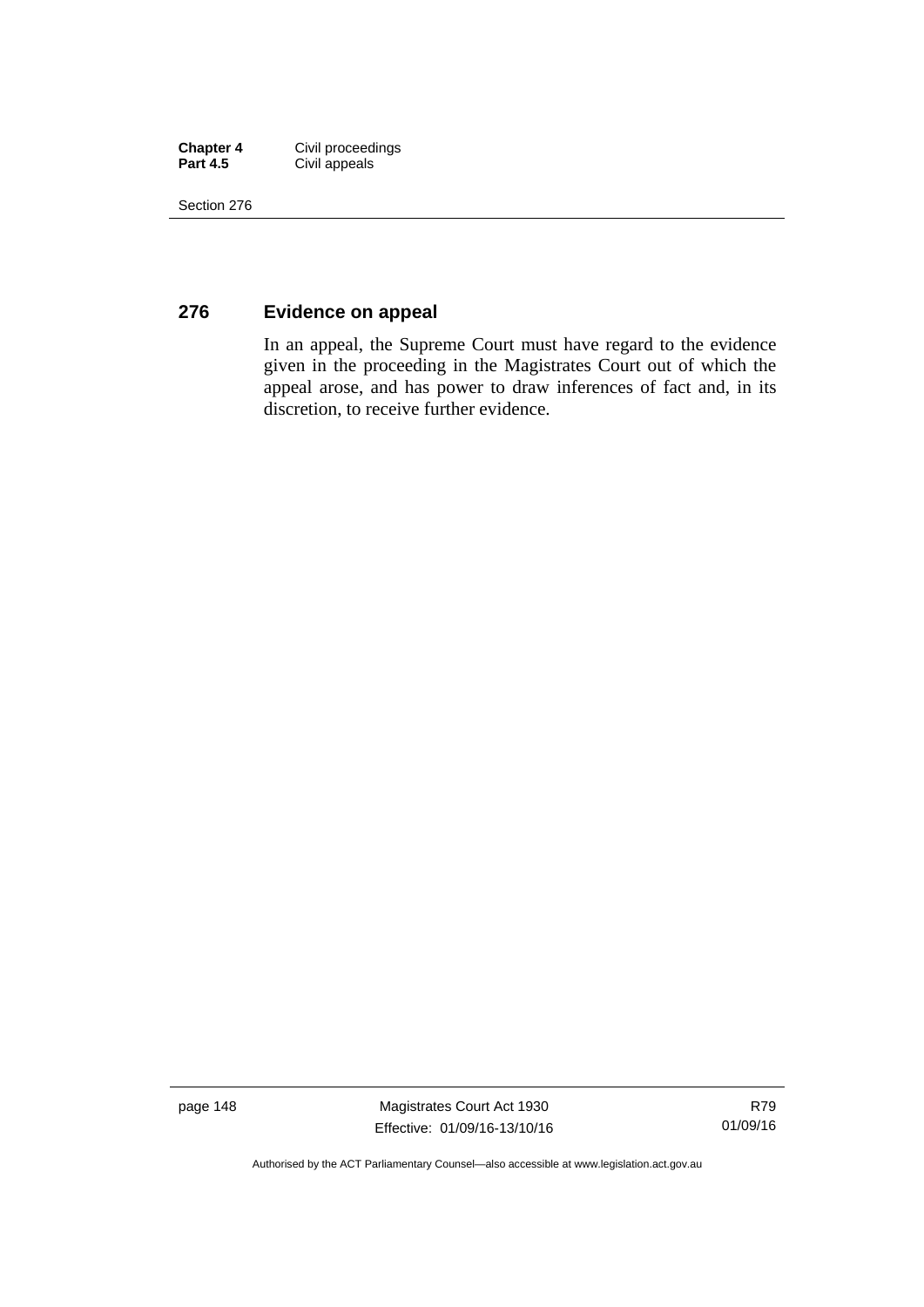## 276 Evidence on appeal

In an appeal, the Supreme Court must have regard to the evidence given in the proceeding in the Magistrates Court out of which the appeal arose, and has power to draw inferences of fact and, in its discretion, to receive further evidence.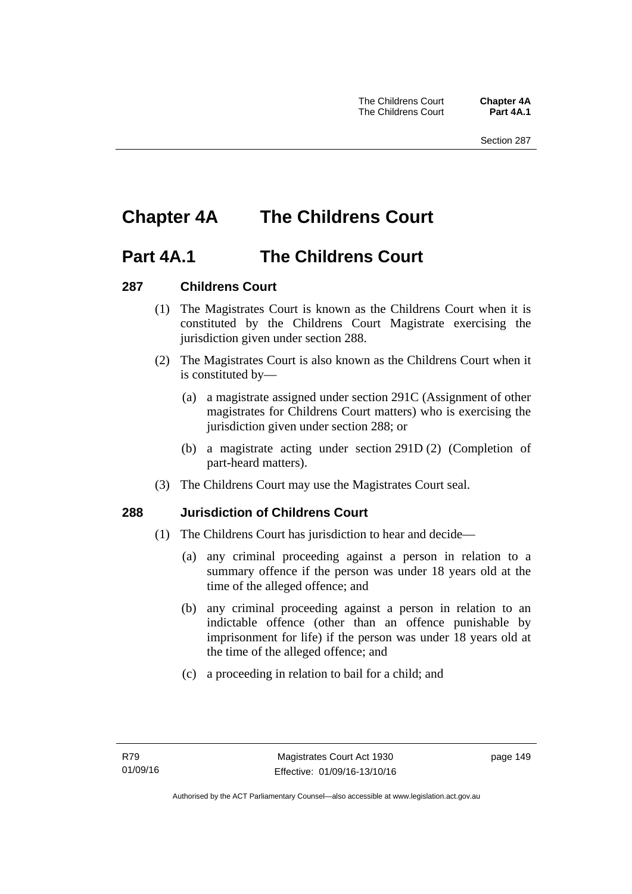# Chapter 4A The Childrens Court

## Part 4A.1 The Childrens Court

### 287 Childrens Court

(1) The Magistrates Court is known as the Childrens Court when it is constituted by the Childrens Court Magistrate exercising the jurisdiction given under section 288.

(2) The Magistrates Court is also known as the Childrens Court when it is constituted by—

(a) a magistrate assigned under section 291C (Assignment of other magistrates for Childrens Court matters) who is exercising the jurisdiction given under section 288; or

(b) a magistrate acting under section 291D (2) (Completion of part-heard matters).

(3) The Childrens Court may use the Magistrates Court seal.

### 288 Jurisdiction of Childrens Court

(1) The Childrens Court has jurisdiction to hear and decide—

(a) any criminal proceeding against a person in relation to a summary offence if the person was under 18 years old at the time of the alleged offence; and

(b) any criminal proceeding against a person in relation to an indictable offence (other than an offence punishable by imprisonment for life) if the person was under 18 years old at the time of the alleged offence; and

(c) a proceeding in relation to bail for a child; and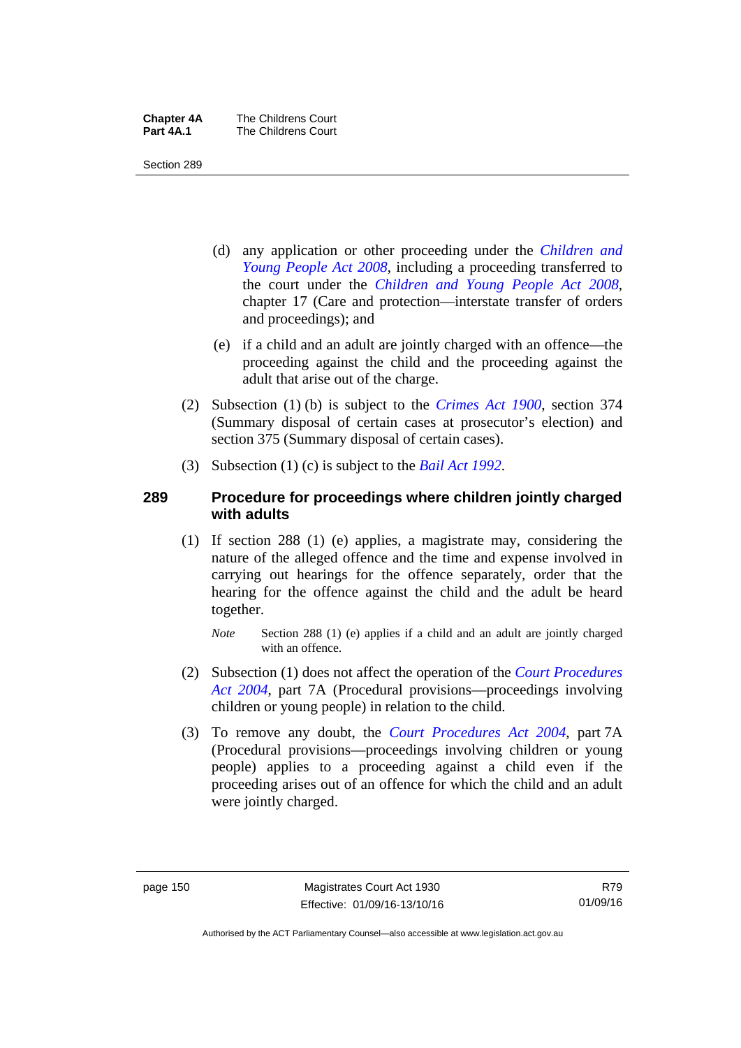(d) any application or other proceeding under the *Children and Young People Act 2008*, including a proceeding transferred to the court under the *Children and Young People Act 2008*, chapter 17 (Care and protection—interstate transfer of orders and proceedings); and

(e) if a child and an adult are jointly charged with an offence—the proceeding against the child and the proceeding against the adult that arise out of the charge.

(2) Subsection (1) (b) is subject to the *Crimes Act 1900*, section 374 (Summary disposal of certain cases at prosecutor's election) and section 375 (Summary disposal of certain cases).

(3) Subsection (1) (c) is subject to the *Bail Act 1992*.

## 289 Procedure for proceedings where children jointly charged with adults

(1) If section 288 (1) (e) applies, a magistrate may, considering the nature of the alleged offence and the time and expense involved in carrying out hearings for the offence separately, order that the hearing for the offence against the child and the adult be heard together.

*Note* Section 288 (1) (e) applies if a child and an adult are jointly charged with an offence.

(2) Subsection (1) does not affect the operation of the *Court Procedures Act 2004*, part 7A (Procedural provisions—proceedings involving children or young people) in relation to the child.

(3) To remove any doubt, the *Court Procedures Act 2004*, part 7A (Procedural provisions—proceedings involving children or young people) applies to a proceeding against a child even if the proceeding arises out of an offence for which the child and an adult were jointly charged.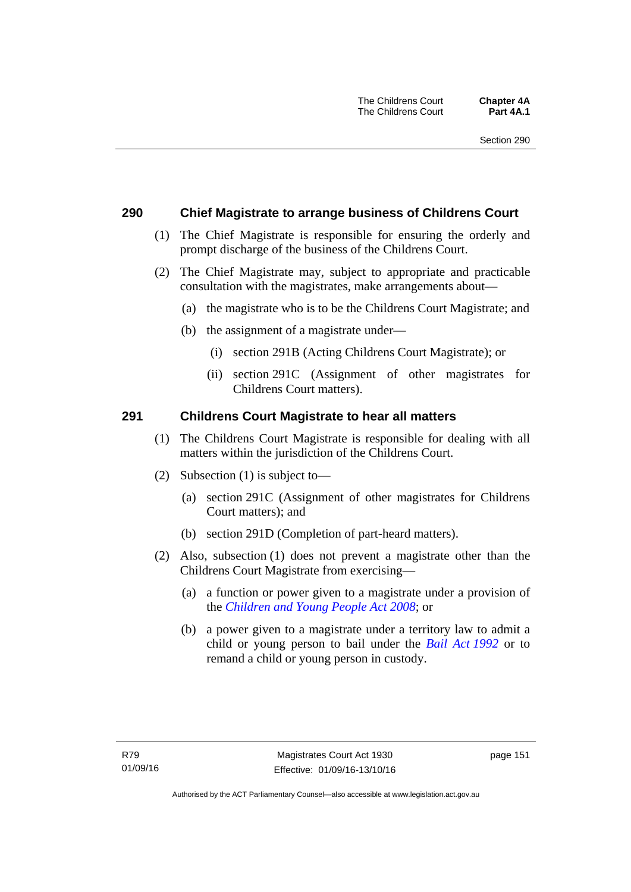### 290 Chief Magistrate to arrange business of Childrens Court

(1) The Chief Magistrate is responsible for ensuring the orderly and prompt discharge of the business of the Childrens Court.

(2) The Chief Magistrate may, subject to appropriate and practicable consultation with the magistrates, make arrangements about—

(a) the magistrate who is to be the Childrens Court Magistrate; and

(b) the assignment of a magistrate under—

(i) section 291B (Acting Childrens Court Magistrate); or

(ii) section 291C (Assignment of other magistrates for Childrens Court matters).

### 291 Childrens Court Magistrate to hear all matters

(1) The Childrens Court Magistrate is responsible for dealing with all matters within the jurisdiction of the Childrens Court.

(2) Subsection (1) is subject to—

(a) section 291C (Assignment of other magistrates for Childrens Court matters); and

(b) section 291D (Completion of part-heard matters).

(2) Also, subsection (1) does not prevent a magistrate other than the Childrens Court Magistrate from exercising—

(a) a function or power given to a magistrate under a provision of the *Children and Young People Act 2008*; or

(b) a power given to a magistrate under a territory law to admit a child or young person to bail under the *Bail Act 1992* or to remand a child or young person in custody.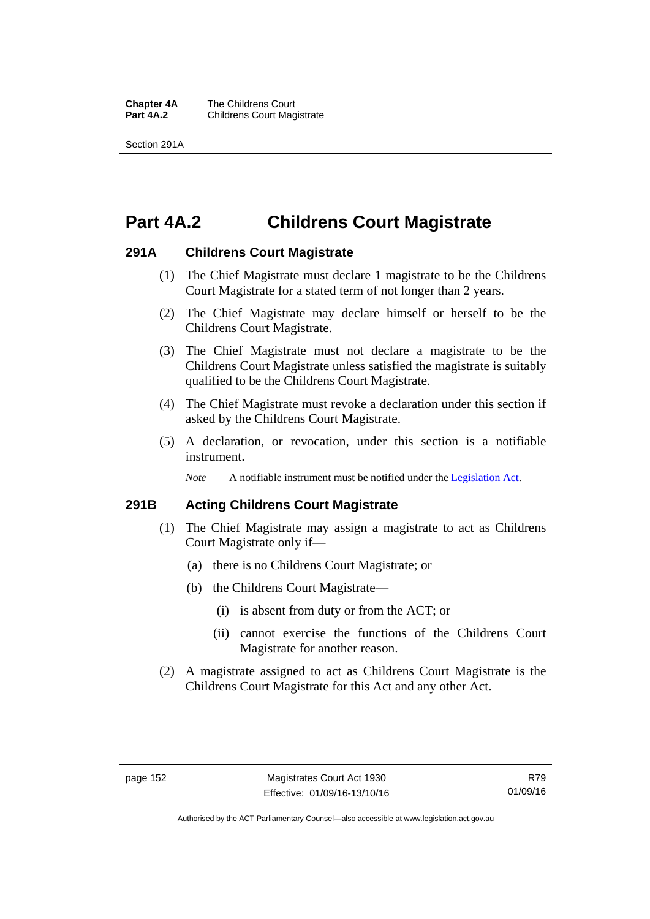# Part 4A.2 Childrens Court Magistrate

## 291A Childrens Court Magistrate

(1) The Chief Magistrate must declare 1 magistrate to be the Childrens Court Magistrate for a stated term of not longer than 2 years.

(2) The Chief Magistrate may declare himself or herself to be the Childrens Court Magistrate.

(3) The Chief Magistrate must not declare a magistrate to be the Childrens Court Magistrate unless satisfied the magistrate is suitably qualified to be the Childrens Court Magistrate.

(4) The Chief Magistrate must revoke a declaration under this section if asked by the Childrens Court Magistrate.

(5) A declaration, or revocation, under this section is a notifiable instrument.

*Note* A notifiable instrument must be notified under the Legislation Act.

## 291B Acting Childrens Court Magistrate

(1) The Chief Magistrate may assign a magistrate to act as Childrens Court Magistrate only if—

(a) there is no Childrens Court Magistrate; or

(b) the Childrens Court Magistrate—

(i) is absent from duty or from the ACT; or

(ii) cannot exercise the functions of the Childrens Court Magistrate for another reason.

(2) A magistrate assigned to act as Childrens Court Magistrate is the Childrens Court Magistrate for this Act and any other Act.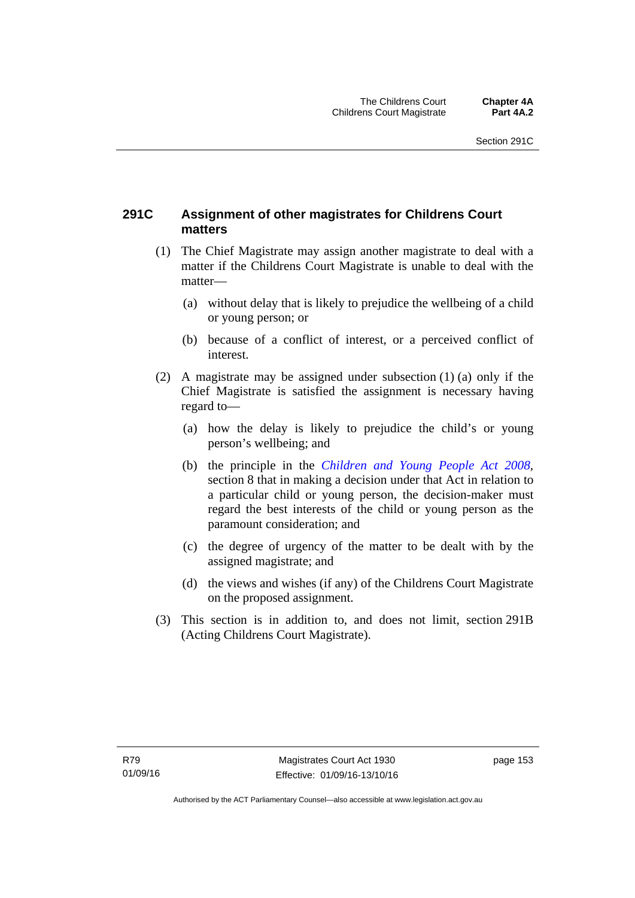## 291C Assignment of other magistrates for Childrens Court matters

(1) The Chief Magistrate may assign another magistrate to deal with a matter if the Childrens Court Magistrate is unable to deal with the matter—

(a) without delay that is likely to prejudice the wellbeing of a child or young person; or

(b) because of a conflict of interest, or a perceived conflict of interest.

(2) A magistrate may be assigned under subsection (1) (a) only if the Chief Magistrate is satisfied the assignment is necessary having regard to—

(a) how the delay is likely to prejudice the child's or young person's wellbeing; and

(b) the principle in the *Children and Young People Act 2008*, section 8 that in making a decision under that Act in relation to a particular child or young person, the decision-maker must regard the best interests of the child or young person as the paramount consideration; and

(c) the degree of urgency of the matter to be dealt with by the assigned magistrate; and

(d) the views and wishes (if any) of the Childrens Court Magistrate on the proposed assignment.

(3) This section is in addition to, and does not limit, section 291B (Acting Childrens Court Magistrate).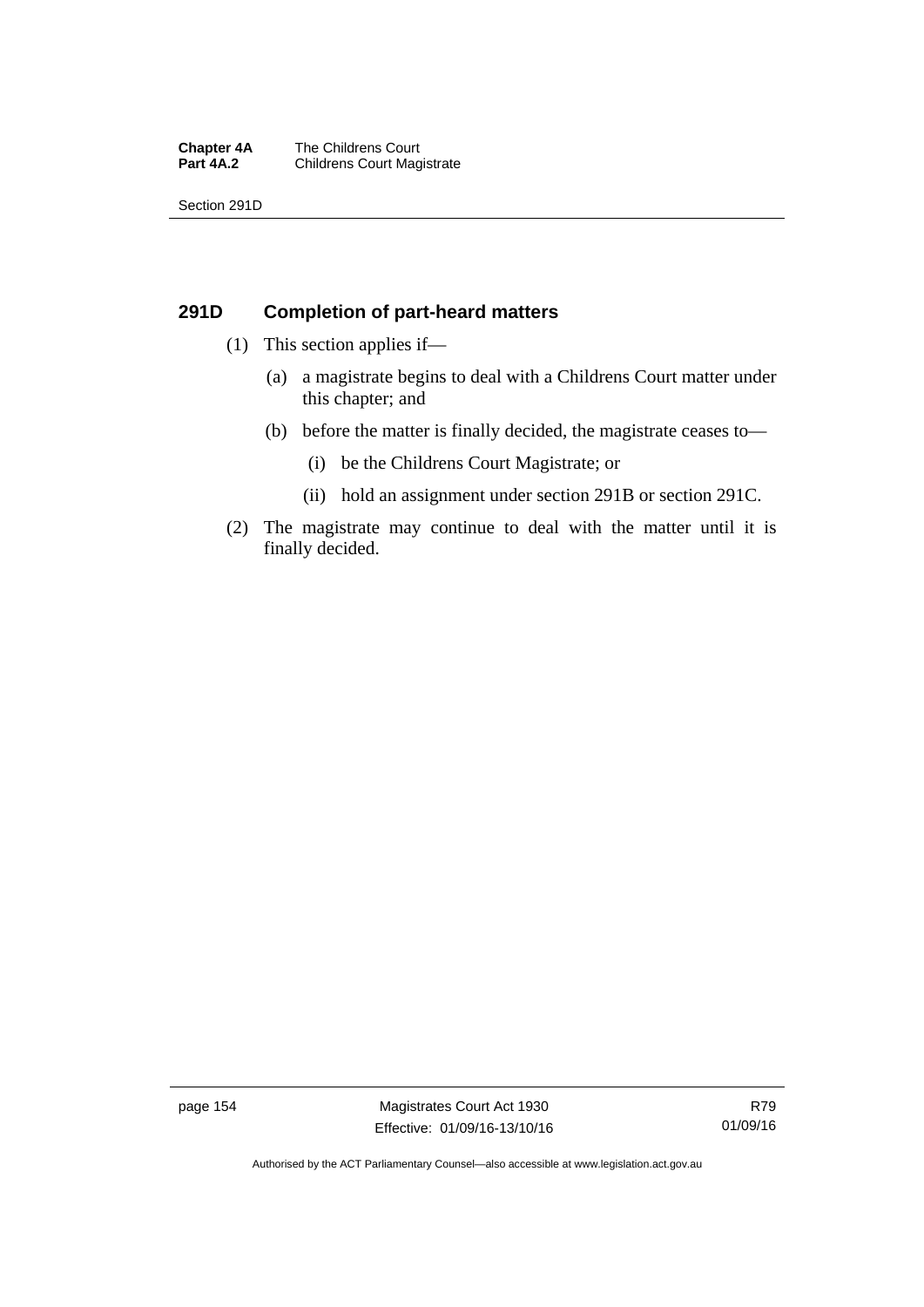## 291D Completion of part-heard matters

(1) This section applies if—

(a) a magistrate begins to deal with a Childrens Court matter under this chapter; and

(b) before the matter is finally decided, the magistrate ceases to—

(i) be the Childrens Court Magistrate; or

(ii) hold an assignment under section 291B or section 291C.

(2) The magistrate may continue to deal with the matter until it is finally decided.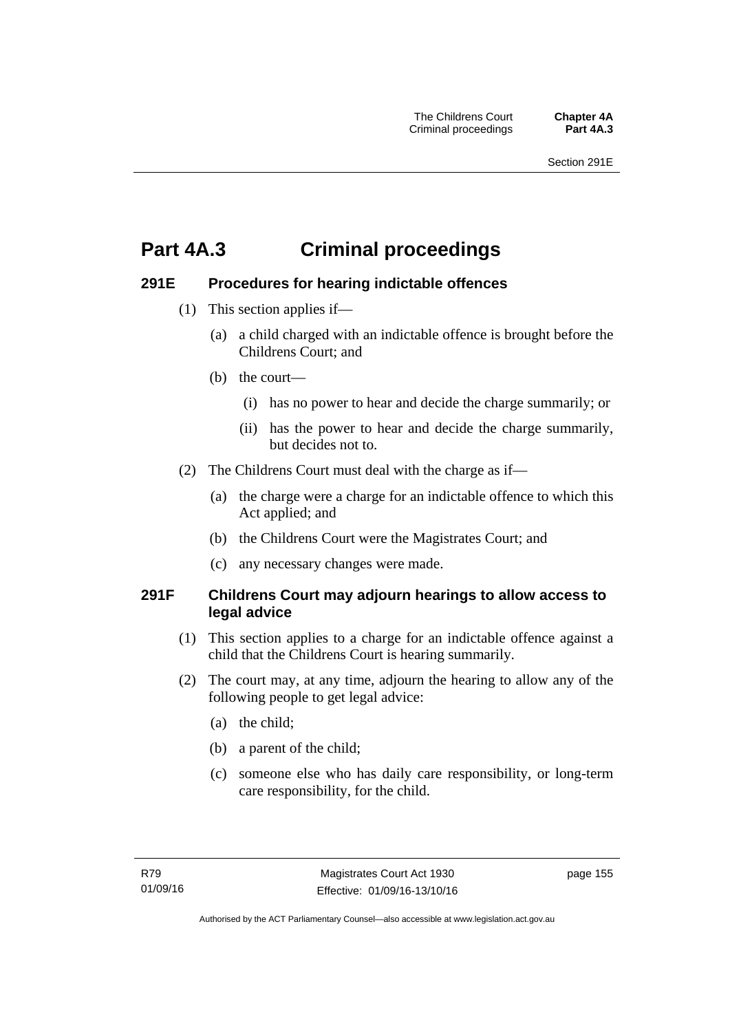# Part 4A.3 Criminal proceedings

## 291E Procedures for hearing indictable offences

(1) This section applies if—

(a) a child charged with an indictable offence is brought before the Childrens Court; and

(b) the court—

(i) has no power to hear and decide the charge summarily; or

(ii) has the power to hear and decide the charge summarily, but decides not to.

(2) The Childrens Court must deal with the charge as if—

(a) the charge were a charge for an indictable offence to which this Act applied; and

(b) the Childrens Court were the Magistrates Court; and

(c) any necessary changes were made.

## 291F Childrens Court may adjourn hearings to allow access to legal advice

(1) This section applies to a charge for an indictable offence against a child that the Childrens Court is hearing summarily.

(2) The court may, at any time, adjourn the hearing to allow any of the following people to get legal advice:

(a) the child;

(b) a parent of the child;

(c) someone else who has daily care responsibility, or long-term care responsibility, for the child.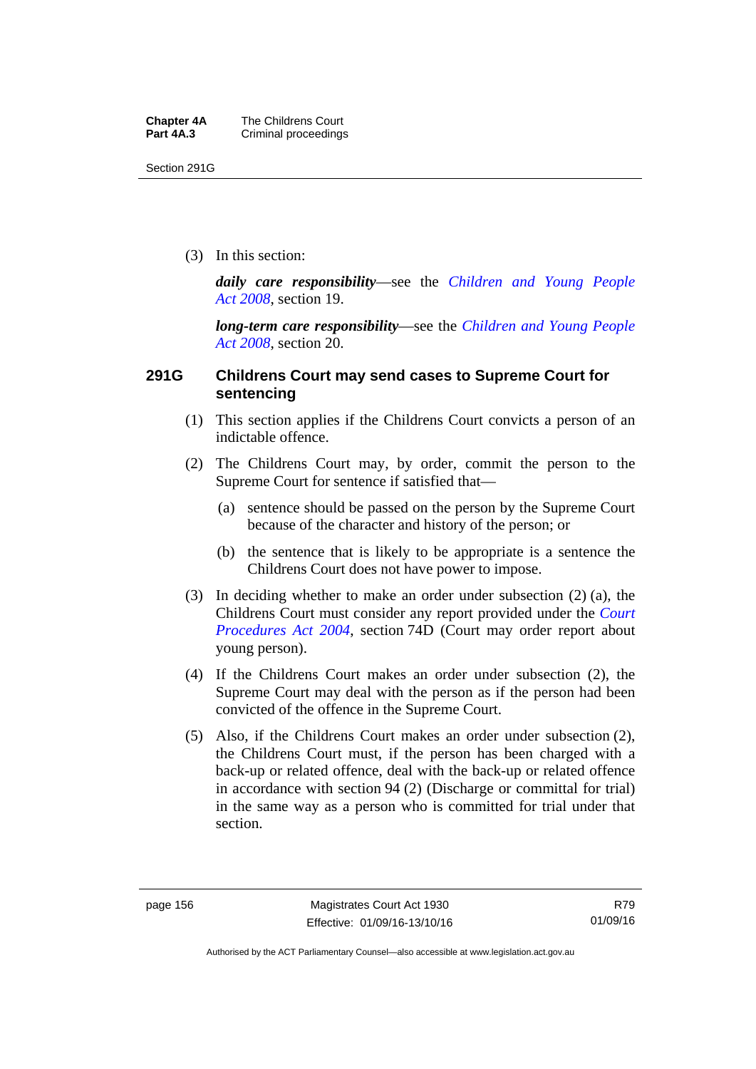(3) In this section:

***daily care responsibility***—see the *Children and Young People Act 2008*, section 19.

***long-term care responsibility***—see the *Children and Young People Act 2008*, section 20.

### 291G Childrens Court may send cases to Supreme Court for sentencing

(1) This section applies if the Childrens Court convicts a person of an indictable offence.

(2) The Childrens Court may, by order, commit the person to the Supreme Court for sentence if satisfied that—

(a) sentence should be passed on the person by the Supreme Court because of the character and history of the person; or

(b) the sentence that is likely to be appropriate is a sentence the Childrens Court does not have power to impose.

(3) In deciding whether to make an order under subsection (2) (a), the Childrens Court must consider any report provided under the *Court Procedures Act 2004*, section 74D (Court may order report about young person).

(4) If the Childrens Court makes an order under subsection (2), the Supreme Court may deal with the person as if the person had been convicted of the offence in the Supreme Court.

(5) Also, if the Childrens Court makes an order under subsection (2), the Childrens Court must, if the person has been charged with a back-up or related offence, deal with the back-up or related offence in accordance with section 94 (2) (Discharge or committal for trial) in the same way as a person who is committed for trial under that section.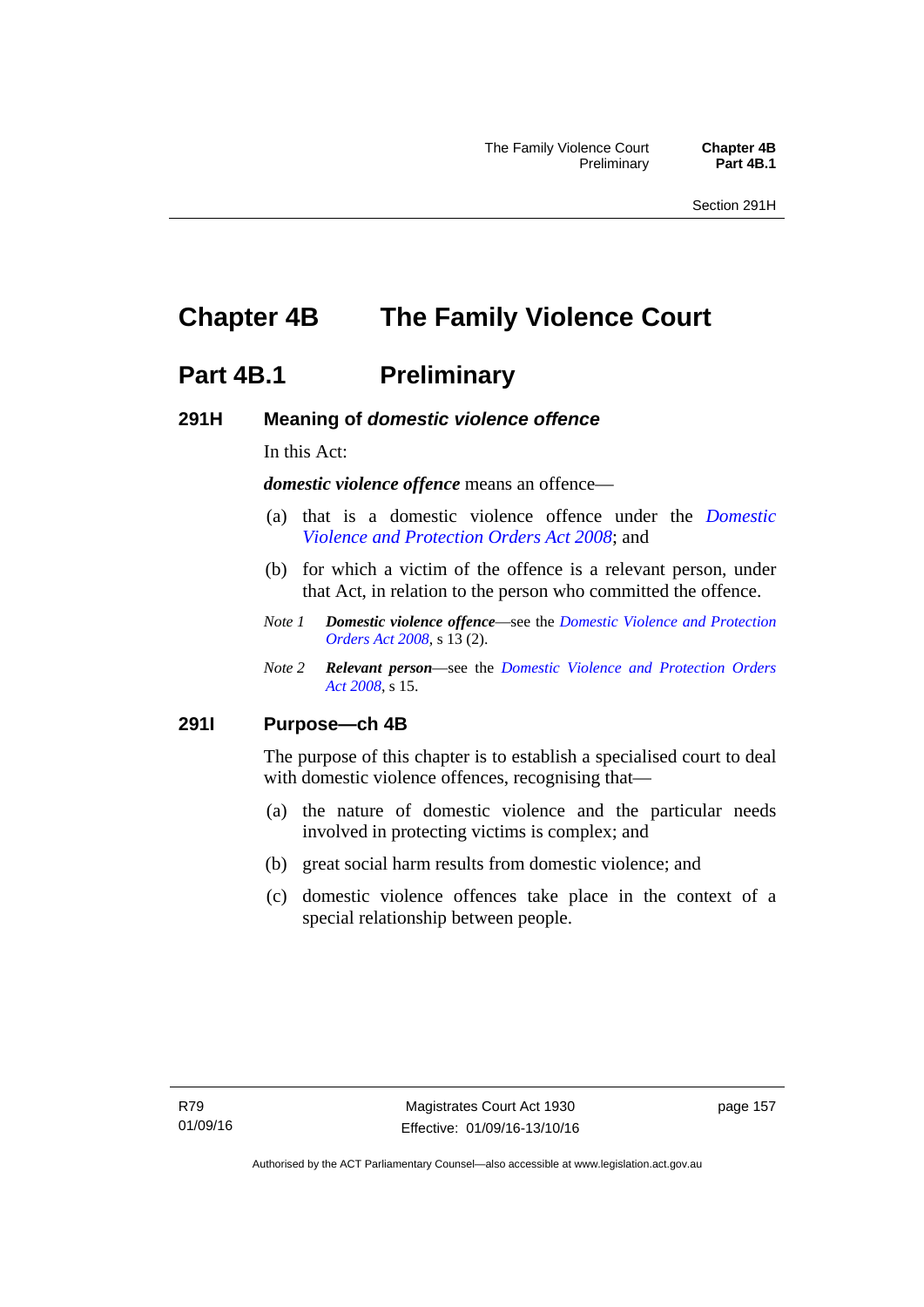# Chapter 4B The Family Violence Court

## Part 4B.1 Preliminary

### 291H Meaning of *domestic violence offence*

In this Act:

***domestic violence offence*** means an offence—

(a) that is a domestic violence offence under the *Domestic Violence and Protection Orders Act 2008*; and

(b) for which a victim of the offence is a relevant person, under that Act, in relation to the person who committed the offence.

*Note 1* ***Domestic violence offence***—see the *Domestic Violence and Protection Orders Act 2008*, s 13 (2).

*Note 2* ***Relevant person***—see the *Domestic Violence and Protection Orders Act 2008*, s 15.

### 291I Purpose—ch 4B

The purpose of this chapter is to establish a specialised court to deal with domestic violence offences, recognising that—

(a) the nature of domestic violence and the particular needs involved in protecting victims is complex; and

(b) great social harm results from domestic violence; and

(c) domestic violence offences take place in the context of a special relationship between people.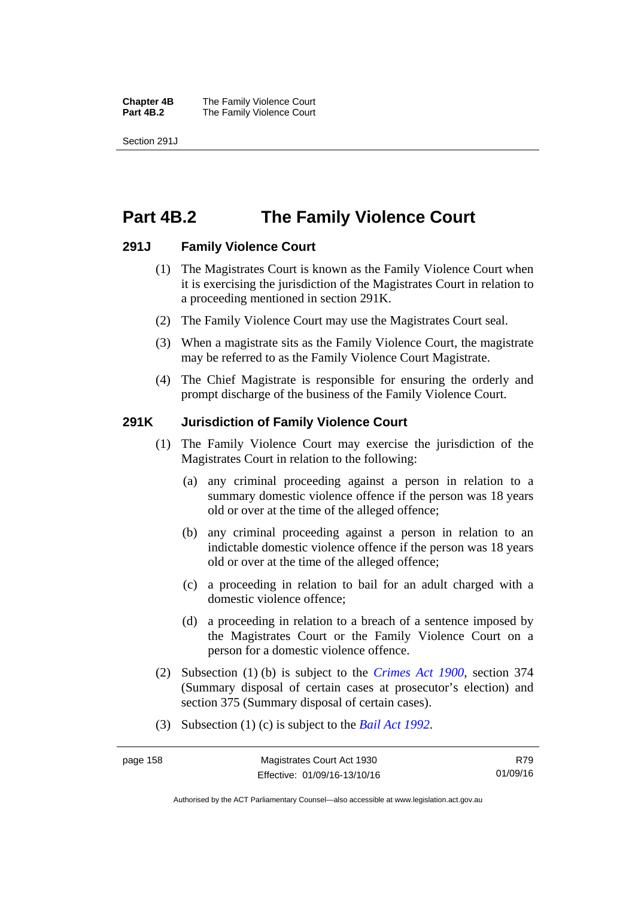# Part 4B.2 The Family Violence Court

## 291J Family Violence Court

(1) The Magistrates Court is known as the Family Violence Court when it is exercising the jurisdiction of the Magistrates Court in relation to a proceeding mentioned in section 291K.

(2) The Family Violence Court may use the Magistrates Court seal.

(3) When a magistrate sits as the Family Violence Court, the magistrate may be referred to as the Family Violence Court Magistrate.

(4) The Chief Magistrate is responsible for ensuring the orderly and prompt discharge of the business of the Family Violence Court.

## 291K Jurisdiction of Family Violence Court

(1) The Family Violence Court may exercise the jurisdiction of the Magistrates Court in relation to the following:

(a) any criminal proceeding against a person in relation to a summary domestic violence offence if the person was 18 years old or over at the time of the alleged offence;

(b) any criminal proceeding against a person in relation to an indictable domestic violence offence if the person was 18 years old or over at the time of the alleged offence;

(c) a proceeding in relation to bail for an adult charged with a domestic violence offence;

(d) a proceeding in relation to a breach of a sentence imposed by the Magistrates Court or the Family Violence Court on a person for a domestic violence offence.

(2) Subsection (1) (b) is subject to the *Crimes Act 1900*, section 374 (Summary disposal of certain cases at prosecutor's election) and section 375 (Summary disposal of certain cases).

(3) Subsection (1) (c) is subject to the *Bail Act 1992*.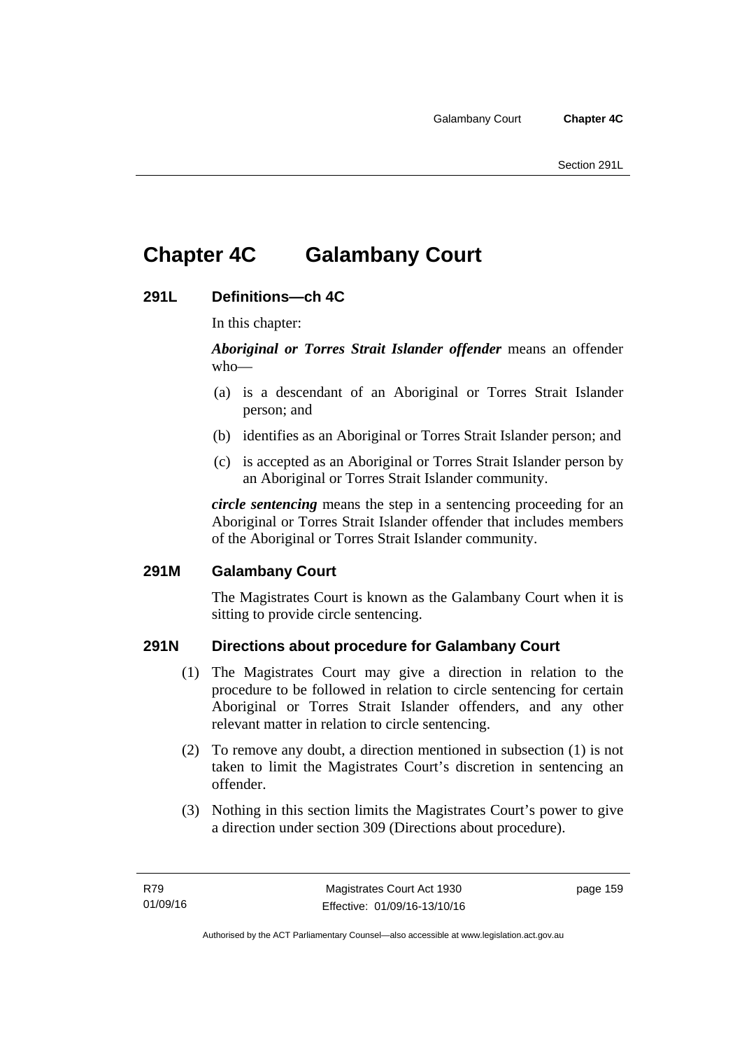# Chapter 4C Galambany Court

## 291L Definitions—ch 4C

In this chapter:

***Aboriginal or Torres Strait Islander offender*** means an offender who—

(a) is a descendant of an Aboriginal or Torres Strait Islander person; and

(b) identifies as an Aboriginal or Torres Strait Islander person; and

(c) is accepted as an Aboriginal or Torres Strait Islander person by an Aboriginal or Torres Strait Islander community.

***circle sentencing*** means the step in a sentencing proceeding for an Aboriginal or Torres Strait Islander offender that includes members of the Aboriginal or Torres Strait Islander community.

## 291M Galambany Court

The Magistrates Court is known as the Galambany Court when it is sitting to provide circle sentencing.

## 291N Directions about procedure for Galambany Court

(1) The Magistrates Court may give a direction in relation to the procedure to be followed in relation to circle sentencing for certain Aboriginal or Torres Strait Islander offenders, and any other relevant matter in relation to circle sentencing.

(2) To remove any doubt, a direction mentioned in subsection (1) is not taken to limit the Magistrates Court's discretion in sentencing an offender.

(3) Nothing in this section limits the Magistrates Court's power to give a direction under section 309 (Directions about procedure).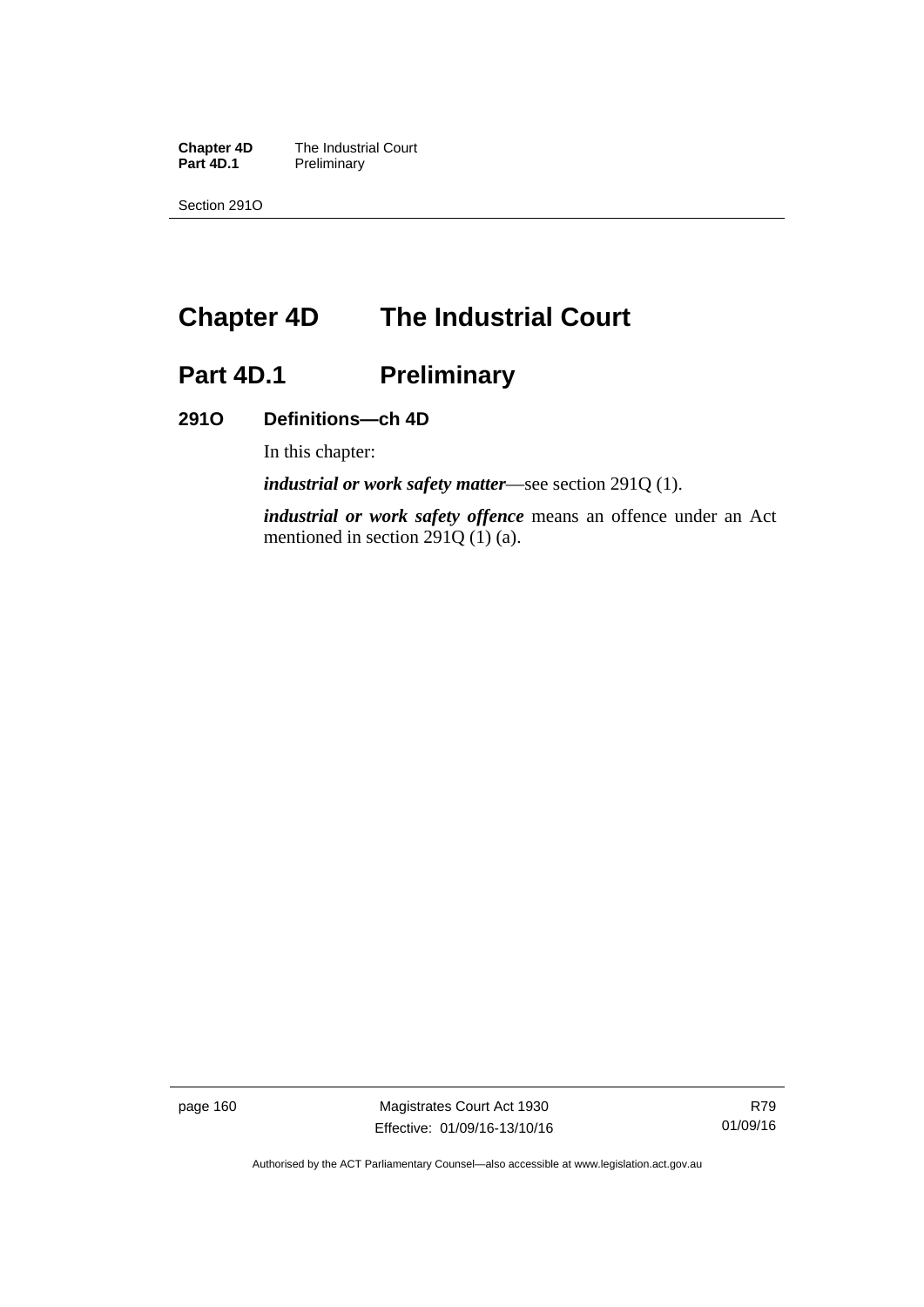# Chapter 4D The Industrial Court

## Part 4D.1 Preliminary

### 291O Definitions—ch 4D

In this chapter:

***industrial or work safety matter***—see section 291Q (1).

***industrial or work safety offence*** means an offence under an Act mentioned in section 291Q (1) (a).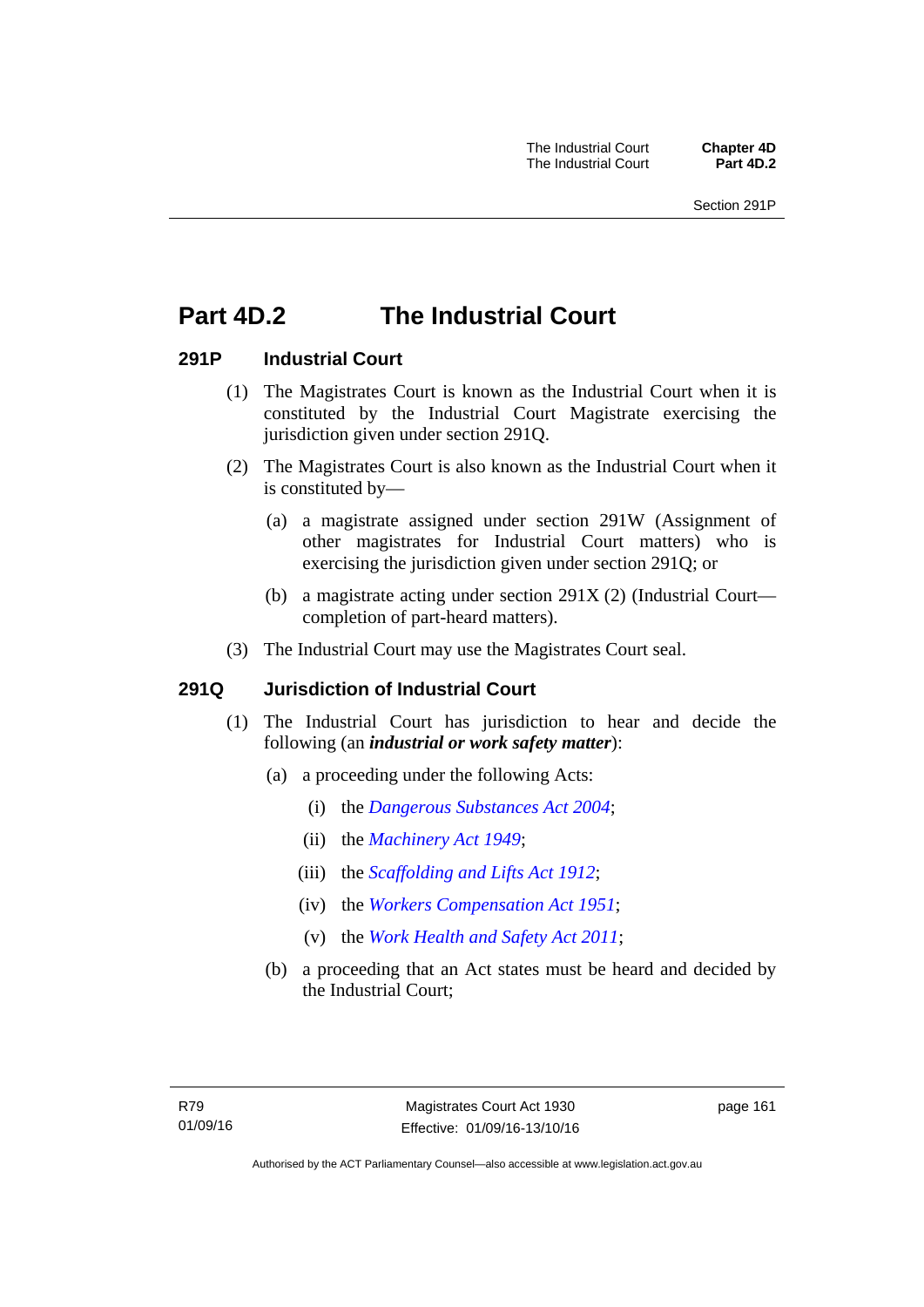# Part 4D.2 The Industrial Court

### 291P Industrial Court

(1) The Magistrates Court is known as the Industrial Court when it is constituted by the Industrial Court Magistrate exercising the jurisdiction given under section 291Q.

(2) The Magistrates Court is also known as the Industrial Court when it is constituted by—

(a) a magistrate assigned under section 291W (Assignment of other magistrates for Industrial Court matters) who is exercising the jurisdiction given under section 291Q; or

(b) a magistrate acting under section 291X (2) (Industrial Court—completion of part-heard matters).

(3) The Industrial Court may use the Magistrates Court seal.

### 291Q Jurisdiction of Industrial Court

(1) The Industrial Court has jurisdiction to hear and decide the following (an ***industrial or work safety matter***):

(a) a proceeding under the following Acts:

(i) the *Dangerous Substances Act 2004*;

(ii) the *Machinery Act 1949*;

(iii) the *Scaffolding and Lifts Act 1912*;

(iv) the *Workers Compensation Act 1951*;

(v) the *Work Health and Safety Act 2011*;

(b) a proceeding that an Act states must be heard and decided by the Industrial Court;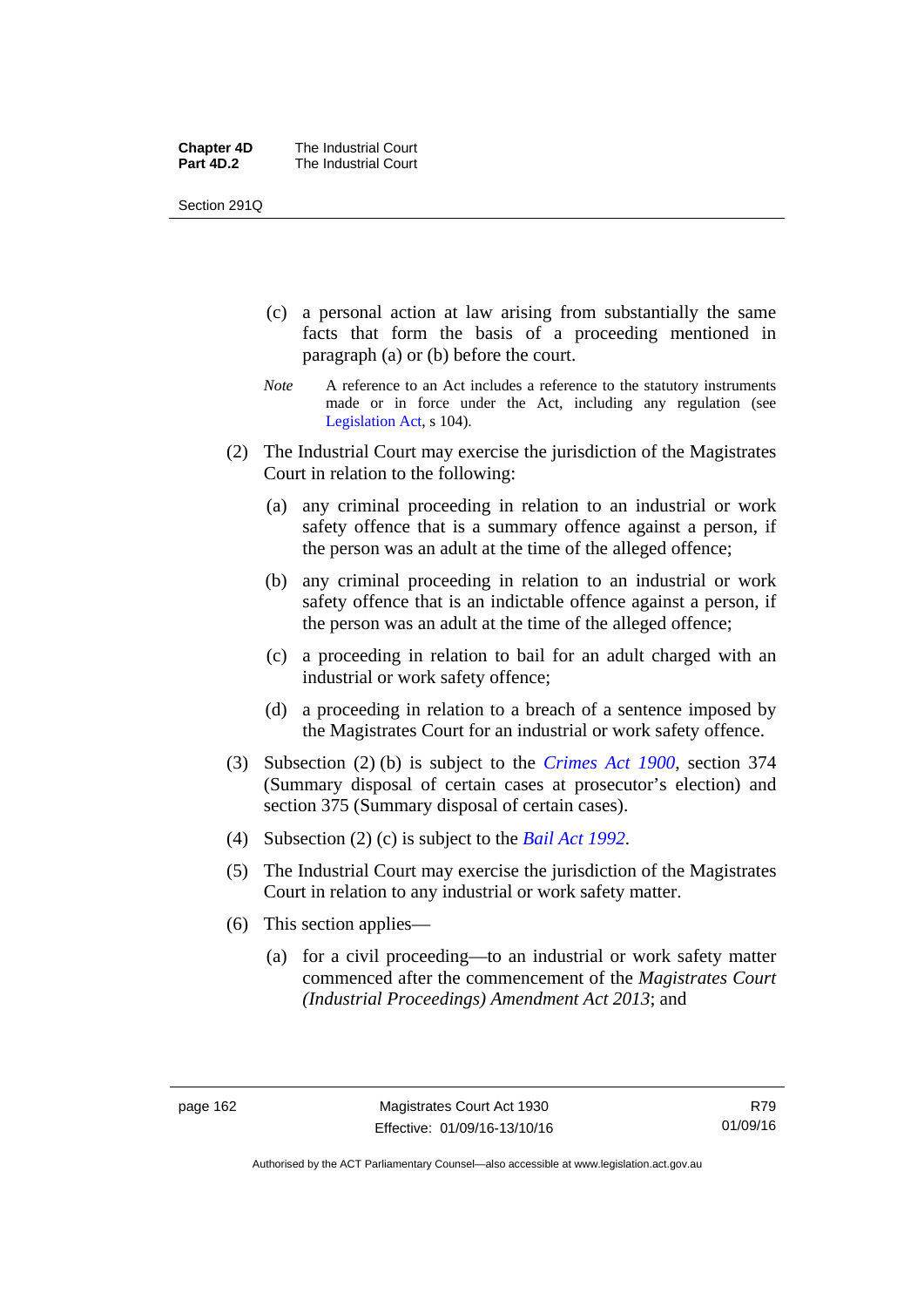(c) a personal action at law arising from substantially the same facts that form the basis of a proceeding mentioned in paragraph (a) or (b) before the court.

*Note* A reference to an Act includes a reference to the statutory instruments made or in force under the Act, including any regulation (see Legislation Act, s 104).

(2) The Industrial Court may exercise the jurisdiction of the Magistrates Court in relation to the following:

(a) any criminal proceeding in relation to an industrial or work safety offence that is a summary offence against a person, if the person was an adult at the time of the alleged offence;

(b) any criminal proceeding in relation to an industrial or work safety offence that is an indictable offence against a person, if the person was an adult at the time of the alleged offence;

(c) a proceeding in relation to bail for an adult charged with an industrial or work safety offence;

(d) a proceeding in relation to a breach of a sentence imposed by the Magistrates Court for an industrial or work safety offence.

(3) Subsection (2) (b) is subject to the *Crimes Act 1900*, section 374 (Summary disposal of certain cases at prosecutor's election) and section 375 (Summary disposal of certain cases).

(4) Subsection (2) (c) is subject to the *Bail Act 1992*.

(5) The Industrial Court may exercise the jurisdiction of the Magistrates Court in relation to any industrial or work safety matter.

(6) This section applies—

(a) for a civil proceeding—to an industrial or work safety matter commenced after the commencement of the *Magistrates Court (Industrial Proceedings) Amendment Act 2013*; and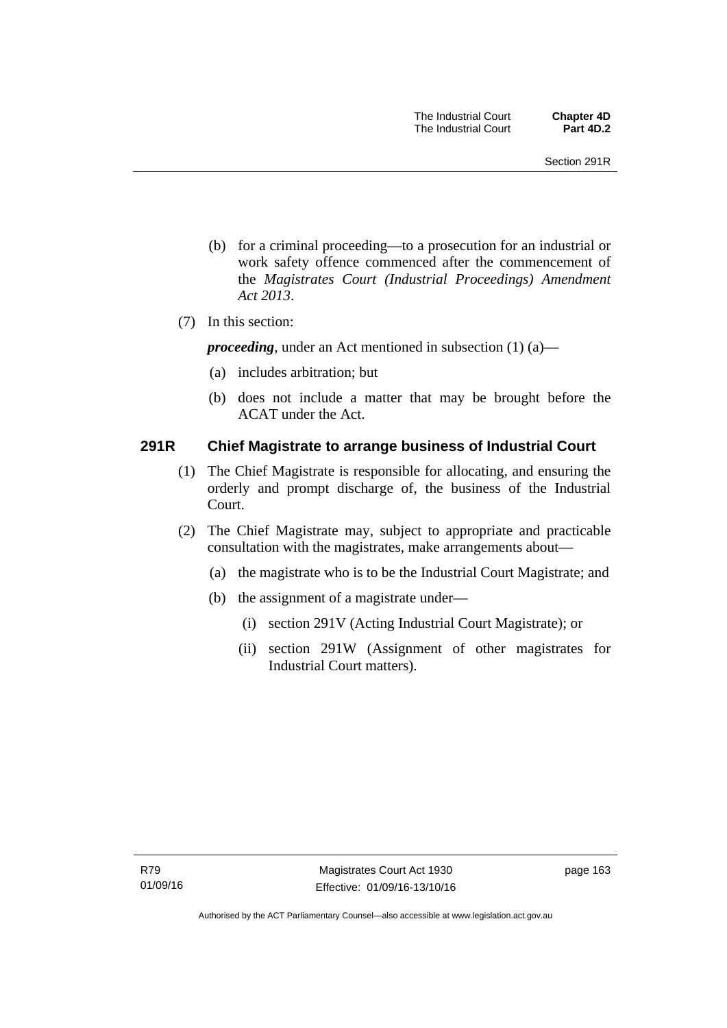(b) for a criminal proceeding—to a prosecution for an industrial or work safety offence commenced after the commencement of the *Magistrates Court (Industrial Proceedings) Amendment Act 2013*.

(7) In this section:

***proceeding***, under an Act mentioned in subsection (1) (a)—

(a) includes arbitration; but

(b) does not include a matter that may be brought before the ACAT under the Act.

### 291R Chief Magistrate to arrange business of Industrial Court

(1) The Chief Magistrate is responsible for allocating, and ensuring the orderly and prompt discharge of, the business of the Industrial Court.

(2) The Chief Magistrate may, subject to appropriate and practicable consultation with the magistrates, make arrangements about—

(a) the magistrate who is to be the Industrial Court Magistrate; and

(b) the assignment of a magistrate under—

(i) section 291V (Acting Industrial Court Magistrate); or

(ii) section 291W (Assignment of other magistrates for Industrial Court matters).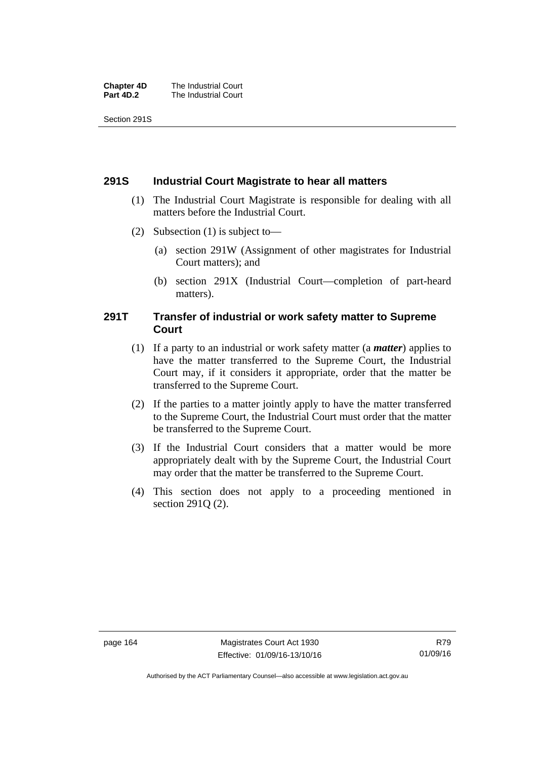## 291S Industrial Court Magistrate to hear all matters

(1) The Industrial Court Magistrate is responsible for dealing with all matters before the Industrial Court.

(2) Subsection (1) is subject to—

(a) section 291W (Assignment of other magistrates for Industrial Court matters); and

(b) section 291X (Industrial Court—completion of part-heard matters).

## 291T Transfer of industrial or work safety matter to Supreme Court

(1) If a party to an industrial or work safety matter (a ***matter***) applies to have the matter transferred to the Supreme Court, the Industrial Court may, if it considers it appropriate, order that the matter be transferred to the Supreme Court.

(2) If the parties to a matter jointly apply to have the matter transferred to the Supreme Court, the Industrial Court must order that the matter be transferred to the Supreme Court.

(3) If the Industrial Court considers that a matter would be more appropriately dealt with by the Supreme Court, the Industrial Court may order that the matter be transferred to the Supreme Court.

(4) This section does not apply to a proceeding mentioned in section 291Q (2).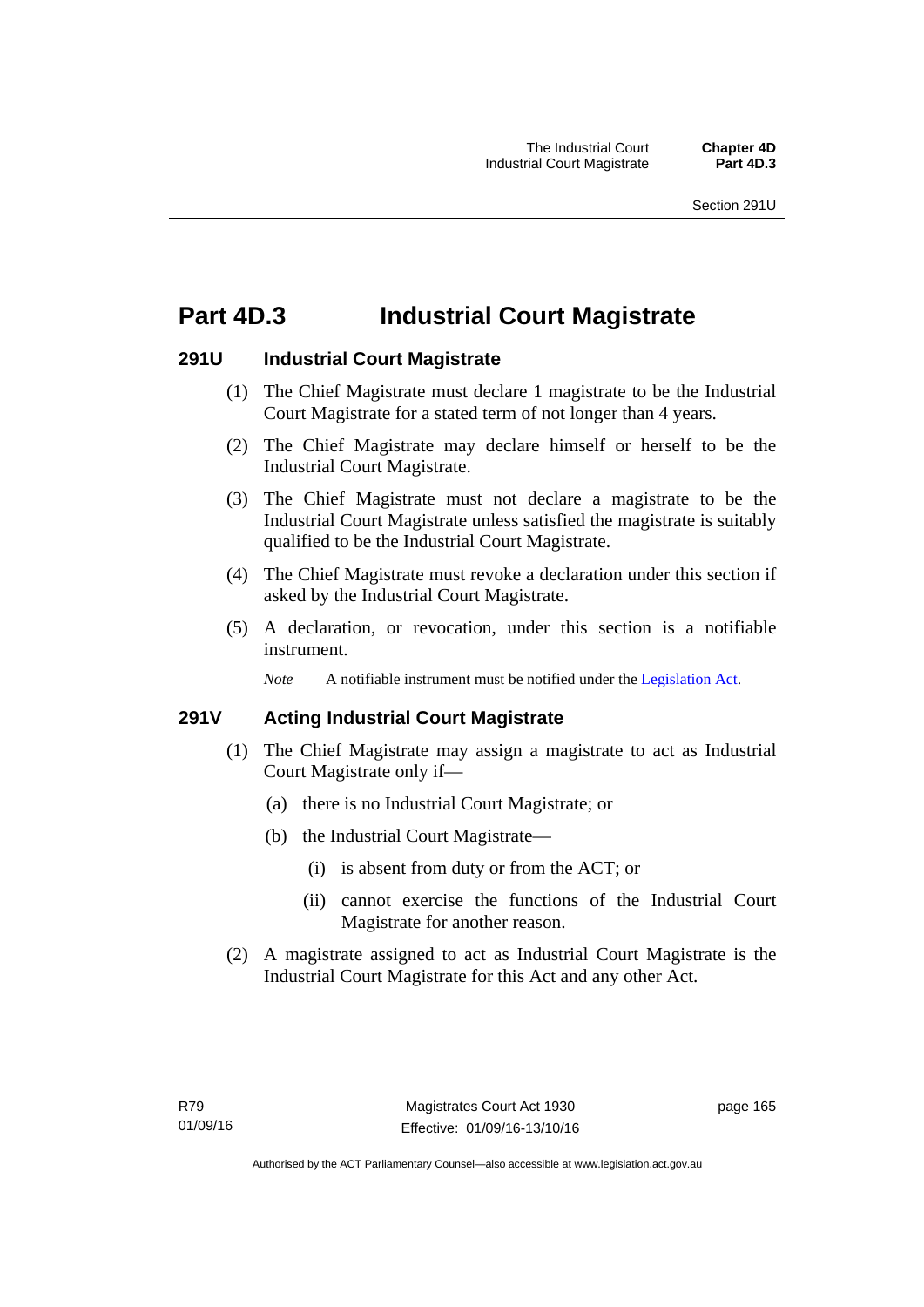# Part 4D.3 Industrial Court Magistrate

## 291U Industrial Court Magistrate

(1) The Chief Magistrate must declare 1 magistrate to be the Industrial Court Magistrate for a stated term of not longer than 4 years.

(2) The Chief Magistrate may declare himself or herself to be the Industrial Court Magistrate.

(3) The Chief Magistrate must not declare a magistrate to be the Industrial Court Magistrate unless satisfied the magistrate is suitably qualified to be the Industrial Court Magistrate.

(4) The Chief Magistrate must revoke a declaration under this section if asked by the Industrial Court Magistrate.

(5) A declaration, or revocation, under this section is a notifiable instrument.

*Note* A notifiable instrument must be notified under the Legislation Act.

## 291V Acting Industrial Court Magistrate

(1) The Chief Magistrate may assign a magistrate to act as Industrial Court Magistrate only if—

(a) there is no Industrial Court Magistrate; or

(b) the Industrial Court Magistrate—

(i) is absent from duty or from the ACT; or

(ii) cannot exercise the functions of the Industrial Court Magistrate for another reason.

(2) A magistrate assigned to act as Industrial Court Magistrate is the Industrial Court Magistrate for this Act and any other Act.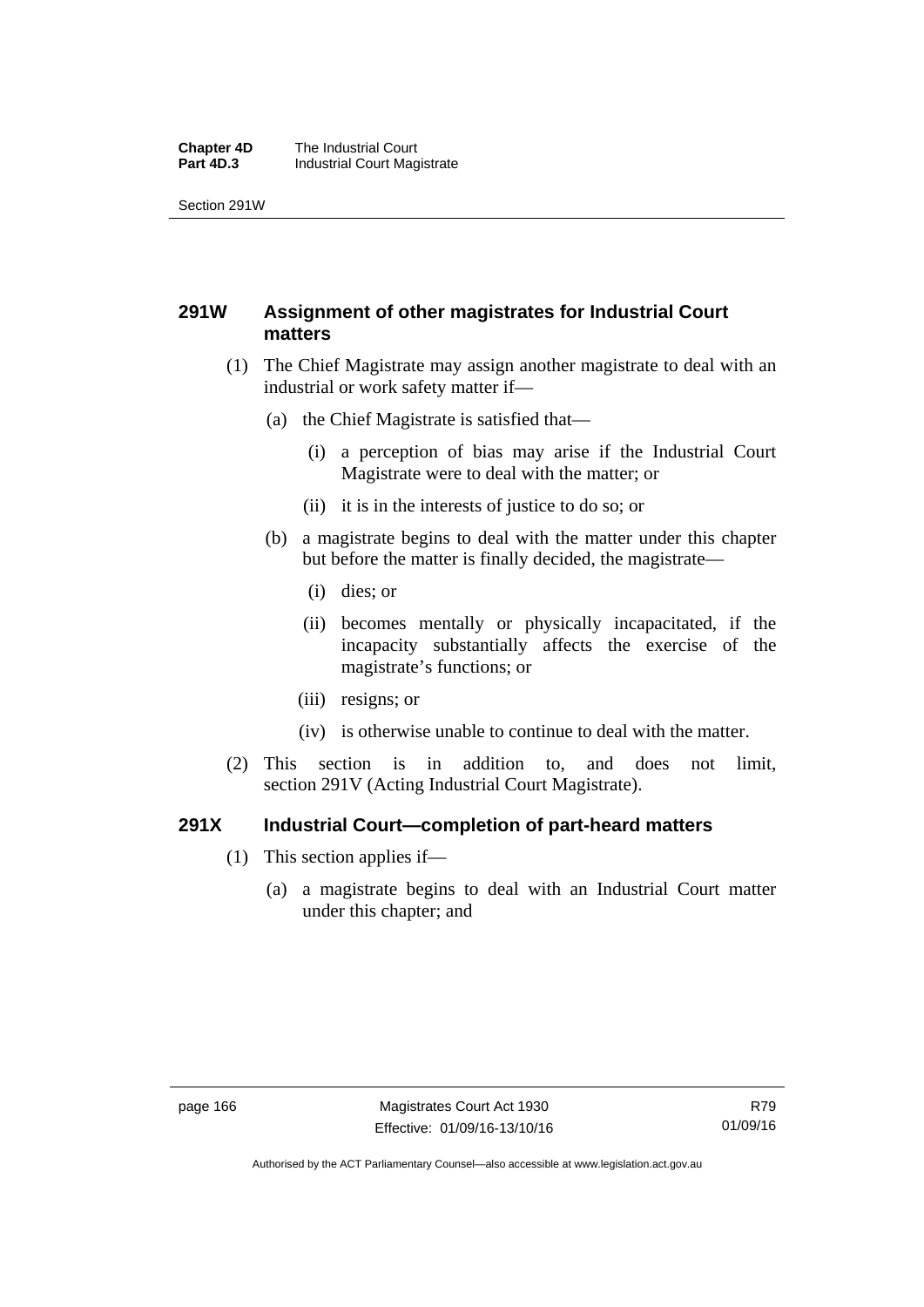## 291W Assignment of other magistrates for Industrial Court matters

(1) The Chief Magistrate may assign another magistrate to deal with an industrial or work safety matter if—

(a) the Chief Magistrate is satisfied that—

(i) a perception of bias may arise if the Industrial Court Magistrate were to deal with the matter; or

(ii) it is in the interests of justice to do so; or

(b) a magistrate begins to deal with the matter under this chapter but before the matter is finally decided, the magistrate—

(i) dies; or

(ii) becomes mentally or physically incapacitated, if the incapacity substantially affects the exercise of the magistrate's functions; or

(iii) resigns; or

(iv) is otherwise unable to continue to deal with the matter.

(2) This section is in addition to, and does not limit, section 291V (Acting Industrial Court Magistrate).

## 291X Industrial Court—completion of part-heard matters

(1) This section applies if—

(a) a magistrate begins to deal with an Industrial Court matter under this chapter; and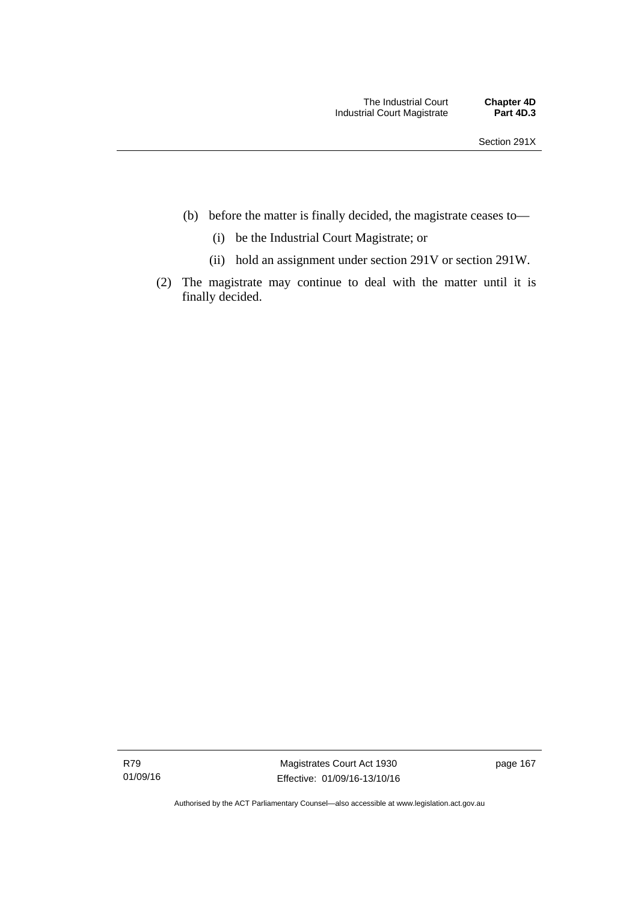(b) before the matter is finally decided, the magistrate ceases to—

  (i) be the Industrial Court Magistrate; or

  (ii) hold an assignment under section 291V or section 291W.

(2) The magistrate may continue to deal with the matter until it is finally decided.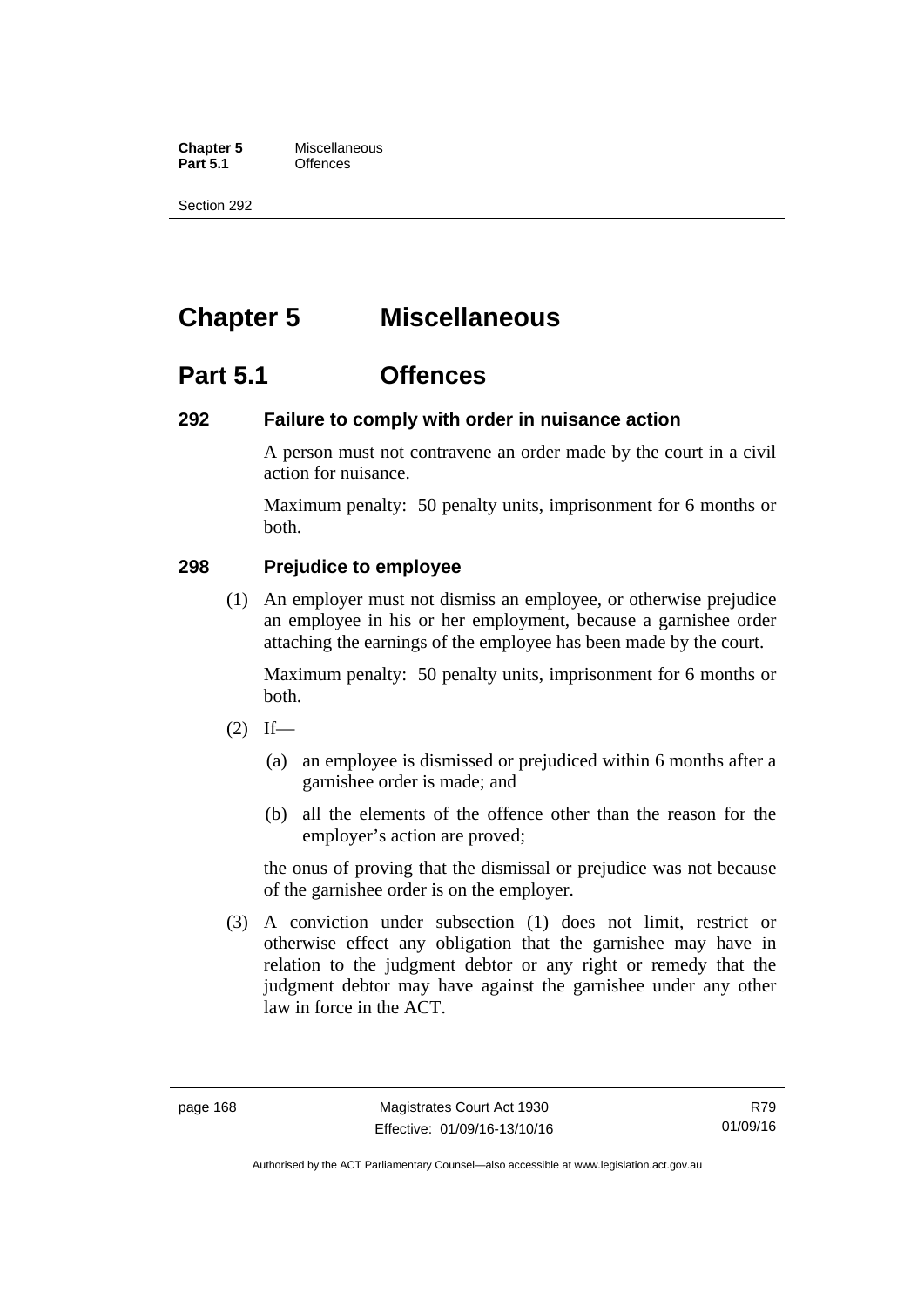# Chapter 5 Miscellaneous

## Part 5.1 Offences

### 292 Failure to comply with order in nuisance action

A person must not contravene an order made by the court in a civil action for nuisance.

Maximum penalty: 50 penalty units, imprisonment for 6 months or both.

### 298 Prejudice to employee

(1) An employer must not dismiss an employee, or otherwise prejudice an employee in his or her employment, because a garnishee order attaching the earnings of the employee has been made by the court.

Maximum penalty: 50 penalty units, imprisonment for 6 months or both.

(2) If—

(a) an employee is dismissed or prejudiced within 6 months after a garnishee order is made; and

(b) all the elements of the offence other than the reason for the employer's action are proved;

the onus of proving that the dismissal or prejudice was not because of the garnishee order is on the employer.

(3) A conviction under subsection (1) does not limit, restrict or otherwise effect any obligation that the garnishee may have in relation to the judgment debtor or any right or remedy that the judgment debtor may have against the garnishee under any other law in force in the ACT.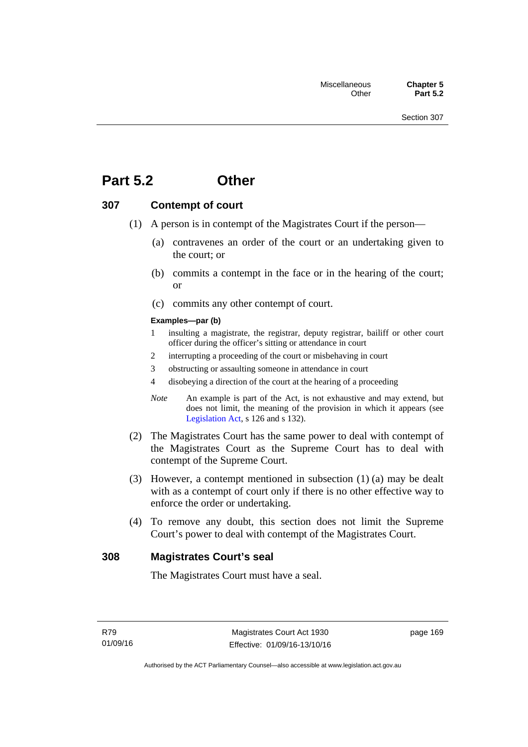# Part 5.2 Other

## 307 Contempt of court

(1) A person is in contempt of the Magistrates Court if the person—

(a) contravenes an order of the court or an undertaking given to the court; or

(b) commits a contempt in the face or in the hearing of the court; or

(c) commits any other contempt of court.

**Examples—par (b)**

1 insulting a magistrate, the registrar, deputy registrar, bailiff or other court officer during the officer's sitting or attendance in court

2 interrupting a proceeding of the court or misbehaving in court

3 obstructing or assaulting someone in attendance in court

4 disobeying a direction of the court at the hearing of a proceeding

*Note* An example is part of the Act, is not exhaustive and may extend, but does not limit, the meaning of the provision in which it appears (see Legislation Act, s 126 and s 132).

(2) The Magistrates Court has the same power to deal with contempt of the Magistrates Court as the Supreme Court has to deal with contempt of the Supreme Court.

(3) However, a contempt mentioned in subsection (1) (a) may be dealt with as a contempt of court only if there is no other effective way to enforce the order or undertaking.

(4) To remove any doubt, this section does not limit the Supreme Court's power to deal with contempt of the Magistrates Court.

## 308 Magistrates Court's seal

The Magistrates Court must have a seal.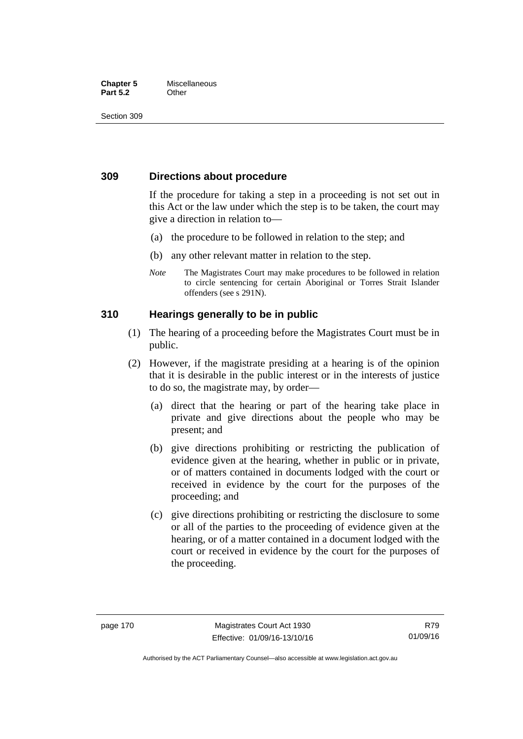## 309 Directions about procedure

If the procedure for taking a step in a proceeding is not set out in this Act or the law under which the step is to be taken, the court may give a direction in relation to—

(a) the procedure to be followed in relation to the step; and

(b) any other relevant matter in relation to the step.

*Note* The Magistrates Court may make procedures to be followed in relation to circle sentencing for certain Aboriginal or Torres Strait Islander offenders (see s 291N).

## 310 Hearings generally to be in public

(1) The hearing of a proceeding before the Magistrates Court must be in public.

(2) However, if the magistrate presiding at a hearing is of the opinion that it is desirable in the public interest or in the interests of justice to do so, the magistrate may, by order—

(a) direct that the hearing or part of the hearing take place in private and give directions about the people who may be present; and

(b) give directions prohibiting or restricting the publication of evidence given at the hearing, whether in public or in private, or of matters contained in documents lodged with the court or received in evidence by the court for the purposes of the proceeding; and

(c) give directions prohibiting or restricting the disclosure to some or all of the parties to the proceeding of evidence given at the hearing, or of a matter contained in a document lodged with the court or received in evidence by the court for the purposes of the proceeding.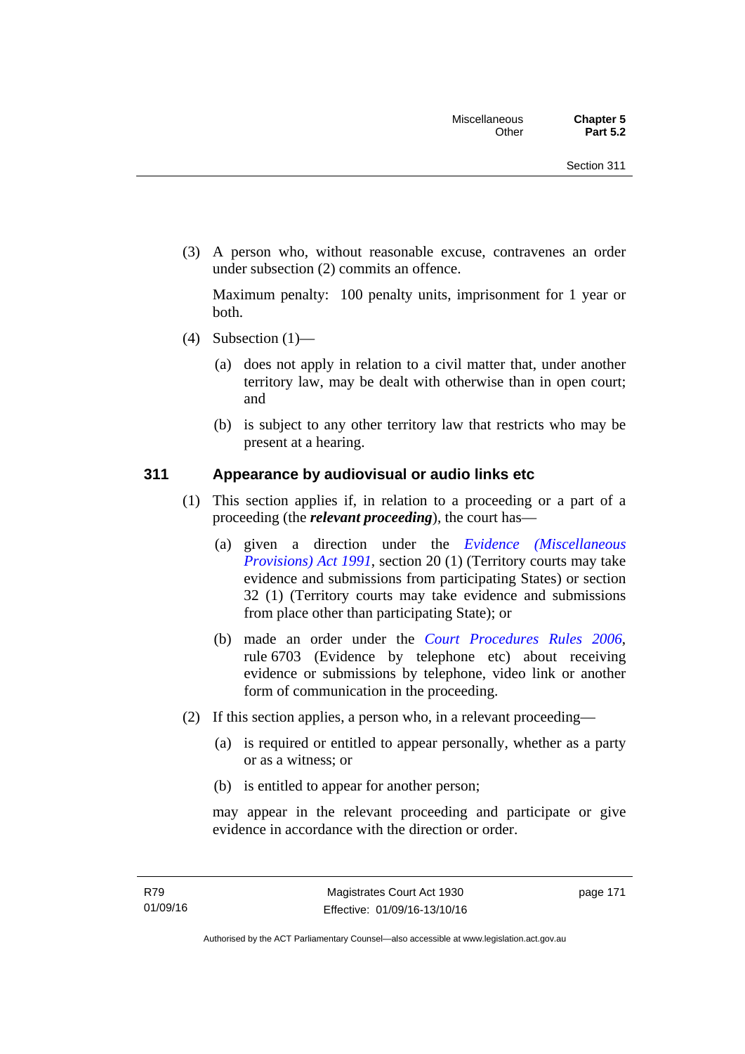(3) A person who, without reasonable excuse, contravenes an order under subsection (2) commits an offence.

Maximum penalty: 100 penalty units, imprisonment for 1 year or both.

(4) Subsection (1)—

(a) does not apply in relation to a civil matter that, under another territory law, may be dealt with otherwise than in open court; and

(b) is subject to any other territory law that restricts who may be present at a hearing.

### 311 Appearance by audiovisual or audio links etc

(1) This section applies if, in relation to a proceeding or a part of a proceeding (the ***relevant proceeding***), the court has—

(a) given a direction under the *Evidence (Miscellaneous Provisions) Act 1991*, section 20 (1) (Territory courts may take evidence and submissions from participating States) or section 32 (1) (Territory courts may take evidence and submissions from place other than participating State); or

(b) made an order under the *Court Procedures Rules 2006*, rule 6703 (Evidence by telephone etc) about receiving evidence or submissions by telephone, video link or another form of communication in the proceeding.

(2) If this section applies, a person who, in a relevant proceeding—

(a) is required or entitled to appear personally, whether as a party or as a witness; or

(b) is entitled to appear for another person;

may appear in the relevant proceeding and participate or give evidence in accordance with the direction or order.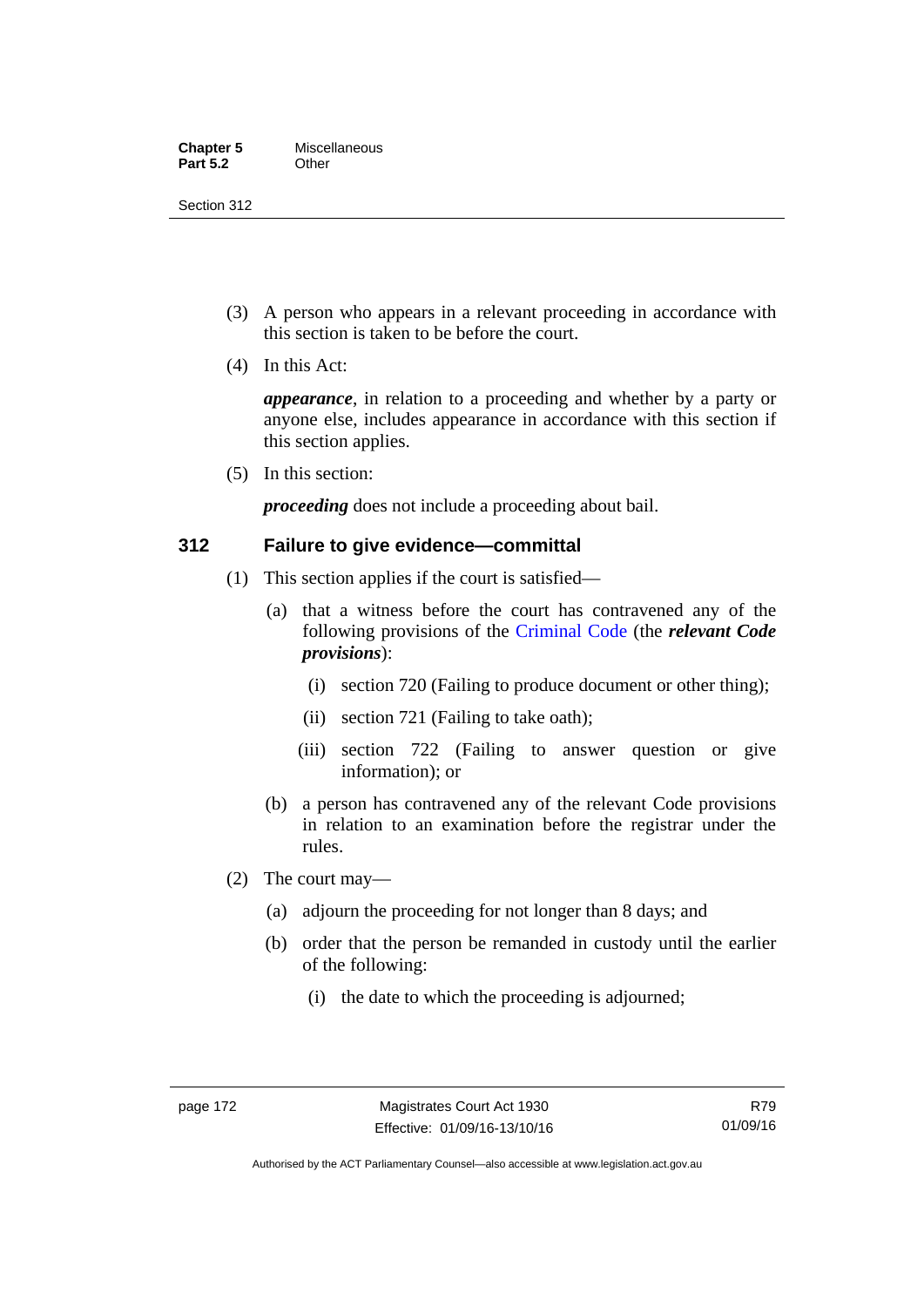(3) A person who appears in a relevant proceeding in accordance with this section is taken to be before the court.

(4) In this Act:

***appearance***, in relation to a proceeding and whether by a party or anyone else, includes appearance in accordance with this section if this section applies.

(5) In this section:

***proceeding*** does not include a proceeding about bail.

### 312 Failure to give evidence—committal

(1) This section applies if the court is satisfied—

(a) that a witness before the court has contravened any of the following provisions of the Criminal Code (the ***relevant Code provisions***):

(i) section 720 (Failing to produce document or other thing);

(ii) section 721 (Failing to take oath);

(iii) section 722 (Failing to answer question or give information); or

(b) a person has contravened any of the relevant Code provisions in relation to an examination before the registrar under the rules.

(2) The court may—

(a) adjourn the proceeding for not longer than 8 days; and

(b) order that the person be remanded in custody until the earlier of the following:

(i) the date to which the proceeding is adjourned;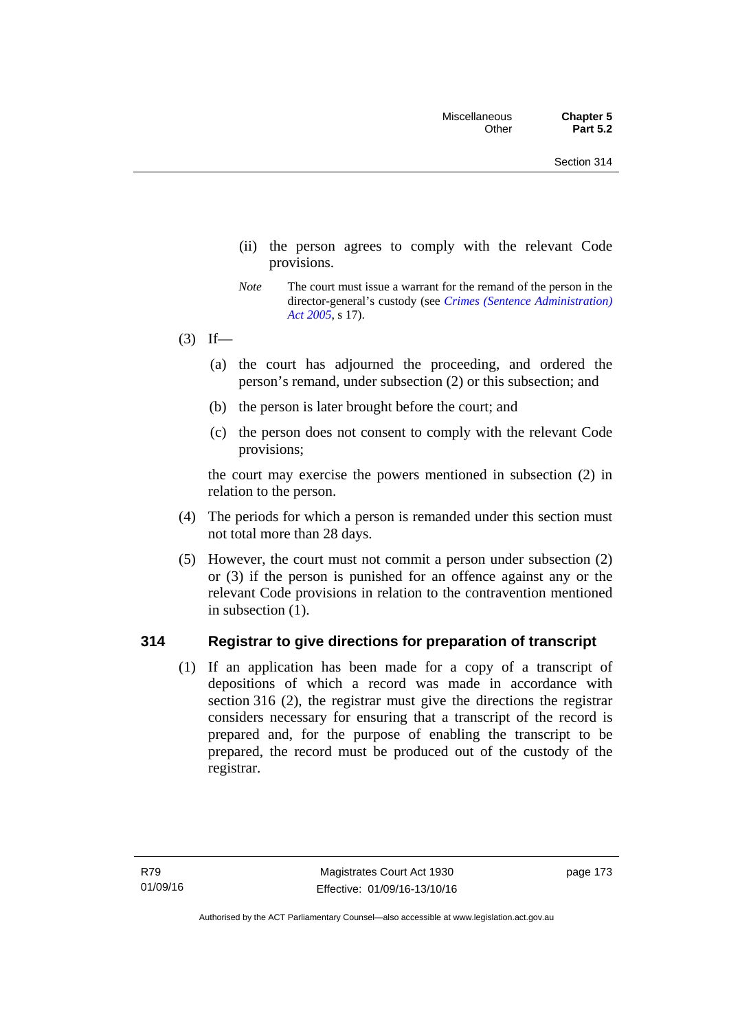(ii) the person agrees to comply with the relevant Code provisions.

*Note* The court must issue a warrant for the remand of the person in the director-general's custody (see *Crimes (Sentence Administration) Act 2005*, s 17).

(3) If—

(a) the court has adjourned the proceeding, and ordered the person's remand, under subsection (2) or this subsection; and

(b) the person is later brought before the court; and

(c) the person does not consent to comply with the relevant Code provisions;

the court may exercise the powers mentioned in subsection (2) in relation to the person.

(4) The periods for which a person is remanded under this section must not total more than 28 days.

(5) However, the court must not commit a person under subsection (2) or (3) if the person is punished for an offence against any or the relevant Code provisions in relation to the contravention mentioned in subsection (1).

### 314 Registrar to give directions for preparation of transcript

(1) If an application has been made for a copy of a transcript of depositions of which a record was made in accordance with section 316 (2), the registrar must give the directions the registrar considers necessary for ensuring that a transcript of the record is prepared and, for the purpose of enabling the transcript to be prepared, the record must be produced out of the custody of the registrar.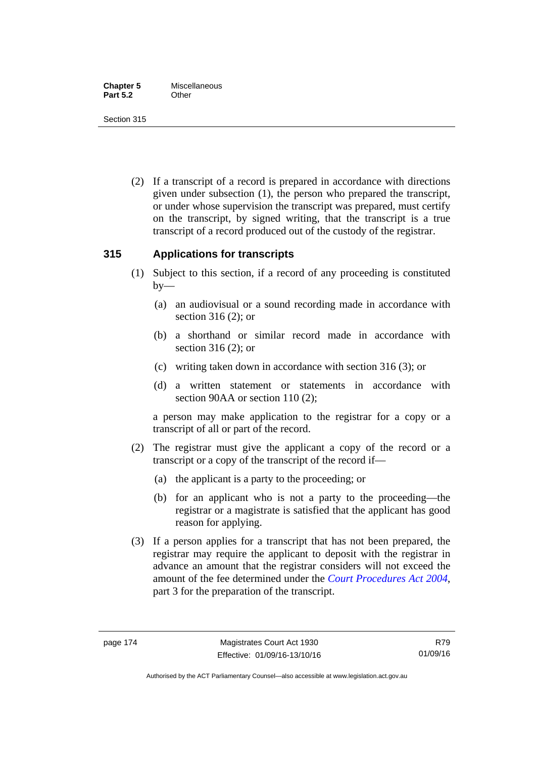(2) If a transcript of a record is prepared in accordance with directions given under subsection (1), the person who prepared the transcript, or under whose supervision the transcript was prepared, must certify on the transcript, by signed writing, that the transcript is a true transcript of a record produced out of the custody of the registrar.

## 315 Applications for transcripts

(1) Subject to this section, if a record of any proceeding is constituted by—

(a) an audiovisual or a sound recording made in accordance with section 316 (2); or

(b) a shorthand or similar record made in accordance with section 316 (2); or

(c) writing taken down in accordance with section 316 (3); or

(d) a written statement or statements in accordance with section 90AA or section 110 (2);

a person may make application to the registrar for a copy or a transcript of all or part of the record.

(2) The registrar must give the applicant a copy of the record or a transcript or a copy of the transcript of the record if—

(a) the applicant is a party to the proceeding; or

(b) for an applicant who is not a party to the proceeding—the registrar or a magistrate is satisfied that the applicant has good reason for applying.

(3) If a person applies for a transcript that has not been prepared, the registrar may require the applicant to deposit with the registrar in advance an amount that the registrar considers will not exceed the amount of the fee determined under the *Court Procedures Act 2004*, part 3 for the preparation of the transcript.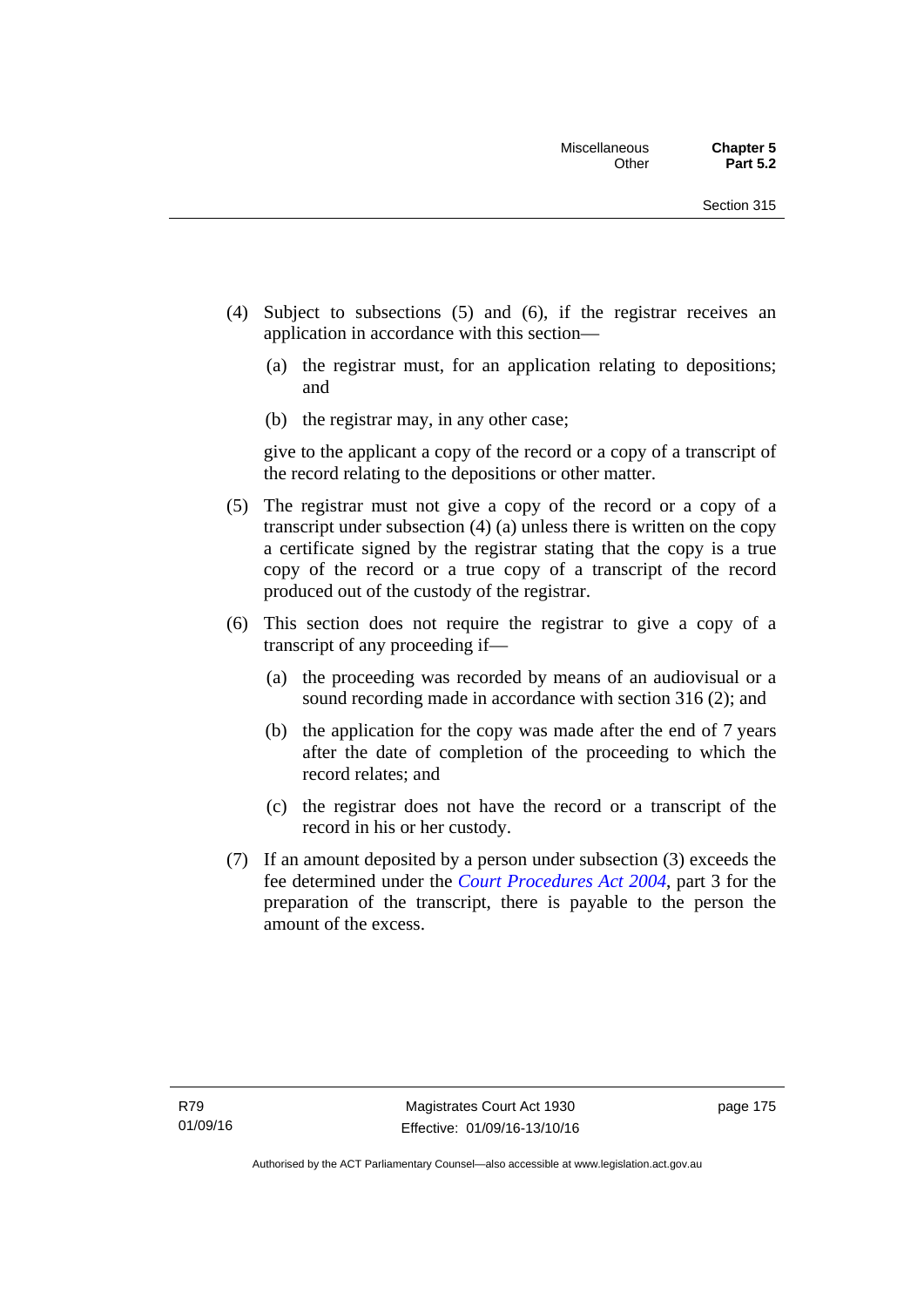(4) Subject to subsections (5) and (6), if the registrar receives an application in accordance with this section—

  (a) the registrar must, for an application relating to depositions; and

  (b) the registrar may, in any other case;

give to the applicant a copy of the record or a copy of a transcript of the record relating to the depositions or other matter.

(5) The registrar must not give a copy of the record or a copy of a transcript under subsection (4) (a) unless there is written on the copy a certificate signed by the registrar stating that the copy is a true copy of the record or a true copy of a transcript of the record produced out of the custody of the registrar.

(6) This section does not require the registrar to give a copy of a transcript of any proceeding if—

  (a) the proceeding was recorded by means of an audiovisual or a sound recording made in accordance with section 316 (2); and

  (b) the application for the copy was made after the end of 7 years after the date of completion of the proceeding to which the record relates; and

  (c) the registrar does not have the record or a transcript of the record in his or her custody.

(7) If an amount deposited by a person under subsection (3) exceeds the fee determined under the *Court Procedures Act 2004*, part 3 for the preparation of the transcript, there is payable to the person the amount of the excess.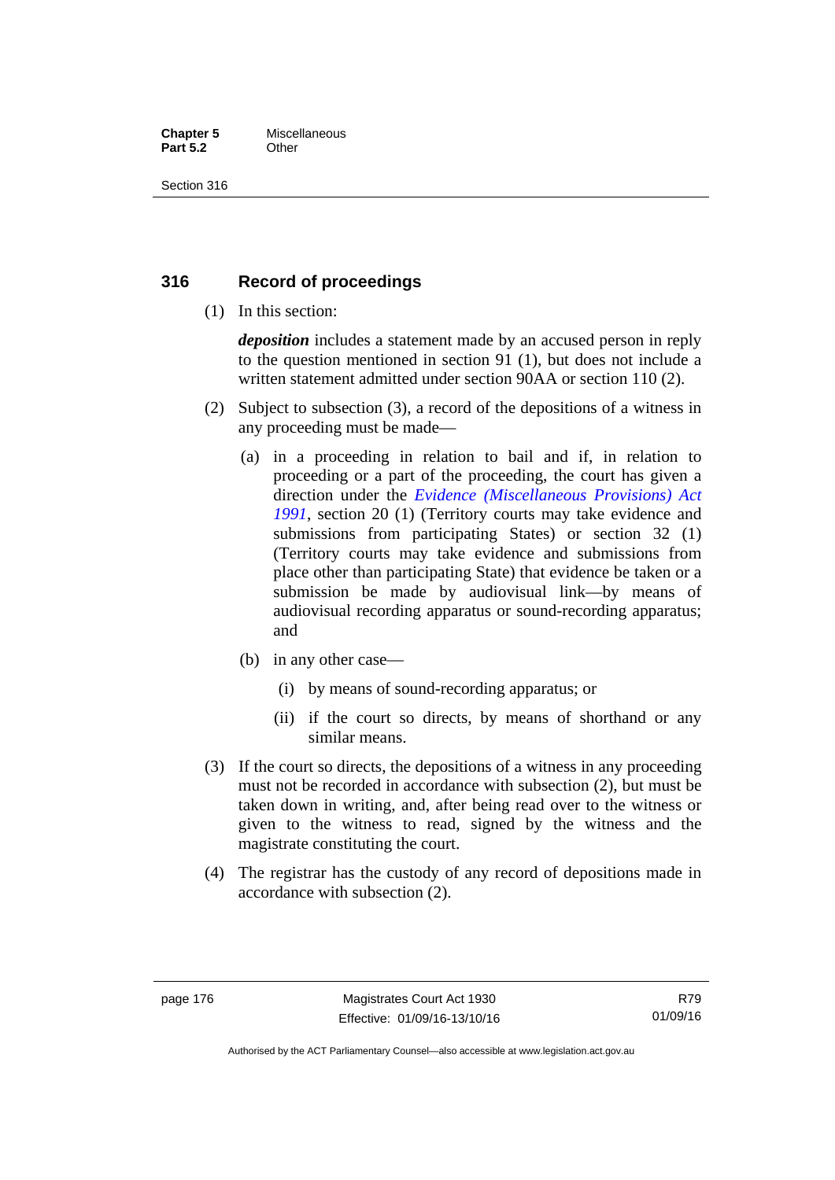## 316 Record of proceedings

(1) In this section:

***deposition*** includes a statement made by an accused person in reply to the question mentioned in section 91 (1), but does not include a written statement admitted under section 90AA or section 110 (2).

(2) Subject to subsection (3), a record of the depositions of a witness in any proceeding must be made—

(a) in a proceeding in relation to bail and if, in relation to proceeding or a part of the proceeding, the court has given a direction under the *Evidence (Miscellaneous Provisions) Act 1991*, section 20 (1) (Territory courts may take evidence and submissions from participating States) or section 32 (1) (Territory courts may take evidence and submissions from place other than participating State) that evidence be taken or a submission be made by audiovisual link—by means of audiovisual recording apparatus or sound-recording apparatus; and

(b) in any other case—

(i) by means of sound-recording apparatus; or

(ii) if the court so directs, by means of shorthand or any similar means.

(3) If the court so directs, the depositions of a witness in any proceeding must not be recorded in accordance with subsection (2), but must be taken down in writing, and, after being read over to the witness or given to the witness to read, signed by the witness and the magistrate constituting the court.

(4) The registrar has the custody of any record of depositions made in accordance with subsection (2).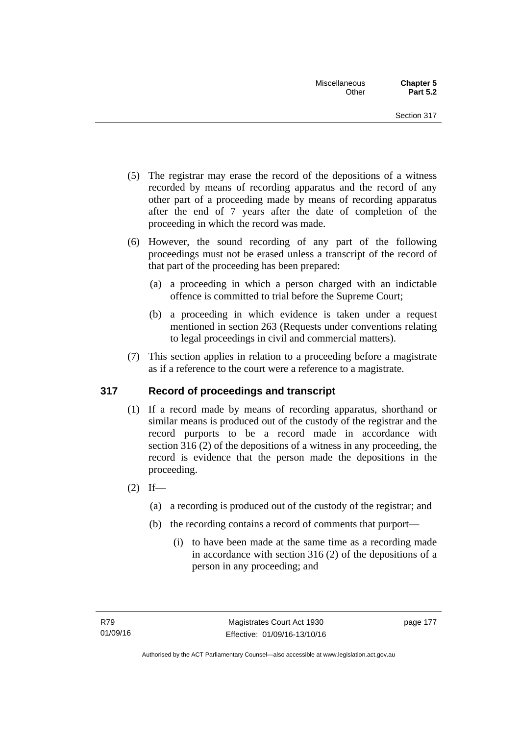(5) The registrar may erase the record of the depositions of a witness recorded by means of recording apparatus and the record of any other part of a proceeding made by means of recording apparatus after the end of 7 years after the date of completion of the proceeding in which the record was made.

(6) However, the sound recording of any part of the following proceedings must not be erased unless a transcript of the record of that part of the proceeding has been prepared:

(a) a proceeding in which a person charged with an indictable offence is committed to trial before the Supreme Court;

(b) a proceeding in which evidence is taken under a request mentioned in section 263 (Requests under conventions relating to legal proceedings in civil and commercial matters).

(7) This section applies in relation to a proceeding before a magistrate as if a reference to the court were a reference to a magistrate.

## 317 Record of proceedings and transcript

(1) If a record made by means of recording apparatus, shorthand or similar means is produced out of the custody of the registrar and the record purports to be a record made in accordance with section 316 (2) of the depositions of a witness in any proceeding, the record is evidence that the person made the depositions in the proceeding.

(2) If—

(a) a recording is produced out of the custody of the registrar; and

(b) the recording contains a record of comments that purport—

(i) to have been made at the same time as a recording made in accordance with section 316 (2) of the depositions of a person in any proceeding; and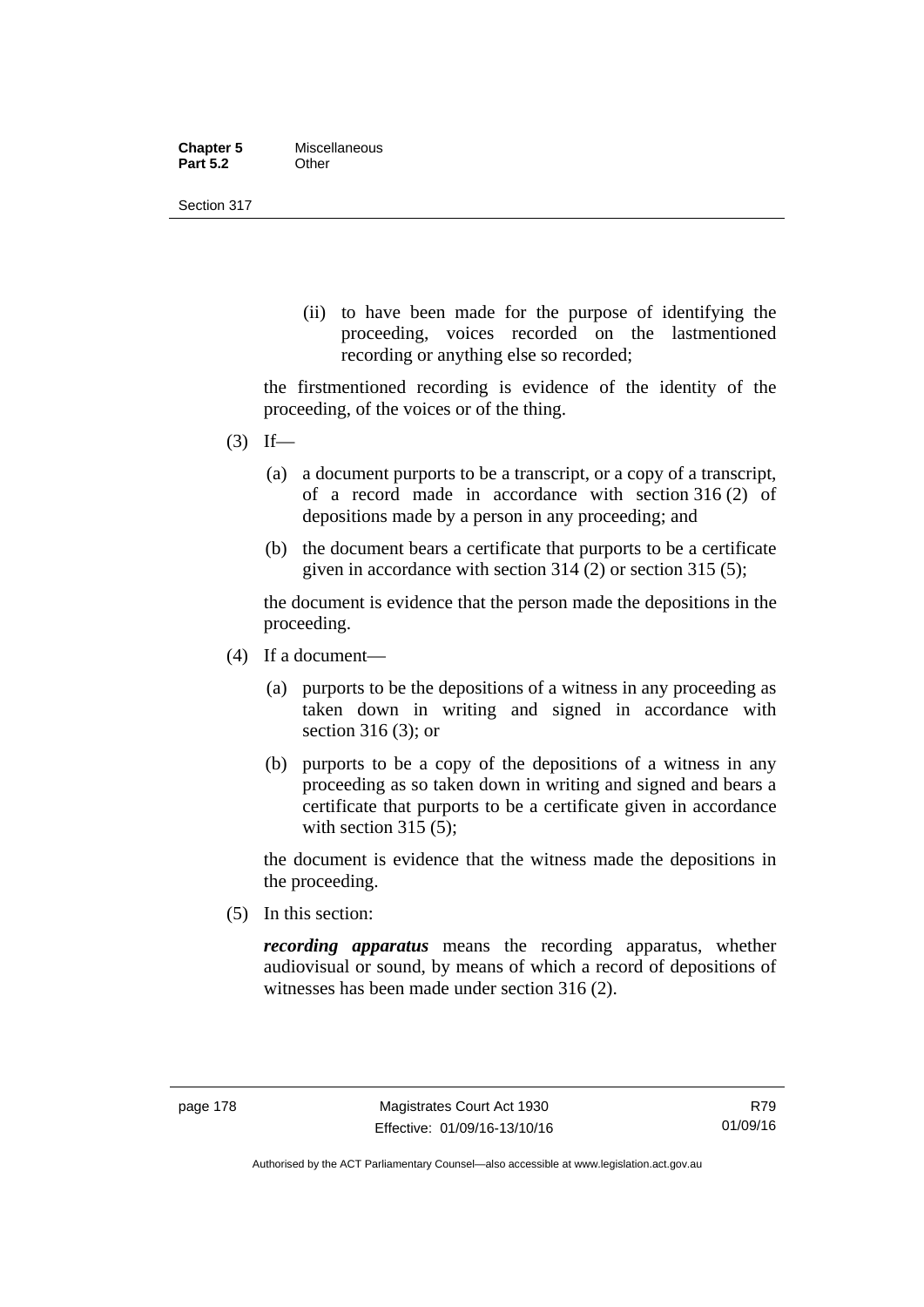(ii) to have been made for the purpose of identifying the proceeding, voices recorded on the lastmentioned recording or anything else so recorded;

the firstmentioned recording is evidence of the identity of the proceeding, of the voices or of the thing.

(3) If—

(a) a document purports to be a transcript, or a copy of a transcript, of a record made in accordance with section 316 (2) of depositions made by a person in any proceeding; and

(b) the document bears a certificate that purports to be a certificate given in accordance with section 314 (2) or section 315 (5);

the document is evidence that the person made the depositions in the proceeding.

(4) If a document—

(a) purports to be the depositions of a witness in any proceeding as taken down in writing and signed in accordance with section 316 (3); or

(b) purports to be a copy of the depositions of a witness in any proceeding as so taken down in writing and signed and bears a certificate that purports to be a certificate given in accordance with section 315 (5);

the document is evidence that the witness made the depositions in the proceeding.

(5) In this section:

***recording apparatus*** means the recording apparatus, whether audiovisual or sound, by means of which a record of depositions of witnesses has been made under section 316 (2).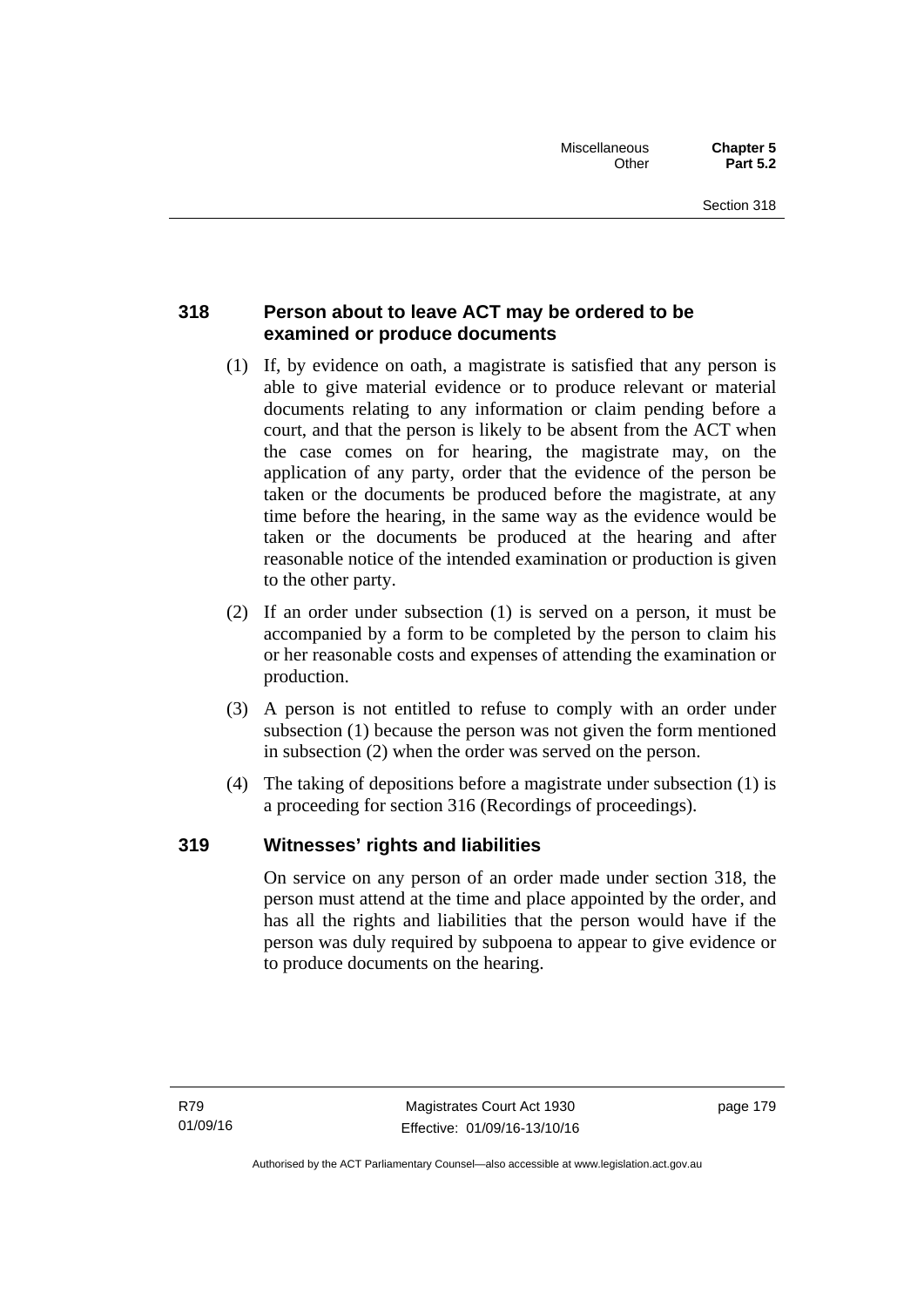### 318 Person about to leave ACT may be ordered to be examined or produce documents

(1) If, by evidence on oath, a magistrate is satisfied that any person is able to give material evidence or to produce relevant or material documents relating to any information or claim pending before a court, and that the person is likely to be absent from the ACT when the case comes on for hearing, the magistrate may, on the application of any party, order that the evidence of the person be taken or the documents be produced before the magistrate, at any time before the hearing, in the same way as the evidence would be taken or the documents be produced at the hearing and after reasonable notice of the intended examination or production is given to the other party.

(2) If an order under subsection (1) is served on a person, it must be accompanied by a form to be completed by the person to claim his or her reasonable costs and expenses of attending the examination or production.

(3) A person is not entitled to refuse to comply with an order under subsection (1) because the person was not given the form mentioned in subsection (2) when the order was served on the person.

(4) The taking of depositions before a magistrate under subsection (1) is a proceeding for section 316 (Recordings of proceedings).

### 319 Witnesses' rights and liabilities

On service on any person of an order made under section 318, the person must attend at the time and place appointed by the order, and has all the rights and liabilities that the person would have if the person was duly required by subpoena to appear to give evidence or to produce documents on the hearing.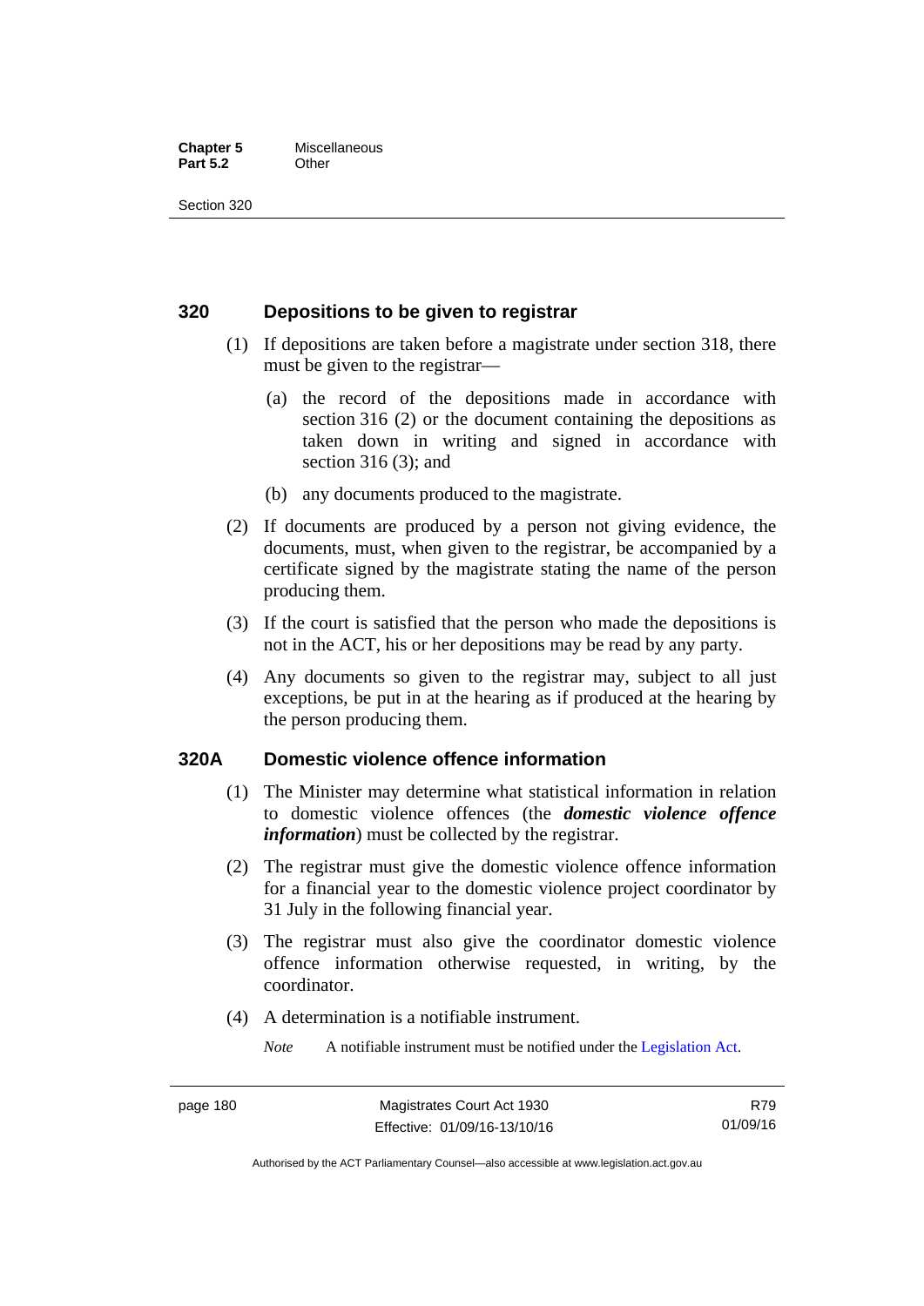## 320 Depositions to be given to registrar

(1) If depositions are taken before a magistrate under section 318, there must be given to the registrar—

(a) the record of the depositions made in accordance with section 316 (2) or the document containing the depositions as taken down in writing and signed in accordance with section 316 (3); and

(b) any documents produced to the magistrate.

(2) If documents are produced by a person not giving evidence, the documents, must, when given to the registrar, be accompanied by a certificate signed by the magistrate stating the name of the person producing them.

(3) If the court is satisfied that the person who made the depositions is not in the ACT, his or her depositions may be read by any party.

(4) Any documents so given to the registrar may, subject to all just exceptions, be put in at the hearing as if produced at the hearing by the person producing them.

## 320A Domestic violence offence information

(1) The Minister may determine what statistical information in relation to domestic violence offences (the ***domestic violence offence information***) must be collected by the registrar.

(2) The registrar must give the domestic violence offence information for a financial year to the domestic violence project coordinator by 31 July in the following financial year.

(3) The registrar must also give the coordinator domestic violence offence information otherwise requested, in writing, by the coordinator.

(4) A determination is a notifiable instrument.

*Note* A notifiable instrument must be notified under the Legislation Act.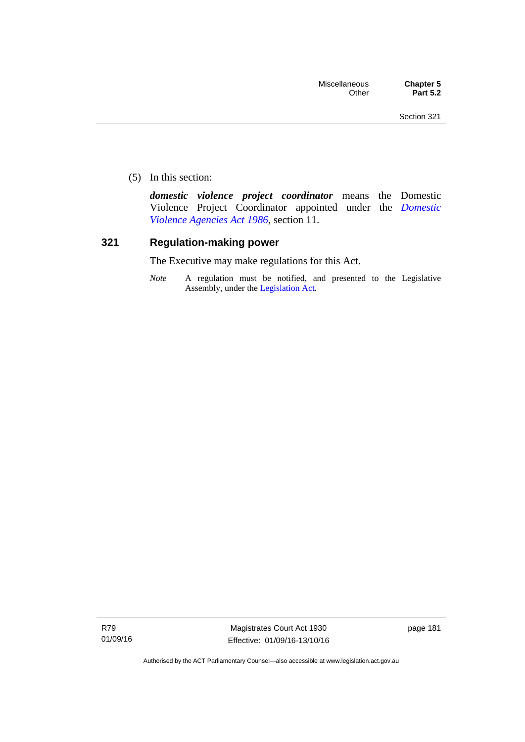(5) In this section:

***domestic violence project coordinator*** means the Domestic Violence Project Coordinator appointed under the *Domestic Violence Agencies Act 1986*, section 11.

### 321 Regulation-making power

The Executive may make regulations for this Act.

*Note* A regulation must be notified, and presented to the Legislative Assembly, under the Legislation Act.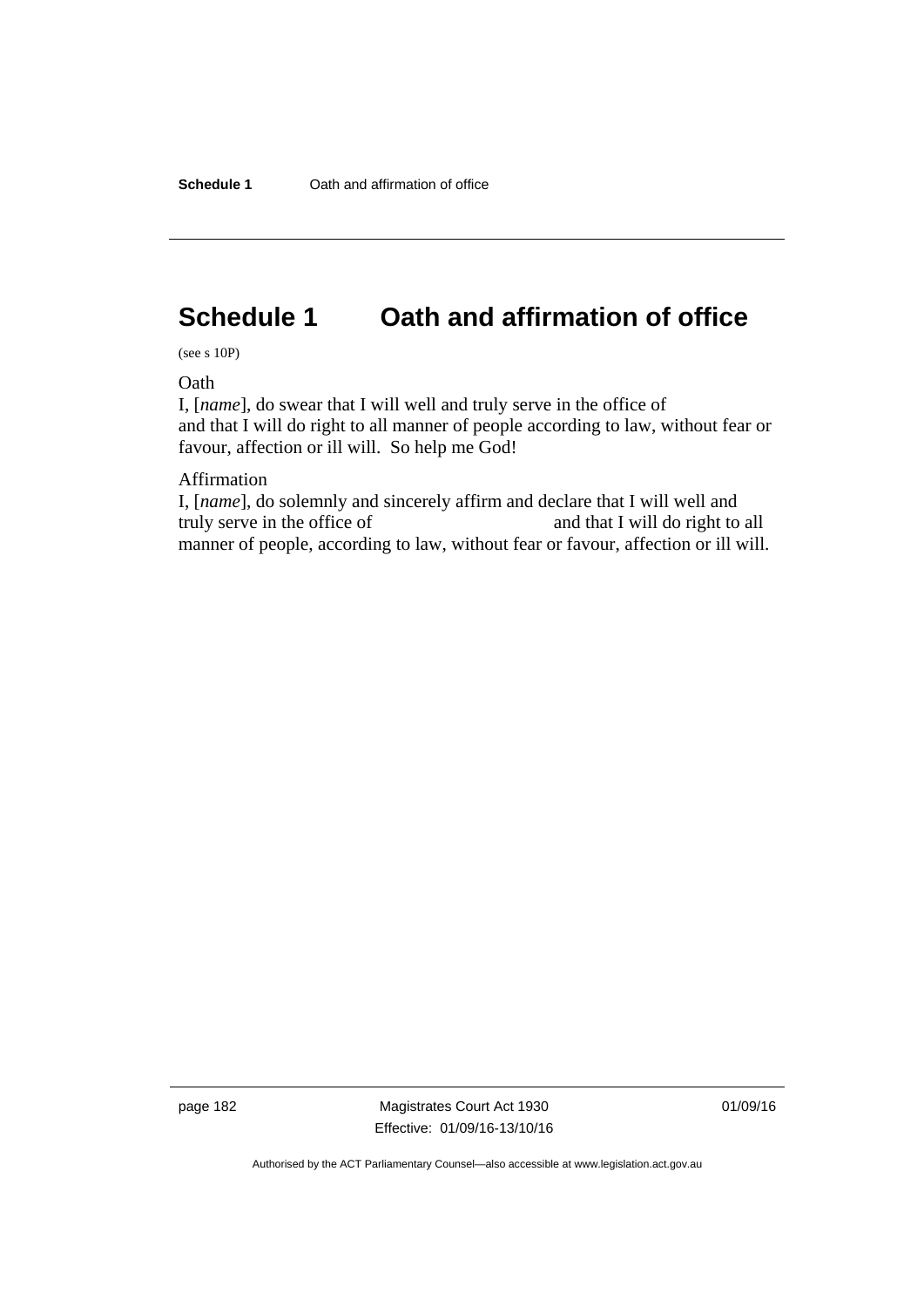# Schedule 1 Oath and affirmation of office

(see s 10P)

Oath

I, [*name*], do swear that I will well and truly serve in the office of
and that I will do right to all manner of people according to law, without fear or favour, affection or ill will. So help me God!

Affirmation

I, [*name*], do solemnly and sincerely affirm and declare that I will well and truly serve in the office of                                        and that I will do right to all manner of people, according to law, without fear or favour, affection or ill will.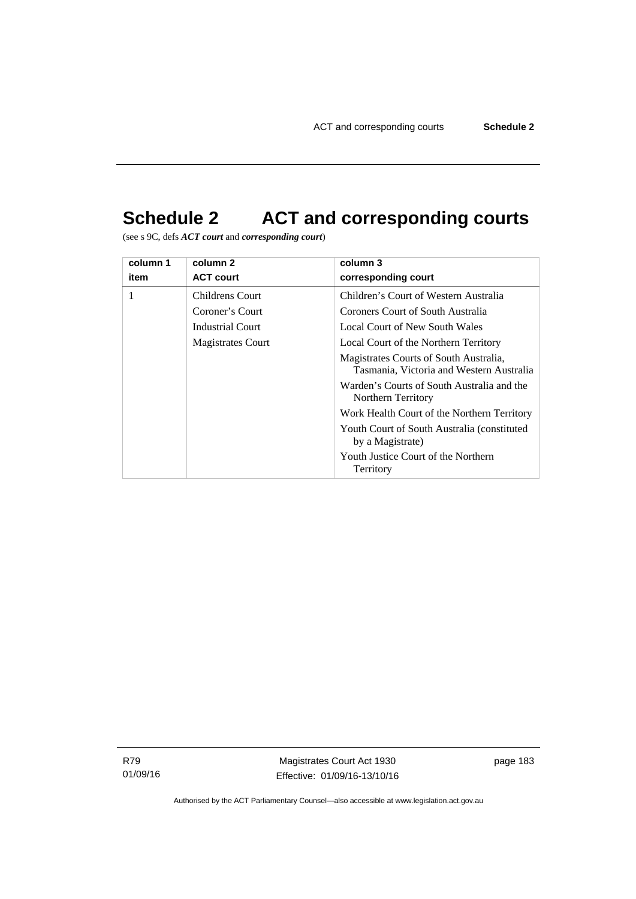# Schedule 2 ACT and corresponding courts

(see s 9C, defs ***ACT court*** and ***corresponding court***)

| column 1<br>item | column 2<br>ACT court | column 3<br>corresponding court |
|---|---|---|
| 1 | Childrens Court<br>Coroner's Court<br>Industrial Court<br>Magistrates Court | Children's Court of Western Australia<br>Coroners Court of South Australia<br>Local Court of New South Wales<br>Local Court of the Northern Territory<br>Magistrates Courts of South Australia, Tasmania, Victoria and Western Australia<br>Warden's Courts of South Australia and the Northern Territory<br>Work Health Court of the Northern Territory<br>Youth Court of South Australia (constituted by a Magistrate)<br>Youth Justice Court of the Northern Territory |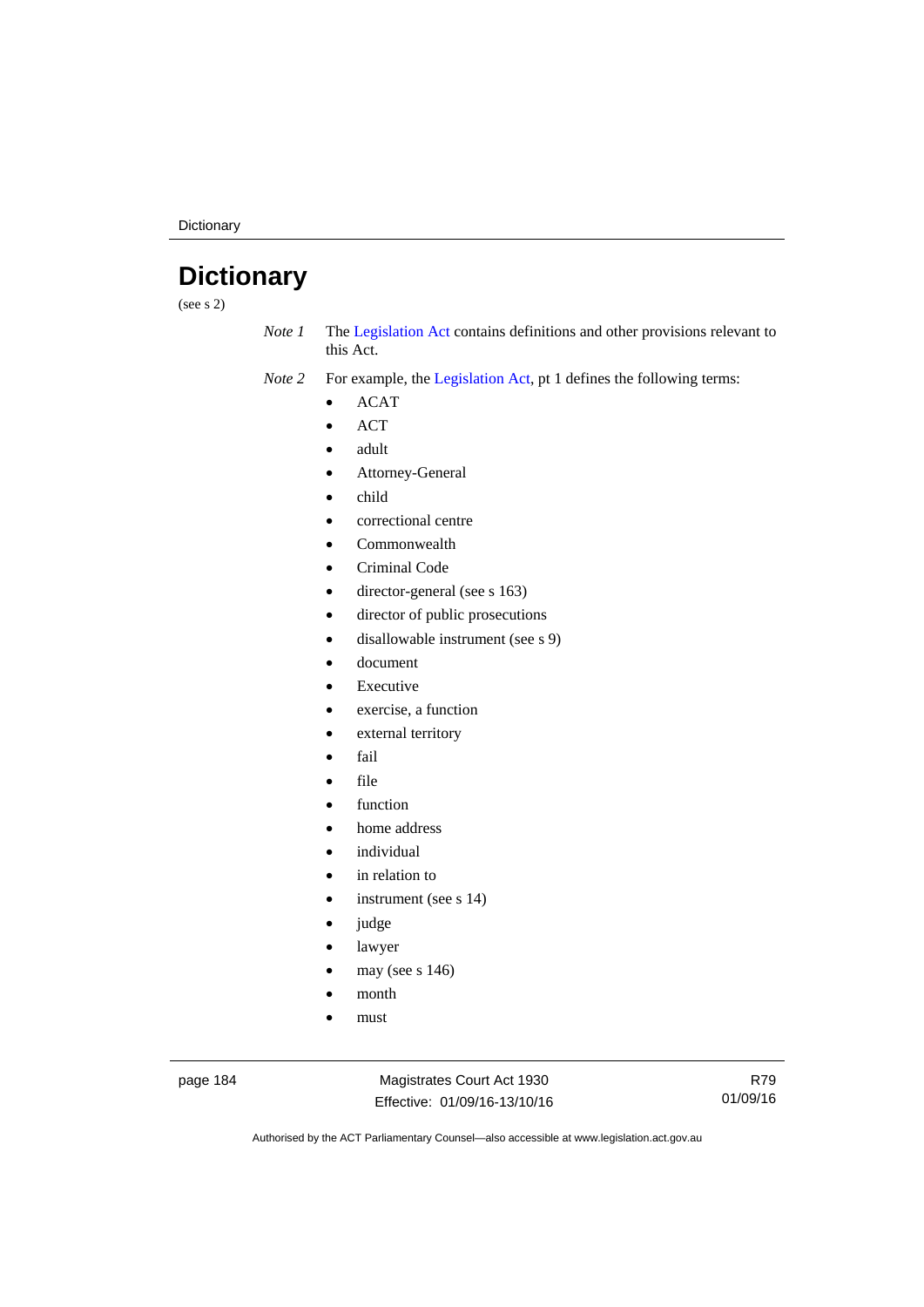# Dictionary

(see s 2)

*Note 1* The Legislation Act contains definitions and other provisions relevant to this Act.

*Note 2* For example, the Legislation Act, pt 1 defines the following terms:

- ACAT
- ACT
- adult
- Attorney-General
- child
- correctional centre
- Commonwealth
- Criminal Code
- director-general (see s 163)
- director of public prosecutions
- disallowable instrument (see s 9)
- document
- Executive
- exercise, a function
- external territory
- fail
- file
- function
- home address
- individual
- in relation to
- instrument (see s 14)
- judge
- lawyer
- may (see s 146)
- month
- must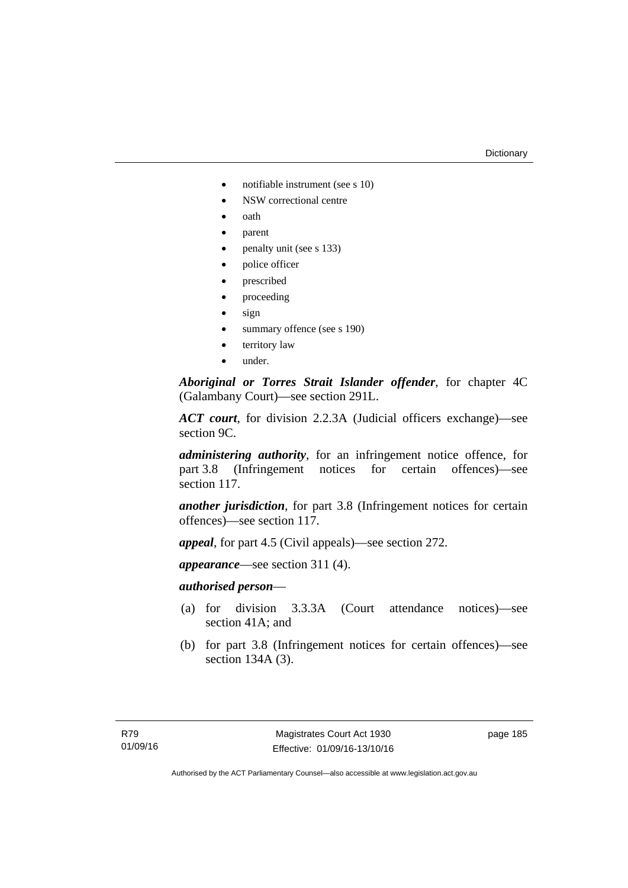- notifiable instrument (see s 10)
- NSW correctional centre
- oath
- parent
- penalty unit (see s 133)
- police officer
- prescribed
- proceeding
- sign
- summary offence (see s 190)
- territory law
- under.

***Aboriginal or Torres Strait Islander offender***, for chapter 4C (Galambany Court)—see section 291L.

***ACT court***, for division 2.2.3A (Judicial officers exchange)—see section 9C.

***administering authority***, for an infringement notice offence, for part 3.8 (Infringement notices for certain offences)—see section 117.

***another jurisdiction***, for part 3.8 (Infringement notices for certain offences)—see section 117.

***appeal***, for part 4.5 (Civil appeals)—see section 272.

***appearance***—see section 311 (4).

***authorised person***—

(a) for division 3.3.3A (Court attendance notices)—see section 41A; and

(b) for part 3.8 (Infringement notices for certain offences)—see section 134A (3).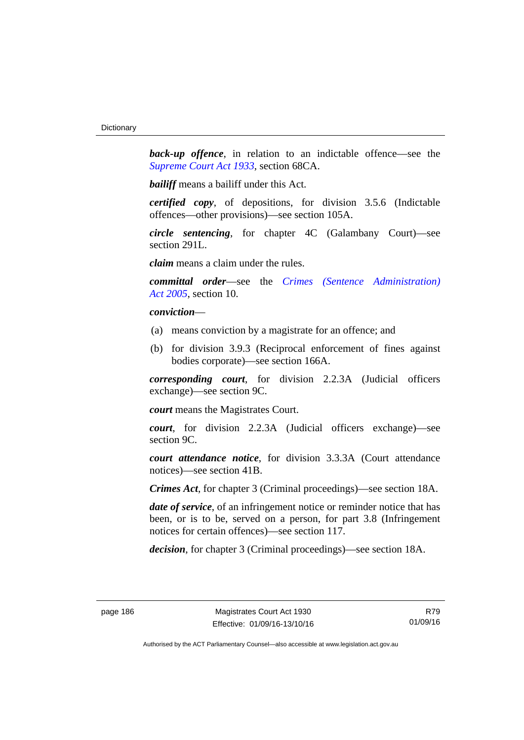***back-up offence***, in relation to an indictable offence—see the *Supreme Court Act 1933*, section 68CA.

***bailiff*** means a bailiff under this Act.

***certified copy***, of depositions, for division 3.5.6 (Indictable offences—other provisions)—see section 105A.

***circle sentencing***, for chapter 4C (Galambany Court)—see section 291L.

***claim*** means a claim under the rules.

***committal order***—see the *Crimes (Sentence Administration) Act 2005*, section 10.

***conviction***—

(a) means conviction by a magistrate for an offence; and

(b) for division 3.9.3 (Reciprocal enforcement of fines against bodies corporate)—see section 166A.

***corresponding court***, for division 2.2.3A (Judicial officers exchange)—see section 9C.

***court*** means the Magistrates Court.

***court***, for division 2.2.3A (Judicial officers exchange)—see section 9C.

***court attendance notice***, for division 3.3.3A (Court attendance notices)—see section 41B.

***Crimes Act***, for chapter 3 (Criminal proceedings)—see section 18A.

***date of service***, of an infringement notice or reminder notice that has been, or is to be, served on a person, for part 3.8 (Infringement notices for certain offences)—see section 117.

***decision***, for chapter 3 (Criminal proceedings)—see section 18A.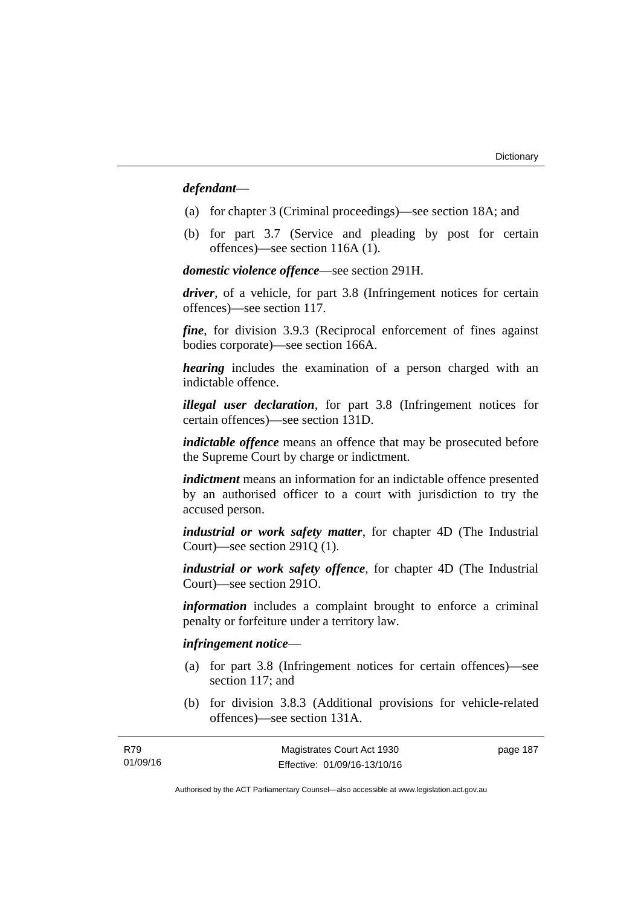***defendant***—

(a) for chapter 3 (Criminal proceedings)—see section 18A; and

(b) for part 3.7 (Service and pleading by post for certain offences)—see section 116A (1).

***domestic violence offence***—see section 291H.

***driver***, of a vehicle, for part 3.8 (Infringement notices for certain offences)—see section 117.

***fine***, for division 3.9.3 (Reciprocal enforcement of fines against bodies corporate)—see section 166A.

***hearing*** includes the examination of a person charged with an indictable offence.

***illegal user declaration***, for part 3.8 (Infringement notices for certain offences)—see section 131D.

***indictable offence*** means an offence that may be prosecuted before the Supreme Court by charge or indictment.

***indictment*** means an information for an indictable offence presented by an authorised officer to a court with jurisdiction to try the accused person.

***industrial or work safety matter***, for chapter 4D (The Industrial Court)—see section 291Q (1).

***industrial or work safety offence***, for chapter 4D (The Industrial Court)—see section 291O.

***information*** includes a complaint brought to enforce a criminal penalty or forfeiture under a territory law.

***infringement notice***—

(a) for part 3.8 (Infringement notices for certain offences)—see section 117; and

(b) for division 3.8.3 (Additional provisions for vehicle-related offences)—see section 131A.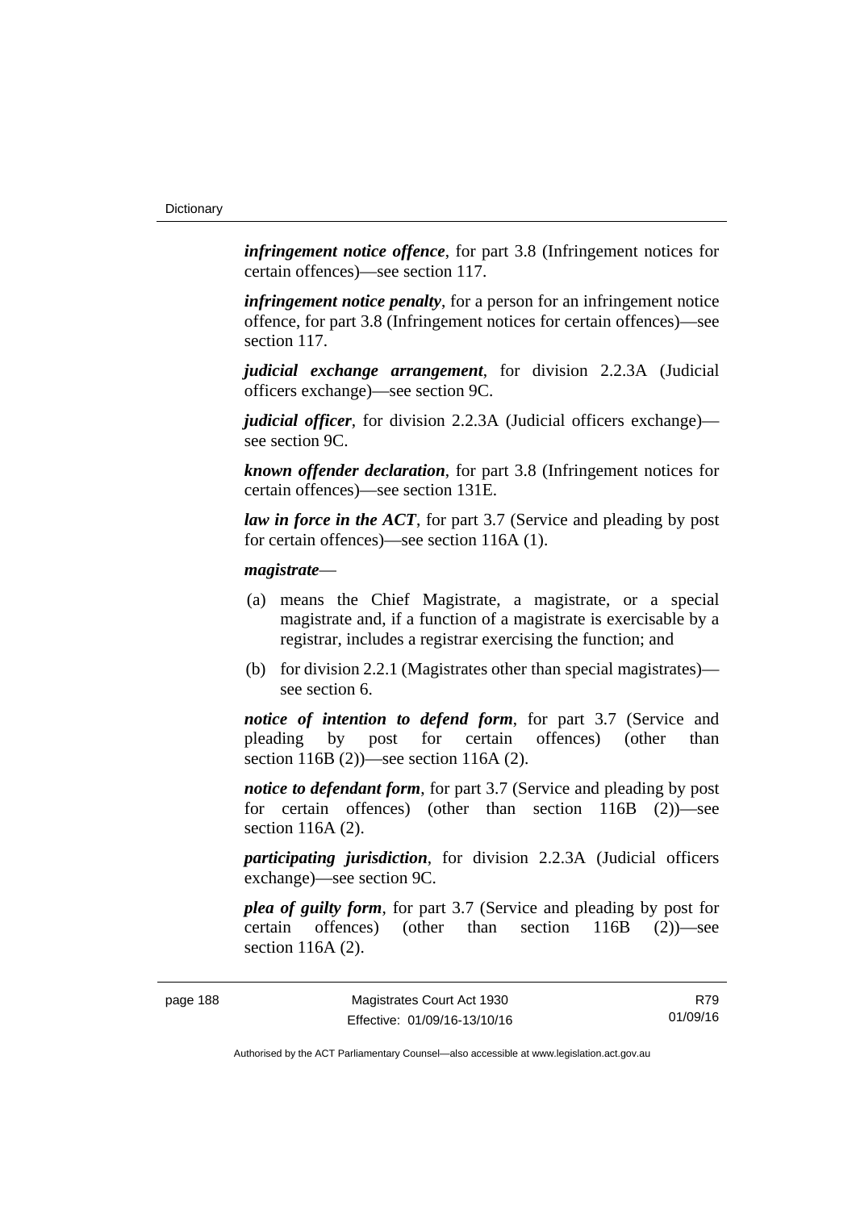***infringement notice offence***, for part 3.8 (Infringement notices for certain offences)—see section 117.

***infringement notice penalty***, for a person for an infringement notice offence, for part 3.8 (Infringement notices for certain offences)—see section 117.

***judicial exchange arrangement***, for division 2.2.3A (Judicial officers exchange)—see section 9C.

***judicial officer***, for division 2.2.3A (Judicial officers exchange)—see section 9C.

***known offender declaration***, for part 3.8 (Infringement notices for certain offences)—see section 131E.

***law in force in the ACT***, for part 3.7 (Service and pleading by post for certain offences)—see section 116A (1).

***magistrate***—

(a) means the Chief Magistrate, a magistrate, or a special magistrate and, if a function of a magistrate is exercisable by a registrar, includes a registrar exercising the function; and

(b) for division 2.2.1 (Magistrates other than special magistrates)—see section 6.

***notice of intention to defend form***, for part 3.7 (Service and pleading by post for certain offences) (other than section 116B (2))—see section 116A (2).

***notice to defendant form***, for part 3.7 (Service and pleading by post for certain offences) (other than section 116B (2))—see section 116A (2).

***participating jurisdiction***, for division 2.2.3A (Judicial officers exchange)—see section 9C.

***plea of guilty form***, for part 3.7 (Service and pleading by post for certain offences) (other than section 116B (2))—see section 116A (2).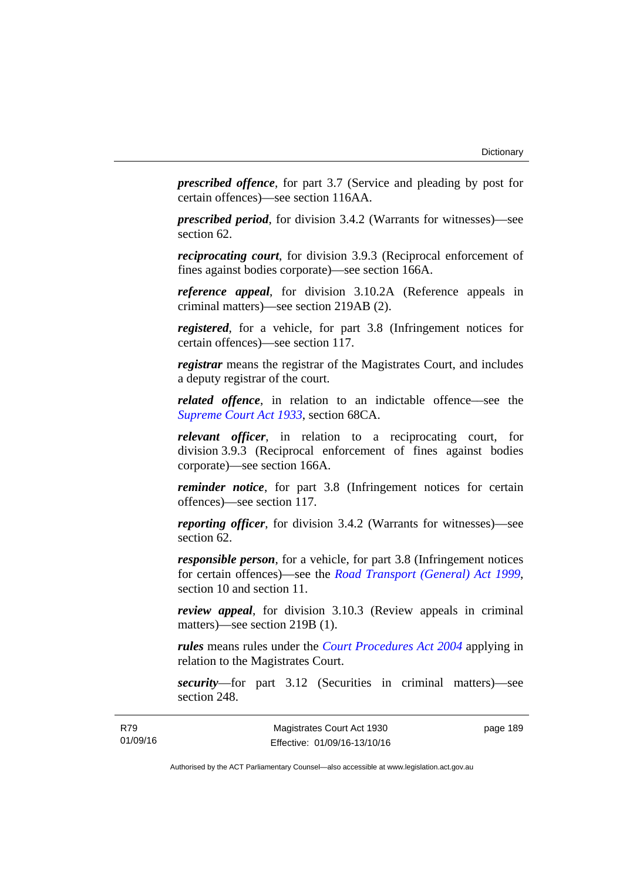***prescribed offence***, for part 3.7 (Service and pleading by post for certain offences)—see section 116AA.

***prescribed period***, for division 3.4.2 (Warrants for witnesses)—see section 62.

***reciprocating court***, for division 3.9.3 (Reciprocal enforcement of fines against bodies corporate)—see section 166A.

***reference appeal***, for division 3.10.2A (Reference appeals in criminal matters)—see section 219AB (2).

***registered***, for a vehicle, for part 3.8 (Infringement notices for certain offences)—see section 117.

***registrar*** means the registrar of the Magistrates Court, and includes a deputy registrar of the court.

***related offence***, in relation to an indictable offence—see the *Supreme Court Act 1933*, section 68CA.

***relevant officer***, in relation to a reciprocating court, for division 3.9.3 (Reciprocal enforcement of fines against bodies corporate)—see section 166A.

***reminder notice***, for part 3.8 (Infringement notices for certain offences)—see section 117.

***reporting officer***, for division 3.4.2 (Warrants for witnesses)—see section 62.

***responsible person***, for a vehicle, for part 3.8 (Infringement notices for certain offences)—see the *Road Transport (General) Act 1999*, section 10 and section 11.

***review appeal***, for division 3.10.3 (Review appeals in criminal matters)—see section 219B (1).

***rules*** means rules under the *Court Procedures Act 2004* applying in relation to the Magistrates Court.

***security***—for part 3.12 (Securities in criminal matters)—see section 248.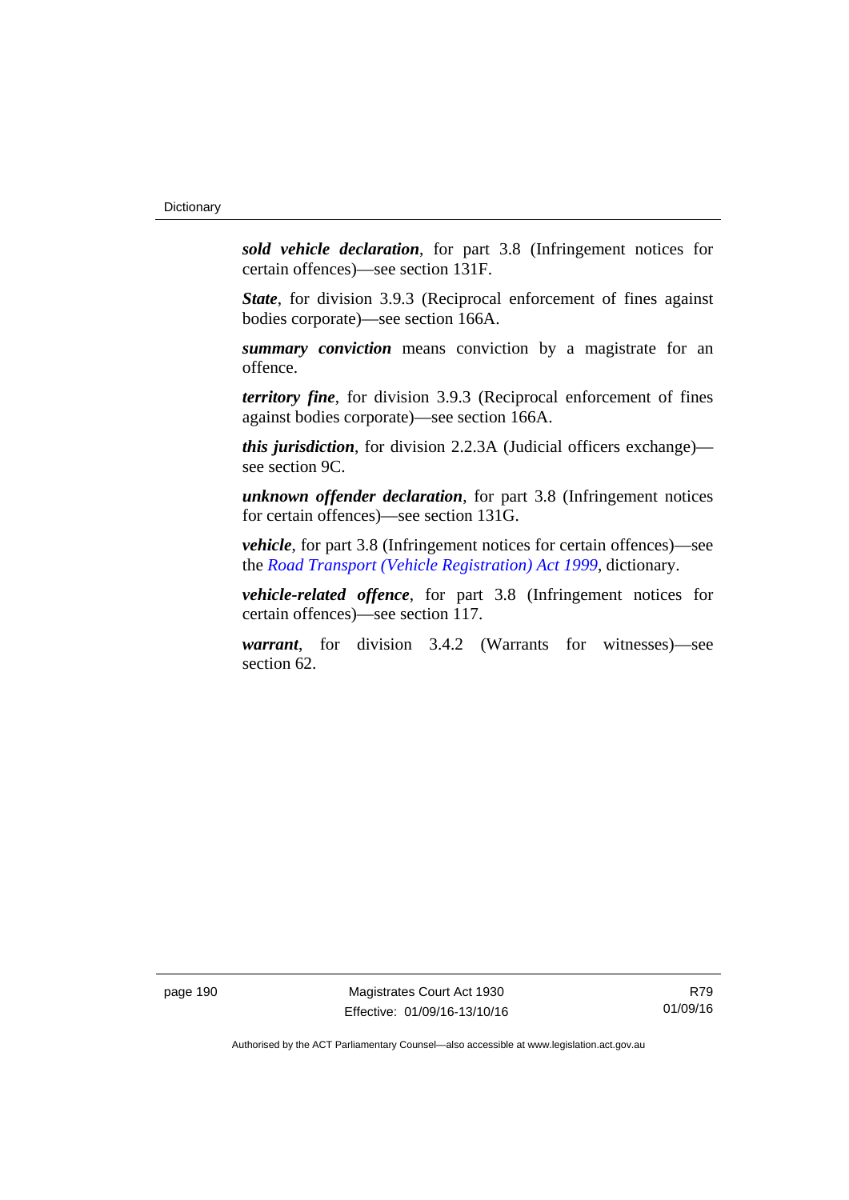***sold vehicle declaration***, for part 3.8 (Infringement notices for certain offences)—see section 131F.

***State***, for division 3.9.3 (Reciprocal enforcement of fines against bodies corporate)—see section 166A.

***summary conviction*** means conviction by a magistrate for an offence.

***territory fine***, for division 3.9.3 (Reciprocal enforcement of fines against bodies corporate)—see section 166A.

***this jurisdiction***, for division 2.2.3A (Judicial officers exchange)—see section 9C.

***unknown offender declaration***, for part 3.8 (Infringement notices for certain offences)—see section 131G.

***vehicle***, for part 3.8 (Infringement notices for certain offences)—see the *Road Transport (Vehicle Registration) Act 1999*, dictionary.

***vehicle-related offence***, for part 3.8 (Infringement notices for certain offences)—see section 117.

***warrant***, for division 3.4.2 (Warrants for witnesses)—see section 62.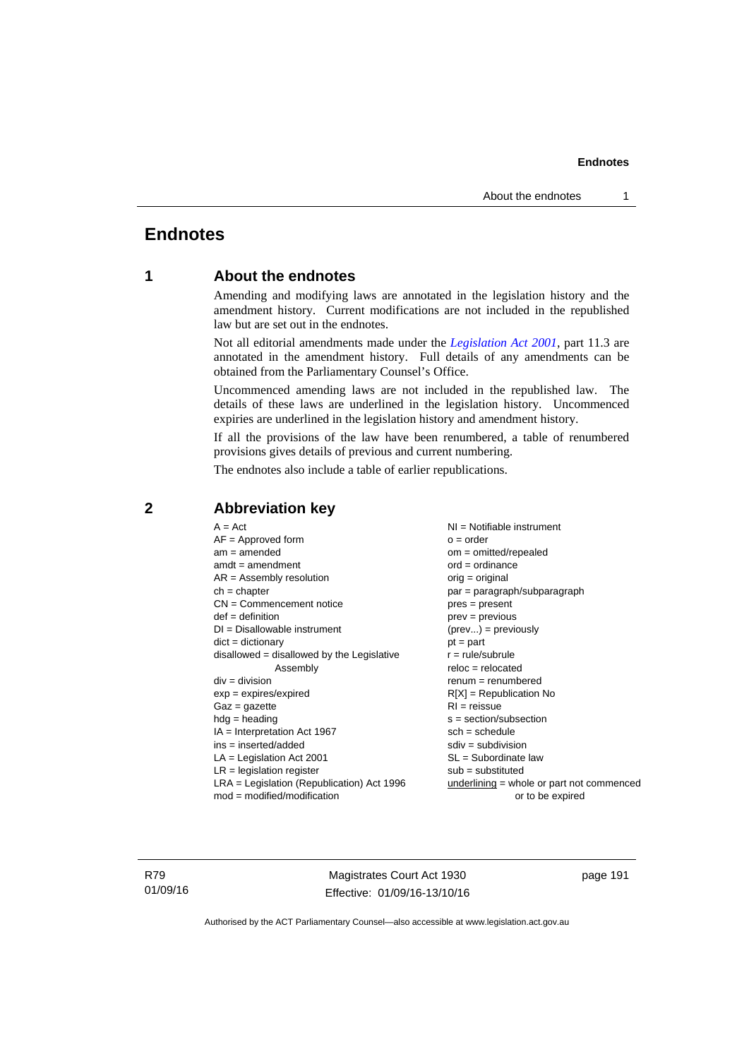# Endnotes

## 1 About the endnotes

Amending and modifying laws are annotated in the legislation history and the amendment history. Current modifications are not included in the republished law but are set out in the endnotes.

Not all editorial amendments made under the *Legislation Act 2001*, part 11.3 are annotated in the amendment history. Full details of any amendments can be obtained from the Parliamentary Counsel's Office.

Uncommenced amending laws are not included in the republished law. The details of these laws are underlined in the legislation history. Uncommenced expiries are underlined in the legislation history and amendment history.

If all the provisions of the law have been renumbered, a table of renumbered provisions gives details of previous and current numbering.

The endnotes also include a table of earlier republications.

## 2 Abbreviation key

A = Act
AF = Approved form
am = amended
amdt = amendment
AR = Assembly resolution
ch = chapter
CN = Commencement notice
def = definition
DI = Disallowable instrument
dict = dictionary
disallowed = disallowed by the Legislative Assembly
div = division
exp = expires/expired
Gaz = gazette
hdg = heading
IA = Interpretation Act 1967
ins = inserted/added
LA = Legislation Act 2001
LR = legislation register
LRA = Legislation (Republication) Act 1996
mod = modified/modification
NI = Notifiable instrument
o = order
om = omitted/repealed
ord = ordinance
orig = original
par = paragraph/subparagraph
pres = present
prev = previous
(prev...) = previously
pt = part
r = rule/subrule
reloc = relocated
renum = renumbered
R[X] = Republication No
RI = reissue
s = section/subsection
sch = schedule
sdiv = subdivision
SL = Subordinate law
sub = substituted
underlining = whole or part not commenced or to be expired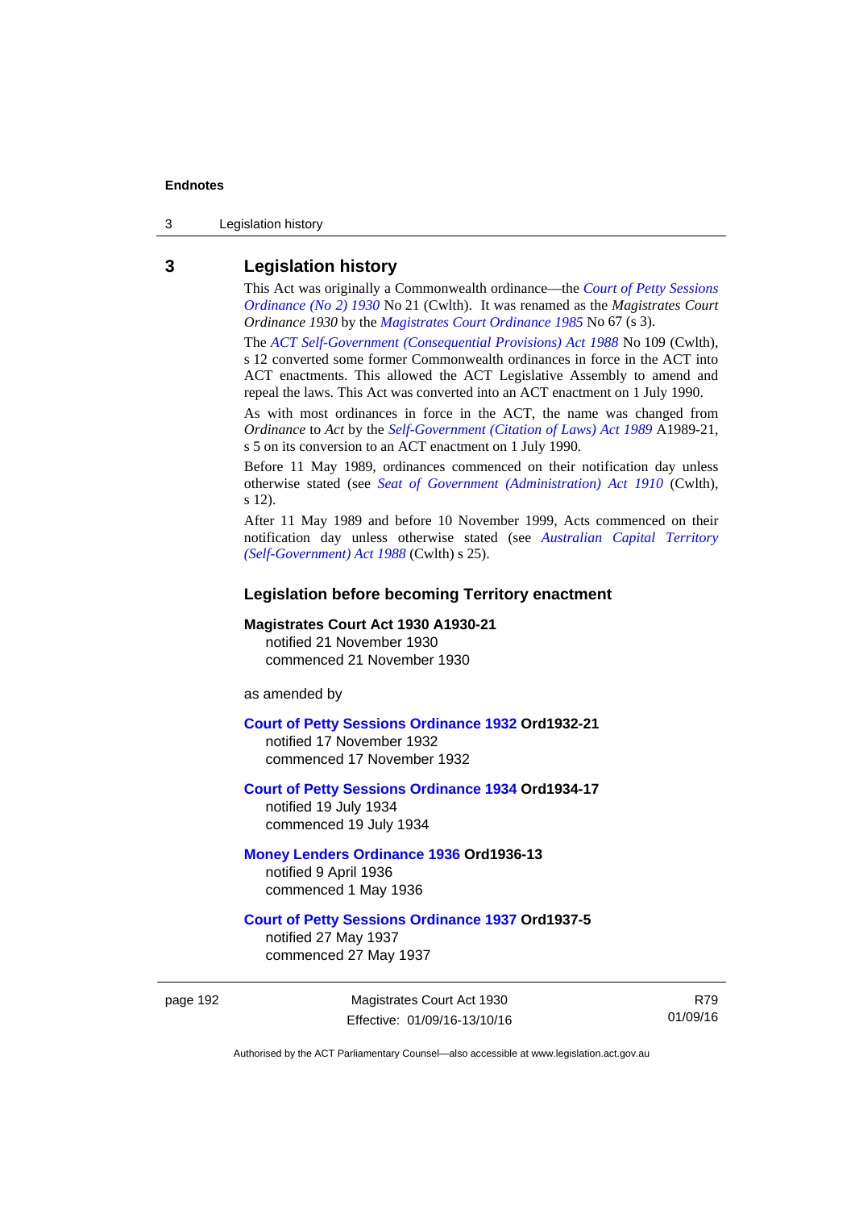## 3 Legislation history

This Act was originally a Commonwealth ordinance—the *Court of Petty Sessions Ordinance (No 2) 1930* No 21 (Cwlth). It was renamed as the *Magistrates Court Ordinance 1930* by the *Magistrates Court Ordinance 1985* No 67 (s 3).

The *ACT Self-Government (Consequential Provisions) Act 1988* No 109 (Cwlth), s 12 converted some former Commonwealth ordinances in force in the ACT into ACT enactments. This allowed the ACT Legislative Assembly to amend and repeal the laws. This Act was converted into an ACT enactment on 1 July 1990.

As with most ordinances in force in the ACT, the name was changed from *Ordinance* to *Act* by the *Self-Government (Citation of Laws) Act 1989* A1989-21, s 5 on its conversion to an ACT enactment on 1 July 1990.

Before 11 May 1989, ordinances commenced on their notification day unless otherwise stated (see *Seat of Government (Administration) Act 1910* (Cwlth), s 12).

After 11 May 1989 and before 10 November 1999, Acts commenced on their notification day unless otherwise stated (see *Australian Capital Territory (Self-Government) Act 1988* (Cwlth) s 25).

### Legislation before becoming Territory enactment

**Magistrates Court Act 1930 A1930-21**
notified 21 November 1930
commenced 21 November 1930

as amended by

**Court of Petty Sessions Ordinance 1932 Ord1932-21**
notified 17 November 1932
commenced 17 November 1932

**Court of Petty Sessions Ordinance 1934 Ord1934-17**
notified 19 July 1934
commenced 19 July 1934

**Money Lenders Ordinance 1936 Ord1936-13**
notified 9 April 1936
commenced 1 May 1936

**Court of Petty Sessions Ordinance 1937 Ord1937-5**
notified 27 May 1937
commenced 27 May 1937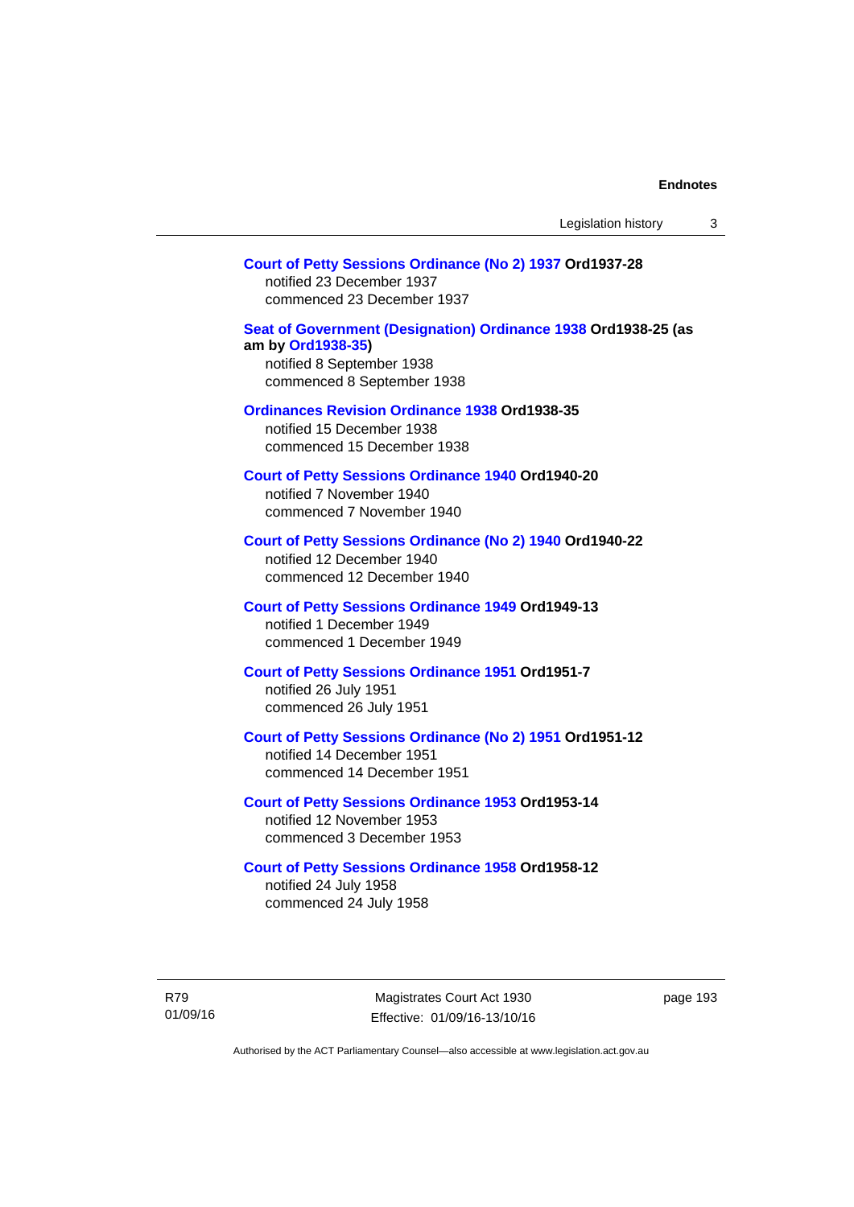**Court of Petty Sessions Ordinance (No 2) 1937 Ord1937-28**
notified 23 December 1937
commenced 23 December 1937

**Seat of Government (Designation) Ordinance 1938 Ord1938-25 (as am by Ord1938-35)**
notified 8 September 1938
commenced 8 September 1938

**Ordinances Revision Ordinance 1938 Ord1938-35**
notified 15 December 1938
commenced 15 December 1938

**Court of Petty Sessions Ordinance 1940 Ord1940-20**
notified 7 November 1940
commenced 7 November 1940

**Court of Petty Sessions Ordinance (No 2) 1940 Ord1940-22**
notified 12 December 1940
commenced 12 December 1940

**Court of Petty Sessions Ordinance 1949 Ord1949-13**
notified 1 December 1949
commenced 1 December 1949

**Court of Petty Sessions Ordinance 1951 Ord1951-7**
notified 26 July 1951
commenced 26 July 1951

**Court of Petty Sessions Ordinance (No 2) 1951 Ord1951-12**
notified 14 December 1951
commenced 14 December 1951

**Court of Petty Sessions Ordinance 1953 Ord1953-14**
notified 12 November 1953
commenced 3 December 1953

**Court of Petty Sessions Ordinance 1958 Ord1958-12**
notified 24 July 1958
commenced 24 July 1958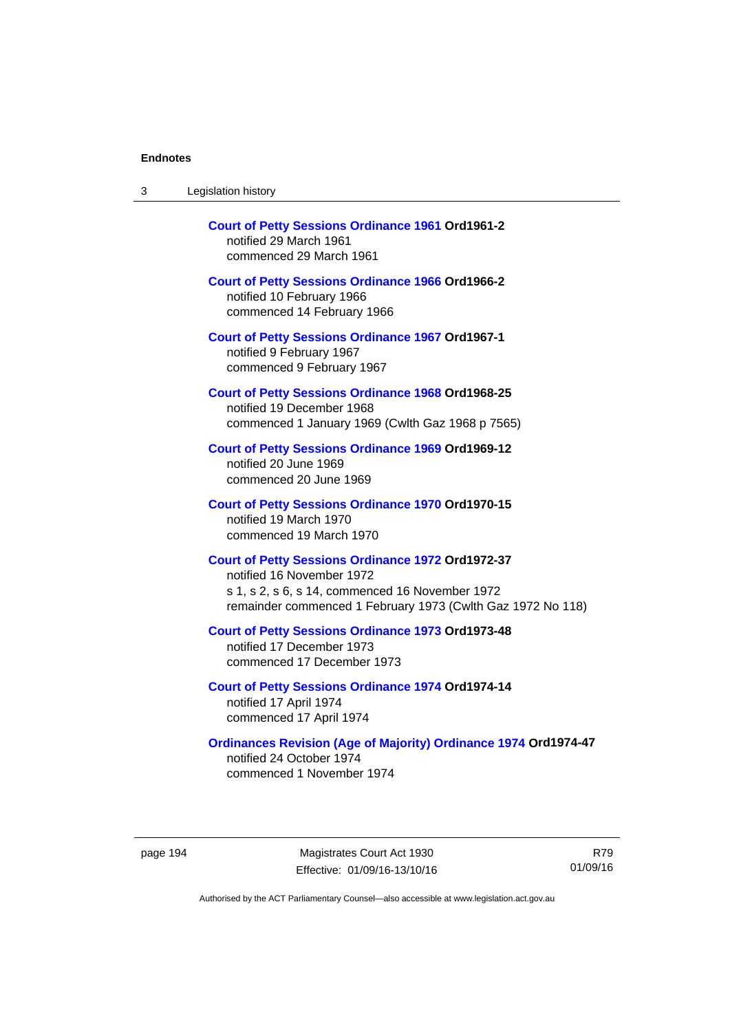**Court of Petty Sessions Ordinance 1961** **Ord1961-2**
notified 29 March 1961
commenced 29 March 1961

**Court of Petty Sessions Ordinance 1966** **Ord1966-2**
notified 10 February 1966
commenced 14 February 1966

**Court of Petty Sessions Ordinance 1967** **Ord1967-1**
notified 9 February 1967
commenced 9 February 1967

**Court of Petty Sessions Ordinance 1968** **Ord1968-25**
notified 19 December 1968
commenced 1 January 1969 (Cwlth Gaz 1968 p 7565)

**Court of Petty Sessions Ordinance 1969** **Ord1969-12**
notified 20 June 1969
commenced 20 June 1969

**Court of Petty Sessions Ordinance 1970** **Ord1970-15**
notified 19 March 1970
commenced 19 March 1970

**Court of Petty Sessions Ordinance 1972** **Ord1972-37**
notified 16 November 1972
s 1, s 2, s 6, s 14, commenced 16 November 1972
remainder commenced 1 February 1973 (Cwlth Gaz 1972 No 118)

**Court of Petty Sessions Ordinance 1973** **Ord1973-48**
notified 17 December 1973
commenced 17 December 1973

**Court of Petty Sessions Ordinance 1974** **Ord1974-14**
notified 17 April 1974
commenced 17 April 1974

**Ordinances Revision (Age of Majority) Ordinance 1974** **Ord1974-47**
notified 24 October 1974
commenced 1 November 1974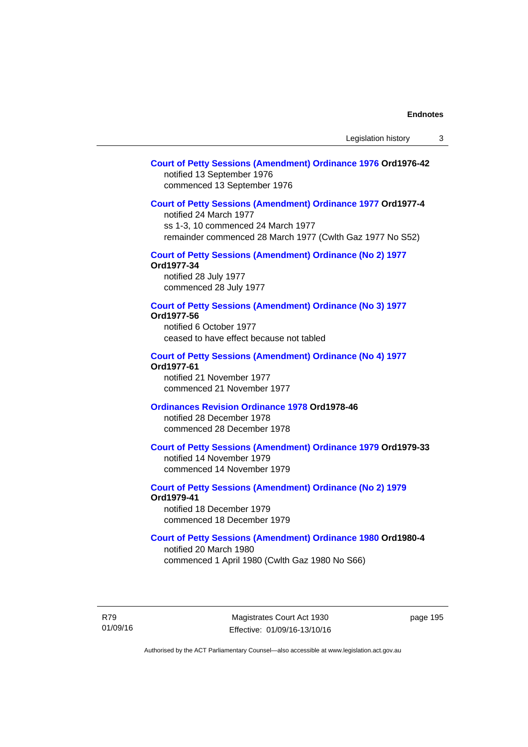**Court of Petty Sessions (Amendment) Ordinance 1976 Ord1976-42**
notified 13 September 1976
commenced 13 September 1976

**Court of Petty Sessions (Amendment) Ordinance 1977 Ord1977-4**
notified 24 March 1977
ss 1-3, 10 commenced 24 March 1977
remainder commenced 28 March 1977 (Cwlth Gaz 1977 No S52)

**Court of Petty Sessions (Amendment) Ordinance (No 2) 1977 Ord1977-34**
notified 28 July 1977
commenced 28 July 1977

**Court of Petty Sessions (Amendment) Ordinance (No 3) 1977 Ord1977-56**
notified 6 October 1977
ceased to have effect because not tabled

**Court of Petty Sessions (Amendment) Ordinance (No 4) 1977 Ord1977-61**
notified 21 November 1977
commenced 21 November 1977

**Ordinances Revision Ordinance 1978 Ord1978-46**
notified 28 December 1978
commenced 28 December 1978

**Court of Petty Sessions (Amendment) Ordinance 1979 Ord1979-33**
notified 14 November 1979
commenced 14 November 1979

**Court of Petty Sessions (Amendment) Ordinance (No 2) 1979 Ord1979-41**
notified 18 December 1979
commenced 18 December 1979

**Court of Petty Sessions (Amendment) Ordinance 1980 Ord1980-4**
notified 20 March 1980
commenced 1 April 1980 (Cwlth Gaz 1980 No S66)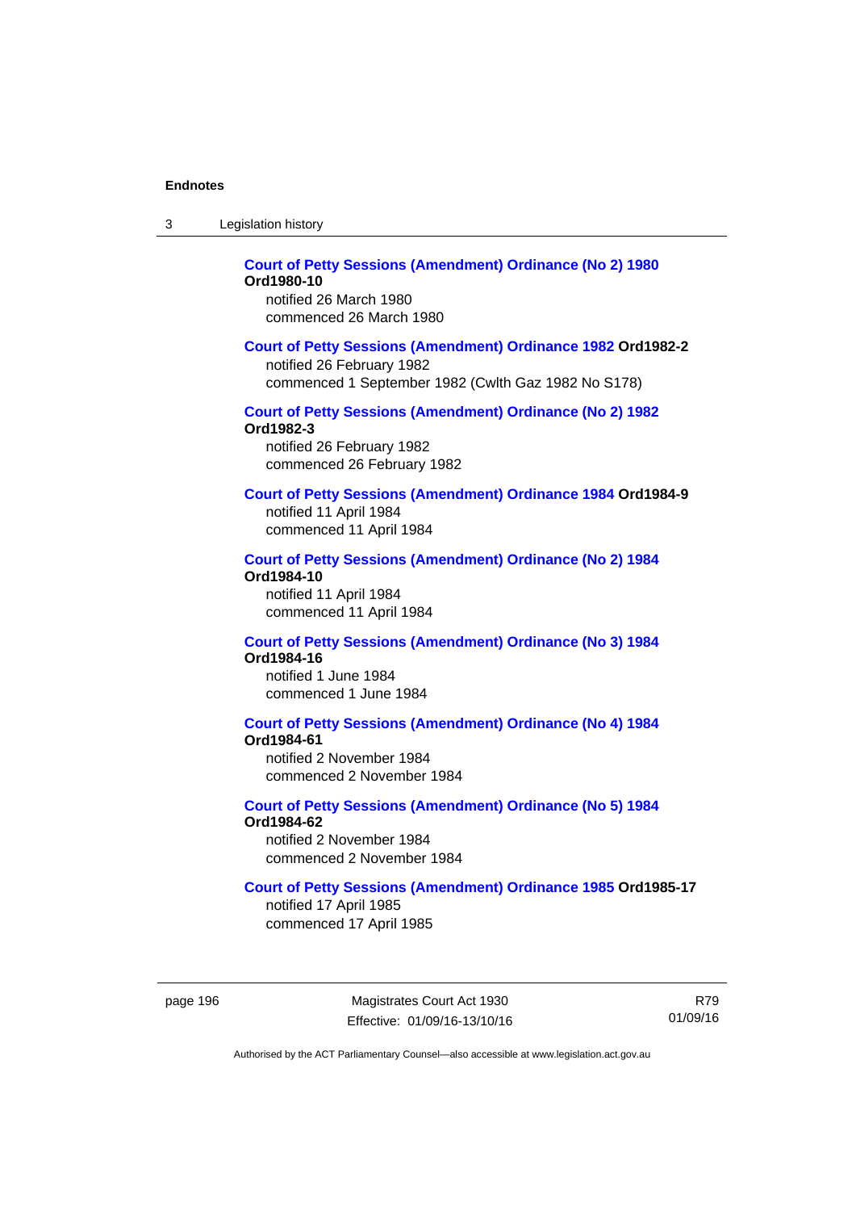**Court of Petty Sessions (Amendment) Ordinance (No 2) 1980 Ord1980-10**
notified 26 March 1980
commenced 26 March 1980

**Court of Petty Sessions (Amendment) Ordinance 1982 Ord1982-2**
notified 26 February 1982
commenced 1 September 1982 (Cwlth Gaz 1982 No S178)

**Court of Petty Sessions (Amendment) Ordinance (No 2) 1982 Ord1982-3**
notified 26 February 1982
commenced 26 February 1982

**Court of Petty Sessions (Amendment) Ordinance 1984 Ord1984-9**
notified 11 April 1984
commenced 11 April 1984

**Court of Petty Sessions (Amendment) Ordinance (No 2) 1984 Ord1984-10**
notified 11 April 1984
commenced 11 April 1984

**Court of Petty Sessions (Amendment) Ordinance (No 3) 1984 Ord1984-16**
notified 1 June 1984
commenced 1 June 1984

**Court of Petty Sessions (Amendment) Ordinance (No 4) 1984 Ord1984-61**
notified 2 November 1984
commenced 2 November 1984

**Court of Petty Sessions (Amendment) Ordinance (No 5) 1984 Ord1984-62**
notified 2 November 1984
commenced 2 November 1984

**Court of Petty Sessions (Amendment) Ordinance 1985 Ord1985-17**
notified 17 April 1985
commenced 17 April 1985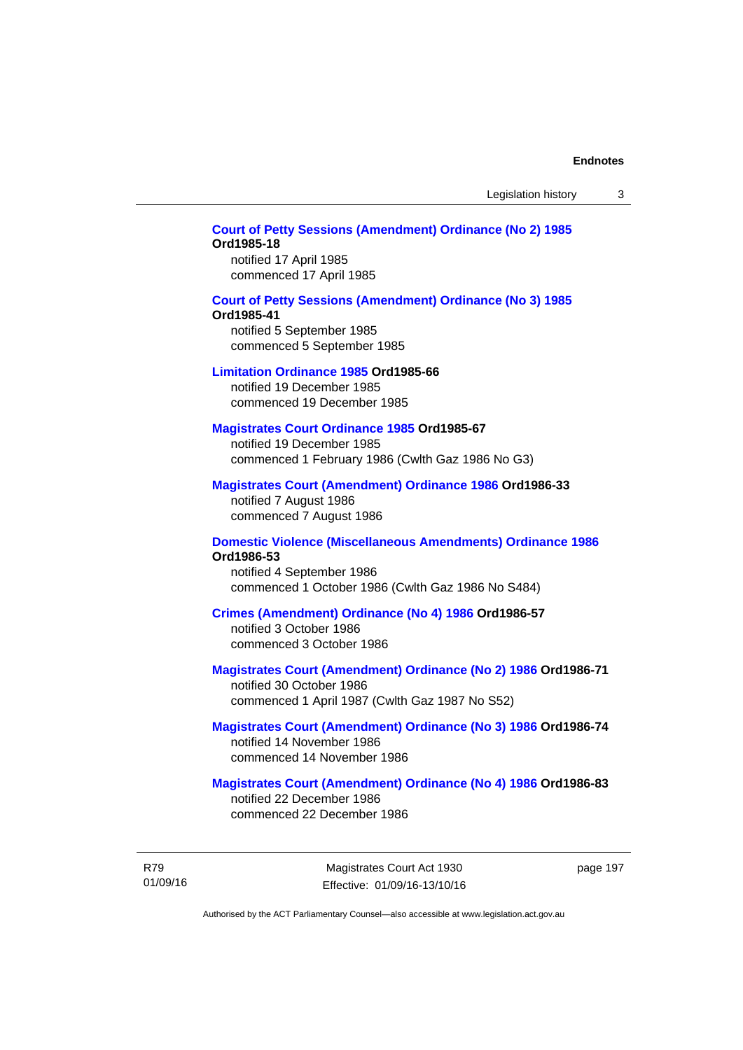**Court of Petty Sessions (Amendment) Ordinance (No 2) 1985 Ord1985-18**
notified 17 April 1985
commenced 17 April 1985

**Court of Petty Sessions (Amendment) Ordinance (No 3) 1985 Ord1985-41**
notified 5 September 1985
commenced 5 September 1985

**Limitation Ordinance 1985 Ord1985-66**
notified 19 December 1985
commenced 19 December 1985

**Magistrates Court Ordinance 1985 Ord1985-67**
notified 19 December 1985
commenced 1 February 1986 (Cwlth Gaz 1986 No G3)

**Magistrates Court (Amendment) Ordinance 1986 Ord1986-33**
notified 7 August 1986
commenced 7 August 1986

**Domestic Violence (Miscellaneous Amendments) Ordinance 1986 Ord1986-53**
notified 4 September 1986
commenced 1 October 1986 (Cwlth Gaz 1986 No S484)

**Crimes (Amendment) Ordinance (No 4) 1986 Ord1986-57**
notified 3 October 1986
commenced 3 October 1986

**Magistrates Court (Amendment) Ordinance (No 2) 1986 Ord1986-71**
notified 30 October 1986
commenced 1 April 1987 (Cwlth Gaz 1987 No S52)

**Magistrates Court (Amendment) Ordinance (No 3) 1986 Ord1986-74**
notified 14 November 1986
commenced 14 November 1986

**Magistrates Court (Amendment) Ordinance (No 4) 1986 Ord1986-83**
notified 22 December 1986
commenced 22 December 1986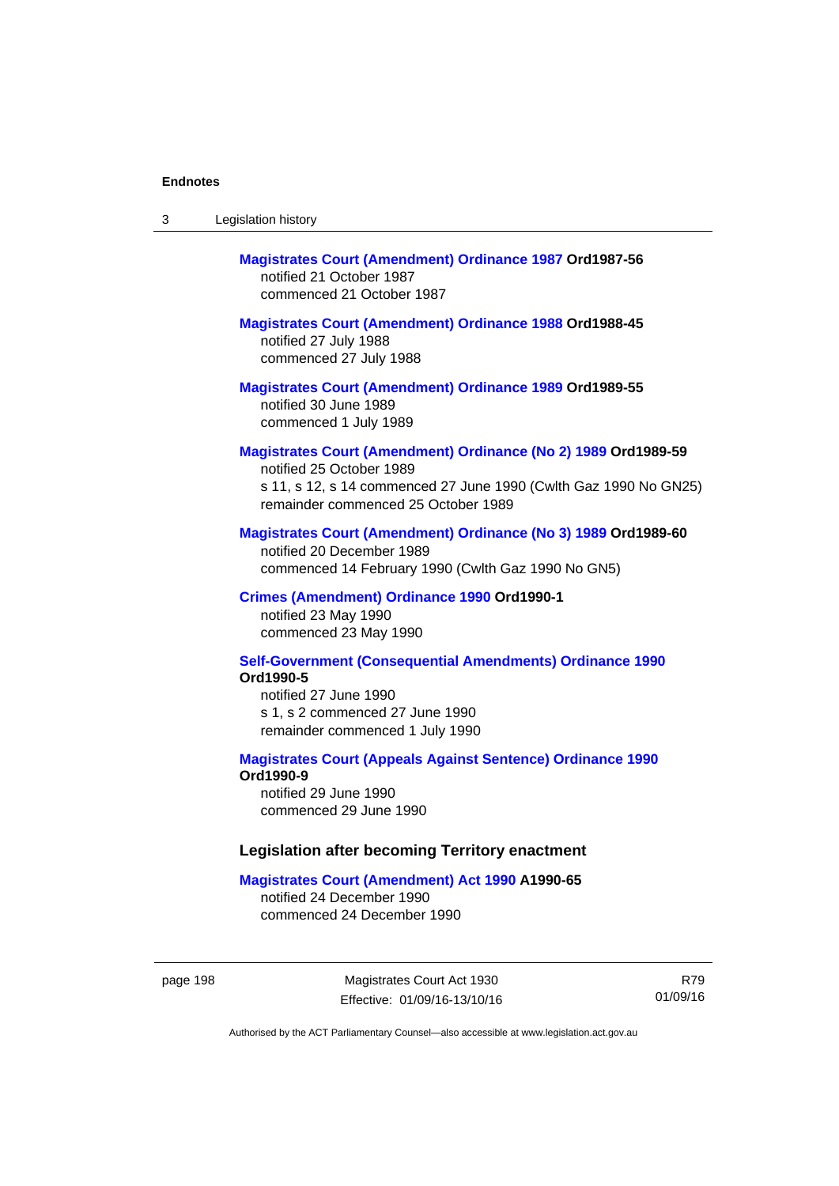**Magistrates Court (Amendment) Ordinance 1987 Ord1987-56**
notified 21 October 1987
commenced 21 October 1987

**Magistrates Court (Amendment) Ordinance 1988 Ord1988-45**
notified 27 July 1988
commenced 27 July 1988

**Magistrates Court (Amendment) Ordinance 1989 Ord1989-55**
notified 30 June 1989
commenced 1 July 1989

**Magistrates Court (Amendment) Ordinance (No 2) 1989 Ord1989-59**
notified 25 October 1989
s 11, s 12, s 14 commenced 27 June 1990 (Cwlth Gaz 1990 No GN25)
remainder commenced 25 October 1989

**Magistrates Court (Amendment) Ordinance (No 3) 1989 Ord1989-60**
notified 20 December 1989
commenced 14 February 1990 (Cwlth Gaz 1990 No GN5)

**Crimes (Amendment) Ordinance 1990 Ord1990-1**
notified 23 May 1990
commenced 23 May 1990

**Self-Government (Consequential Amendments) Ordinance 1990 Ord1990-5**
notified 27 June 1990
s 1, s 2 commenced 27 June 1990
remainder commenced 1 July 1990

**Magistrates Court (Appeals Against Sentence) Ordinance 1990 Ord1990-9**
notified 29 June 1990
commenced 29 June 1990

### Legislation after becoming Territory enactment

**Magistrates Court (Amendment) Act 1990 A1990-65**
notified 24 December 1990
commenced 24 December 1990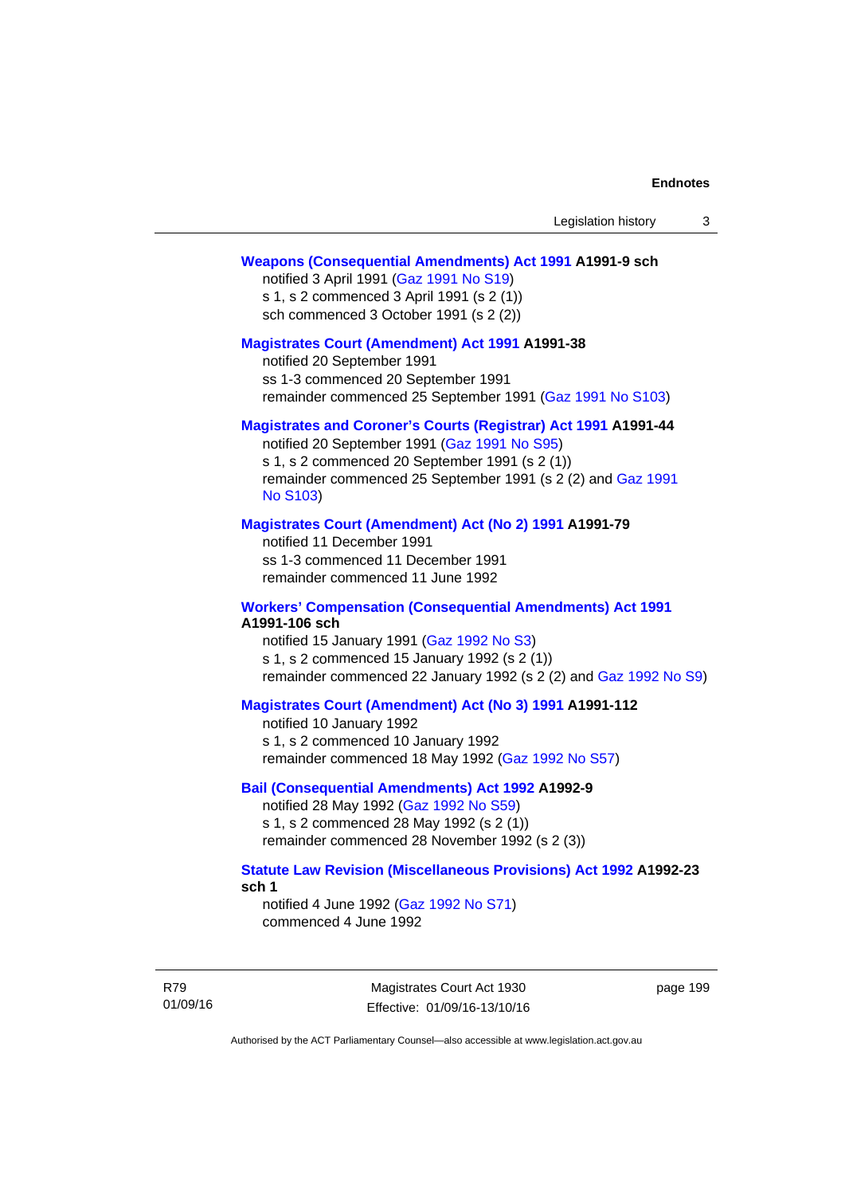**Weapons (Consequential Amendments) Act 1991 A1991-9 sch**

notified 3 April 1991 (Gaz 1991 No S19)
s 1, s 2 commenced 3 April 1991 (s 2 (1))
sch commenced 3 October 1991 (s 2 (2))

**Magistrates Court (Amendment) Act 1991 A1991-38**

notified 20 September 1991
ss 1-3 commenced 20 September 1991
remainder commenced 25 September 1991 (Gaz 1991 No S103)

**Magistrates and Coroner's Courts (Registrar) Act 1991 A1991-44**

notified 20 September 1991 (Gaz 1991 No S95)
s 1, s 2 commenced 20 September 1991 (s 2 (1))
remainder commenced 25 September 1991 (s 2 (2) and Gaz 1991 No S103)

**Magistrates Court (Amendment) Act (No 2) 1991 A1991-79**

notified 11 December 1991
ss 1-3 commenced 11 December 1991
remainder commenced 11 June 1992

**Workers' Compensation (Consequential Amendments) Act 1991 A1991-106 sch**

notified 15 January 1991 (Gaz 1992 No S3)
s 1, s 2 commenced 15 January 1992 (s 2 (1))
remainder commenced 22 January 1992 (s 2 (2) and Gaz 1992 No S9)

**Magistrates Court (Amendment) Act (No 3) 1991 A1991-112**

notified 10 January 1992
s 1, s 2 commenced 10 January 1992
remainder commenced 18 May 1992 (Gaz 1992 No S57)

**Bail (Consequential Amendments) Act 1992 A1992-9**

notified 28 May 1992 (Gaz 1992 No S59)
s 1, s 2 commenced 28 May 1992 (s 2 (1))
remainder commenced 28 November 1992 (s 2 (3))

**Statute Law Revision (Miscellaneous Provisions) Act 1992 A1992-23 sch 1**

notified 4 June 1992 (Gaz 1992 No S71)
commenced 4 June 1992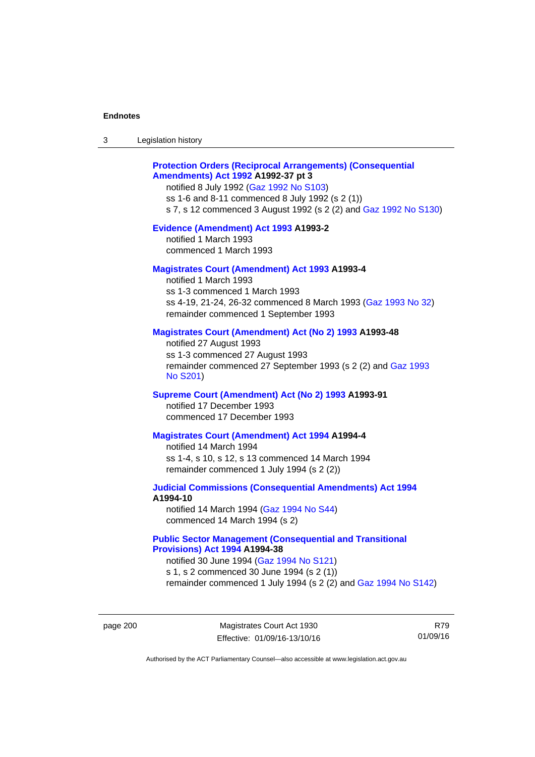**Protection Orders (Reciprocal Arrangements) (Consequential Amendments) Act 1992 A1992-37 pt 3**

notified 8 July 1992 (Gaz 1992 No S103)
ss 1-6 and 8-11 commenced 8 July 1992 (s 2 (1))
s 7, s 12 commenced 3 August 1992 (s 2 (2) and Gaz 1992 No S130)

**Evidence (Amendment) Act 1993 A1993-2**

notified 1 March 1993
commenced 1 March 1993

**Magistrates Court (Amendment) Act 1993 A1993-4**

notified 1 March 1993
ss 1-3 commenced 1 March 1993
ss 4-19, 21-24, 26-32 commenced 8 March 1993 (Gaz 1993 No 32)
remainder commenced 1 September 1993

**Magistrates Court (Amendment) Act (No 2) 1993 A1993-48**

notified 27 August 1993
ss 1-3 commenced 27 August 1993
remainder commenced 27 September 1993 (s 2 (2) and Gaz 1993 No S201)

**Supreme Court (Amendment) Act (No 2) 1993 A1993-91**

notified 17 December 1993
commenced 17 December 1993

**Magistrates Court (Amendment) Act 1994 A1994-4**

notified 14 March 1994
ss 1-4, s 10, s 12, s 13 commenced 14 March 1994
remainder commenced 1 July 1994 (s 2 (2))

**Judicial Commissions (Consequential Amendments) Act 1994 A1994-10**

notified 14 March 1994 (Gaz 1994 No S44)
commenced 14 March 1994 (s 2)

**Public Sector Management (Consequential and Transitional Provisions) Act 1994 A1994-38**

notified 30 June 1994 (Gaz 1994 No S121)
s 1, s 2 commenced 30 June 1994 (s 2 (1))
remainder commenced 1 July 1994 (s 2 (2) and Gaz 1994 No S142)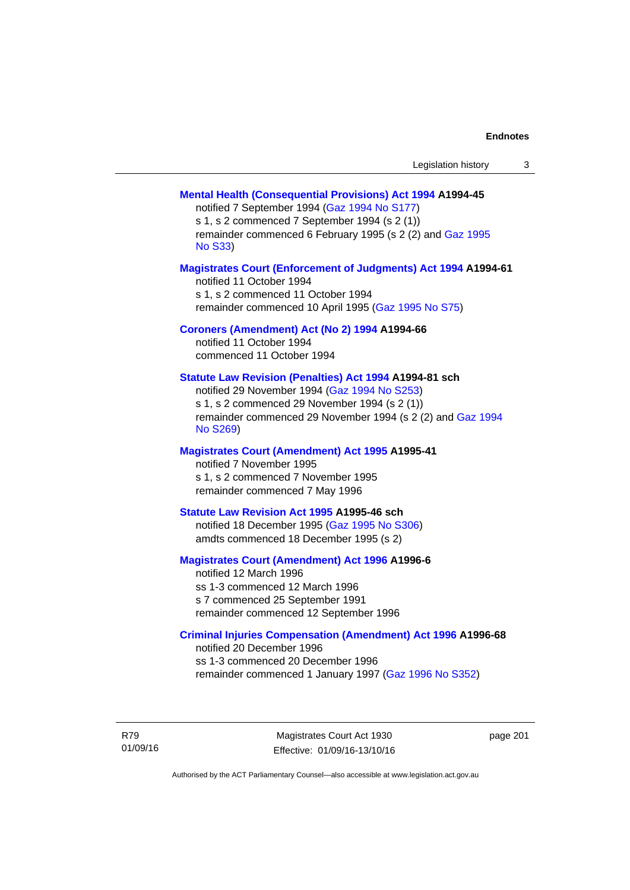**Mental Health (Consequential Provisions) Act 1994 A1994-45**
notified 7 September 1994 (Gaz 1994 No S177)
s 1, s 2 commenced 7 September 1994 (s 2 (1))
remainder commenced 6 February 1995 (s 2 (2) and Gaz 1995 No S33)

**Magistrates Court (Enforcement of Judgments) Act 1994 A1994-61**
notified 11 October 1994
s 1, s 2 commenced 11 October 1994
remainder commenced 10 April 1995 (Gaz 1995 No S75)

**Coroners (Amendment) Act (No 2) 1994 A1994-66**
notified 11 October 1994
commenced 11 October 1994

**Statute Law Revision (Penalties) Act 1994 A1994-81 sch**
notified 29 November 1994 (Gaz 1994 No S253)
s 1, s 2 commenced 29 November 1994 (s 2 (1))
remainder commenced 29 November 1994 (s 2 (2) and Gaz 1994 No S269)

**Magistrates Court (Amendment) Act 1995 A1995-41**
notified 7 November 1995
s 1, s 2 commenced 7 November 1995
remainder commenced 7 May 1996

**Statute Law Revision Act 1995 A1995-46 sch**
notified 18 December 1995 (Gaz 1995 No S306)
amdts commenced 18 December 1995 (s 2)

**Magistrates Court (Amendment) Act 1996 A1996-6**
notified 12 March 1996
ss 1-3 commenced 12 March 1996
s 7 commenced 25 September 1991
remainder commenced 12 September 1996

**Criminal Injuries Compensation (Amendment) Act 1996 A1996-68**
notified 20 December 1996
ss 1-3 commenced 20 December 1996
remainder commenced 1 January 1997 (Gaz 1996 No S352)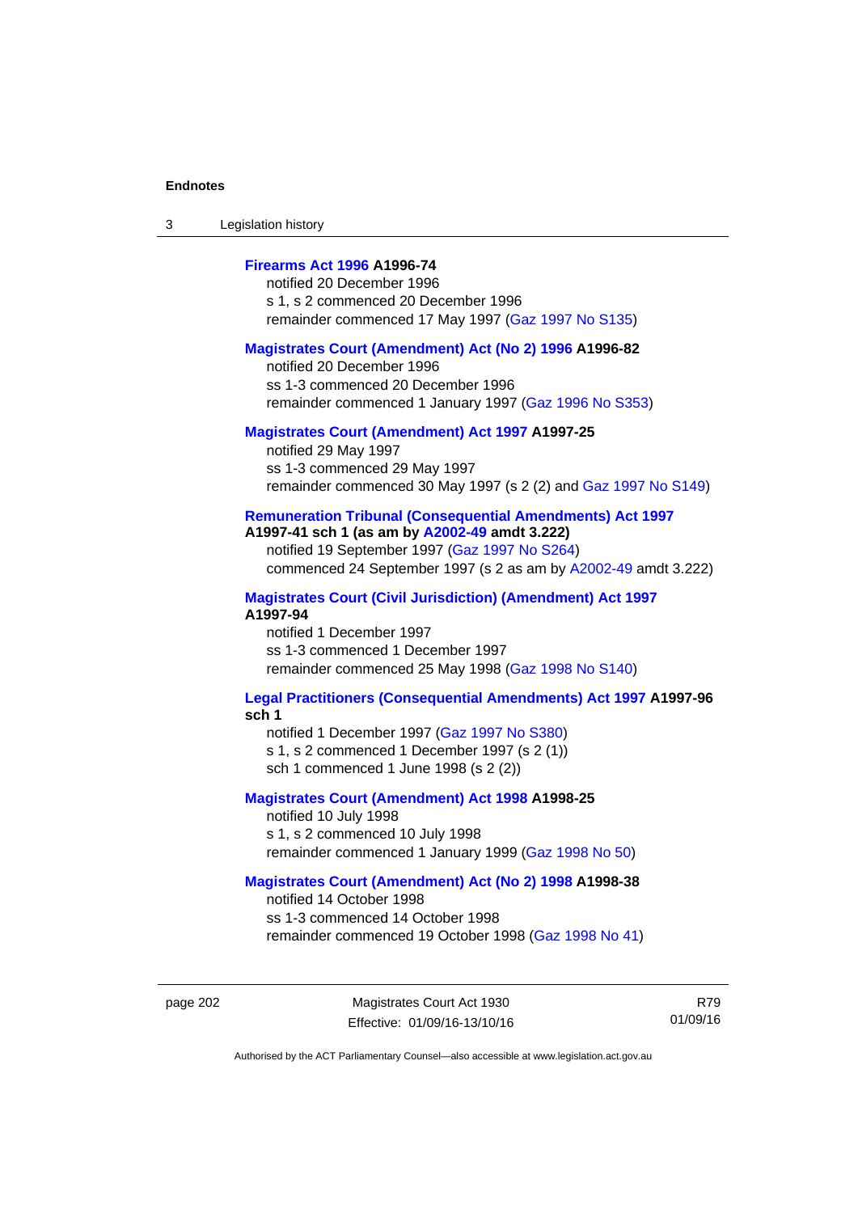**Firearms Act 1996 A1996-74**

notified 20 December 1996

s 1, s 2 commenced 20 December 1996

remainder commenced 17 May 1997 (Gaz 1997 No S135)

**Magistrates Court (Amendment) Act (No 2) 1996 A1996-82**

notified 20 December 1996

ss 1-3 commenced 20 December 1996

remainder commenced 1 January 1997 (Gaz 1996 No S353)

**Magistrates Court (Amendment) Act 1997 A1997-25**

notified 29 May 1997

ss 1-3 commenced 29 May 1997

remainder commenced 30 May 1997 (s 2 (2) and Gaz 1997 No S149)

**Remuneration Tribunal (Consequential Amendments) Act 1997 A1997-41 sch 1 (as am by A2002-49 amdt 3.222)**

notified 19 September 1997 (Gaz 1997 No S264)

commenced 24 September 1997 (s 2 as am by A2002-49 amdt 3.222)

**Magistrates Court (Civil Jurisdiction) (Amendment) Act 1997 A1997-94**

notified 1 December 1997

ss 1-3 commenced 1 December 1997

remainder commenced 25 May 1998 (Gaz 1998 No S140)

**Legal Practitioners (Consequential Amendments) Act 1997 A1997-96 sch 1**

notified 1 December 1997 (Gaz 1997 No S380)

s 1, s 2 commenced 1 December 1997 (s 2 (1))

sch 1 commenced 1 June 1998 (s 2 (2))

**Magistrates Court (Amendment) Act 1998 A1998-25**

notified 10 July 1998

s 1, s 2 commenced 10 July 1998

remainder commenced 1 January 1999 (Gaz 1998 No 50)

**Magistrates Court (Amendment) Act (No 2) 1998 A1998-38**

notified 14 October 1998

ss 1-3 commenced 14 October 1998

remainder commenced 19 October 1998 (Gaz 1998 No 41)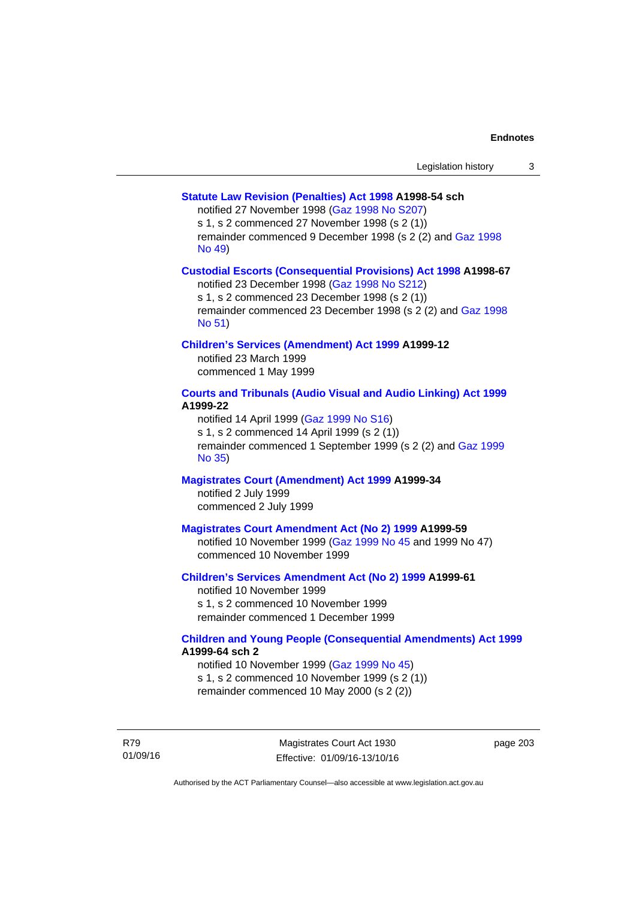**Statute Law Revision (Penalties) Act 1998 A1998-54 sch**

notified 27 November 1998 (Gaz 1998 No S207)
s 1, s 2 commenced 27 November 1998 (s 2 (1))
remainder commenced 9 December 1998 (s 2 (2) and Gaz 1998 No 49)

**Custodial Escorts (Consequential Provisions) Act 1998 A1998-67**

notified 23 December 1998 (Gaz 1998 No S212)
s 1, s 2 commenced 23 December 1998 (s 2 (1))
remainder commenced 23 December 1998 (s 2 (2) and Gaz 1998 No 51)

**Children's Services (Amendment) Act 1999 A1999-12**

notified 23 March 1999
commenced 1 May 1999

**Courts and Tribunals (Audio Visual and Audio Linking) Act 1999 A1999-22**

notified 14 April 1999 (Gaz 1999 No S16)
s 1, s 2 commenced 14 April 1999 (s 2 (1))
remainder commenced 1 September 1999 (s 2 (2) and Gaz 1999 No 35)

**Magistrates Court (Amendment) Act 1999 A1999-34**

notified 2 July 1999
commenced 2 July 1999

**Magistrates Court Amendment Act (No 2) 1999 A1999-59**

notified 10 November 1999 (Gaz 1999 No 45 and 1999 No 47)
commenced 10 November 1999

**Children's Services Amendment Act (No 2) 1999 A1999-61**

notified 10 November 1999
s 1, s 2 commenced 10 November 1999
remainder commenced 1 December 1999

**Children and Young People (Consequential Amendments) Act 1999 A1999-64 sch 2**

notified 10 November 1999 (Gaz 1999 No 45)
s 1, s 2 commenced 10 November 1999 (s 2 (1))
remainder commenced 10 May 2000 (s 2 (2))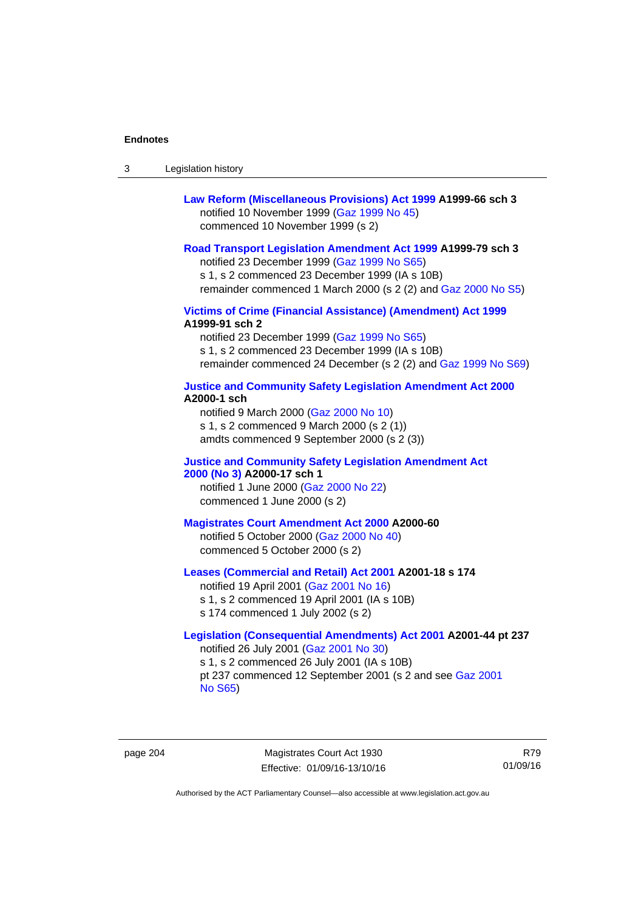**Law Reform (Miscellaneous Provisions) Act 1999 A1999-66 sch 3**
notified 10 November 1999 (Gaz 1999 No 45)
commenced 10 November 1999 (s 2)

**Road Transport Legislation Amendment Act 1999 A1999-79 sch 3**
notified 23 December 1999 (Gaz 1999 No S65)
s 1, s 2 commenced 23 December 1999 (IA s 10B)
remainder commenced 1 March 2000 (s 2 (2) and Gaz 2000 No S5)

**Victims of Crime (Financial Assistance) (Amendment) Act 1999 A1999-91 sch 2**
notified 23 December 1999 (Gaz 1999 No S65)
s 1, s 2 commenced 23 December 1999 (IA s 10B)
remainder commenced 24 December (s 2 (2) and Gaz 1999 No S69)

**Justice and Community Safety Legislation Amendment Act 2000 A2000-1 sch**
notified 9 March 2000 (Gaz 2000 No 10)
s 1, s 2 commenced 9 March 2000 (s 2 (1))
amdts commenced 9 September 2000 (s 2 (3))

**Justice and Community Safety Legislation Amendment Act 2000 (No 3) A2000-17 sch 1**
notified 1 June 2000 (Gaz 2000 No 22)
commenced 1 June 2000 (s 2)

**Magistrates Court Amendment Act 2000 A2000-60**
notified 5 October 2000 (Gaz 2000 No 40)
commenced 5 October 2000 (s 2)

**Leases (Commercial and Retail) Act 2001 A2001-18 s 174**
notified 19 April 2001 (Gaz 2001 No 16)
s 1, s 2 commenced 19 April 2001 (IA s 10B)
s 174 commenced 1 July 2002 (s 2)

**Legislation (Consequential Amendments) Act 2001 A2001-44 pt 237**
notified 26 July 2001 (Gaz 2001 No 30)
s 1, s 2 commenced 26 July 2001 (IA s 10B)
pt 237 commenced 12 September 2001 (s 2 and see Gaz 2001 No S65)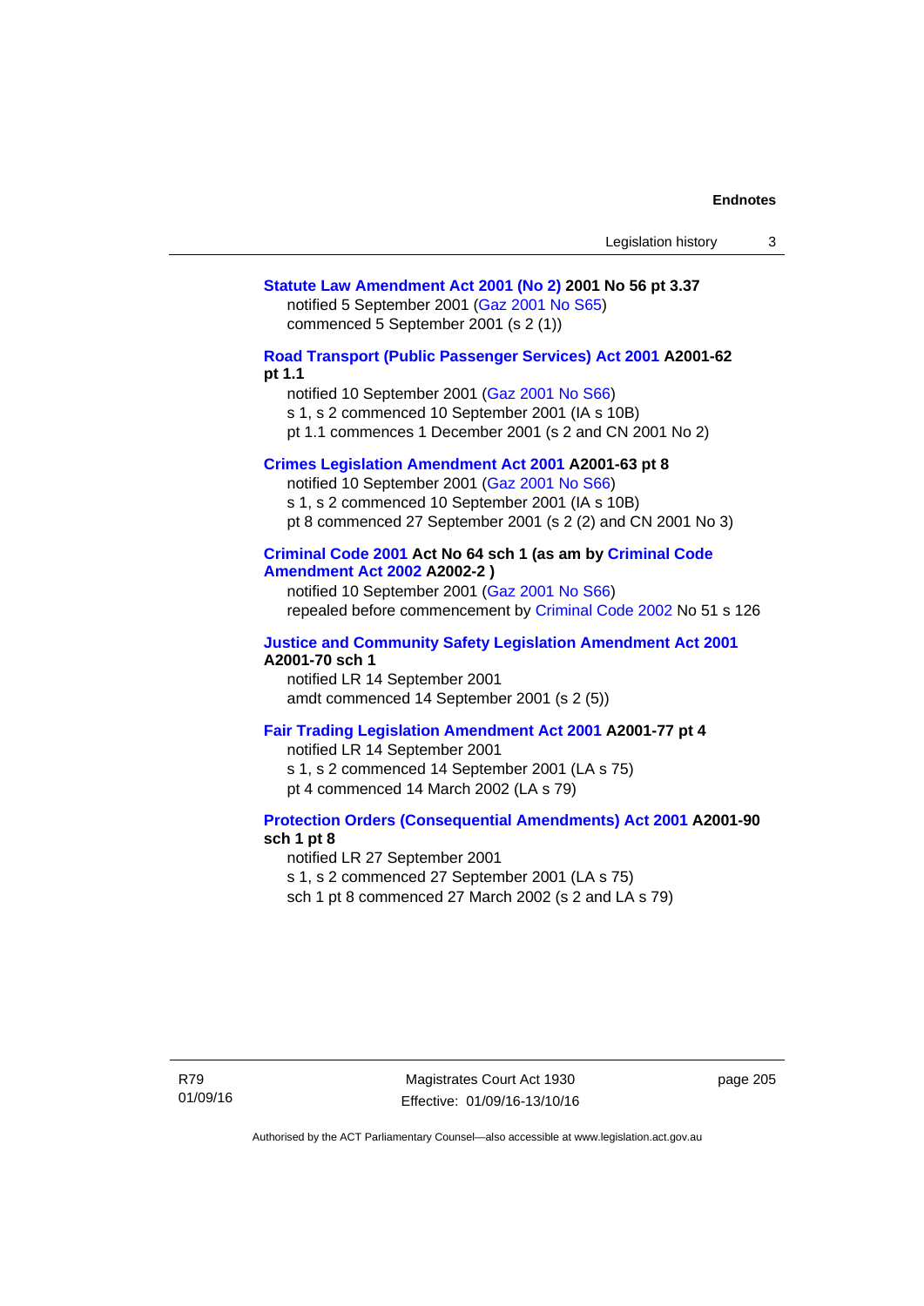**Statute Law Amendment Act 2001 (No 2) 2001 No 56 pt 3.37**

notified 5 September 2001 (Gaz 2001 No S65)
commenced 5 September 2001 (s 2 (1))

**Road Transport (Public Passenger Services) Act 2001 A2001-62 pt 1.1**

notified 10 September 2001 (Gaz 2001 No S66)
s 1, s 2 commenced 10 September 2001 (IA s 10B)
pt 1.1 commences 1 December 2001 (s 2 and CN 2001 No 2)

**Crimes Legislation Amendment Act 2001 A2001-63 pt 8**

notified 10 September 2001 (Gaz 2001 No S66)
s 1, s 2 commenced 10 September 2001 (IA s 10B)
pt 8 commenced 27 September 2001 (s 2 (2) and CN 2001 No 3)

**Criminal Code 2001 Act No 64 sch 1 (as am by Criminal Code Amendment Act 2002 A2002-2 )**

notified 10 September 2001 (Gaz 2001 No S66)
repealed before commencement by Criminal Code 2002 No 51 s 126

**Justice and Community Safety Legislation Amendment Act 2001 A2001-70 sch 1**

notified LR 14 September 2001
amdt commenced 14 September 2001 (s 2 (5))

**Fair Trading Legislation Amendment Act 2001 A2001-77 pt 4**

notified LR 14 September 2001
s 1, s 2 commenced 14 September 2001 (LA s 75)
pt 4 commenced 14 March 2002 (LA s 79)

**Protection Orders (Consequential Amendments) Act 2001 A2001-90 sch 1 pt 8**

notified LR 27 September 2001
s 1, s 2 commenced 27 September 2001 (LA s 75)
sch 1 pt 8 commenced 27 March 2002 (s 2 and LA s 79)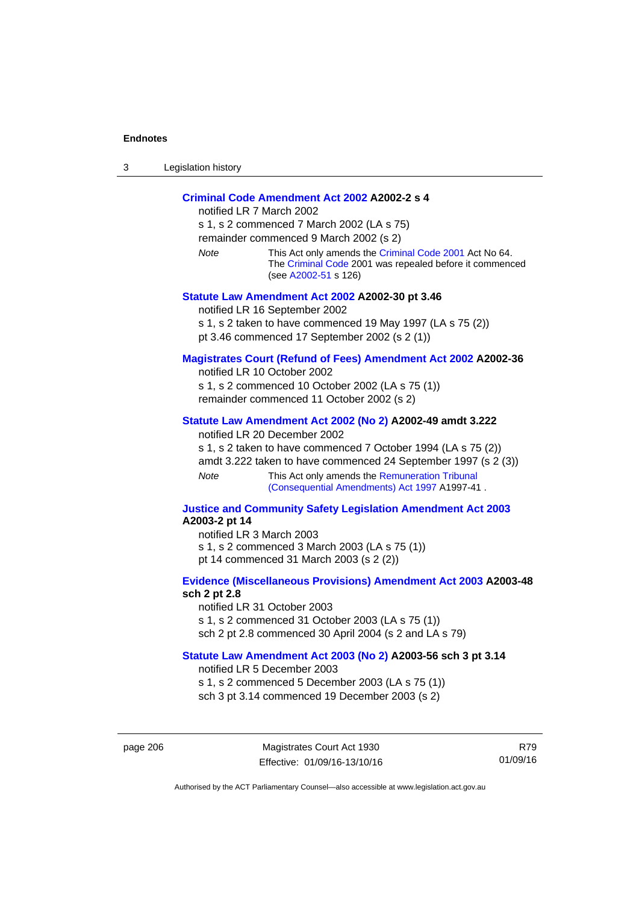**Criminal Code Amendment Act 2002 A2002-2 s 4**

notified LR 7 March 2002
s 1, s 2 commenced 7 March 2002 (LA s 75)
remainder commenced 9 March 2002 (s 2)

*Note* This Act only amends the Criminal Code 2001 Act No 64. The Criminal Code 2001 was repealed before it commenced (see A2002-51 s 126)

**Statute Law Amendment Act 2002 A2002-30 pt 3.46**

notified LR 16 September 2002
s 1, s 2 taken to have commenced 19 May 1997 (LA s 75 (2))
pt 3.46 commenced 17 September 2002 (s 2 (1))

**Magistrates Court (Refund of Fees) Amendment Act 2002 A2002-36**

notified LR 10 October 2002
s 1, s 2 commenced 10 October 2002 (LA s 75 (1))
remainder commenced 11 October 2002 (s 2)

**Statute Law Amendment Act 2002 (No 2) A2002-49 amdt 3.222**

notified LR 20 December 2002
s 1, s 2 taken to have commenced 7 October 1994 (LA s 75 (2))
amdt 3.222 taken to have commenced 24 September 1997 (s 2 (3))

*Note* This Act only amends the Remuneration Tribunal (Consequential Amendments) Act 1997 A1997-41 .

**Justice and Community Safety Legislation Amendment Act 2003 A2003-2 pt 14**

notified LR 3 March 2003
s 1, s 2 commenced 3 March 2003 (LA s 75 (1))
pt 14 commenced 31 March 2003 (s 2 (2))

**Evidence (Miscellaneous Provisions) Amendment Act 2003 A2003-48 sch 2 pt 2.8**

notified LR 31 October 2003
s 1, s 2 commenced 31 October 2003 (LA s 75 (1))
sch 2 pt 2.8 commenced 30 April 2004 (s 2 and LA s 79)

**Statute Law Amendment Act 2003 (No 2) A2003-56 sch 3 pt 3.14**

notified LR 5 December 2003
s 1, s 2 commenced 5 December 2003 (LA s 75 (1))
sch 3 pt 3.14 commenced 19 December 2003 (s 2)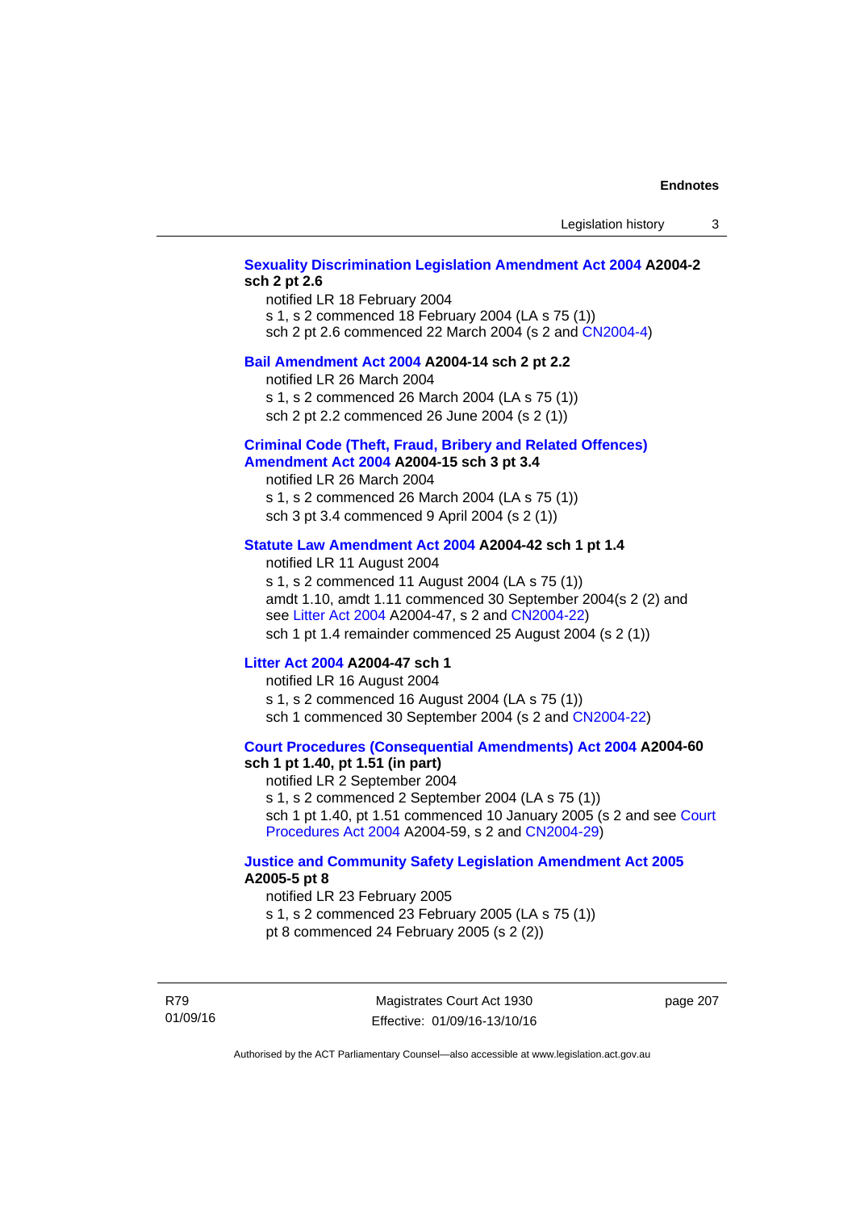**Sexuality Discrimination Legislation Amendment Act 2004 A2004-2 sch 2 pt 2.6**

notified LR 18 February 2004
s 1, s 2 commenced 18 February 2004 (LA s 75 (1))
sch 2 pt 2.6 commenced 22 March 2004 (s 2 and CN2004-4)

**Bail Amendment Act 2004 A2004-14 sch 2 pt 2.2**

notified LR 26 March 2004
s 1, s 2 commenced 26 March 2004 (LA s 75 (1))
sch 2 pt 2.2 commenced 26 June 2004 (s 2 (1))

**Criminal Code (Theft, Fraud, Bribery and Related Offences) Amendment Act 2004 A2004-15 sch 3 pt 3.4**

notified LR 26 March 2004
s 1, s 2 commenced 26 March 2004 (LA s 75 (1))
sch 3 pt 3.4 commenced 9 April 2004 (s 2 (1))

**Statute Law Amendment Act 2004 A2004-42 sch 1 pt 1.4**

notified LR 11 August 2004
s 1, s 2 commenced 11 August 2004 (LA s 75 (1))
amdt 1.10, amdt 1.11 commenced 30 September 2004(s 2 (2) and see Litter Act 2004 A2004-47, s 2 and CN2004-22)
sch 1 pt 1.4 remainder commenced 25 August 2004 (s 2 (1))

**Litter Act 2004 A2004-47 sch 1**

notified LR 16 August 2004
s 1, s 2 commenced 16 August 2004 (LA s 75 (1))
sch 1 commenced 30 September 2004 (s 2 and CN2004-22)

**Court Procedures (Consequential Amendments) Act 2004 A2004-60 sch 1 pt 1.40, pt 1.51 (in part)**

notified LR 2 September 2004
s 1, s 2 commenced 2 September 2004 (LA s 75 (1))
sch 1 pt 1.40, pt 1.51 commenced 10 January 2005 (s 2 and see Court Procedures Act 2004 A2004-59, s 2 and CN2004-29)

**Justice and Community Safety Legislation Amendment Act 2005 A2005-5 pt 8**

notified LR 23 February 2005
s 1, s 2 commenced 23 February 2005 (LA s 75 (1))
pt 8 commenced 24 February 2005 (s 2 (2))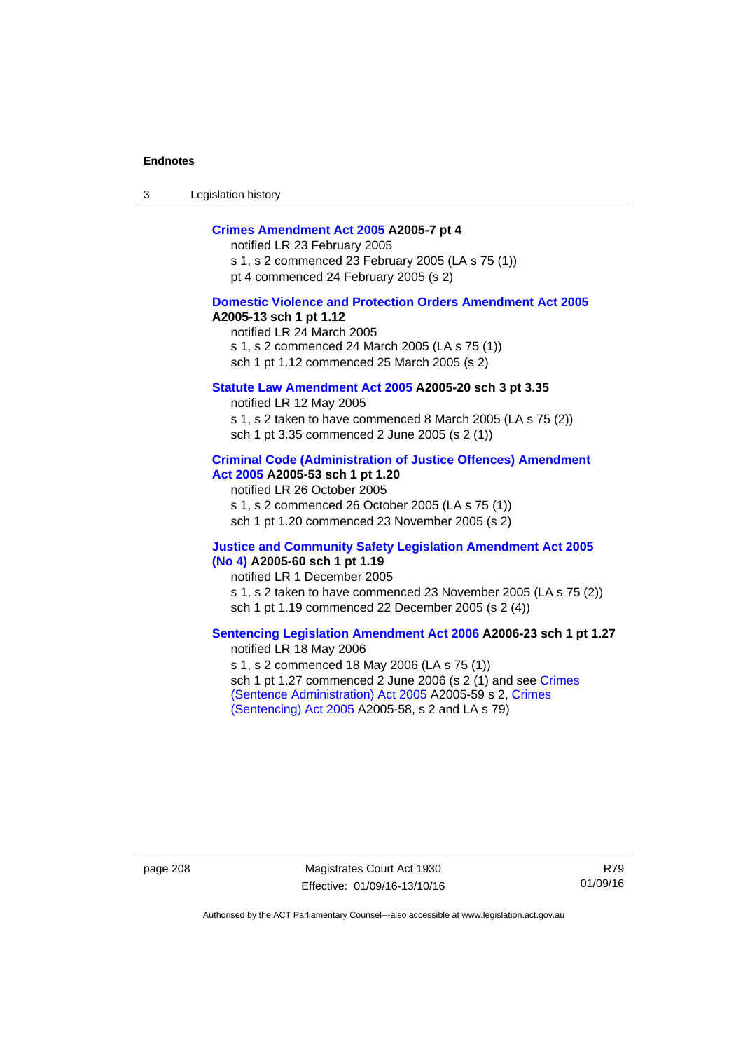**Crimes Amendment Act 2005 A2005-7 pt 4**

notified LR 23 February 2005

s 1, s 2 commenced 23 February 2005 (LA s 75 (1))

pt 4 commenced 24 February 2005 (s 2)

**Domestic Violence and Protection Orders Amendment Act 2005 A2005-13 sch 1 pt 1.12**

notified LR 24 March 2005

s 1, s 2 commenced 24 March 2005 (LA s 75 (1))

sch 1 pt 1.12 commenced 25 March 2005 (s 2)

**Statute Law Amendment Act 2005 A2005-20 sch 3 pt 3.35**

notified LR 12 May 2005

s 1, s 2 taken to have commenced 8 March 2005 (LA s 75 (2))

sch 1 pt 3.35 commenced 2 June 2005 (s 2 (1))

**Criminal Code (Administration of Justice Offences) Amendment Act 2005 A2005-53 sch 1 pt 1.20**

notified LR 26 October 2005

s 1, s 2 commenced 26 October 2005 (LA s 75 (1))

sch 1 pt 1.20 commenced 23 November 2005 (s 2)

**Justice and Community Safety Legislation Amendment Act 2005 (No 4) A2005-60 sch 1 pt 1.19**

notified LR 1 December 2005

s 1, s 2 taken to have commenced 23 November 2005 (LA s 75 (2))

sch 1 pt 1.19 commenced 22 December 2005 (s 2 (4))

**Sentencing Legislation Amendment Act 2006 A2006-23 sch 1 pt 1.27**

notified LR 18 May 2006

s 1, s 2 commenced 18 May 2006 (LA s 75 (1))

sch 1 pt 1.27 commenced 2 June 2006 (s 2 (1) and see Crimes (Sentence Administration) Act 2005 A2005-59 s 2, Crimes (Sentencing) Act 2005 A2005-58, s 2 and LA s 79)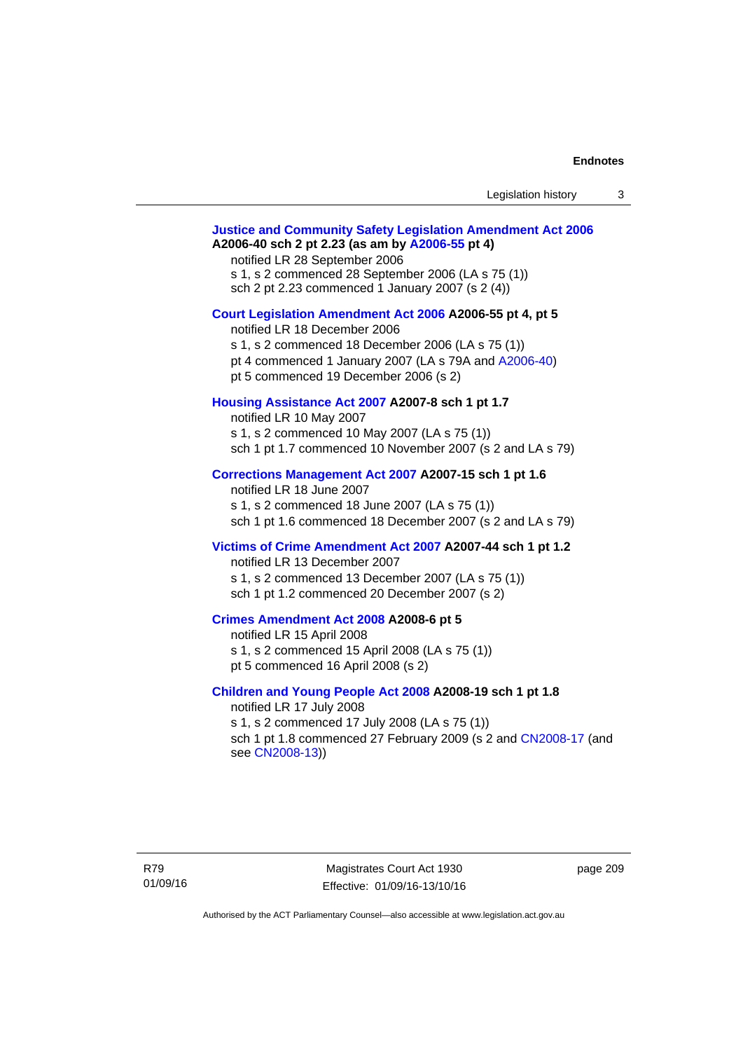**Justice and Community Safety Legislation Amendment Act 2006 A2006-40 sch 2 pt 2.23 (as am by A2006-55 pt 4)**

notified LR 28 September 2006

s 1, s 2 commenced 28 September 2006 (LA s 75 (1))

sch 2 pt 2.23 commenced 1 January 2007 (s 2 (4))

**Court Legislation Amendment Act 2006 A2006-55 pt 4, pt 5**

notified LR 18 December 2006

s 1, s 2 commenced 18 December 2006 (LA s 75 (1))

pt 4 commenced 1 January 2007 (LA s 79A and A2006-40)

pt 5 commenced 19 December 2006 (s 2)

**Housing Assistance Act 2007 A2007-8 sch 1 pt 1.7**

notified LR 10 May 2007

s 1, s 2 commenced 10 May 2007 (LA s 75 (1))

sch 1 pt 1.7 commenced 10 November 2007 (s 2 and LA s 79)

**Corrections Management Act 2007 A2007-15 sch 1 pt 1.6**

notified LR 18 June 2007

s 1, s 2 commenced 18 June 2007 (LA s 75 (1))

sch 1 pt 1.6 commenced 18 December 2007 (s 2 and LA s 79)

**Victims of Crime Amendment Act 2007 A2007-44 sch 1 pt 1.2**

notified LR 13 December 2007

s 1, s 2 commenced 13 December 2007 (LA s 75 (1))

sch 1 pt 1.2 commenced 20 December 2007 (s 2)

**Crimes Amendment Act 2008 A2008-6 pt 5**

notified LR 15 April 2008

s 1, s 2 commenced 15 April 2008 (LA s 75 (1))

pt 5 commenced 16 April 2008 (s 2)

**Children and Young People Act 2008 A2008-19 sch 1 pt 1.8**

notified LR 17 July 2008

s 1, s 2 commenced 17 July 2008 (LA s 75 (1))

sch 1 pt 1.8 commenced 27 February 2009 (s 2 and CN2008-17 (and see CN2008-13))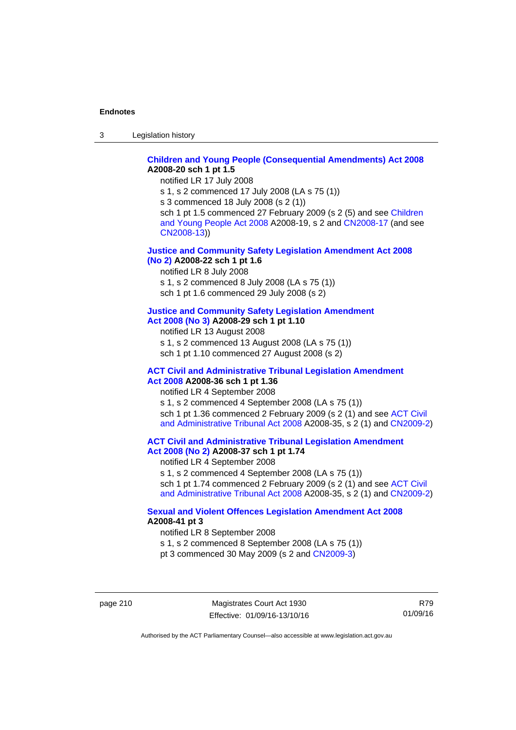**Children and Young People (Consequential Amendments) Act 2008 A2008-20 sch 1 pt 1.5**

notified LR 17 July 2008

s 1, s 2 commenced 17 July 2008 (LA s 75 (1))

s 3 commenced 18 July 2008 (s 2 (1))

sch 1 pt 1.5 commenced 27 February 2009 (s 2 (5) and see Children and Young People Act 2008 A2008-19, s 2 and CN2008-17 (and see CN2008-13))

**Justice and Community Safety Legislation Amendment Act 2008 (No 2) A2008-22 sch 1 pt 1.6**

notified LR 8 July 2008

s 1, s 2 commenced 8 July 2008 (LA s 75 (1))

sch 1 pt 1.6 commenced 29 July 2008 (s 2)

**Justice and Community Safety Legislation Amendment Act 2008 (No 3) A2008-29 sch 1 pt 1.10**

notified LR 13 August 2008

s 1, s 2 commenced 13 August 2008 (LA s 75 (1))

sch 1 pt 1.10 commenced 27 August 2008 (s 2)

**ACT Civil and Administrative Tribunal Legislation Amendment Act 2008 A2008-36 sch 1 pt 1.36**

notified LR 4 September 2008

s 1, s 2 commenced 4 September 2008 (LA s 75 (1))

sch 1 pt 1.36 commenced 2 February 2009 (s 2 (1) and see ACT Civil and Administrative Tribunal Act 2008 A2008-35, s 2 (1) and CN2009-2)

**ACT Civil and Administrative Tribunal Legislation Amendment Act 2008 (No 2) A2008-37 sch 1 pt 1.74**

notified LR 4 September 2008

s 1, s 2 commenced 4 September 2008 (LA s 75 (1))

sch 1 pt 1.74 commenced 2 February 2009 (s 2 (1) and see ACT Civil and Administrative Tribunal Act 2008 A2008-35, s 2 (1) and CN2009-2)

**Sexual and Violent Offences Legislation Amendment Act 2008 A2008-41 pt 3**

notified LR 8 September 2008

s 1, s 2 commenced 8 September 2008 (LA s 75 (1))

pt 3 commenced 30 May 2009 (s 2 and CN2009-3)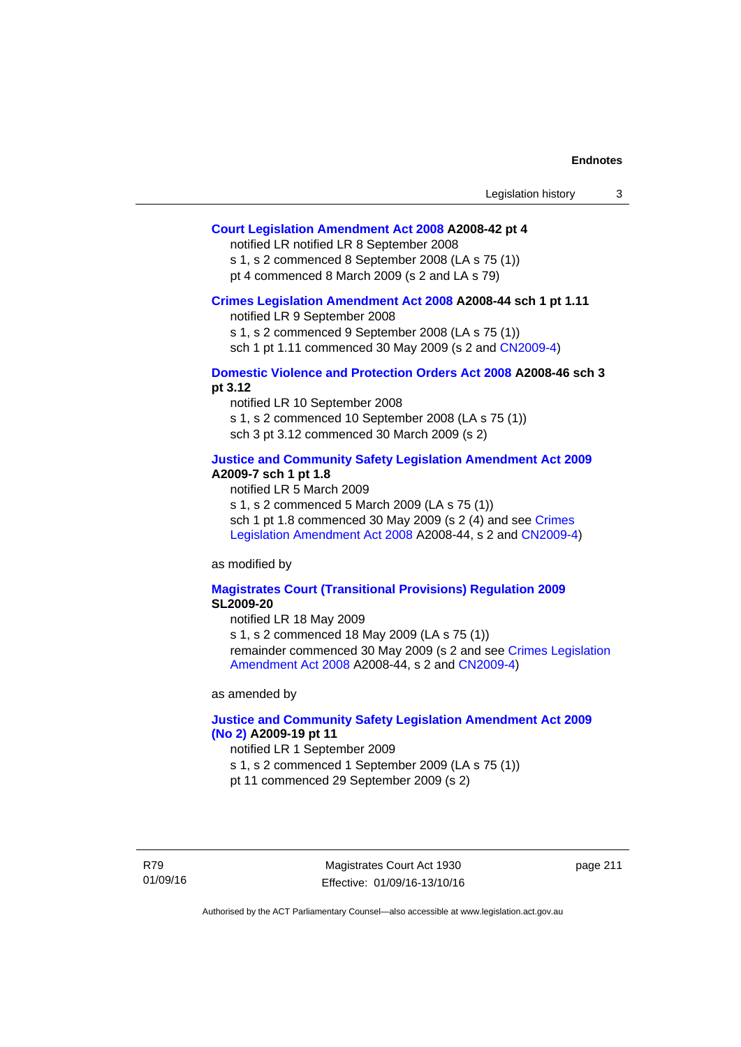**Court Legislation Amendment Act 2008 A2008-42 pt 4**

notified LR notified LR 8 September 2008

s 1, s 2 commenced 8 September 2008 (LA s 75 (1))

pt 4 commenced 8 March 2009 (s 2 and LA s 79)

**Crimes Legislation Amendment Act 2008 A2008-44 sch 1 pt 1.11**

notified LR 9 September 2008

s 1, s 2 commenced 9 September 2008 (LA s 75 (1))

sch 1 pt 1.11 commenced 30 May 2009 (s 2 and CN2009-4)

**Domestic Violence and Protection Orders Act 2008 A2008-46 sch 3 pt 3.12**

notified LR 10 September 2008

s 1, s 2 commenced 10 September 2008 (LA s 75 (1))

sch 3 pt 3.12 commenced 30 March 2009 (s 2)

**Justice and Community Safety Legislation Amendment Act 2009 A2009-7 sch 1 pt 1.8**

notified LR 5 March 2009

s 1, s 2 commenced 5 March 2009 (LA s 75 (1))

sch 1 pt 1.8 commenced 30 May 2009 (s 2 (4) and see Crimes Legislation Amendment Act 2008 A2008-44, s 2 and CN2009-4)

as modified by

**Magistrates Court (Transitional Provisions) Regulation 2009 SL2009-20**

notified LR 18 May 2009

s 1, s 2 commenced 18 May 2009 (LA s 75 (1))

remainder commenced 30 May 2009 (s 2 and see Crimes Legislation Amendment Act 2008 A2008-44, s 2 and CN2009-4)

as amended by

**Justice and Community Safety Legislation Amendment Act 2009 (No 2) A2009-19 pt 11**

notified LR 1 September 2009

s 1, s 2 commenced 1 September 2009 (LA s 75 (1))

pt 11 commenced 29 September 2009 (s 2)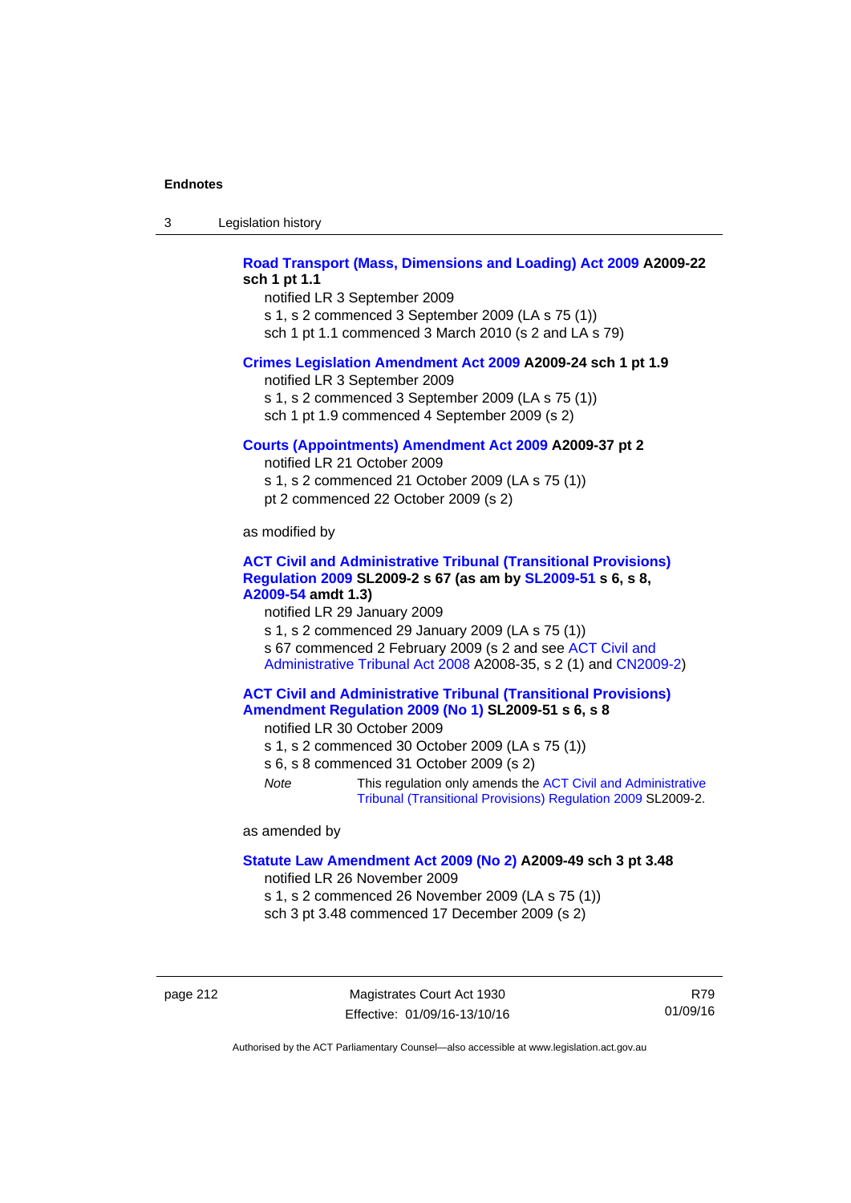**Road Transport (Mass, Dimensions and Loading) Act 2009 A2009-22 sch 1 pt 1.1**

notified LR 3 September 2009

s 1, s 2 commenced 3 September 2009 (LA s 75 (1))

sch 1 pt 1.1 commenced 3 March 2010 (s 2 and LA s 79)

**Crimes Legislation Amendment Act 2009 A2009-24 sch 1 pt 1.9**

notified LR 3 September 2009

s 1, s 2 commenced 3 September 2009 (LA s 75 (1))

sch 1 pt 1.9 commenced 4 September 2009 (s 2)

**Courts (Appointments) Amendment Act 2009 A2009-37 pt 2**

notified LR 21 October 2009

s 1, s 2 commenced 21 October 2009 (LA s 75 (1))

pt 2 commenced 22 October 2009 (s 2)

as modified by

**ACT Civil and Administrative Tribunal (Transitional Provisions) Regulation 2009 SL2009-2 s 67 (as am by SL2009-51 s 6, s 8, A2009-54 amdt 1.3)**

notified LR 29 January 2009

s 1, s 2 commenced 29 January 2009 (LA s 75 (1))

s 67 commenced 2 February 2009 (s 2 and see ACT Civil and Administrative Tribunal Act 2008 A2008-35, s 2 (1) and CN2009-2)

**ACT Civil and Administrative Tribunal (Transitional Provisions) Amendment Regulation 2009 (No 1) SL2009-51 s 6, s 8**

notified LR 30 October 2009

s 1, s 2 commenced 30 October 2009 (LA s 75 (1))

s 6, s 8 commenced 31 October 2009 (s 2)

*Note* This regulation only amends the ACT Civil and Administrative Tribunal (Transitional Provisions) Regulation 2009 SL2009-2.

as amended by

**Statute Law Amendment Act 2009 (No 2) A2009-49 sch 3 pt 3.48**

notified LR 26 November 2009

s 1, s 2 commenced 26 November 2009 (LA s 75 (1))

sch 3 pt 3.48 commenced 17 December 2009 (s 2)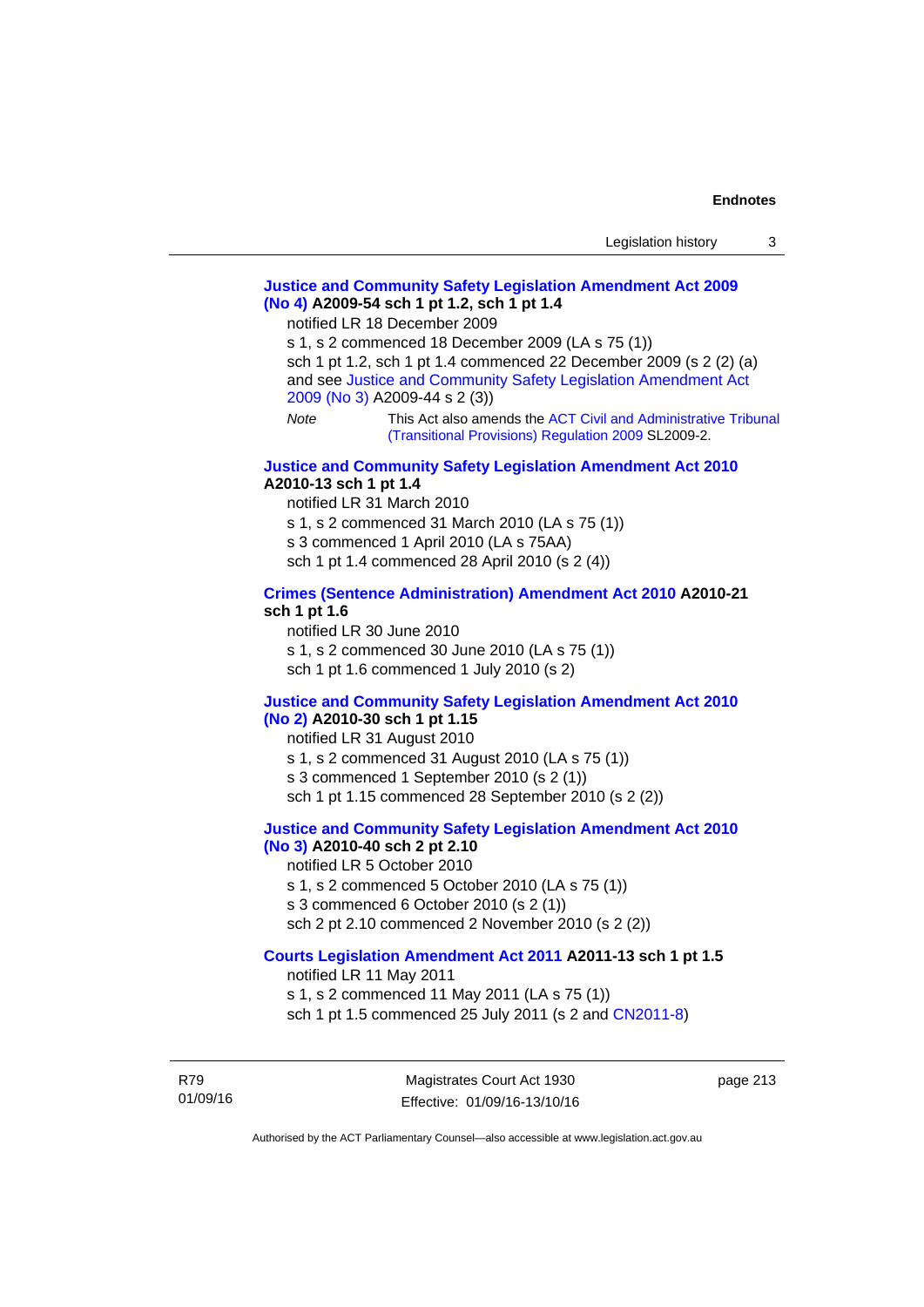**Justice and Community Safety Legislation Amendment Act 2009 (No 4) A2009-54 sch 1 pt 1.2, sch 1 pt 1.4**

notified LR 18 December 2009

s 1, s 2 commenced 18 December 2009 (LA s 75 (1))

sch 1 pt 1.2, sch 1 pt 1.4 commenced 22 December 2009 (s 2 (2) (a) and see Justice and Community Safety Legislation Amendment Act 2009 (No 3) A2009-44 s 2 (3))

*Note* This Act also amends the ACT Civil and Administrative Tribunal (Transitional Provisions) Regulation 2009 SL2009-2.

**Justice and Community Safety Legislation Amendment Act 2010 A2010-13 sch 1 pt 1.4**

notified LR 31 March 2010

s 1, s 2 commenced 31 March 2010 (LA s 75 (1))

s 3 commenced 1 April 2010 (LA s 75AA)

sch 1 pt 1.4 commenced 28 April 2010 (s 2 (4))

**Crimes (Sentence Administration) Amendment Act 2010 A2010-21 sch 1 pt 1.6**

notified LR 30 June 2010

s 1, s 2 commenced 30 June 2010 (LA s 75 (1))

sch 1 pt 1.6 commenced 1 July 2010 (s 2)

**Justice and Community Safety Legislation Amendment Act 2010 (No 2) A2010-30 sch 1 pt 1.15**

notified LR 31 August 2010

s 1, s 2 commenced 31 August 2010 (LA s 75 (1))

s 3 commenced 1 September 2010 (s 2 (1))

sch 1 pt 1.15 commenced 28 September 2010 (s 2 (2))

**Justice and Community Safety Legislation Amendment Act 2010 (No 3) A2010-40 sch 2 pt 2.10**

notified LR 5 October 2010

s 1, s 2 commenced 5 October 2010 (LA s 75 (1))

s 3 commenced 6 October 2010 (s 2 (1))

sch 2 pt 2.10 commenced 2 November 2010 (s 2 (2))

**Courts Legislation Amendment Act 2011 A2011-13 sch 1 pt 1.5**

notified LR 11 May 2011

s 1, s 2 commenced 11 May 2011 (LA s 75 (1))

sch 1 pt 1.5 commenced 25 July 2011 (s 2 and CN2011-8)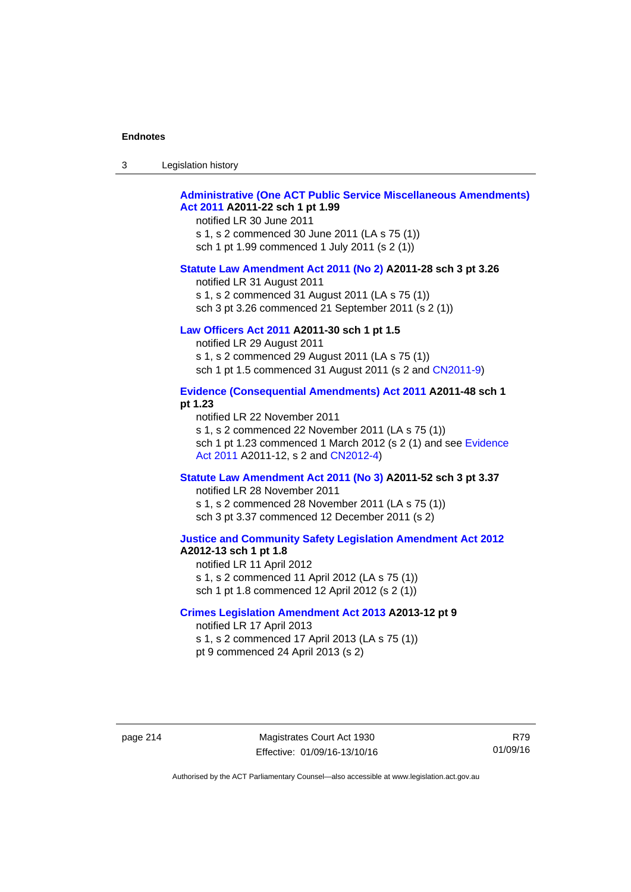**Administrative (One ACT Public Service Miscellaneous Amendments) Act 2011 A2011-22 sch 1 pt 1.99**

notified LR 30 June 2011
s 1, s 2 commenced 30 June 2011 (LA s 75 (1))
sch 1 pt 1.99 commenced 1 July 2011 (s 2 (1))

**Statute Law Amendment Act 2011 (No 2) A2011-28 sch 3 pt 3.26**

notified LR 31 August 2011
s 1, s 2 commenced 31 August 2011 (LA s 75 (1))
sch 3 pt 3.26 commenced 21 September 2011 (s 2 (1))

**Law Officers Act 2011 A2011-30 sch 1 pt 1.5**

notified LR 29 August 2011
s 1, s 2 commenced 29 August 2011 (LA s 75 (1))
sch 1 pt 1.5 commenced 31 August 2011 (s 2 and CN2011-9)

**Evidence (Consequential Amendments) Act 2011 A2011-48 sch 1 pt 1.23**

notified LR 22 November 2011
s 1, s 2 commenced 22 November 2011 (LA s 75 (1))
sch 1 pt 1.23 commenced 1 March 2012 (s 2 (1) and see Evidence Act 2011 A2011-12, s 2 and CN2012-4)

**Statute Law Amendment Act 2011 (No 3) A2011-52 sch 3 pt 3.37**

notified LR 28 November 2011
s 1, s 2 commenced 28 November 2011 (LA s 75 (1))
sch 3 pt 3.37 commenced 12 December 2011 (s 2)

**Justice and Community Safety Legislation Amendment Act 2012 A2012-13 sch 1 pt 1.8**

notified LR 11 April 2012
s 1, s 2 commenced 11 April 2012 (LA s 75 (1))
sch 1 pt 1.8 commenced 12 April 2012 (s 2 (1))

**Crimes Legislation Amendment Act 2013 A2013-12 pt 9**

notified LR 17 April 2013
s 1, s 2 commenced 17 April 2013 (LA s 75 (1))
pt 9 commenced 24 April 2013 (s 2)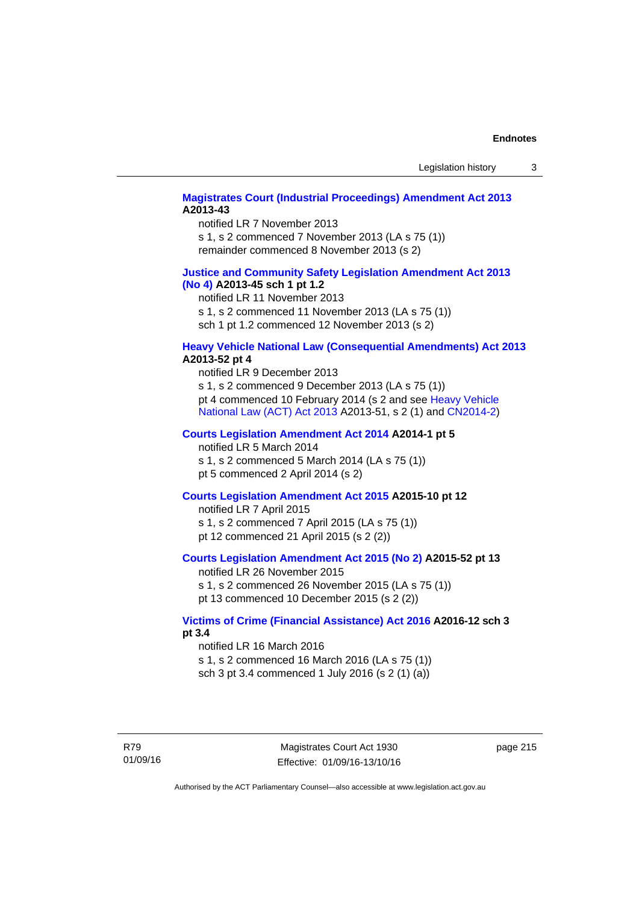**Magistrates Court (Industrial Proceedings) Amendment Act 2013 A2013-43**

notified LR 7 November 2013
s 1, s 2 commenced 7 November 2013 (LA s 75 (1))
remainder commenced 8 November 2013 (s 2)

**Justice and Community Safety Legislation Amendment Act 2013 (No 4) A2013-45 sch 1 pt 1.2**

notified LR 11 November 2013
s 1, s 2 commenced 11 November 2013 (LA s 75 (1))
sch 1 pt 1.2 commenced 12 November 2013 (s 2)

**Heavy Vehicle National Law (Consequential Amendments) Act 2013 A2013-52 pt 4**

notified LR 9 December 2013
s 1, s 2 commenced 9 December 2013 (LA s 75 (1))
pt 4 commenced 10 February 2014 (s 2 and see Heavy Vehicle National Law (ACT) Act 2013 A2013-51, s 2 (1) and CN2014-2)

**Courts Legislation Amendment Act 2014 A2014-1 pt 5**

notified LR 5 March 2014
s 1, s 2 commenced 5 March 2014 (LA s 75 (1))
pt 5 commenced 2 April 2014 (s 2)

**Courts Legislation Amendment Act 2015 A2015-10 pt 12**

notified LR 7 April 2015
s 1, s 2 commenced 7 April 2015 (LA s 75 (1))
pt 12 commenced 21 April 2015 (s 2 (2))

**Courts Legislation Amendment Act 2015 (No 2) A2015-52 pt 13**

notified LR 26 November 2015
s 1, s 2 commenced 26 November 2015 (LA s 75 (1))
pt 13 commenced 10 December 2015 (s 2 (2))

**Victims of Crime (Financial Assistance) Act 2016 A2016-12 sch 3 pt 3.4**

notified LR 16 March 2016
s 1, s 2 commenced 16 March 2016 (LA s 75 (1))
sch 3 pt 3.4 commenced 1 July 2016 (s 2 (1) (a))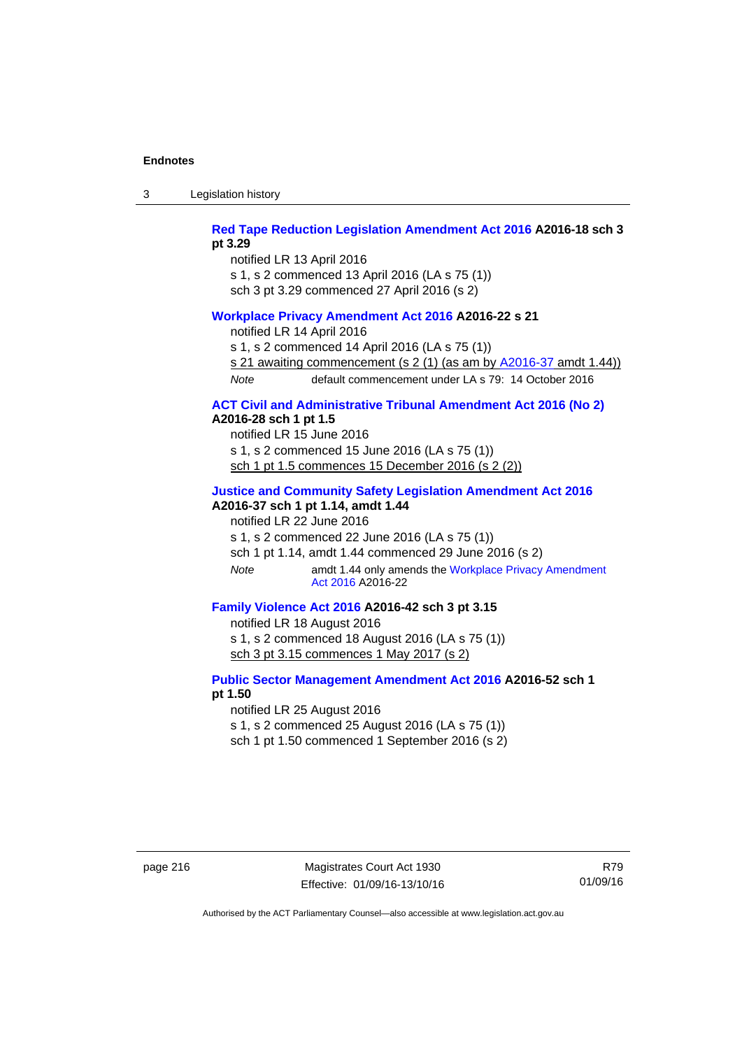**Red Tape Reduction Legislation Amendment Act 2016 A2016-18 sch 3 pt 3.29**

notified LR 13 April 2016

s 1, s 2 commenced 13 April 2016 (LA s 75 (1))

sch 3 pt 3.29 commenced 27 April 2016 (s 2)

**Workplace Privacy Amendment Act 2016 A2016-22 s 21**

notified LR 14 April 2016

s 1, s 2 commenced 14 April 2016 (LA s 75 (1))

s 21 awaiting commencement (s 2 (1) (as am by A2016-37 amdt 1.44))

*Note* default commencement under LA s 79: 14 October 2016

**ACT Civil and Administrative Tribunal Amendment Act 2016 (No 2) A2016-28 sch 1 pt 1.5**

notified LR 15 June 2016

s 1, s 2 commenced 15 June 2016 (LA s 75 (1))

sch 1 pt 1.5 commences 15 December 2016 (s 2 (2))

**Justice and Community Safety Legislation Amendment Act 2016 A2016-37 sch 1 pt 1.14, amdt 1.44**

notified LR 22 June 2016

s 1, s 2 commenced 22 June 2016 (LA s 75 (1))

sch 1 pt 1.14, amdt 1.44 commenced 29 June 2016 (s 2)

*Note* amdt 1.44 only amends the Workplace Privacy Amendment Act 2016 A2016-22

**Family Violence Act 2016 A2016-42 sch 3 pt 3.15**

notified LR 18 August 2016

s 1, s 2 commenced 18 August 2016 (LA s 75 (1))

sch 3 pt 3.15 commences 1 May 2017 (s 2)

**Public Sector Management Amendment Act 2016 A2016-52 sch 1 pt 1.50**

notified LR 25 August 2016

s 1, s 2 commenced 25 August 2016 (LA s 75 (1))

sch 1 pt 1.50 commenced 1 September 2016 (s 2)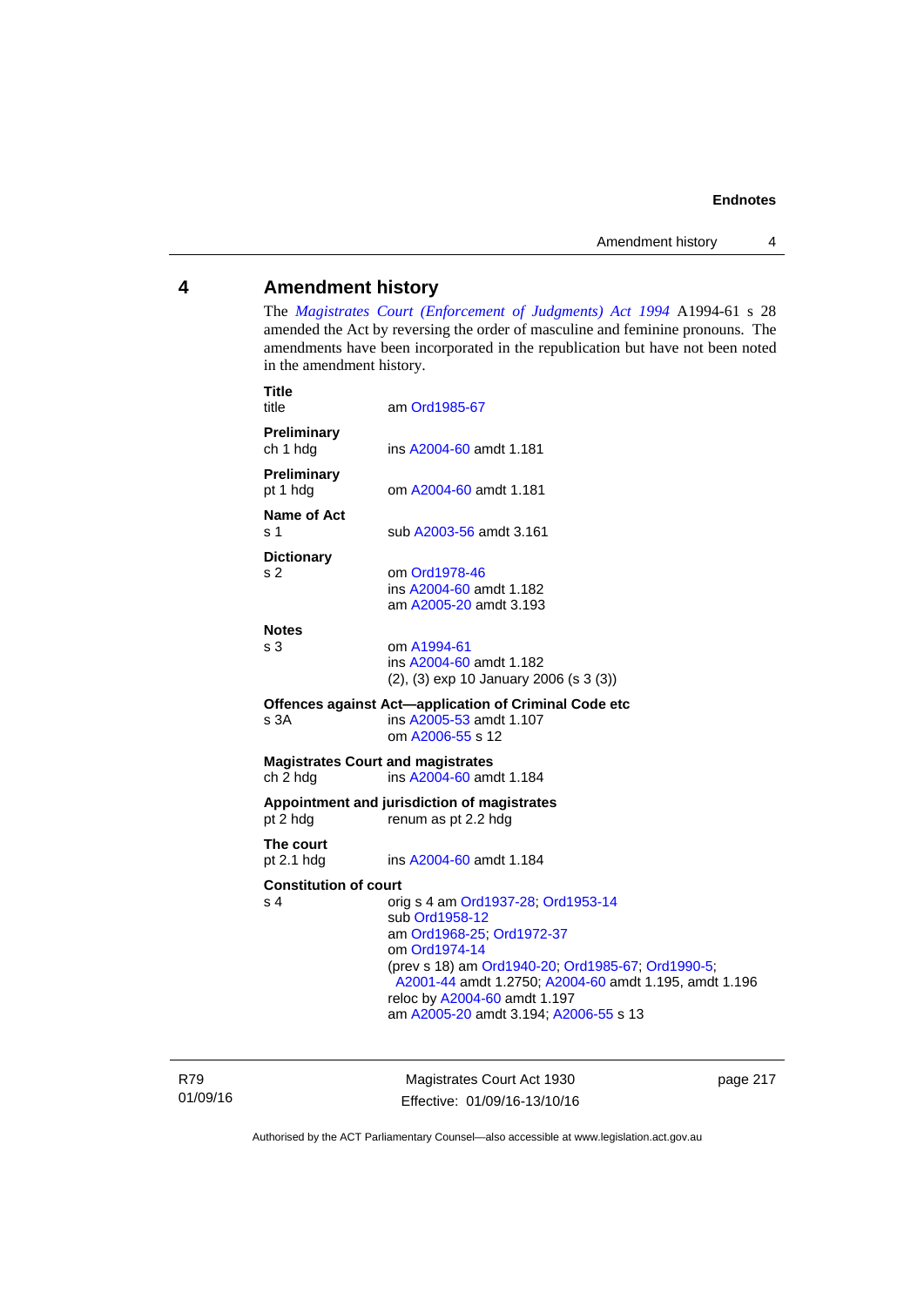## 4 Amendment history

The *Magistrates Court (Enforcement of Judgments) Act 1994* A1994-61 s 28 amended the Act by reversing the order of masculine and feminine pronouns. The amendments have been incorporated in the republication but have not been noted in the amendment history.

**Title**
title am Ord1985-67

**Preliminary**
ch 1 hdg ins A2004-60 amdt 1.181

**Preliminary**
pt 1 hdg om A2004-60 amdt 1.181

**Name of Act**
s 1 sub A2003-56 amdt 3.161

**Dictionary**
s 2 om Ord1978-46
ins A2004-60 amdt 1.182
am A2005-20 amdt 3.193

**Notes**
s 3 om A1994-61
ins A2004-60 amdt 1.182
(2), (3) exp 10 January 2006 (s 3 (3))

**Offences against Act—application of Criminal Code etc**
s 3A ins A2005-53 amdt 1.107
om A2006-55 s 12

**Magistrates Court and magistrates**
ch 2 hdg ins A2004-60 amdt 1.184

**Appointment and jurisdiction of magistrates**
pt 2 hdg renum as pt 2.2 hdg

**The court**
pt 2.1 hdg ins A2004-60 amdt 1.184

**Constitution of court**
s 4 orig s 4 am Ord1937-28; Ord1953-14
sub Ord1958-12
am Ord1968-25; Ord1972-37
om Ord1974-14
(prev s 18) am Ord1940-20; Ord1985-67; Ord1990-5; A2001-44 amdt 1.2750; A2004-60 amdt 1.195, amdt 1.196
reloc by A2004-60 amdt 1.197
am A2005-20 amdt 3.194; A2006-55 s 13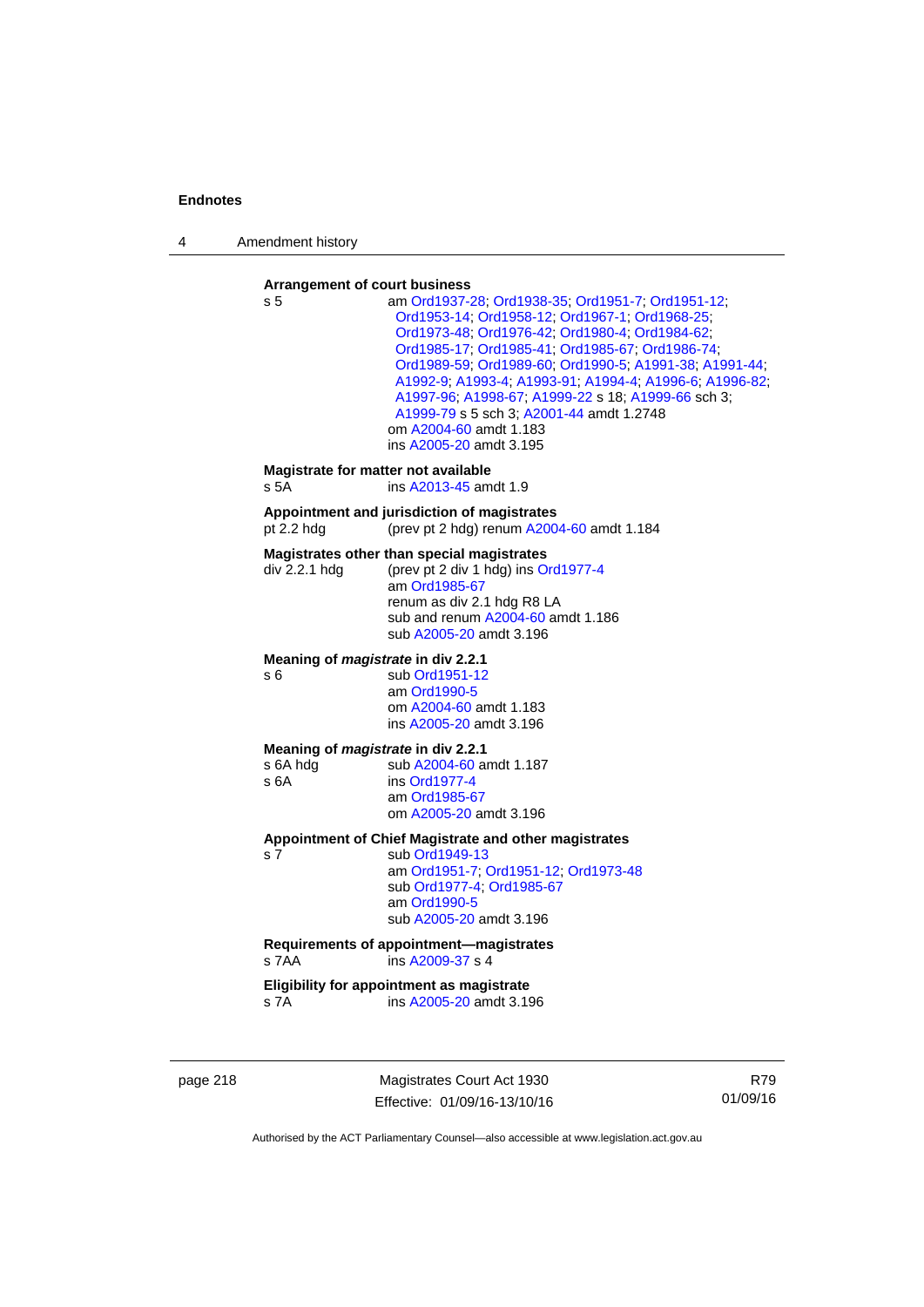**Arrangement of court business**

s 5 am Ord1937-28; Ord1938-35; Ord1951-7; Ord1951-12; Ord1953-14; Ord1958-12; Ord1967-1; Ord1968-25; Ord1973-48; Ord1976-42; Ord1980-4; Ord1984-62; Ord1985-17; Ord1985-41; Ord1985-67; Ord1986-74; Ord1989-59; Ord1989-60; Ord1990-5; A1991-38; A1991-44; A1992-9; A1993-4; A1993-91; A1994-4; A1996-6; A1996-82; A1997-96; A1998-67; A1999-22 s 18; A1999-66 sch 3; A1999-79 s 5 sch 3; A2001-44 amdt 1.2748
om A2004-60 amdt 1.183
ins A2005-20 amdt 3.195

**Magistrate for matter not available**

s 5A ins A2013-45 amdt 1.9

**Appointment and jurisdiction of magistrates**

pt 2.2 hdg (prev pt 2 hdg) renum A2004-60 amdt 1.184

**Magistrates other than special magistrates**

div 2.2.1 hdg (prev pt 2 div 1 hdg) ins Ord1977-4
am Ord1985-67
renum as div 2.1 hdg R8 LA
sub and renum A2004-60 amdt 1.186
sub A2005-20 amdt 3.196

**Meaning of *magistrate* in div 2.2.1**

s 6 sub Ord1951-12
am Ord1990-5
om A2004-60 amdt 1.183
ins A2005-20 amdt 3.196

**Meaning of *magistrate* in div 2.2.1**

s 6A hdg sub A2004-60 amdt 1.187
s 6A ins Ord1977-4
am Ord1985-67
om A2005-20 amdt 3.196

**Appointment of Chief Magistrate and other magistrates**

s 7 sub Ord1949-13
am Ord1951-7; Ord1951-12; Ord1973-48
sub Ord1977-4; Ord1985-67
am Ord1990-5
sub A2005-20 amdt 3.196

**Requirements of appointment—magistrates**

s 7AA ins A2009-37 s 4

**Eligibility for appointment as magistrate**

s 7A ins A2005-20 amdt 3.196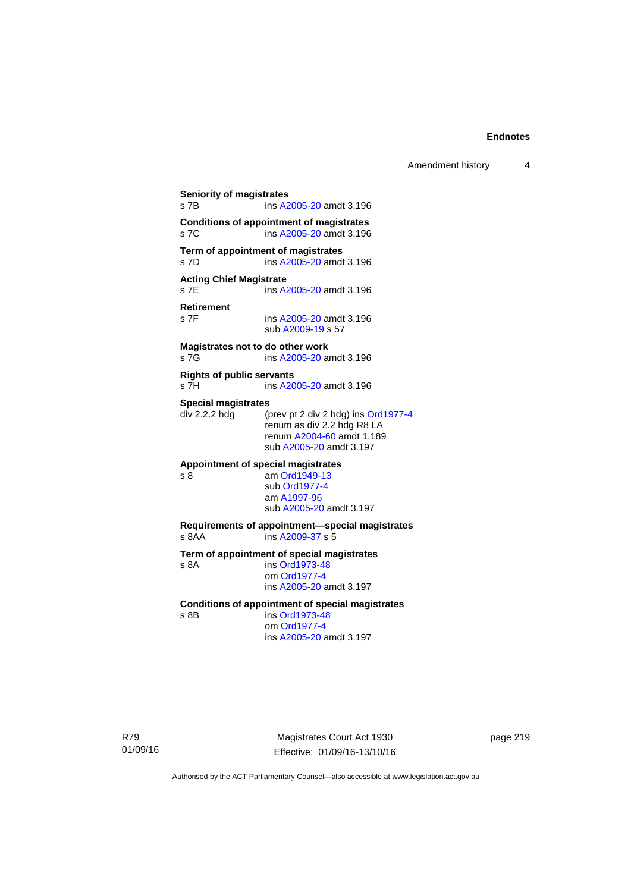**Seniority of magistrates**

s 7B ins A2005-20 amdt 3.196

**Conditions of appointment of magistrates**

s 7C ins A2005-20 amdt 3.196

**Term of appointment of magistrates**

s 7D ins A2005-20 amdt 3.196

**Acting Chief Magistrate**

s 7E ins A2005-20 amdt 3.196

**Retirement**

s 7F ins A2005-20 amdt 3.196
sub A2009-19 s 57

**Magistrates not to do other work**

s 7G ins A2005-20 amdt 3.196

**Rights of public servants**

s 7H ins A2005-20 amdt 3.196

**Special magistrates**

div 2.2.2 hdg (prev pt 2 div 2 hdg) ins Ord1977-4
renum as div 2.2 hdg R8 LA
renum A2004-60 amdt 1.189
sub A2005-20 amdt 3.197

**Appointment of special magistrates**

s 8 am Ord1949-13
sub Ord1977-4
am A1997-96
sub A2005-20 amdt 3.197

**Requirements of appointment—special magistrates**

s 8AA ins A2009-37 s 5

**Term of appointment of special magistrates**

s 8A ins Ord1973-48
om Ord1977-4
ins A2005-20 amdt 3.197

**Conditions of appointment of special magistrates**

s 8B ins Ord1973-48
om Ord1977-4
ins A2005-20 amdt 3.197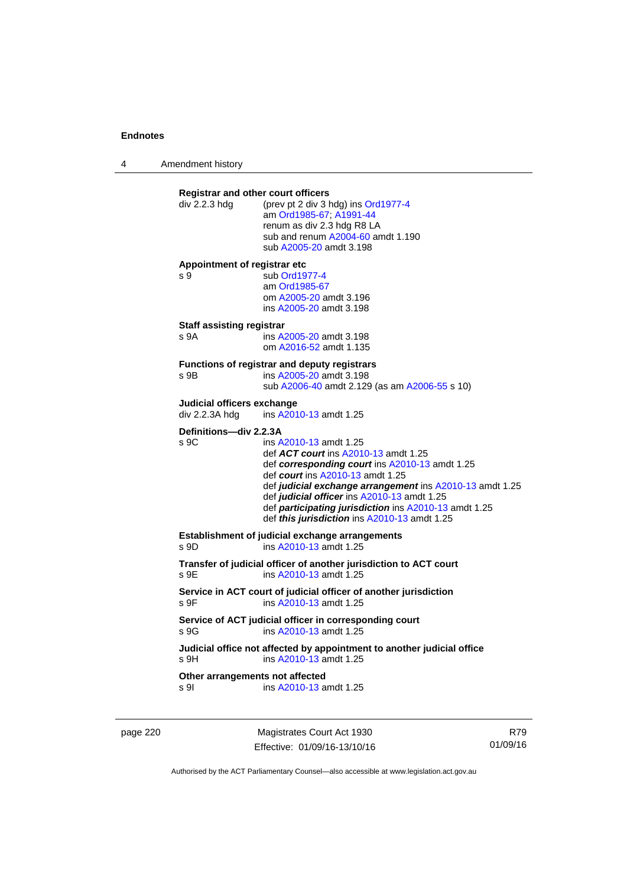**Registrar and other court officers**

div 2.2.3 hdg — (prev pt 2 div 3 hdg) ins Ord1977-4
am Ord1985-67; A1991-44
renum as div 2.3 hdg R8 LA
sub and renum A2004-60 amdt 1.190
sub A2005-20 amdt 3.198

**Appointment of registrar etc**

s 9 — sub Ord1977-4
am Ord1985-67
om A2005-20 amdt 3.196
ins A2005-20 amdt 3.198

**Staff assisting registrar**

s 9A — ins A2005-20 amdt 3.198
om A2016-52 amdt 1.135

**Functions of registrar and deputy registrars**

s 9B — ins A2005-20 amdt 3.198
sub A2006-40 amdt 2.129 (as am A2006-55 s 10)

**Judicial officers exchange**

div 2.2.3A hdg — ins A2010-13 amdt 1.25

**Definitions—div 2.2.3A**

s 9C — ins A2010-13 amdt 1.25
def ***ACT court*** ins A2010-13 amdt 1.25
def ***corresponding court*** ins A2010-13 amdt 1.25
def ***court*** ins A2010-13 amdt 1.25
def ***judicial exchange arrangement*** ins A2010-13 amdt 1.25
def ***judicial officer*** ins A2010-13 amdt 1.25
def ***participating jurisdiction*** ins A2010-13 amdt 1.25
def ***this jurisdiction*** ins A2010-13 amdt 1.25

**Establishment of judicial exchange arrangements**

s 9D — ins A2010-13 amdt 1.25

**Transfer of judicial officer of another jurisdiction to ACT court**

s 9E — ins A2010-13 amdt 1.25

**Service in ACT court of judicial officer of another jurisdiction**

s 9F — ins A2010-13 amdt 1.25

**Service of ACT judicial officer in corresponding court**

s 9G — ins A2010-13 amdt 1.25

**Judicial office not affected by appointment to another judicial office**

s 9H — ins A2010-13 amdt 1.25

**Other arrangements not affected**

s 9I — ins A2010-13 amdt 1.25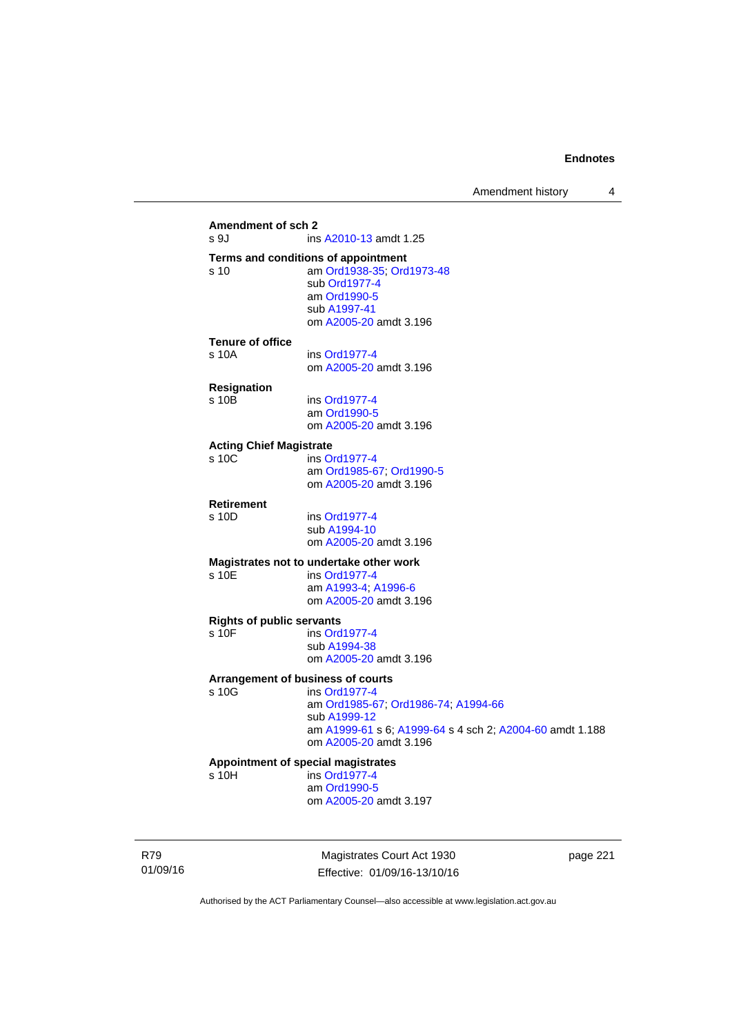**Amendment of sch 2**
s 9J ins A2010-13 amdt 1.25

**Terms and conditions of appointment**
s 10 am Ord1938-35; Ord1973-48
sub Ord1977-4
am Ord1990-5
sub A1997-41
om A2005-20 amdt 3.196

**Tenure of office**
s 10A ins Ord1977-4
om A2005-20 amdt 3.196

**Resignation**
s 10B ins Ord1977-4
am Ord1990-5
om A2005-20 amdt 3.196

**Acting Chief Magistrate**
s 10C ins Ord1977-4
am Ord1985-67; Ord1990-5
om A2005-20 amdt 3.196

**Retirement**
s 10D ins Ord1977-4
sub A1994-10
om A2005-20 amdt 3.196

**Magistrates not to undertake other work**
s 10E ins Ord1977-4
am A1993-4; A1996-6
om A2005-20 amdt 3.196

**Rights of public servants**
s 10F ins Ord1977-4
sub A1994-38
om A2005-20 amdt 3.196

**Arrangement of business of courts**
s 10G ins Ord1977-4
am Ord1985-67; Ord1986-74; A1994-66
sub A1999-12
am A1999-61 s 6; A1999-64 s 4 sch 2; A2004-60 amdt 1.188
om A2005-20 amdt 3.196

**Appointment of special magistrates**
s 10H ins Ord1977-4
am Ord1990-5
om A2005-20 amdt 3.197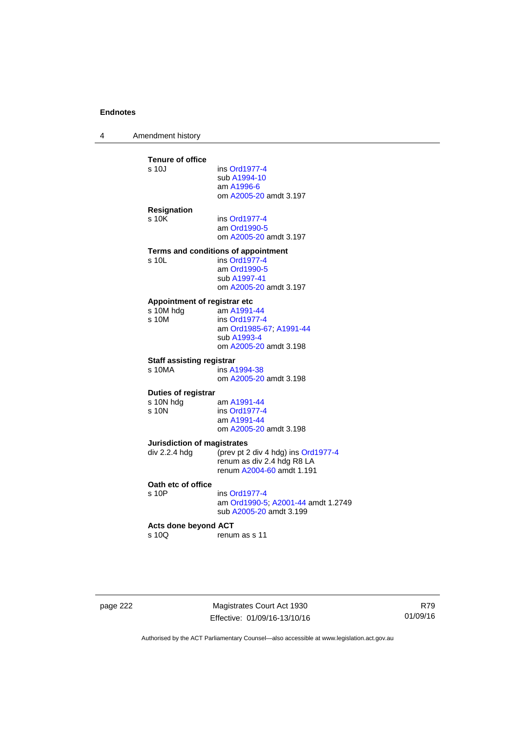**Tenure of office**

s 10J ins Ord1977-4
sub A1994-10
am A1996-6
om A2005-20 amdt 3.197

**Resignation**

s 10K ins Ord1977-4
am Ord1990-5
om A2005-20 amdt 3.197

**Terms and conditions of appointment**

s 10L ins Ord1977-4
am Ord1990-5
sub A1997-41
om A2005-20 amdt 3.197

**Appointment of registrar etc**

s 10M hdg am A1991-44
s 10M ins Ord1977-4
am Ord1985-67; A1991-44
sub A1993-4
om A2005-20 amdt 3.198

**Staff assisting registrar**

s 10MA ins A1994-38
om A2005-20 amdt 3.198

**Duties of registrar**

s 10N hdg am A1991-44
s 10N ins Ord1977-4
am A1991-44
om A2005-20 amdt 3.198

**Jurisdiction of magistrates**

div 2.2.4 hdg (prev pt 2 div 4 hdg) ins Ord1977-4
renum as div 2.4 hdg R8 LA
renum A2004-60 amdt 1.191

**Oath etc of office**

s 10P ins Ord1977-4
am Ord1990-5; A2001-44 amdt 1.2749
sub A2005-20 amdt 3.199

**Acts done beyond ACT**

s 10Q renum as s 11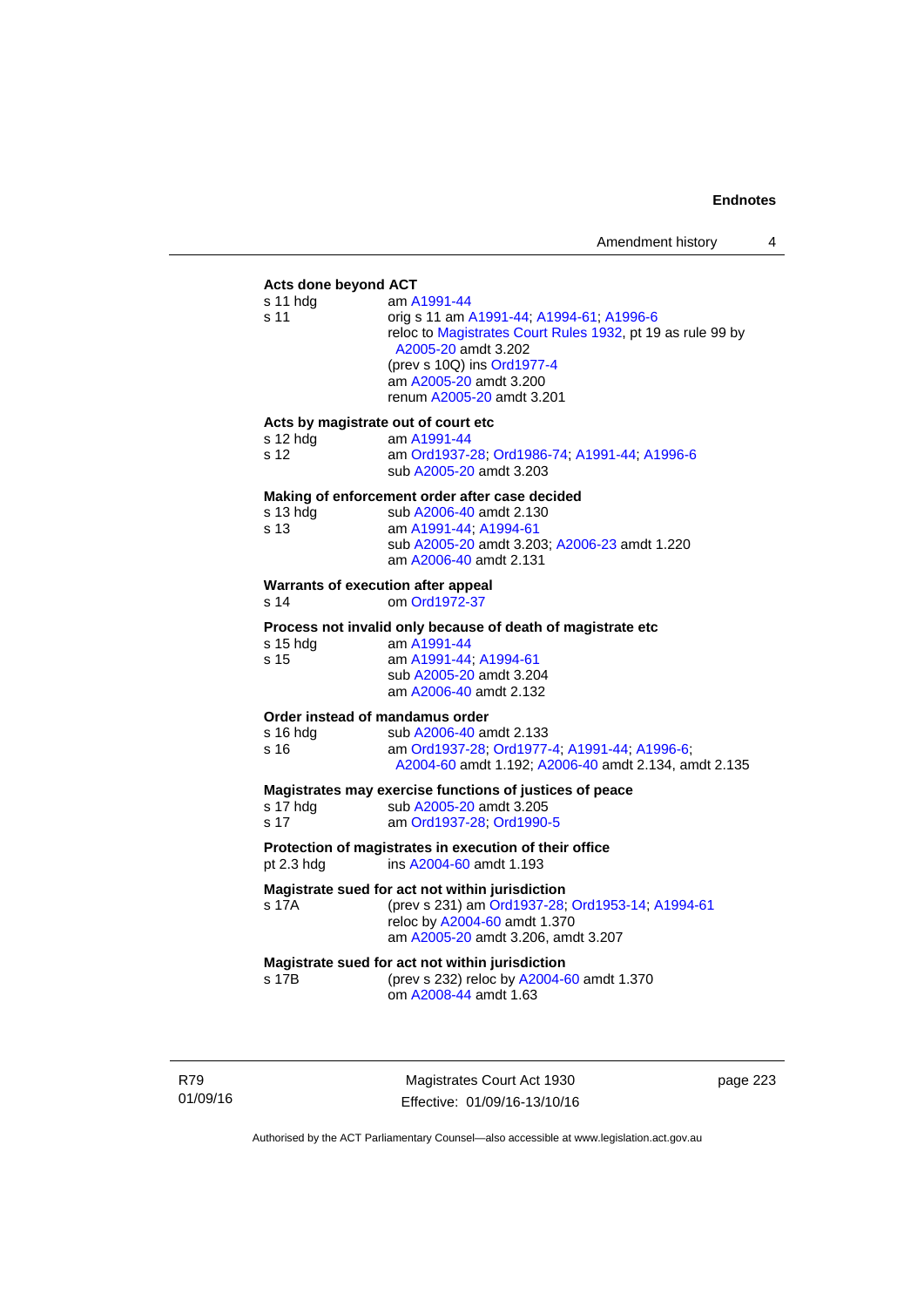**Acts done beyond ACT**

s 11 hdg am A1991-44

s 11 orig s 11 am A1991-44; A1994-61; A1996-6
reloc to Magistrates Court Rules 1932, pt 19 as rule 99 by A2005-20 amdt 3.202
(prev s 10Q) ins Ord1977-4
am A2005-20 amdt 3.200
renum A2005-20 amdt 3.201

**Acts by magistrate out of court etc**

s 12 hdg am A1991-44

s 12 am Ord1937-28; Ord1986-74; A1991-44; A1996-6
sub A2005-20 amdt 3.203

**Making of enforcement order after case decided**

s 13 hdg sub A2006-40 amdt 2.130

s 13 am A1991-44; A1994-61
sub A2005-20 amdt 3.203; A2006-23 amdt 1.220
am A2006-40 amdt 2.131

**Warrants of execution after appeal**

s 14 om Ord1972-37

**Process not invalid only because of death of magistrate etc**

s 15 hdg am A1991-44

s 15 am A1991-44; A1994-61
sub A2005-20 amdt 3.204
am A2006-40 amdt 2.132

**Order instead of mandamus order**

s 16 hdg sub A2006-40 amdt 2.133

s 16 am Ord1937-28; Ord1977-4; A1991-44; A1996-6; A2004-60 amdt 1.192; A2006-40 amdt 2.134, amdt 2.135

**Magistrates may exercise functions of justices of peace**

s 17 hdg sub A2005-20 amdt 3.205

s 17 am Ord1937-28; Ord1990-5

**Protection of magistrates in execution of their office**

pt 2.3 hdg ins A2004-60 amdt 1.193

**Magistrate sued for act not within jurisdiction**

s 17A (prev s 231) am Ord1937-28; Ord1953-14; A1994-61
reloc by A2004-60 amdt 1.370
am A2005-20 amdt 3.206, amdt 3.207

**Magistrate sued for act not within jurisdiction**

s 17B (prev s 232) reloc by A2004-60 amdt 1.370
om A2008-44 amdt 1.63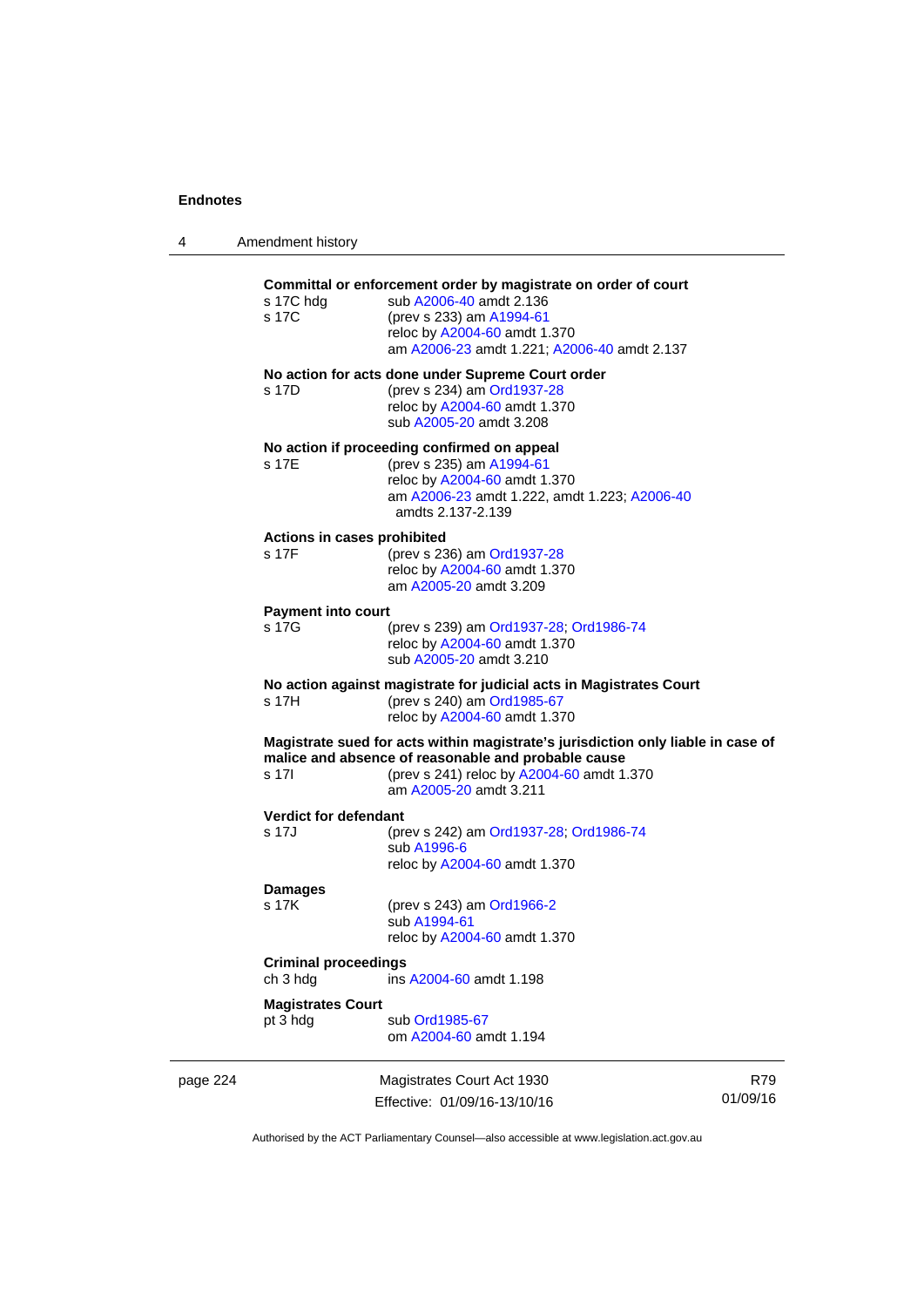**Committal or enforcement order by magistrate on order of court**

s 17C hdg sub A2006-40 amdt 2.136

s 17C (prev s 233) am A1994-61
reloc by A2004-60 amdt 1.370
am A2006-23 amdt 1.221; A2006-40 amdt 2.137

**No action for acts done under Supreme Court order**

s 17D (prev s 234) am Ord1937-28
reloc by A2004-60 amdt 1.370
sub A2005-20 amdt 3.208

**No action if proceeding confirmed on appeal**

s 17E (prev s 235) am A1994-61
reloc by A2004-60 amdt 1.370
am A2006-23 amdt 1.222, amdt 1.223; A2006-40 amdts 2.137-2.139

**Actions in cases prohibited**

s 17F (prev s 236) am Ord1937-28
reloc by A2004-60 amdt 1.370
am A2005-20 amdt 3.209

**Payment into court**

s 17G (prev s 239) am Ord1937-28; Ord1986-74
reloc by A2004-60 amdt 1.370
sub A2005-20 amdt 3.210

**No action against magistrate for judicial acts in Magistrates Court**

s 17H (prev s 240) am Ord1985-67
reloc by A2004-60 amdt 1.370

**Magistrate sued for acts within magistrate's jurisdiction only liable in case of malice and absence of reasonable and probable cause**

s 17I (prev s 241) reloc by A2004-60 amdt 1.370
am A2005-20 amdt 3.211

**Verdict for defendant**

s 17J (prev s 242) am Ord1937-28; Ord1986-74
sub A1996-6
reloc by A2004-60 amdt 1.370

**Damages**

s 17K (prev s 243) am Ord1966-2
sub A1994-61
reloc by A2004-60 amdt 1.370

**Criminal proceedings**

ch 3 hdg ins A2004-60 amdt 1.198

**Magistrates Court**

pt 3 hdg sub Ord1985-67
om A2004-60 amdt 1.194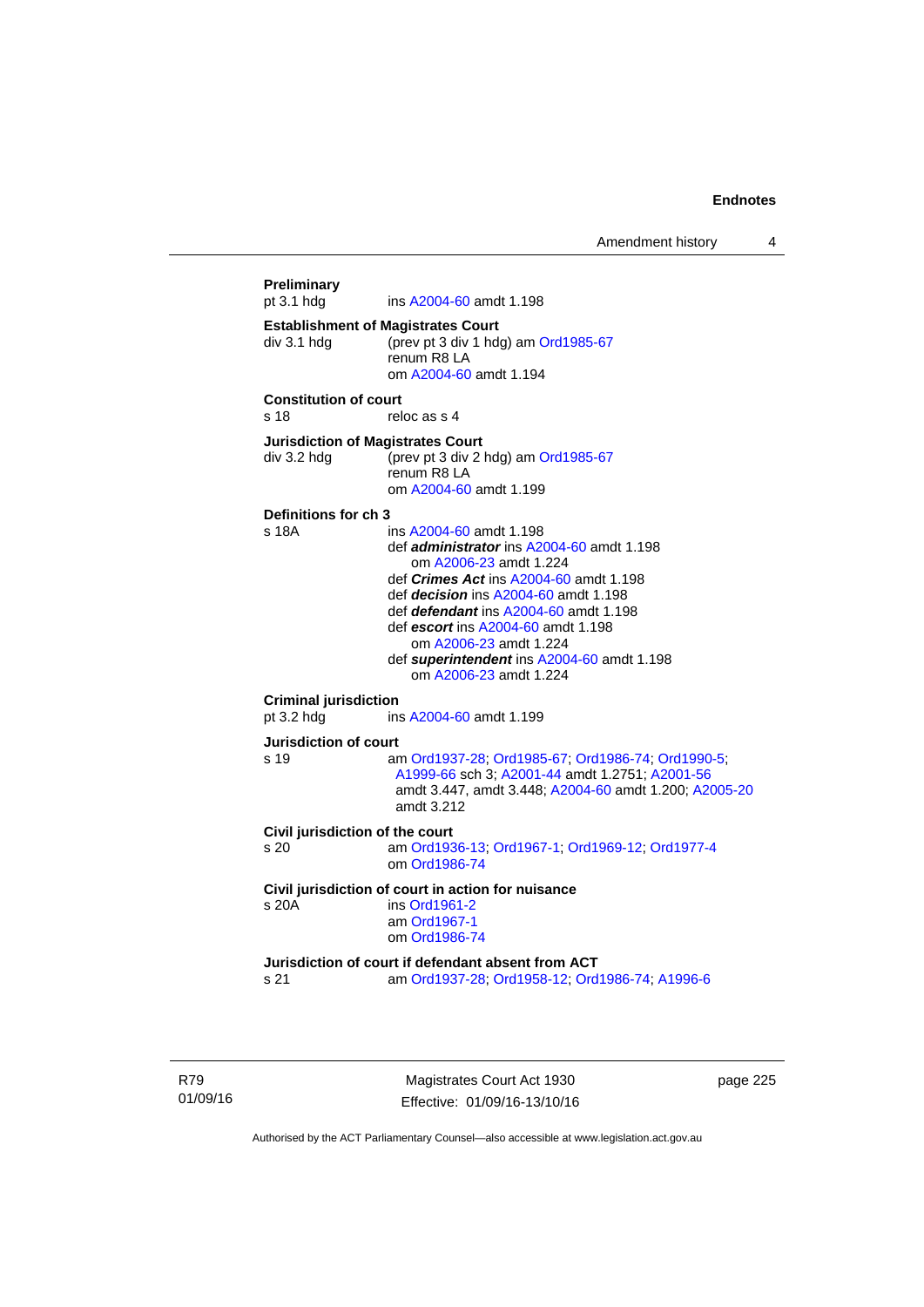**Preliminary**
pt 3.1 hdg ins A2004-60 amdt 1.198

**Establishment of Magistrates Court**
div 3.1 hdg (prev pt 3 div 1 hdg) am Ord1985-67
renum R8 LA
om A2004-60 amdt 1.194

**Constitution of court**
s 18 reloc as s 4

**Jurisdiction of Magistrates Court**
div 3.2 hdg (prev pt 3 div 2 hdg) am Ord1985-67
renum R8 LA
om A2004-60 amdt 1.199

**Definitions for ch 3**
s 18A ins A2004-60 amdt 1.198
def ***administrator*** ins A2004-60 amdt 1.198
om A2006-23 amdt 1.224
def ***Crimes Act*** ins A2004-60 amdt 1.198
def ***decision*** ins A2004-60 amdt 1.198
def ***defendant*** ins A2004-60 amdt 1.198
def ***escort*** ins A2004-60 amdt 1.198
om A2006-23 amdt 1.224
def ***superintendent*** ins A2004-60 amdt 1.198
om A2006-23 amdt 1.224

**Criminal jurisdiction**
pt 3.2 hdg ins A2004-60 amdt 1.199

**Jurisdiction of court**
s 19 am Ord1937-28; Ord1985-67; Ord1986-74; Ord1990-5; A1999-66 sch 3; A2001-44 amdt 1.2751; A2001-56 amdt 3.447, amdt 3.448; A2004-60 amdt 1.200; A2005-20 amdt 3.212

**Civil jurisdiction of the court**
s 20 am Ord1936-13; Ord1967-1; Ord1969-12; Ord1977-4
om Ord1986-74

**Civil jurisdiction of court in action for nuisance**
s 20A ins Ord1961-2
am Ord1967-1
om Ord1986-74

**Jurisdiction of court if defendant absent from ACT**
s 21 am Ord1937-28; Ord1958-12; Ord1986-74; A1996-6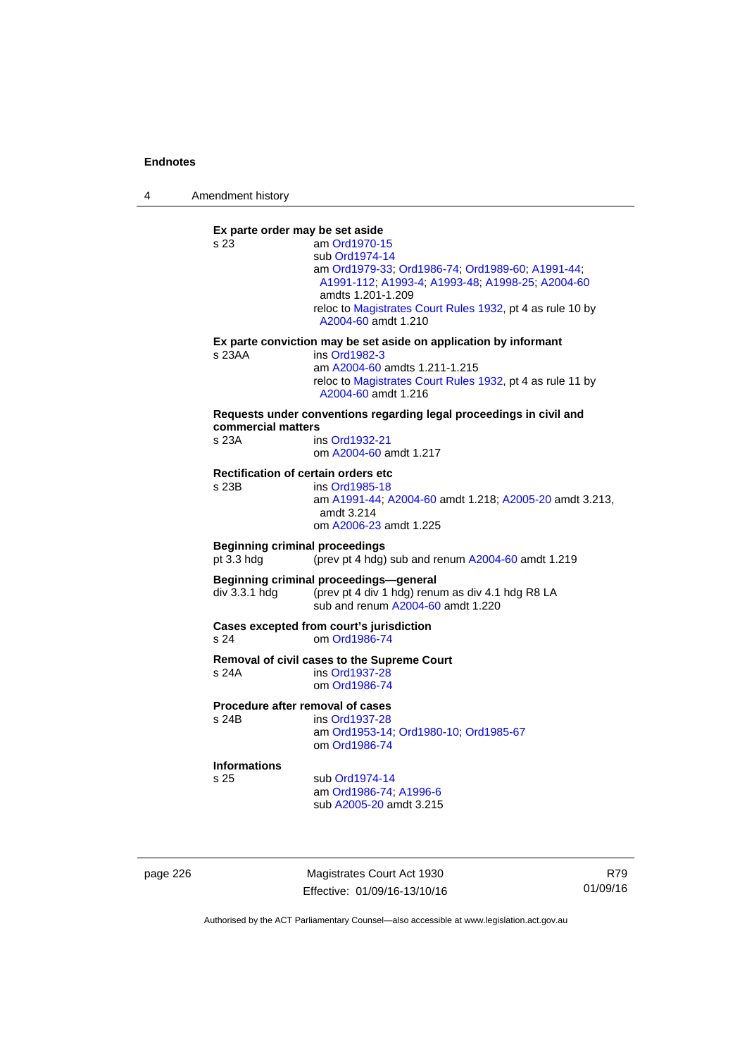**Ex parte order may be set aside**

s 23
am Ord1970-15
sub Ord1974-14
am Ord1979-33; Ord1986-74; Ord1989-60; A1991-44; A1991-112; A1993-4; A1993-48; A1998-25; A2004-60 amdts 1.201-1.209
reloc to Magistrates Court Rules 1932, pt 4 as rule 10 by A2004-60 amdt 1.210

**Ex parte conviction may be set aside on application by informant**

s 23AA
ins Ord1982-3
am A2004-60 amdts 1.211-1.215
reloc to Magistrates Court Rules 1932, pt 4 as rule 11 by A2004-60 amdt 1.216

**Requests under conventions regarding legal proceedings in civil and commercial matters**

s 23A
ins Ord1932-21
om A2004-60 amdt 1.217

**Rectification of certain orders etc**

s 23B
ins Ord1985-18
am A1991-44; A2004-60 amdt 1.218; A2005-20 amdt 3.213, amdt 3.214
om A2006-23 amdt 1.225

**Beginning criminal proceedings**

pt 3.3 hdg
(prev pt 4 hdg) sub and renum A2004-60 amdt 1.219

**Beginning criminal proceedings—general**

div 3.3.1 hdg
(prev pt 4 div 1 hdg) renum as div 4.1 hdg R8 LA
sub and renum A2004-60 amdt 1.220

**Cases excepted from court's jurisdiction**

s 24
om Ord1986-74

**Removal of civil cases to the Supreme Court**

s 24A
ins Ord1937-28
om Ord1986-74

**Procedure after removal of cases**

s 24B
ins Ord1937-28
am Ord1953-14; Ord1980-10; Ord1985-67
om Ord1986-74

**Informations**

s 25
sub Ord1974-14
am Ord1986-74; A1996-6
sub A2005-20 amdt 3.215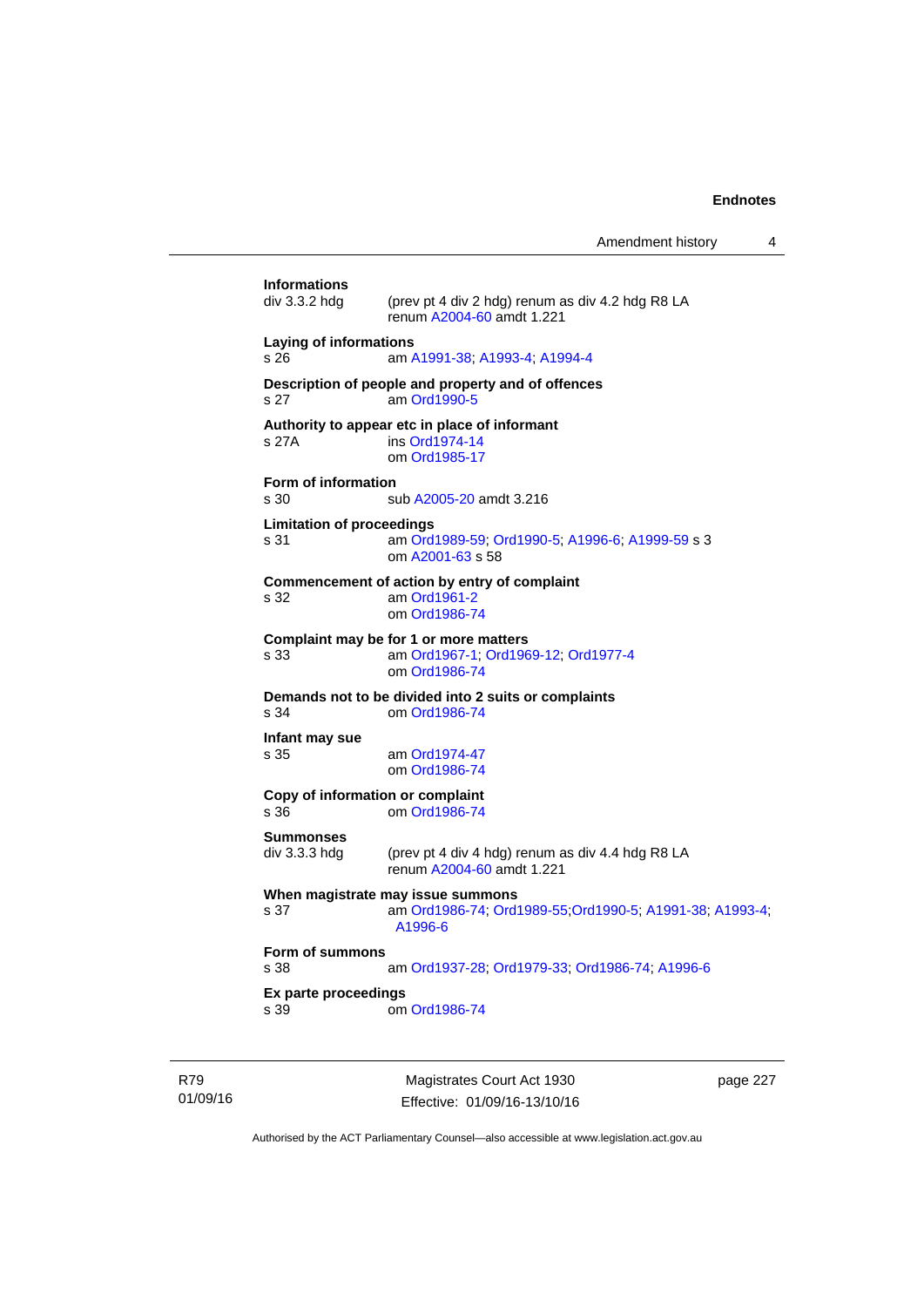**Informations**
div 3.3.2 hdg (prev pt 4 div 2 hdg) renum as div 4.2 hdg R8 LA
renum A2004-60 amdt 1.221

**Laying of informations**
s 26 am A1991-38; A1993-4; A1994-4

**Description of people and property and of offences**
s 27 am Ord1990-5

**Authority to appear etc in place of informant**
s 27A ins Ord1974-14
om Ord1985-17

**Form of information**
s 30 sub A2005-20 amdt 3.216

**Limitation of proceedings**
s 31 am Ord1989-59; Ord1990-5; A1996-6; A1999-59 s 3
om A2001-63 s 58

**Commencement of action by entry of complaint**
s 32 am Ord1961-2
om Ord1986-74

**Complaint may be for 1 or more matters**
s 33 am Ord1967-1; Ord1969-12; Ord1977-4
om Ord1986-74

**Demands not to be divided into 2 suits or complaints**
s 34 om Ord1986-74

**Infant may sue**
s 35 am Ord1974-47
om Ord1986-74

**Copy of information or complaint**
s 36 om Ord1986-74

**Summonses**
div 3.3.3 hdg (prev pt 4 div 4 hdg) renum as div 4.4 hdg R8 LA
renum A2004-60 amdt 1.221

**When magistrate may issue summons**
s 37 am Ord1986-74; Ord1989-55;Ord1990-5; A1991-38; A1993-4; A1996-6

**Form of summons**
s 38 am Ord1937-28; Ord1979-33; Ord1986-74; A1996-6

**Ex parte proceedings**
s 39 om Ord1986-74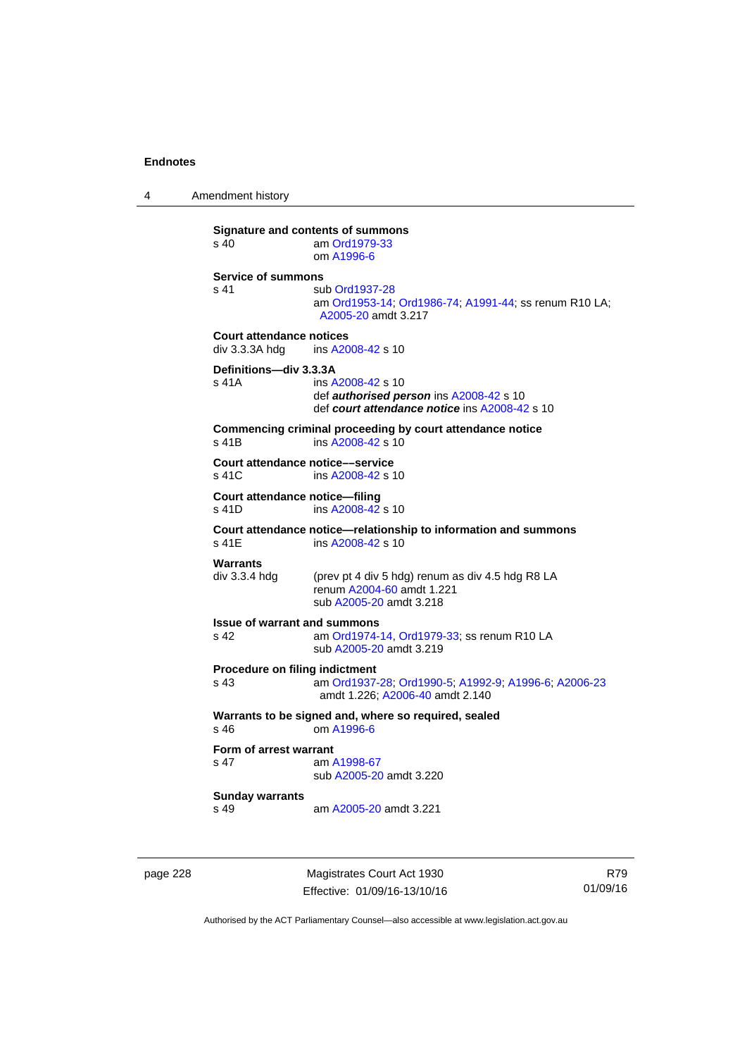**Signature and contents of summons**
s 40 am Ord1979-33
om A1996-6

**Service of summons**
s 41 sub Ord1937-28
am Ord1953-14; Ord1986-74; A1991-44; ss renum R10 LA; A2005-20 amdt 3.217

**Court attendance notices**
div 3.3.3A hdg ins A2008-42 s 10

**Definitions—div 3.3.3A**
s 41A ins A2008-42 s 10
def ***authorised person*** ins A2008-42 s 10
def ***court attendance notice*** ins A2008-42 s 10

**Commencing criminal proceeding by court attendance notice**
s 41B ins A2008-42 s 10

**Court attendance notice––service**
s 41C ins A2008-42 s 10

**Court attendance notice—filing**
s 41D ins A2008-42 s 10

**Court attendance notice—relationship to information and summons**
s 41E ins A2008-42 s 10

**Warrants**
div 3.3.4 hdg (prev pt 4 div 5 hdg) renum as div 4.5 hdg R8 LA
renum A2004-60 amdt 1.221
sub A2005-20 amdt 3.218

**Issue of warrant and summons**
s 42 am Ord1974-14, Ord1979-33; ss renum R10 LA
sub A2005-20 amdt 3.219

**Procedure on filing indictment**
s 43 am Ord1937-28; Ord1990-5; A1992-9; A1996-6; A2006-23 amdt 1.226; A2006-40 amdt 2.140

**Warrants to be signed and, where so required, sealed**
s 46 om A1996-6

**Form of arrest warrant**
s 47 am A1998-67
sub A2005-20 amdt 3.220

**Sunday warrants**
s 49 am A2005-20 amdt 3.221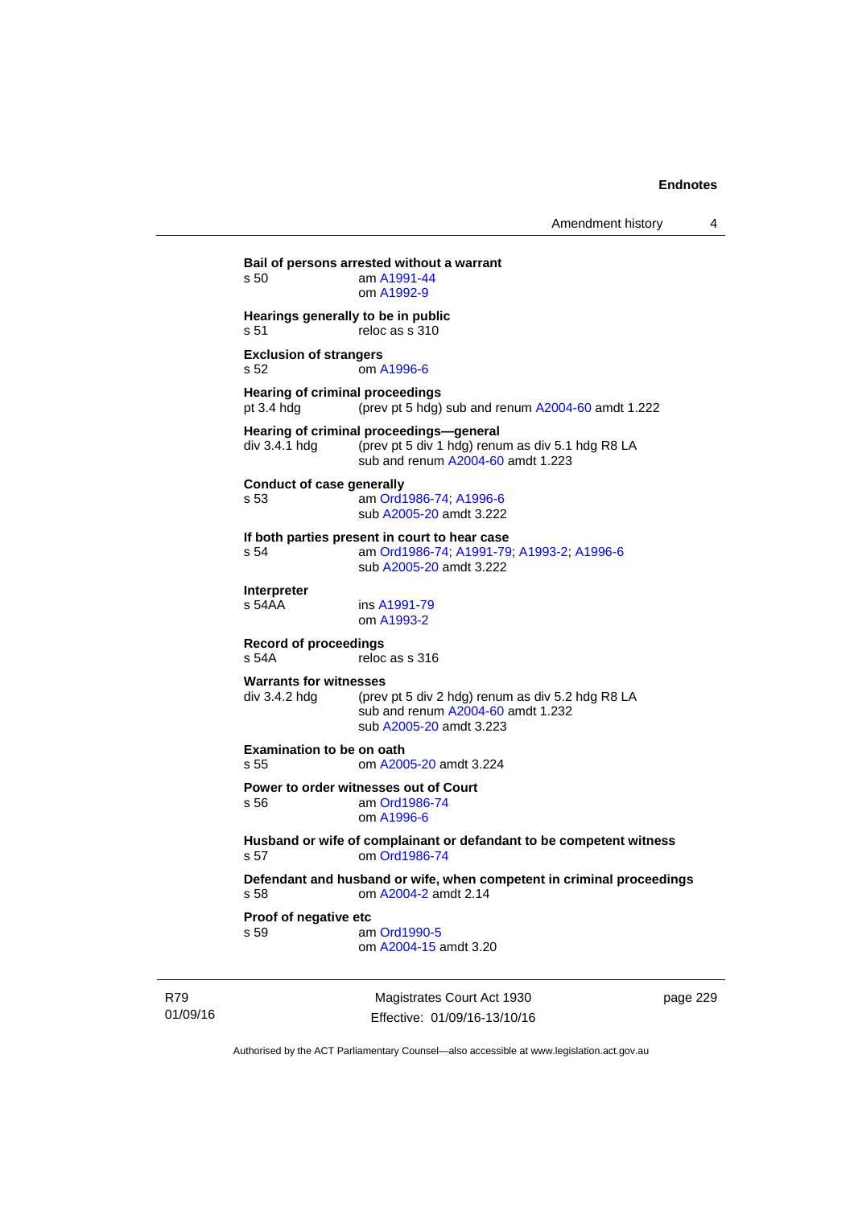**Bail of persons arrested without a warrant**
s 50 am A1991-44
om A1992-9

**Hearings generally to be in public**
s 51 reloc as s 310

**Exclusion of strangers**
s 52 om A1996-6

**Hearing of criminal proceedings**
pt 3.4 hdg (prev pt 5 hdg) sub and renum A2004-60 amdt 1.222

**Hearing of criminal proceedings—general**
div 3.4.1 hdg (prev pt 5 div 1 hdg) renum as div 5.1 hdg R8 LA
sub and renum A2004-60 amdt 1.223

**Conduct of case generally**
s 53 am Ord1986-74; A1996-6
sub A2005-20 amdt 3.222

**If both parties present in court to hear case**
s 54 am Ord1986-74; A1991-79; A1993-2; A1996-6
sub A2005-20 amdt 3.222

**Interpreter**
s 54AA ins A1991-79
om A1993-2

**Record of proceedings**
s 54A reloc as s 316

**Warrants for witnesses**
div 3.4.2 hdg (prev pt 5 div 2 hdg) renum as div 5.2 hdg R8 LA
sub and renum A2004-60 amdt 1.232
sub A2005-20 amdt 3.223

**Examination to be on oath**
s 55 om A2005-20 amdt 3.224

**Power to order witnesses out of Court**
s 56 am Ord1986-74
om A1996-6

**Husband or wife of complainant or defandant to be competent witness**
s 57 om Ord1986-74

**Defendant and husband or wife, when competent in criminal proceedings**
s 58 om A2004-2 amdt 2.14

**Proof of negative etc**
s 59 am Ord1990-5
om A2004-15 amdt 3.20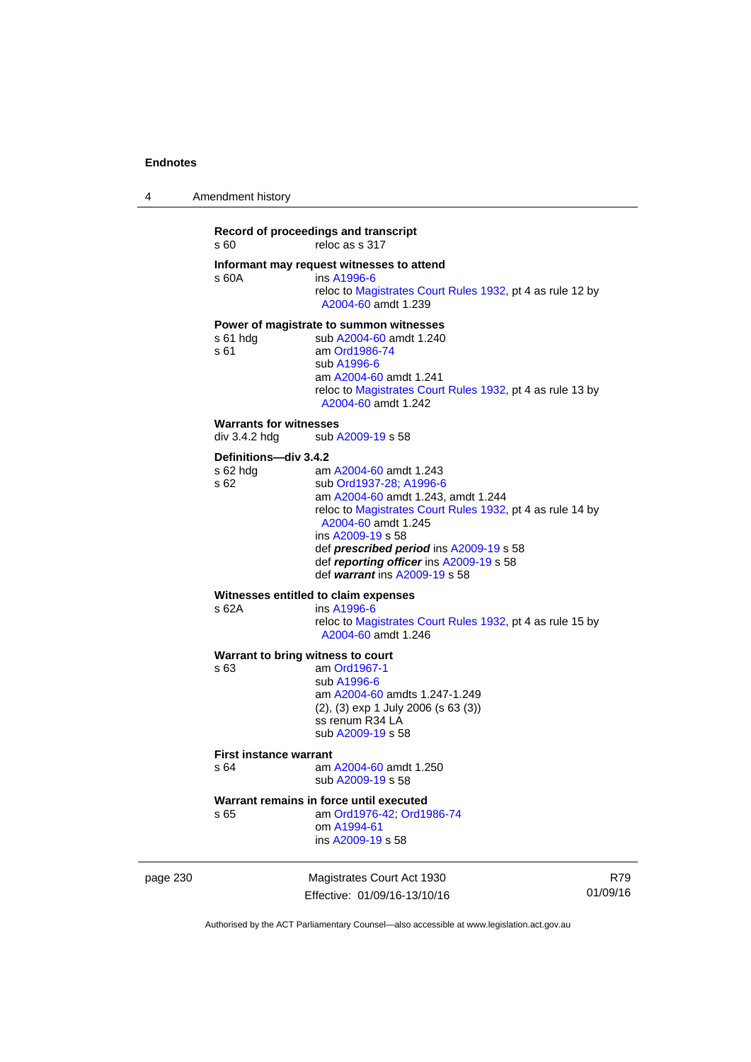**Record of proceedings and transcript**

s 60 reloc as s 317

**Informant may request witnesses to attend**

s 60A ins A1996-6
reloc to Magistrates Court Rules 1932, pt 4 as rule 12 by A2004-60 amdt 1.239

**Power of magistrate to summon witnesses**

s 61 hdg sub A2004-60 amdt 1.240
s 61 am Ord1986-74
sub A1996-6
am A2004-60 amdt 1.241
reloc to Magistrates Court Rules 1932, pt 4 as rule 13 by A2004-60 amdt 1.242

**Warrants for witnesses**

div 3.4.2 hdg sub A2009-19 s 58

**Definitions—div 3.4.2**

s 62 hdg am A2004-60 amdt 1.243
s 62 sub Ord1937-28; A1996-6
am A2004-60 amdt 1.243, amdt 1.244
reloc to Magistrates Court Rules 1932, pt 4 as rule 14 by A2004-60 amdt 1.245
ins A2009-19 s 58
def ***prescribed period*** ins A2009-19 s 58
def ***reporting officer*** ins A2009-19 s 58
def ***warrant*** ins A2009-19 s 58

**Witnesses entitled to claim expenses**

s 62A ins A1996-6
reloc to Magistrates Court Rules 1932, pt 4 as rule 15 by A2004-60 amdt 1.246

**Warrant to bring witness to court**

s 63 am Ord1967-1
sub A1996-6
am A2004-60 amdts 1.247-1.249
(2), (3) exp 1 July 2006 (s 63 (3))
ss renum R34 LA
sub A2009-19 s 58

**First instance warrant**

s 64 am A2004-60 amdt 1.250
sub A2009-19 s 58

**Warrant remains in force until executed**

s 65 am Ord1976-42; Ord1986-74
om A1994-61
ins A2009-19 s 58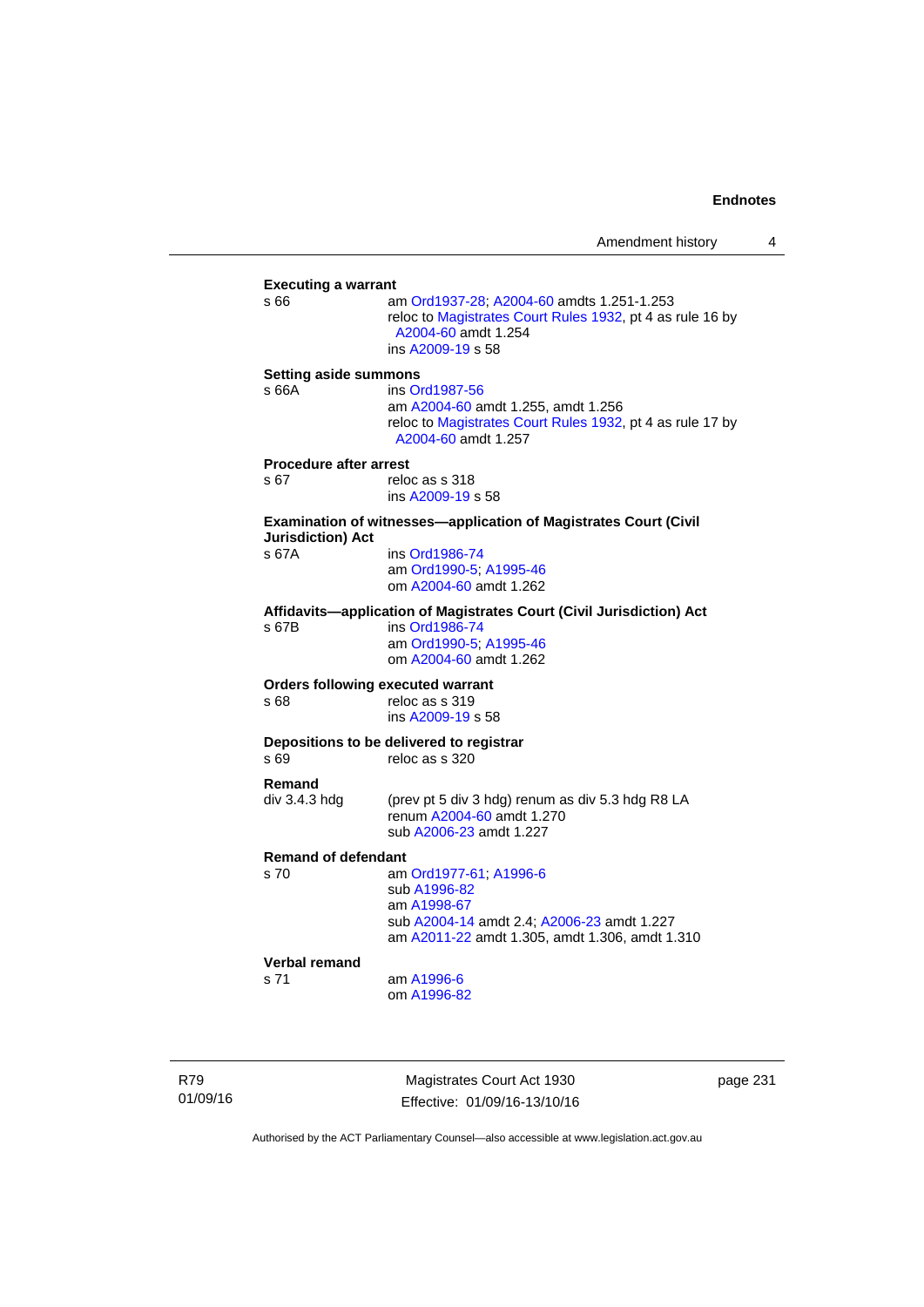**Executing a warrant**

s 66 — am Ord1937-28; A2004-60 amdts 1.251-1.253
reloc to Magistrates Court Rules 1932, pt 4 as rule 16 by A2004-60 amdt 1.254
ins A2009-19 s 58

**Setting aside summons**

s 66A — ins Ord1987-56
am A2004-60 amdt 1.255, amdt 1.256
reloc to Magistrates Court Rules 1932, pt 4 as rule 17 by A2004-60 amdt 1.257

**Procedure after arrest**

s 67 — reloc as s 318
ins A2009-19 s 58

**Examination of witnesses—application of Magistrates Court (Civil Jurisdiction) Act**

s 67A — ins Ord1986-74
am Ord1990-5; A1995-46
om A2004-60 amdt 1.262

**Affidavits—application of Magistrates Court (Civil Jurisdiction) Act**

s 67B — ins Ord1986-74
am Ord1990-5; A1995-46
om A2004-60 amdt 1.262

**Orders following executed warrant**

s 68 — reloc as s 319
ins A2009-19 s 58

**Depositions to be delivered to registrar**

s 69 — reloc as s 320

**Remand**

div 3.4.3 hdg — (prev pt 5 div 3 hdg) renum as div 5.3 hdg R8 LA
renum A2004-60 amdt 1.270
sub A2006-23 amdt 1.227

**Remand of defendant**

s 70 — am Ord1977-61; A1996-6
sub A1996-82
am A1998-67
sub A2004-14 amdt 2.4; A2006-23 amdt 1.227
am A2011-22 amdt 1.305, amdt 1.306, amdt 1.310

**Verbal remand**

s 71 — am A1996-6
om A1996-82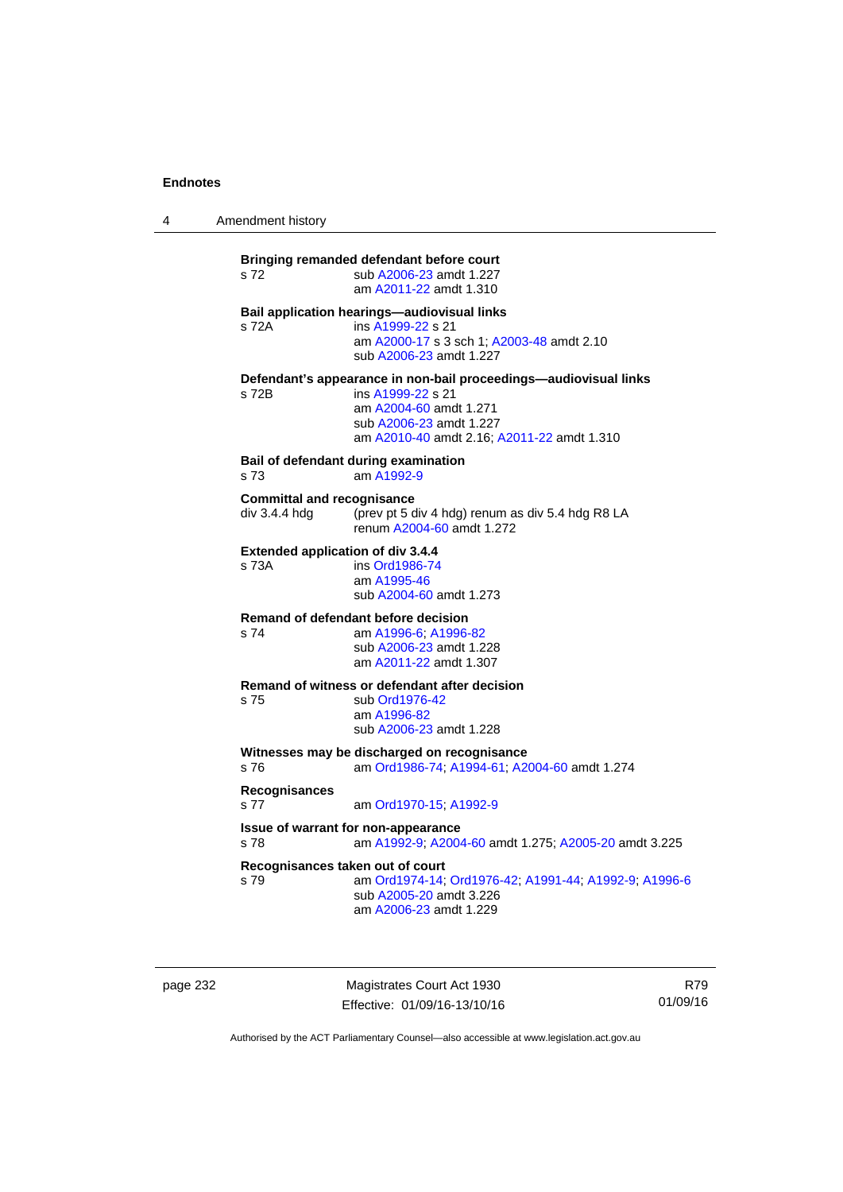**Bringing remanded defendant before court**
s 72 — sub A2006-23 amdt 1.227
am A2011-22 amdt 1.310

**Bail application hearings—audiovisual links**
s 72A — ins A1999-22 s 21
am A2000-17 s 3 sch 1; A2003-48 amdt 2.10
sub A2006-23 amdt 1.227

**Defendant's appearance in non-bail proceedings—audiovisual links**
s 72B — ins A1999-22 s 21
am A2004-60 amdt 1.271
sub A2006-23 amdt 1.227
am A2010-40 amdt 2.16; A2011-22 amdt 1.310

**Bail of defendant during examination**
s 73 — am A1992-9

**Committal and recognisance**
div 3.4.4 hdg — (prev pt 5 div 4 hdg) renum as div 5.4 hdg R8 LA
renum A2004-60 amdt 1.272

**Extended application of div 3.4.4**
s 73A — ins Ord1986-74
am A1995-46
sub A2004-60 amdt 1.273

**Remand of defendant before decision**
s 74 — am A1996-6; A1996-82
sub A2006-23 amdt 1.228
am A2011-22 amdt 1.307

**Remand of witness or defendant after decision**
s 75 — sub Ord1976-42
am A1996-82
sub A2006-23 amdt 1.228

**Witnesses may be discharged on recognisance**
s 76 — am Ord1986-74; A1994-61; A2004-60 amdt 1.274

**Recognisances**
s 77 — am Ord1970-15; A1992-9

**Issue of warrant for non-appearance**
s 78 — am A1992-9; A2004-60 amdt 1.275; A2005-20 amdt 3.225

**Recognisances taken out of court**
s 79 — am Ord1974-14; Ord1976-42; A1991-44; A1992-9; A1996-6
sub A2005-20 amdt 3.226
am A2006-23 amdt 1.229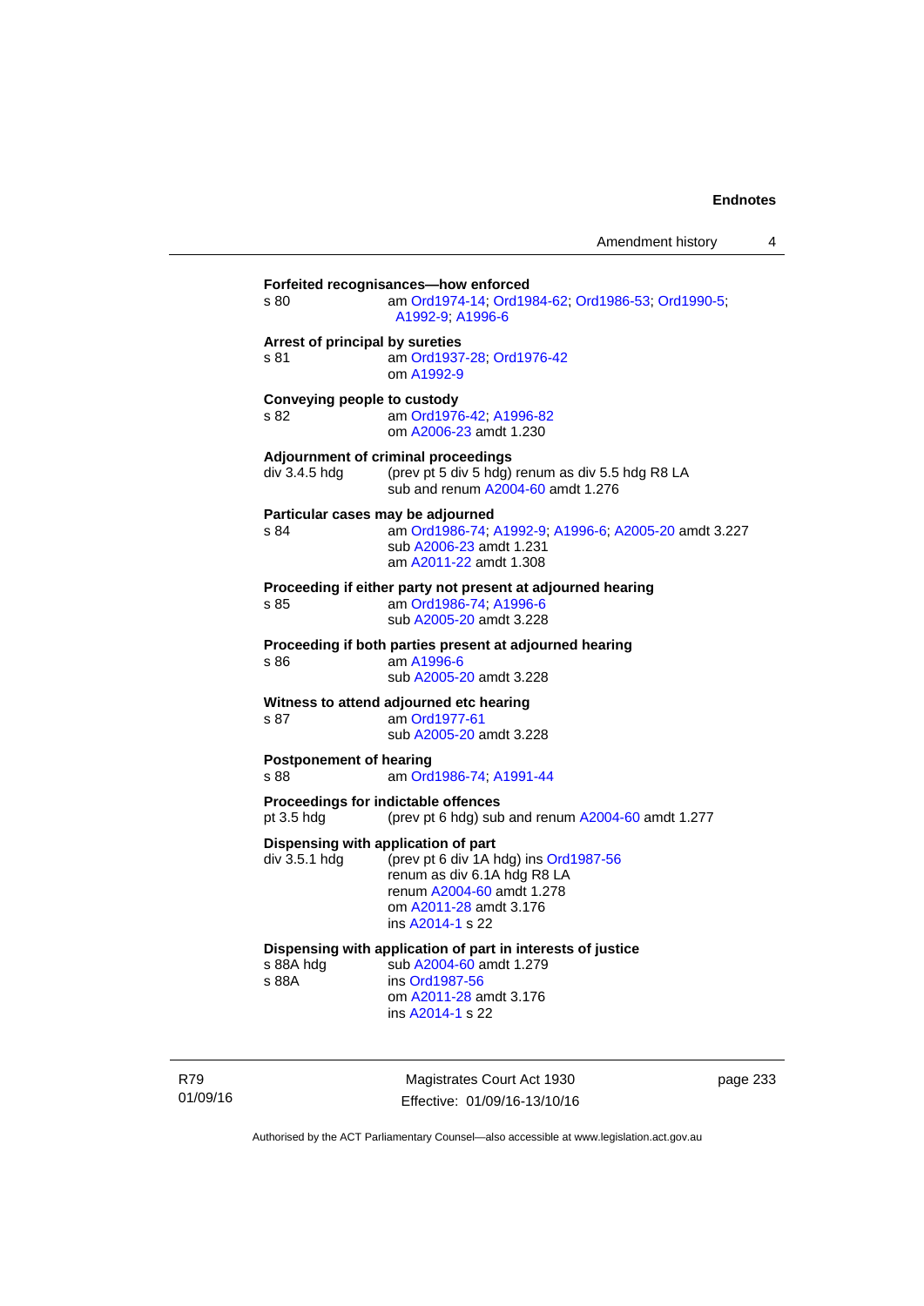**Forfeited recognisances—how enforced**

s 80 am Ord1974-14; Ord1984-62; Ord1986-53; Ord1990-5; A1992-9; A1996-6

**Arrest of principal by sureties**

s 81 am Ord1937-28; Ord1976-42
om A1992-9

**Conveying people to custody**

s 82 am Ord1976-42; A1996-82
om A2006-23 amdt 1.230

**Adjournment of criminal proceedings**

div 3.4.5 hdg (prev pt 5 div 5 hdg) renum as div 5.5 hdg R8 LA
sub and renum A2004-60 amdt 1.276

**Particular cases may be adjourned**

s 84 am Ord1986-74; A1992-9; A1996-6; A2005-20 amdt 3.227
sub A2006-23 amdt 1.231
am A2011-22 amdt 1.308

**Proceeding if either party not present at adjourned hearing**

s 85 am Ord1986-74; A1996-6
sub A2005-20 amdt 3.228

**Proceeding if both parties present at adjourned hearing**

s 86 am A1996-6
sub A2005-20 amdt 3.228

**Witness to attend adjourned etc hearing**

s 87 am Ord1977-61
sub A2005-20 amdt 3.228

**Postponement of hearing**

s 88 am Ord1986-74; A1991-44

**Proceedings for indictable offences**

pt 3.5 hdg (prev pt 6 hdg) sub and renum A2004-60 amdt 1.277

**Dispensing with application of part**

div 3.5.1 hdg (prev pt 6 div 1A hdg) ins Ord1987-56
renum as div 6.1A hdg R8 LA
renum A2004-60 amdt 1.278
om A2011-28 amdt 3.176
ins A2014-1 s 22

**Dispensing with application of part in interests of justice**

s 88A hdg sub A2004-60 amdt 1.279

s 88A ins Ord1987-56
om A2011-28 amdt 3.176
ins A2014-1 s 22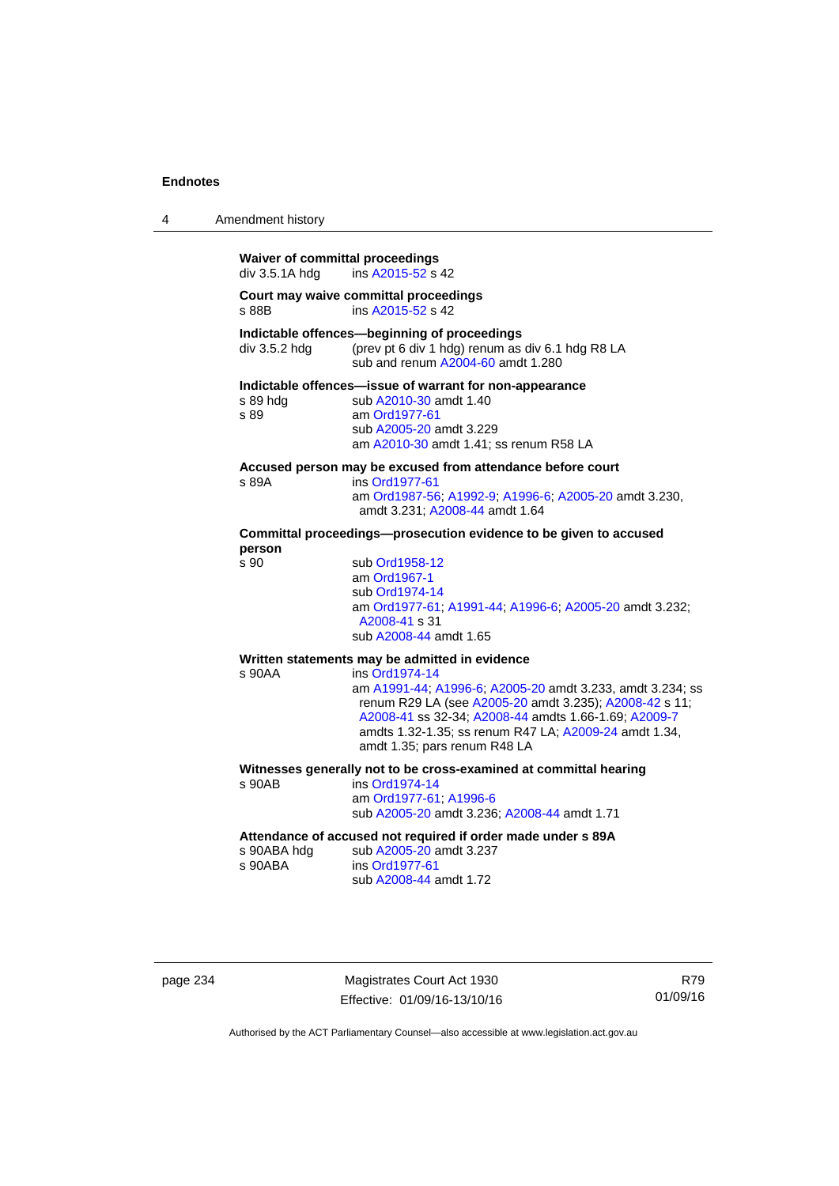**Waiver of committal proceedings**

div 3.5.1A hdg ins A2015-52 s 42

**Court may waive committal proceedings**

s 88B ins A2015-52 s 42

**Indictable offences—beginning of proceedings**

div 3.5.2 hdg (prev pt 6 div 1 hdg) renum as div 6.1 hdg R8 LA
sub and renum A2004-60 amdt 1.280

**Indictable offences—issue of warrant for non-appearance**

s 89 hdg sub A2010-30 amdt 1.40

s 89 am Ord1977-61
sub A2005-20 amdt 3.229
am A2010-30 amdt 1.41; ss renum R58 LA

**Accused person may be excused from attendance before court**

s 89A ins Ord1977-61
am Ord1987-56; A1992-9; A1996-6; A2005-20 amdt 3.230, amdt 3.231; A2008-44 amdt 1.64

**Committal proceedings—prosecution evidence to be given to accused person**

s 90 sub Ord1958-12
am Ord1967-1
sub Ord1974-14
am Ord1977-61; A1991-44; A1996-6; A2005-20 amdt 3.232; A2008-41 s 31
sub A2008-44 amdt 1.65

**Written statements may be admitted in evidence**

s 90AA ins Ord1974-14
am A1991-44; A1996-6; A2005-20 amdt 3.233, amdt 3.234; ss renum R29 LA (see A2005-20 amdt 3.235); A2008-42 s 11; A2008-41 ss 32-34; A2008-44 amdts 1.66-1.69; A2009-7 amdts 1.32-1.35; ss renum R47 LA; A2009-24 amdt 1.34, amdt 1.35; pars renum R48 LA

**Witnesses generally not to be cross-examined at committal hearing**

s 90AB ins Ord1974-14
am Ord1977-61; A1996-6
sub A2005-20 amdt 3.236; A2008-44 amdt 1.71

**Attendance of accused not required if order made under s 89A**

s 90ABA hdg sub A2005-20 amdt 3.237

s 90ABA ins Ord1977-61
sub A2008-44 amdt 1.72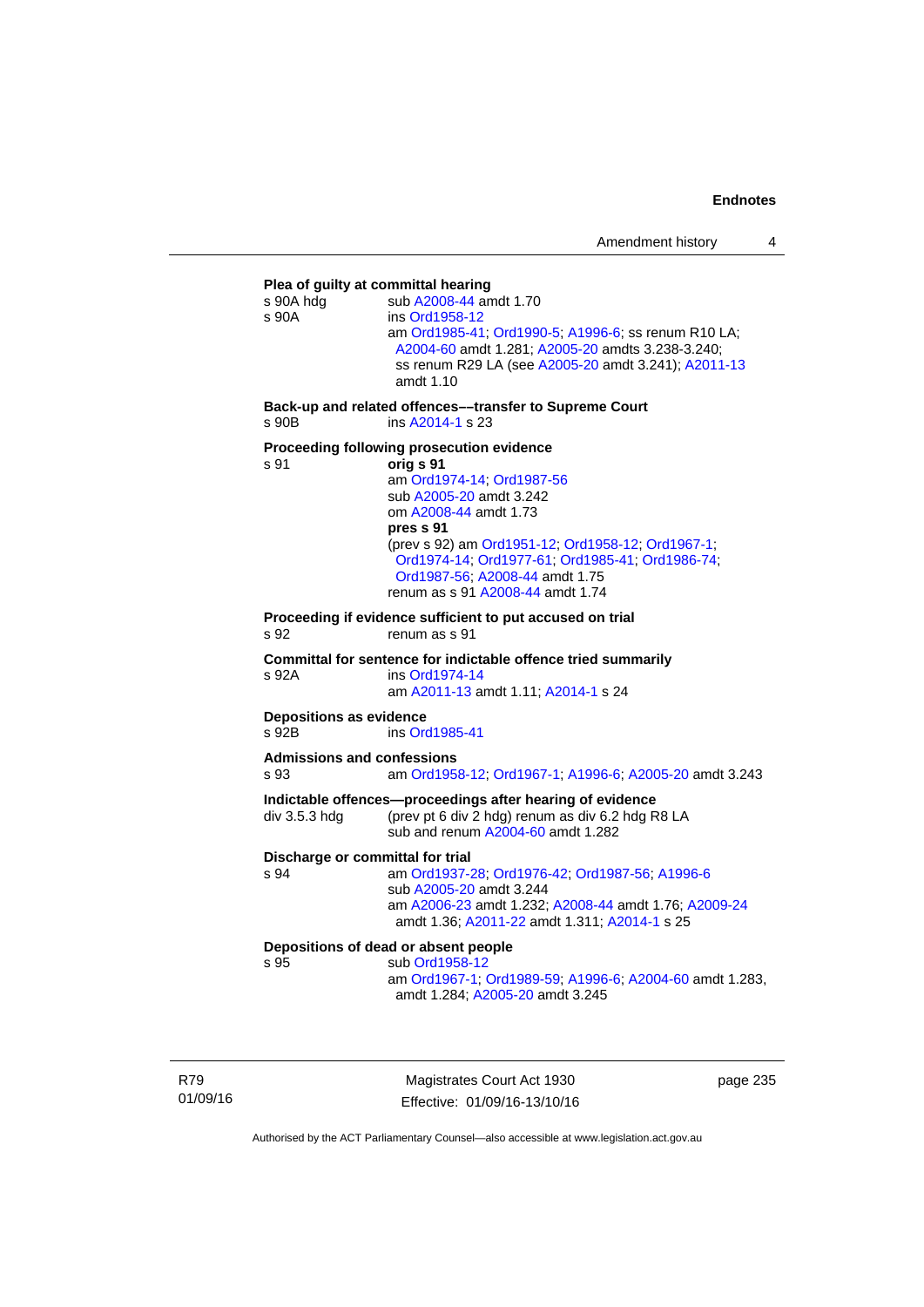**Plea of guilty at committal hearing**

s 90A hdg — sub A2008-44 amdt 1.70

s 90A — ins Ord1958-12
am Ord1985-41; Ord1990-5; A1996-6; ss renum R10 LA; A2004-60 amdt 1.281; A2005-20 amdts 3.238-3.240; ss renum R29 LA (see A2005-20 amdt 3.241); A2011-13 amdt 1.10

**Back-up and related offences––transfer to Supreme Court**

s 90B — ins A2014-1 s 23

**Proceeding following prosecution evidence**

s 91 — **orig s 91**
am Ord1974-14; Ord1987-56
sub A2005-20 amdt 3.242
om A2008-44 amdt 1.73
**pres s 91**
(prev s 92) am Ord1951-12; Ord1958-12; Ord1967-1; Ord1974-14; Ord1977-61; Ord1985-41; Ord1986-74; Ord1987-56; A2008-44 amdt 1.75
renum as s 91 A2008-44 amdt 1.74

**Proceeding if evidence sufficient to put accused on trial**

s 92 — renum as s 91

**Committal for sentence for indictable offence tried summarily**

s 92A — ins Ord1974-14
am A2011-13 amdt 1.11; A2014-1 s 24

**Depositions as evidence**

s 92B — ins Ord1985-41

**Admissions and confessions**

s 93 — am Ord1958-12; Ord1967-1; A1996-6; A2005-20 amdt 3.243

**Indictable offences—proceedings after hearing of evidence**

div 3.5.3 hdg — (prev pt 6 div 2 hdg) renum as div 6.2 hdg R8 LA
sub and renum A2004-60 amdt 1.282

**Discharge or committal for trial**

s 94 — am Ord1937-28; Ord1976-42; Ord1987-56; A1996-6
sub A2005-20 amdt 3.244
am A2006-23 amdt 1.232; A2008-44 amdt 1.76; A2009-24 amdt 1.36; A2011-22 amdt 1.311; A2014-1 s 25

**Depositions of dead or absent people**

s 95 — sub Ord1958-12
am Ord1967-1; Ord1989-59; A1996-6; A2004-60 amdt 1.283, amdt 1.284; A2005-20 amdt 3.245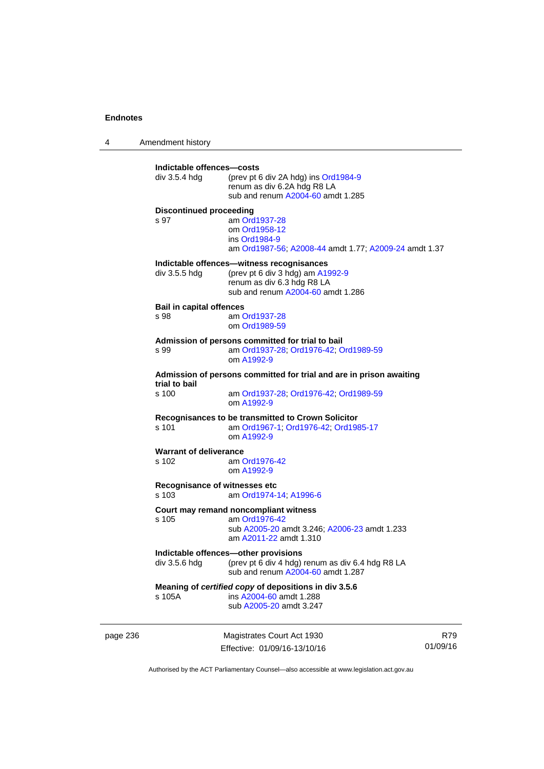**Indictable offences—costs**
div 3.5.4 hdg (prev pt 6 div 2A hdg) ins Ord1984-9
renum as div 6.2A hdg R8 LA
sub and renum A2004-60 amdt 1.285

**Discontinued proceeding**
s 97 am Ord1937-28
om Ord1958-12
ins Ord1984-9
am Ord1987-56; A2008-44 amdt 1.77; A2009-24 amdt 1.37

**Indictable offences—witness recognisances**
div 3.5.5 hdg (prev pt 6 div 3 hdg) am A1992-9
renum as div 6.3 hdg R8 LA
sub and renum A2004-60 amdt 1.286

**Bail in capital offences**
s 98 am Ord1937-28
om Ord1989-59

**Admission of persons committed for trial to bail**
s 99 am Ord1937-28; Ord1976-42; Ord1989-59
om A1992-9

**Admission of persons committed for trial and are in prison awaiting trial to bail**
s 100 am Ord1937-28; Ord1976-42; Ord1989-59
om A1992-9

**Recognisances to be transmitted to Crown Solicitor**
s 101 am Ord1967-1; Ord1976-42; Ord1985-17
om A1992-9

**Warrant of deliverance**
s 102 am Ord1976-42
om A1992-9

**Recognisance of witnesses etc**
s 103 am Ord1974-14; A1996-6

**Court may remand noncompliant witness**
s 105 am Ord1976-42
sub A2005-20 amdt 3.246; A2006-23 amdt 1.233
am A2011-22 amdt 1.310

**Indictable offences—other provisions**
div 3.5.6 hdg (prev pt 6 div 4 hdg) renum as div 6.4 hdg R8 LA
sub and renum A2004-60 amdt 1.287

**Meaning of *certified copy* of depositions in div 3.5.6**
s 105A ins A2004-60 amdt 1.288
sub A2005-20 amdt 3.247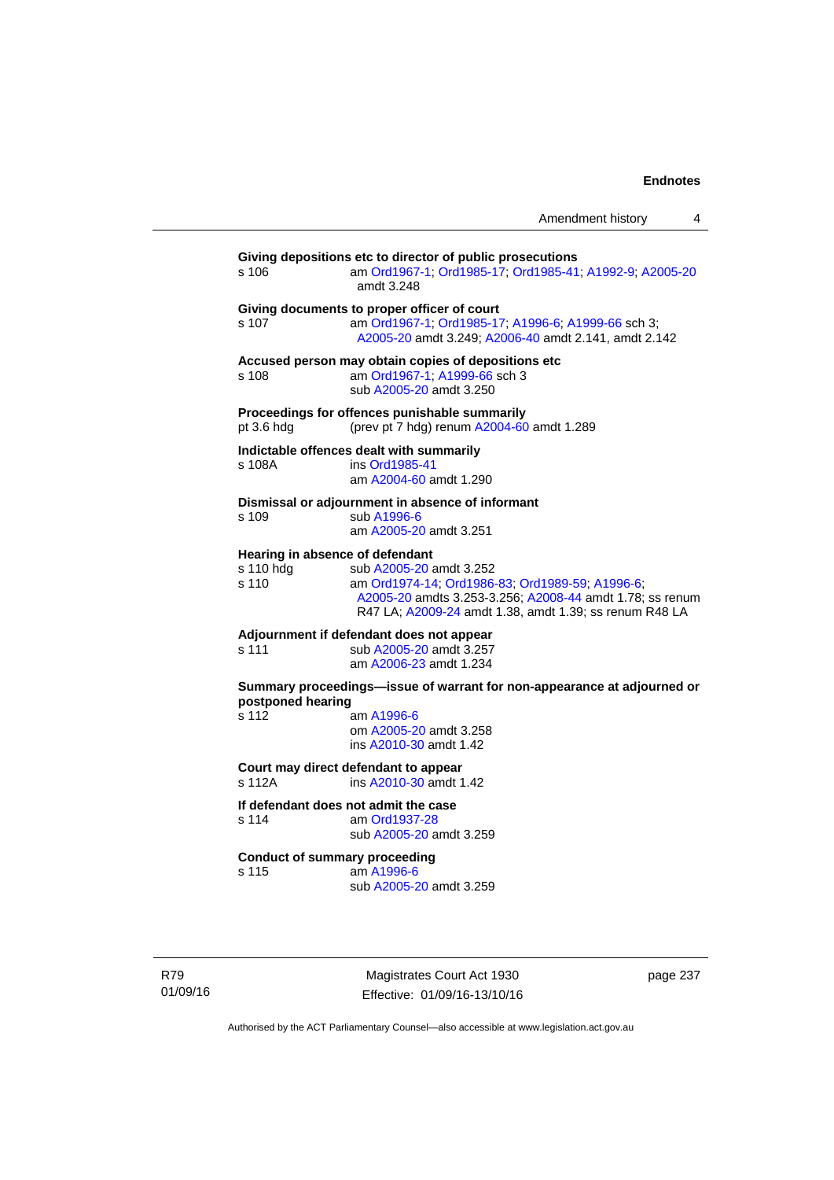**Giving depositions etc to director of public prosecutions**

s 106 am Ord1967-1; Ord1985-17; Ord1985-41; A1992-9; A2005-20 amdt 3.248

**Giving documents to proper officer of court**

s 107 am Ord1967-1; Ord1985-17; A1996-6; A1999-66 sch 3; A2005-20 amdt 3.249; A2006-40 amdt 2.141, amdt 2.142

**Accused person may obtain copies of depositions etc**

s 108 am Ord1967-1; A1999-66 sch 3
sub A2005-20 amdt 3.250

**Proceedings for offences punishable summarily**

pt 3.6 hdg (prev pt 7 hdg) renum A2004-60 amdt 1.289

**Indictable offences dealt with summarily**

s 108A ins Ord1985-41
am A2004-60 amdt 1.290

**Dismissal or adjournment in absence of informant**

s 109 sub A1996-6
am A2005-20 amdt 3.251

**Hearing in absence of defendant**

s 110 hdg sub A2005-20 amdt 3.252

s 110 am Ord1974-14; Ord1986-83; Ord1989-59; A1996-6; A2005-20 amdts 3.253-3.256; A2008-44 amdt 1.78; ss renum R47 LA; A2009-24 amdt 1.38, amdt 1.39; ss renum R48 LA

**Adjournment if defendant does not appear**

s 111 sub A2005-20 amdt 3.257
am A2006-23 amdt 1.234

**Summary proceedings—issue of warrant for non-appearance at adjourned or postponed hearing**

s 112 am A1996-6
om A2005-20 amdt 3.258
ins A2010-30 amdt 1.42

**Court may direct defendant to appear**

s 112A ins A2010-30 amdt 1.42

**If defendant does not admit the case**

s 114 am Ord1937-28
sub A2005-20 amdt 3.259

**Conduct of summary proceeding**

s 115 am A1996-6
sub A2005-20 amdt 3.259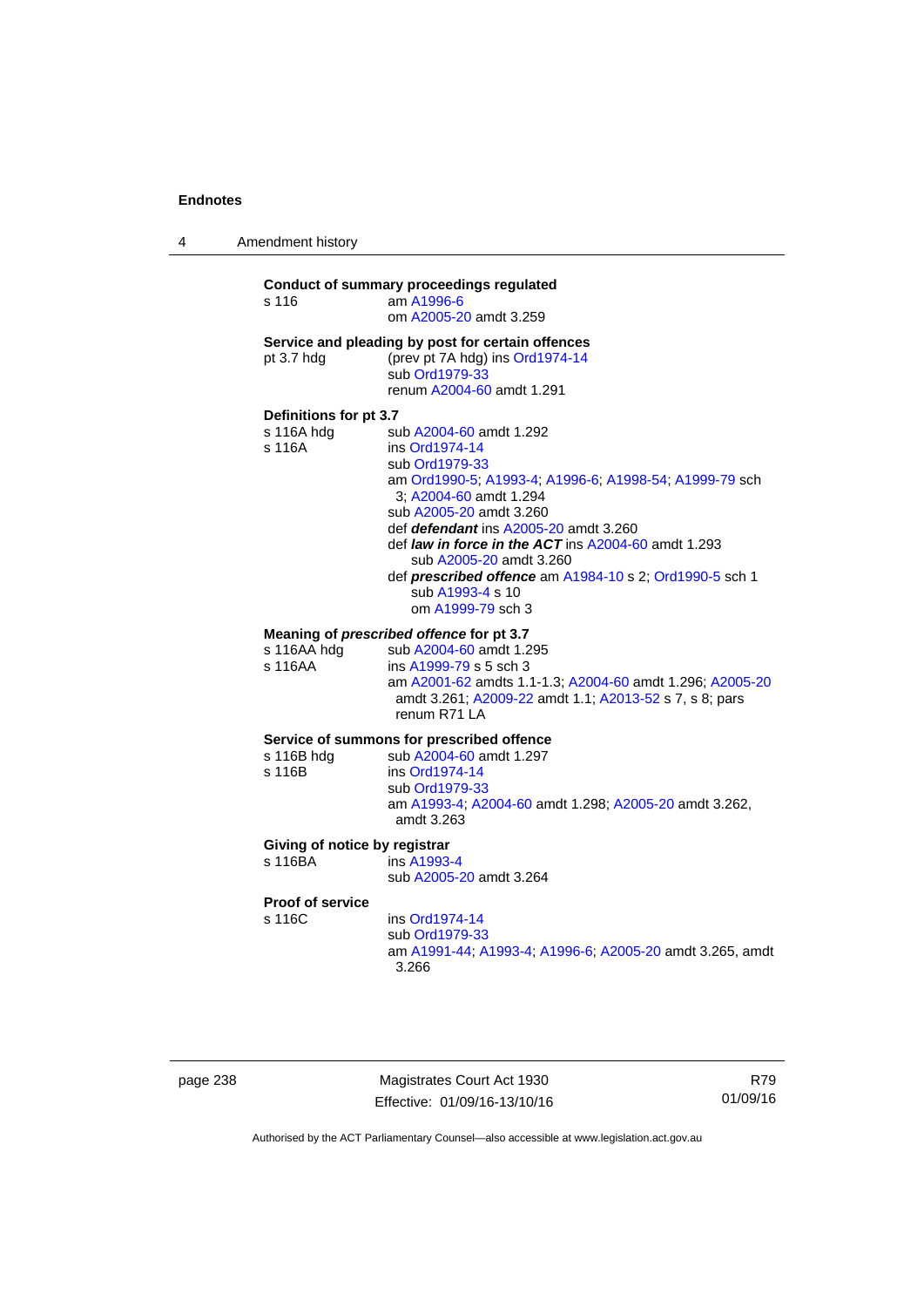**Conduct of summary proceedings regulated**

s 116 — am A1996-6
om A2005-20 amdt 3.259

**Service and pleading by post for certain offences**

pt 3.7 hdg — (prev pt 7A hdg) ins Ord1974-14
sub Ord1979-33
renum A2004-60 amdt 1.291

**Definitions for pt 3.7**

s 116A hdg — sub A2004-60 amdt 1.292

s 116A — ins Ord1974-14
sub Ord1979-33
am Ord1990-5; A1993-4; A1996-6; A1998-54; A1999-79 sch 3; A2004-60 amdt 1.294
sub A2005-20 amdt 3.260
def ***defendant*** ins A2005-20 amdt 3.260
def ***law in force in the ACT*** ins A2004-60 amdt 1.293
sub A2005-20 amdt 3.260
def ***prescribed offence*** am A1984-10 s 2; Ord1990-5 sch 1
sub A1993-4 s 10
om A1999-79 sch 3

**Meaning of *prescribed offence* for pt 3.7**

s 116AA hdg — sub A2004-60 amdt 1.295

s 116AA — ins A1999-79 s 5 sch 3
am A2001-62 amdts 1.1-1.3; A2004-60 amdt 1.296; A2005-20 amdt 3.261; A2009-22 amdt 1.1; A2013-52 s 7, s 8; pars renum R71 LA

**Service of summons for prescribed offence**

s 116B hdg — sub A2004-60 amdt 1.297

s 116B — ins Ord1974-14
sub Ord1979-33
am A1993-4; A2004-60 amdt 1.298; A2005-20 amdt 3.262, amdt 3.263

**Giving of notice by registrar**

s 116BA — ins A1993-4
sub A2005-20 amdt 3.264

**Proof of service**

s 116C — ins Ord1974-14
sub Ord1979-33
am A1991-44; A1993-4; A1996-6; A2005-20 amdt 3.265, amdt 3.266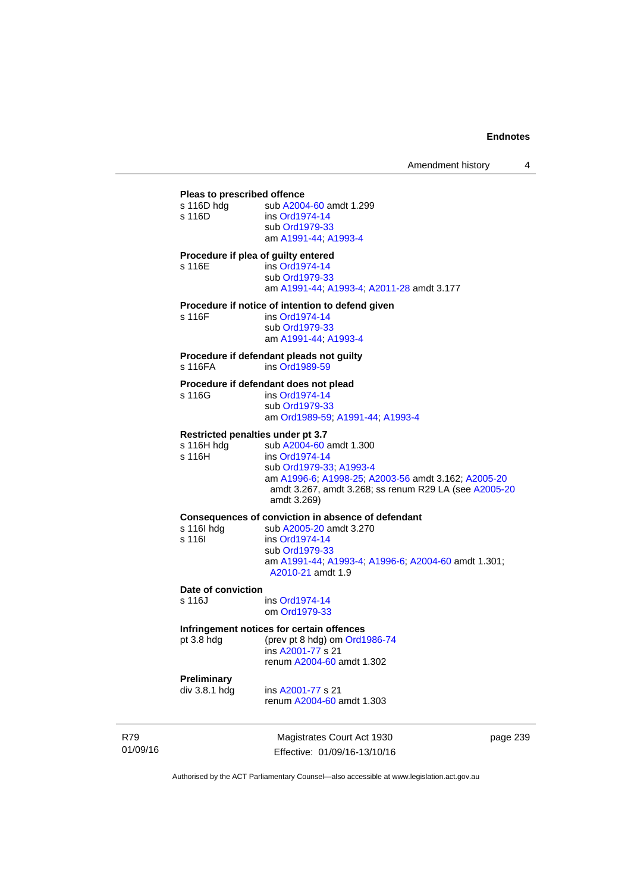**Pleas to prescribed offence**

s 116D hdg — sub A2004-60 amdt 1.299
s 116D — ins Ord1974-14
sub Ord1979-33
am A1991-44; A1993-4

**Procedure if plea of guilty entered**

s 116E — ins Ord1974-14
sub Ord1979-33
am A1991-44; A1993-4; A2011-28 amdt 3.177

**Procedure if notice of intention to defend given**

s 116F — ins Ord1974-14
sub Ord1979-33
am A1991-44; A1993-4

**Procedure if defendant pleads not guilty**

s 116FA — ins Ord1989-59

**Procedure if defendant does not plead**

s 116G — ins Ord1974-14
sub Ord1979-33
am Ord1989-59; A1991-44; A1993-4

**Restricted penalties under pt 3.7**

s 116H hdg — sub A2004-60 amdt 1.300
s 116H — ins Ord1974-14
sub Ord1979-33; A1993-4
am A1996-6; A1998-25; A2003-56 amdt 3.162; A2005-20 amdt 3.267, amdt 3.268; ss renum R29 LA (see A2005-20 amdt 3.269)

**Consequences of conviction in absence of defendant**

s 116I hdg — sub A2005-20 amdt 3.270
s 116I — ins Ord1974-14
sub Ord1979-33
am A1991-44; A1993-4; A1996-6; A2004-60 amdt 1.301; A2010-21 amdt 1.9

**Date of conviction**

s 116J — ins Ord1974-14
om Ord1979-33

**Infringement notices for certain offences**

pt 3.8 hdg — (prev pt 8 hdg) om Ord1986-74
ins A2001-77 s 21
renum A2004-60 amdt 1.302

**Preliminary**

div 3.8.1 hdg — ins A2001-77 s 21
renum A2004-60 amdt 1.303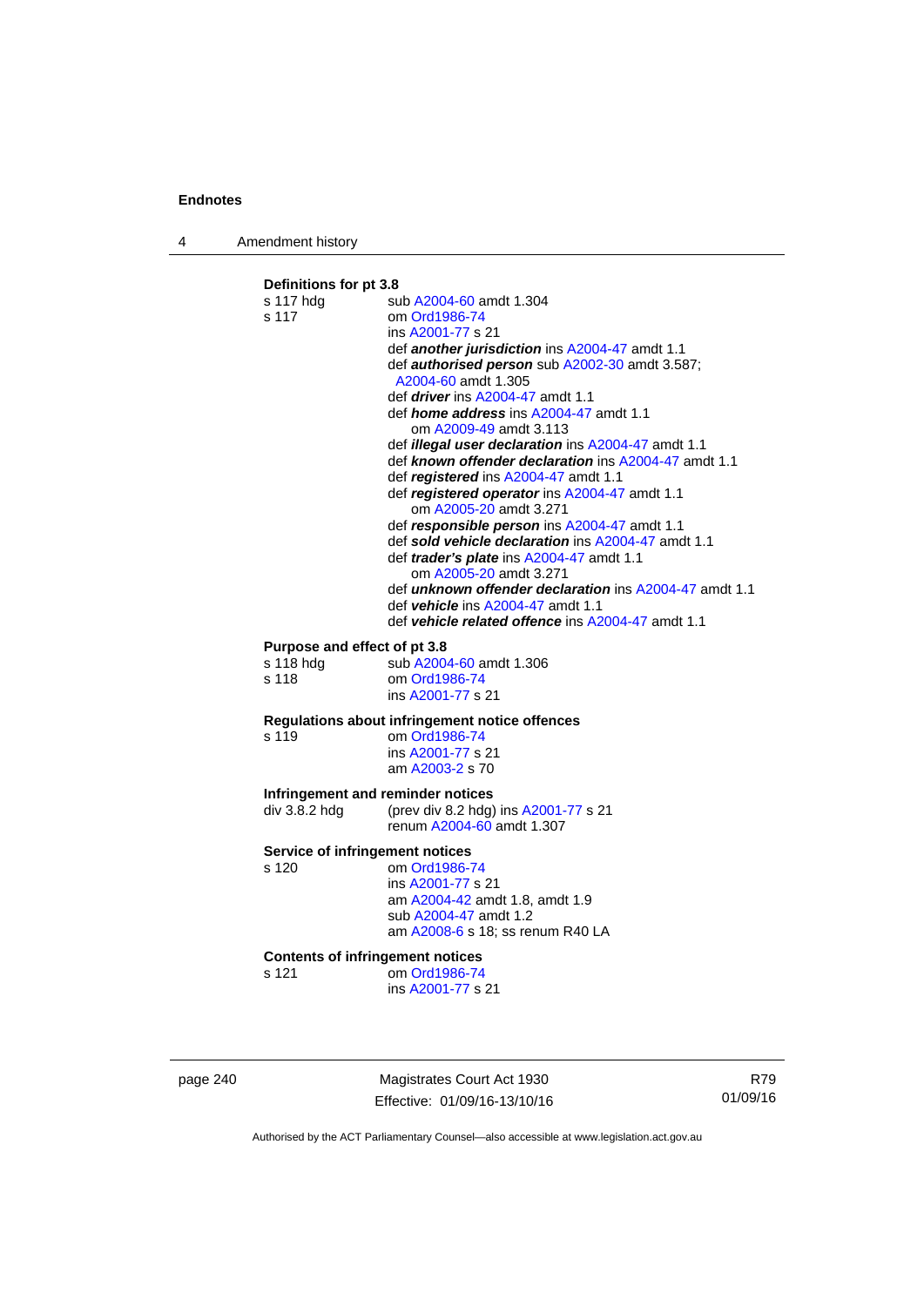**Definitions for pt 3.8**

s 117 hdg sub A2004-60 amdt 1.304

s 117 om Ord1986-74
ins A2001-77 s 21
def ***another jurisdiction*** ins A2004-47 amdt 1.1
def ***authorised person*** sub A2002-30 amdt 3.587; A2004-60 amdt 1.305
def ***driver*** ins A2004-47 amdt 1.1
def ***home address*** ins A2004-47 amdt 1.1
om A2009-49 amdt 3.113
def ***illegal user declaration*** ins A2004-47 amdt 1.1
def ***known offender declaration*** ins A2004-47 amdt 1.1
def ***registered*** ins A2004-47 amdt 1.1
def ***registered operator*** ins A2004-47 amdt 1.1
om A2005-20 amdt 3.271
def ***responsible person*** ins A2004-47 amdt 1.1
def ***sold vehicle declaration*** ins A2004-47 amdt 1.1
def ***trader's plate*** ins A2004-47 amdt 1.1
om A2005-20 amdt 3.271
def ***unknown offender declaration*** ins A2004-47 amdt 1.1
def ***vehicle*** ins A2004-47 amdt 1.1
def ***vehicle related offence*** ins A2004-47 amdt 1.1

**Purpose and effect of pt 3.8**

s 118 hdg sub A2004-60 amdt 1.306

s 118 om Ord1986-74
ins A2001-77 s 21

**Regulations about infringement notice offences**

s 119 om Ord1986-74
ins A2001-77 s 21
am A2003-2 s 70

**Infringement and reminder notices**

div 3.8.2 hdg (prev div 8.2 hdg) ins A2001-77 s 21
renum A2004-60 amdt 1.307

**Service of infringement notices**

s 120 om Ord1986-74
ins A2001-77 s 21
am A2004-42 amdt 1.8, amdt 1.9
sub A2004-47 amdt 1.2
am A2008-6 s 18; ss renum R40 LA

**Contents of infringement notices**

s 121 om Ord1986-74
ins A2001-77 s 21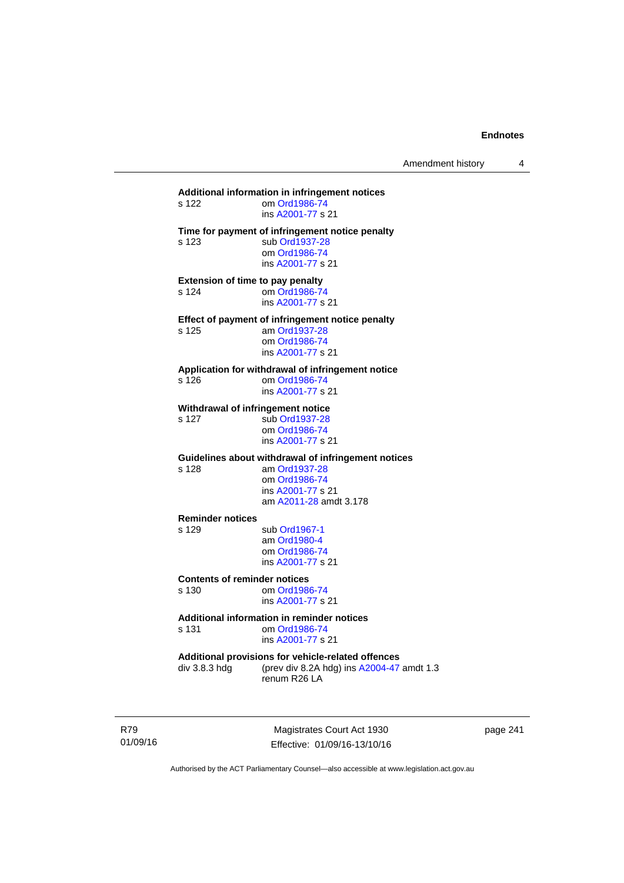**Additional information in infringement notices**

s 122 om Ord1986-74
ins A2001-77 s 21

**Time for payment of infringement notice penalty**

s 123 sub Ord1937-28
om Ord1986-74
ins A2001-77 s 21

**Extension of time to pay penalty**

s 124 om Ord1986-74
ins A2001-77 s 21

**Effect of payment of infringement notice penalty**

s 125 am Ord1937-28
om Ord1986-74
ins A2001-77 s 21

**Application for withdrawal of infringement notice**

s 126 om Ord1986-74
ins A2001-77 s 21

**Withdrawal of infringement notice**

s 127 sub Ord1937-28
om Ord1986-74
ins A2001-77 s 21

**Guidelines about withdrawal of infringement notices**

s 128 am Ord1937-28
om Ord1986-74
ins A2001-77 s 21
am A2011-28 amdt 3.178

**Reminder notices**

s 129 sub Ord1967-1
am Ord1980-4
om Ord1986-74
ins A2001-77 s 21

**Contents of reminder notices**

s 130 om Ord1986-74
ins A2001-77 s 21

**Additional information in reminder notices**

s 131 om Ord1986-74
ins A2001-77 s 21

**Additional provisions for vehicle-related offences**

div 3.8.3 hdg (prev div 8.2A hdg) ins A2004-47 amdt 1.3
renum R26 LA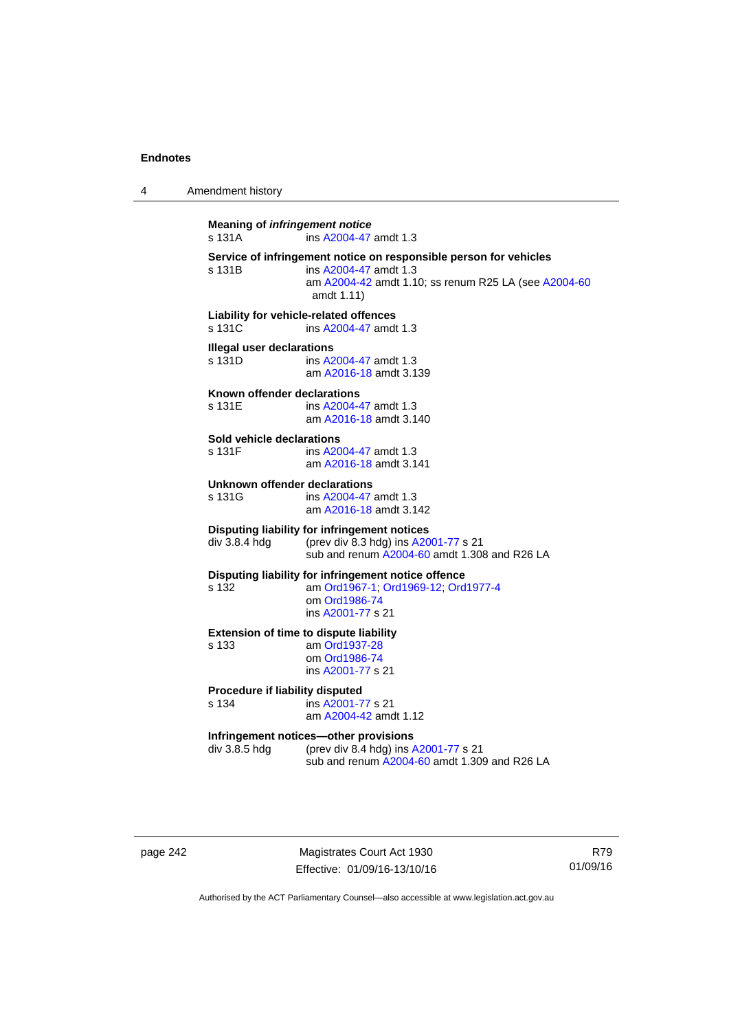**Meaning of *infringement notice***
s 131A ins A2004-47 amdt 1.3

**Service of infringement notice on responsible person for vehicles**
s 131B ins A2004-47 amdt 1.3
am A2004-42 amdt 1.10; ss renum R25 LA (see A2004-60 amdt 1.11)

**Liability for vehicle-related offences**
s 131C ins A2004-47 amdt 1.3

**Illegal user declarations**
s 131D ins A2004-47 amdt 1.3
am A2016-18 amdt 3.139

**Known offender declarations**
s 131E ins A2004-47 amdt 1.3
am A2016-18 amdt 3.140

**Sold vehicle declarations**
s 131F ins A2004-47 amdt 1.3
am A2016-18 amdt 3.141

**Unknown offender declarations**
s 131G ins A2004-47 amdt 1.3
am A2016-18 amdt 3.142

**Disputing liability for infringement notices**
div 3.8.4 hdg (prev div 8.3 hdg) ins A2001-77 s 21
sub and renum A2004-60 amdt 1.308 and R26 LA

**Disputing liability for infringement notice offence**
s 132 am Ord1967-1; Ord1969-12; Ord1977-4
om Ord1986-74
ins A2001-77 s 21

**Extension of time to dispute liability**
s 133 am Ord1937-28
om Ord1986-74
ins A2001-77 s 21

**Procedure if liability disputed**
s 134 ins A2001-77 s 21
am A2004-42 amdt 1.12

**Infringement notices—other provisions**
div 3.8.5 hdg (prev div 8.4 hdg) ins A2001-77 s 21
sub and renum A2004-60 amdt 1.309 and R26 LA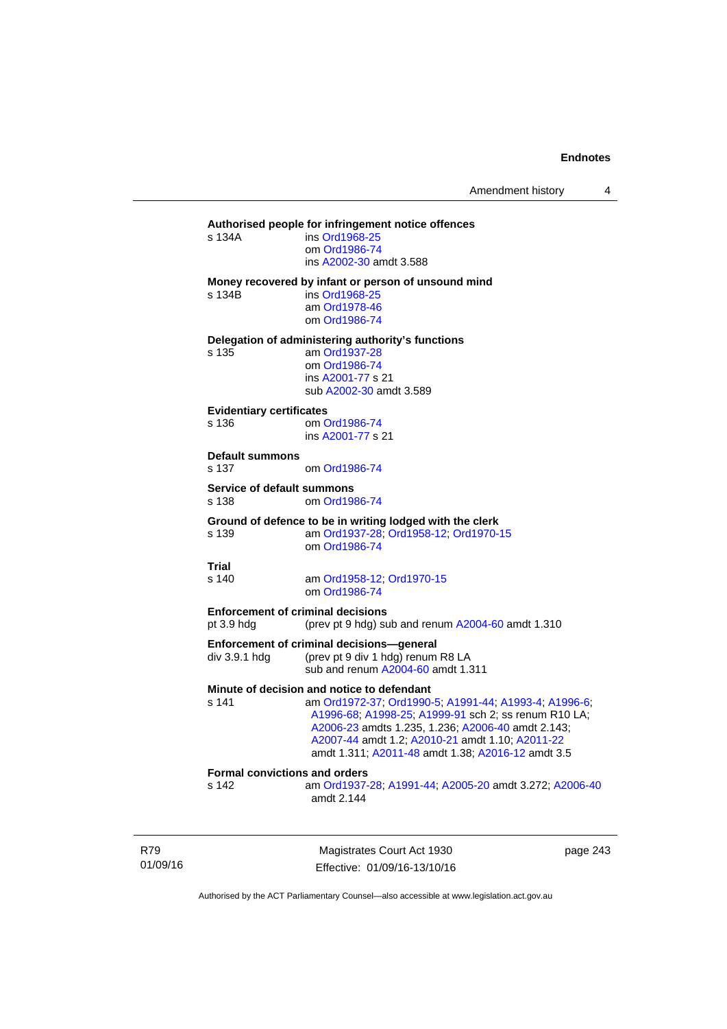**Authorised people for infringement notice offences**

s 134A ins Ord1968-25
om Ord1986-74
ins A2002-30 amdt 3.588

**Money recovered by infant or person of unsound mind**

s 134B ins Ord1968-25
am Ord1978-46
om Ord1986-74

**Delegation of administering authority's functions**

s 135 am Ord1937-28
om Ord1986-74
ins A2001-77 s 21
sub A2002-30 amdt 3.589

**Evidentiary certificates**

s 136 om Ord1986-74
ins A2001-77 s 21

**Default summons**

s 137 om Ord1986-74

**Service of default summons**

s 138 om Ord1986-74

**Ground of defence to be in writing lodged with the clerk**

s 139 am Ord1937-28; Ord1958-12; Ord1970-15
om Ord1986-74

**Trial**

s 140 am Ord1958-12; Ord1970-15
om Ord1986-74

**Enforcement of criminal decisions**

pt 3.9 hdg (prev pt 9 hdg) sub and renum A2004-60 amdt 1.310

**Enforcement of criminal decisions—general**

div 3.9.1 hdg (prev pt 9 div 1 hdg) renum R8 LA
sub and renum A2004-60 amdt 1.311

**Minute of decision and notice to defendant**

s 141 am Ord1972-37; Ord1990-5; A1991-44; A1993-4; A1996-6; A1996-68; A1998-25; A1999-91 sch 2; ss renum R10 LA; A2006-23 amdts 1.235, 1.236; A2006-40 amdt 2.143; A2007-44 amdt 1.2; A2010-21 amdt 1.10; A2011-22 amdt 1.311; A2011-48 amdt 1.38; A2016-12 amdt 3.5

**Formal convictions and orders**

s 142 am Ord1937-28; A1991-44; A2005-20 amdt 3.272; A2006-40 amdt 2.144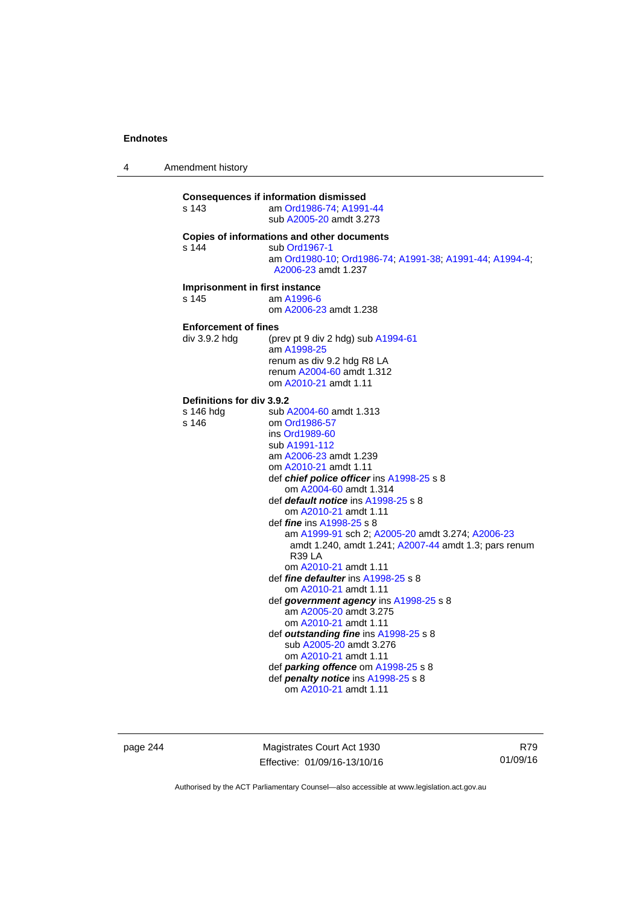**Consequences if information dismissed**

s 143 — am Ord1986-74; A1991-44
sub A2005-20 amdt 3.273

**Copies of informations and other documents**

s 144 — sub Ord1967-1
am Ord1980-10; Ord1986-74; A1991-38; A1991-44; A1994-4; A2006-23 amdt 1.237

**Imprisonment in first instance**

s 145 — am A1996-6
om A2006-23 amdt 1.238

**Enforcement of fines**

div 3.9.2 hdg — (prev pt 9 div 2 hdg) sub A1994-61
am A1998-25
renum as div 9.2 hdg R8 LA
renum A2004-60 amdt 1.312
om A2010-21 amdt 1.11

**Definitions for div 3.9.2**

s 146 hdg — sub A2004-60 amdt 1.313

s 146 — om Ord1986-57
ins Ord1989-60
sub A1991-112
am A2006-23 amdt 1.239
om A2010-21 amdt 1.11
def ***chief police officer*** ins A1998-25 s 8
om A2004-60 amdt 1.314
def ***default notice*** ins A1998-25 s 8
om A2010-21 amdt 1.11
def ***fine*** ins A1998-25 s 8
am A1999-91 sch 2; A2005-20 amdt 3.274; A2006-23 amdt 1.240, amdt 1.241; A2007-44 amdt 1.3; pars renum R39 LA
om A2010-21 amdt 1.11
def ***fine defaulter*** ins A1998-25 s 8
om A2010-21 amdt 1.11
def ***government agency*** ins A1998-25 s 8
am A2005-20 amdt 3.275
om A2010-21 amdt 1.11
def ***outstanding fine*** ins A1998-25 s 8
sub A2005-20 amdt 3.276
om A2010-21 amdt 1.11
def ***parking offence*** om A1998-25 s 8
def ***penalty notice*** ins A1998-25 s 8
om A2010-21 amdt 1.11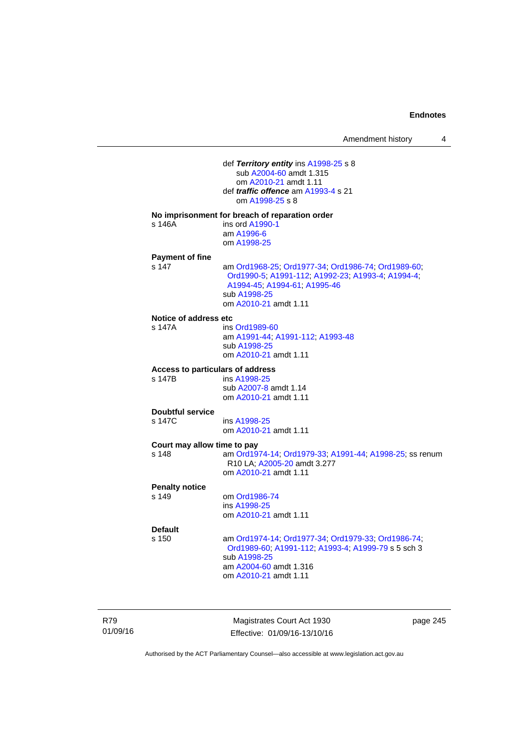def ***Territory entity*** ins A1998-25 s 8
    sub A2004-60 amdt 1.315
    om A2010-21 amdt 1.11
def ***traffic offence*** am A1993-4 s 21
    om A1998-25 s 8

**No imprisonment for breach of reparation order**

s 146A ins ord A1990-1
am A1996-6
om A1998-25

**Payment of fine**

s 147 am Ord1968-25; Ord1977-34; Ord1986-74; Ord1989-60; Ord1990-5; A1991-112; A1992-23; A1993-4; A1994-4; A1994-45; A1994-61; A1995-46
sub A1998-25
om A2010-21 amdt 1.11

**Notice of address etc**

s 147A ins Ord1989-60
am A1991-44; A1991-112; A1993-48
sub A1998-25
om A2010-21 amdt 1.11

**Access to particulars of address**

s 147B ins A1998-25
sub A2007-8 amdt 1.14
om A2010-21 amdt 1.11

**Doubtful service**

s 147C ins A1998-25
om A2010-21 amdt 1.11

**Court may allow time to pay**

s 148 am Ord1974-14; Ord1979-33; A1991-44; A1998-25; ss renum R10 LA; A2005-20 amdt 3.277
om A2010-21 amdt 1.11

**Penalty notice**

s 149 om Ord1986-74
ins A1998-25
om A2010-21 amdt 1.11

**Default**

s 150 am Ord1974-14; Ord1977-34; Ord1979-33; Ord1986-74; Ord1989-60; A1991-112; A1993-4; A1999-79 s 5 sch 3
sub A1998-25
am A2004-60 amdt 1.316
om A2010-21 amdt 1.11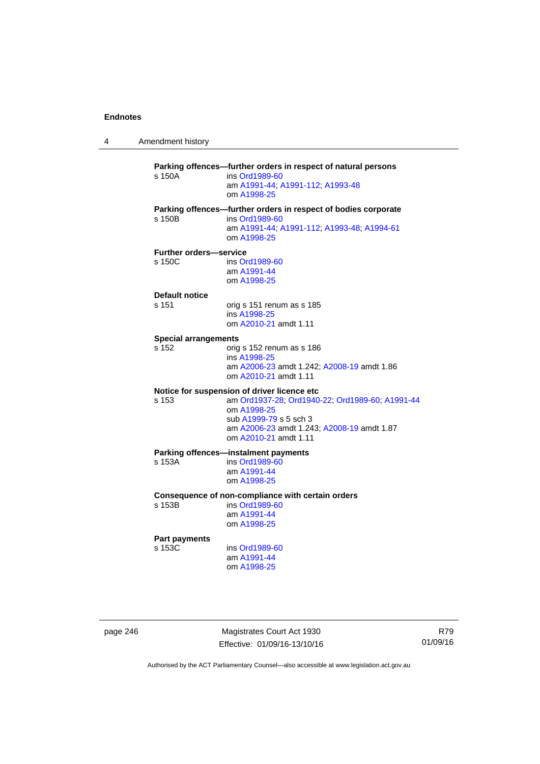**Parking offences—further orders in respect of natural persons**

s 150A ins Ord1989-60
am A1991-44; A1991-112; A1993-48
om A1998-25

**Parking offences—further orders in respect of bodies corporate**

s 150B ins Ord1989-60
am A1991-44; A1991-112; A1993-48; A1994-61
om A1998-25

**Further orders—service**

s 150C ins Ord1989-60
am A1991-44
om A1998-25

**Default notice**

s 151 orig s 151 renum as s 185
ins A1998-25
om A2010-21 amdt 1.11

**Special arrangements**

s 152 orig s 152 renum as s 186
ins A1998-25
am A2006-23 amdt 1.242; A2008-19 amdt 1.86
om A2010-21 amdt 1.11

**Notice for suspension of driver licence etc**

s 153 am Ord1937-28; Ord1940-22; Ord1989-60; A1991-44
om A1998-25
sub A1999-79 s 5 sch 3
am A2006-23 amdt 1.243; A2008-19 amdt 1.87
om A2010-21 amdt 1.11

**Parking offences—instalment payments**

s 153A ins Ord1989-60
am A1991-44
om A1998-25

**Consequence of non-compliance with certain orders**

s 153B ins Ord1989-60
am A1991-44
om A1998-25

**Part payments**

s 153C ins Ord1989-60
am A1991-44
om A1998-25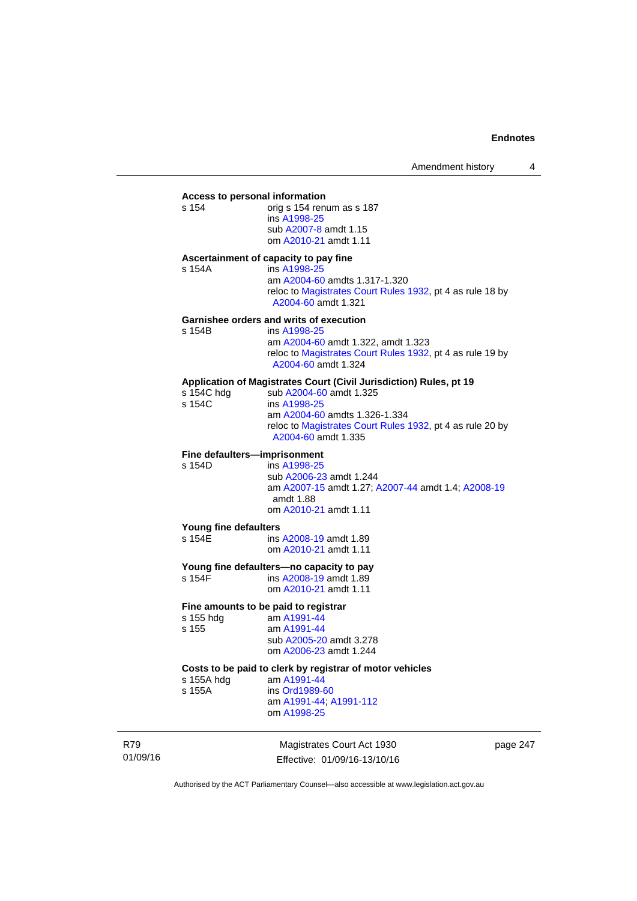**Access to personal information**

s 154 orig s 154 renum as s 187
ins A1998-25
sub A2007-8 amdt 1.15
om A2010-21 amdt 1.11

**Ascertainment of capacity to pay fine**

s 154A ins A1998-25
am A2004-60 amdts 1.317-1.320
reloc to Magistrates Court Rules 1932, pt 4 as rule 18 by A2004-60 amdt 1.321

**Garnishee orders and writs of execution**

s 154B ins A1998-25
am A2004-60 amdt 1.322, amdt 1.323
reloc to Magistrates Court Rules 1932, pt 4 as rule 19 by A2004-60 amdt 1.324

**Application of Magistrates Court (Civil Jurisdiction) Rules, pt 19**

s 154C hdg sub A2004-60 amdt 1.325
s 154C ins A1998-25
am A2004-60 amdts 1.326-1.334
reloc to Magistrates Court Rules 1932, pt 4 as rule 20 by A2004-60 amdt 1.335

**Fine defaulters—imprisonment**

s 154D ins A1998-25
sub A2006-23 amdt 1.244
am A2007-15 amdt 1.27; A2007-44 amdt 1.4; A2008-19 amdt 1.88
om A2010-21 amdt 1.11

**Young fine defaulters**

s 154E ins A2008-19 amdt 1.89
om A2010-21 amdt 1.11

**Young fine defaulters—no capacity to pay**

s 154F ins A2008-19 amdt 1.89
om A2010-21 amdt 1.11

**Fine amounts to be paid to registrar**

s 155 hdg am A1991-44
s 155 am A1991-44
sub A2005-20 amdt 3.278
om A2006-23 amdt 1.244

**Costs to be paid to clerk by registrar of motor vehicles**

s 155A hdg am A1991-44
s 155A ins Ord1989-60
am A1991-44; A1991-112
om A1998-25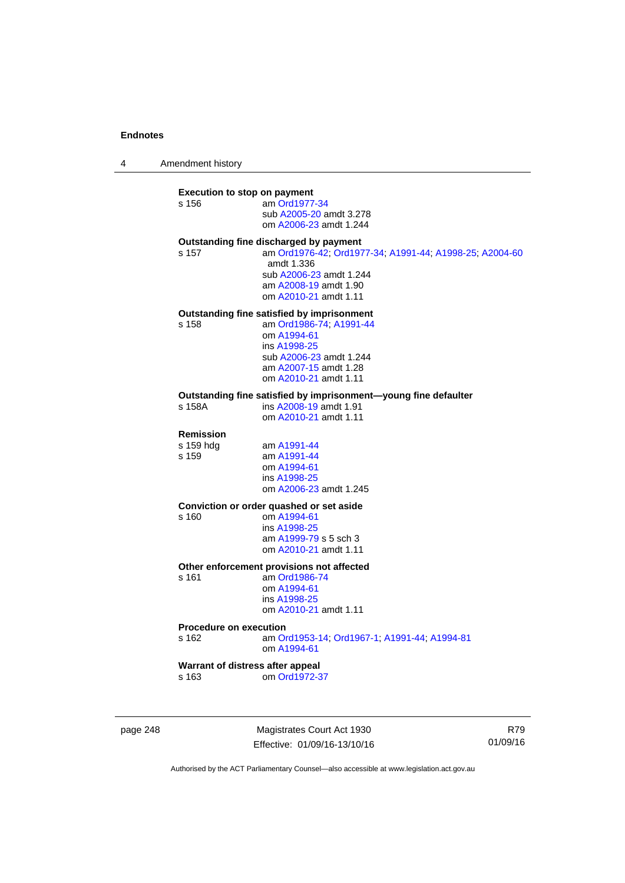**Execution to stop on payment**

s 156 — am Ord1977-34
sub A2005-20 amdt 3.278
om A2006-23 amdt 1.244

**Outstanding fine discharged by payment**

s 157 — am Ord1976-42; Ord1977-34; A1991-44; A1998-25; A2004-60 amdt 1.336
sub A2006-23 amdt 1.244
am A2008-19 amdt 1.90
om A2010-21 amdt 1.11

**Outstanding fine satisfied by imprisonment**

s 158 — am Ord1986-74; A1991-44
om A1994-61
ins A1998-25
sub A2006-23 amdt 1.244
am A2007-15 amdt 1.28
om A2010-21 amdt 1.11

**Outstanding fine satisfied by imprisonment—young fine defaulter**

s 158A — ins A2008-19 amdt 1.91
om A2010-21 amdt 1.11

**Remission**

s 159 hdg — am A1991-44

s 159 — am A1991-44
om A1994-61
ins A1998-25
om A2006-23 amdt 1.245

**Conviction or order quashed or set aside**

s 160 — om A1994-61
ins A1998-25
am A1999-79 s 5 sch 3
om A2010-21 amdt 1.11

**Other enforcement provisions not affected**

s 161 — am Ord1986-74
om A1994-61
ins A1998-25
om A2010-21 amdt 1.11

**Procedure on execution**

s 162 — am Ord1953-14; Ord1967-1; A1991-44; A1994-81
om A1994-61

**Warrant of distress after appeal**

s 163 — om Ord1972-37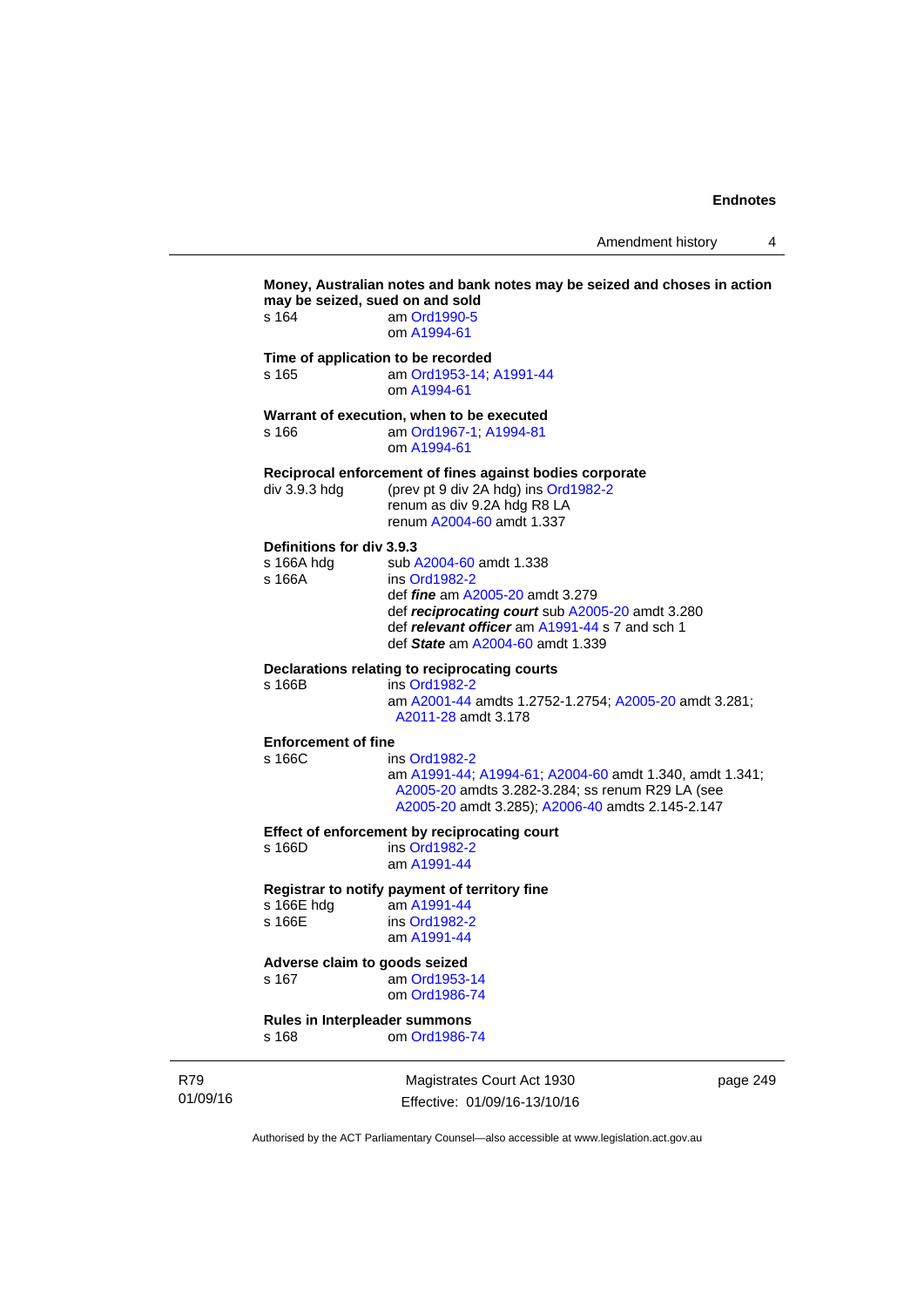**Money, Australian notes and bank notes may be seized and choses in action may be seized, sued on and sold**

s 164 — am Ord1990-5
om A1994-61

**Time of application to be recorded**

s 165 — am Ord1953-14; A1991-44
om A1994-61

**Warrant of execution, when to be executed**

s 166 — am Ord1967-1; A1994-81
om A1994-61

**Reciprocal enforcement of fines against bodies corporate**

div 3.9.3 hdg — (prev pt 9 div 2A hdg) ins Ord1982-2
renum as div 9.2A hdg R8 LA
renum A2004-60 amdt 1.337

**Definitions for div 3.9.3**

s 166A hdg — sub A2004-60 amdt 1.338

s 166A — ins Ord1982-2
def ***fine*** am A2005-20 amdt 3.279
def ***reciprocating court*** sub A2005-20 amdt 3.280
def ***relevant officer*** am A1991-44 s 7 and sch 1
def ***State*** am A2004-60 amdt 1.339

**Declarations relating to reciprocating courts**

s 166B — ins Ord1982-2
am A2001-44 amdts 1.2752-1.2754; A2005-20 amdt 3.281; A2011-28 amdt 3.178

**Enforcement of fine**

s 166C — ins Ord1982-2
am A1991-44; A1994-61; A2004-60 amdt 1.340, amdt 1.341; A2005-20 amdts 3.282-3.284; ss renum R29 LA (see A2005-20 amdt 3.285); A2006-40 amdts 2.145-2.147

**Effect of enforcement by reciprocating court**

s 166D — ins Ord1982-2
am A1991-44

**Registrar to notify payment of territory fine**

s 166E hdg — am A1991-44

s 166E — ins Ord1982-2
am A1991-44

**Adverse claim to goods seized**

s 167 — am Ord1953-14
om Ord1986-74

**Rules in Interpleader summons**

s 168 — om Ord1986-74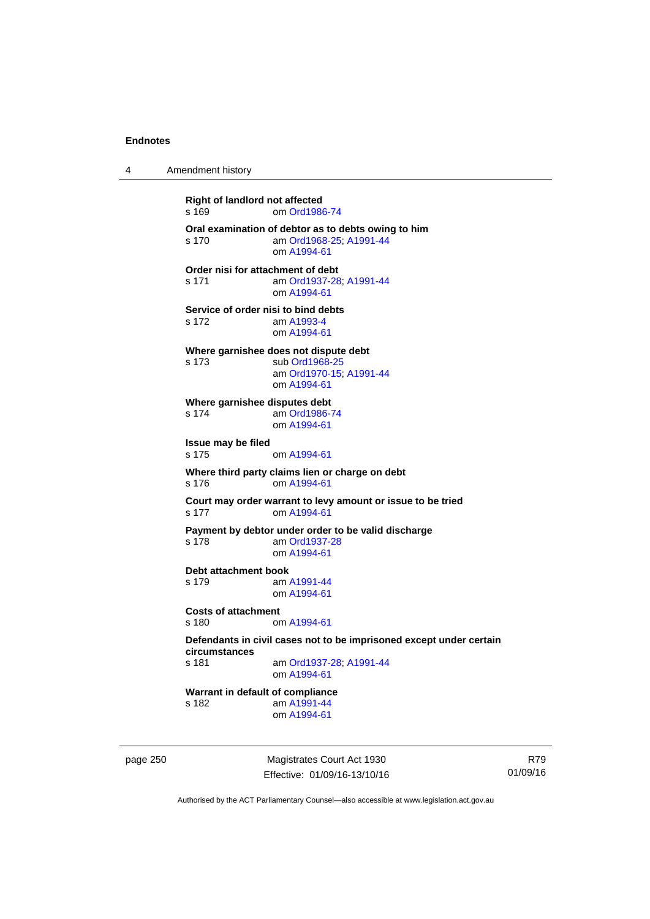**Right of landlord not affected**
s 169 om Ord1986-74

**Oral examination of debtor as to debts owing to him**
s 170 am Ord1968-25; A1991-44
om A1994-61

**Order nisi for attachment of debt**
s 171 am Ord1937-28; A1991-44
om A1994-61

**Service of order nisi to bind debts**
s 172 am A1993-4
om A1994-61

**Where garnishee does not dispute debt**
s 173 sub Ord1968-25
am Ord1970-15; A1991-44
om A1994-61

**Where garnishee disputes debt**
s 174 am Ord1986-74
om A1994-61

**Issue may be filed**
s 175 om A1994-61

**Where third party claims lien or charge on debt**
s 176 om A1994-61

**Court may order warrant to levy amount or issue to be tried**
s 177 om A1994-61

**Payment by debtor under order to be valid discharge**
s 178 am Ord1937-28
om A1994-61

**Debt attachment book**
s 179 am A1991-44
om A1994-61

**Costs of attachment**
s 180 om A1994-61

**Defendants in civil cases not to be imprisoned except under certain circumstances**
s 181 am Ord1937-28; A1991-44
om A1994-61

**Warrant in default of compliance**
s 182 am A1991-44
om A1994-61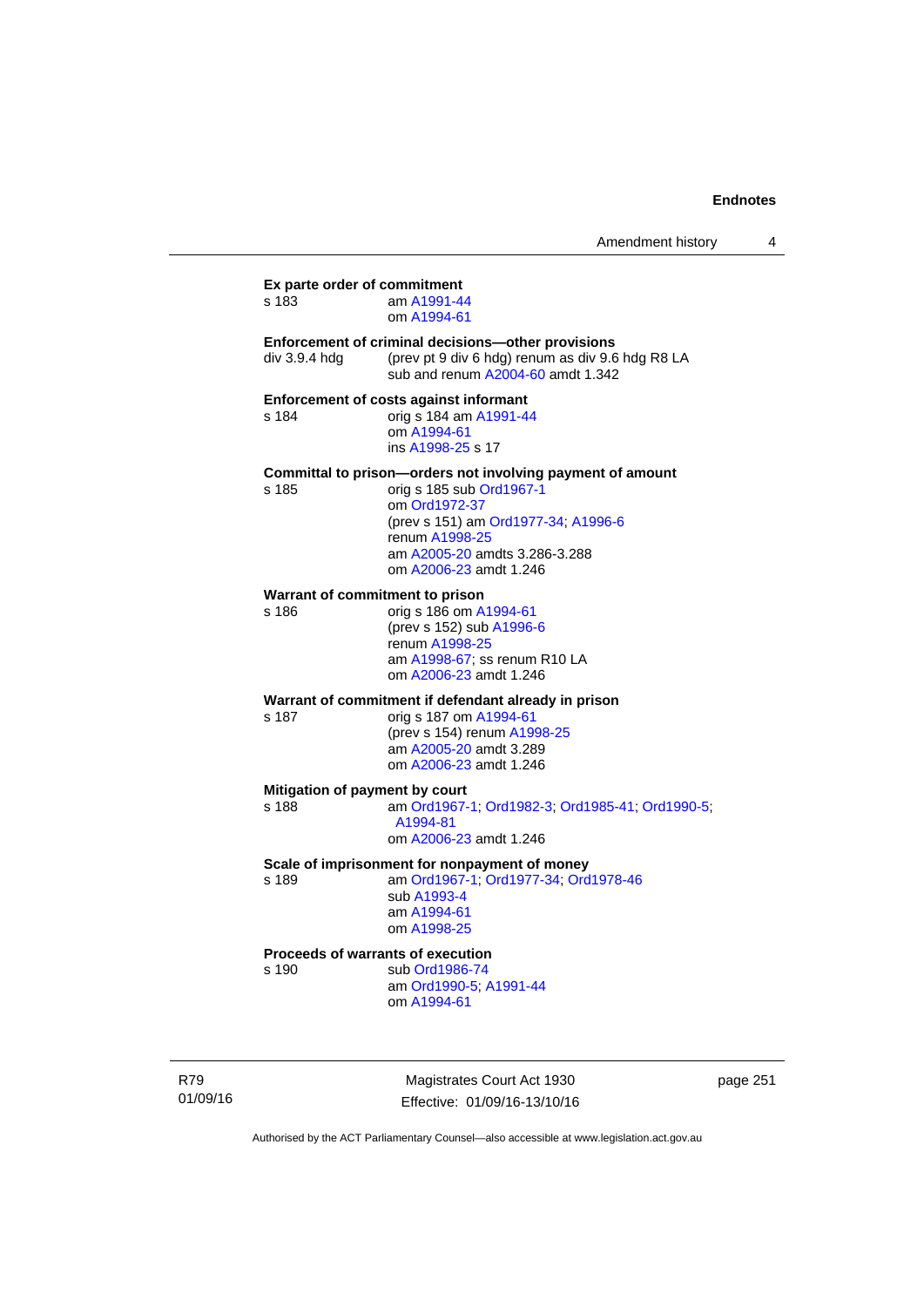**Ex parte order of commitment**
s 183 am A1991-44
om A1994-61

**Enforcement of criminal decisions—other provisions**
div 3.9.4 hdg (prev pt 9 div 6 hdg) renum as div 9.6 hdg R8 LA
sub and renum A2004-60 amdt 1.342

**Enforcement of costs against informant**
s 184 orig s 184 am A1991-44
om A1994-61
ins A1998-25 s 17

**Committal to prison—orders not involving payment of amount**
s 185 orig s 185 sub Ord1967-1
om Ord1972-37
(prev s 151) am Ord1977-34; A1996-6
renum A1998-25
am A2005-20 amdts 3.286-3.288
om A2006-23 amdt 1.246

**Warrant of commitment to prison**
s 186 orig s 186 om A1994-61
(prev s 152) sub A1996-6
renum A1998-25
am A1998-67; ss renum R10 LA
om A2006-23 amdt 1.246

**Warrant of commitment if defendant already in prison**
s 187 orig s 187 om A1994-61
(prev s 154) renum A1998-25
am A2005-20 amdt 3.289
om A2006-23 amdt 1.246

**Mitigation of payment by court**
s 188 am Ord1967-1; Ord1982-3; Ord1985-41; Ord1990-5; A1994-81
om A2006-23 amdt 1.246

**Scale of imprisonment for nonpayment of money**
s 189 am Ord1967-1; Ord1977-34; Ord1978-46
sub A1993-4
am A1994-61
om A1998-25

**Proceeds of warrants of execution**
s 190 sub Ord1986-74
am Ord1990-5; A1991-44
om A1994-61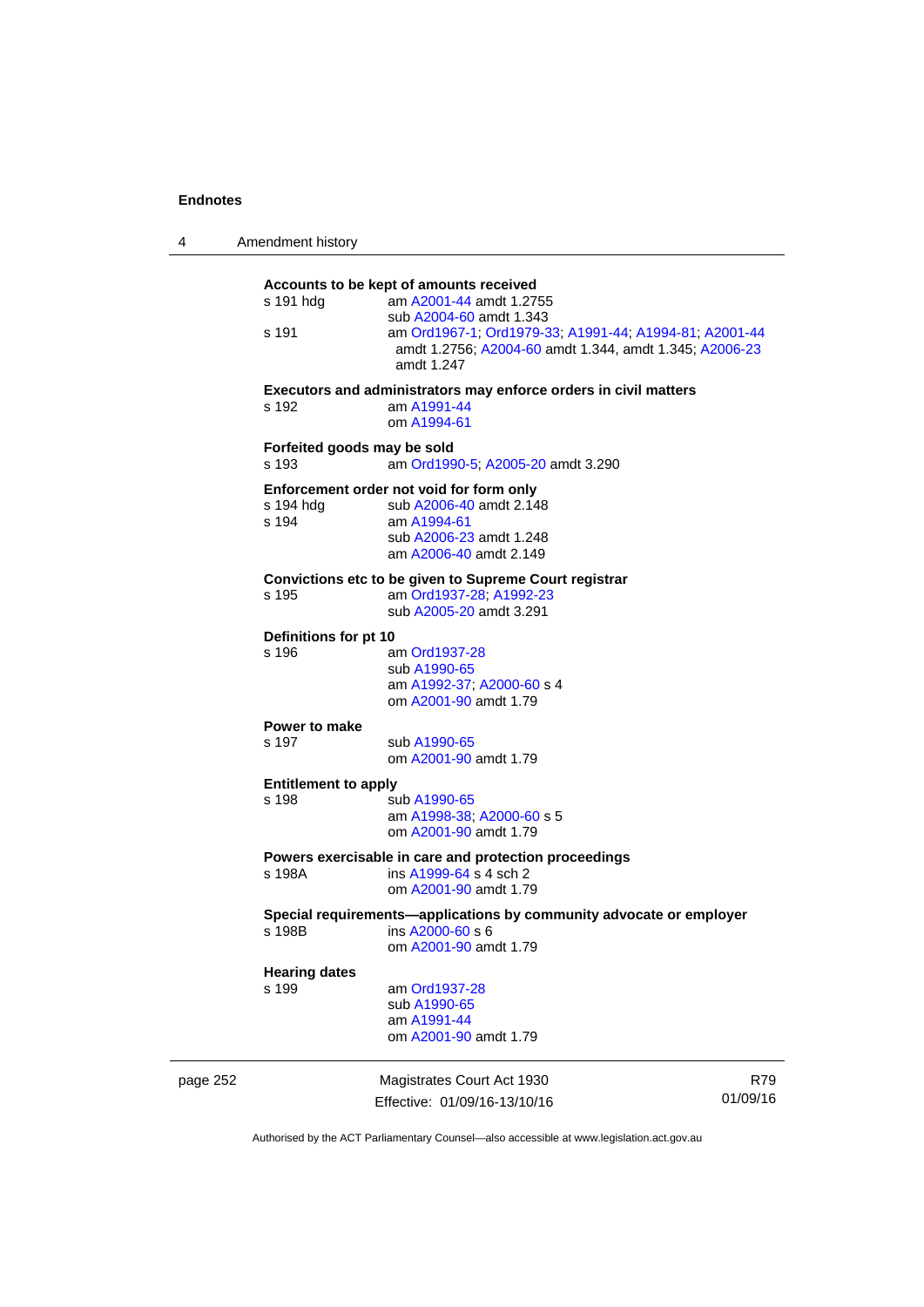**Accounts to be kept of amounts received**

s 191 hdg — am A2001-44 amdt 1.2755
sub A2004-60 amdt 1.343

s 191 — am Ord1967-1; Ord1979-33; A1991-44; A1994-81; A2001-44 amdt 1.2756; A2004-60 amdt 1.344, amdt 1.345; A2006-23 amdt 1.247

**Executors and administrators may enforce orders in civil matters**

s 192 — am A1991-44
om A1994-61

**Forfeited goods may be sold**

s 193 — am Ord1990-5; A2005-20 amdt 3.290

**Enforcement order not void for form only**

s 194 hdg — sub A2006-40 amdt 2.148

s 194 — am A1994-61
sub A2006-23 amdt 1.248
am A2006-40 amdt 2.149

**Convictions etc to be given to Supreme Court registrar**

s 195 — am Ord1937-28; A1992-23
sub A2005-20 amdt 3.291

**Definitions for pt 10**

s 196 — am Ord1937-28
sub A1990-65
am A1992-37; A2000-60 s 4
om A2001-90 amdt 1.79

**Power to make**

s 197 — sub A1990-65
om A2001-90 amdt 1.79

**Entitlement to apply**

s 198 — sub A1990-65
am A1998-38; A2000-60 s 5
om A2001-90 amdt 1.79

**Powers exercisable in care and protection proceedings**

s 198A — ins A1999-64 s 4 sch 2
om A2001-90 amdt 1.79

**Special requirements—applications by community advocate or employer**

s 198B — ins A2000-60 s 6
om A2001-90 amdt 1.79

**Hearing dates**

s 199 — am Ord1937-28
sub A1990-65
am A1991-44
om A2001-90 amdt 1.79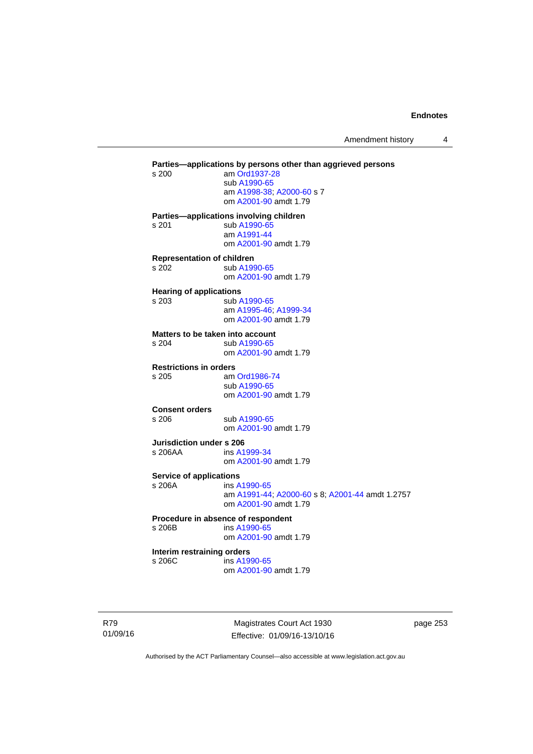**Parties—applications by persons other than aggrieved persons**

s 200 am Ord1937-28
sub A1990-65
am A1998-38; A2000-60 s 7
om A2001-90 amdt 1.79

**Parties—applications involving children**

s 201 sub A1990-65
am A1991-44
om A2001-90 amdt 1.79

**Representation of children**

s 202 sub A1990-65
om A2001-90 amdt 1.79

**Hearing of applications**

s 203 sub A1990-65
am A1995-46; A1999-34
om A2001-90 amdt 1.79

**Matters to be taken into account**

s 204 sub A1990-65
om A2001-90 amdt 1.79

**Restrictions in orders**

s 205 am Ord1986-74
sub A1990-65
om A2001-90 amdt 1.79

**Consent orders**

s 206 sub A1990-65
om A2001-90 amdt 1.79

**Jurisdiction under s 206**

s 206AA ins A1999-34
om A2001-90 amdt 1.79

**Service of applications**

s 206A ins A1990-65
am A1991-44; A2000-60 s 8; A2001-44 amdt 1.2757
om A2001-90 amdt 1.79

**Procedure in absence of respondent**

s 206B ins A1990-65
om A2001-90 amdt 1.79

**Interim restraining orders**

s 206C ins A1990-65
om A2001-90 amdt 1.79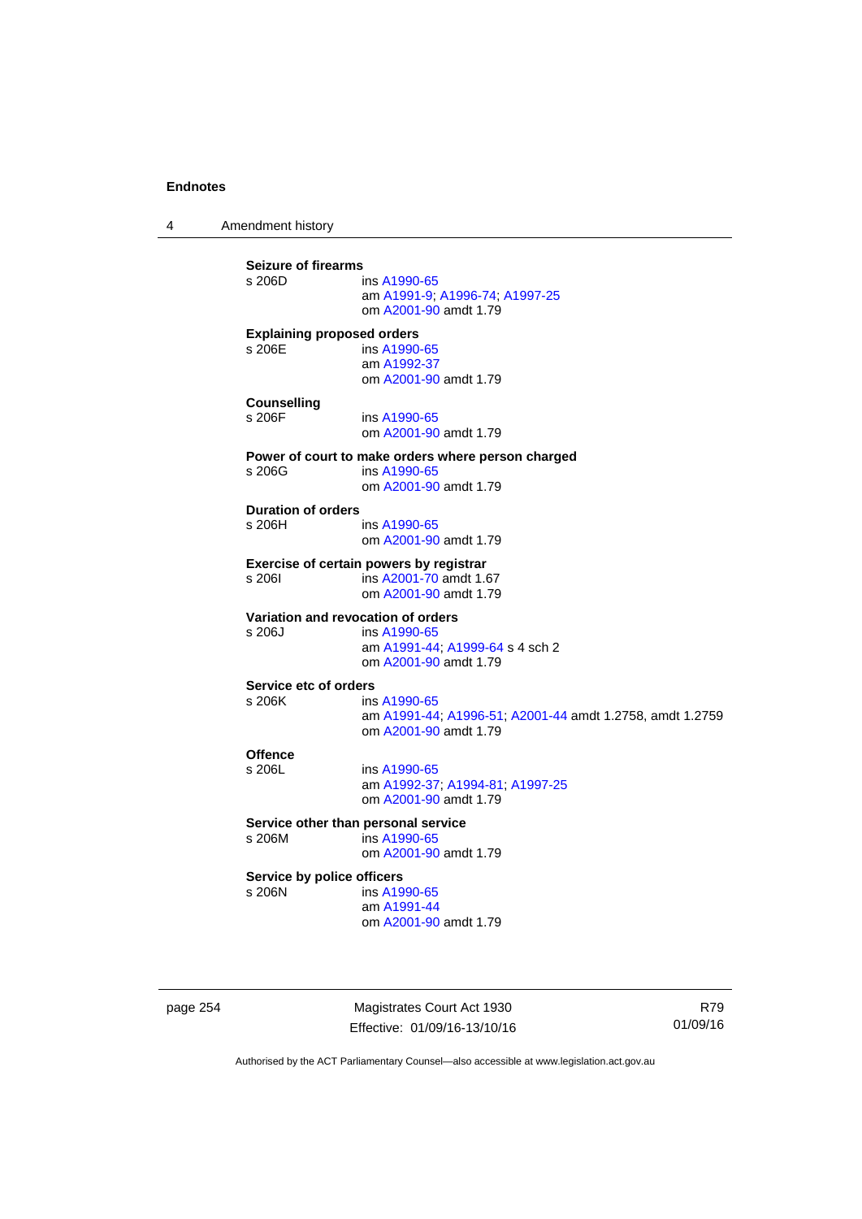**Seizure of firearms**

s 206D ins A1990-65
am A1991-9; A1996-74; A1997-25
om A2001-90 amdt 1.79

**Explaining proposed orders**

s 206E ins A1990-65
am A1992-37
om A2001-90 amdt 1.79

**Counselling**

s 206F ins A1990-65
om A2001-90 amdt 1.79

**Power of court to make orders where person charged**

s 206G ins A1990-65
om A2001-90 amdt 1.79

**Duration of orders**

s 206H ins A1990-65
om A2001-90 amdt 1.79

**Exercise of certain powers by registrar**

s 206I ins A2001-70 amdt 1.67
om A2001-90 amdt 1.79

**Variation and revocation of orders**

s 206J ins A1990-65
am A1991-44; A1999-64 s 4 sch 2
om A2001-90 amdt 1.79

**Service etc of orders**

s 206K ins A1990-65
am A1991-44; A1996-51; A2001-44 amdt 1.2758, amdt 1.2759
om A2001-90 amdt 1.79

**Offence**

s 206L ins A1990-65
am A1992-37; A1994-81; A1997-25
om A2001-90 amdt 1.79

**Service other than personal service**

s 206M ins A1990-65
om A2001-90 amdt 1.79

**Service by police officers**

s 206N ins A1990-65
am A1991-44
om A2001-90 amdt 1.79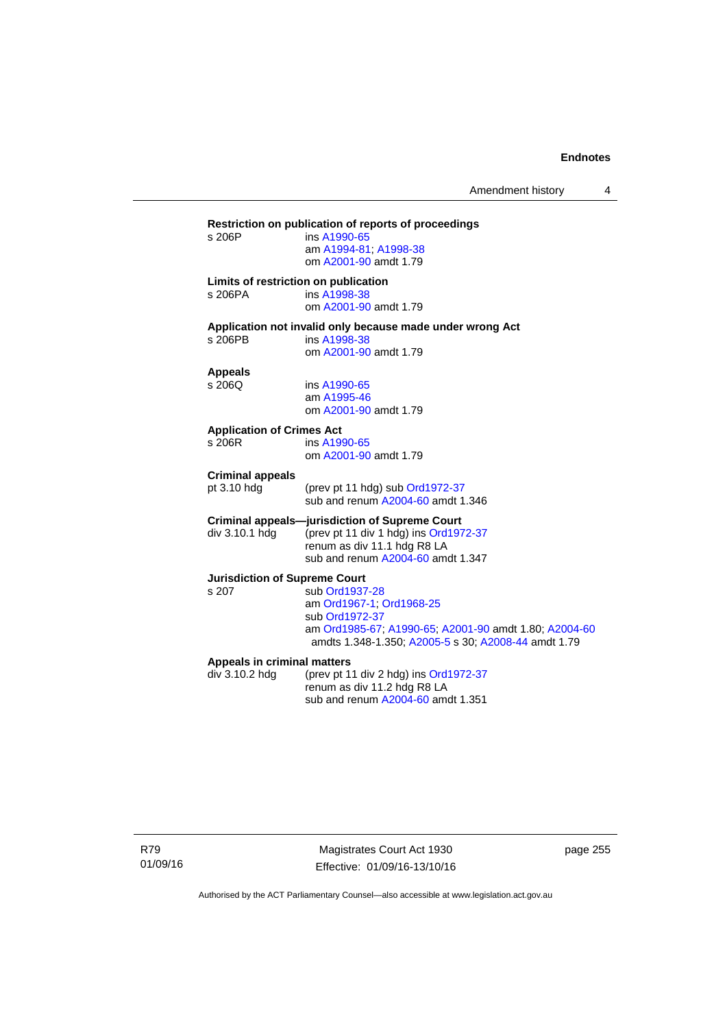**Restriction on publication of reports of proceedings**

s 206P ins A1990-65
am A1994-81; A1998-38
om A2001-90 amdt 1.79

**Limits of restriction on publication**

s 206PA ins A1998-38
om A2001-90 amdt 1.79

**Application not invalid only because made under wrong Act**

s 206PB ins A1998-38
om A2001-90 amdt 1.79

**Appeals**

s 206Q ins A1990-65
am A1995-46
om A2001-90 amdt 1.79

**Application of Crimes Act**

s 206R ins A1990-65
om A2001-90 amdt 1.79

**Criminal appeals**

pt 3.10 hdg (prev pt 11 hdg) sub Ord1972-37
sub and renum A2004-60 amdt 1.346

**Criminal appeals—jurisdiction of Supreme Court**

div 3.10.1 hdg (prev pt 11 div 1 hdg) ins Ord1972-37
renum as div 11.1 hdg R8 LA
sub and renum A2004-60 amdt 1.347

**Jurisdiction of Supreme Court**

s 207 sub Ord1937-28
am Ord1967-1; Ord1968-25
sub Ord1972-37
am Ord1985-67; A1990-65; A2001-90 amdt 1.80; A2004-60 amdts 1.348-1.350; A2005-5 s 30; A2008-44 amdt 1.79

**Appeals in criminal matters**

div 3.10.2 hdg (prev pt 11 div 2 hdg) ins Ord1972-37
renum as div 11.2 hdg R8 LA
sub and renum A2004-60 amdt 1.351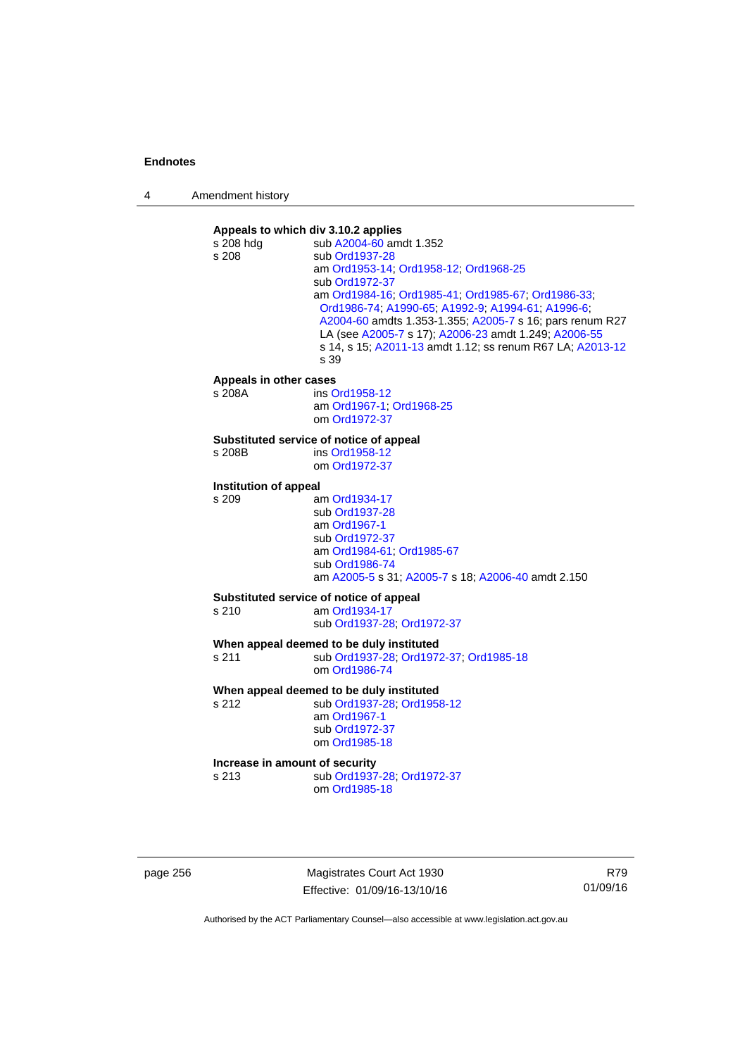**Appeals to which div 3.10.2 applies**

s 208 hdg sub A2004-60 amdt 1.352

s 208 sub Ord1937-28
am Ord1953-14; Ord1958-12; Ord1968-25
sub Ord1972-37
am Ord1984-16; Ord1985-41; Ord1985-67; Ord1986-33; Ord1986-74; A1990-65; A1992-9; A1994-61; A1996-6; A2004-60 amdts 1.353-1.355; A2005-7 s 16; pars renum R27 LA (see A2005-7 s 17); A2006-23 amdt 1.249; A2006-55 s 14, s 15; A2011-13 amdt 1.12; ss renum R67 LA; A2013-12 s 39

**Appeals in other cases**

s 208A ins Ord1958-12
am Ord1967-1; Ord1968-25
om Ord1972-37

**Substituted service of notice of appeal**

s 208B ins Ord1958-12
om Ord1972-37

**Institution of appeal**

s 209 am Ord1934-17
sub Ord1937-28
am Ord1967-1
sub Ord1972-37
am Ord1984-61; Ord1985-67
sub Ord1986-74
am A2005-5 s 31; A2005-7 s 18; A2006-40 amdt 2.150

**Substituted service of notice of appeal**

s 210 am Ord1934-17
sub Ord1937-28; Ord1972-37

**When appeal deemed to be duly instituted**

s 211 sub Ord1937-28; Ord1972-37; Ord1985-18
om Ord1986-74

**When appeal deemed to be duly instituted**

s 212 sub Ord1937-28; Ord1958-12
am Ord1967-1
sub Ord1972-37
om Ord1985-18

**Increase in amount of security**

s 213 sub Ord1937-28; Ord1972-37
om Ord1985-18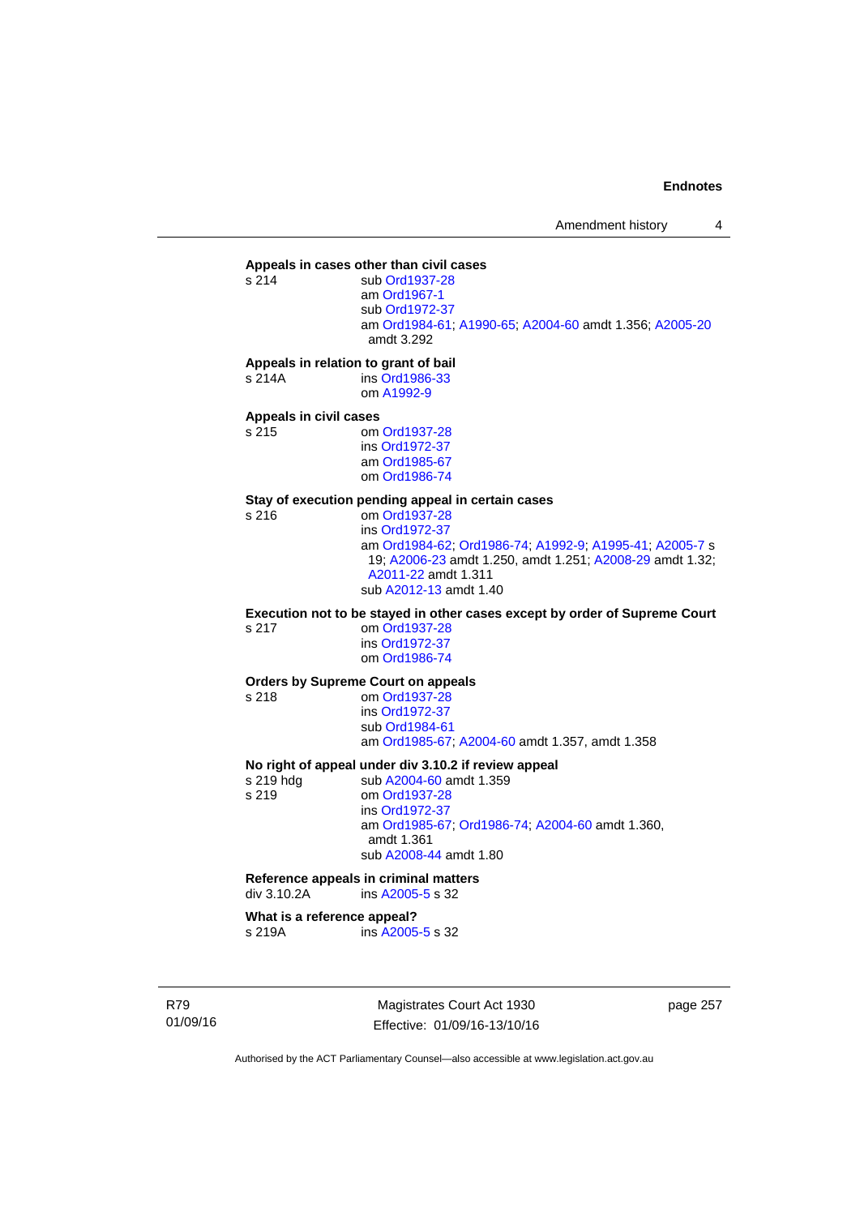**Appeals in cases other than civil cases**

s 214 — sub Ord1937-28
am Ord1967-1
sub Ord1972-37
am Ord1984-61; A1990-65; A2004-60 amdt 1.356; A2005-20 amdt 3.292

**Appeals in relation to grant of bail**

s 214A — ins Ord1986-33
om A1992-9

**Appeals in civil cases**

s 215 — om Ord1937-28
ins Ord1972-37
am Ord1985-67
om Ord1986-74

**Stay of execution pending appeal in certain cases**

s 216 — om Ord1937-28
ins Ord1972-37
am Ord1984-62; Ord1986-74; A1992-9; A1995-41; A2005-7 s 19; A2006-23 amdt 1.250, amdt 1.251; A2008-29 amdt 1.32; A2011-22 amdt 1.311
sub A2012-13 amdt 1.40

**Execution not to be stayed in other cases except by order of Supreme Court**

s 217 — om Ord1937-28
ins Ord1972-37
om Ord1986-74

**Orders by Supreme Court on appeals**

s 218 — om Ord1937-28
ins Ord1972-37
sub Ord1984-61
am Ord1985-67; A2004-60 amdt 1.357, amdt 1.358

**No right of appeal under div 3.10.2 if review appeal**

s 219 hdg — sub A2004-60 amdt 1.359

s 219 — om Ord1937-28
ins Ord1972-37
am Ord1985-67; Ord1986-74; A2004-60 amdt 1.360, amdt 1.361
sub A2008-44 amdt 1.80

**Reference appeals in criminal matters**

div 3.10.2A — ins A2005-5 s 32

**What is a reference appeal?**

s 219A — ins A2005-5 s 32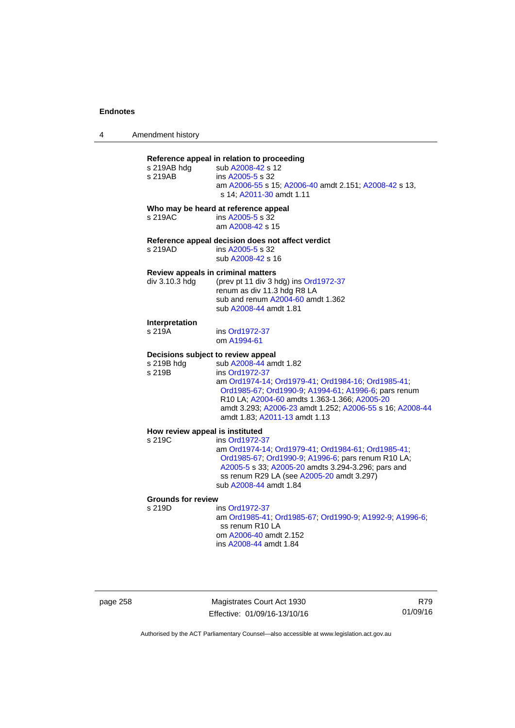**Reference appeal in relation to proceeding**

s 219AB hdg sub A2008-42 s 12
s 219AB ins A2005-5 s 32
am A2006-55 s 15; A2006-40 amdt 2.151; A2008-42 s 13, s 14; A2011-30 amdt 1.11

**Who may be heard at reference appeal**

s 219AC ins A2005-5 s 32
am A2008-42 s 15

**Reference appeal decision does not affect verdict**

s 219AD ins A2005-5 s 32
sub A2008-42 s 16

**Review appeals in criminal matters**

div 3.10.3 hdg (prev pt 11 div 3 hdg) ins Ord1972-37
renum as div 11.3 hdg R8 LA
sub and renum A2004-60 amdt 1.362
sub A2008-44 amdt 1.81

**Interpretation**

s 219A ins Ord1972-37
om A1994-61

**Decisions subject to review appeal**

s 219B hdg sub A2008-44 amdt 1.82
s 219B ins Ord1972-37
am Ord1974-14; Ord1979-41; Ord1984-16; Ord1985-41; Ord1985-67; Ord1990-9; A1994-61; A1996-6; pars renum R10 LA; A2004-60 amdts 1.363-1.366; A2005-20 amdt 3.293; A2006-23 amdt 1.252; A2006-55 s 16; A2008-44 amdt 1.83; A2011-13 amdt 1.13

**How review appeal is instituted**

s 219C ins Ord1972-37
am Ord1974-14; Ord1979-41; Ord1984-61; Ord1985-41; Ord1985-67; Ord1990-9; A1996-6; pars renum R10 LA; A2005-5 s 33; A2005-20 amdts 3.294-3.296; pars and ss renum R29 LA (see A2005-20 amdt 3.297)
sub A2008-44 amdt 1.84

**Grounds for review**

s 219D ins Ord1972-37
am Ord1985-41; Ord1985-67; Ord1990-9; A1992-9; A1996-6; ss renum R10 LA
om A2006-40 amdt 2.152
ins A2008-44 amdt 1.84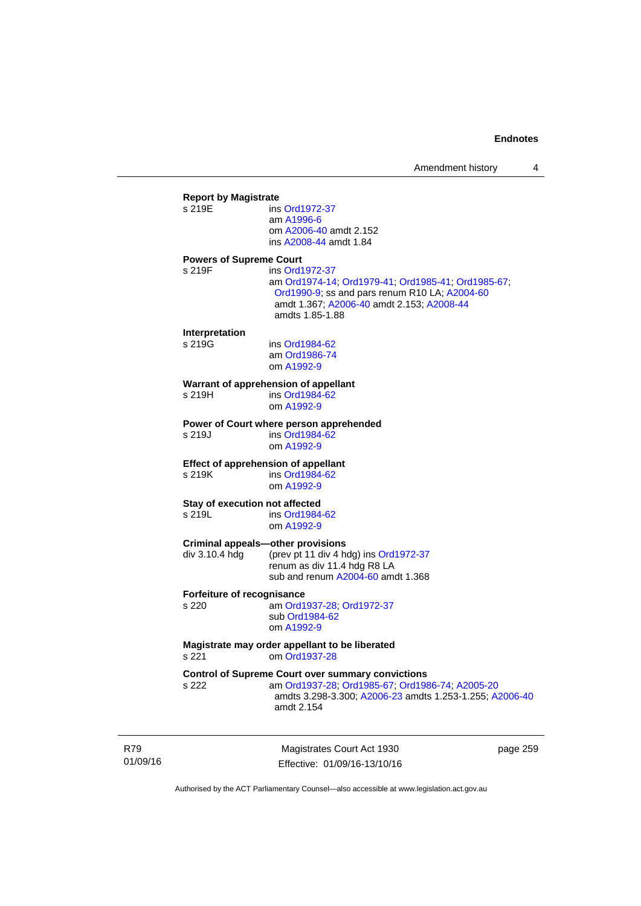**Report by Magistrate**

s 219E ins Ord1972-37
am A1996-6
om A2006-40 amdt 2.152
ins A2008-44 amdt 1.84

**Powers of Supreme Court**

s 219F ins Ord1972-37
am Ord1974-14; Ord1979-41; Ord1985-41; Ord1985-67; Ord1990-9; ss and pars renum R10 LA; A2004-60 amdt 1.367; A2006-40 amdt 2.153; A2008-44 amdts 1.85-1.88

**Interpretation**

s 219G ins Ord1984-62
am Ord1986-74
om A1992-9

**Warrant of apprehension of appellant**

s 219H ins Ord1984-62
om A1992-9

**Power of Court where person apprehended**

s 219J ins Ord1984-62
om A1992-9

**Effect of apprehension of appellant**

s 219K ins Ord1984-62
om A1992-9

**Stay of execution not affected**

s 219L ins Ord1984-62
om A1992-9

**Criminal appeals—other provisions**

div 3.10.4 hdg (prev pt 11 div 4 hdg) ins Ord1972-37
renum as div 11.4 hdg R8 LA
sub and renum A2004-60 amdt 1.368

**Forfeiture of recognisance**

s 220 am Ord1937-28; Ord1972-37
sub Ord1984-62
om A1992-9

**Magistrate may order appellant to be liberated**

s 221 om Ord1937-28

**Control of Supreme Court over summary convictions**

s 222 am Ord1937-28; Ord1985-67; Ord1986-74; A2005-20 amdts 3.298-3.300; A2006-23 amdts 1.253-1.255; A2006-40 amdt 2.154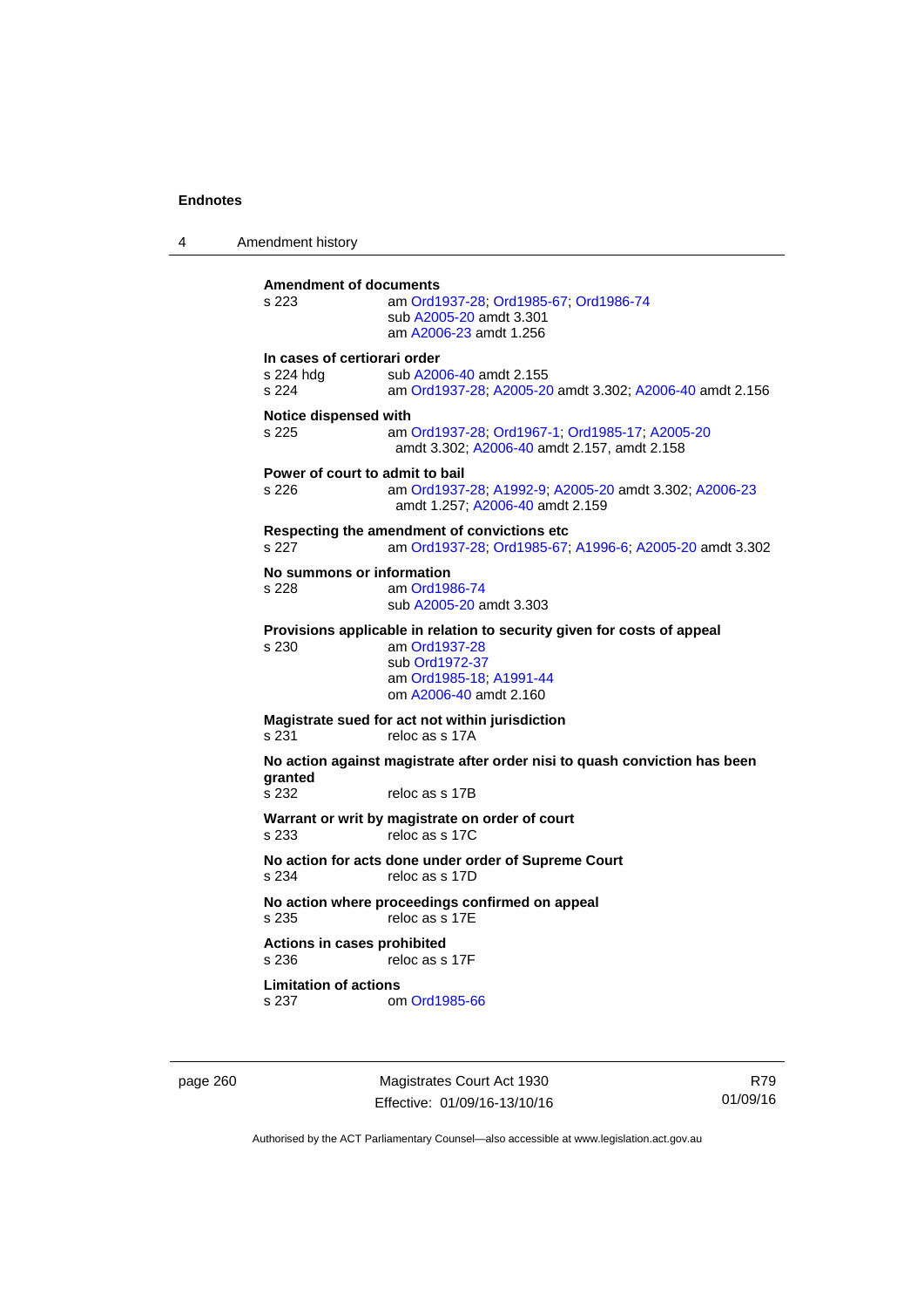**Amendment of documents**
s 223 am Ord1937-28; Ord1985-67; Ord1986-74
sub A2005-20 amdt 3.301
am A2006-23 amdt 1.256

**In cases of certiorari order**
s 224 hdg sub A2006-40 amdt 2.155
s 224 am Ord1937-28; A2005-20 amdt 3.302; A2006-40 amdt 2.156

**Notice dispensed with**
s 225 am Ord1937-28; Ord1967-1; Ord1985-17; A2005-20 amdt 3.302; A2006-40 amdt 2.157, amdt 2.158

**Power of court to admit to bail**
s 226 am Ord1937-28; A1992-9; A2005-20 amdt 3.302; A2006-23 amdt 1.257; A2006-40 amdt 2.159

**Respecting the amendment of convictions etc**
s 227 am Ord1937-28; Ord1985-67; A1996-6; A2005-20 amdt 3.302

**No summons or information**
s 228 am Ord1986-74
sub A2005-20 amdt 3.303

**Provisions applicable in relation to security given for costs of appeal**
s 230 am Ord1937-28
sub Ord1972-37
am Ord1985-18; A1991-44
om A2006-40 amdt 2.160

**Magistrate sued for act not within jurisdiction**
s 231 reloc as s 17A

**No action against magistrate after order nisi to quash conviction has been granted**
s 232 reloc as s 17B

**Warrant or writ by magistrate on order of court**
s 233 reloc as s 17C

**No action for acts done under order of Supreme Court**
s 234 reloc as s 17D

**No action where proceedings confirmed on appeal**
s 235 reloc as s 17E

**Actions in cases prohibited**
s 236 reloc as s 17F

**Limitation of actions**
s 237 om Ord1985-66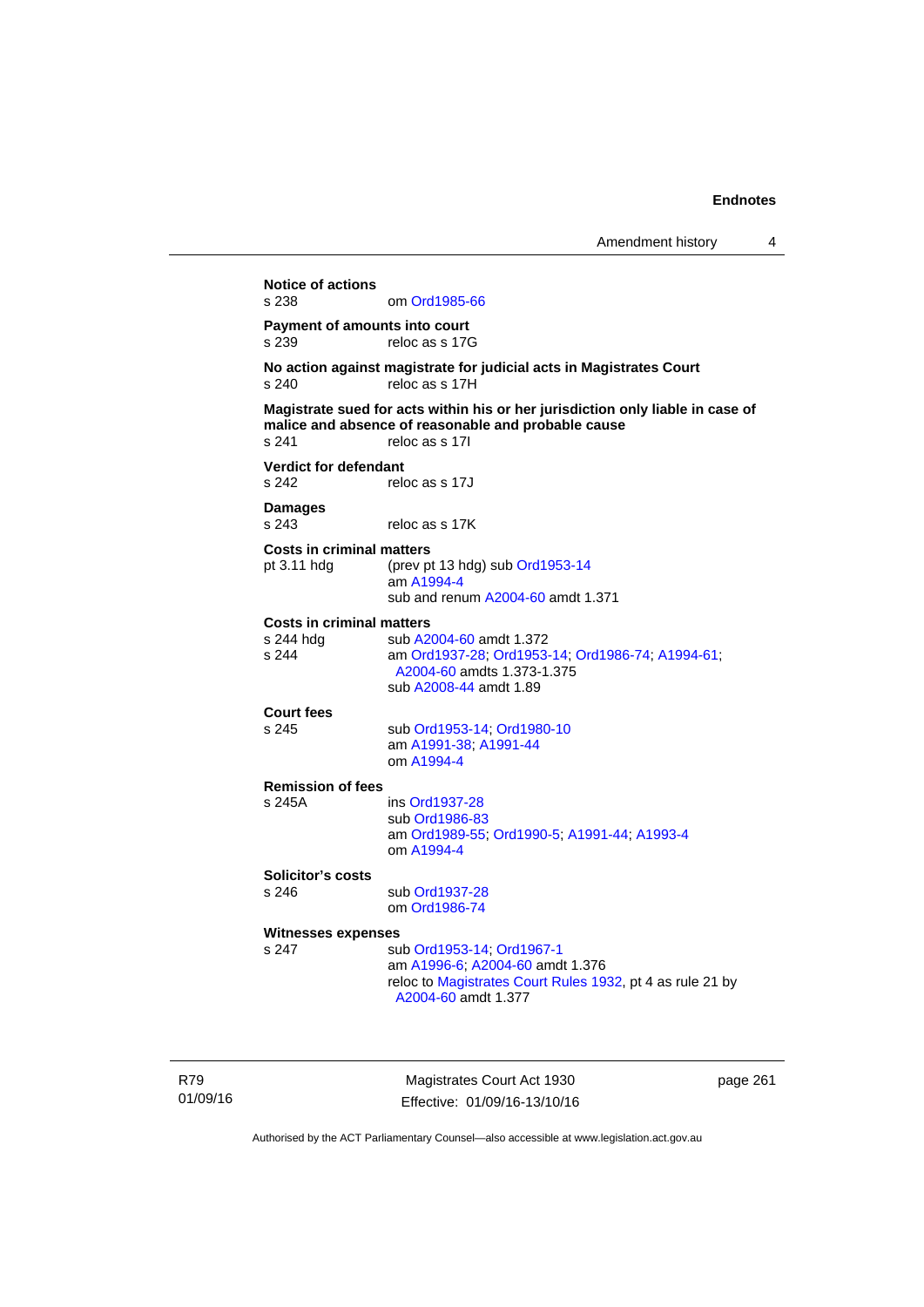**Notice of actions**
s 238 om Ord1985-66

**Payment of amounts into court**
s 239 reloc as s 17G

**No action against magistrate for judicial acts in Magistrates Court**
s 240 reloc as s 17H

**Magistrate sued for acts within his or her jurisdiction only liable in case of malice and absence of reasonable and probable cause**
s 241 reloc as s 17I

**Verdict for defendant**
s 242 reloc as s 17J

**Damages**
s 243 reloc as s 17K

**Costs in criminal matters**
pt 3.11 hdg (prev pt 13 hdg) sub Ord1953-14
am A1994-4
sub and renum A2004-60 amdt 1.371

**Costs in criminal matters**
s 244 hdg sub A2004-60 amdt 1.372
s 244 am Ord1937-28; Ord1953-14; Ord1986-74; A1994-61; A2004-60 amdts 1.373-1.375
sub A2008-44 amdt 1.89

**Court fees**
s 245 sub Ord1953-14; Ord1980-10
am A1991-38; A1991-44
om A1994-4

**Remission of fees**
s 245A ins Ord1937-28
sub Ord1986-83
am Ord1989-55; Ord1990-5; A1991-44; A1993-4
om A1994-4

**Solicitor's costs**
s 246 sub Ord1937-28
om Ord1986-74

**Witnesses expenses**
s 247 sub Ord1953-14; Ord1967-1
am A1996-6; A2004-60 amdt 1.376
reloc to Magistrates Court Rules 1932, pt 4 as rule 21 by A2004-60 amdt 1.377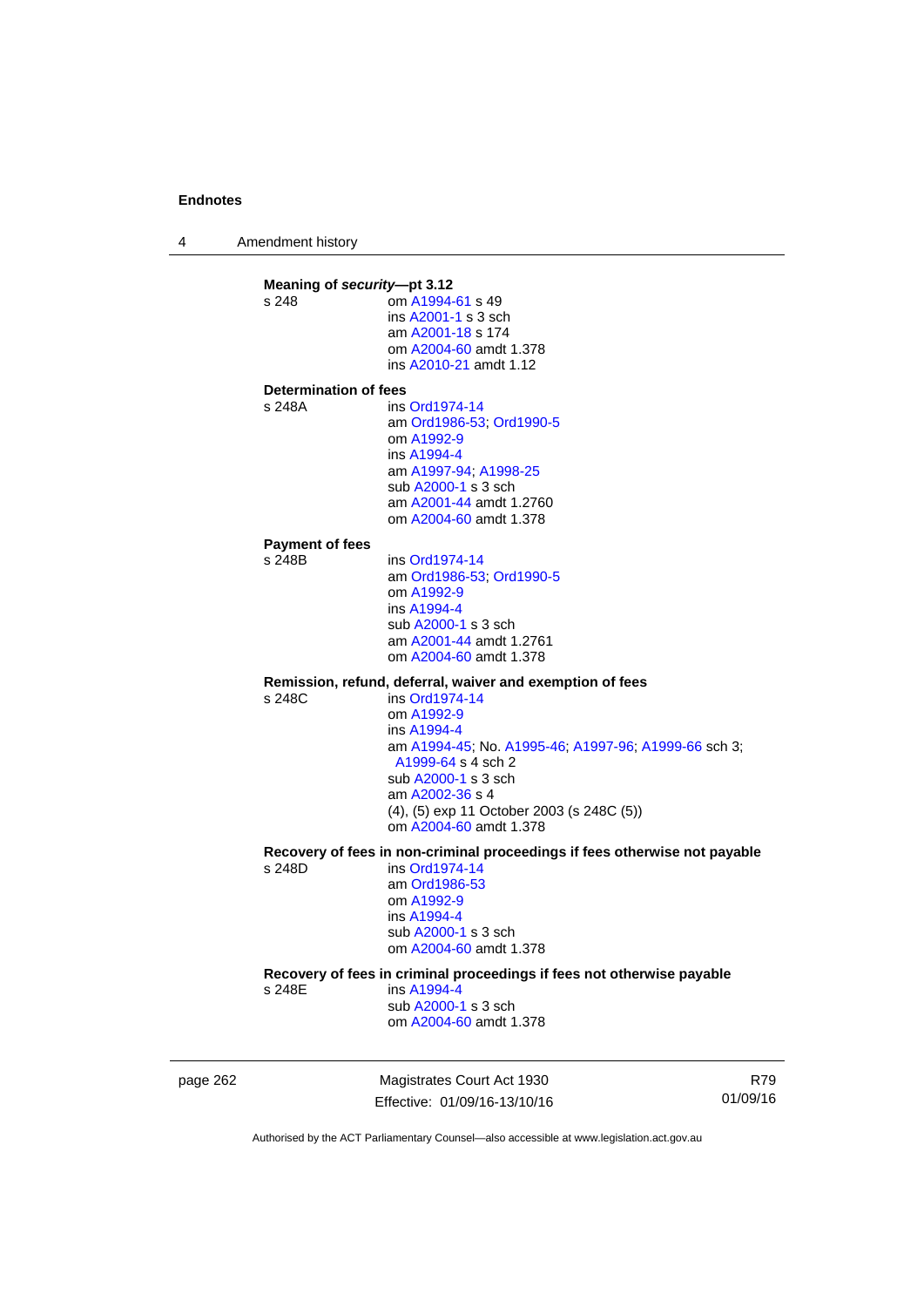**Meaning of *security*—pt 3.12**

s 248
om A1994-61 s 49
ins A2001-1 s 3 sch
am A2001-18 s 174
om A2004-60 amdt 1.378
ins A2010-21 amdt 1.12

**Determination of fees**

s 248A
ins Ord1974-14
am Ord1986-53; Ord1990-5
om A1992-9
ins A1994-4
am A1997-94; A1998-25
sub A2000-1 s 3 sch
am A2001-44 amdt 1.2760
om A2004-60 amdt 1.378

**Payment of fees**

s 248B
ins Ord1974-14
am Ord1986-53; Ord1990-5
om A1992-9
ins A1994-4
sub A2000-1 s 3 sch
am A2001-44 amdt 1.2761
om A2004-60 amdt 1.378

**Remission, refund, deferral, waiver and exemption of fees**

s 248C
ins Ord1974-14
om A1992-9
ins A1994-4
am A1994-45; No. A1995-46; A1997-96; A1999-66 sch 3; A1999-64 s 4 sch 2
sub A2000-1 s 3 sch
am A2002-36 s 4
(4), (5) exp 11 October 2003 (s 248C (5))
om A2004-60 amdt 1.378

**Recovery of fees in non-criminal proceedings if fees otherwise not payable**

s 248D
ins Ord1974-14
am Ord1986-53
om A1992-9
ins A1994-4
sub A2000-1 s 3 sch
om A2004-60 amdt 1.378

**Recovery of fees in criminal proceedings if fees not otherwise payable**

s 248E
ins A1994-4
sub A2000-1 s 3 sch
om A2004-60 amdt 1.378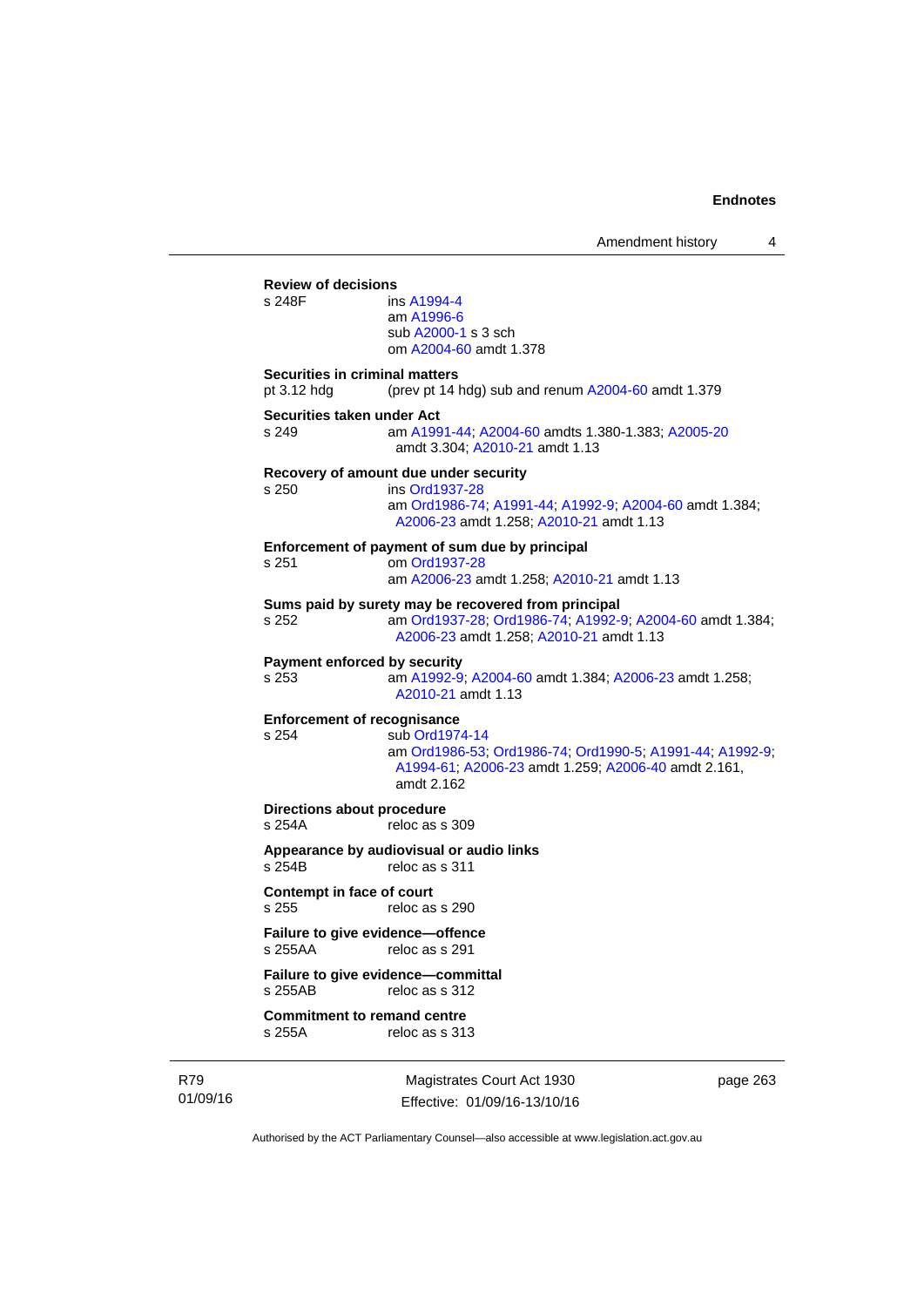**Review of decisions**

s 248F ins A1994-4
am A1996-6
sub A2000-1 s 3 sch
om A2004-60 amdt 1.378

**Securities in criminal matters**

pt 3.12 hdg (prev pt 14 hdg) sub and renum A2004-60 amdt 1.379

**Securities taken under Act**

s 249 am A1991-44; A2004-60 amdts 1.380-1.383; A2005-20 amdt 3.304; A2010-21 amdt 1.13

**Recovery of amount due under security**

s 250 ins Ord1937-28
am Ord1986-74; A1991-44; A1992-9; A2004-60 amdt 1.384; A2006-23 amdt 1.258; A2010-21 amdt 1.13

**Enforcement of payment of sum due by principal**

s 251 om Ord1937-28
am A2006-23 amdt 1.258; A2010-21 amdt 1.13

**Sums paid by surety may be recovered from principal**

s 252 am Ord1937-28; Ord1986-74; A1992-9; A2004-60 amdt 1.384; A2006-23 amdt 1.258; A2010-21 amdt 1.13

**Payment enforced by security**

s 253 am A1992-9; A2004-60 amdt 1.384; A2006-23 amdt 1.258; A2010-21 amdt 1.13

**Enforcement of recognisance**

s 254 sub Ord1974-14
am Ord1986-53; Ord1986-74; Ord1990-5; A1991-44; A1992-9; A1994-61; A2006-23 amdt 1.259; A2006-40 amdt 2.161, amdt 2.162

**Directions about procedure**

s 254A reloc as s 309

**Appearance by audiovisual or audio links**

s 254B reloc as s 311

**Contempt in face of court**

s 255 reloc as s 290

**Failure to give evidence—offence**

s 255AA reloc as s 291

**Failure to give evidence—committal**

s 255AB reloc as s 312

**Commitment to remand centre**

s 255A reloc as s 313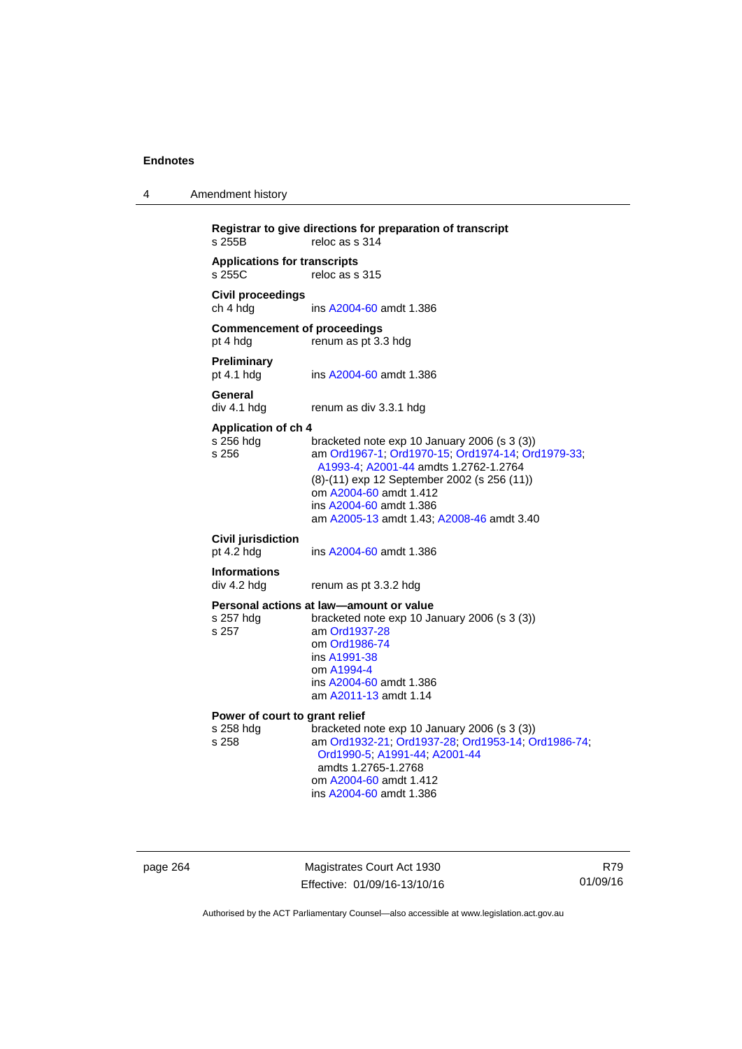**Registrar to give directions for preparation of transcript**
s 255B reloc as s 314

**Applications for transcripts**
s 255C reloc as s 315

**Civil proceedings**
ch 4 hdg ins A2004-60 amdt 1.386

**Commencement of proceedings**
pt 4 hdg renum as pt 3.3 hdg

**Preliminary**
pt 4.1 hdg ins A2004-60 amdt 1.386

**General**
div 4.1 hdg renum as div 3.3.1 hdg

**Application of ch 4**
s 256 hdg bracketed note exp 10 January 2006 (s 3 (3))
s 256 am Ord1967-1; Ord1970-15; Ord1974-14; Ord1979-33; A1993-4; A2001-44 amdts 1.2762-1.2764
(8)-(11) exp 12 September 2002 (s 256 (11))
om A2004-60 amdt 1.412
ins A2004-60 amdt 1.386
am A2005-13 amdt 1.43; A2008-46 amdt 3.40

**Civil jurisdiction**
pt 4.2 hdg ins A2004-60 amdt 1.386

**Informations**
div 4.2 hdg renum as pt 3.3.2 hdg

**Personal actions at law—amount or value**
s 257 hdg bracketed note exp 10 January 2006 (s 3 (3))
s 257 am Ord1937-28
om Ord1986-74
ins A1991-38
om A1994-4
ins A2004-60 amdt 1.386
am A2011-13 amdt 1.14

**Power of court to grant relief**
s 258 hdg bracketed note exp 10 January 2006 (s 3 (3))
s 258 am Ord1932-21; Ord1937-28; Ord1953-14; Ord1986-74; Ord1990-5; A1991-44; A2001-44 amdts 1.2765-1.2768
om A2004-60 amdt 1.412
ins A2004-60 amdt 1.386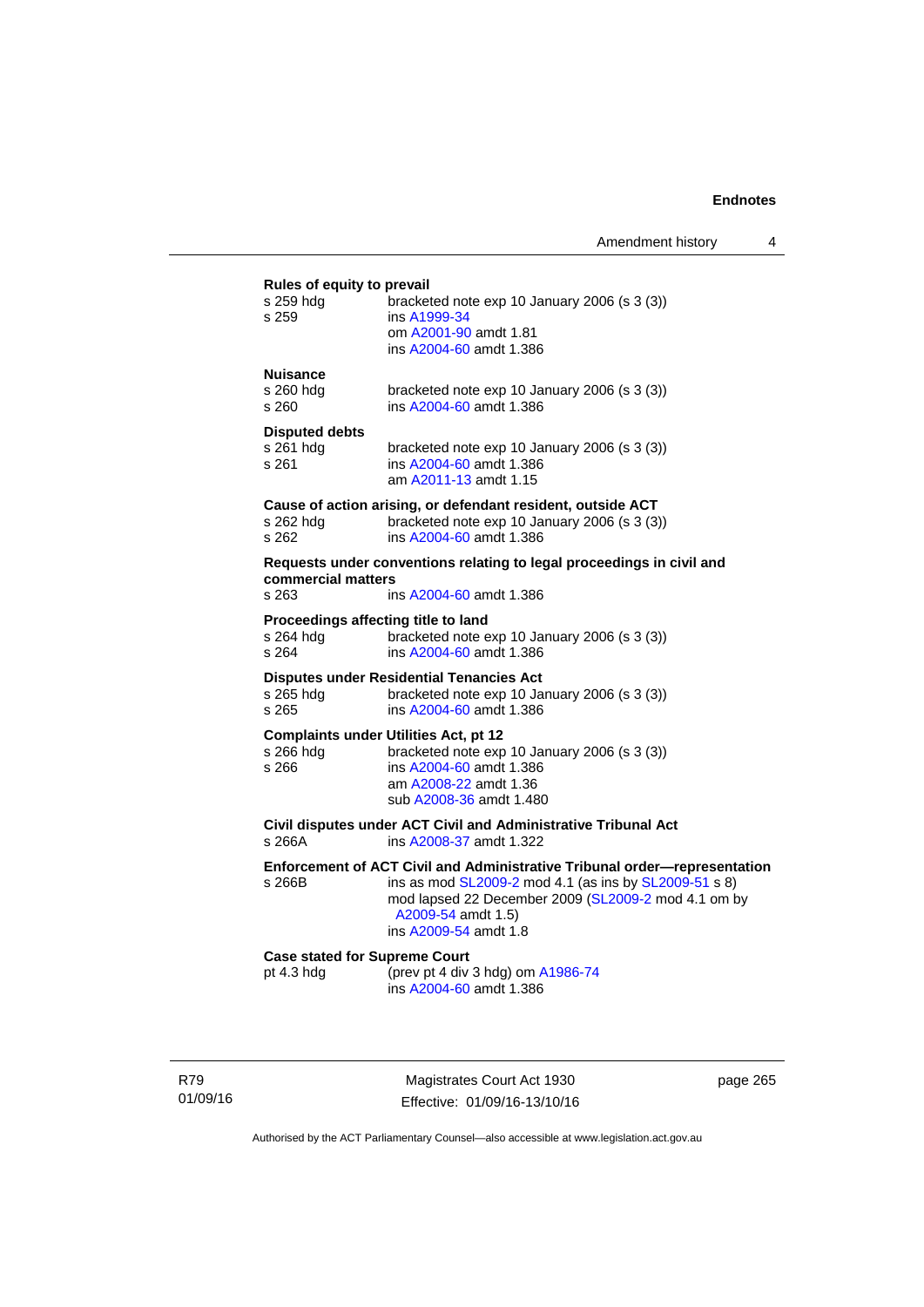**Rules of equity to prevail**

| | |
|---|---|
| s 259 hdg | bracketed note exp 10 January 2006 (s 3 (3)) |
| s 259 | ins A1999-34<br>om A2001-90 amdt 1.81<br>ins A2004-60 amdt 1.386 |

**Nuisance**

| | |
|---|---|
| s 260 hdg | bracketed note exp 10 January 2006 (s 3 (3)) |
| s 260 | ins A2004-60 amdt 1.386 |

**Disputed debts**

| | |
|---|---|
| s 261 hdg | bracketed note exp 10 January 2006 (s 3 (3)) |
| s 261 | ins A2004-60 amdt 1.386<br>am A2011-13 amdt 1.15 |

**Cause of action arising, or defendant resident, outside ACT**

| | |
|---|---|
| s 262 hdg | bracketed note exp 10 January 2006 (s 3 (3)) |
| s 262 | ins A2004-60 amdt 1.386 |

**Requests under conventions relating to legal proceedings in civil and commercial matters**

| | |
|---|---|
| s 263 | ins A2004-60 amdt 1.386 |

**Proceedings affecting title to land**

| | |
|---|---|
| s 264 hdg | bracketed note exp 10 January 2006 (s 3 (3)) |
| s 264 | ins A2004-60 amdt 1.386 |

**Disputes under Residential Tenancies Act**

| | |
|---|---|
| s 265 hdg | bracketed note exp 10 January 2006 (s 3 (3)) |
| s 265 | ins A2004-60 amdt 1.386 |

**Complaints under Utilities Act, pt 12**

| | |
|---|---|
| s 266 hdg | bracketed note exp 10 January 2006 (s 3 (3)) |
| s 266 | ins A2004-60 amdt 1.386<br>am A2008-22 amdt 1.36<br>sub A2008-36 amdt 1.480 |

**Civil disputes under ACT Civil and Administrative Tribunal Act**

| | |
|---|---|
| s 266A | ins A2008-37 amdt 1.322 |

**Enforcement of ACT Civil and Administrative Tribunal order—representation**

| | |
|---|---|
| s 266B | ins as mod SL2009-2 mod 4.1 (as ins by SL2009-51 s 8)<br>mod lapsed 22 December 2009 (SL2009-2 mod 4.1 om by A2009-54 amdt 1.5)<br>ins A2009-54 amdt 1.8 |

**Case stated for Supreme Court**

| | |
|---|---|
| pt 4.3 hdg | (prev pt 4 div 3 hdg) om A1986-74<br>ins A2004-60 amdt 1.386 |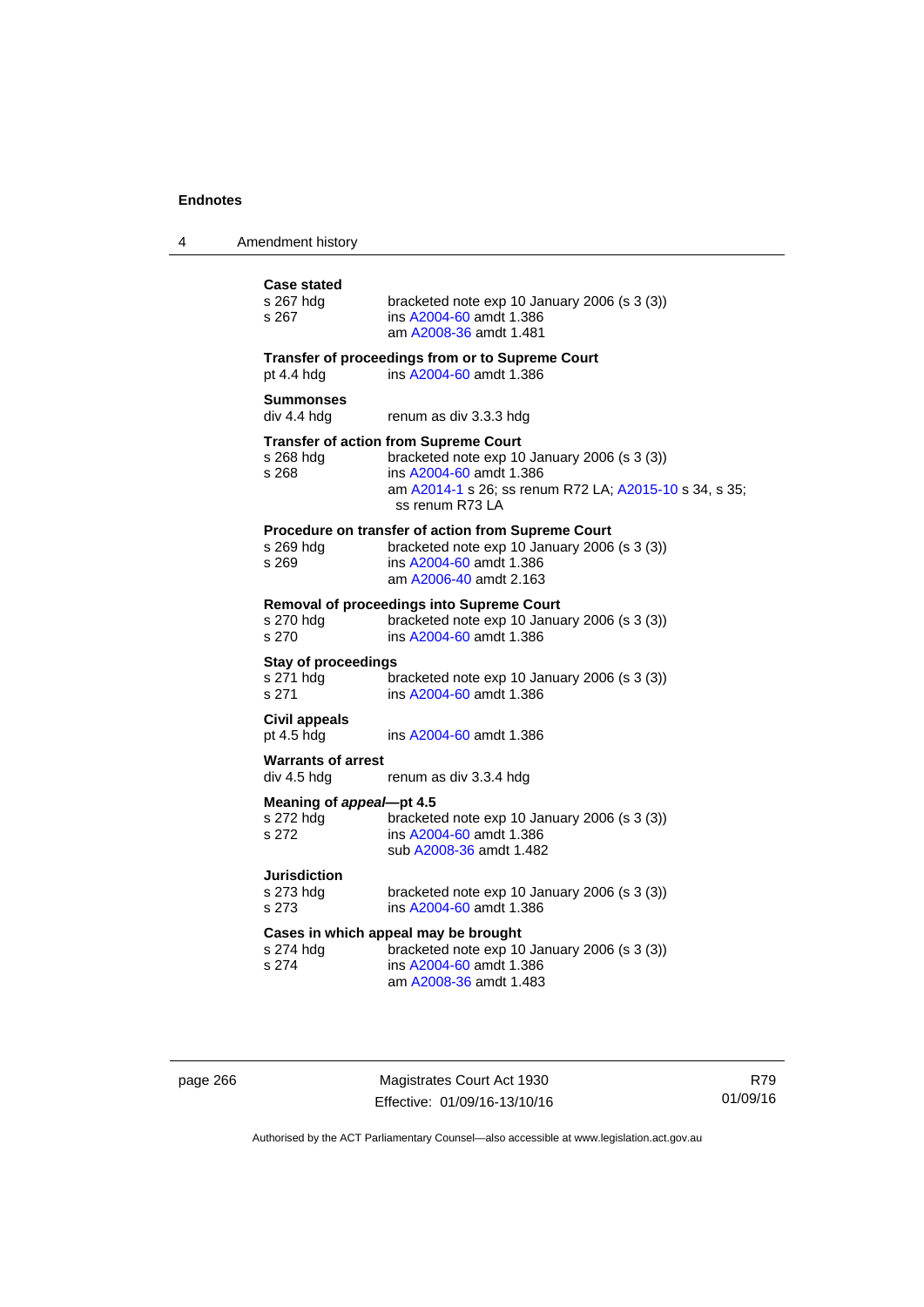**Case stated**

s 267 hdg bracketed note exp 10 January 2006 (s 3 (3))
s 267 ins A2004-60 amdt 1.386
am A2008-36 amdt 1.481

**Transfer of proceedings from or to Supreme Court**

pt 4.4 hdg ins A2004-60 amdt 1.386

**Summonses**

div 4.4 hdg renum as div 3.3.3 hdg

**Transfer of action from Supreme Court**

s 268 hdg bracketed note exp 10 January 2006 (s 3 (3))
s 268 ins A2004-60 amdt 1.386
am A2014-1 s 26; ss renum R72 LA; A2015-10 s 34, s 35; ss renum R73 LA

**Procedure on transfer of action from Supreme Court**

s 269 hdg bracketed note exp 10 January 2006 (s 3 (3))
s 269 ins A2004-60 amdt 1.386
am A2006-40 amdt 2.163

**Removal of proceedings into Supreme Court**

s 270 hdg bracketed note exp 10 January 2006 (s 3 (3))
s 270 ins A2004-60 amdt 1.386

**Stay of proceedings**

s 271 hdg bracketed note exp 10 January 2006 (s 3 (3))
s 271 ins A2004-60 amdt 1.386

**Civil appeals**

pt 4.5 hdg ins A2004-60 amdt 1.386

**Warrants of arrest**

div 4.5 hdg renum as div 3.3.4 hdg

**Meaning of *appeal*—pt 4.5**

s 272 hdg bracketed note exp 10 January 2006 (s 3 (3))
s 272 ins A2004-60 amdt 1.386
sub A2008-36 amdt 1.482

**Jurisdiction**

s 273 hdg bracketed note exp 10 January 2006 (s 3 (3))
s 273 ins A2004-60 amdt 1.386

**Cases in which appeal may be brought**

s 274 hdg bracketed note exp 10 January 2006 (s 3 (3))
s 274 ins A2004-60 amdt 1.386
am A2008-36 amdt 1.483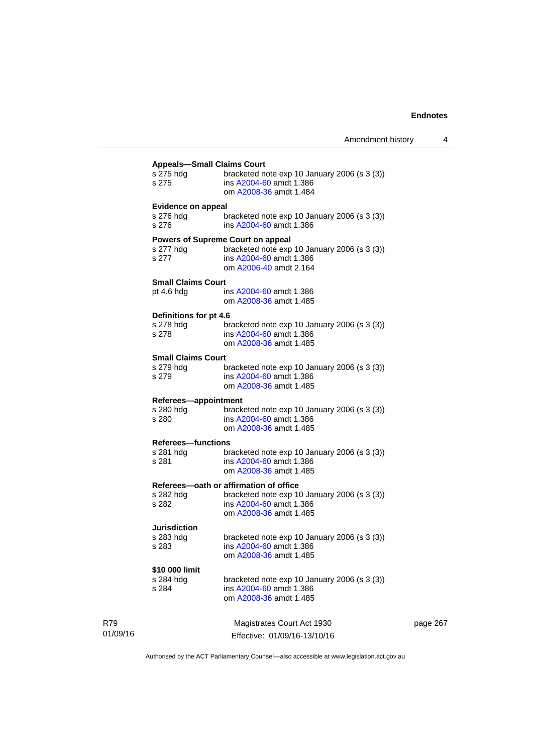**Appeals—Small Claims Court**

s 275 hdg bracketed note exp 10 January 2006 (s 3 (3))
s 275 ins A2004-60 amdt 1.386
om A2008-36 amdt 1.484

**Evidence on appeal**

s 276 hdg bracketed note exp 10 January 2006 (s 3 (3))
s 276 ins A2004-60 amdt 1.386

**Powers of Supreme Court on appeal**

s 277 hdg bracketed note exp 10 January 2006 (s 3 (3))
s 277 ins A2004-60 amdt 1.386
om A2006-40 amdt 2.164

**Small Claims Court**

pt 4.6 hdg ins A2004-60 amdt 1.386
om A2008-36 amdt 1.485

**Definitions for pt 4.6**

s 278 hdg bracketed note exp 10 January 2006 (s 3 (3))
s 278 ins A2004-60 amdt 1.386
om A2008-36 amdt 1.485

**Small Claims Court**

s 279 hdg bracketed note exp 10 January 2006 (s 3 (3))
s 279 ins A2004-60 amdt 1.386
om A2008-36 amdt 1.485

**Referees—appointment**

s 280 hdg bracketed note exp 10 January 2006 (s 3 (3))
s 280 ins A2004-60 amdt 1.386
om A2008-36 amdt 1.485

**Referees—functions**

s 281 hdg bracketed note exp 10 January 2006 (s 3 (3))
s 281 ins A2004-60 amdt 1.386
om A2008-36 amdt 1.485

**Referees—oath or affirmation of office**

s 282 hdg bracketed note exp 10 January 2006 (s 3 (3))
s 282 ins A2004-60 amdt 1.386
om A2008-36 amdt 1.485

**Jurisdiction**

s 283 hdg bracketed note exp 10 January 2006 (s 3 (3))
s 283 ins A2004-60 amdt 1.386
om A2008-36 amdt 1.485

**$10 000 limit**

s 284 hdg bracketed note exp 10 January 2006 (s 3 (3))
s 284 ins A2004-60 amdt 1.386
om A2008-36 amdt 1.485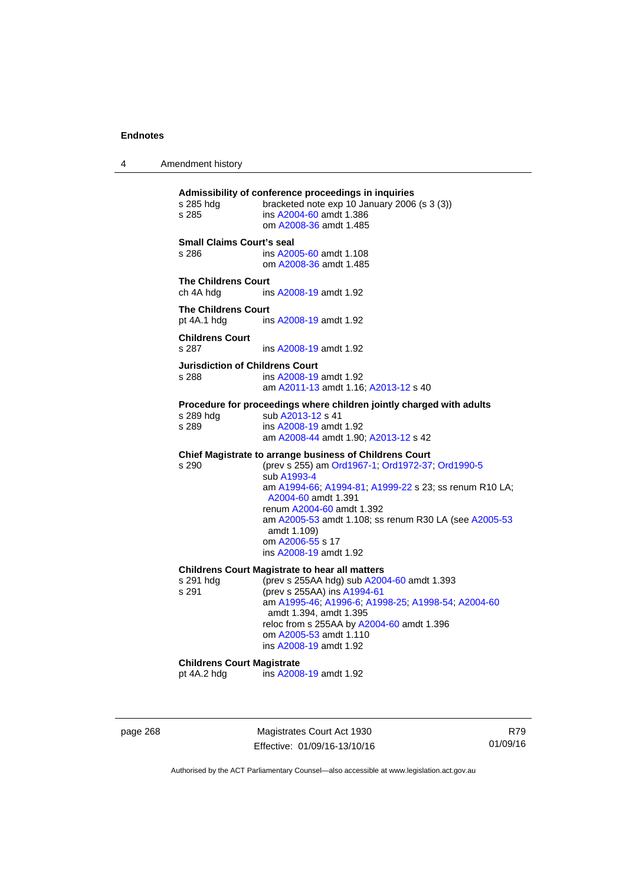**Admissibility of conference proceedings in inquiries**

s 285 hdg bracketed note exp 10 January 2006 (s 3 (3))
s 285 ins A2004-60 amdt 1.386
om A2008-36 amdt 1.485

**Small Claims Court's seal**

s 286 ins A2005-60 amdt 1.108
om A2008-36 amdt 1.485

**The Childrens Court**

ch 4A hdg ins A2008-19 amdt 1.92

**The Childrens Court**

pt 4A.1 hdg ins A2008-19 amdt 1.92

**Childrens Court**

s 287 ins A2008-19 amdt 1.92

**Jurisdiction of Childrens Court**

s 288 ins A2008-19 amdt 1.92
am A2011-13 amdt 1.16; A2013-12 s 40

**Procedure for proceedings where children jointly charged with adults**

s 289 hdg sub A2013-12 s 41
s 289 ins A2008-19 amdt 1.92
am A2008-44 amdt 1.90; A2013-12 s 42

**Chief Magistrate to arrange business of Childrens Court**

s 290 (prev s 255) am Ord1967-1; Ord1972-37; Ord1990-5
sub A1993-4
am A1994-66; A1994-81; A1999-22 s 23; ss renum R10 LA; A2004-60 amdt 1.391
renum A2004-60 amdt 1.392
am A2005-53 amdt 1.108; ss renum R30 LA (see A2005-53 amdt 1.109)
om A2006-55 s 17
ins A2008-19 amdt 1.92

**Childrens Court Magistrate to hear all matters**

s 291 hdg (prev s 255AA hdg) sub A2004-60 amdt 1.393
s 291 (prev s 255AA) ins A1994-61
am A1995-46; A1996-6; A1998-25; A1998-54; A2004-60 amdt 1.394, amdt 1.395
reloc from s 255AA by A2004-60 amdt 1.396
om A2005-53 amdt 1.110
ins A2008-19 amdt 1.92

**Childrens Court Magistrate**

pt 4A.2 hdg ins A2008-19 amdt 1.92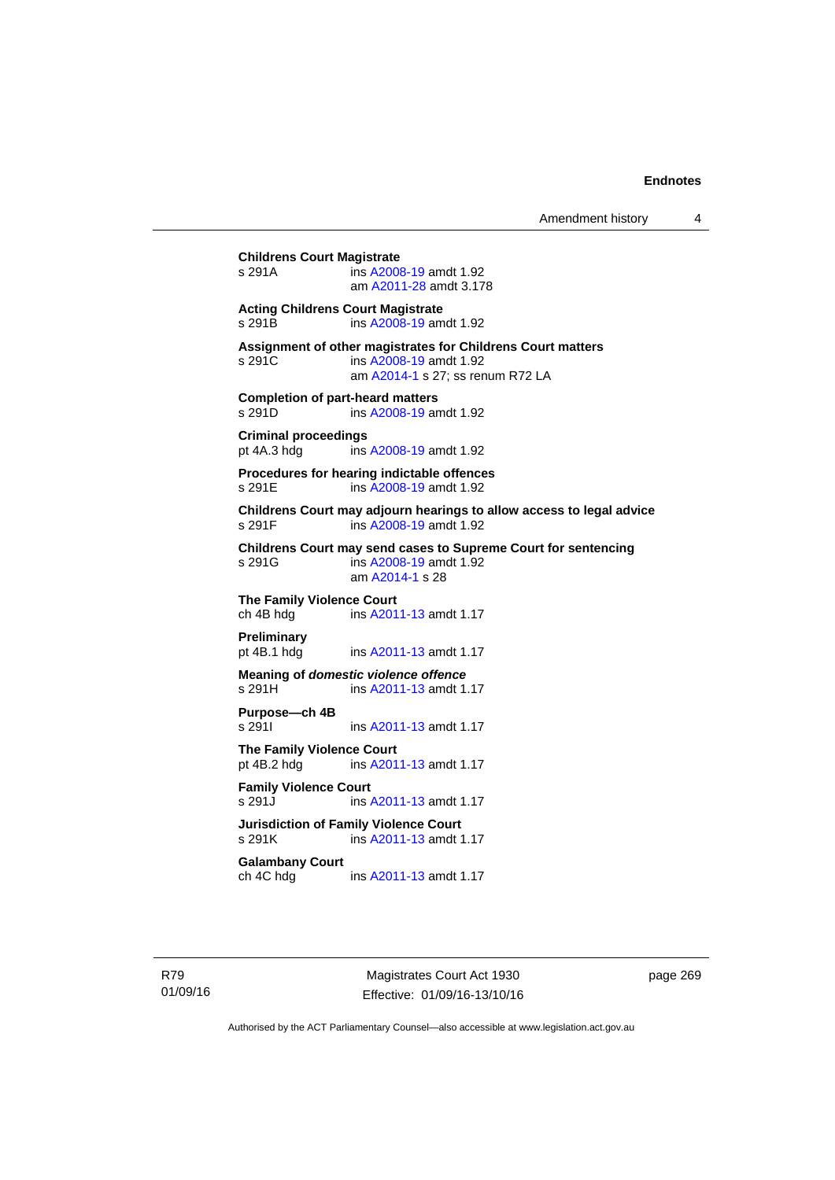**Childrens Court Magistrate**
s 291A ins A2008-19 amdt 1.92
am A2011-28 amdt 3.178

**Acting Childrens Court Magistrate**
s 291B ins A2008-19 amdt 1.92

**Assignment of other magistrates for Childrens Court matters**
s 291C ins A2008-19 amdt 1.92
am A2014-1 s 27; ss renum R72 LA

**Completion of part-heard matters**
s 291D ins A2008-19 amdt 1.92

**Criminal proceedings**
pt 4A.3 hdg ins A2008-19 amdt 1.92

**Procedures for hearing indictable offences**
s 291E ins A2008-19 amdt 1.92

**Childrens Court may adjourn hearings to allow access to legal advice**
s 291F ins A2008-19 amdt 1.92

**Childrens Court may send cases to Supreme Court for sentencing**
s 291G ins A2008-19 amdt 1.92
am A2014-1 s 28

**The Family Violence Court**
ch 4B hdg ins A2011-13 amdt 1.17

**Preliminary**
pt 4B.1 hdg ins A2011-13 amdt 1.17

**Meaning of *domestic violence offence***
s 291H ins A2011-13 amdt 1.17

**Purpose—ch 4B**
s 291I ins A2011-13 amdt 1.17

**The Family Violence Court**
pt 4B.2 hdg ins A2011-13 amdt 1.17

**Family Violence Court**
s 291J ins A2011-13 amdt 1.17

**Jurisdiction of Family Violence Court**
s 291K ins A2011-13 amdt 1.17

**Galambany Court**
ch 4C hdg ins A2011-13 amdt 1.17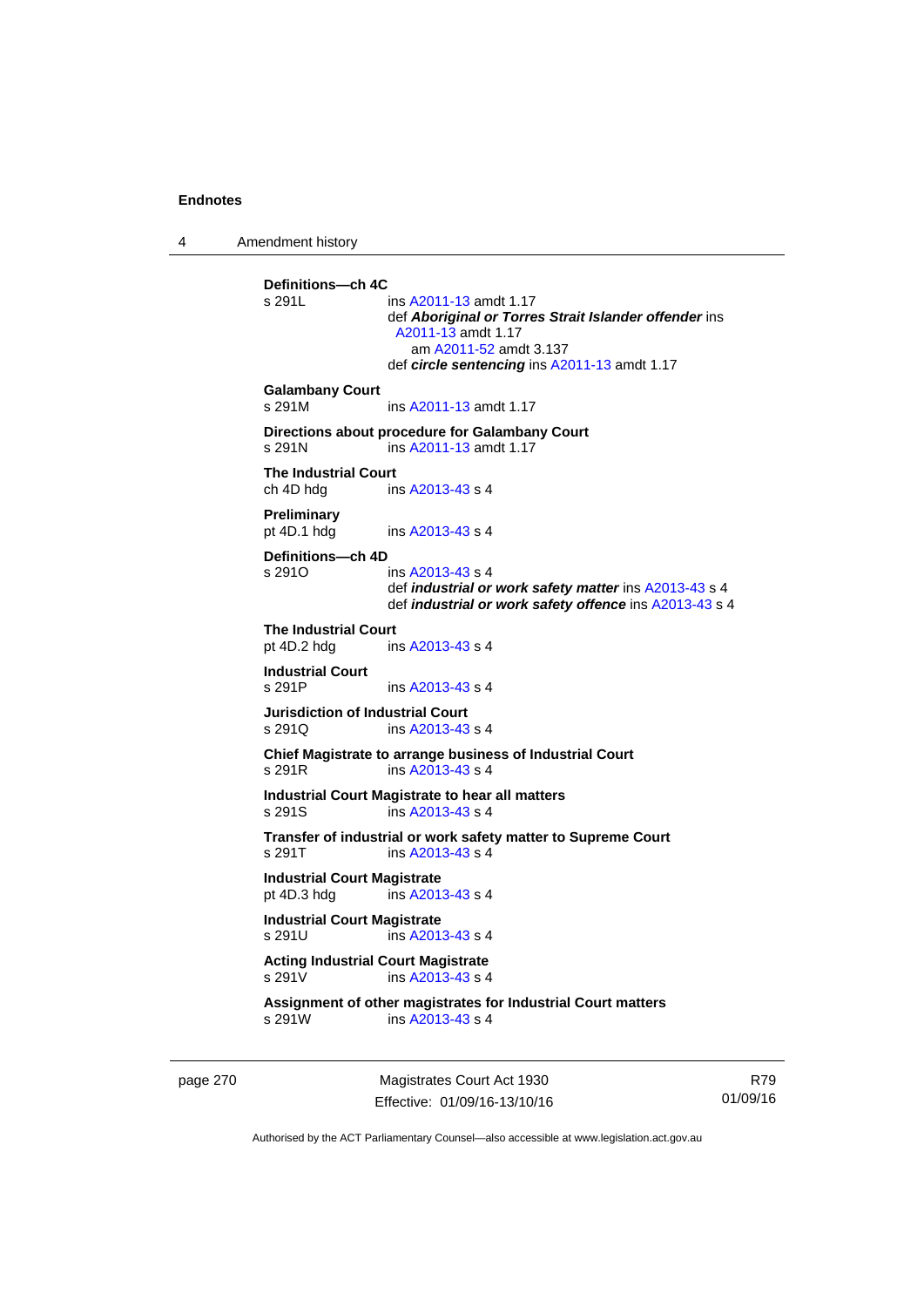**Definitions—ch 4C**
s 291L ins A2011-13 amdt 1.17
def ***Aboriginal or Torres Strait Islander offender*** ins A2011-13 amdt 1.17
am A2011-52 amdt 3.137
def ***circle sentencing*** ins A2011-13 amdt 1.17

**Galambany Court**
s 291M ins A2011-13 amdt 1.17

**Directions about procedure for Galambany Court**
s 291N ins A2011-13 amdt 1.17

**The Industrial Court**
ch 4D hdg ins A2013-43 s 4

**Preliminary**
pt 4D.1 hdg ins A2013-43 s 4

**Definitions—ch 4D**
s 291O ins A2013-43 s 4
def ***industrial or work safety matter*** ins A2013-43 s 4
def ***industrial or work safety offence*** ins A2013-43 s 4

**The Industrial Court**
pt 4D.2 hdg ins A2013-43 s 4

**Industrial Court**
s 291P ins A2013-43 s 4

**Jurisdiction of Industrial Court**
s 291Q ins A2013-43 s 4

**Chief Magistrate to arrange business of Industrial Court**
s 291R ins A2013-43 s 4

**Industrial Court Magistrate to hear all matters**
s 291S ins A2013-43 s 4

**Transfer of industrial or work safety matter to Supreme Court**
s 291T ins A2013-43 s 4

**Industrial Court Magistrate**
pt 4D.3 hdg ins A2013-43 s 4

**Industrial Court Magistrate**
s 291U ins A2013-43 s 4

**Acting Industrial Court Magistrate**
s 291V ins A2013-43 s 4

**Assignment of other magistrates for Industrial Court matters**
s 291W ins A2013-43 s 4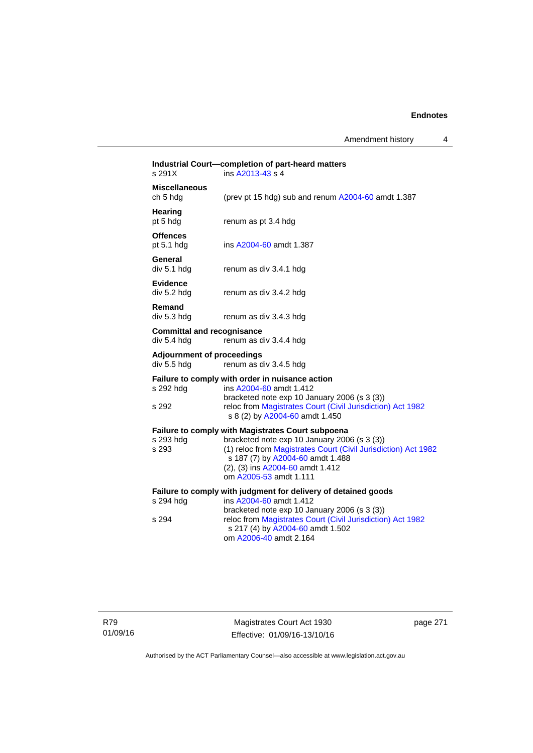**Industrial Court—completion of part-heard matters**
s 291X ins A2013-43 s 4

**Miscellaneous**
ch 5 hdg (prev pt 15 hdg) sub and renum A2004-60 amdt 1.387

**Hearing**
pt 5 hdg renum as pt 3.4 hdg

**Offences**
pt 5.1 hdg ins A2004-60 amdt 1.387

**General**
div 5.1 hdg renum as div 3.4.1 hdg

**Evidence**
div 5.2 hdg renum as div 3.4.2 hdg

**Remand**
div 5.3 hdg renum as div 3.4.3 hdg

**Committal and recognisance**
div 5.4 hdg renum as div 3.4.4 hdg

**Adjournment of proceedings**
div 5.5 hdg renum as div 3.4.5 hdg

**Failure to comply with order in nuisance action**
s 292 hdg ins A2004-60 amdt 1.412
bracketed note exp 10 January 2006 (s 3 (3))
s 292 reloc from Magistrates Court (Civil Jurisdiction) Act 1982 s 8 (2) by A2004-60 amdt 1.450

**Failure to comply with Magistrates Court subpoena**
s 293 hdg bracketed note exp 10 January 2006 (s 3 (3))
s 293 (1) reloc from Magistrates Court (Civil Jurisdiction) Act 1982 s 187 (7) by A2004-60 amdt 1.488
(2), (3) ins A2004-60 amdt 1.412
om A2005-53 amdt 1.111

**Failure to comply with judgment for delivery of detained goods**
s 294 hdg ins A2004-60 amdt 1.412
bracketed note exp 10 January 2006 (s 3 (3))
s 294 reloc from Magistrates Court (Civil Jurisdiction) Act 1982 s 217 (4) by A2004-60 amdt 1.502
om A2006-40 amdt 2.164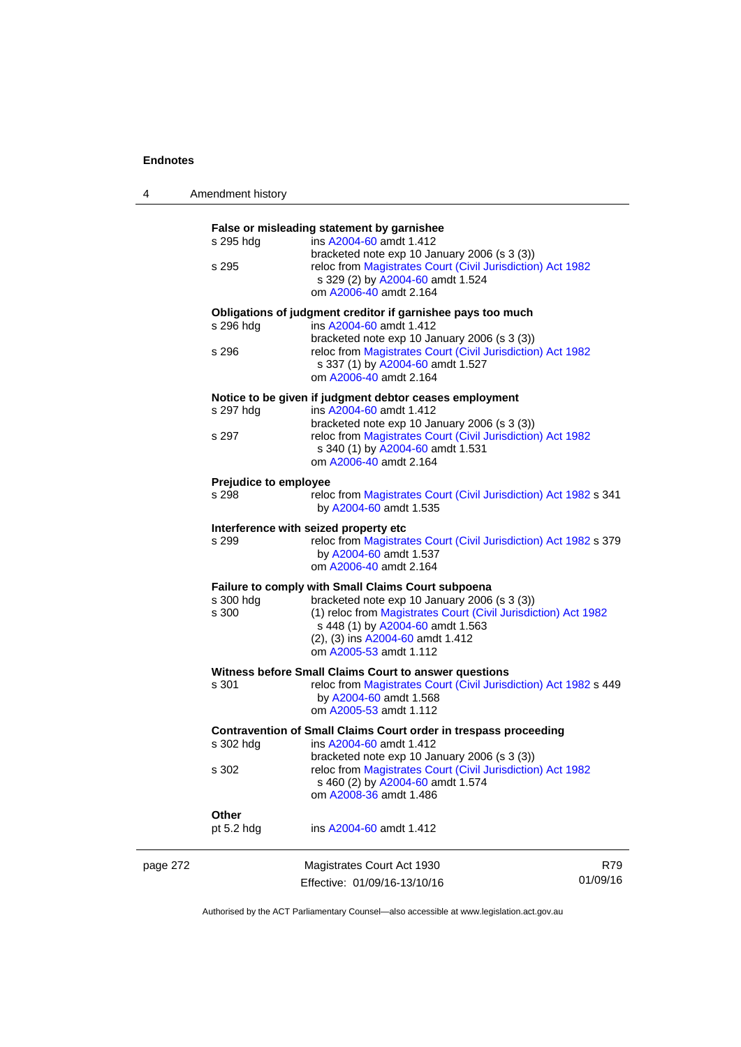**False or misleading statement by garnishee**

s 295 hdg — ins A2004-60 amdt 1.412
bracketed note exp 10 January 2006 (s 3 (3))

s 295 — reloc from Magistrates Court (Civil Jurisdiction) Act 1982 s 329 (2) by A2004-60 amdt 1.524
om A2006-40 amdt 2.164

**Obligations of judgment creditor if garnishee pays too much**

s 296 hdg — ins A2004-60 amdt 1.412
bracketed note exp 10 January 2006 (s 3 (3))

s 296 — reloc from Magistrates Court (Civil Jurisdiction) Act 1982 s 337 (1) by A2004-60 amdt 1.527
om A2006-40 amdt 2.164

**Notice to be given if judgment debtor ceases employment**

s 297 hdg — ins A2004-60 amdt 1.412
bracketed note exp 10 January 2006 (s 3 (3))

s 297 — reloc from Magistrates Court (Civil Jurisdiction) Act 1982 s 340 (1) by A2004-60 amdt 1.531
om A2006-40 amdt 2.164

**Prejudice to employee**

s 298 — reloc from Magistrates Court (Civil Jurisdiction) Act 1982 s 341 by A2004-60 amdt 1.535

**Interference with seized property etc**

s 299 — reloc from Magistrates Court (Civil Jurisdiction) Act 1982 s 379 by A2004-60 amdt 1.537
om A2006-40 amdt 2.164

**Failure to comply with Small Claims Court subpoena**

s 300 hdg — bracketed note exp 10 January 2006 (s 3 (3))

s 300 — (1) reloc from Magistrates Court (Civil Jurisdiction) Act 1982 s 448 (1) by A2004-60 amdt 1.563
(2), (3) ins A2004-60 amdt 1.412
om A2005-53 amdt 1.112

**Witness before Small Claims Court to answer questions**

s 301 — reloc from Magistrates Court (Civil Jurisdiction) Act 1982 s 449 by A2004-60 amdt 1.568
om A2005-53 amdt 1.112

**Contravention of Small Claims Court order in trespass proceeding**

s 302 hdg — ins A2004-60 amdt 1.412
bracketed note exp 10 January 2006 (s 3 (3))

s 302 — reloc from Magistrates Court (Civil Jurisdiction) Act 1982 s 460 (2) by A2004-60 amdt 1.574
om A2008-36 amdt 1.486

**Other**

pt 5.2 hdg — ins A2004-60 amdt 1.412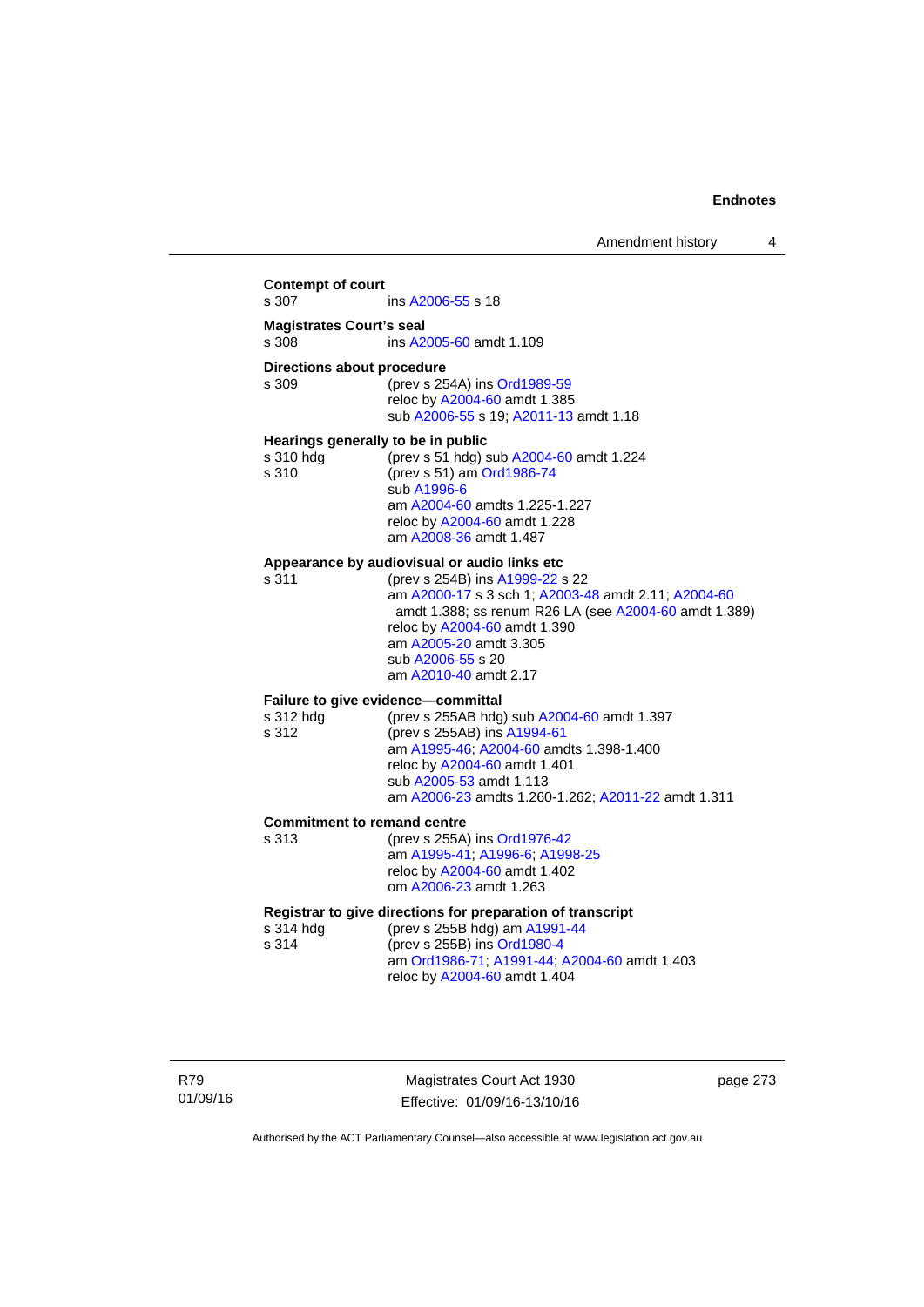**Contempt of court**

s 307 ins A2006-55 s 18

**Magistrates Court's seal**

s 308 ins A2005-60 amdt 1.109

**Directions about procedure**

s 309 (prev s 254A) ins Ord1989-59
reloc by A2004-60 amdt 1.385
sub A2006-55 s 19; A2011-13 amdt 1.18

**Hearings generally to be in public**

s 310 hdg (prev s 51 hdg) sub A2004-60 amdt 1.224
s 310 (prev s 51) am Ord1986-74
sub A1996-6
am A2004-60 amdts 1.225-1.227
reloc by A2004-60 amdt 1.228
am A2008-36 amdt 1.487

**Appearance by audiovisual or audio links etc**

s 311 (prev s 254B) ins A1999-22 s 22
am A2000-17 s 3 sch 1; A2003-48 amdt 2.11; A2004-60 amdt 1.388; ss renum R26 LA (see A2004-60 amdt 1.389)
reloc by A2004-60 amdt 1.390
am A2005-20 amdt 3.305
sub A2006-55 s 20
am A2010-40 amdt 2.17

**Failure to give evidence—committal**

s 312 hdg (prev s 255AB hdg) sub A2004-60 amdt 1.397
s 312 (prev s 255AB) ins A1994-61
am A1995-46; A2004-60 amdts 1.398-1.400
reloc by A2004-60 amdt 1.401
sub A2005-53 amdt 1.113
am A2006-23 amdts 1.260-1.262; A2011-22 amdt 1.311

**Commitment to remand centre**

s 313 (prev s 255A) ins Ord1976-42
am A1995-41; A1996-6; A1998-25
reloc by A2004-60 amdt 1.402
om A2006-23 amdt 1.263

**Registrar to give directions for preparation of transcript**

s 314 hdg (prev s 255B hdg) am A1991-44
s 314 (prev s 255B) ins Ord1980-4
am Ord1986-71; A1991-44; A2004-60 amdt 1.403
reloc by A2004-60 amdt 1.404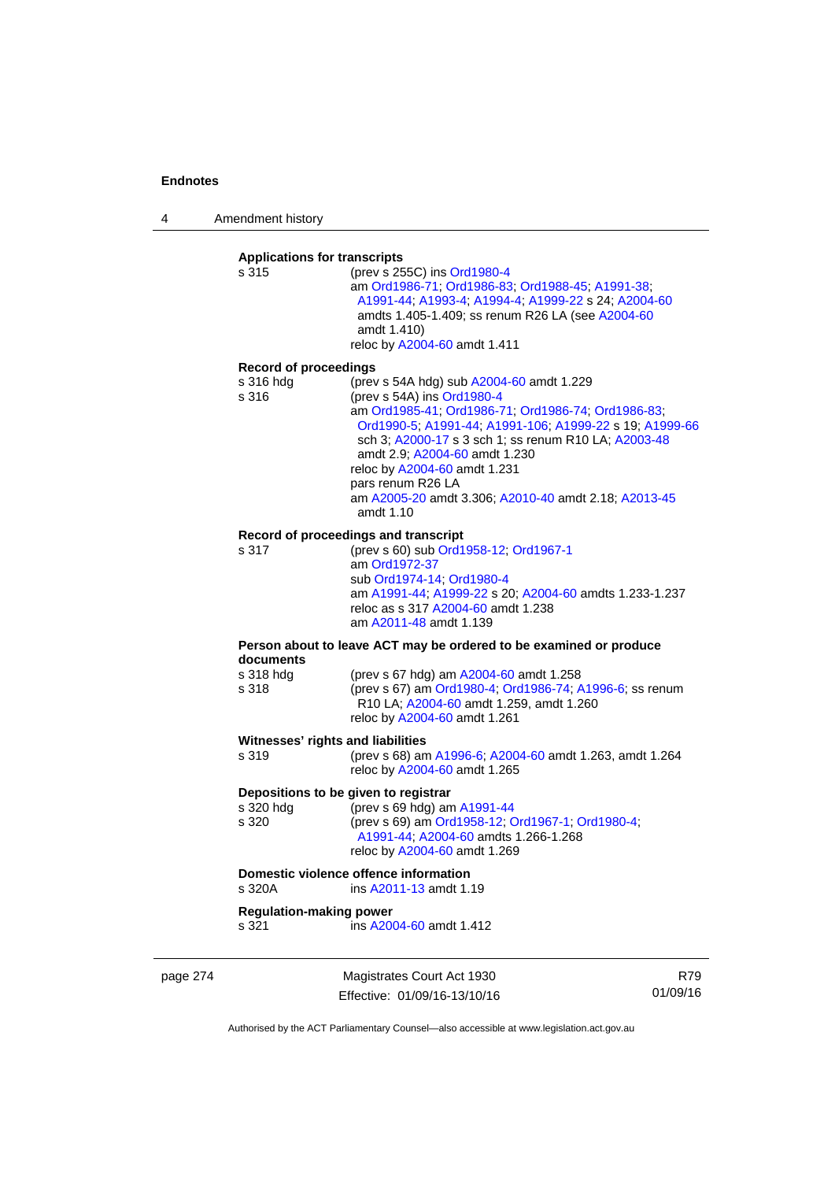**Applications for transcripts**

s 315 (prev s 255C) ins Ord1980-4
am Ord1986-71; Ord1986-83; Ord1988-45; A1991-38; A1991-44; A1993-4; A1994-4; A1999-22 s 24; A2004-60 amdts 1.405-1.409; ss renum R26 LA (see A2004-60 amdt 1.410)
reloc by A2004-60 amdt 1.411

**Record of proceedings**

s 316 hdg (prev s 54A hdg) sub A2004-60 amdt 1.229

s 316 (prev s 54A) ins Ord1980-4
am Ord1985-41; Ord1986-71; Ord1986-74; Ord1986-83; Ord1990-5; A1991-44; A1991-106; A1999-22 s 19; A1999-66 sch 3; A2000-17 s 3 sch 1; ss renum R10 LA; A2003-48 amdt 2.9; A2004-60 amdt 1.230
reloc by A2004-60 amdt 1.231
pars renum R26 LA
am A2005-20 amdt 3.306; A2010-40 amdt 2.18; A2013-45 amdt 1.10

**Record of proceedings and transcript**

s 317 (prev s 60) sub Ord1958-12; Ord1967-1
am Ord1972-37
sub Ord1974-14; Ord1980-4
am A1991-44; A1999-22 s 20; A2004-60 amdts 1.233-1.237
reloc as s 317 A2004-60 amdt 1.238
am A2011-48 amdt 1.139

**Person about to leave ACT may be ordered to be examined or produce documents**

s 318 hdg (prev s 67 hdg) am A2004-60 amdt 1.258

s 318 (prev s 67) am Ord1980-4; Ord1986-74; A1996-6; ss renum R10 LA; A2004-60 amdt 1.259, amdt 1.260
reloc by A2004-60 amdt 1.261

**Witnesses' rights and liabilities**

s 319 (prev s 68) am A1996-6; A2004-60 amdt 1.263, amdt 1.264
reloc by A2004-60 amdt 1.265

**Depositions to be given to registrar**

s 320 hdg (prev s 69 hdg) am A1991-44

s 320 (prev s 69) am Ord1958-12; Ord1967-1; Ord1980-4; A1991-44; A2004-60 amdts 1.266-1.268
reloc by A2004-60 amdt 1.269

**Domestic violence offence information**

s 320A ins A2011-13 amdt 1.19

**Regulation-making power**

s 321 ins A2004-60 amdt 1.412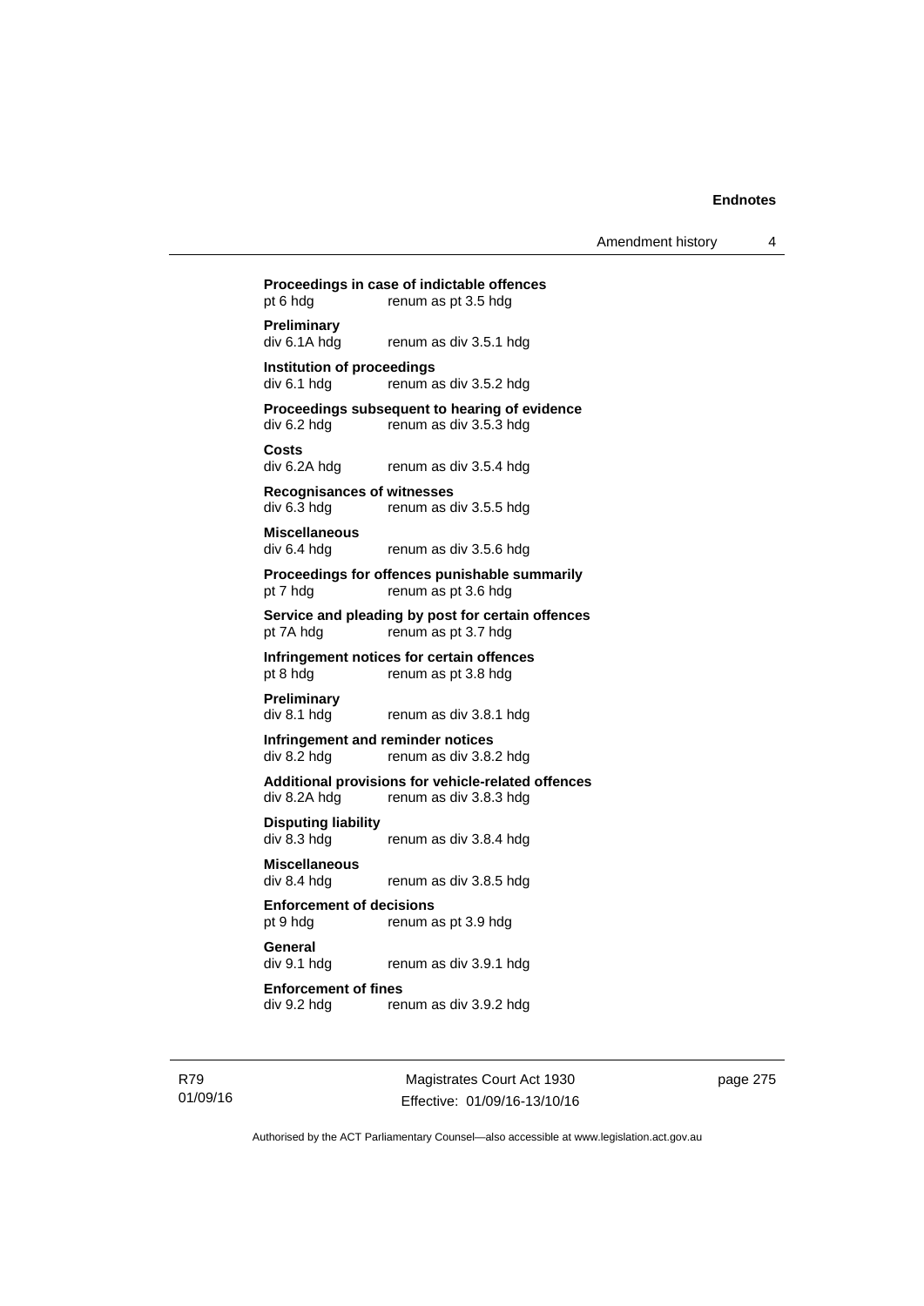**Proceedings in case of indictable offences**
pt 6 hdg renum as pt 3.5 hdg

**Preliminary**
div 6.1A hdg renum as div 3.5.1 hdg

**Institution of proceedings**
div 6.1 hdg renum as div 3.5.2 hdg

**Proceedings subsequent to hearing of evidence**
div 6.2 hdg renum as div 3.5.3 hdg

**Costs**
div 6.2A hdg renum as div 3.5.4 hdg

**Recognisances of witnesses**
div 6.3 hdg renum as div 3.5.5 hdg

**Miscellaneous**
div 6.4 hdg renum as div 3.5.6 hdg

**Proceedings for offences punishable summarily**
pt 7 hdg renum as pt 3.6 hdg

**Service and pleading by post for certain offences**
pt 7A hdg renum as pt 3.7 hdg

**Infringement notices for certain offences**
pt 8 hdg renum as pt 3.8 hdg

**Preliminary**
div 8.1 hdg renum as div 3.8.1 hdg

**Infringement and reminder notices**
div 8.2 hdg renum as div 3.8.2 hdg

**Additional provisions for vehicle-related offences**
div 8.2A hdg renum as div 3.8.3 hdg

**Disputing liability**
div 8.3 hdg renum as div 3.8.4 hdg

**Miscellaneous**
div 8.4 hdg renum as div 3.8.5 hdg

**Enforcement of decisions**
pt 9 hdg renum as pt 3.9 hdg

**General**
div 9.1 hdg renum as div 3.9.1 hdg

**Enforcement of fines**
div 9.2 hdg renum as div 3.9.2 hdg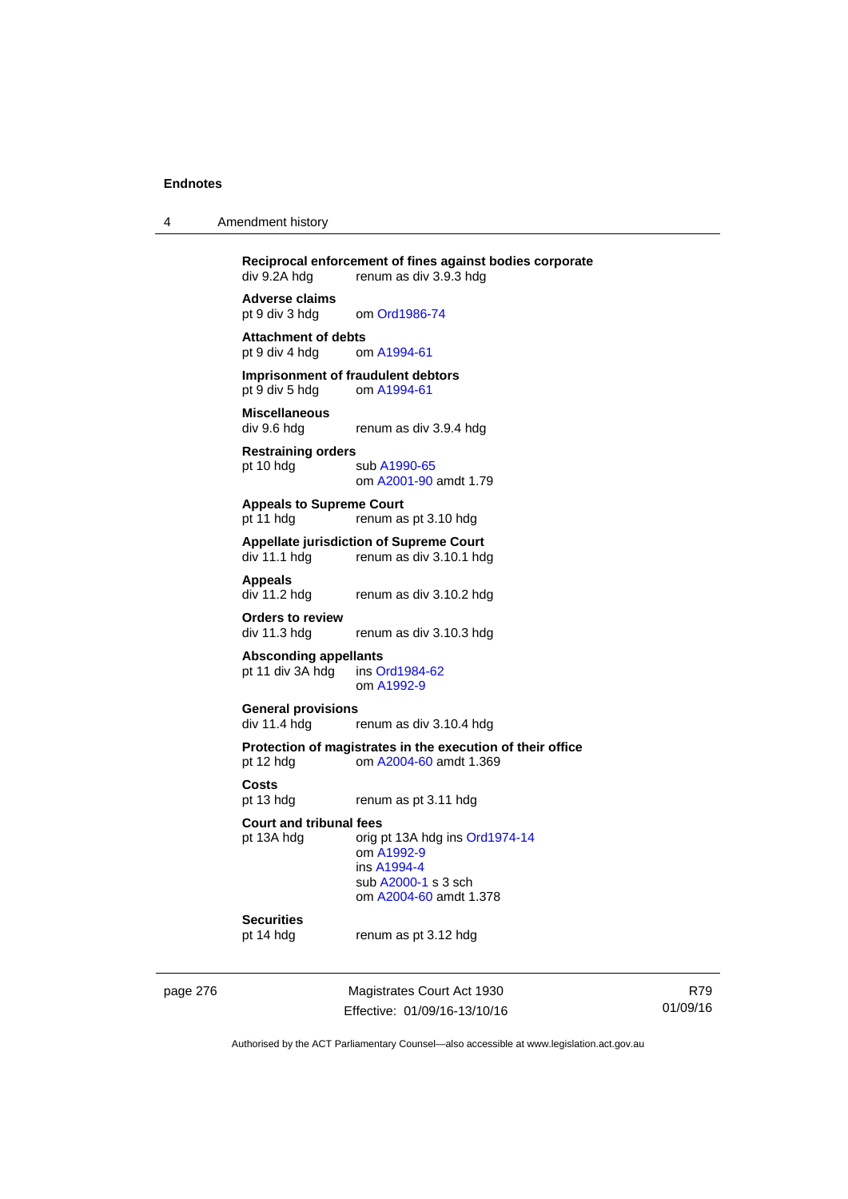**Reciprocal enforcement of fines against bodies corporate**
div 9.2A hdg renum as div 3.9.3 hdg

**Adverse claims**
pt 9 div 3 hdg om Ord1986-74

**Attachment of debts**
pt 9 div 4 hdg om A1994-61

**Imprisonment of fraudulent debtors**
pt 9 div 5 hdg om A1994-61

**Miscellaneous**
div 9.6 hdg renum as div 3.9.4 hdg

**Restraining orders**
pt 10 hdg sub A1990-65
om A2001-90 amdt 1.79

**Appeals to Supreme Court**
pt 11 hdg renum as pt 3.10 hdg

**Appellate jurisdiction of Supreme Court**
div 11.1 hdg renum as div 3.10.1 hdg

**Appeals**
div 11.2 hdg renum as div 3.10.2 hdg

**Orders to review**
div 11.3 hdg renum as div 3.10.3 hdg

**Absconding appellants**
pt 11 div 3A hdg ins Ord1984-62
om A1992-9

**General provisions**
div 11.4 hdg renum as div 3.10.4 hdg

**Protection of magistrates in the execution of their office**
pt 12 hdg om A2004-60 amdt 1.369

**Costs**
pt 13 hdg renum as pt 3.11 hdg

**Court and tribunal fees**
pt 13A hdg orig pt 13A hdg ins Ord1974-14
om A1992-9
ins A1994-4
sub A2000-1 s 3 sch
om A2004-60 amdt 1.378

**Securities**
pt 14 hdg renum as pt 3.12 hdg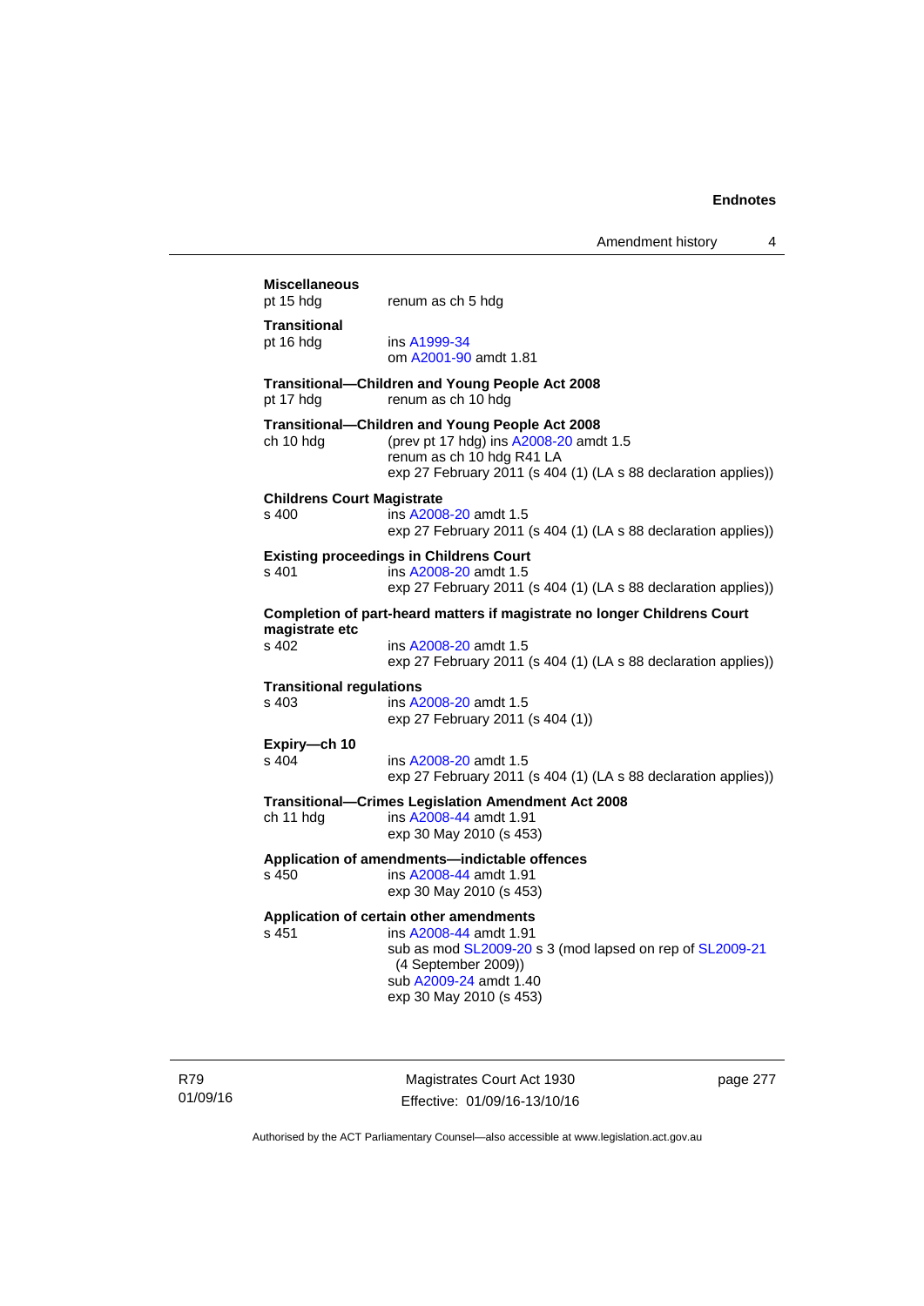**Miscellaneous**
pt 15 hdg renum as ch 5 hdg

**Transitional**
pt 16 hdg ins A1999-34
om A2001-90 amdt 1.81

**Transitional—Children and Young People Act 2008**
pt 17 hdg renum as ch 10 hdg

**Transitional—Children and Young People Act 2008**
ch 10 hdg (prev pt 17 hdg) ins A2008-20 amdt 1.5
renum as ch 10 hdg R41 LA
exp 27 February 2011 (s 404 (1) (LA s 88 declaration applies))

**Childrens Court Magistrate**
s 400 ins A2008-20 amdt 1.5
exp 27 February 2011 (s 404 (1) (LA s 88 declaration applies))

**Existing proceedings in Childrens Court**
s 401 ins A2008-20 amdt 1.5
exp 27 February 2011 (s 404 (1) (LA s 88 declaration applies))

**Completion of part-heard matters if magistrate no longer Childrens Court magistrate etc**
s 402 ins A2008-20 amdt 1.5
exp 27 February 2011 (s 404 (1) (LA s 88 declaration applies))

**Transitional regulations**
s 403 ins A2008-20 amdt 1.5
exp 27 February 2011 (s 404 (1))

**Expiry—ch 10**
s 404 ins A2008-20 amdt 1.5
exp 27 February 2011 (s 404 (1) (LA s 88 declaration applies))

**Transitional—Crimes Legislation Amendment Act 2008**
ch 11 hdg ins A2008-44 amdt 1.91
exp 30 May 2010 (s 453)

**Application of amendments—indictable offences**
s 450 ins A2008-44 amdt 1.91
exp 30 May 2010 (s 453)

**Application of certain other amendments**
s 451 ins A2008-44 amdt 1.91
sub as mod SL2009-20 s 3 (mod lapsed on rep of SL2009-21 (4 September 2009))
sub A2009-24 amdt 1.40
exp 30 May 2010 (s 453)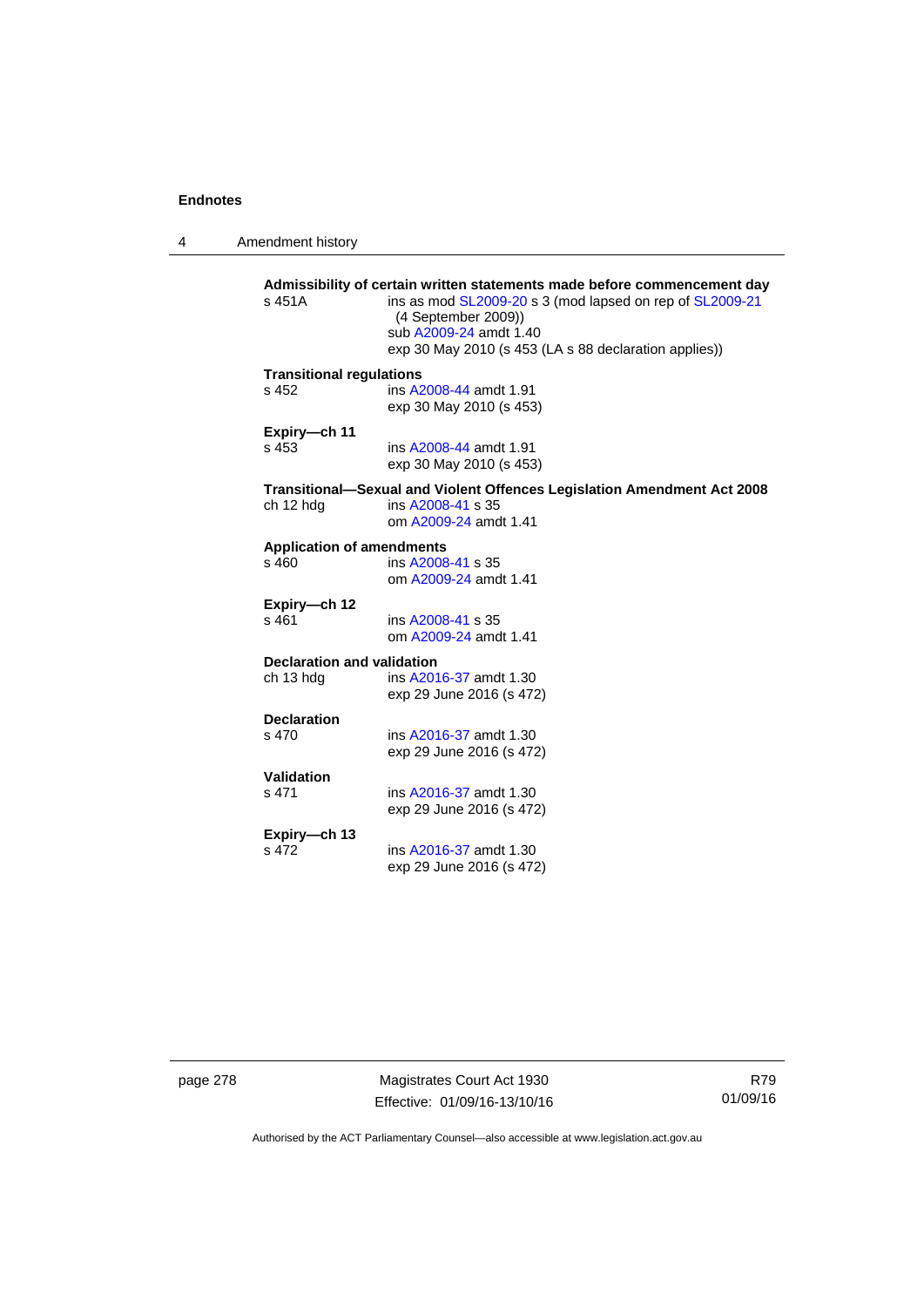**Admissibility of certain written statements made before commencement day**

s 451A ins as mod SL2009-20 s 3 (mod lapsed on rep of SL2009-21 (4 September 2009))
sub A2009-24 amdt 1.40
exp 30 May 2010 (s 453 (LA s 88 declaration applies))

**Transitional regulations**

s 452 ins A2008-44 amdt 1.91
exp 30 May 2010 (s 453)

**Expiry—ch 11**

s 453 ins A2008-44 amdt 1.91
exp 30 May 2010 (s 453)

**Transitional—Sexual and Violent Offences Legislation Amendment Act 2008**

ch 12 hdg ins A2008-41 s 35
om A2009-24 amdt 1.41

**Application of amendments**

s 460 ins A2008-41 s 35
om A2009-24 amdt 1.41

**Expiry—ch 12**

s 461 ins A2008-41 s 35
om A2009-24 amdt 1.41

**Declaration and validation**

ch 13 hdg ins A2016-37 amdt 1.30
exp 29 June 2016 (s 472)

**Declaration**

s 470 ins A2016-37 amdt 1.30
exp 29 June 2016 (s 472)

**Validation**

s 471 ins A2016-37 amdt 1.30
exp 29 June 2016 (s 472)

**Expiry—ch 13**

s 472 ins A2016-37 amdt 1.30
exp 29 June 2016 (s 472)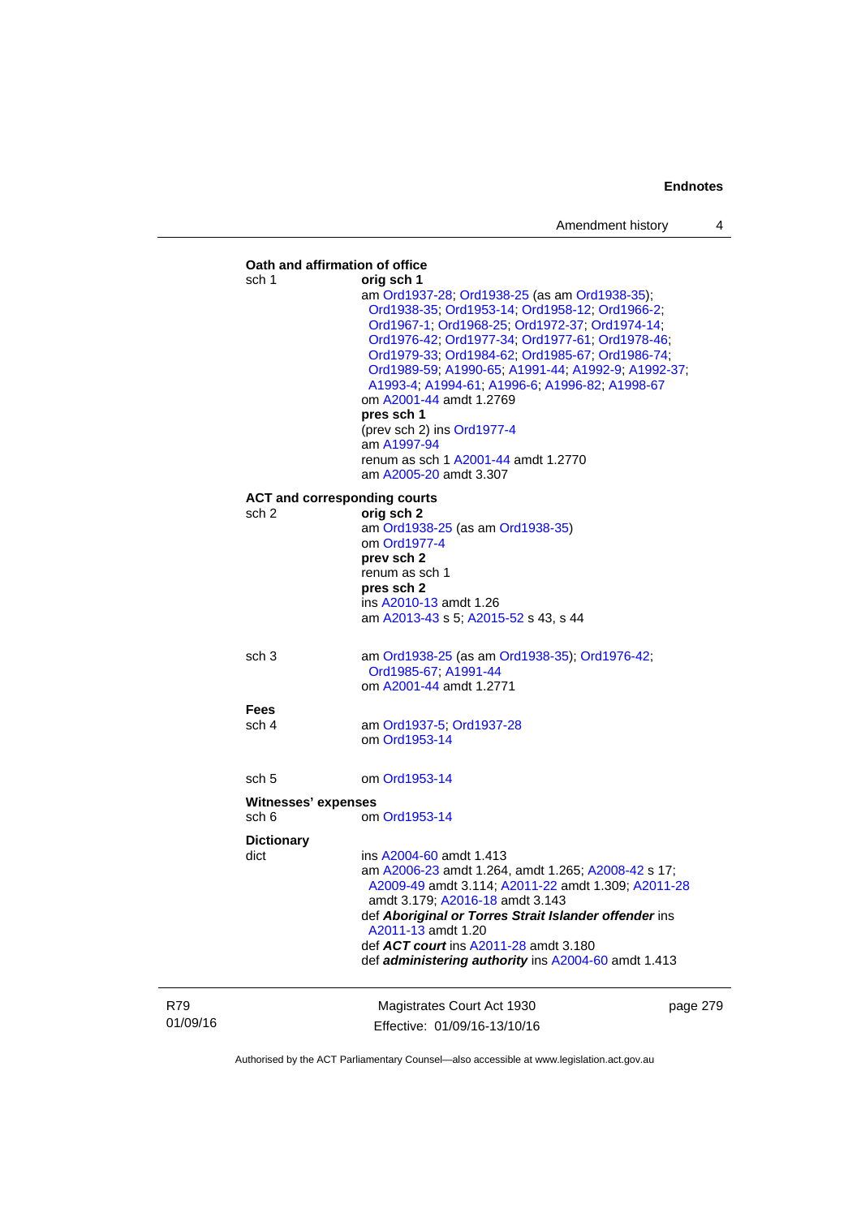**Oath and affirmation of office**

sch 1 **orig sch 1**
am Ord1937-28; Ord1938-25 (as am Ord1938-35); Ord1938-35; Ord1953-14; Ord1958-12; Ord1966-2; Ord1967-1; Ord1968-25; Ord1972-37; Ord1974-14; Ord1976-42; Ord1977-34; Ord1977-61; Ord1978-46; Ord1979-33; Ord1984-62; Ord1985-67; Ord1986-74; Ord1989-59; A1990-65; A1991-44; A1992-9; A1992-37; A1993-4; A1994-61; A1996-6; A1996-82; A1998-67
om A2001-44 amdt 1.2769
**pres sch 1**
(prev sch 2) ins Ord1977-4
am A1997-94
renum as sch 1 A2001-44 amdt 1.2770
am A2005-20 amdt 3.307

**ACT and corresponding courts**

sch 2 **orig sch 2**
am Ord1938-25 (as am Ord1938-35)
om Ord1977-4
**prev sch 2**
renum as sch 1
**pres sch 2**
ins A2010-13 amdt 1.26
am A2013-43 s 5; A2015-52 s 43, s 44

sch 3 am Ord1938-25 (as am Ord1938-35); Ord1976-42; Ord1985-67; A1991-44
om A2001-44 amdt 1.2771

**Fees**

sch 4 am Ord1937-5; Ord1937-28
om Ord1953-14

sch 5 om Ord1953-14

**Witnesses' expenses**

sch 6 om Ord1953-14

**Dictionary**

dict ins A2004-60 amdt 1.413
am A2006-23 amdt 1.264, amdt 1.265; A2008-42 s 17; A2009-49 amdt 3.114; A2011-22 amdt 1.309; A2011-28 amdt 3.179; A2016-18 amdt 3.143
def ***Aboriginal or Torres Strait Islander offender*** ins A2011-13 amdt 1.20
def ***ACT court*** ins A2011-28 amdt 3.180
def ***administering authority*** ins A2004-60 amdt 1.413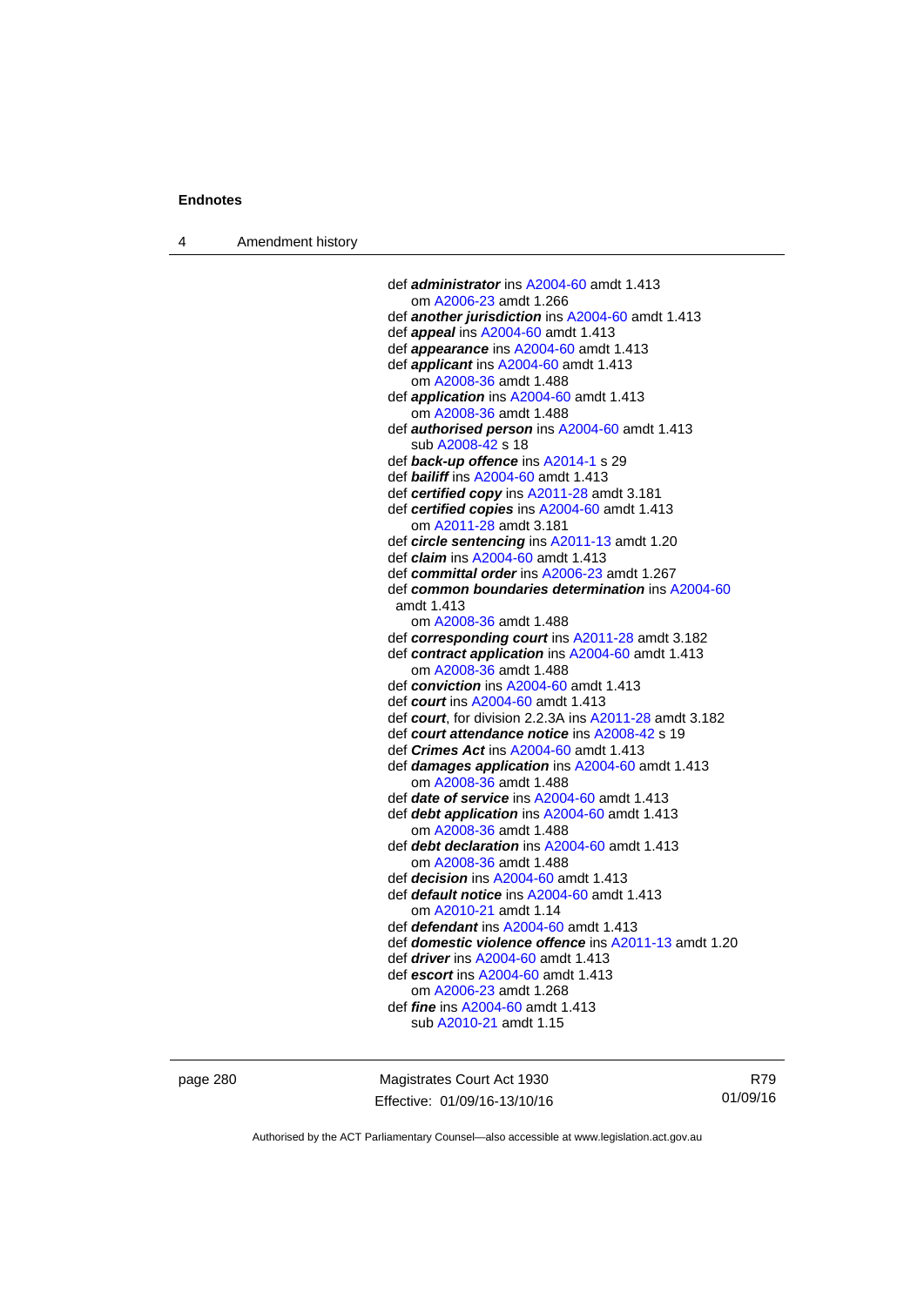def ***administrator*** ins A2004-60 amdt 1.413
om A2006-23 amdt 1.266

def ***another jurisdiction*** ins A2004-60 amdt 1.413

def ***appeal*** ins A2004-60 amdt 1.413

def ***appearance*** ins A2004-60 amdt 1.413

def ***applicant*** ins A2004-60 amdt 1.413
om A2008-36 amdt 1.488

def ***application*** ins A2004-60 amdt 1.413
om A2008-36 amdt 1.488

def ***authorised person*** ins A2004-60 amdt 1.413
sub A2008-42 s 18

def ***back-up offence*** ins A2014-1 s 29

def ***bailiff*** ins A2004-60 amdt 1.413

def ***certified copy*** ins A2011-28 amdt 3.181

def ***certified copies*** ins A2004-60 amdt 1.413
om A2011-28 amdt 3.181

def ***circle sentencing*** ins A2011-13 amdt 1.20

def ***claim*** ins A2004-60 amdt 1.413

def ***committal order*** ins A2006-23 amdt 1.267

def ***common boundaries determination*** ins A2004-60 amdt 1.413
om A2008-36 amdt 1.488

def ***corresponding court*** ins A2011-28 amdt 3.182

def ***contract application*** ins A2004-60 amdt 1.413
om A2008-36 amdt 1.488

def ***conviction*** ins A2004-60 amdt 1.413

def ***court*** ins A2004-60 amdt 1.413

def ***court***, for division 2.2.3A ins A2011-28 amdt 3.182

def ***court attendance notice*** ins A2008-42 s 19

def ***Crimes Act*** ins A2004-60 amdt 1.413

def ***damages application*** ins A2004-60 amdt 1.413
om A2008-36 amdt 1.488

def ***date of service*** ins A2004-60 amdt 1.413

def ***debt application*** ins A2004-60 amdt 1.413
om A2008-36 amdt 1.488

def ***debt declaration*** ins A2004-60 amdt 1.413
om A2008-36 amdt 1.488

def ***decision*** ins A2004-60 amdt 1.413

def ***default notice*** ins A2004-60 amdt 1.413
om A2010-21 amdt 1.14

def ***defendant*** ins A2004-60 amdt 1.413

def ***domestic violence offence*** ins A2011-13 amdt 1.20

def ***driver*** ins A2004-60 amdt 1.413

def ***escort*** ins A2004-60 amdt 1.413
om A2006-23 amdt 1.268

def ***fine*** ins A2004-60 amdt 1.413
sub A2010-21 amdt 1.15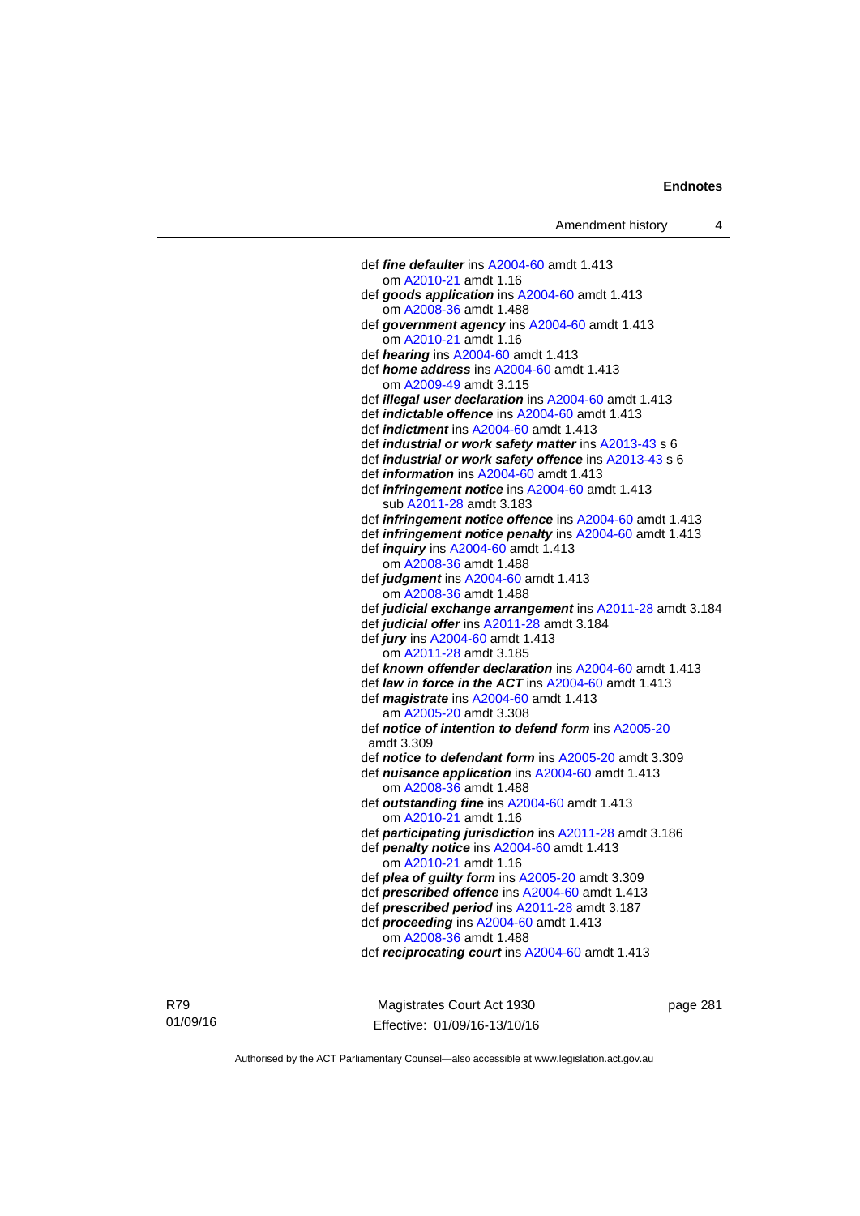def ***fine defaulter*** ins A2004-60 amdt 1.413
om A2010-21 amdt 1.16
def ***goods application*** ins A2004-60 amdt 1.413
om A2008-36 amdt 1.488
def ***government agency*** ins A2004-60 amdt 1.413
om A2010-21 amdt 1.16
def ***hearing*** ins A2004-60 amdt 1.413
def ***home address*** ins A2004-60 amdt 1.413
om A2009-49 amdt 3.115
def ***illegal user declaration*** ins A2004-60 amdt 1.413
def ***indictable offence*** ins A2004-60 amdt 1.413
def ***indictment*** ins A2004-60 amdt 1.413
def ***industrial or work safety matter*** ins A2013-43 s 6
def ***industrial or work safety offence*** ins A2013-43 s 6
def ***information*** ins A2004-60 amdt 1.413
def ***infringement notice*** ins A2004-60 amdt 1.413
sub A2011-28 amdt 3.183
def ***infringement notice offence*** ins A2004-60 amdt 1.413
def ***infringement notice penalty*** ins A2004-60 amdt 1.413
def ***inquiry*** ins A2004-60 amdt 1.413
om A2008-36 amdt 1.488
def ***judgment*** ins A2004-60 amdt 1.413
om A2008-36 amdt 1.488
def ***judicial exchange arrangement*** ins A2011-28 amdt 3.184
def ***judicial offer*** ins A2011-28 amdt 3.184
def ***jury*** ins A2004-60 amdt 1.413
om A2011-28 amdt 3.185
def ***known offender declaration*** ins A2004-60 amdt 1.413
def ***law in force in the ACT*** ins A2004-60 amdt 1.413
def ***magistrate*** ins A2004-60 amdt 1.413
am A2005-20 amdt 3.308
def ***notice of intention to defend form*** ins A2005-20 amdt 3.309
def ***notice to defendant form*** ins A2005-20 amdt 3.309
def ***nuisance application*** ins A2004-60 amdt 1.413
om A2008-36 amdt 1.488
def ***outstanding fine*** ins A2004-60 amdt 1.413
om A2010-21 amdt 1.16
def ***participating jurisdiction*** ins A2011-28 amdt 3.186
def ***penalty notice*** ins A2004-60 amdt 1.413
om A2010-21 amdt 1.16
def ***plea of guilty form*** ins A2005-20 amdt 3.309
def ***prescribed offence*** ins A2004-60 amdt 1.413
def ***prescribed period*** ins A2011-28 amdt 3.187
def ***proceeding*** ins A2004-60 amdt 1.413
om A2008-36 amdt 1.488
def ***reciprocating court*** ins A2004-60 amdt 1.413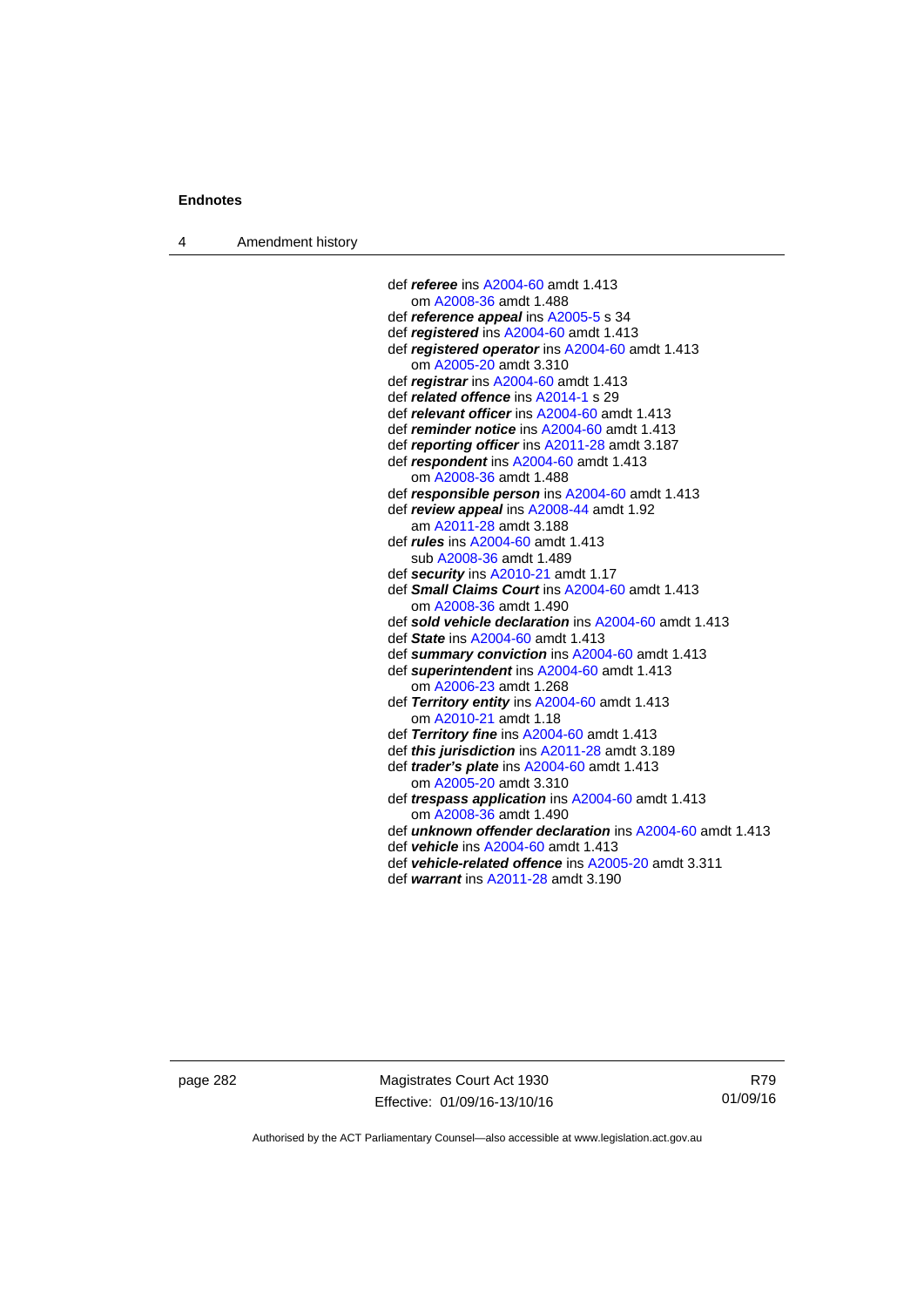def ***referee*** ins A2004-60 amdt 1.413
om A2008-36 amdt 1.488

def ***reference appeal*** ins A2005-5 s 34

def ***registered*** ins A2004-60 amdt 1.413

def ***registered operator*** ins A2004-60 amdt 1.413
om A2005-20 amdt 3.310

def ***registrar*** ins A2004-60 amdt 1.413

def ***related offence*** ins A2014-1 s 29

def ***relevant officer*** ins A2004-60 amdt 1.413

def ***reminder notice*** ins A2004-60 amdt 1.413

def ***reporting officer*** ins A2011-28 amdt 3.187

def ***respondent*** ins A2004-60 amdt 1.413
om A2008-36 amdt 1.488

def ***responsible person*** ins A2004-60 amdt 1.413

def ***review appeal*** ins A2008-44 amdt 1.92
am A2011-28 amdt 3.188

def ***rules*** ins A2004-60 amdt 1.413
sub A2008-36 amdt 1.489

def ***security*** ins A2010-21 amdt 1.17

def ***Small Claims Court*** ins A2004-60 amdt 1.413
om A2008-36 amdt 1.490

def ***sold vehicle declaration*** ins A2004-60 amdt 1.413

def ***State*** ins A2004-60 amdt 1.413

def ***summary conviction*** ins A2004-60 amdt 1.413

def ***superintendent*** ins A2004-60 amdt 1.413
om A2006-23 amdt 1.268

def ***Territory entity*** ins A2004-60 amdt 1.413
om A2010-21 amdt 1.18

def ***Territory fine*** ins A2004-60 amdt 1.413

def ***this jurisdiction*** ins A2011-28 amdt 3.189

def ***trader's plate*** ins A2004-60 amdt 1.413
om A2005-20 amdt 3.310

def ***trespass application*** ins A2004-60 amdt 1.413
om A2008-36 amdt 1.490

def ***unknown offender declaration*** ins A2004-60 amdt 1.413

def ***vehicle*** ins A2004-60 amdt 1.413

def ***vehicle-related offence*** ins A2005-20 amdt 3.311

def ***warrant*** ins A2011-28 amdt 3.190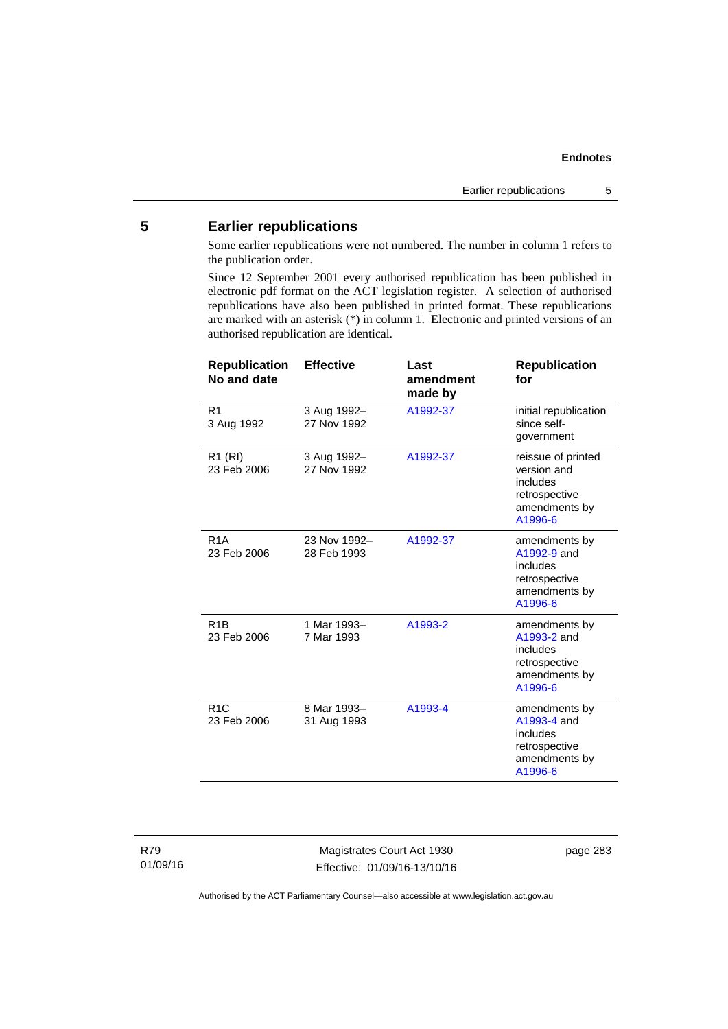## 5 Earlier republications

Some earlier republications were not numbered. The number in column 1 refers to the publication order.

Since 12 September 2001 every authorised republication has been published in electronic pdf format on the ACT legislation register. A selection of authorised republications have also been published in printed format. These republications are marked with an asterisk (*) in column 1. Electronic and printed versions of an authorised republication are identical.

| Republication No and date | Effective | Last amendment made by | Republication for |
|---|---|---|---|
| R1<br>3 Aug 1992 | 3 Aug 1992–<br>27 Nov 1992 | A1992-37 | initial republication since self-government |
| R1 (RI)<br>23 Feb 2006 | 3 Aug 1992–<br>27 Nov 1992 | A1992-37 | reissue of printed version and includes retrospective amendments by A1996-6 |
| R1A<br>23 Feb 2006 | 23 Nov 1992–<br>28 Feb 1993 | A1992-37 | amendments by A1992-9 and includes retrospective amendments by A1996-6 |
| R1B<br>23 Feb 2006 | 1 Mar 1993–<br>7 Mar 1993 | A1993-2 | amendments by A1993-2 and includes retrospective amendments by A1996-6 |
| R1C<br>23 Feb 2006 | 8 Mar 1993–<br>31 Aug 1993 | A1993-4 | amendments by A1993-4 and includes retrospective amendments by A1996-6 |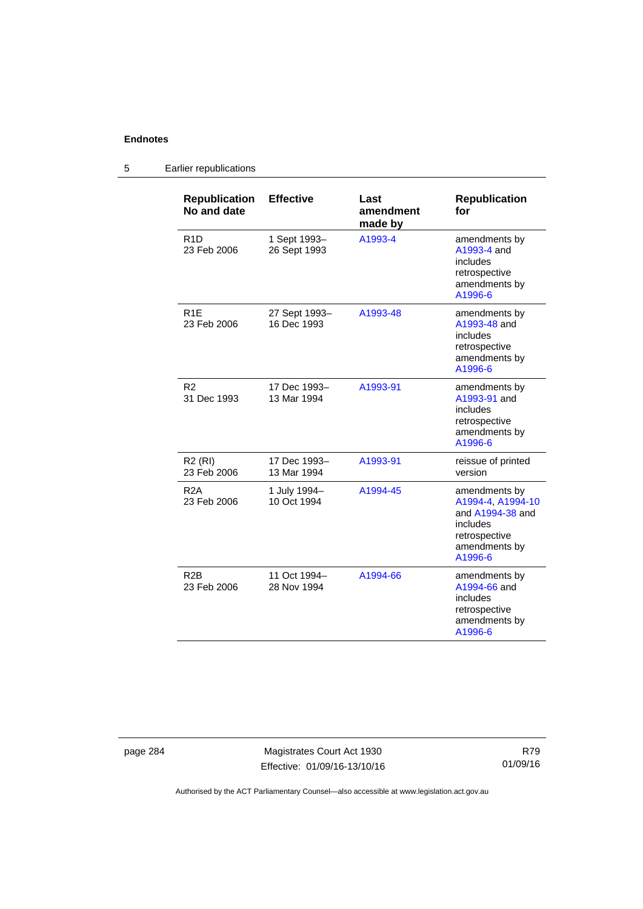## 5 Earlier republications

| Republication No and date | Effective | Last amendment made by | Republication for |
|---|---|---|---|
| R1D<br>23 Feb 2006 | 1 Sept 1993–<br>26 Sept 1993 | A1993-4 | amendments by A1993-4 and includes retrospective amendments by A1996-6 |
| R1E<br>23 Feb 2006 | 27 Sept 1993–<br>16 Dec 1993 | A1993-48 | amendments by A1993-48 and includes retrospective amendments by A1996-6 |
| R2<br>31 Dec 1993 | 17 Dec 1993–<br>13 Mar 1994 | A1993-91 | amendments by A1993-91 and includes retrospective amendments by A1996-6 |
| R2 (RI)<br>23 Feb 2006 | 17 Dec 1993–<br>13 Mar 1994 | A1993-91 | reissue of printed version |
| R2A<br>23 Feb 2006 | 1 July 1994–<br>10 Oct 1994 | A1994-45 | amendments by A1994-4, A1994-10 and A1994-38 and includes retrospective amendments by A1996-6 |
| R2B<br>23 Feb 2006 | 11 Oct 1994–<br>28 Nov 1994 | A1994-66 | amendments by A1994-66 and includes retrospective amendments by A1996-6 |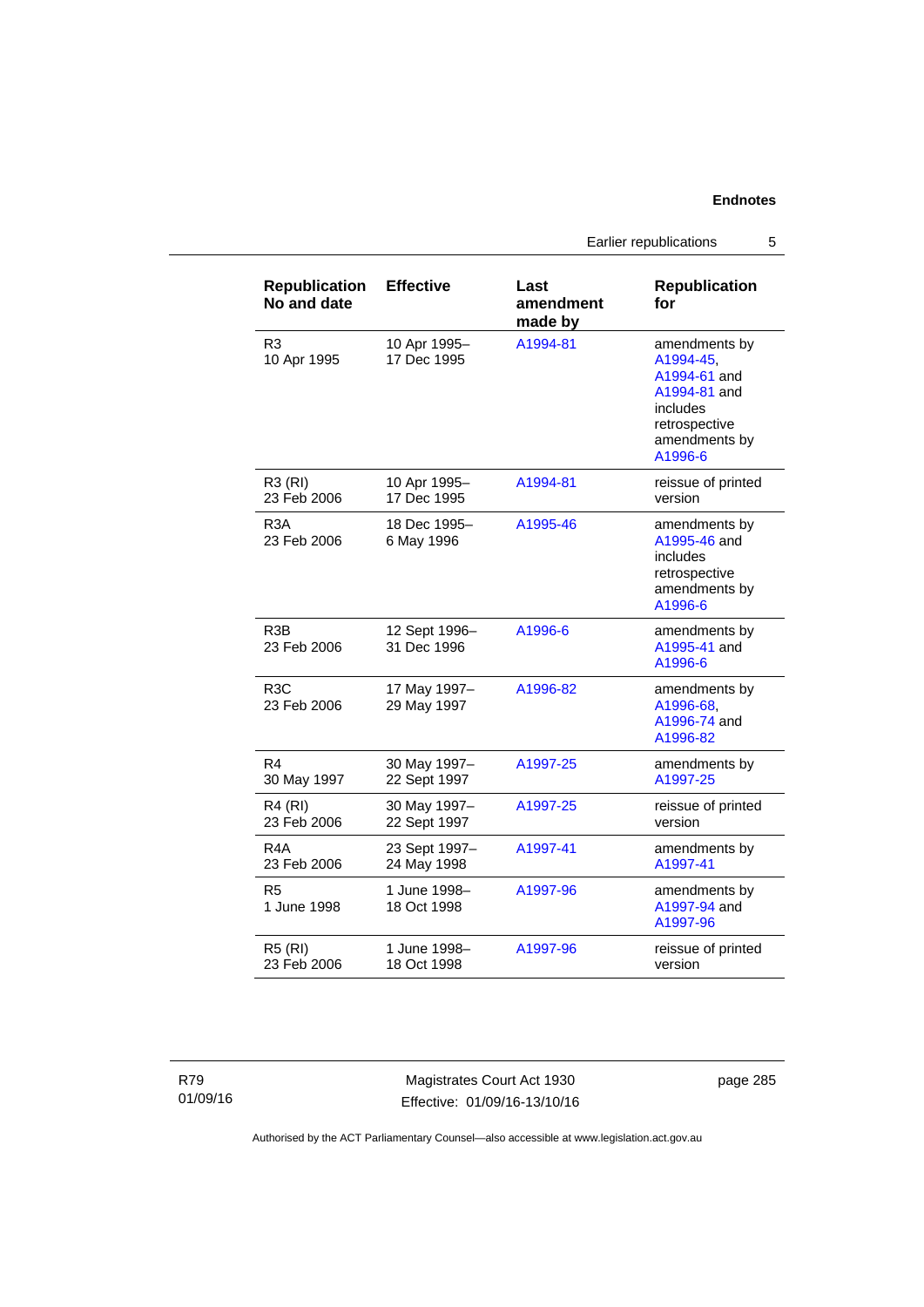| Republication No and date | Effective | Last amendment made by | Republication for |
|---|---|---|---|
| R3<br>10 Apr 1995 | 10 Apr 1995–<br>17 Dec 1995 | A1994-81 | amendments by A1994-45, A1994-61 and A1994-81 and includes retrospective amendments by A1996-6 |
| R3 (RI)<br>23 Feb 2006 | 10 Apr 1995–<br>17 Dec 1995 | A1994-81 | reissue of printed version |
| R3A<br>23 Feb 2006 | 18 Dec 1995–<br>6 May 1996 | A1995-46 | amendments by A1995-46 and includes retrospective amendments by A1996-6 |
| R3B<br>23 Feb 2006 | 12 Sept 1996–<br>31 Dec 1996 | A1996-6 | amendments by A1995-41 and A1996-6 |
| R3C<br>23 Feb 2006 | 17 May 1997–<br>29 May 1997 | A1996-82 | amendments by A1996-68, A1996-74 and A1996-82 |
| R4<br>30 May 1997 | 30 May 1997–<br>22 Sept 1997 | A1997-25 | amendments by A1997-25 |
| R4 (RI)<br>23 Feb 2006 | 30 May 1997–<br>22 Sept 1997 | A1997-25 | reissue of printed version |
| R4A<br>23 Feb 2006 | 23 Sept 1997–<br>24 May 1998 | A1997-41 | amendments by A1997-41 |
| R5<br>1 June 1998 | 1 June 1998–<br>18 Oct 1998 | A1997-96 | amendments by A1997-94 and A1997-96 |
| R5 (RI)<br>23 Feb 2006 | 1 June 1998–<br>18 Oct 1998 | A1997-96 | reissue of printed version |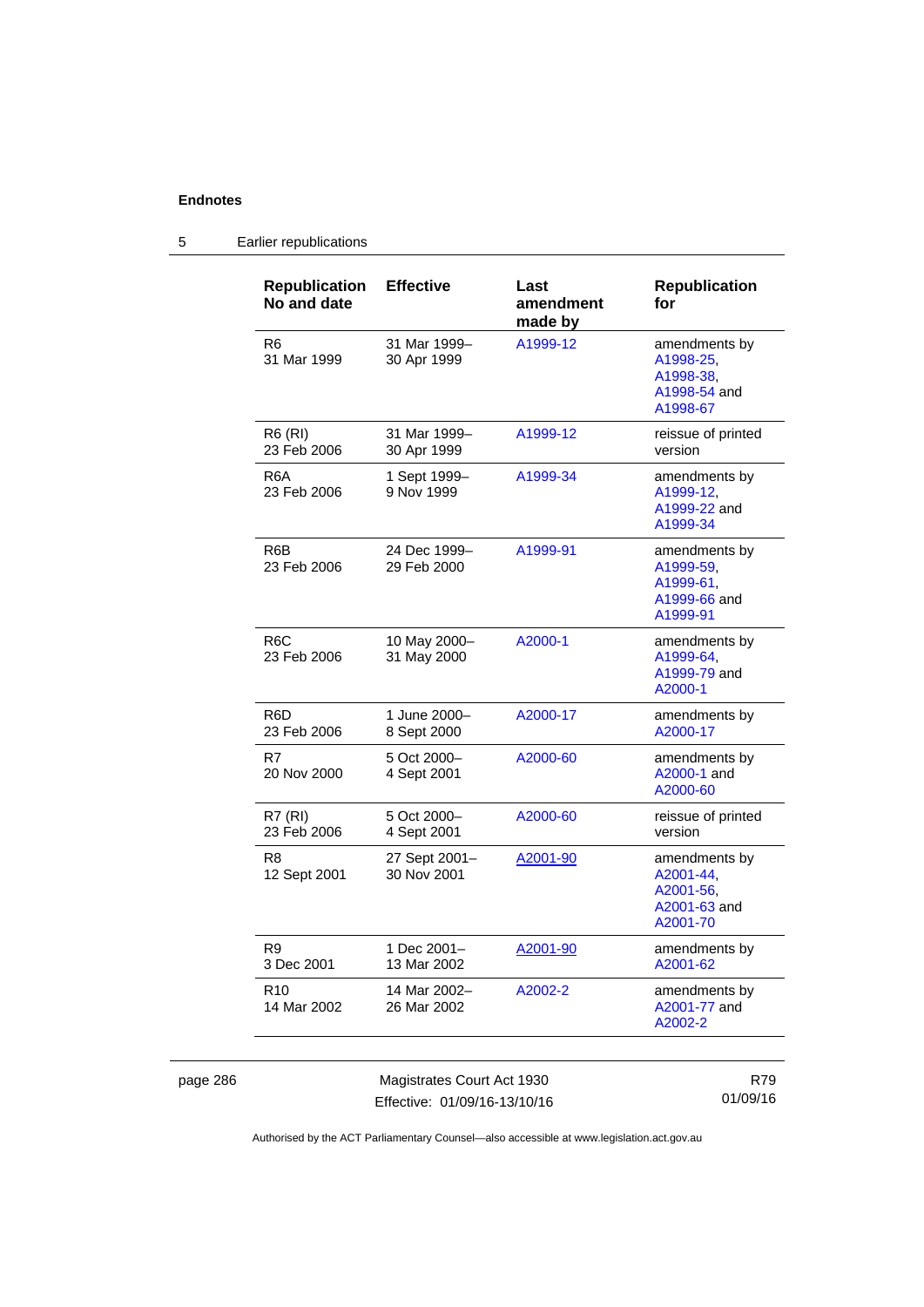## 5 Earlier republications

| Republication No and date | Effective | Last amendment made by | Republication for |
|---|---|---|---|
| R6<br>31 Mar 1999 | 31 Mar 1999–<br>30 Apr 1999 | A1999-12 | amendments by A1998-25, A1998-38, A1998-54 and A1998-67 |
| R6 (RI)<br>23 Feb 2006 | 31 Mar 1999–<br>30 Apr 1999 | A1999-12 | reissue of printed version |
| R6A<br>23 Feb 2006 | 1 Sept 1999–<br>9 Nov 1999 | A1999-34 | amendments by A1999-12, A1999-22 and A1999-34 |
| R6B<br>23 Feb 2006 | 24 Dec 1999–<br>29 Feb 2000 | A1999-91 | amendments by A1999-59, A1999-61, A1999-66 and A1999-91 |
| R6C<br>23 Feb 2006 | 10 May 2000–<br>31 May 2000 | A2000-1 | amendments by A1999-64, A1999-79 and A2000-1 |
| R6D<br>23 Feb 2006 | 1 June 2000–<br>8 Sept 2000 | A2000-17 | amendments by A2000-17 |
| R7<br>20 Nov 2000 | 5 Oct 2000–<br>4 Sept 2001 | A2000-60 | amendments by A2000-1 and A2000-60 |
| R7 (RI)<br>23 Feb 2006 | 5 Oct 2000–<br>4 Sept 2001 | A2000-60 | reissue of printed version |
| R8<br>12 Sept 2001 | 27 Sept 2001–<br>30 Nov 2001 | A2001-90 | amendments by A2001-44, A2001-56, A2001-63 and A2001-70 |
| R9<br>3 Dec 2001 | 1 Dec 2001–<br>13 Mar 2002 | A2001-90 | amendments by A2001-62 |
| R10<br>14 Mar 2002 | 14 Mar 2002–<br>26 Mar 2002 | A2002-2 | amendments by A2001-77 and A2002-2 |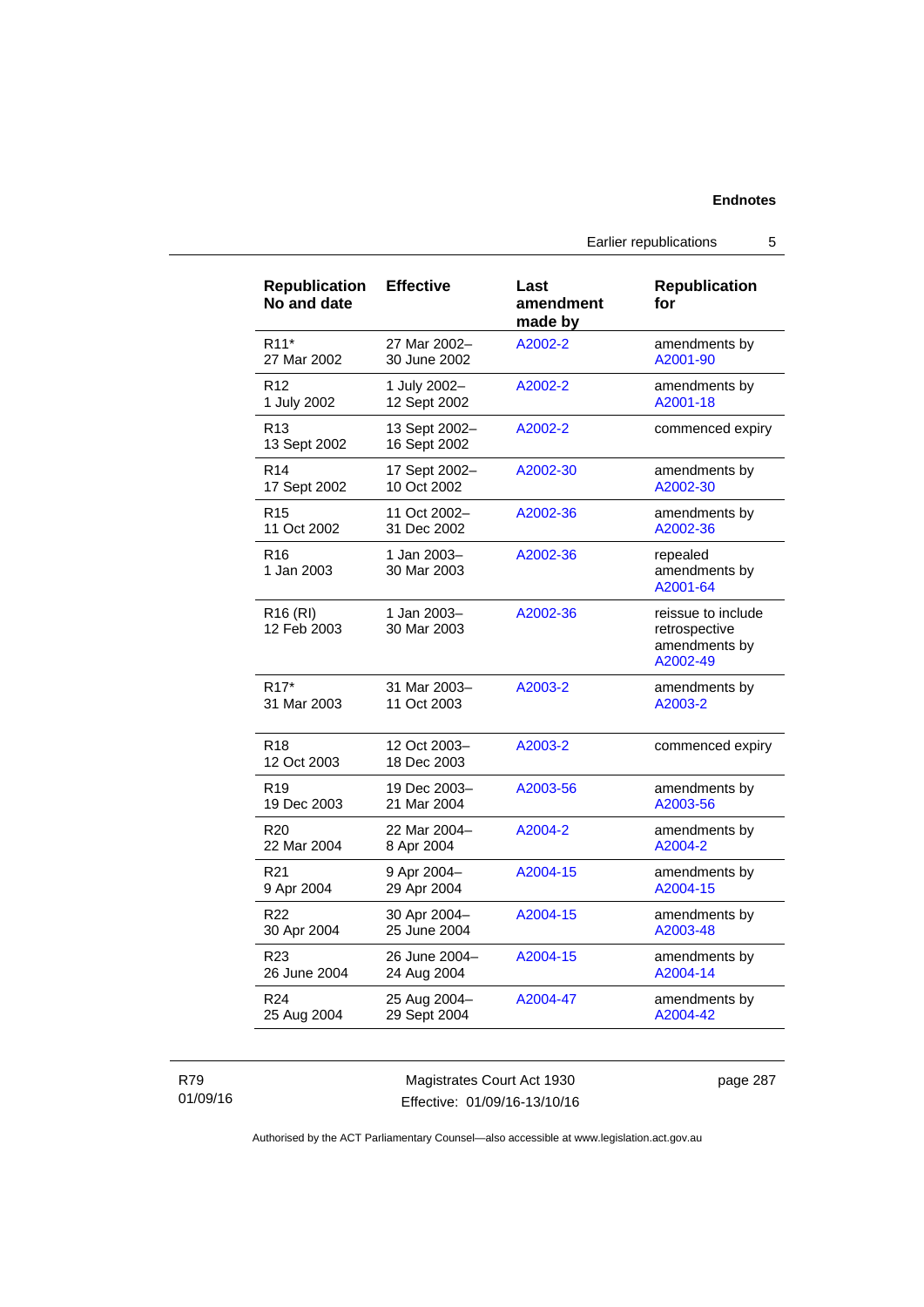| Republication No and date | Effective | Last amendment made by | Republication for |
|---|---|---|---|
| R11* 27 Mar 2002 | 27 Mar 2002– 30 June 2002 | A2002-2 | amendments by A2001-90 |
| R12 1 July 2002 | 1 July 2002– 12 Sept 2002 | A2002-2 | amendments by A2001-18 |
| R13 13 Sept 2002 | 13 Sept 2002– 16 Sept 2002 | A2002-2 | commenced expiry |
| R14 17 Sept 2002 | 17 Sept 2002– 10 Oct 2002 | A2002-30 | amendments by A2002-30 |
| R15 11 Oct 2002 | 11 Oct 2002– 31 Dec 2002 | A2002-36 | amendments by A2002-36 |
| R16 1 Jan 2003 | 1 Jan 2003– 30 Mar 2003 | A2002-36 | repealed amendments by A2001-64 |
| R16 (RI) 12 Feb 2003 | 1 Jan 2003– 30 Mar 2003 | A2002-36 | reissue to include retrospective amendments by A2002-49 |
| R17* 31 Mar 2003 | 31 Mar 2003– 11 Oct 2003 | A2003-2 | amendments by A2003-2 |
| R18 12 Oct 2003 | 12 Oct 2003– 18 Dec 2003 | A2003-2 | commenced expiry |
| R19 19 Dec 2003 | 19 Dec 2003– 21 Mar 2004 | A2003-56 | amendments by A2003-56 |
| R20 22 Mar 2004 | 22 Mar 2004– 8 Apr 2004 | A2004-2 | amendments by A2004-2 |
| R21 9 Apr 2004 | 9 Apr 2004– 29 Apr 2004 | A2004-15 | amendments by A2004-15 |
| R22 30 Apr 2004 | 30 Apr 2004– 25 June 2004 | A2004-15 | amendments by A2003-48 |
| R23 26 June 2004 | 26 June 2004– 24 Aug 2004 | A2004-15 | amendments by A2004-14 |
| R24 25 Aug 2004 | 25 Aug 2004– 29 Sept 2004 | A2004-47 | amendments by A2004-42 |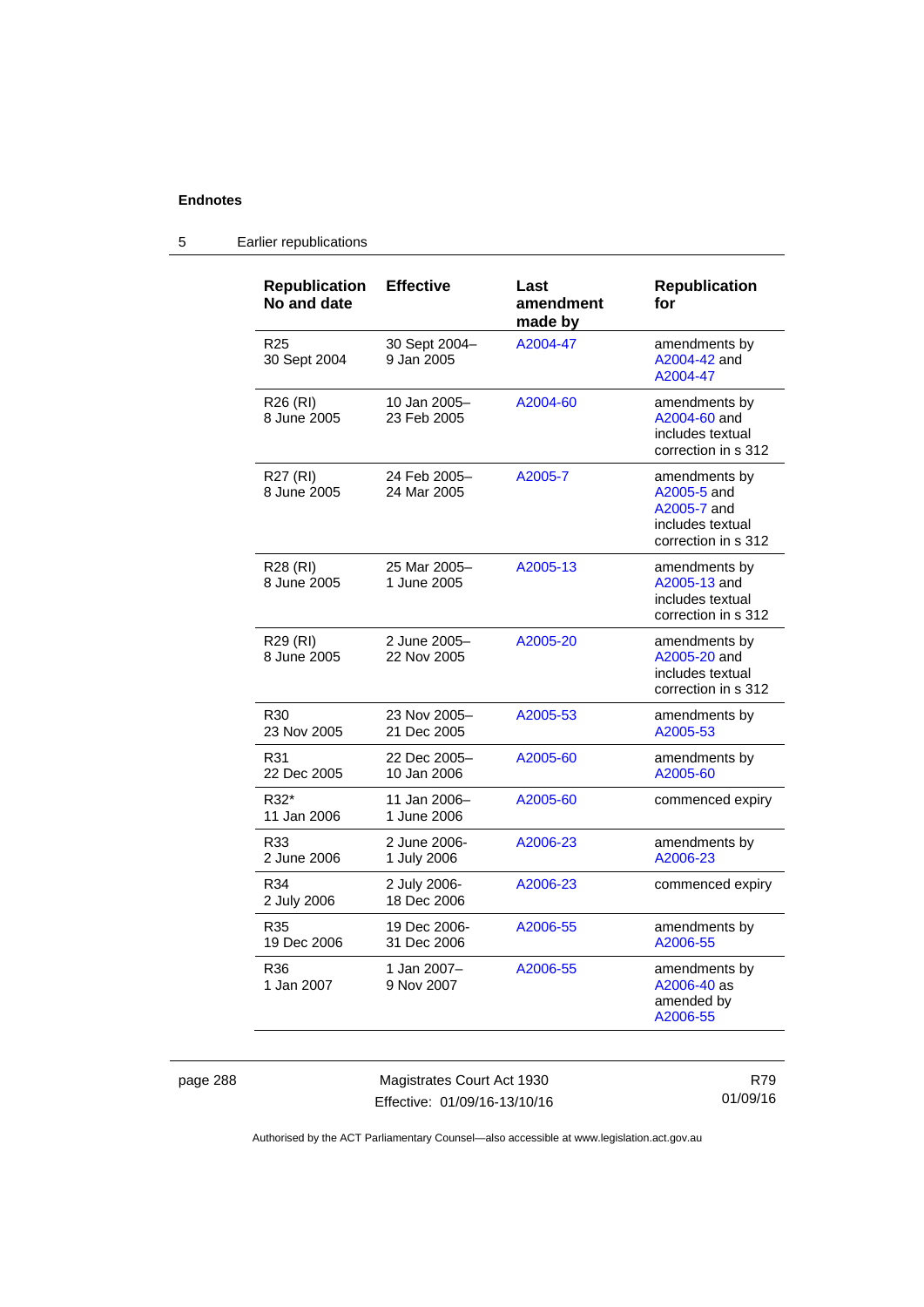## 5 Earlier republications

| Republication No and date | Effective | Last amendment made by | Republication for |
|---|---|---|---|
| R25<br>30 Sept 2004 | 30 Sept 2004–<br>9 Jan 2005 | A2004-47 | amendments by A2004-42 and A2004-47 |
| R26 (RI)<br>8 June 2005 | 10 Jan 2005–<br>23 Feb 2005 | A2004-60 | amendments by A2004-60 and includes textual correction in s 312 |
| R27 (RI)<br>8 June 2005 | 24 Feb 2005–<br>24 Mar 2005 | A2005-7 | amendments by A2005-5 and A2005-7 and includes textual correction in s 312 |
| R28 (RI)<br>8 June 2005 | 25 Mar 2005–<br>1 June 2005 | A2005-13 | amendments by A2005-13 and includes textual correction in s 312 |
| R29 (RI)<br>8 June 2005 | 2 June 2005–<br>22 Nov 2005 | A2005-20 | amendments by A2005-20 and includes textual correction in s 312 |
| R30<br>23 Nov 2005 | 23 Nov 2005–<br>21 Dec 2005 | A2005-53 | amendments by A2005-53 |
| R31<br>22 Dec 2005 | 22 Dec 2005–<br>10 Jan 2006 | A2005-60 | amendments by A2005-60 |
| R32*<br>11 Jan 2006 | 11 Jan 2006–<br>1 June 2006 | A2005-60 | commenced expiry |
| R33<br>2 June 2006 | 2 June 2006-<br>1 July 2006 | A2006-23 | amendments by A2006-23 |
| R34<br>2 July 2006 | 2 July 2006-<br>18 Dec 2006 | A2006-23 | commenced expiry |
| R35<br>19 Dec 2006 | 19 Dec 2006-<br>31 Dec 2006 | A2006-55 | amendments by A2006-55 |
| R36<br>1 Jan 2007 | 1 Jan 2007–<br>9 Nov 2007 | A2006-55 | amendments by A2006-40 as amended by A2006-55 |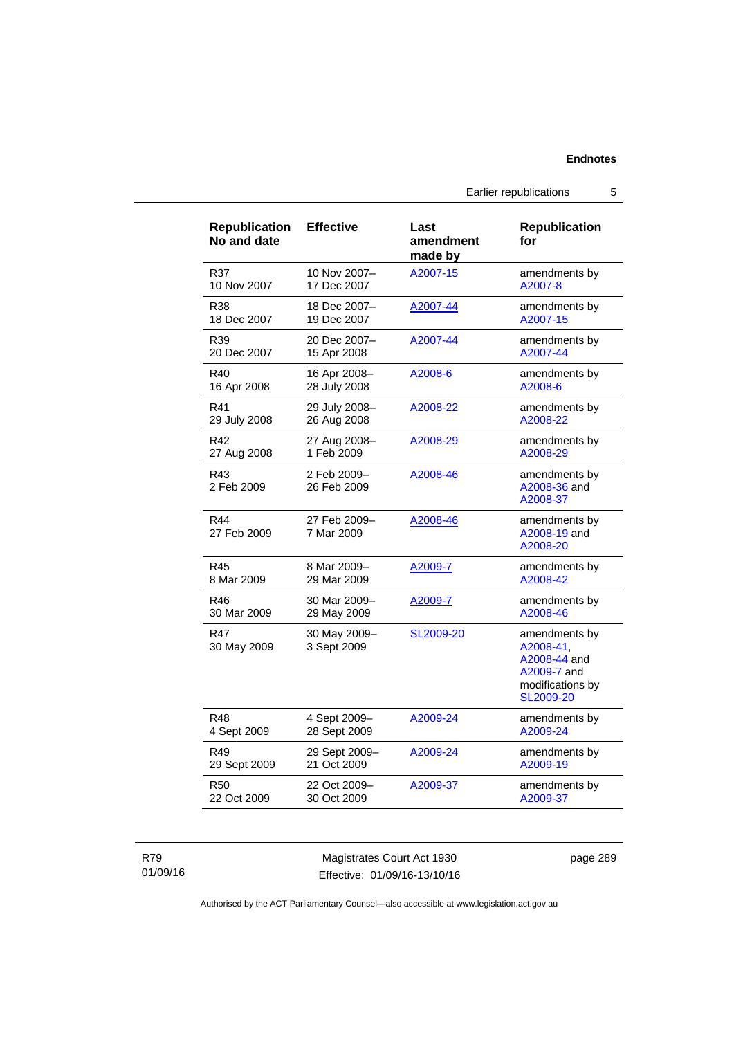| Republication No and date | Effective | Last amendment made by | Republication for |
| --- | --- | --- | --- |
| R37 10 Nov 2007 | 10 Nov 2007–17 Dec 2007 | A2007-15 | amendments by A2007-8 |
| R38 18 Dec 2007 | 18 Dec 2007–19 Dec 2007 | A2007-44 | amendments by A2007-15 |
| R39 20 Dec 2007 | 20 Dec 2007–15 Apr 2008 | A2007-44 | amendments by A2007-44 |
| R40 16 Apr 2008 | 16 Apr 2008–28 July 2008 | A2008-6 | amendments by A2008-6 |
| R41 29 July 2008 | 29 July 2008–26 Aug 2008 | A2008-22 | amendments by A2008-22 |
| R42 27 Aug 2008 | 27 Aug 2008–1 Feb 2009 | A2008-29 | amendments by A2008-29 |
| R43 2 Feb 2009 | 2 Feb 2009–26 Feb 2009 | A2008-46 | amendments by A2008-36 and A2008-37 |
| R44 27 Feb 2009 | 27 Feb 2009–7 Mar 2009 | A2008-46 | amendments by A2008-19 and A2008-20 |
| R45 8 Mar 2009 | 8 Mar 2009–29 Mar 2009 | A2009-7 | amendments by A2008-42 |
| R46 30 Mar 2009 | 30 Mar 2009–29 May 2009 | A2009-7 | amendments by A2008-46 |
| R47 30 May 2009 | 30 May 2009–3 Sept 2009 | SL2009-20 | amendments by A2008-41, A2008-44 and A2009-7 and modifications by SL2009-20 |
| R48 4 Sept 2009 | 4 Sept 2009–28 Sept 2009 | A2009-24 | amendments by A2009-24 |
| R49 29 Sept 2009 | 29 Sept 2009–21 Oct 2009 | A2009-24 | amendments by A2009-19 |
| R50 22 Oct 2009 | 22 Oct 2009–30 Oct 2009 | A2009-37 | amendments by A2009-37 |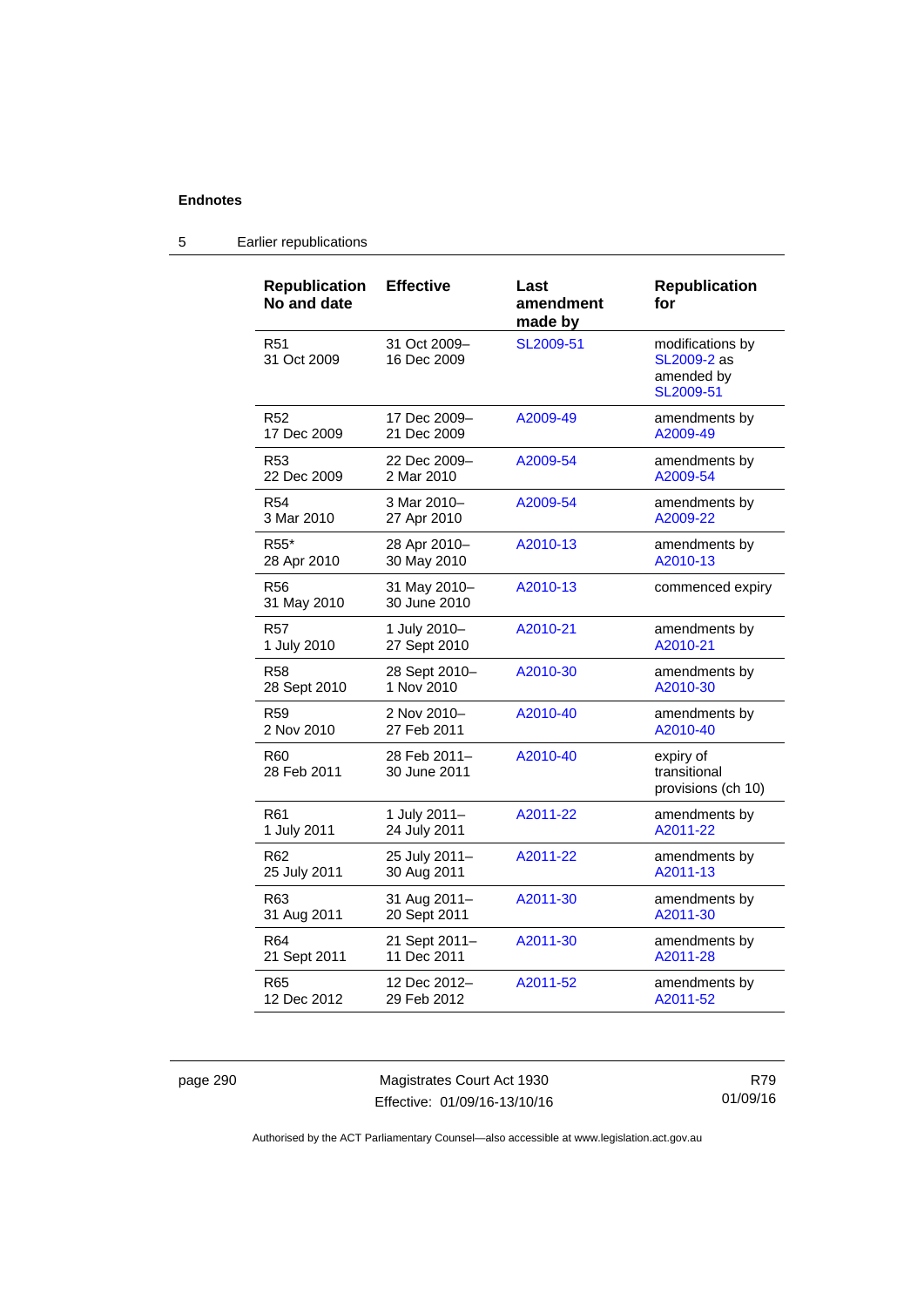**Endnotes**

## 5 Earlier republications

| Republication No and date | Effective | Last amendment made by | Republication for |
|---|---|---|---|
| R51<br>31 Oct 2009 | 31 Oct 2009–<br>16 Dec 2009 | SL2009-51 | modifications by SL2009-2 as amended by SL2009-51 |
| R52<br>17 Dec 2009 | 17 Dec 2009–<br>21 Dec 2009 | A2009-49 | amendments by A2009-49 |
| R53<br>22 Dec 2009 | 22 Dec 2009–<br>2 Mar 2010 | A2009-54 | amendments by A2009-54 |
| R54<br>3 Mar 2010 | 3 Mar 2010–<br>27 Apr 2010 | A2009-54 | amendments by A2009-22 |
| R55*<br>28 Apr 2010 | 28 Apr 2010–<br>30 May 2010 | A2010-13 | amendments by A2010-13 |
| R56<br>31 May 2010 | 31 May 2010–<br>30 June 2010 | A2010-13 | commenced expiry |
| R57<br>1 July 2010 | 1 July 2010–<br>27 Sept 2010 | A2010-21 | amendments by A2010-21 |
| R58<br>28 Sept 2010 | 28 Sept 2010–<br>1 Nov 2010 | A2010-30 | amendments by A2010-30 |
| R59<br>2 Nov 2010 | 2 Nov 2010–<br>27 Feb 2011 | A2010-40 | amendments by A2010-40 |
| R60<br>28 Feb 2011 | 28 Feb 2011–<br>30 June 2011 | A2010-40 | expiry of transitional provisions (ch 10) |
| R61<br>1 July 2011 | 1 July 2011–<br>24 July 2011 | A2011-22 | amendments by A2011-22 |
| R62<br>25 July 2011 | 25 July 2011–<br>30 Aug 2011 | A2011-22 | amendments by A2011-13 |
| R63<br>31 Aug 2011 | 31 Aug 2011–<br>20 Sept 2011 | A2011-30 | amendments by A2011-30 |
| R64<br>21 Sept 2011 | 21 Sept 2011–<br>11 Dec 2011 | A2011-30 | amendments by A2011-28 |
| R65<br>12 Dec 2012 | 12 Dec 2012–<br>29 Feb 2012 | A2011-52 | amendments by A2011-52 |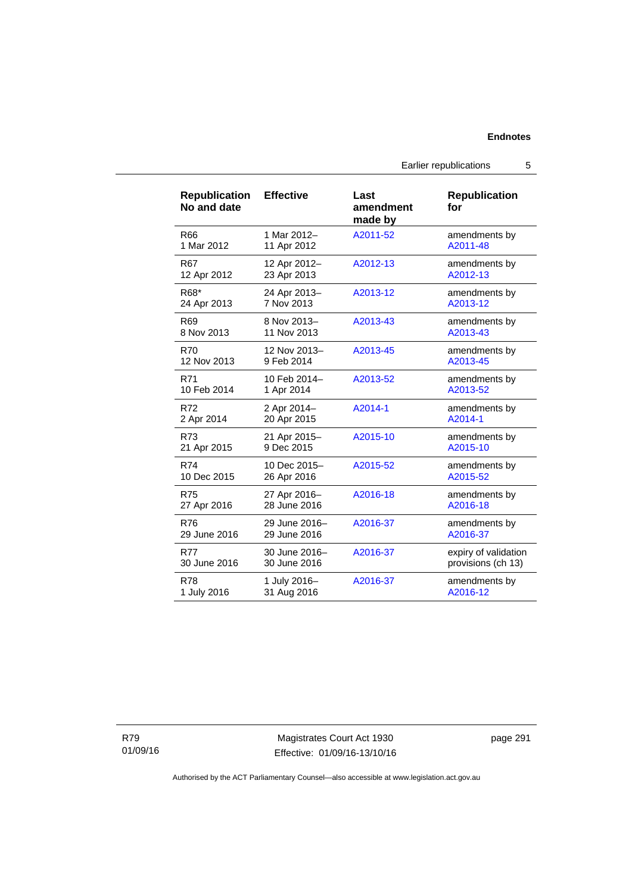| Republication No and date | Effective | Last amendment made by | Republication for |
|---|---|---|---|
| R66<br>1 Mar 2012 | 1 Mar 2012–<br>11 Apr 2012 | A2011-52 | amendments by A2011-48 |
| R67<br>12 Apr 2012 | 12 Apr 2012–<br>23 Apr 2013 | A2012-13 | amendments by A2012-13 |
| R68*<br>24 Apr 2013 | 24 Apr 2013–<br>7 Nov 2013 | A2013-12 | amendments by A2013-12 |
| R69<br>8 Nov 2013 | 8 Nov 2013–<br>11 Nov 2013 | A2013-43 | amendments by A2013-43 |
| R70<br>12 Nov 2013 | 12 Nov 2013–<br>9 Feb 2014 | A2013-45 | amendments by A2013-45 |
| R71<br>10 Feb 2014 | 10 Feb 2014–<br>1 Apr 2014 | A2013-52 | amendments by A2013-52 |
| R72<br>2 Apr 2014 | 2 Apr 2014–<br>20 Apr 2015 | A2014-1 | amendments by A2014-1 |
| R73<br>21 Apr 2015 | 21 Apr 2015–<br>9 Dec 2015 | A2015-10 | amendments by A2015-10 |
| R74<br>10 Dec 2015 | 10 Dec 2015–<br>26 Apr 2016 | A2015-52 | amendments by A2015-52 |
| R75<br>27 Apr 2016 | 27 Apr 2016–<br>28 June 2016 | A2016-18 | amendments by A2016-18 |
| R76<br>29 June 2016 | 29 June 2016–<br>29 June 2016 | A2016-37 | amendments by A2016-37 |
| R77<br>30 June 2016 | 30 June 2016–<br>30 June 2016 | A2016-37 | expiry of validation provisions (ch 13) |
| R78<br>1 July 2016 | 1 July 2016–<br>31 Aug 2016 | A2016-37 | amendments by A2016-12 |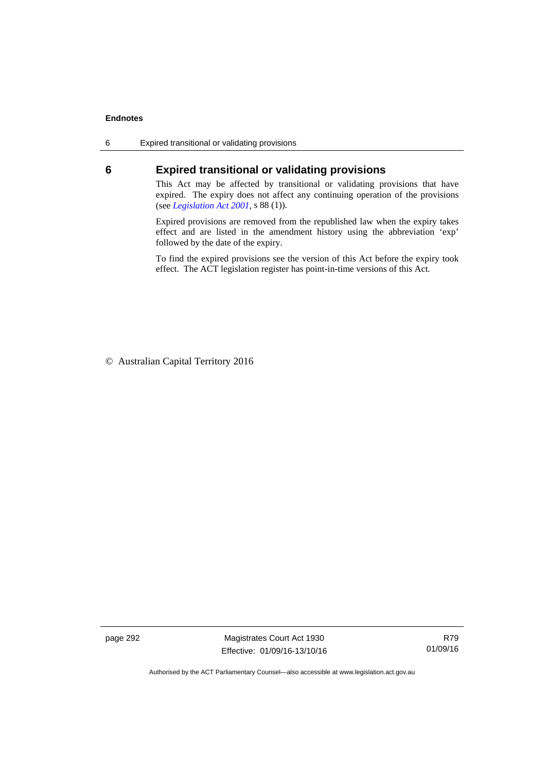## 6 Expired transitional or validating provisions

This Act may be affected by transitional or validating provisions that have expired. The expiry does not affect any continuing operation of the provisions (see *Legislation Act 2001*, s 88 (1)).

Expired provisions are removed from the republished law when the expiry takes effect and are listed in the amendment history using the abbreviation 'exp' followed by the date of the expiry.

To find the expired provisions see the version of this Act before the expiry took effect. The ACT legislation register has point-in-time versions of this Act.

© Australian Capital Territory 2016